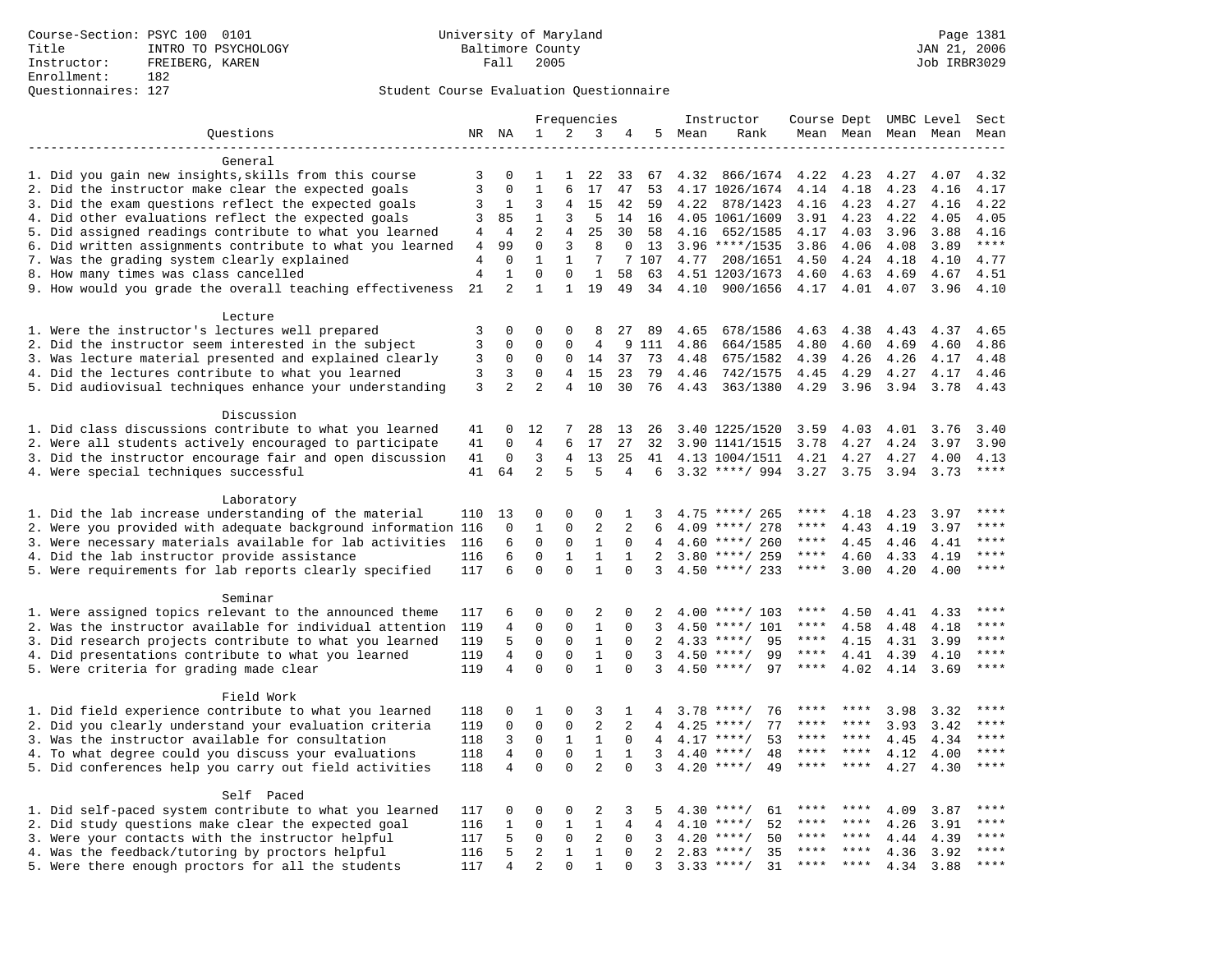Course-Section: PSYC 100 0101
Title: INTRO TO PSYCHOLOGY
Instructor: FREIBERG, KAREN
Enrollment: 182
Questionnaires: 127

University of Maryland
Baltimore County
Fall 2005

Page 1381
JAN 21, 2006
Job IRBR3029

## Student Course Evaluation Questionnaire

| Questions | NR | NA | 1 | 2 | 3 | 4 | 5 | Instructor Mean | Instructor Rank | Course Mean | Dept Mean | UMBC Mean | Level Mean | Sect Mean |
|---|---|---|---|---|---|---|---|---|---|---|---|---|---|---|
| **General** | | | | | | | | | | | | | | |
| 1. Did you gain new insights,skills from this course | 3 | 0 | 1 | 1 | 22 | 33 | 67 | 4.32 | 866/1674 | 4.22 | 4.23 | 4.27 | 4.07 | 4.32 |
| 2. Did the instructor make clear the expected goals | 3 | 0 | 1 | 6 | 17 | 47 | 53 | 4.17 | 1026/1674 | 4.14 | 4.18 | 4.23 | 4.16 | 4.17 |
| 3. Did the exam questions reflect the expected goals | 3 | 1 | 3 | 4 | 15 | 42 | 59 | 4.22 | 878/1423 | 4.16 | 4.23 | 4.27 | 4.16 | 4.22 |
| 4. Did other evaluations reflect the expected goals | 3 | 85 | 1 | 3 | 5 | 14 | 16 | 4.05 | 1061/1609 | 3.91 | 4.23 | 4.22 | 4.05 | 4.05 |
| 5. Did assigned readings contribute to what you learned | 4 | 4 | 2 | 4 | 25 | 30 | 58 | 4.16 | 652/1585 | 4.17 | 4.03 | 3.96 | 3.88 | 4.16 |
| 6. Did written assignments contribute to what you learned | 4 | 99 | 0 | 3 | 8 | 0 | 13 | 3.96 | ****/1535 | 3.86 | 4.06 | 4.08 | 3.89 | **** |
| 7. Was the grading system clearly explained | 4 | 0 | 1 | 1 | 7 | 7 | 107 | 4.77 | 208/1651 | 4.50 | 4.24 | 4.18 | 4.10 | 4.77 |
| 8. How many times was class cancelled | 4 | 1 | 0 | 0 | 1 | 58 | 63 | 4.51 | 1203/1673 | 4.60 | 4.63 | 4.69 | 4.67 | 4.51 |
| 9. How would you grade the overall teaching effectiveness | 21 | 2 | 1 | 1 | 19 | 49 | 34 | 4.10 | 900/1656 | 4.17 | 4.01 | 4.07 | 3.96 | 4.10 |
| **Lecture** | | | | | | | | | | | | | | |
| 1. Were the instructor's lectures well prepared | 3 | 0 | 0 | 0 | 8 | 27 | 89 | 4.65 | 678/1586 | 4.63 | 4.38 | 4.43 | 4.37 | 4.65 |
| 2. Did the instructor seem interested in the subject | 3 | 0 | 0 | 0 | 4 | 9 | 111 | 4.86 | 664/1585 | 4.80 | 4.60 | 4.69 | 4.60 | 4.86 |
| 3. Was lecture material presented and explained clearly | 3 | 0 | 0 | 0 | 14 | 37 | 73 | 4.48 | 675/1582 | 4.39 | 4.26 | 4.26 | 4.17 | 4.48 |
| 4. Did the lectures contribute to what you learned | 3 | 3 | 0 | 4 | 15 | 23 | 79 | 4.46 | 742/1575 | 4.45 | 4.29 | 4.27 | 4.17 | 4.46 |
| 5. Did audiovisual techniques enhance your understanding | 3 | 2 | 2 | 4 | 10 | 30 | 76 | 4.43 | 363/1380 | 4.29 | 3.96 | 3.94 | 3.78 | 4.43 |
| **Discussion** | | | | | | | | | | | | | | |
| 1. Did class discussions contribute to what you learned | 41 | 0 | 12 | 7 | 28 | 13 | 26 | 3.40 | 1225/1520 | 3.59 | 4.03 | 4.01 | 3.76 | 3.40 |
| 2. Were all students actively encouraged to participate | 41 | 0 | 4 | 6 | 17 | 27 | 32 | 3.90 | 1141/1515 | 3.78 | 4.27 | 4.24 | 3.97 | 3.90 |
| 3. Did the instructor encourage fair and open discussion | 41 | 0 | 3 | 4 | 13 | 25 | 41 | 4.13 | 1004/1511 | 4.21 | 4.27 | 4.27 | 4.00 | 4.13 |
| 4. Were special techniques successful | 41 | 64 | 2 | 5 | 5 | 4 | 6 | 3.32 | ****/ 994 | 3.27 | 3.75 | 3.94 | 3.73 | **** |
| **Laboratory** | | | | | | | | | | | | | | |
| 1. Did the lab increase understanding of the material | 110 | 13 | 0 | 0 | 0 | 1 | 3 | 4.75 | ****/ 265 | **** | 4.18 | 4.23 | 3.97 | **** |
| 2. Were you provided with adequate background information | 116 | 0 | 1 | 0 | 2 | 2 | 6 | 4.09 | ****/ 278 | **** | 4.43 | 4.19 | 3.97 | **** |
| 3. Were necessary materials available for lab activities | 116 | 6 | 0 | 0 | 1 | 0 | 4 | 4.60 | ****/ 260 | **** | 4.45 | 4.46 | 4.41 | **** |
| 4. Did the lab instructor provide assistance | 116 | 6 | 0 | 1 | 1 | 1 | 2 | 3.80 | ****/ 259 | **** | 4.60 | 4.33 | 4.19 | **** |
| 5. Were requirements for lab reports clearly specified | 117 | 6 | 0 | 0 | 1 | 0 | 3 | 4.50 | ****/ 233 | **** | 3.00 | 4.20 | 4.00 | **** |
| **Seminar** | | | | | | | | | | | | | | |
| 1. Were assigned topics relevant to the announced theme | 117 | 6 | 0 | 0 | 2 | 0 | 2 | 4.00 | ****/ 103 | **** | 4.50 | 4.41 | 4.33 | **** |
| 2. Was the instructor available for individual attention | 119 | 4 | 0 | 0 | 1 | 0 | 3 | 4.50 | ****/ 101 | **** | 4.58 | 4.48 | 4.18 | **** |
| 3. Did research projects contribute to what you learned | 119 | 5 | 0 | 0 | 1 | 0 | 2 | 4.33 | ****/ 95 | **** | 4.15 | 4.31 | 3.99 | **** |
| 4. Did presentations contribute to what you learned | 119 | 4 | 0 | 0 | 1 | 0 | 3 | 4.50 | ****/ 99 | **** | 4.41 | 4.39 | 4.10 | **** |
| 5. Were criteria for grading made clear | 119 | 4 | 0 | 0 | 1 | 0 | 3 | 4.50 | ****/ 97 | **** | 4.02 | 4.14 | 3.69 | **** |
| **Field Work** | | | | | | | | | | | | | | |
| 1. Did field experience contribute to what you learned | 118 | 0 | 1 | 0 | 3 | 1 | 4 | 3.78 | ****/ 76 | **** | **** | 3.98 | 3.32 | **** |
| 2. Did you clearly understand your evaluation criteria | 119 | 0 | 0 | 0 | 2 | 2 | 4 | 4.25 | ****/ 77 | **** | **** | 3.93 | 3.42 | **** |
| 3. Was the instructor available for consultation | 118 | 3 | 0 | 1 | 1 | 0 | 4 | 4.17 | ****/ 53 | **** | **** | 4.45 | 4.34 | **** |
| 4. To what degree could you discuss your evaluations | 118 | 4 | 0 | 0 | 1 | 1 | 3 | 4.40 | ****/ 48 | **** | **** | 4.12 | 4.00 | **** |
| 5. Did conferences help you carry out field activities | 118 | 4 | 0 | 0 | 2 | 0 | 3 | 4.20 | ****/ 49 | **** | **** | 4.27 | 4.30 | **** |
| **Self Paced** | | | | | | | | | | | | | | |
| 1. Did self-paced system contribute to what you learned | 117 | 0 | 0 | 0 | 2 | 3 | 5 | 4.30 | ****/ 61 | **** | **** | 4.09 | 3.87 | **** |
| 2. Did study questions make clear the expected goal | 116 | 1 | 0 | 1 | 1 | 4 | 4 | 4.10 | ****/ 52 | **** | **** | 4.26 | 3.91 | **** |
| 3. Were your contacts with the instructor helpful | 117 | 5 | 0 | 0 | 2 | 0 | 3 | 4.20 | ****/ 50 | **** | **** | 4.44 | 4.39 | **** |
| 4. Was the feedback/tutoring by proctors helpful | 116 | 5 | 2 | 1 | 1 | 0 | 2 | 2.83 | ****/ 35 | **** | **** | 4.36 | 3.92 | **** |
| 5. Were there enough proctors for all the students | 117 | 4 | 2 | 0 | 1 | 0 | 3 | 3.33 | ****/ 31 | **** | **** | 4.34 | 3.88 | **** |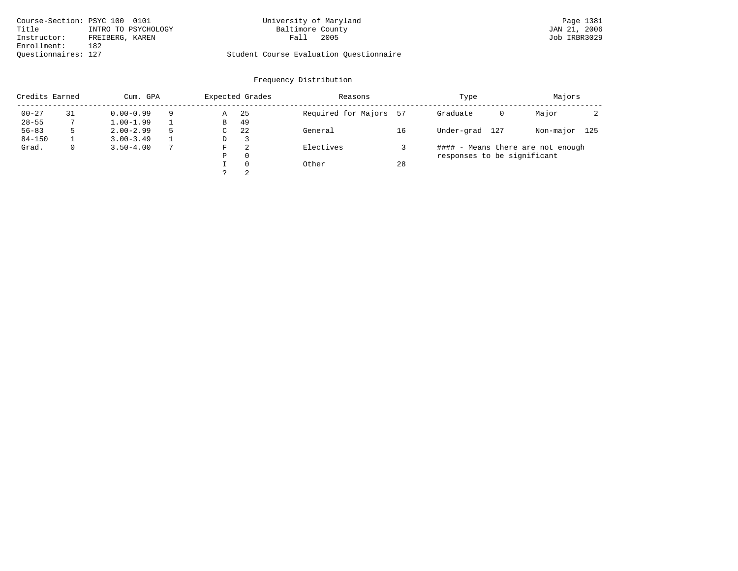Course-Section: PSYC 100 0101
Title: INTRO TO PSYCHOLOGY
Instructor: FREIBERG, KAREN
Enrollment: 182
Questionnaires: 127

University of Maryland
Baltimore County
Fall 2005

Student Course Evaluation Questionnaire

## Frequency Distribution

| Credits Earned | | Cum. GPA | | Expected Grades | | Reasons | | Type | | Majors | |
|---|---|---|---|---|---|---|---|---|---|---|---|
| 00-27 | 31 | 0.00-0.99 | 9 | A | 25 | Required for Majors | 57 | Graduate | 0 | Major | 2 |
| 28-55 | 7 | 1.00-1.99 | 1 | B | 49 | | | | | | |
| 56-83 | 5 | 2.00-2.99 | 5 | C | 22 | General | 16 | Under-grad | 127 | Non-major | 125 |
| 84-150 | 1 | 3.00-3.49 | 1 | D | 3 | | | | | | |
| Grad. | 0 | 3.50-4.00 | 7 | F | 2 | Electives | 3 | | | | |
| | | | | P | 0 | | | | | | |
| | | | | I | 0 | Other | 28 | | | | |
| | | | | ? | 2 | | | | | | |

#### - Means there are not enough responses to be significant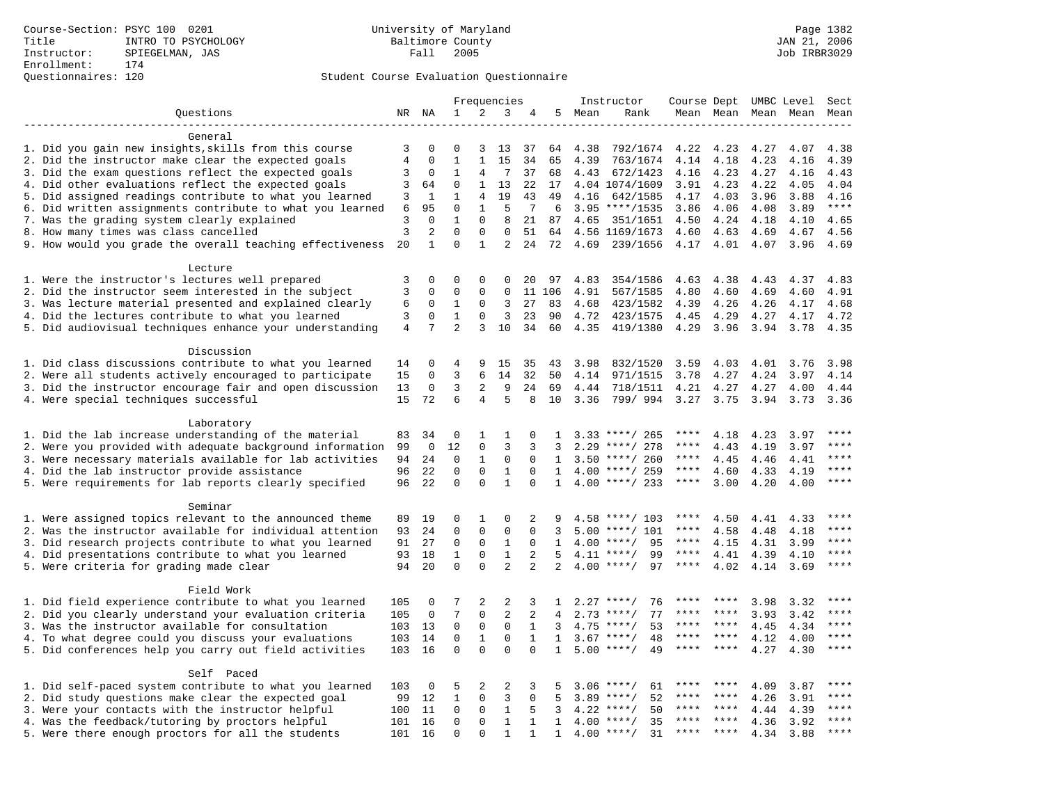Course-Section: PSYC 100 0201
Title: INTRO TO PSYCHOLOGY
Instructor: SPIEGELMAN, JAS
Enrollment: 174
Questionnaires: 120

University of Maryland
Baltimore County
Fall 2005

JAN 21, 2006
Job IRBR3029

## Student Course Evaluation Questionnaire

| Questions | NR | NA | 1 | 2 | 3 | 4 | 5 | Instructor Mean | Rank | Course Mean | Dept Mean | UMBC Level Mean | Level Mean | Sect Mean |
|---|---|---|---|---|---|---|---|---|---|---|---|---|---|---|
| **General** | | | | | | | | | | | | | | |
| 1. Did you gain new insights,skills from this course | 3 | 0 | 0 | 3 | 13 | 37 | 64 | 4.38 | 792/1674 | 4.22 | 4.23 | 4.27 | 4.07 | 4.38 |
| 2. Did the instructor make clear the expected goals | 4 | 0 | 1 | 1 | 15 | 34 | 65 | 4.39 | 763/1674 | 4.14 | 4.18 | 4.23 | 4.16 | 4.39 |
| 3. Did the exam questions reflect the expected goals | 3 | 0 | 1 | 4 | 7 | 37 | 68 | 4.43 | 672/1423 | 4.16 | 4.23 | 4.27 | 4.16 | 4.43 |
| 4. Did other evaluations reflect the expected goals | 3 | 64 | 0 | 1 | 13 | 22 | 17 | 4.04 | 1074/1609 | 3.91 | 4.23 | 4.22 | 4.05 | 4.04 |
| 5. Did assigned readings contribute to what you learned | 3 | 1 | 1 | 4 | 19 | 43 | 49 | 4.16 | 642/1585 | 4.17 | 4.03 | 3.96 | 3.88 | 4.16 |
| 6. Did written assignments contribute to what you learned | 6 | 95 | 0 | 1 | 5 | 7 | 6 | 3.95 | ****/1535 | 3.86 | 4.06 | 4.08 | 3.89 | **** |
| 7. Was the grading system clearly explained | 3 | 0 | 1 | 0 | 8 | 21 | 87 | 4.65 | 351/1651 | 4.50 | 4.24 | 4.18 | 4.10 | 4.65 |
| 8. How many times was class cancelled | 3 | 2 | 0 | 0 | 0 | 51 | 64 | 4.56 | 1169/1673 | 4.60 | 4.63 | 4.69 | 4.67 | 4.56 |
| 9. How would you grade the overall teaching effectiveness | 20 | 1 | 0 | 1 | 2 | 24 | 72 | 4.69 | 239/1656 | 4.17 | 4.01 | 4.07 | 3.96 | 4.69 |
| **Lecture** | | | | | | | | | | | | | | |
| 1. Were the instructor's lectures well prepared | 3 | 0 | 0 | 0 | 0 | 20 | 97 | 4.83 | 354/1586 | 4.63 | 4.38 | 4.43 | 4.37 | 4.83 |
| 2. Did the instructor seem interested in the subject | 3 | 0 | 0 | 0 | 0 | 11 | 106 | 4.91 | 567/1585 | 4.80 | 4.60 | 4.69 | 4.60 | 4.91 |
| 3. Was lecture material presented and explained clearly | 6 | 0 | 1 | 0 | 3 | 27 | 83 | 4.68 | 423/1582 | 4.39 | 4.26 | 4.26 | 4.17 | 4.68 |
| 4. Did the lectures contribute to what you learned | 3 | 0 | 1 | 0 | 3 | 23 | 90 | 4.72 | 423/1575 | 4.45 | 4.29 | 4.27 | 4.17 | 4.72 |
| 5. Did audiovisual techniques enhance your understanding | 4 | 7 | 2 | 3 | 10 | 34 | 60 | 4.35 | 419/1380 | 4.29 | 3.96 | 3.94 | 3.78 | 4.35 |
| **Discussion** | | | | | | | | | | | | | | |
| 1. Did class discussions contribute to what you learned | 14 | 0 | 4 | 9 | 15 | 35 | 43 | 3.98 | 832/1520 | 3.59 | 4.03 | 4.01 | 3.76 | 3.98 |
| 2. Were all students actively encouraged to participate | 15 | 0 | 3 | 6 | 14 | 32 | 50 | 4.14 | 971/1515 | 3.78 | 4.27 | 4.24 | 3.97 | 4.14 |
| 3. Did the instructor encourage fair and open discussion | 13 | 0 | 3 | 2 | 9 | 24 | 69 | 4.44 | 718/1511 | 4.21 | 4.27 | 4.27 | 4.00 | 4.44 |
| 4. Were special techniques successful | 15 | 72 | 6 | 4 | 5 | 8 | 10 | 3.36 | 799/ 994 | 3.27 | 3.75 | 3.94 | 3.73 | 3.36 |
| **Laboratory** | | | | | | | | | | | | | | |
| 1. Did the lab increase understanding of the material | 83 | 34 | 0 | 1 | 1 | 0 | 1 | 3.33 | ****/ 265 | **** | 4.18 | 4.23 | 3.97 | **** |
| 2. Were you provided with adequate background information | 99 | 0 | 12 | 0 | 3 | 3 | 3 | 2.29 | ****/ 278 | **** | 4.43 | 4.19 | 3.97 | **** |
| 3. Were necessary materials available for lab activities | 94 | 24 | 0 | 1 | 0 | 0 | 1 | 3.50 | ****/ 260 | **** | 4.45 | 4.46 | 4.41 | **** |
| 4. Did the lab instructor provide assistance | 96 | 22 | 0 | 0 | 1 | 0 | 1 | 4.00 | ****/ 259 | **** | 4.60 | 4.33 | 4.19 | **** |
| 5. Were requirements for lab reports clearly specified | 96 | 22 | 0 | 0 | 1 | 0 | 1 | 4.00 | ****/ 233 | **** | 3.00 | 4.20 | 4.00 | **** |
| **Seminar** | | | | | | | | | | | | | | |
| 1. Were assigned topics relevant to the announced theme | 89 | 19 | 0 | 1 | 0 | 2 | 9 | 4.58 | ****/ 103 | **** | 4.50 | 4.41 | 4.33 | **** |
| 2. Was the instructor available for individual attention | 93 | 24 | 0 | 0 | 0 | 0 | 3 | 5.00 | ****/ 101 | **** | 4.58 | 4.48 | 4.18 | **** |
| 3. Did research projects contribute to what you learned | 91 | 27 | 0 | 0 | 1 | 0 | 1 | 4.00 | ****/ 95 | **** | 4.15 | 4.31 | 3.99 | **** |
| 4. Did presentations contribute to what you learned | 93 | 18 | 1 | 0 | 1 | 2 | 5 | 4.11 | ****/ 99 | **** | 4.41 | 4.39 | 4.10 | **** |
| 5. Were criteria for grading made clear | 94 | 20 | 0 | 0 | 2 | 2 | 2 | 4.00 | ****/ 97 | **** | 4.02 | 4.14 | 3.69 | **** |
| **Field Work** | | | | | | | | | | | | | | |
| 1. Did field experience contribute to what you learned | 105 | 0 | 7 | 2 | 2 | 3 | 1 | 2.27 | ****/ 76 | **** | **** | 3.98 | 3.32 | **** |
| 2. Did you clearly understand your evaluation criteria | 105 | 0 | 7 | 0 | 2 | 2 | 4 | 2.73 | ****/ 77 | **** | **** | 3.93 | 3.42 | **** |
| 3. Was the instructor available for consultation | 103 | 13 | 0 | 0 | 0 | 1 | 3 | 4.75 | ****/ 53 | **** | **** | 4.45 | 4.34 | **** |
| 4. To what degree could you discuss your evaluations | 103 | 14 | 0 | 1 | 0 | 1 | 1 | 3.67 | ****/ 48 | **** | **** | 4.12 | 4.00 | **** |
| 5. Did conferences help you carry out field activities | 103 | 16 | 0 | 0 | 0 | 0 | 1 | 5.00 | ****/ 49 | **** | **** | 4.27 | 4.30 | **** |
| **Self Paced** | | | | | | | | | | | | | | |
| 1. Did self-paced system contribute to what you learned | 103 | 0 | 5 | 2 | 2 | 3 | 5 | 3.06 | ****/ 61 | **** | **** | 4.09 | 3.87 | **** |
| 2. Did study questions make clear the expected goal | 99 | 12 | 1 | 0 | 3 | 0 | 5 | 3.89 | ****/ 52 | **** | **** | 4.26 | 3.91 | **** |
| 3. Were your contacts with the instructor helpful | 100 | 11 | 0 | 0 | 1 | 5 | 3 | 4.22 | ****/ 50 | **** | **** | 4.44 | 4.39 | **** |
| 4. Was the feedback/tutoring by proctors helpful | 101 | 16 | 0 | 0 | 1 | 1 | 1 | 4.00 | ****/ 35 | **** | **** | 4.36 | 3.92 | **** |
| 5. Were there enough proctors for all the students | 101 | 16 | 0 | 0 | 1 | 1 | 1 | 4.00 | ****/ 31 | **** | **** | 4.34 | 3.88 | **** |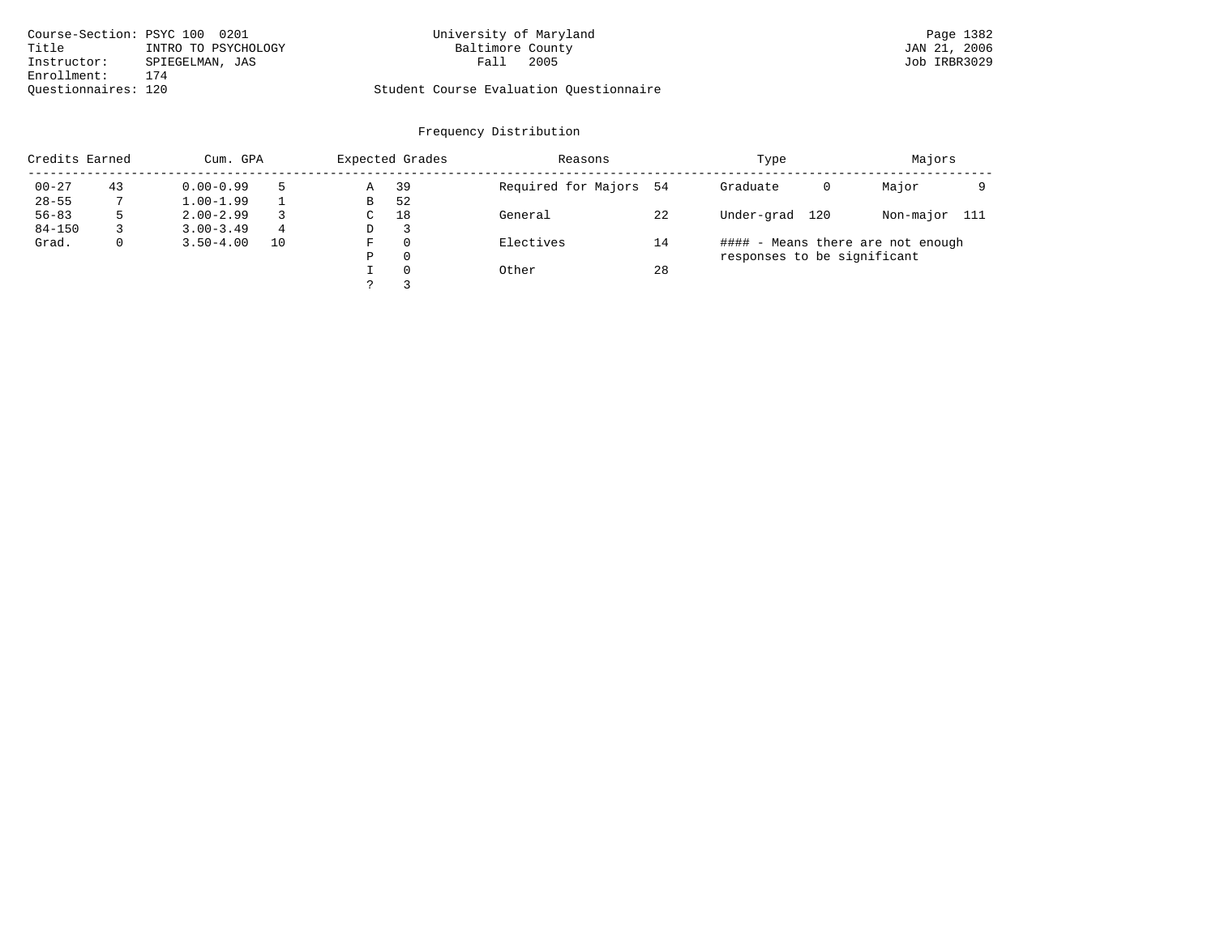Course-Section: PSYC 100 0201
Title: INTRO TO PSYCHOLOGY
Instructor: SPIEGELMAN, JAS
Enrollment: 174
Questionnaires: 120

University of Maryland
Baltimore County
Fall 2005

Student Course Evaluation Questionnaire

Page 1382
JAN 21, 2006
Job IRBR3029

## Frequency Distribution

| Credits Earned | | Cum. GPA | | Expected Grades | | Reasons | | Type | | Majors | |
|---|---|---|---|---|---|---|---|---|---|---|---|
| 00-27 | 43 | 0.00-0.99 | 5 | A | 39 | Required for Majors | 54 | Graduate | 0 | Major | 9 |
| 28-55 | 7 | 1.00-1.99 | 1 | B | 52 | | | | | | |
| 56-83 | 5 | 2.00-2.99 | 3 | C | 18 | General | 22 | Under-grad | 120 | Non-major | 111 |
| 84-150 | 3 | 3.00-3.49 | 4 | D | 3 | | | | | | |
| Grad. | 0 | 3.50-4.00 | 10 | F | 0 | Electives | 14 | | | | |
| | | | | P | 0 | | | | | | |
| | | | | I | 0 | Other | 28 | | | | |
| | | | | ? | 3 | | | | | | |

#### - Means there are not enough responses to be significant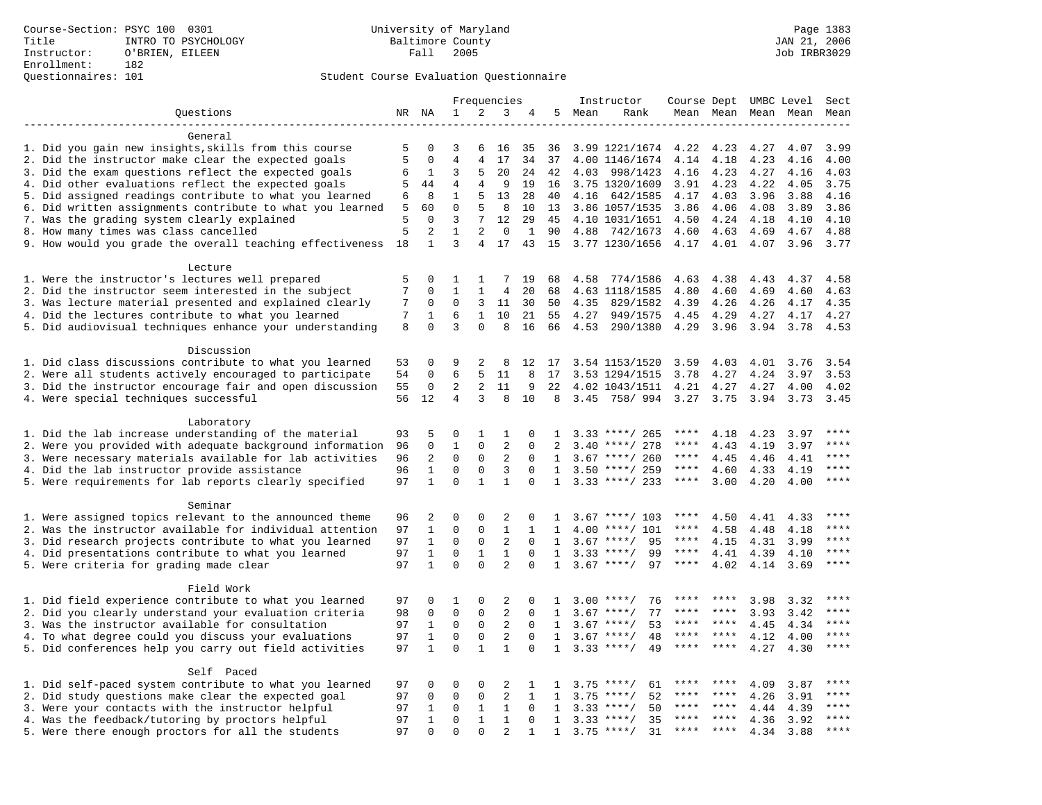Course-Section: PSYC 100 0301
Title: INTRO TO PSYCHOLOGY
Instructor: O'BRIEN, EILEEN
Enrollment: 182
Questionnaires: 101

University of Maryland
Baltimore County
Fall 2005

JAN 21, 2006
Job IRBR3029

## Student Course Evaluation Questionnaire

| Questions | NR | NA | 1 | 2 | 3 | 4 | 5 | Instructor Mean | Rank | Course Mean | Dept Mean | UMBC Mean | Level Mean | Sect Mean |
|---|---|---|---|---|---|---|---|---|---|---|---|---|---|---|
| **General** | | | | | | | | | | | | | | |
| 1. Did you gain new insights,skills from this course | 5 | 0 | 3 | 6 | 16 | 35 | 36 | 3.99 | 1221/1674 | 4.22 | 4.23 | 4.27 | 4.07 | 3.99 |
| 2. Did the instructor make clear the expected goals | 5 | 0 | 4 | 4 | 17 | 34 | 37 | 4.00 | 1146/1674 | 4.14 | 4.18 | 4.23 | 4.16 | 4.00 |
| 3. Did the exam questions reflect the expected goals | 6 | 1 | 3 | 5 | 20 | 24 | 42 | 4.03 | 998/1423 | 4.16 | 4.23 | 4.27 | 4.16 | 4.03 |
| 4. Did other evaluations reflect the expected goals | 5 | 44 | 4 | 4 | 9 | 19 | 16 | 3.75 | 1320/1609 | 3.91 | 4.23 | 4.22 | 4.05 | 3.75 |
| 5. Did assigned readings contribute to what you learned | 6 | 8 | 1 | 5 | 13 | 28 | 40 | 4.16 | 642/1585 | 4.17 | 4.03 | 3.96 | 3.88 | 4.16 |
| 6. Did written assignments contribute to what you learned | 5 | 60 | 0 | 5 | 8 | 10 | 13 | 3.86 | 1057/1535 | 3.86 | 4.06 | 4.08 | 3.89 | 3.86 |
| 7. Was the grading system clearly explained | 5 | 0 | 3 | 7 | 12 | 29 | 45 | 4.10 | 1031/1651 | 4.50 | 4.24 | 4.18 | 4.10 | 4.10 |
| 8. How many times was class cancelled | 5 | 2 | 1 | 2 | 0 | 1 | 90 | 4.88 | 742/1673 | 4.60 | 4.63 | 4.69 | 4.67 | 4.88 |
| 9. How would you grade the overall teaching effectiveness | 18 | 1 | 3 | 4 | 17 | 43 | 15 | 3.77 | 1230/1656 | 4.17 | 4.01 | 4.07 | 3.96 | 3.77 |
| **Lecture** | | | | | | | | | | | | | | |
| 1. Were the instructor's lectures well prepared | 5 | 0 | 1 | 1 | 7 | 19 | 68 | 4.58 | 774/1586 | 4.63 | 4.38 | 4.43 | 4.37 | 4.58 |
| 2. Did the instructor seem interested in the subject | 7 | 0 | 1 | 1 | 4 | 20 | 68 | 4.63 | 1118/1585 | 4.80 | 4.60 | 4.69 | 4.60 | 4.63 |
| 3. Was lecture material presented and explained clearly | 7 | 0 | 0 | 3 | 11 | 30 | 50 | 4.35 | 829/1582 | 4.39 | 4.26 | 4.26 | 4.17 | 4.35 |
| 4. Did the lectures contribute to what you learned | 7 | 1 | 6 | 1 | 10 | 21 | 55 | 4.27 | 949/1575 | 4.45 | 4.29 | 4.27 | 4.17 | 4.27 |
| 5. Did audiovisual techniques enhance your understanding | 8 | 0 | 3 | 0 | 8 | 16 | 66 | 4.53 | 290/1380 | 4.29 | 3.96 | 3.94 | 3.78 | 4.53 |
| **Discussion** | | | | | | | | | | | | | | |
| 1. Did class discussions contribute to what you learned | 53 | 0 | 9 | 2 | 8 | 12 | 17 | 3.54 | 1153/1520 | 3.59 | 4.03 | 4.01 | 3.76 | 3.54 |
| 2. Were all students actively encouraged to participate | 54 | 0 | 6 | 5 | 11 | 8 | 17 | 3.53 | 1294/1515 | 3.78 | 4.27 | 4.24 | 3.97 | 3.53 |
| 3. Did the instructor encourage fair and open discussion | 55 | 0 | 2 | 2 | 11 | 9 | 22 | 4.02 | 1043/1511 | 4.21 | 4.27 | 4.27 | 4.00 | 4.02 |
| 4. Were special techniques successful | 56 | 12 | 4 | 3 | 8 | 10 | 8 | 3.45 | 758/ 994 | 3.27 | 3.75 | 3.94 | 3.73 | 3.45 |
| **Laboratory** | | | | | | | | | | | | | | |
| 1. Did the lab increase understanding of the material | 93 | 5 | 0 | 1 | 1 | 0 | 1 | 3.33 | ****/ 265 | **** | 4.18 | 4.23 | 3.97 | **** |
| 2. Were you provided with adequate background information | 96 | 0 | 1 | 0 | 2 | 0 | 2 | 3.40 | ****/ 278 | **** | 4.43 | 4.19 | 3.97 | **** |
| 3. Were necessary materials available for lab activities | 96 | 2 | 0 | 0 | 2 | 0 | 1 | 3.67 | ****/ 260 | **** | 4.45 | 4.46 | 4.41 | **** |
| 4. Did the lab instructor provide assistance | 96 | 1 | 0 | 0 | 3 | 0 | 1 | 3.50 | ****/ 259 | **** | 4.60 | 4.33 | 4.19 | **** |
| 5. Were requirements for lab reports clearly specified | 97 | 1 | 0 | 1 | 1 | 0 | 1 | 3.33 | ****/ 233 | **** | 3.00 | 4.20 | 4.00 | **** |
| **Seminar** | | | | | | | | | | | | | | |
| 1. Were assigned topics relevant to the announced theme | 96 | 2 | 0 | 0 | 2 | 0 | 1 | 3.67 | ****/ 103 | **** | 4.50 | 4.41 | 4.33 | **** |
| 2. Was the instructor available for individual attention | 97 | 1 | 0 | 0 | 1 | 1 | 1 | 4.00 | ****/ 101 | **** | 4.58 | 4.48 | 4.18 | **** |
| 3. Did research projects contribute to what you learned | 97 | 1 | 0 | 0 | 2 | 0 | 1 | 3.67 | ****/ 95 | **** | 4.15 | 4.31 | 3.99 | **** |
| 4. Did presentations contribute to what you learned | 97 | 1 | 0 | 1 | 1 | 0 | 1 | 3.33 | ****/ 99 | **** | 4.41 | 4.39 | 4.10 | **** |
| 5. Were criteria for grading made clear | 97 | 1 | 0 | 0 | 2 | 0 | 1 | 3.67 | ****/ 97 | **** | 4.02 | 4.14 | 3.69 | **** |
| **Field Work** | | | | | | | | | | | | | | |
| 1. Did field experience contribute to what you learned | 97 | 0 | 1 | 0 | 2 | 0 | 1 | 3.00 | ****/ 76 | **** | **** | 3.98 | 3.32 | **** |
| 2. Did you clearly understand your evaluation criteria | 98 | 0 | 0 | 0 | 2 | 0 | 1 | 3.67 | ****/ 77 | **** | **** | 3.93 | 3.42 | **** |
| 3. Was the instructor available for consultation | 97 | 1 | 0 | 0 | 2 | 0 | 1 | 3.67 | ****/ 53 | **** | **** | 4.45 | 4.34 | **** |
| 4. To what degree could you discuss your evaluations | 97 | 1 | 0 | 0 | 2 | 0 | 1 | 3.67 | ****/ 48 | **** | **** | 4.12 | 4.00 | **** |
| 5. Did conferences help you carry out field activities | 97 | 1 | 0 | 1 | 1 | 0 | 1 | 3.33 | ****/ 49 | **** | **** | 4.27 | 4.30 | **** |
| **Self Paced** | | | | | | | | | | | | | | |
| 1. Did self-paced system contribute to what you learned | 97 | 0 | 0 | 0 | 2 | 1 | 1 | 3.75 | ****/ 61 | **** | **** | 4.09 | 3.87 | **** |
| 2. Did study questions make clear the expected goal | 97 | 0 | 0 | 0 | 2 | 1 | 1 | 3.75 | ****/ 52 | **** | **** | 4.26 | 3.91 | **** |
| 3. Were your contacts with the instructor helpful | 97 | 1 | 0 | 1 | 1 | 0 | 1 | 3.33 | ****/ 50 | **** | **** | 4.44 | 4.39 | **** |
| 4. Was the feedback/tutoring by proctors helpful | 97 | 1 | 0 | 1 | 1 | 0 | 1 | 3.33 | ****/ 35 | **** | **** | 4.36 | 3.92 | **** |
| 5. Were there enough proctors for all the students | 97 | 0 | 0 | 0 | 2 | 1 | 1 | 3.75 | ****/ 31 | **** | **** | 4.34 | 3.88 | **** |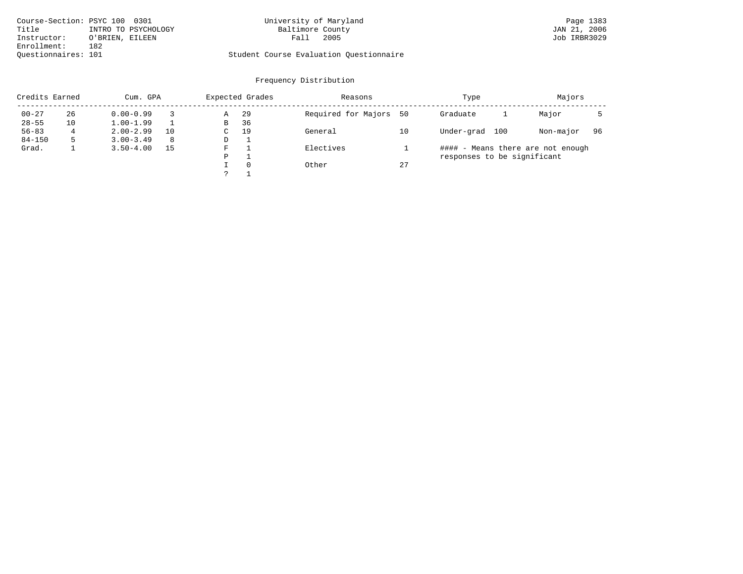Course-Section: PSYC 100 0301
Title: INTRO TO PSYCHOLOGY
Instructor: O'BRIEN, EILEEN
Enrollment: 182
Questionnaires: 101

University of Maryland
Baltimore County
Fall 2005

Student Course Evaluation Questionnaire

## Frequency Distribution

| Credits Earned | | Cum. GPA | | Expected Grades | | Reasons | | Type | | Majors | |
|---|---|---|---|---|---|---|---|---|---|---|---|
| 00-27 | 26 | 0.00-0.99 | 3 | A | 29 | Required for Majors | 50 | Graduate | 1 | Major | 5 |
| 28-55 | 10 | 1.00-1.99 | 1 | B | 36 | | | | | | |
| 56-83 | 4 | 2.00-2.99 | 10 | C | 19 | General | 10 | Under-grad | 100 | Non-major | 96 |
| 84-150 | 5 | 3.00-3.49 | 8 | D | 1 | | | | | | |
| Grad. | 1 | 3.50-4.00 | 15 | F | 1 | Electives | 1 | | | | |
| | | | | P | 1 | | | | | | |
| | | | | I | 0 | Other | 27 | | | | |
| | | | | ? | 1 | | | | | | |

#### - Means there are not enough responses to be significant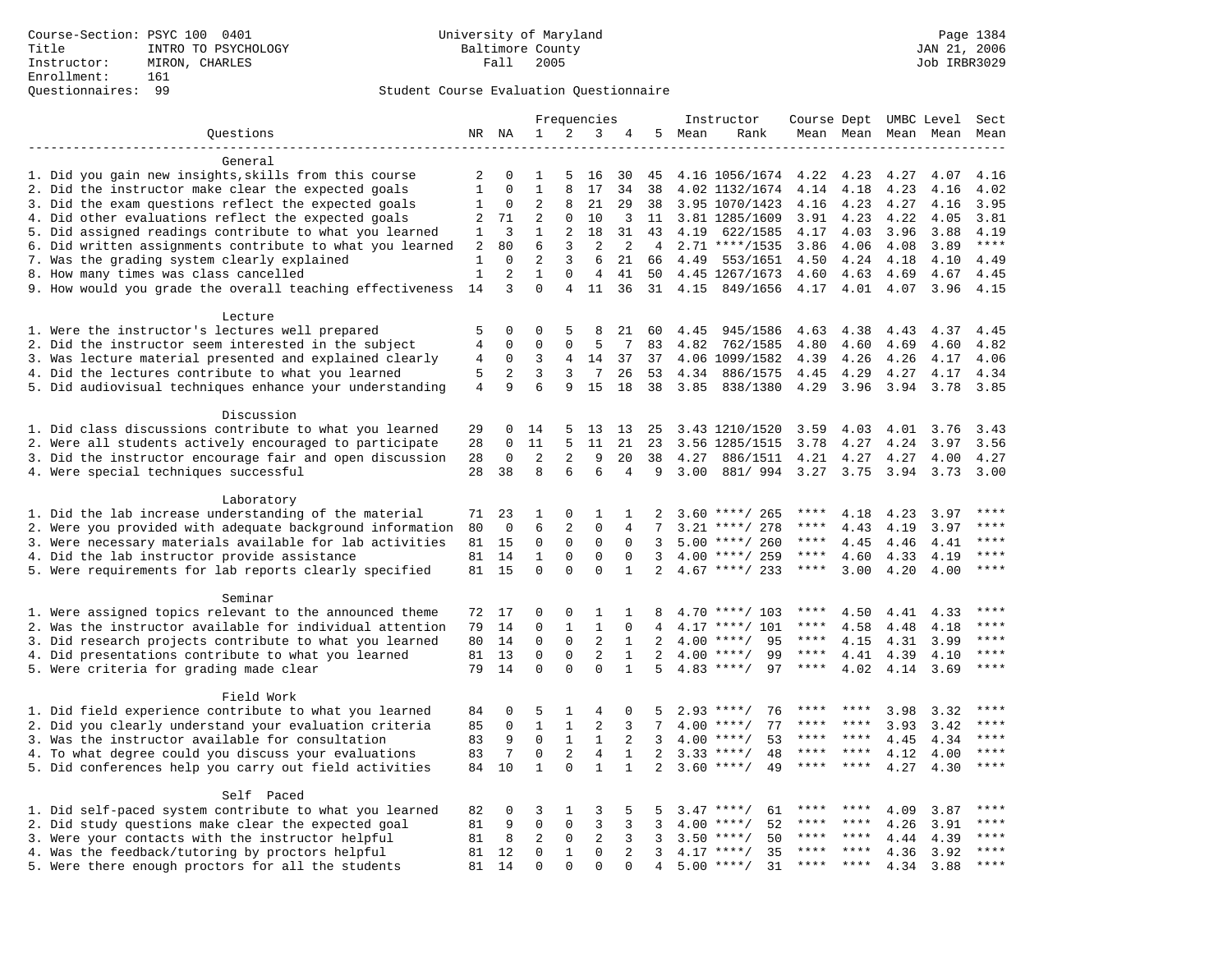Course-Section: PSYC 100 0401
Title: INTRO TO PSYCHOLOGY
Instructor: MIRON, CHARLES
Enrollment: 161
Questionnaires: 99

University of Maryland
Baltimore County
Fall 2005

JAN 21, 2006
Job IRBR3029

Student Course Evaluation Questionnaire

| Questions | NR | NA | 1 | 2 | 3 | 4 | 5 | Instructor Mean | Instructor Rank | Course Mean | Dept Mean | UMBC Level Mean | Level Mean | Sect Mean |
|---|---|---|---|---|---|---|---|---|---|---|---|---|---|---|
| **General** | | | | | | | | | | | | | | |
| 1. Did you gain new insights,skills from this course | 2 | 0 | 1 | 5 | 16 | 30 | 45 | 4.16 | 1056/1674 | 4.22 | 4.23 | 4.27 | 4.07 | 4.16 |
| 2. Did the instructor make clear the expected goals | 1 | 0 | 1 | 8 | 17 | 34 | 38 | 4.02 | 1132/1674 | 4.14 | 4.18 | 4.23 | 4.16 | 4.02 |
| 3. Did the exam questions reflect the expected goals | 1 | 0 | 2 | 8 | 21 | 29 | 38 | 3.95 | 1070/1423 | 4.16 | 4.23 | 4.27 | 4.16 | 3.95 |
| 4. Did other evaluations reflect the expected goals | 2 | 71 | 2 | 0 | 10 | 3 | 11 | 3.81 | 1285/1609 | 3.91 | 4.23 | 4.22 | 4.05 | 3.81 |
| 5. Did assigned readings contribute to what you learned | 1 | 3 | 1 | 2 | 18 | 31 | 43 | 4.19 | 622/1585 | 4.17 | 4.03 | 3.96 | 3.88 | 4.19 |
| 6. Did written assignments contribute to what you learned | 2 | 80 | 6 | 3 | 2 | 2 | 4 | 2.71 | ****/1535 | 3.86 | 4.06 | 4.08 | 3.89 | **** |
| 7. Was the grading system clearly explained | 1 | 0 | 2 | 3 | 6 | 21 | 66 | 4.49 | 553/1651 | 4.50 | 4.24 | 4.18 | 4.10 | 4.49 |
| 8. How many times was class cancelled | 1 | 2 | 1 | 0 | 4 | 41 | 50 | 4.45 | 1267/1673 | 4.60 | 4.63 | 4.69 | 4.67 | 4.45 |
| 9. How would you grade the overall teaching effectiveness | 14 | 3 | 0 | 4 | 11 | 36 | 31 | 4.15 | 849/1656 | 4.17 | 4.01 | 4.07 | 3.96 | 4.15 |
| **Lecture** | | | | | | | | | | | | | | |
| 1. Were the instructor's lectures well prepared | 5 | 0 | 0 | 5 | 8 | 21 | 60 | 4.45 | 945/1586 | 4.63 | 4.38 | 4.43 | 4.37 | 4.45 |
| 2. Did the instructor seem interested in the subject | 4 | 0 | 0 | 0 | 5 | 7 | 83 | 4.82 | 762/1585 | 4.80 | 4.60 | 4.69 | 4.60 | 4.82 |
| 3. Was lecture material presented and explained clearly | 4 | 0 | 3 | 4 | 14 | 37 | 37 | 4.06 | 1099/1582 | 4.39 | 4.26 | 4.26 | 4.17 | 4.06 |
| 4. Did the lectures contribute to what you learned | 5 | 2 | 3 | 3 | 7 | 26 | 53 | 4.34 | 886/1575 | 4.45 | 4.29 | 4.27 | 4.17 | 4.34 |
| 5. Did audiovisual techniques enhance your understanding | 4 | 9 | 6 | 9 | 15 | 18 | 38 | 3.85 | 838/1380 | 4.29 | 3.96 | 3.94 | 3.78 | 3.85 |
| **Discussion** | | | | | | | | | | | | | | |
| 1. Did class discussions contribute to what you learned | 29 | 0 | 14 | 5 | 13 | 13 | 25 | 3.43 | 1210/1520 | 3.59 | 4.03 | 4.01 | 3.76 | 3.43 |
| 2. Were all students actively encouraged to participate | 28 | 0 | 11 | 5 | 11 | 21 | 23 | 3.56 | 1285/1515 | 3.78 | 4.27 | 4.24 | 3.97 | 3.56 |
| 3. Did the instructor encourage fair and open discussion | 28 | 0 | 2 | 2 | 9 | 20 | 38 | 4.27 | 886/1511 | 4.21 | 4.27 | 4.27 | 4.00 | 4.27 |
| 4. Were special techniques successful | 28 | 38 | 8 | 6 | 6 | 4 | 9 | 3.00 | 881/ 994 | 3.27 | 3.75 | 3.94 | 3.73 | 3.00 |
| **Laboratory** | | | | | | | | | | | | | | |
| 1. Did the lab increase understanding of the material | 71 | 23 | 1 | 0 | 1 | 1 | 2 | 3.60 | ****/ 265 | **** | 4.18 | 4.23 | 3.97 | **** |
| 2. Were you provided with adequate background information | 80 | 0 | 6 | 2 | 0 | 4 | 7 | 3.21 | ****/ 278 | **** | 4.43 | 4.19 | 3.97 | **** |
| 3. Were necessary materials available for lab activities | 81 | 15 | 0 | 0 | 0 | 0 | 3 | 5.00 | ****/ 260 | **** | 4.45 | 4.46 | 4.41 | **** |
| 4. Did the lab instructor provide assistance | 81 | 14 | 1 | 0 | 0 | 0 | 3 | 4.00 | ****/ 259 | **** | 4.60 | 4.33 | 4.19 | **** |
| 5. Were requirements for lab reports clearly specified | 81 | 15 | 0 | 0 | 0 | 1 | 2 | 4.67 | ****/ 233 | **** | 3.00 | 4.20 | 4.00 | **** |
| **Seminar** | | | | | | | | | | | | | | |
| 1. Were assigned topics relevant to the announced theme | 72 | 17 | 0 | 0 | 1 | 1 | 8 | 4.70 | ****/ 103 | **** | 4.50 | 4.41 | 4.33 | **** |
| 2. Was the instructor available for individual attention | 79 | 14 | 0 | 1 | 1 | 0 | 4 | 4.17 | ****/ 101 | **** | 4.58 | 4.48 | 4.18 | **** |
| 3. Did research projects contribute to what you learned | 80 | 14 | 0 | 0 | 2 | 1 | 2 | 4.00 | ****/ 95 | **** | 4.15 | 4.31 | 3.99 | **** |
| 4. Did presentations contribute to what you learned | 81 | 13 | 0 | 0 | 2 | 1 | 2 | 4.00 | ****/ 99 | **** | 4.41 | 4.39 | 4.10 | **** |
| 5. Were criteria for grading made clear | 79 | 14 | 0 | 0 | 0 | 1 | 5 | 4.83 | ****/ 97 | **** | 4.02 | 4.14 | 3.69 | **** |
| **Field Work** | | | | | | | | | | | | | | |
| 1. Did field experience contribute to what you learned | 84 | 0 | 5 | 1 | 4 | 0 | 5 | 2.93 | ****/ 76 | **** | **** | 3.98 | 3.32 | **** |
| 2. Did you clearly understand your evaluation criteria | 85 | 0 | 1 | 1 | 2 | 3 | 7 | 4.00 | ****/ 77 | **** | **** | 3.93 | 3.42 | **** |
| 3. Was the instructor available for consultation | 83 | 9 | 0 | 1 | 1 | 2 | 3 | 4.00 | ****/ 53 | **** | **** | 4.45 | 4.34 | **** |
| 4. To what degree could you discuss your evaluations | 83 | 7 | 0 | 2 | 4 | 1 | 2 | 3.33 | ****/ 48 | **** | **** | 4.12 | 4.00 | **** |
| 5. Did conferences help you carry out field activities | 84 | 10 | 1 | 0 | 1 | 1 | 2 | 3.60 | ****/ 49 | **** | **** | 4.27 | 4.30 | **** |
| **Self Paced** | | | | | | | | | | | | | | |
| 1. Did self-paced system contribute to what you learned | 82 | 0 | 3 | 1 | 3 | 5 | 5 | 3.47 | ****/ 61 | **** | **** | 4.09 | 3.87 | **** |
| 2. Did study questions make clear the expected goal | 81 | 9 | 0 | 0 | 3 | 3 | 3 | 4.00 | ****/ 52 | **** | **** | 4.26 | 3.91 | **** |
| 3. Were your contacts with the instructor helpful | 81 | 8 | 2 | 0 | 2 | 3 | 3 | 3.50 | ****/ 50 | **** | **** | 4.44 | 4.39 | **** |
| 4. Was the feedback/tutoring by proctors helpful | 81 | 12 | 0 | 1 | 0 | 2 | 3 | 4.17 | ****/ 35 | **** | **** | 4.36 | 3.92 | **** |
| 5. Were there enough proctors for all the students | 81 | 14 | 0 | 0 | 0 | 0 | 4 | 5.00 | ****/ 31 | **** | **** | 4.34 | 3.88 | **** |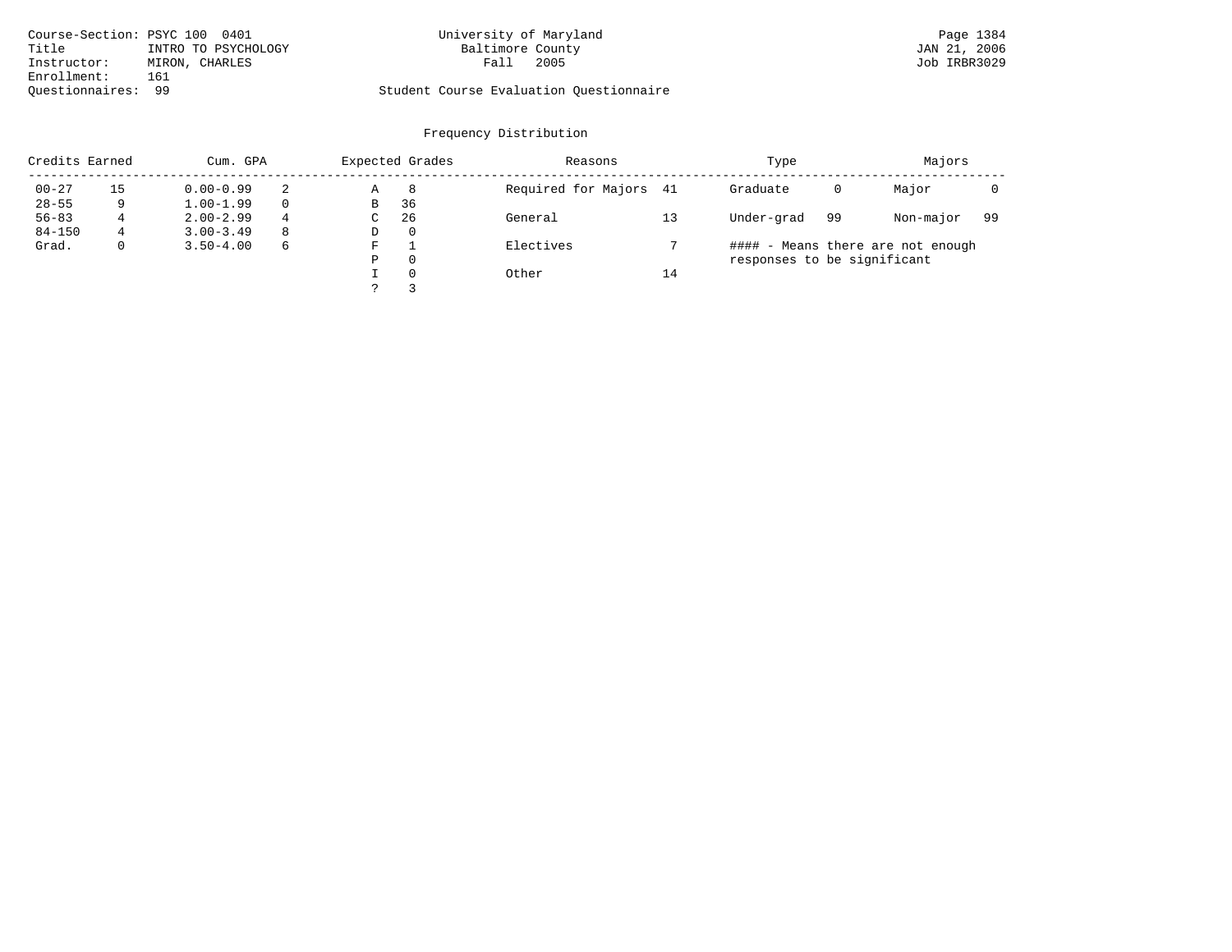Course-Section: PSYC 100 0401
Title: INTRO TO PSYCHOLOGY
Instructor: MIRON, CHARLES
Enrollment: 161
Questionnaires: 99

University of Maryland
Baltimore County
Fall 2005

Student Course Evaluation Questionnaire

JAN 21, 2006
Job IRBR3029

## Frequency Distribution

| Credits Earned | | Cum. GPA | | Expected Grades | | Reasons | | Type | | Majors | |
|---|---|---|---|---|---|---|---|---|---|---|---|
| 00-27 | 15 | 0.00-0.99 | 2 | A | 8 | Required for Majors | 41 | Graduate | 0 | Major | 0 |
| 28-55 | 9 | 1.00-1.99 | 0 | B | 36 | | | | | | |
| 56-83 | 4 | 2.00-2.99 | 4 | C | 26 | General | 13 | Under-grad | 99 | Non-major | 99 |
| 84-150 | 4 | 3.00-3.49 | 8 | D | 0 | | | | | | |
| Grad. | 0 | 3.50-4.00 | 6 | F | 1 | Electives | 7 | | | | |
| | | | | P | 0 | | | | | | |
| | | | | I | 0 | Other | 14 | | | | |
| | | | | ? | 3 | | | | | | |

#### - Means there are not enough responses to be significant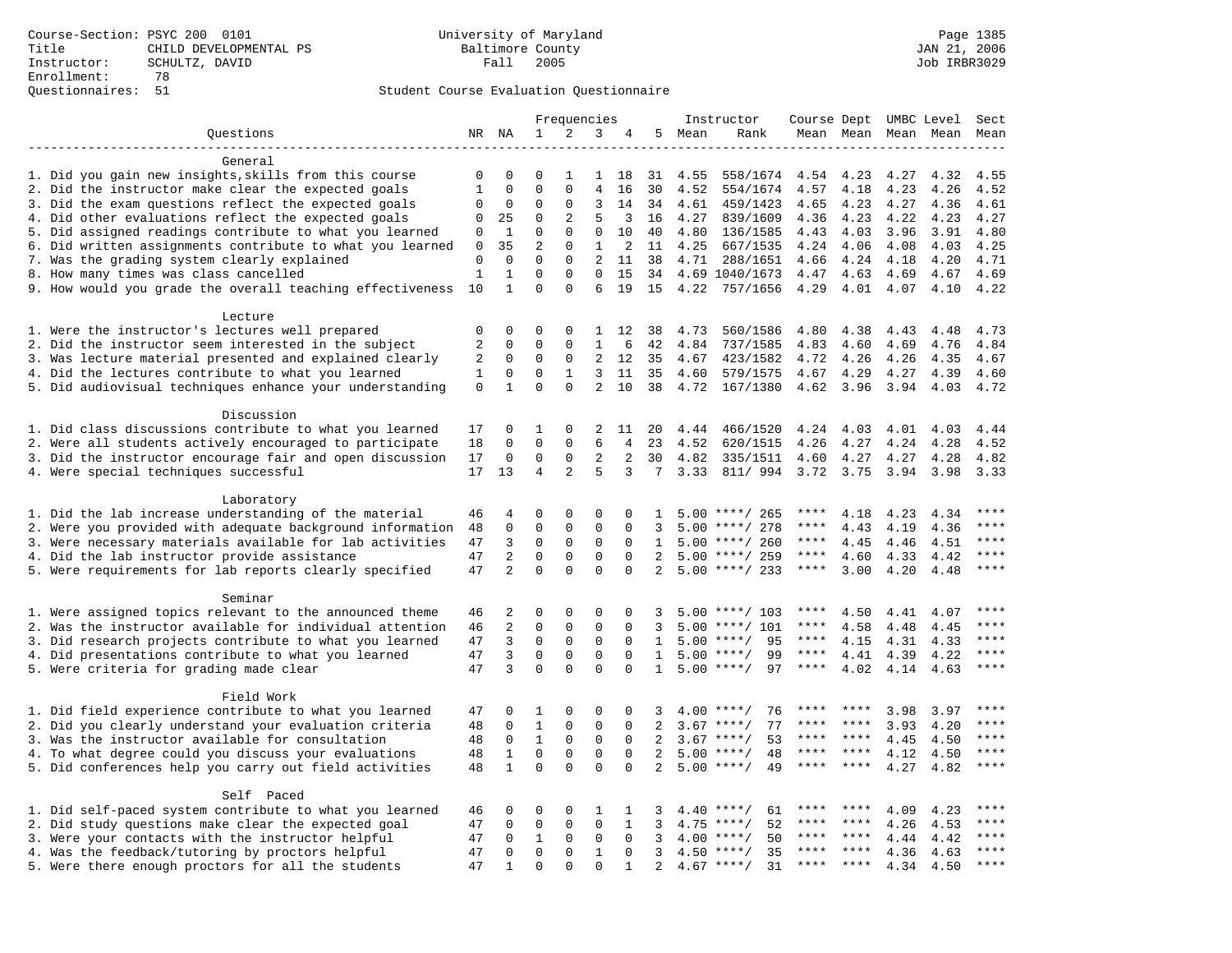Course-Section: PSYC 200 0101
Title: CHILD DEVELOPMENTAL PS
Instructor: SCHULTZ, DAVID
Enrollment: 78
Questionnaires: 51

University of Maryland
Baltimore County
Fall 2005

JAN 21, 2006
Job IRBR3029

Student Course Evaluation Questionnaire

| Questions | NR | NA | 1 | 2 | 3 | 4 | 5 | Instructor Mean | Rank | Course Mean | Dept Mean | UMBC Mean | Level Mean | Sect Mean |
|---|---|---|---|---|---|---|---|---|---|---|---|---|---|---|
| **General** | | | | | | | | | | | | | | |
| 1. Did you gain new insights,skills from this course | 0 | 0 | 0 | 1 | 1 | 18 | 31 | 4.55 | 558/1674 | 4.54 | 4.23 | 4.27 | 4.32 | 4.55 |
| 2. Did the instructor make clear the expected goals | 1 | 0 | 0 | 0 | 4 | 16 | 30 | 4.52 | 554/1674 | 4.57 | 4.18 | 4.23 | 4.26 | 4.52 |
| 3. Did the exam questions reflect the expected goals | 0 | 0 | 0 | 0 | 3 | 14 | 34 | 4.61 | 459/1423 | 4.65 | 4.23 | 4.27 | 4.36 | 4.61 |
| 4. Did other evaluations reflect the expected goals | 0 | 25 | 0 | 2 | 5 | 3 | 16 | 4.27 | 839/1609 | 4.36 | 4.23 | 4.22 | 4.23 | 4.27 |
| 5. Did assigned readings contribute to what you learned | 0 | 1 | 0 | 0 | 0 | 10 | 40 | 4.80 | 136/1585 | 4.43 | 4.03 | 3.96 | 3.91 | 4.80 |
| 6. Did written assignments contribute to what you learned | 0 | 35 | 2 | 0 | 1 | 2 | 11 | 4.25 | 667/1535 | 4.24 | 4.06 | 4.08 | 4.03 | 4.25 |
| 7. Was the grading system clearly explained | 0 | 0 | 0 | 0 | 2 | 11 | 38 | 4.71 | 288/1651 | 4.66 | 4.24 | 4.18 | 4.20 | 4.71 |
| 8. How many times was class cancelled | 1 | 1 | 0 | 0 | 0 | 15 | 34 | 4.69 | 1040/1673 | 4.47 | 4.63 | 4.69 | 4.67 | 4.69 |
| 9. How would you grade the overall teaching effectiveness | 10 | 1 | 0 | 0 | 6 | 19 | 15 | 4.22 | 757/1656 | 4.29 | 4.01 | 4.07 | 4.10 | 4.22 |
| **Lecture** | | | | | | | | | | | | | | |
| 1. Were the instructor's lectures well prepared | 0 | 0 | 0 | 0 | 1 | 12 | 38 | 4.73 | 560/1586 | 4.80 | 4.38 | 4.43 | 4.48 | 4.73 |
| 2. Did the instructor seem interested in the subject | 2 | 0 | 0 | 0 | 1 | 6 | 42 | 4.84 | 737/1585 | 4.83 | 4.60 | 4.69 | 4.76 | 4.84 |
| 3. Was lecture material presented and explained clearly | 2 | 0 | 0 | 0 | 2 | 12 | 35 | 4.67 | 423/1582 | 4.72 | 4.26 | 4.26 | 4.35 | 4.67 |
| 4. Did the lectures contribute to what you learned | 1 | 0 | 0 | 1 | 3 | 11 | 35 | 4.60 | 579/1575 | 4.67 | 4.29 | 4.27 | 4.39 | 4.60 |
| 5. Did audiovisual techniques enhance your understanding | 0 | 1 | 0 | 0 | 2 | 10 | 38 | 4.72 | 167/1380 | 4.62 | 3.96 | 3.94 | 4.03 | 4.72 |
| **Discussion** | | | | | | | | | | | | | | |
| 1. Did class discussions contribute to what you learned | 17 | 0 | 1 | 0 | 2 | 11 | 20 | 4.44 | 466/1520 | 4.24 | 4.03 | 4.01 | 4.03 | 4.44 |
| 2. Were all students actively encouraged to participate | 18 | 0 | 0 | 0 | 6 | 4 | 23 | 4.52 | 620/1515 | 4.26 | 4.27 | 4.24 | 4.28 | 4.52 |
| 3. Did the instructor encourage fair and open discussion | 17 | 0 | 0 | 0 | 2 | 2 | 30 | 4.82 | 335/1511 | 4.60 | 4.27 | 4.27 | 4.28 | 4.82 |
| 4. Were special techniques successful | 17 | 13 | 4 | 2 | 5 | 3 | 7 | 3.33 | 811/ 994 | 3.72 | 3.75 | 3.94 | 3.98 | 3.33 |
| **Laboratory** | | | | | | | | | | | | | | |
| 1. Did the lab increase understanding of the material | 46 | 4 | 0 | 0 | 0 | 0 | 1 | 5.00 | ****/ 265 | **** | 4.18 | 4.23 | 4.34 | **** |
| 2. Were you provided with adequate background information | 48 | 0 | 0 | 0 | 0 | 0 | 3 | 5.00 | ****/ 278 | **** | 4.43 | 4.19 | 4.36 | **** |
| 3. Were necessary materials available for lab activities | 47 | 3 | 0 | 0 | 0 | 0 | 1 | 5.00 | ****/ 260 | **** | 4.45 | 4.46 | 4.51 | **** |
| 4. Did the lab instructor provide assistance | 47 | 2 | 0 | 0 | 0 | 0 | 2 | 5.00 | ****/ 259 | **** | 4.60 | 4.33 | 4.42 | **** |
| 5. Were requirements for lab reports clearly specified | 47 | 2 | 0 | 0 | 0 | 0 | 2 | 5.00 | ****/ 233 | **** | 3.00 | 4.20 | 4.48 | **** |
| **Seminar** | | | | | | | | | | | | | | |
| 1. Were assigned topics relevant to the announced theme | 46 | 2 | 0 | 0 | 0 | 0 | 3 | 5.00 | ****/ 103 | **** | 4.50 | 4.41 | 4.07 | **** |
| 2. Was the instructor available for individual attention | 46 | 2 | 0 | 0 | 0 | 0 | 3 | 5.00 | ****/ 101 | **** | 4.58 | 4.48 | 4.45 | **** |
| 3. Did research projects contribute to what you learned | 47 | 3 | 0 | 0 | 0 | 0 | 1 | 5.00 | ****/ 95 | **** | 4.15 | 4.31 | 4.33 | **** |
| 4. Did presentations contribute to what you learned | 47 | 3 | 0 | 0 | 0 | 0 | 1 | 5.00 | ****/ 99 | **** | 4.41 | 4.39 | 4.22 | **** |
| 5. Were criteria for grading made clear | 47 | 3 | 0 | 0 | 0 | 0 | 1 | 5.00 | ****/ 97 | **** | 4.02 | 4.14 | 4.63 | **** |
| **Field Work** | | | | | | | | | | | | | | |
| 1. Did field experience contribute to what you learned | 47 | 0 | 1 | 0 | 0 | 0 | 3 | 4.00 | ****/ 76 | **** | **** | 3.98 | 3.97 | **** |
| 2. Did you clearly understand your evaluation criteria | 48 | 0 | 1 | 0 | 0 | 0 | 2 | 3.67 | ****/ 77 | **** | **** | 3.93 | 4.20 | **** |
| 3. Was the instructor available for consultation | 48 | 0 | 1 | 0 | 0 | 0 | 2 | 3.67 | ****/ 53 | **** | **** | 4.45 | 4.50 | **** |
| 4. To what degree could you discuss your evaluations | 48 | 1 | 0 | 0 | 0 | 0 | 2 | 5.00 | ****/ 48 | **** | **** | 4.12 | 4.50 | **** |
| 5. Did conferences help you carry out field activities | 48 | 1 | 0 | 0 | 0 | 0 | 2 | 5.00 | ****/ 49 | **** | **** | 4.27 | 4.82 | **** |
| **Self Paced** | | | | | | | | | | | | | | |
| 1. Did self-paced system contribute to what you learned | 46 | 0 | 0 | 0 | 1 | 1 | 3 | 4.40 | ****/ 61 | **** | **** | 4.09 | 4.23 | **** |
| 2. Did study questions make clear the expected goal | 47 | 0 | 0 | 0 | 0 | 1 | 3 | 4.75 | ****/ 52 | **** | **** | 4.26 | 4.53 | **** |
| 3. Were your contacts with the instructor helpful | 47 | 0 | 1 | 0 | 0 | 0 | 3 | 4.00 | ****/ 50 | **** | **** | 4.44 | 4.42 | **** |
| 4. Was the feedback/tutoring by proctors helpful | 47 | 0 | 0 | 0 | 1 | 0 | 3 | 4.50 | ****/ 35 | **** | **** | 4.36 | 4.63 | **** |
| 5. Were there enough proctors for all the students | 47 | 1 | 0 | 0 | 0 | 1 | 2 | 4.67 | ****/ 31 | **** | **** | 4.34 | 4.50 | **** |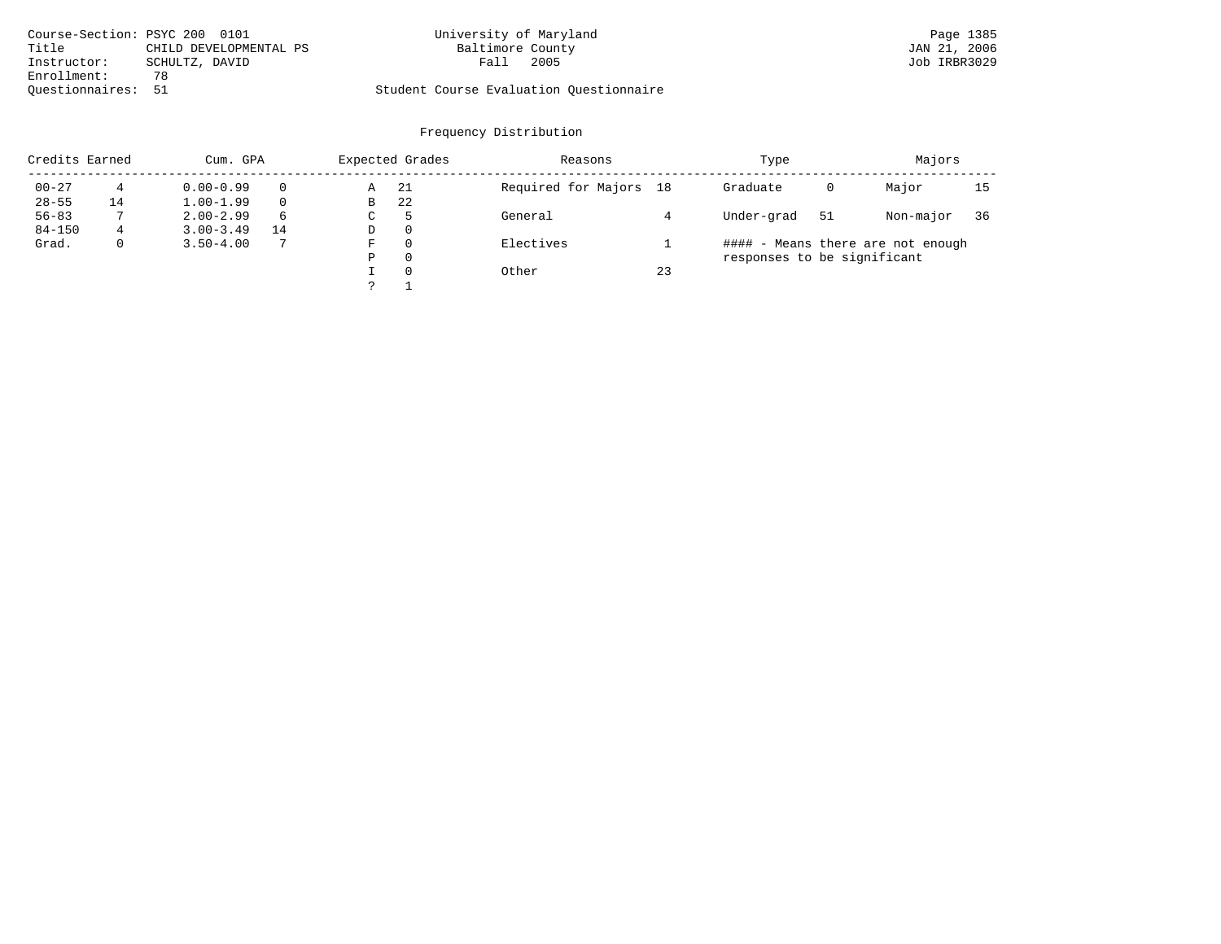Course-Section: PSYC 200 0101
Title: CHILD DEVELOPMENTAL PS
Instructor: SCHULTZ, DAVID
Enrollment: 78
Questionnaires: 51

University of Maryland
Baltimore County
Fall 2005

Student Course Evaluation Questionnaire

## Frequency Distribution

| Credits Earned | | Cum. GPA | | Expected Grades | | Reasons | | Type | | Majors | |
|---|---|---|---|---|---|---|---|---|---|---|---|
| 00-27 | 4 | 0.00-0.99 | 0 | A | 21 | Required for Majors | 18 | Graduate | 0 | Major | 15 |
| 28-55 | 14 | 1.00-1.99 | 0 | B | 22 | | | | | | |
| 56-83 | 7 | 2.00-2.99 | 6 | C | 5 | General | 4 | Under-grad | 51 | Non-major | 36 |
| 84-150 | 4 | 3.00-3.49 | 14 | D | 0 | | | | | | |
| Grad. | 0 | 3.50-4.00 | 7 | F | 0 | Electives | 1 | | | | |
| | | | | P | 0 | | | | | | |
| | | | | I | 0 | Other | 23 | | | | |
| | | | | ? | 1 | | | | | | |

#### - Means there are not enough responses to be significant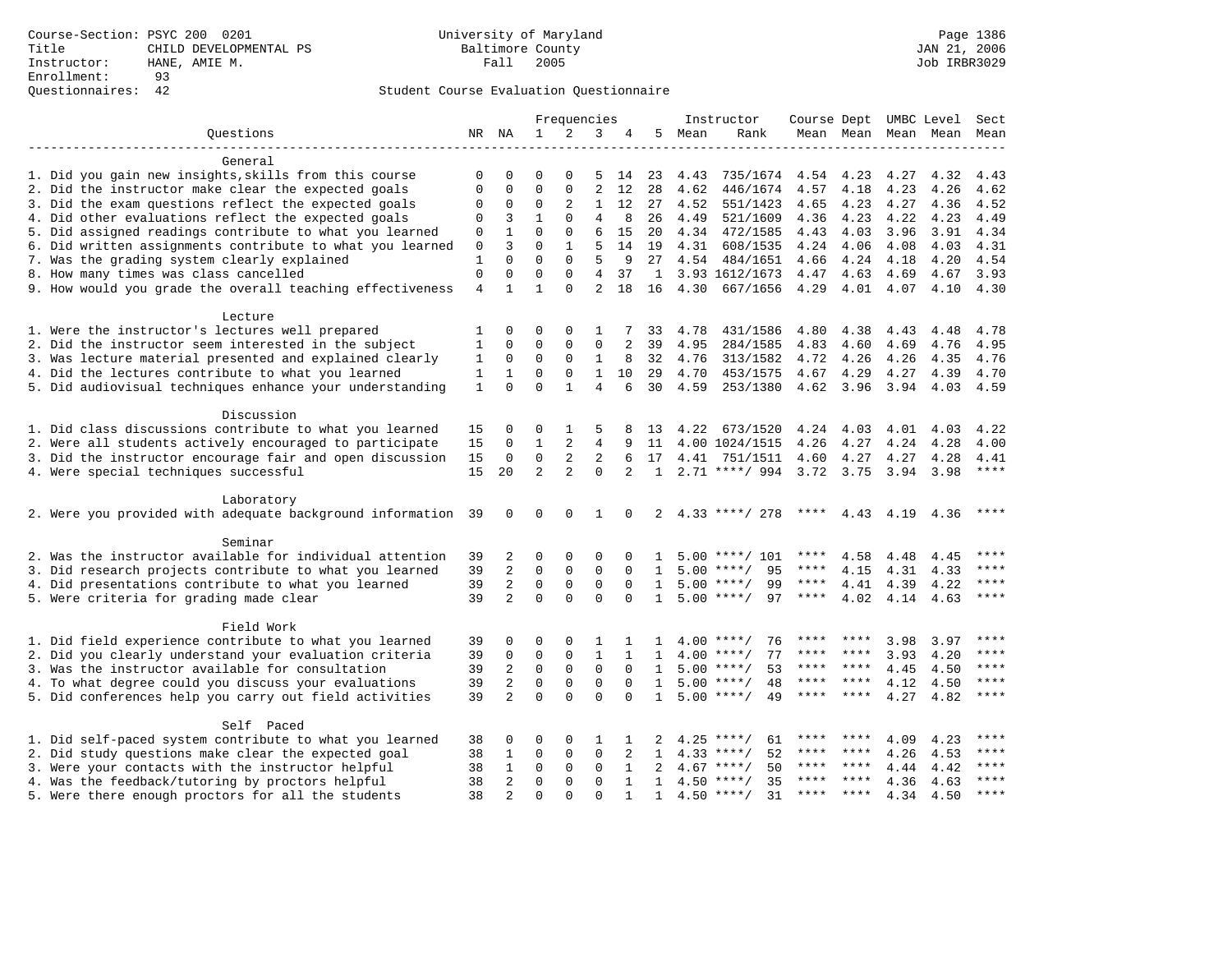Course-Section: PSYC 200 0201
Title: CHILD DEVELOPMENTAL PS
Instructor: HANE, AMIE M.
Enrollment: 93
Questionnaires: 42

University of Maryland
Baltimore County
Fall 2005

JAN 21, 2006
Job IRBR3029

Student Course Evaluation Questionnaire

| Questions | NR | NA | 1 | 2 | 3 | 4 | 5 | Instructor Mean | Instructor Rank | Course Mean | Dept Mean | UMBC Level Mean | Level Mean | Sect Mean |
|---|---|---|---|---|---|---|---|---|---|---|---|---|---|---|
| **General** | | | | | | | | | | | | | | |
| 1. Did you gain new insights,skills from this course | 0 | 0 | 0 | 0 | 5 | 14 | 23 | 4.43 | 735/1674 | 4.54 | 4.23 | 4.27 | 4.32 | 4.43 |
| 2. Did the instructor make clear the expected goals | 0 | 0 | 0 | 0 | 2 | 12 | 28 | 4.62 | 446/1674 | 4.57 | 4.18 | 4.23 | 4.26 | 4.62 |
| 3. Did the exam questions reflect the expected goals | 0 | 0 | 0 | 2 | 1 | 12 | 27 | 4.52 | 551/1423 | 4.65 | 4.23 | 4.27 | 4.36 | 4.52 |
| 4. Did other evaluations reflect the expected goals | 0 | 3 | 1 | 0 | 4 | 8 | 26 | 4.49 | 521/1609 | 4.36 | 4.23 | 4.22 | 4.23 | 4.49 |
| 5. Did assigned readings contribute to what you learned | 0 | 1 | 0 | 0 | 6 | 15 | 20 | 4.34 | 472/1585 | 4.43 | 4.03 | 3.96 | 3.91 | 4.34 |
| 6. Did written assignments contribute to what you learned | 0 | 3 | 0 | 1 | 5 | 14 | 19 | 4.31 | 608/1535 | 4.24 | 4.06 | 4.08 | 4.03 | 4.31 |
| 7. Was the grading system clearly explained | 1 | 0 | 0 | 0 | 5 | 9 | 27 | 4.54 | 484/1651 | 4.66 | 4.24 | 4.18 | 4.20 | 4.54 |
| 8. How many times was class cancelled | 0 | 0 | 0 | 0 | 4 | 37 | 1 | 3.93 | 1612/1673 | 4.47 | 4.63 | 4.69 | 4.67 | 3.93 |
| 9. How would you grade the overall teaching effectiveness | 4 | 1 | 1 | 0 | 2 | 18 | 16 | 4.30 | 667/1656 | 4.29 | 4.01 | 4.07 | 4.10 | 4.30 |
| **Lecture** | | | | | | | | | | | | | | |
| 1. Were the instructor's lectures well prepared | 1 | 0 | 0 | 0 | 1 | 7 | 33 | 4.78 | 431/1586 | 4.80 | 4.38 | 4.43 | 4.48 | 4.78 |
| 2. Did the instructor seem interested in the subject | 1 | 0 | 0 | 0 | 0 | 2 | 39 | 4.95 | 284/1585 | 4.83 | 4.60 | 4.69 | 4.76 | 4.95 |
| 3. Was lecture material presented and explained clearly | 1 | 0 | 0 | 0 | 1 | 8 | 32 | 4.76 | 313/1582 | 4.72 | 4.26 | 4.26 | 4.35 | 4.76 |
| 4. Did the lectures contribute to what you learned | 1 | 1 | 0 | 0 | 1 | 10 | 29 | 4.70 | 453/1575 | 4.67 | 4.29 | 4.27 | 4.39 | 4.70 |
| 5. Did audiovisual techniques enhance your understanding | 1 | 0 | 0 | 1 | 4 | 6 | 30 | 4.59 | 253/1380 | 4.62 | 3.96 | 3.94 | 4.03 | 4.59 |
| **Discussion** | | | | | | | | | | | | | | |
| 1. Did class discussions contribute to what you learned | 15 | 0 | 0 | 1 | 5 | 8 | 13 | 4.22 | 673/1520 | 4.24 | 4.03 | 4.01 | 4.03 | 4.22 |
| 2. Were all students actively encouraged to participate | 15 | 0 | 1 | 2 | 4 | 9 | 11 | 4.00 | 1024/1515 | 4.26 | 4.27 | 4.24 | 4.28 | 4.00 |
| 3. Did the instructor encourage fair and open discussion | 15 | 0 | 0 | 2 | 2 | 6 | 17 | 4.41 | 751/1511 | 4.60 | 4.27 | 4.27 | 4.28 | 4.41 |
| 4. Were special techniques successful | 15 | 20 | 2 | 2 | 0 | 2 | 1 | 2.71 | ****/ 994 | 3.72 | 3.75 | 3.94 | 3.98 | **** |
| **Laboratory** | | | | | | | | | | | | | | |
| 2. Were you provided with adequate background information | 39 | 0 | 0 | 0 | 1 | 0 | 2 | 4.33 | ****/ 278 | **** | 4.43 | 4.19 | 4.36 | **** |
| **Seminar** | | | | | | | | | | | | | | |
| 2. Was the instructor available for individual attention | 39 | 2 | 0 | 0 | 0 | 0 | 1 | 5.00 | ****/ 101 | **** | 4.58 | 4.48 | 4.45 | **** |
| 3. Did research projects contribute to what you learned | 39 | 2 | 0 | 0 | 0 | 0 | 1 | 5.00 | ****/ 95 | **** | 4.15 | 4.31 | 4.33 | **** |
| 4. Did presentations contribute to what you learned | 39 | 2 | 0 | 0 | 0 | 0 | 1 | 5.00 | ****/ 99 | **** | 4.41 | 4.39 | 4.22 | **** |
| 5. Were criteria for grading made clear | 39 | 2 | 0 | 0 | 0 | 0 | 1 | 5.00 | ****/ 97 | **** | 4.02 | 4.14 | 4.63 | **** |
| **Field Work** | | | | | | | | | | | | | | |
| 1. Did field experience contribute to what you learned | 39 | 0 | 0 | 0 | 1 | 1 | 1 | 4.00 | ****/ 76 | **** | **** | 3.98 | 3.97 | **** |
| 2. Did you clearly understand your evaluation criteria | 39 | 0 | 0 | 0 | 1 | 1 | 1 | 4.00 | ****/ 77 | **** | **** | 3.93 | 4.20 | **** |
| 3. Was the instructor available for consultation | 39 | 2 | 0 | 0 | 0 | 0 | 1 | 5.00 | ****/ 53 | **** | **** | 4.45 | 4.50 | **** |
| 4. To what degree could you discuss your evaluations | 39 | 2 | 0 | 0 | 0 | 0 | 1 | 5.00 | ****/ 48 | **** | **** | 4.12 | 4.50 | **** |
| 5. Did conferences help you carry out field activities | 39 | 2 | 0 | 0 | 0 | 0 | 1 | 5.00 | ****/ 49 | **** | **** | 4.27 | 4.82 | **** |
| **Self Paced** | | | | | | | | | | | | | | |
| 1. Did self-paced system contribute to what you learned | 38 | 0 | 0 | 0 | 1 | 1 | 2 | 4.25 | ****/ 61 | **** | **** | 4.09 | 4.23 | **** |
| 2. Did study questions make clear the expected goal | 38 | 1 | 0 | 0 | 0 | 2 | 1 | 4.33 | ****/ 52 | **** | **** | 4.26 | 4.53 | **** |
| 3. Were your contacts with the instructor helpful | 38 | 1 | 0 | 0 | 0 | 1 | 2 | 4.67 | ****/ 50 | **** | **** | 4.44 | 4.42 | **** |
| 4. Was the feedback/tutoring by proctors helpful | 38 | 2 | 0 | 0 | 0 | 1 | 1 | 4.50 | ****/ 35 | **** | **** | 4.36 | 4.63 | **** |
| 5. Were there enough proctors for all the students | 38 | 2 | 0 | 0 | 0 | 1 | 1 | 4.50 | ****/ 31 | **** | **** | 4.34 | 4.50 | **** |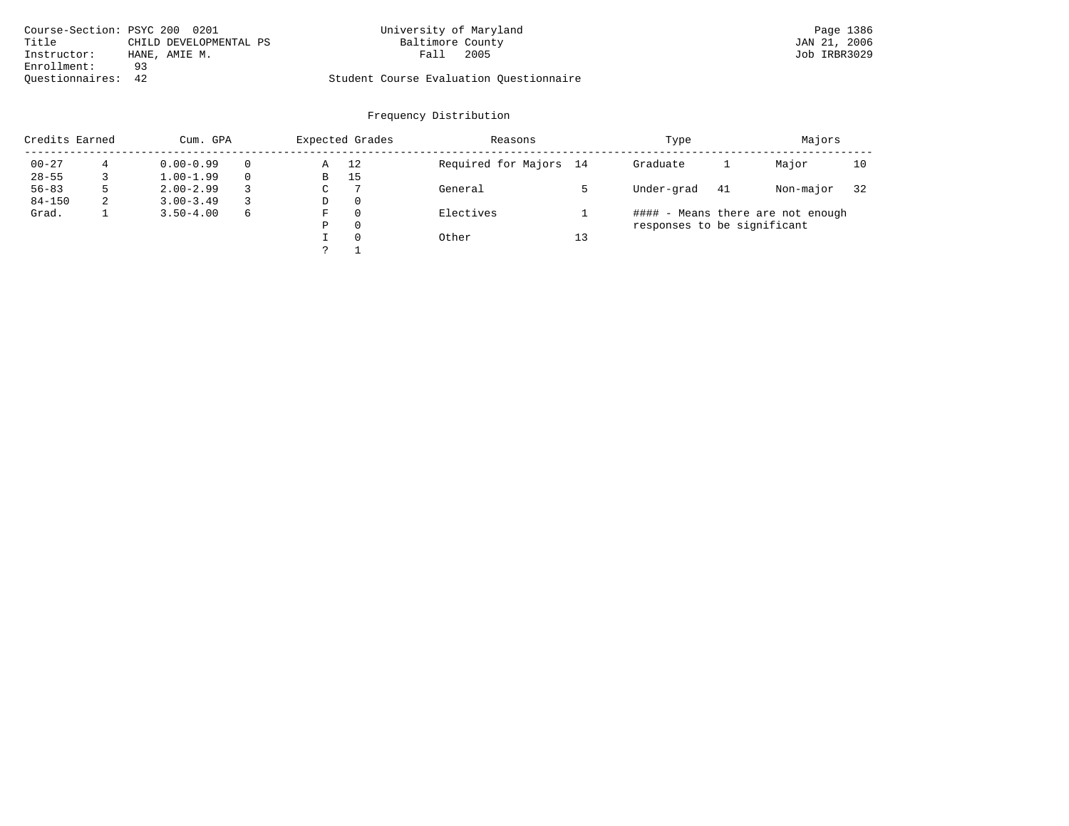Course-Section: PSYC 200 0201
Title: CHILD DEVELOPMENTAL PS
Instructor: HANE, AMIE M.
Enrollment: 93
Questionnaires: 42

University of Maryland
Baltimore County
Fall 2005

Student Course Evaluation Questionnaire

## Frequency Distribution

| Credits Earned | | Cum. GPA | | Expected Grades | | Reasons | | Type | | Majors | |
|---|---|---|---|---|---|---|---|---|---|---|---|
| 00-27 | 4 | 0.00-0.99 | 0 | A | 12 | Required for Majors | 14 | Graduate | 1 | Major | 10 |
| 28-55 | 3 | 1.00-1.99 | 0 | B | 15 | | | | | | |
| 56-83 | 5 | 2.00-2.99 | 3 | C | 7 | General | 5 | Under-grad | 41 | Non-major | 32 |
| 84-150 | 2 | 3.00-3.49 | 3 | D | 0 | | | | | | |
| Grad. | 1 | 3.50-4.00 | 6 | F | 0 | Electives | 1 | | | | |
| | | | | P | 0 | | | | | | |
| | | | | I | 0 | Other | 13 | | | | |
| | | | | ? | 1 | | | | | | |

#### - Means there are not enough responses to be significant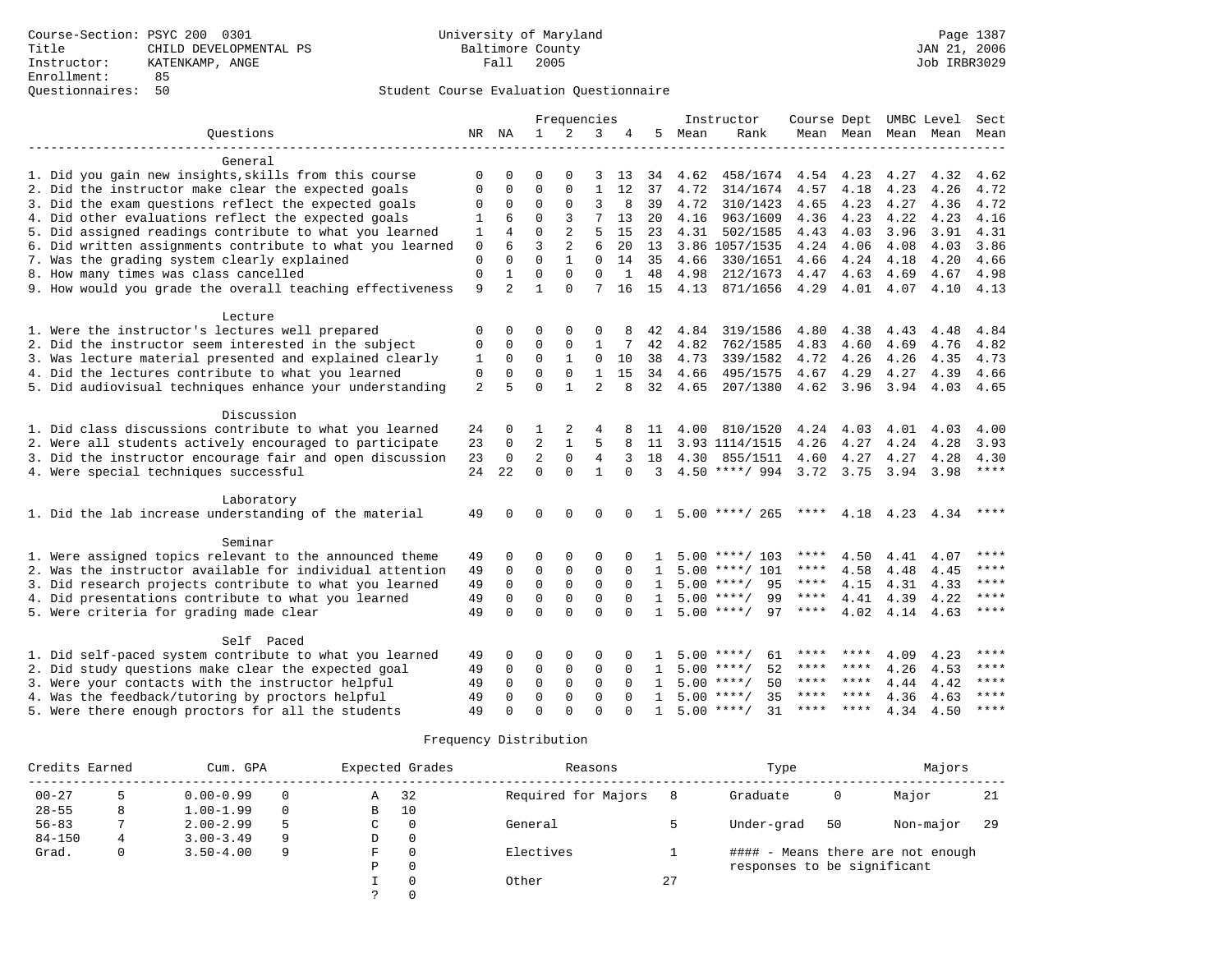Course-Section: PSYC 200 0301
Title: CHILD DEVELOPMENTAL PS
Instructor: KATENKAMP, ANGE
Enrollment: 85
Questionnaires: 50

University of Maryland
Baltimore County
Fall 2005

JAN 21, 2006
Job IRBR3029

## Student Course Evaluation Questionnaire

| Questions | NR | NA | 1 | 2 | 3 | 4 | 5 | Instructor Mean | Rank | Course Mean | Dept Mean | UMBC Mean | Level Mean | Sect Mean |
|---|---|---|---|---|---|---|---|---|---|---|---|---|---|---|
| **General** | | | | | | | | | | | | | | |
| 1. Did you gain new insights,skills from this course | 0 | 0 | 0 | 0 | 3 | 13 | 34 | 4.62 | 458/1674 | 4.54 | 4.23 | 4.27 | 4.32 | 4.62 |
| 2. Did the instructor make clear the expected goals | 0 | 0 | 0 | 0 | 1 | 12 | 37 | 4.72 | 314/1674 | 4.57 | 4.18 | 4.23 | 4.26 | 4.72 |
| 3. Did the exam questions reflect the expected goals | 0 | 0 | 0 | 0 | 3 | 8 | 39 | 4.72 | 310/1423 | 4.65 | 4.23 | 4.27 | 4.36 | 4.72 |
| 4. Did other evaluations reflect the expected goals | 1 | 6 | 0 | 3 | 7 | 13 | 20 | 4.16 | 963/1609 | 4.36 | 4.23 | 4.22 | 4.23 | 4.16 |
| 5. Did assigned readings contribute to what you learned | 1 | 4 | 0 | 2 | 5 | 15 | 23 | 4.31 | 502/1585 | 4.43 | 4.03 | 3.96 | 3.91 | 4.31 |
| 6. Did written assignments contribute to what you learned | 0 | 6 | 3 | 2 | 6 | 20 | 13 | 3.86 | 1057/1535 | 4.24 | 4.06 | 4.08 | 4.03 | 3.86 |
| 7. Was the grading system clearly explained | 0 | 0 | 0 | 1 | 0 | 14 | 35 | 4.66 | 330/1651 | 4.66 | 4.24 | 4.18 | 4.20 | 4.66 |
| 8. How many times was class cancelled | 0 | 1 | 0 | 0 | 0 | 1 | 48 | 4.98 | 212/1673 | 4.47 | 4.63 | 4.69 | 4.67 | 4.98 |
| 9. How would you grade the overall teaching effectiveness | 9 | 2 | 1 | 0 | 7 | 16 | 15 | 4.13 | 871/1656 | 4.29 | 4.01 | 4.07 | 4.10 | 4.13 |
| **Lecture** | | | | | | | | | | | | | | |
| 1. Were the instructor's lectures well prepared | 0 | 0 | 0 | 0 | 0 | 8 | 42 | 4.84 | 319/1586 | 4.80 | 4.38 | 4.43 | 4.48 | 4.84 |
| 2. Did the instructor seem interested in the subject | 0 | 0 | 0 | 0 | 1 | 7 | 42 | 4.82 | 762/1585 | 4.83 | 4.60 | 4.69 | 4.76 | 4.82 |
| 3. Was lecture material presented and explained clearly | 1 | 0 | 0 | 1 | 0 | 10 | 38 | 4.73 | 339/1582 | 4.72 | 4.26 | 4.26 | 4.35 | 4.73 |
| 4. Did the lectures contribute to what you learned | 0 | 0 | 0 | 0 | 1 | 15 | 34 | 4.66 | 495/1575 | 4.67 | 4.29 | 4.27 | 4.39 | 4.66 |
| 5. Did audiovisual techniques enhance your understanding | 2 | 5 | 0 | 1 | 2 | 8 | 32 | 4.65 | 207/1380 | 4.62 | 3.96 | 3.94 | 4.03 | 4.65 |
| **Discussion** | | | | | | | | | | | | | | |
| 1. Did class discussions contribute to what you learned | 24 | 0 | 1 | 2 | 4 | 8 | 11 | 4.00 | 810/1520 | 4.24 | 4.03 | 4.01 | 4.03 | 4.00 |
| 2. Were all students actively encouraged to participate | 23 | 0 | 2 | 1 | 5 | 8 | 11 | 3.93 | 1114/1515 | 4.26 | 4.27 | 4.24 | 4.28 | 3.93 |
| 3. Did the instructor encourage fair and open discussion | 23 | 0 | 2 | 0 | 4 | 3 | 18 | 4.30 | 855/1511 | 4.60 | 4.27 | 4.27 | 4.28 | 4.30 |
| 4. Were special techniques successful | 24 | 22 | 0 | 0 | 1 | 0 | 3 | 4.50 | ****/ 994 | 3.72 | 3.75 | 3.94 | 3.98 | **** |
| **Laboratory** | | | | | | | | | | | | | | |
| 1. Did the lab increase understanding of the material | 49 | 0 | 0 | 0 | 0 | 0 | 1 | 5.00 | ****/ 265 | **** | 4.18 | 4.23 | 4.34 | **** |
| **Seminar** | | | | | | | | | | | | | | |
| 1. Were assigned topics relevant to the announced theme | 49 | 0 | 0 | 0 | 0 | 0 | 1 | 5.00 | ****/ 103 | **** | 4.50 | 4.41 | 4.07 | **** |
| 2. Was the instructor available for individual attention | 49 | 0 | 0 | 0 | 0 | 0 | 1 | 5.00 | ****/ 101 | **** | 4.58 | 4.48 | 4.45 | **** |
| 3. Did research projects contribute to what you learned | 49 | 0 | 0 | 0 | 0 | 0 | 1 | 5.00 | ****/ 95 | **** | 4.15 | 4.31 | 4.33 | **** |
| 4. Did presentations contribute to what you learned | 49 | 0 | 0 | 0 | 0 | 0 | 1 | 5.00 | ****/ 99 | **** | 4.41 | 4.39 | 4.22 | **** |
| 5. Were criteria for grading made clear | 49 | 0 | 0 | 0 | 0 | 0 | 1 | 5.00 | ****/ 97 | **** | 4.02 | 4.14 | 4.63 | **** |
| **Self Paced** | | | | | | | | | | | | | | |
| 1. Did self-paced system contribute to what you learned | 49 | 0 | 0 | 0 | 0 | 0 | 1 | 5.00 | ****/ 61 | **** | **** | 4.09 | 4.23 | **** |
| 2. Did study questions make clear the expected goal | 49 | 0 | 0 | 0 | 0 | 0 | 1 | 5.00 | ****/ 52 | **** | **** | 4.26 | 4.53 | **** |
| 3. Were your contacts with the instructor helpful | 49 | 0 | 0 | 0 | 0 | 0 | 1 | 5.00 | ****/ 50 | **** | **** | 4.44 | 4.42 | **** |
| 4. Was the feedback/tutoring by proctors helpful | 49 | 0 | 0 | 0 | 0 | 0 | 1 | 5.00 | ****/ 35 | **** | **** | 4.36 | 4.63 | **** |
| 5. Were there enough proctors for all the students | 49 | 0 | 0 | 0 | 0 | 0 | 1 | 5.00 | ****/ 31 | **** | **** | 4.34 | 4.50 | **** |

## Frequency Distribution

| Credits Earned | | Cum. GPA | | Expected Grades | | Reasons | | Type | | Majors | |
|---|---|---|---|---|---|---|---|---|---|---|---|
| 00-27 | 5 | 0.00-0.99 | 0 | A | 32 | Required for Majors | 8 | Graduate | 0 | Major | 21 |
| 28-55 | 8 | 1.00-1.99 | 0 | B | 10 | | | | | | |
| 56-83 | 7 | 2.00-2.99 | 5 | C | 0 | General | 5 | Under-grad | 50 | Non-major | 29 |
| 84-150 | 4 | 3.00-3.49 | 9 | D | 0 | | | | | | |
| Grad. | 0 | 3.50-4.00 | 9 | F | 0 | Electives | 1 | #### - Means there are not enough responses to be significant | | | |
| | | | | P | 0 | | | | | | |
| | | | | I | 0 | Other | 27 | | | | |
| | | | | ? | 0 | | | | | | |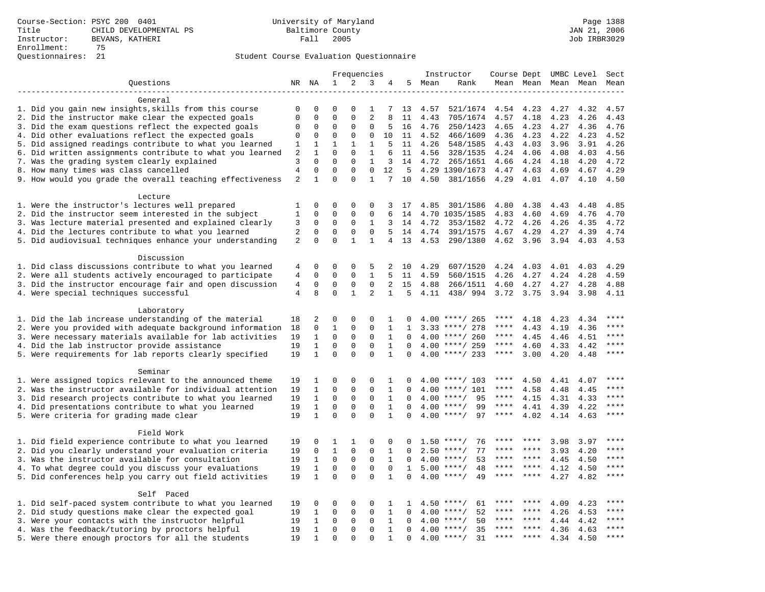Course-Section: PSYC 200 0401
Title: CHILD DEVELOPMENTAL PS
Instructor: BEVANS, KATHERI
Enrollment: 75
Questionnaires: 21

University of Maryland
Baltimore County
Fall 2005

JAN 21, 2006
Job IRBR3029

## Student Course Evaluation Questionnaire

| Questions | NR | NA | 1 | 2 | 3 | 4 | 5 | Instructor Mean | Rank | Course Mean | Dept Mean | UMBC Mean | Level Mean | Sect Mean |
|---|---|---|---|---|---|---|---|---|---|---|---|---|---|---|
| **General** | | | | | | | | | | | | | | |
| 1. Did you gain new insights,skills from this course | 0 | 0 | 0 | 0 | 1 | 7 | 13 | 4.57 | 521/1674 | 4.54 | 4.23 | 4.27 | 4.32 | 4.57 |
| 2. Did the instructor make clear the expected goals | 0 | 0 | 0 | 0 | 2 | 8 | 11 | 4.43 | 705/1674 | 4.57 | 4.18 | 4.23 | 4.26 | 4.43 |
| 3. Did the exam questions reflect the expected goals | 0 | 0 | 0 | 0 | 0 | 5 | 16 | 4.76 | 250/1423 | 4.65 | 4.23 | 4.27 | 4.36 | 4.76 |
| 4. Did other evaluations reflect the expected goals | 0 | 0 | 0 | 0 | 0 | 10 | 11 | 4.52 | 466/1609 | 4.36 | 4.23 | 4.22 | 4.23 | 4.52 |
| 5. Did assigned readings contribute to what you learned | 1 | 1 | 1 | 1 | 1 | 5 | 11 | 4.26 | 548/1585 | 4.43 | 4.03 | 3.96 | 3.91 | 4.26 |
| 6. Did written assignments contribute to what you learned | 2 | 1 | 0 | 0 | 1 | 6 | 11 | 4.56 | 328/1535 | 4.24 | 4.06 | 4.08 | 4.03 | 4.56 |
| 7. Was the grading system clearly explained | 3 | 0 | 0 | 0 | 1 | 3 | 14 | 4.72 | 265/1651 | 4.66 | 4.24 | 4.18 | 4.20 | 4.72 |
| 8. How many times was class cancelled | 4 | 0 | 0 | 0 | 0 | 12 | 5 | 4.29 | 1390/1673 | 4.47 | 4.63 | 4.69 | 4.67 | 4.29 |
| 9. How would you grade the overall teaching effectiveness | 2 | 1 | 0 | 0 | 1 | 7 | 10 | 4.50 | 381/1656 | 4.29 | 4.01 | 4.07 | 4.10 | 4.50 |
| **Lecture** | | | | | | | | | | | | | | |
| 1. Were the instructor's lectures well prepared | 1 | 0 | 0 | 0 | 0 | 3 | 17 | 4.85 | 301/1586 | 4.80 | 4.38 | 4.43 | 4.48 | 4.85 |
| 2. Did the instructor seem interested in the subject | 1 | 0 | 0 | 0 | 0 | 6 | 14 | 4.70 | 1035/1585 | 4.83 | 4.60 | 4.69 | 4.76 | 4.70 |
| 3. Was lecture material presented and explained clearly | 3 | 0 | 0 | 0 | 1 | 3 | 14 | 4.72 | 353/1582 | 4.72 | 4.26 | 4.26 | 4.35 | 4.72 |
| 4. Did the lectures contribute to what you learned | 2 | 0 | 0 | 0 | 0 | 5 | 14 | 4.74 | 391/1575 | 4.67 | 4.29 | 4.27 | 4.39 | 4.74 |
| 5. Did audiovisual techniques enhance your understanding | 2 | 0 | 0 | 1 | 1 | 4 | 13 | 4.53 | 290/1380 | 4.62 | 3.96 | 3.94 | 4.03 | 4.53 |
| **Discussion** | | | | | | | | | | | | | | |
| 1. Did class discussions contribute to what you learned | 4 | 0 | 0 | 0 | 5 | 2 | 10 | 4.29 | 607/1520 | 4.24 | 4.03 | 4.01 | 4.03 | 4.29 |
| 2. Were all students actively encouraged to participate | 4 | 0 | 0 | 0 | 1 | 5 | 11 | 4.59 | 560/1515 | 4.26 | 4.27 | 4.24 | 4.28 | 4.59 |
| 3. Did the instructor encourage fair and open discussion | 4 | 0 | 0 | 0 | 0 | 2 | 15 | 4.88 | 266/1511 | 4.60 | 4.27 | 4.27 | 4.28 | 4.88 |
| 4. Were special techniques successful | 4 | 8 | 0 | 1 | 2 | 1 | 5 | 4.11 | 438/ 994 | 3.72 | 3.75 | 3.94 | 3.98 | 4.11 |
| **Laboratory** | | | | | | | | | | | | | | |
| 1. Did the lab increase understanding of the material | 18 | 2 | 0 | 0 | 0 | 1 | 0 | 4.00 | ****/ 265 | **** | 4.18 | 4.23 | 4.34 | **** |
| 2. Were you provided with adequate background information | 18 | 0 | 1 | 0 | 0 | 1 | 1 | 3.33 | ****/ 278 | **** | 4.43 | 4.19 | 4.36 | **** |
| 3. Were necessary materials available for lab activities | 19 | 1 | 0 | 0 | 0 | 1 | 0 | 4.00 | ****/ 260 | **** | 4.45 | 4.46 | 4.51 | **** |
| 4. Did the lab instructor provide assistance | 19 | 1 | 0 | 0 | 0 | 1 | 0 | 4.00 | ****/ 259 | **** | 4.60 | 4.33 | 4.42 | **** |
| 5. Were requirements for lab reports clearly specified | 19 | 1 | 0 | 0 | 0 | 1 | 0 | 4.00 | ****/ 233 | **** | 3.00 | 4.20 | 4.48 | **** |
| **Seminar** | | | | | | | | | | | | | | |
| 1. Were assigned topics relevant to the announced theme | 19 | 1 | 0 | 0 | 0 | 1 | 0 | 4.00 | ****/ 103 | **** | 4.50 | 4.41 | 4.07 | **** |
| 2. Was the instructor available for individual attention | 19 | 1 | 0 | 0 | 0 | 1 | 0 | 4.00 | ****/ 101 | **** | 4.58 | 4.48 | 4.45 | **** |
| 3. Did research projects contribute to what you learned | 19 | 1 | 0 | 0 | 0 | 1 | 0 | 4.00 | ****/ 95 | **** | 4.15 | 4.31 | 4.33 | **** |
| 4. Did presentations contribute to what you learned | 19 | 1 | 0 | 0 | 0 | 1 | 0 | 4.00 | ****/ 99 | **** | 4.41 | 4.39 | 4.22 | **** |
| 5. Were criteria for grading made clear | 19 | 1 | 0 | 0 | 0 | 1 | 0 | 4.00 | ****/ 97 | **** | 4.02 | 4.14 | 4.63 | **** |
| **Field Work** | | | | | | | | | | | | | | |
| 1. Did field experience contribute to what you learned | 19 | 0 | 1 | 1 | 0 | 0 | 0 | 1.50 | ****/ 76 | **** | **** | 3.98 | 3.97 | **** |
| 2. Did you clearly understand your evaluation criteria | 19 | 0 | 1 | 0 | 0 | 1 | 0 | 2.50 | ****/ 77 | **** | **** | 3.93 | 4.20 | **** |
| 3. Was the instructor available for consultation | 19 | 1 | 0 | 0 | 0 | 1 | 0 | 4.00 | ****/ 53 | **** | **** | 4.45 | 4.50 | **** |
| 4. To what degree could you discuss your evaluations | 19 | 1 | 0 | 0 | 0 | 0 | 1 | 5.00 | ****/ 48 | **** | **** | 4.12 | 4.50 | **** |
| 5. Did conferences help you carry out field activities | 19 | 1 | 0 | 0 | 0 | 1 | 0 | 4.00 | ****/ 49 | **** | **** | 4.27 | 4.82 | **** |
| **Self Paced** | | | | | | | | | | | | | | |
| 1. Did self-paced system contribute to what you learned | 19 | 0 | 0 | 0 | 0 | 1 | 1 | 4.50 | ****/ 61 | **** | **** | 4.09 | 4.23 | **** |
| 2. Did study questions make clear the expected goal | 19 | 1 | 0 | 0 | 0 | 1 | 0 | 4.00 | ****/ 52 | **** | **** | 4.26 | 4.53 | **** |
| 3. Were your contacts with the instructor helpful | 19 | 1 | 0 | 0 | 0 | 1 | 0 | 4.00 | ****/ 50 | **** | **** | 4.44 | 4.42 | **** |
| 4. Was the feedback/tutoring by proctors helpful | 19 | 1 | 0 | 0 | 0 | 1 | 0 | 4.00 | ****/ 35 | **** | **** | 4.36 | 4.63 | **** |
| 5. Were there enough proctors for all the students | 19 | 1 | 0 | 0 | 0 | 1 | 0 | 4.00 | ****/ 31 | **** | **** | 4.34 | 4.50 | **** |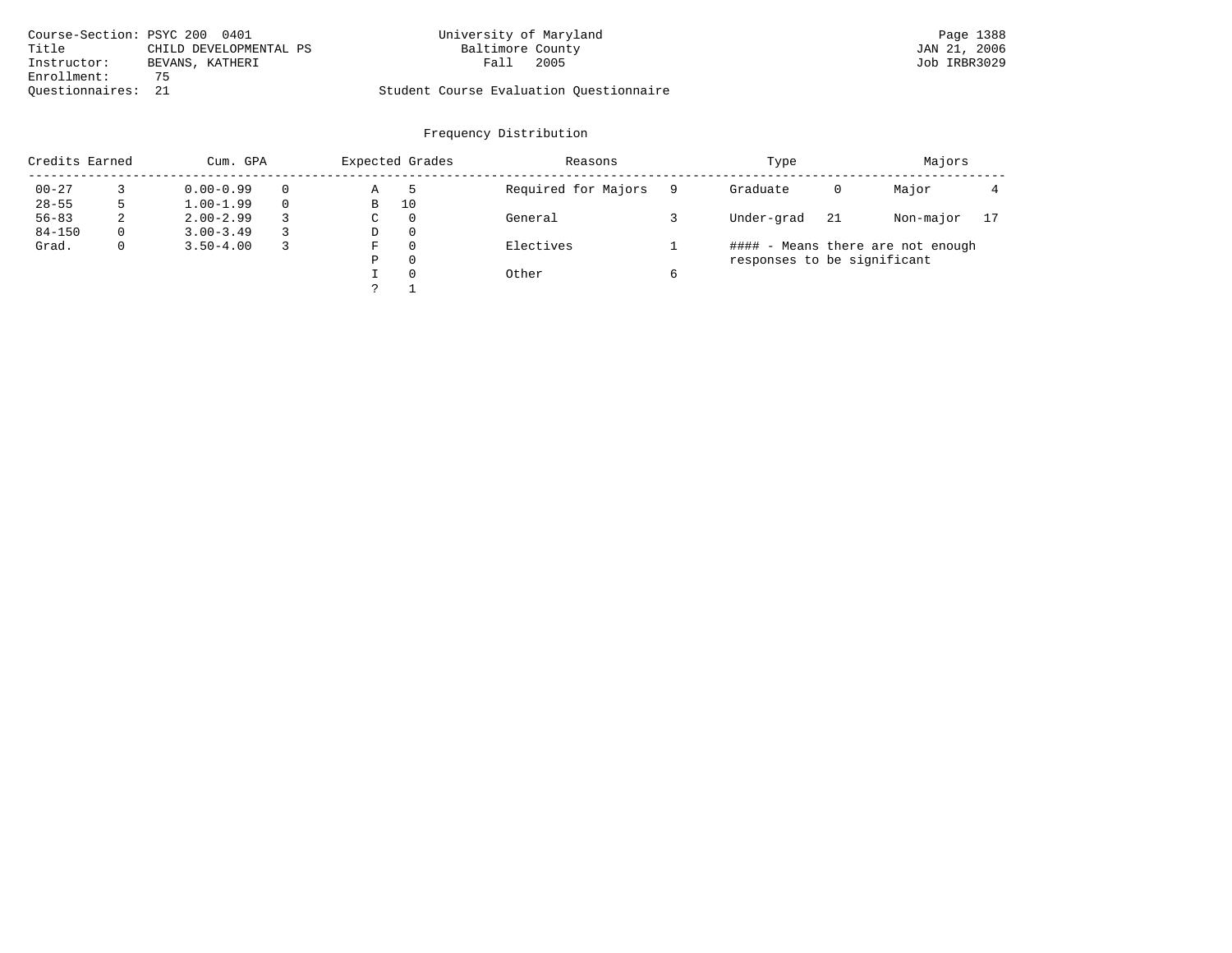Course-Section: PSYC 200 0401
Title: CHILD DEVELOPMENTAL PS
Instructor: BEVANS, KATHERI
Enrollment: 75
Questionnaires: 21

University of Maryland
Baltimore County
Fall 2005

Student Course Evaluation Questionnaire

Page 1388
JAN 21, 2006
Job IRBR3029

## Frequency Distribution

| Credits Earned | | Cum. GPA | | Expected Grades | | Reasons | | Type | | Majors | |
|---|---|---|---|---|---|---|---|---|---|---|---|
| 00-27 | 3 | 0.00-0.99 | 0 | A | 5 | Required for Majors | 9 | Graduate | 0 | Major | 4 |
| 28-55 | 5 | 1.00-1.99 | 0 | B | 10 | | | | | | |
| 56-83 | 2 | 2.00-2.99 | 3 | C | 0 | General | 3 | Under-grad | 21 | Non-major | 17 |
| 84-150 | 0 | 3.00-3.49 | 3 | D | 0 | | | | | | |
| Grad. | 0 | 3.50-4.00 | 3 | F | 0 | Electives | 1 | | | | |
| | | | | P | 0 | | | | | | |
| | | | | I | 0 | Other | 6 | | | | |
| | | | | ? | 1 | | | | | | |

#### - Means there are not enough responses to be significant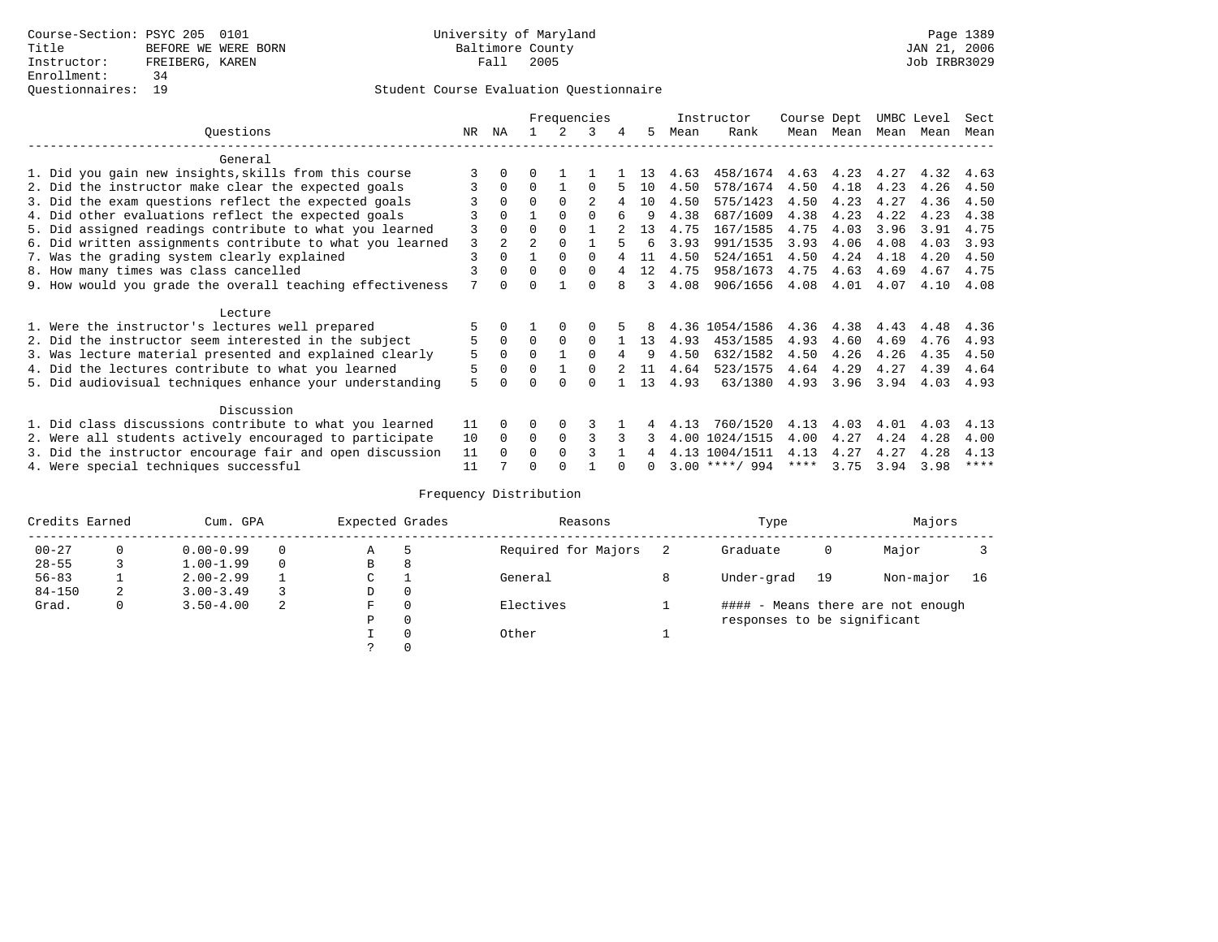Course-Section: PSYC 205 0101
Title: BEFORE WE WERE BORN
Instructor: FREIBERG, KAREN
Enrollment: 34
Questionnaires: 19

University of Maryland
Baltimore County
Fall 2005

JAN 21, 2006
Job IRBR3029

## Student Course Evaluation Questionnaire

| Questions | NR | NA | 1 | 2 | 3 | 4 | 5 | Instructor Mean | Instructor Rank | Course Mean | Dept Mean | UMBC Mean | Level Mean | Sect Mean |
|---|---|---|---|---|---|---|---|---|---|---|---|---|---|---|
| **General** | | | | | | | | | | | | | | |
| 1. Did you gain new insights,skills from this course | 3 | 0 | 0 | 1 | 1 | 1 | 13 | 4.63 | 458/1674 | 4.63 | 4.23 | 4.27 | 4.32 | 4.63 |
| 2. Did the instructor make clear the expected goals | 3 | 0 | 0 | 1 | 0 | 5 | 10 | 4.50 | 578/1674 | 4.50 | 4.18 | 4.23 | 4.26 | 4.50 |
| 3. Did the exam questions reflect the expected goals | 3 | 0 | 0 | 0 | 2 | 4 | 10 | 4.50 | 575/1423 | 4.50 | 4.23 | 4.27 | 4.36 | 4.50 |
| 4. Did other evaluations reflect the expected goals | 3 | 0 | 1 | 0 | 0 | 6 | 9 | 4.38 | 687/1609 | 4.38 | 4.23 | 4.22 | 4.23 | 4.38 |
| 5. Did assigned readings contribute to what you learned | 3 | 0 | 0 | 0 | 1 | 2 | 13 | 4.75 | 167/1585 | 4.75 | 4.03 | 3.96 | 3.91 | 4.75 |
| 6. Did written assignments contribute to what you learned | 3 | 2 | 2 | 0 | 1 | 5 | 6 | 3.93 | 991/1535 | 3.93 | 4.06 | 4.08 | 4.03 | 3.93 |
| 7. Was the grading system clearly explained | 3 | 0 | 1 | 0 | 0 | 4 | 11 | 4.50 | 524/1651 | 4.50 | 4.24 | 4.18 | 4.20 | 4.50 |
| 8. How many times was class cancelled | 3 | 0 | 0 | 0 | 0 | 4 | 12 | 4.75 | 958/1673 | 4.75 | 4.63 | 4.69 | 4.67 | 4.75 |
| 9. How would you grade the overall teaching effectiveness | 7 | 0 | 0 | 1 | 0 | 8 | 3 | 4.08 | 906/1656 | 4.08 | 4.01 | 4.07 | 4.10 | 4.08 |
| **Lecture** | | | | | | | | | | | | | | |
| 1. Were the instructor's lectures well prepared | 5 | 0 | 1 | 0 | 0 | 5 | 8 | 4.36 | 1054/1586 | 4.36 | 4.38 | 4.43 | 4.48 | 4.36 |
| 2. Did the instructor seem interested in the subject | 5 | 0 | 0 | 0 | 0 | 1 | 13 | 4.93 | 453/1585 | 4.93 | 4.60 | 4.69 | 4.76 | 4.93 |
| 3. Was lecture material presented and explained clearly | 5 | 0 | 0 | 1 | 0 | 4 | 9 | 4.50 | 632/1582 | 4.50 | 4.26 | 4.26 | 4.35 | 4.50 |
| 4. Did the lectures contribute to what you learned | 5 | 0 | 0 | 1 | 0 | 2 | 11 | 4.64 | 523/1575 | 4.64 | 4.29 | 4.27 | 4.39 | 4.64 |
| 5. Did audiovisual techniques enhance your understanding | 5 | 0 | 0 | 0 | 0 | 1 | 13 | 4.93 | 63/1380 | 4.93 | 3.96 | 3.94 | 4.03 | 4.93 |
| **Discussion** | | | | | | | | | | | | | | |
| 1. Did class discussions contribute to what you learned | 11 | 0 | 0 | 0 | 3 | 1 | 4 | 4.13 | 760/1520 | 4.13 | 4.03 | 4.01 | 4.03 | 4.13 |
| 2. Were all students actively encouraged to participate | 10 | 0 | 0 | 0 | 3 | 3 | 3 | 4.00 | 1024/1515 | 4.00 | 4.27 | 4.24 | 4.28 | 4.00 |
| 3. Did the instructor encourage fair and open discussion | 11 | 0 | 0 | 0 | 3 | 1 | 4 | 4.13 | 1004/1511 | 4.13 | 4.27 | 4.27 | 4.28 | 4.13 |
| 4. Were special techniques successful | 11 | 7 | 0 | 0 | 1 | 0 | 0 | 3.00 | ****/ 994 | **** | 3.75 | 3.94 | 3.98 | **** |

### Frequency Distribution

| Credits Earned | | Cum. GPA | | Expected Grades | | Reasons | | Type | | Majors | |
|---|---|---|---|---|---|---|---|---|---|---|---|
| 00-27 | 0 | 0.00-0.99 | 0 | A | 5 | Required for Majors | 2 | Graduate | 0 | Major | 3 |
| 28-55 | 3 | 1.00-1.99 | 0 | B | 8 | | | | | | |
| 56-83 | 1 | 2.00-2.99 | 1 | C | 1 | General | 8 | Under-grad | 19 | Non-major | 16 |
| 84-150 | 2 | 3.00-3.49 | 3 | D | 0 | | | | | | |
| Grad. | 0 | 3.50-4.00 | 2 | F | 0 | Electives | 1 | #### - Means there are not enough responses to be significant | | | |
| | | | | P | 0 | | | | | | |
| | | | | I | 0 | Other | 1 | | | | |
| | | | | ? | 0 | | | | | | |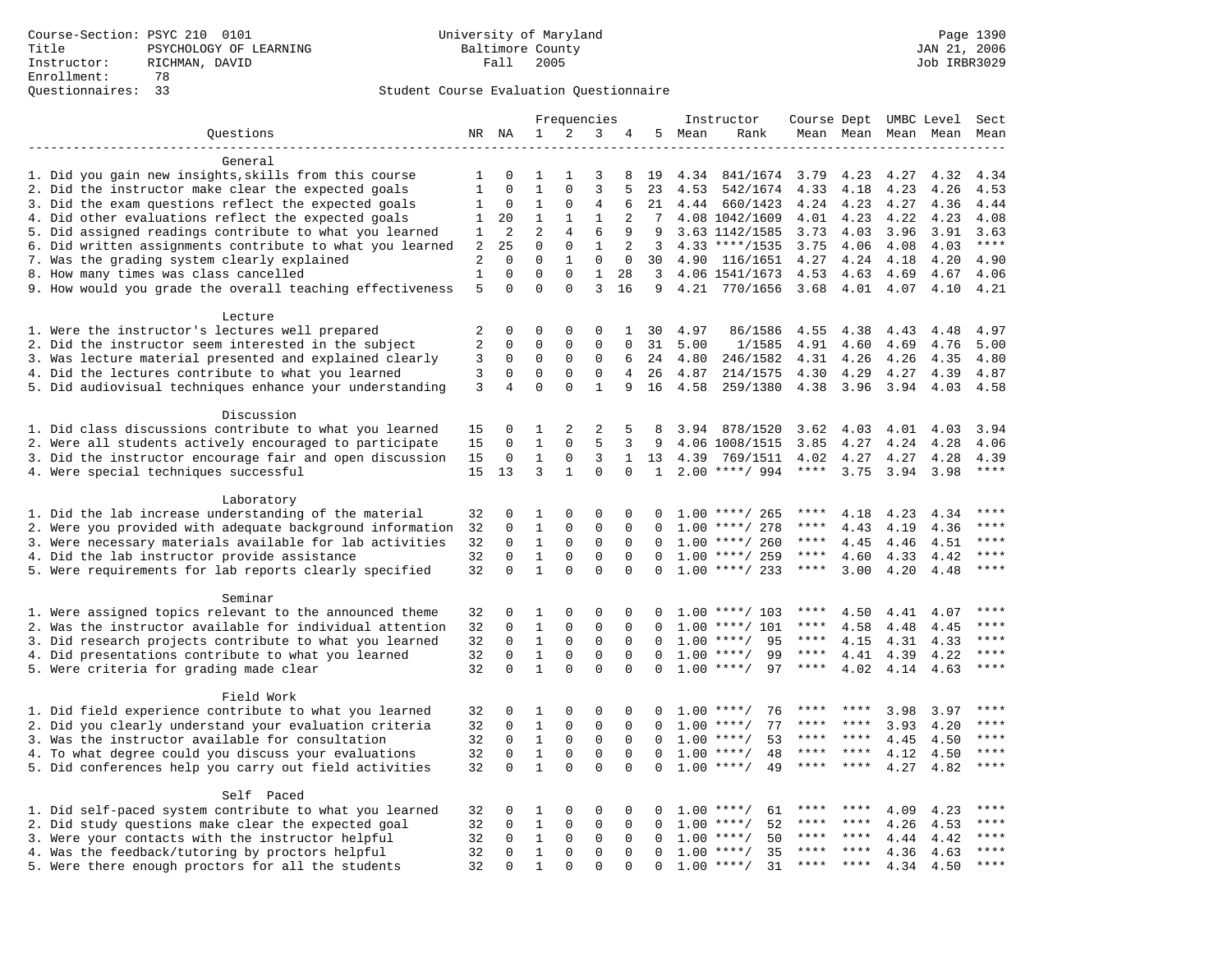Course-Section: PSYC 210 0101
Title: PSYCHOLOGY OF LEARNING
Instructor: RICHMAN, DAVID
Enrollment: 78
Questionnaires: 33

University of Maryland
Baltimore County
Fall 2005

JAN 21, 2006
Job IRBR3029

Student Course Evaluation Questionnaire

| Questions | NR | NA | 1 | 2 | 3 | 4 | 5 | Instructor Mean | Instructor Rank | Course Mean | Dept Mean | UMBC Level Mean | Level Mean | Sect Mean |
|---|---|---|---|---|---|---|---|---|---|---|---|---|---|---|
| **General** | | | | | | | | | | | | | | |
| 1. Did you gain new insights,skills from this course | 1 | 0 | 1 | 1 | 3 | 8 | 19 | 4.34 | 841/1674 | 3.79 | 4.23 | 4.27 | 4.32 | 4.34 |
| 2. Did the instructor make clear the expected goals | 1 | 0 | 1 | 0 | 3 | 5 | 23 | 4.53 | 542/1674 | 4.33 | 4.18 | 4.23 | 4.26 | 4.53 |
| 3. Did the exam questions reflect the expected goals | 1 | 0 | 1 | 0 | 4 | 6 | 21 | 4.44 | 660/1423 | 4.24 | 4.23 | 4.27 | 4.36 | 4.44 |
| 4. Did other evaluations reflect the expected goals | 1 | 20 | 1 | 1 | 1 | 2 | 7 | 4.08 | 1042/1609 | 4.01 | 4.23 | 4.22 | 4.23 | 4.08 |
| 5. Did assigned readings contribute to what you learned | 1 | 2 | 2 | 4 | 6 | 9 | 9 | 3.63 | 1142/1585 | 3.73 | 4.03 | 3.96 | 3.91 | 3.63 |
| 6. Did written assignments contribute to what you learned | 2 | 25 | 0 | 0 | 1 | 2 | 3 | 4.33 | ****/1535 | 3.75 | 4.06 | 4.08 | 4.03 | **** |
| 7. Was the grading system clearly explained | 2 | 0 | 0 | 1 | 0 | 0 | 30 | 4.90 | 116/1651 | 4.27 | 4.24 | 4.18 | 4.20 | 4.90 |
| 8. How many times was class cancelled | 1 | 0 | 0 | 0 | 1 | 28 | 3 | 4.06 | 1541/1673 | 4.53 | 4.63 | 4.69 | 4.67 | 4.06 |
| 9. How would you grade the overall teaching effectiveness | 5 | 0 | 0 | 0 | 3 | 16 | 9 | 4.21 | 770/1656 | 3.68 | 4.01 | 4.07 | 4.10 | 4.21 |
| **Lecture** | | | | | | | | | | | | | | |
| 1. Were the instructor's lectures well prepared | 2 | 0 | 0 | 0 | 0 | 1 | 30 | 4.97 | 86/1586 | 4.55 | 4.38 | 4.43 | 4.48 | 4.97 |
| 2. Did the instructor seem interested in the subject | 2 | 0 | 0 | 0 | 0 | 0 | 31 | 5.00 | 1/1585 | 4.91 | 4.60 | 4.69 | 4.76 | 5.00 |
| 3. Was lecture material presented and explained clearly | 3 | 0 | 0 | 0 | 0 | 6 | 24 | 4.80 | 246/1582 | 4.31 | 4.26 | 4.26 | 4.35 | 4.80 |
| 4. Did the lectures contribute to what you learned | 3 | 0 | 0 | 0 | 0 | 4 | 26 | 4.87 | 214/1575 | 4.30 | 4.29 | 4.27 | 4.39 | 4.87 |
| 5. Did audiovisual techniques enhance your understanding | 3 | 4 | 0 | 0 | 1 | 9 | 16 | 4.58 | 259/1380 | 4.38 | 3.96 | 3.94 | 4.03 | 4.58 |
| **Discussion** | | | | | | | | | | | | | | |
| 1. Did class discussions contribute to what you learned | 15 | 0 | 1 | 2 | 2 | 5 | 8 | 3.94 | 878/1520 | 3.62 | 4.03 | 4.01 | 4.03 | 3.94 |
| 2. Were all students actively encouraged to participate | 15 | 0 | 1 | 0 | 5 | 3 | 9 | 4.06 | 1008/1515 | 3.85 | 4.27 | 4.24 | 4.28 | 4.06 |
| 3. Did the instructor encourage fair and open discussion | 15 | 0 | 1 | 0 | 3 | 1 | 13 | 4.39 | 769/1511 | 4.02 | 4.27 | 4.27 | 4.28 | 4.39 |
| 4. Were special techniques successful | 15 | 13 | 3 | 1 | 0 | 0 | 1 | 2.00 | ****/ 994 | **** | 3.75 | 3.94 | 3.98 | **** |
| **Laboratory** | | | | | | | | | | | | | | |
| 1. Did the lab increase understanding of the material | 32 | 0 | 1 | 0 | 0 | 0 | 0 | 1.00 | ****/ 265 | **** | 4.18 | 4.23 | 4.34 | **** |
| 2. Were you provided with adequate background information | 32 | 0 | 1 | 0 | 0 | 0 | 0 | 1.00 | ****/ 278 | **** | 4.43 | 4.19 | 4.36 | **** |
| 3. Were necessary materials available for lab activities | 32 | 0 | 1 | 0 | 0 | 0 | 0 | 1.00 | ****/ 260 | **** | 4.45 | 4.46 | 4.51 | **** |
| 4. Did the lab instructor provide assistance | 32 | 0 | 1 | 0 | 0 | 0 | 0 | 1.00 | ****/ 259 | **** | 4.60 | 4.33 | 4.42 | **** |
| 5. Were requirements for lab reports clearly specified | 32 | 0 | 1 | 0 | 0 | 0 | 0 | 1.00 | ****/ 233 | **** | 3.00 | 4.20 | 4.48 | **** |
| **Seminar** | | | | | | | | | | | | | | |
| 1. Were assigned topics relevant to the announced theme | 32 | 0 | 1 | 0 | 0 | 0 | 0 | 1.00 | ****/ 103 | **** | 4.50 | 4.41 | 4.07 | **** |
| 2. Was the instructor available for individual attention | 32 | 0 | 1 | 0 | 0 | 0 | 0 | 1.00 | ****/ 101 | **** | 4.58 | 4.48 | 4.45 | **** |
| 3. Did research projects contribute to what you learned | 32 | 0 | 1 | 0 | 0 | 0 | 0 | 1.00 | ****/ 95 | **** | 4.15 | 4.31 | 4.33 | **** |
| 4. Did presentations contribute to what you learned | 32 | 0 | 1 | 0 | 0 | 0 | 0 | 1.00 | ****/ 99 | **** | 4.41 | 4.39 | 4.22 | **** |
| 5. Were criteria for grading made clear | 32 | 0 | 1 | 0 | 0 | 0 | 0 | 1.00 | ****/ 97 | **** | 4.02 | 4.14 | 4.63 | **** |
| **Field Work** | | | | | | | | | | | | | | |
| 1. Did field experience contribute to what you learned | 32 | 0 | 1 | 0 | 0 | 0 | 0 | 1.00 | ****/ 76 | **** | **** | 3.98 | 3.97 | **** |
| 2. Did you clearly understand your evaluation criteria | 32 | 0 | 1 | 0 | 0 | 0 | 0 | 1.00 | ****/ 77 | **** | **** | 3.93 | 4.20 | **** |
| 3. Was the instructor available for consultation | 32 | 0 | 1 | 0 | 0 | 0 | 0 | 1.00 | ****/ 53 | **** | **** | 4.45 | 4.50 | **** |
| 4. To what degree could you discuss your evaluations | 32 | 0 | 1 | 0 | 0 | 0 | 0 | 1.00 | ****/ 48 | **** | **** | 4.12 | 4.50 | **** |
| 5. Did conferences help you carry out field activities | 32 | 0 | 1 | 0 | 0 | 0 | 0 | 1.00 | ****/ 49 | **** | **** | 4.27 | 4.82 | **** |
| **Self Paced** | | | | | | | | | | | | | | |
| 1. Did self-paced system contribute to what you learned | 32 | 0 | 1 | 0 | 0 | 0 | 0 | 1.00 | ****/ 61 | **** | **** | 4.09 | 4.23 | **** |
| 2. Did study questions make clear the expected goal | 32 | 0 | 1 | 0 | 0 | 0 | 0 | 1.00 | ****/ 52 | **** | **** | 4.26 | 4.53 | **** |
| 3. Were your contacts with the instructor helpful | 32 | 0 | 1 | 0 | 0 | 0 | 0 | 1.00 | ****/ 50 | **** | **** | 4.44 | 4.42 | **** |
| 4. Was the feedback/tutoring by proctors helpful | 32 | 0 | 1 | 0 | 0 | 0 | 0 | 1.00 | ****/ 35 | **** | **** | 4.36 | 4.63 | **** |
| 5. Were there enough proctors for all the students | 32 | 0 | 1 | 0 | 0 | 0 | 0 | 1.00 | ****/ 31 | **** | **** | 4.34 | 4.50 | **** |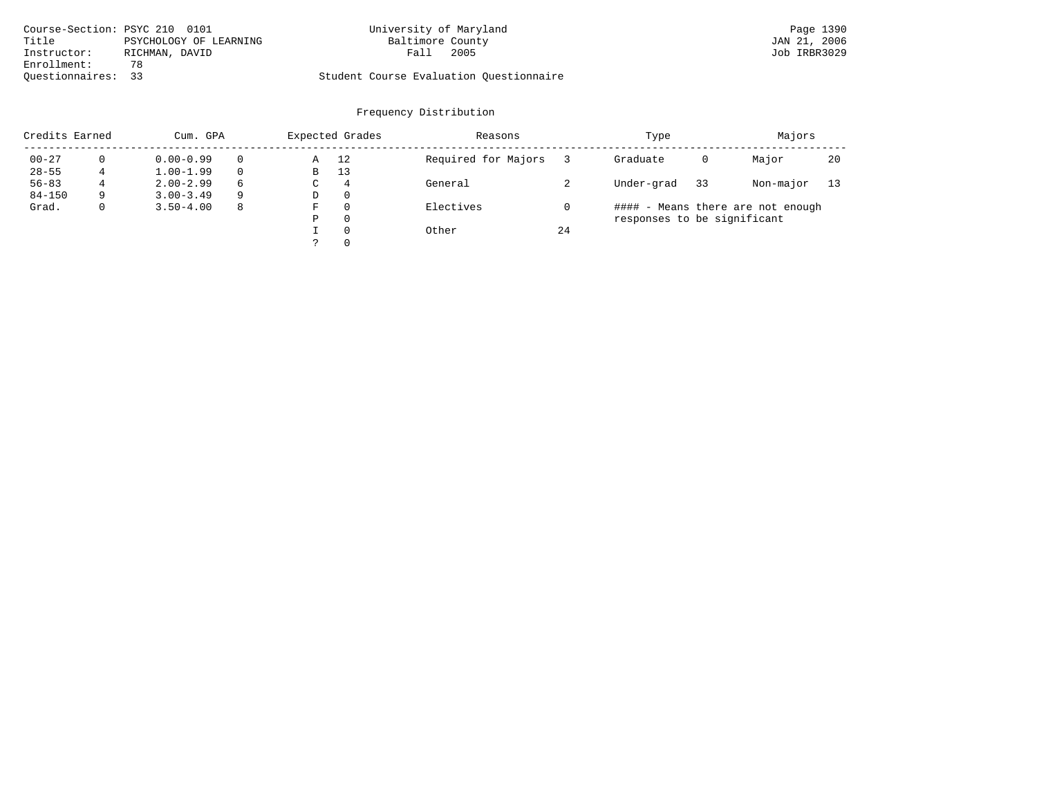Course-Section: PSYC 210 0101
Title: PSYCHOLOGY OF LEARNING
Instructor: RICHMAN, DAVID
Enrollment: 78
Questionnaires: 33

University of Maryland
Baltimore County
Fall 2005

Student Course Evaluation Questionnaire

JAN 21, 2006
Job IRBR3029

## Frequency Distribution

| Credits Earned | | Cum. GPA | | Expected Grades | | Reasons | | Type | | Majors | |
|---|---|---|---|---|---|---|---|---|---|---|---|
| 00-27 | 0 | 0.00-0.99 | 0 | A | 12 | Required for Majors | 3 | Graduate | 0 | Major | 20 |
| 28-55 | 4 | 1.00-1.99 | 0 | B | 13 | | | | | | |
| 56-83 | 4 | 2.00-2.99 | 6 | C | 4 | General | 2 | Under-grad | 33 | Non-major | 13 |
| 84-150 | 9 | 3.00-3.49 | 9 | D | 0 | | | | | | |
| Grad. | 0 | 3.50-4.00 | 8 | F | 0 | Electives | 0 | #### - Means there are not enough responses to be significant | | | |
| | | | | P | 0 | | | | | | |
| | | | | I | 0 | Other | 24 | | | | |
| | | | | ? | 0 | | | | | | |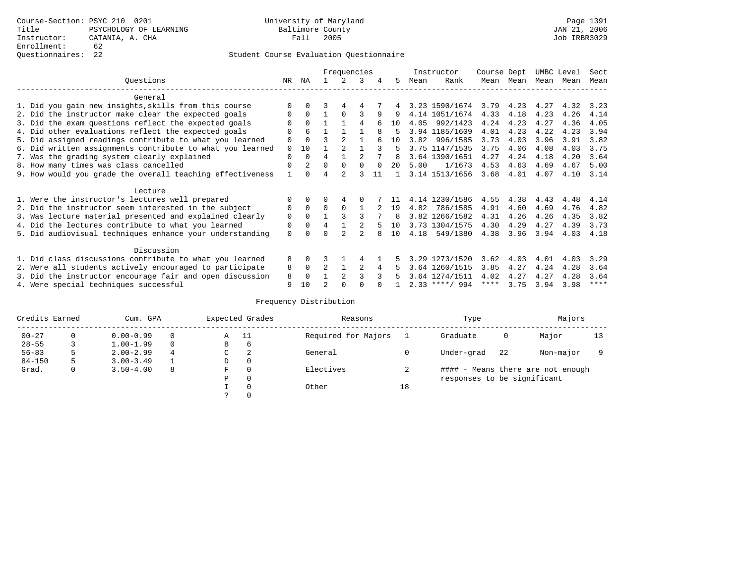Course-Section: PSYC 210 0201
Title: PSYCHOLOGY OF LEARNING
Instructor: CATANIA, A. CHA
Enrollment: 62
Questionnaires: 22

University of Maryland
Baltimore County
Fall 2005

JAN 21, 2006
Job IRBR3029

Student Course Evaluation Questionnaire

| Questions | NR | NA | 1 | 2 | 3 | 4 | 5 | Instructor Mean | Rank | Course Mean | Dept Mean | UMBC Mean | Level Mean | Sect Mean |
|---|---|---|---|---|---|---|---|---|---|---|---|---|---|---|
| **General** | | | | | | | | | | | | | | |
| 1. Did you gain new insights,skills from this course | 0 | 0 | 3 | 4 | 4 | 7 | 4 | 3.23 | 1590/1674 | 3.79 | 4.23 | 4.27 | 4.32 | 3.23 |
| 2. Did the instructor make clear the expected goals | 0 | 0 | 1 | 0 | 3 | 9 | 9 | 4.14 | 1051/1674 | 4.33 | 4.18 | 4.23 | 4.26 | 4.14 |
| 3. Did the exam questions reflect the expected goals | 0 | 0 | 1 | 1 | 4 | 6 | 10 | 4.05 | 992/1423 | 4.24 | 4.23 | 4.27 | 4.36 | 4.05 |
| 4. Did other evaluations reflect the expected goals | 0 | 6 | 1 | 1 | 1 | 8 | 5 | 3.94 | 1185/1609 | 4.01 | 4.23 | 4.22 | 4.23 | 3.94 |
| 5. Did assigned readings contribute to what you learned | 0 | 0 | 3 | 2 | 1 | 6 | 10 | 3.82 | 996/1585 | 3.73 | 4.03 | 3.96 | 3.91 | 3.82 |
| 6. Did written assignments contribute to what you learned | 0 | 10 | 1 | 2 | 1 | 3 | 5 | 3.75 | 1147/1535 | 3.75 | 4.06 | 4.08 | 4.03 | 3.75 |
| 7. Was the grading system clearly explained | 0 | 0 | 4 | 1 | 2 | 7 | 8 | 3.64 | 1390/1651 | 4.27 | 4.24 | 4.18 | 4.20 | 3.64 |
| 8. How many times was class cancelled | 0 | 2 | 0 | 0 | 0 | 0 | 20 | 5.00 | 1/1673 | 4.53 | 4.63 | 4.69 | 4.67 | 5.00 |
| 9. How would you grade the overall teaching effectiveness | 1 | 0 | 4 | 2 | 3 | 11 | 1 | 3.14 | 1513/1656 | 3.68 | 4.01 | 4.07 | 4.10 | 3.14 |
| **Lecture** | | | | | | | | | | | | | | |
| 1. Were the instructor's lectures well prepared | 0 | 0 | 0 | 4 | 0 | 7 | 11 | 4.14 | 1230/1586 | 4.55 | 4.38 | 4.43 | 4.48 | 4.14 |
| 2. Did the instructor seem interested in the subject | 0 | 0 | 0 | 0 | 1 | 2 | 19 | 4.82 | 786/1585 | 4.91 | 4.60 | 4.69 | 4.76 | 4.82 |
| 3. Was lecture material presented and explained clearly | 0 | 0 | 1 | 3 | 3 | 7 | 8 | 3.82 | 1266/1582 | 4.31 | 4.26 | 4.26 | 4.35 | 3.82 |
| 4. Did the lectures contribute to what you learned | 0 | 0 | 4 | 1 | 2 | 5 | 10 | 3.73 | 1304/1575 | 4.30 | 4.29 | 4.27 | 4.39 | 3.73 |
| 5. Did audiovisual techniques enhance your understanding | 0 | 0 | 0 | 2 | 2 | 8 | 10 | 4.18 | 549/1380 | 4.38 | 3.96 | 3.94 | 4.03 | 4.18 |
| **Discussion** | | | | | | | | | | | | | | |
| 1. Did class discussions contribute to what you learned | 8 | 0 | 3 | 1 | 4 | 1 | 5 | 3.29 | 1273/1520 | 3.62 | 4.03 | 4.01 | 4.03 | 3.29 |
| 2. Were all students actively encouraged to participate | 8 | 0 | 2 | 1 | 2 | 4 | 5 | 3.64 | 1260/1515 | 3.85 | 4.27 | 4.24 | 4.28 | 3.64 |
| 3. Did the instructor encourage fair and open discussion | 8 | 0 | 1 | 2 | 3 | 3 | 5 | 3.64 | 1274/1511 | 4.02 | 4.27 | 4.27 | 4.28 | 3.64 |
| 4. Were special techniques successful | 9 | 10 | 2 | 0 | 0 | 0 | 1 | 2.33 | ****/ 994 | **** | 3.75 | 3.94 | 3.98 | **** |

## Frequency Distribution

| Credits Earned | | Cum. GPA | | Expected Grades | | Reasons | | Type | | Majors | |
|---|---|---|---|---|---|---|---|---|---|---|---|
| 00-27 | 0 | 0.00-0.99 | 0 | A | 11 | Required for Majors | 1 | Graduate | 0 | Major | 13 |
| 28-55 | 3 | 1.00-1.99 | 0 | B | 6 | | | | | | |
| 56-83 | 5 | 2.00-2.99 | 4 | C | 2 | General | 0 | Under-grad | 22 | Non-major | 9 |
| 84-150 | 5 | 3.00-3.49 | 1 | D | 0 | | | | | | |
| Grad. | 0 | 3.50-4.00 | 8 | F | 0 | Electives | 2 | #### - Means there are not enough responses to be significant | | | |
| | | | | P | 0 | | | | | | |
| | | | | I | 0 | Other | 18 | | | | |
| | | | | ? | 0 | | | | | | |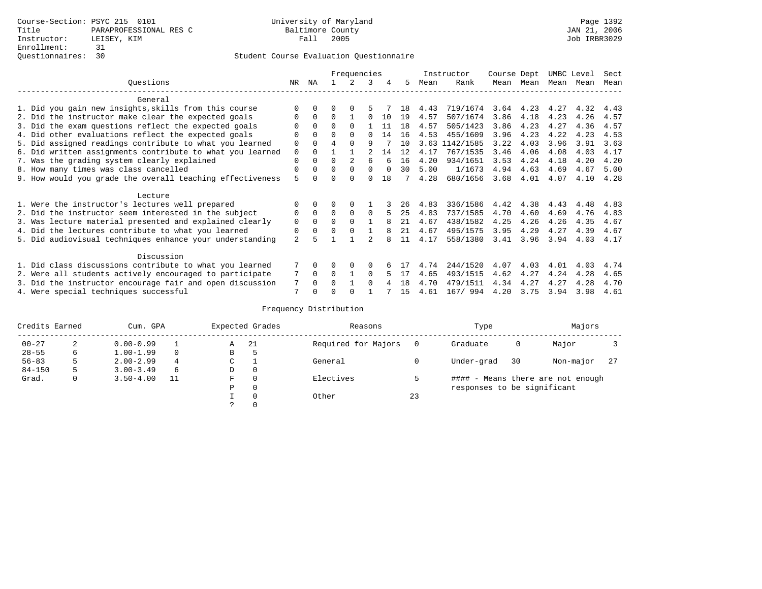Course-Section: PSYC 215 0101
Title: PARAPROFESSIONAL RES C
Instructor: LEISEY, KIM
Enrollment: 31
Questionnaires: 30

University of Maryland
Baltimore County
Fall 2005

JAN 21, 2006
Job IRBR3029

Student Course Evaluation Questionnaire

| Questions | NR | NA | 1 | 2 | 3 | 4 | 5 | Instructor Mean | Rank | Course Mean | Dept Mean | UMBC Mean | Level Mean | Sect Mean |
|---|---|---|---|---|---|---|---|---|---|---|---|---|---|---|
| **General** | | | | | | | | | | | | | | |
| 1. Did you gain new insights,skills from this course | 0 | 0 | 0 | 0 | 5 | 7 | 18 | 4.43 | 719/1674 | 3.64 | 4.23 | 4.27 | 4.32 | 4.43 |
| 2. Did the instructor make clear the expected goals | 0 | 0 | 0 | 1 | 0 | 10 | 19 | 4.57 | 507/1674 | 3.86 | 4.18 | 4.23 | 4.26 | 4.57 |
| 3. Did the exam questions reflect the expected goals | 0 | 0 | 0 | 0 | 1 | 11 | 18 | 4.57 | 505/1423 | 3.86 | 4.23 | 4.27 | 4.36 | 4.57 |
| 4. Did other evaluations reflect the expected goals | 0 | 0 | 0 | 0 | 0 | 14 | 16 | 4.53 | 455/1609 | 3.96 | 4.23 | 4.22 | 4.23 | 4.53 |
| 5. Did assigned readings contribute to what you learned | 0 | 0 | 4 | 0 | 9 | 7 | 10 | 3.63 | 1142/1585 | 3.22 | 4.03 | 3.96 | 3.91 | 3.63 |
| 6. Did written assignments contribute to what you learned | 0 | 0 | 1 | 1 | 2 | 14 | 12 | 4.17 | 767/1535 | 3.46 | 4.06 | 4.08 | 4.03 | 4.17 |
| 7. Was the grading system clearly explained | 0 | 0 | 0 | 2 | 6 | 6 | 16 | 4.20 | 934/1651 | 3.53 | 4.24 | 4.18 | 4.20 | 4.20 |
| 8. How many times was class cancelled | 0 | 0 | 0 | 0 | 0 | 0 | 30 | 5.00 | 1/1673 | 4.94 | 4.63 | 4.69 | 4.67 | 5.00 |
| 9. How would you grade the overall teaching effectiveness | 5 | 0 | 0 | 0 | 0 | 18 | 7 | 4.28 | 680/1656 | 3.68 | 4.01 | 4.07 | 4.10 | 4.28 |
| **Lecture** | | | | | | | | | | | | | | |
| 1. Were the instructor's lectures well prepared | 0 | 0 | 0 | 0 | 1 | 3 | 26 | 4.83 | 336/1586 | 4.42 | 4.38 | 4.43 | 4.48 | 4.83 |
| 2. Did the instructor seem interested in the subject | 0 | 0 | 0 | 0 | 0 | 5 | 25 | 4.83 | 737/1585 | 4.70 | 4.60 | 4.69 | 4.76 | 4.83 |
| 3. Was lecture material presented and explained clearly | 0 | 0 | 0 | 0 | 1 | 8 | 21 | 4.67 | 438/1582 | 4.25 | 4.26 | 4.26 | 4.35 | 4.67 |
| 4. Did the lectures contribute to what you learned | 0 | 0 | 0 | 0 | 1 | 8 | 21 | 4.67 | 495/1575 | 3.95 | 4.29 | 4.27 | 4.39 | 4.67 |
| 5. Did audiovisual techniques enhance your understanding | 2 | 5 | 1 | 1 | 2 | 8 | 11 | 4.17 | 558/1380 | 3.41 | 3.96 | 3.94 | 4.03 | 4.17 |
| **Discussion** | | | | | | | | | | | | | | |
| 1. Did class discussions contribute to what you learned | 7 | 0 | 0 | 0 | 0 | 6 | 17 | 4.74 | 244/1520 | 4.07 | 4.03 | 4.01 | 4.03 | 4.74 |
| 2. Were all students actively encouraged to participate | 7 | 0 | 0 | 1 | 0 | 5 | 17 | 4.65 | 493/1515 | 4.62 | 4.27 | 4.24 | 4.28 | 4.65 |
| 3. Did the instructor encourage fair and open discussion | 7 | 0 | 0 | 1 | 0 | 4 | 18 | 4.70 | 479/1511 | 4.34 | 4.27 | 4.27 | 4.28 | 4.70 |
| 4. Were special techniques successful | 7 | 0 | 0 | 0 | 1 | 7 | 15 | 4.61 | 167/ 994 | 4.20 | 3.75 | 3.94 | 3.98 | 4.61 |

Frequency Distribution

| Credits Earned | | Cum. GPA | | Expected Grades | | Reasons | | Type | | Majors | |
|---|---|---|---|---|---|---|---|---|---|---|---|
| 00-27 | 2 | 0.00-0.99 | 1 | A | 21 | Required for Majors | 0 | Graduate | 0 | Major | 3 |
| 28-55 | 6 | 1.00-1.99 | 0 | B | 5 | | | | | | |
| 56-83 | 5 | 2.00-2.99 | 4 | C | 1 | General | 0 | Under-grad | 30 | Non-major | 27 |
| 84-150 | 5 | 3.00-3.49 | 6 | D | 0 | | | | | | |
| Grad. | 0 | 3.50-4.00 | 11 | F | 0 | Electives | 5 | | | | |
| | | | | P | 0 | | | | | | |
| | | | | I | 0 | Other | 23 | | | | |
| | | | | ? | 0 | | | | | | |

#### - Means there are not enough responses to be significant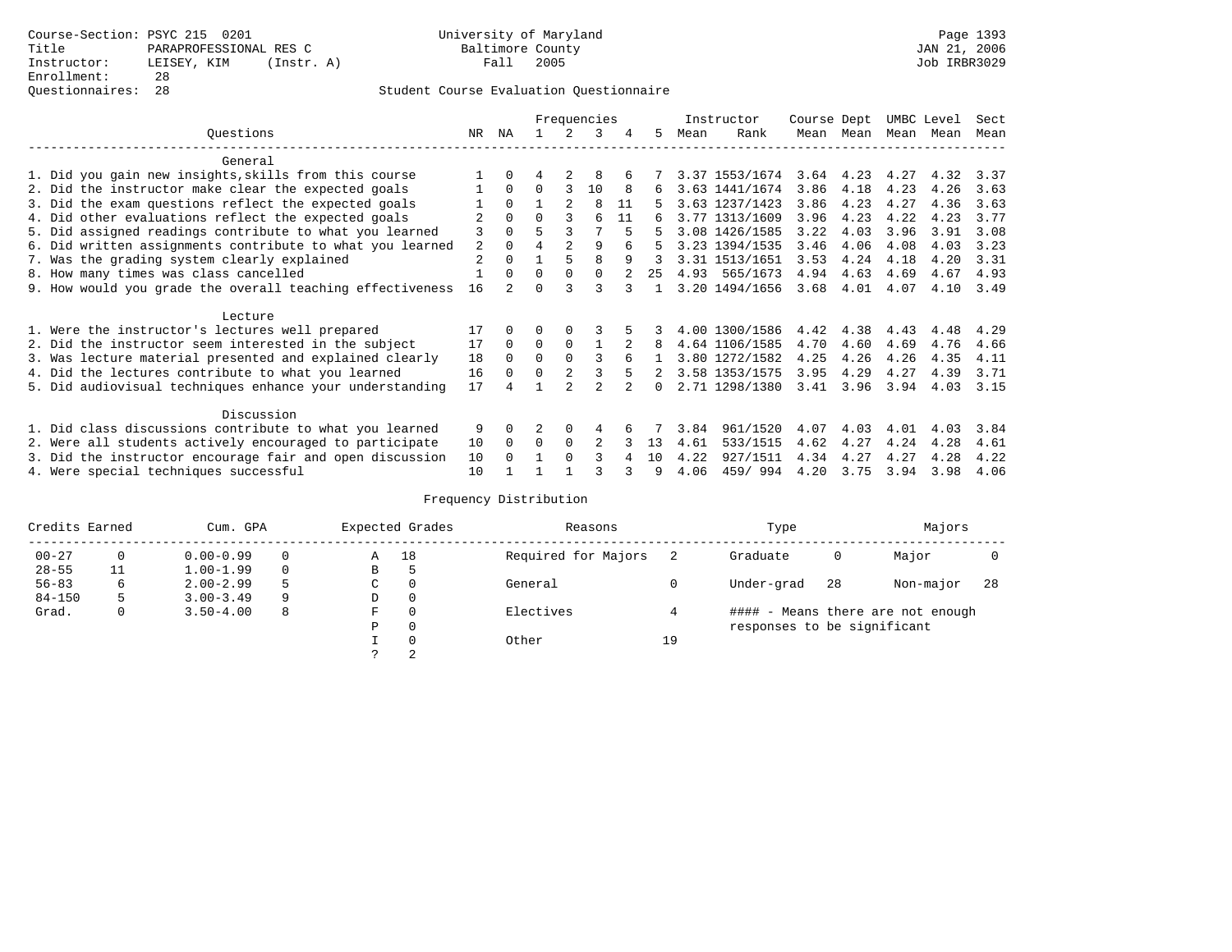Course-Section: PSYC 215 0201
Title: PARAPROFESSIONAL RES C
Instructor: LEISEY, KIM (Instr. A)
Enrollment: 28
Questionnaires: 28

University of Maryland
Baltimore County
Fall 2005

JAN 21, 2006
Job IRBR3029

## Student Course Evaluation Questionnaire

| Questions | NR | NA | 1 | 2 | 3 | 4 | 5 | Instructor Mean | Instructor Rank | Course Mean | Dept Mean | UMBC Mean | Level Mean | Sect Mean |
|---|---|---|---|---|---|---|---|---|---|---|---|---|---|---|
| **General** | | | | | | | | | | | | | | |
| 1. Did you gain new insights,skills from this course | 1 | 0 | 4 | 2 | 8 | 6 | 7 | 3.37 | 1553/1674 | 3.64 | 4.23 | 4.27 | 4.32 | 3.37 |
| 2. Did the instructor make clear the expected goals | 1 | 0 | 0 | 3 | 10 | 8 | 6 | 3.63 | 1441/1674 | 3.86 | 4.18 | 4.23 | 4.26 | 3.63 |
| 3. Did the exam questions reflect the expected goals | 1 | 0 | 1 | 2 | 8 | 11 | 5 | 3.63 | 1237/1423 | 3.86 | 4.23 | 4.27 | 4.36 | 3.63 |
| 4. Did other evaluations reflect the expected goals | 2 | 0 | 0 | 3 | 6 | 11 | 6 | 3.77 | 1313/1609 | 3.96 | 4.23 | 4.22 | 4.23 | 3.77 |
| 5. Did assigned readings contribute to what you learned | 3 | 0 | 5 | 3 | 7 | 5 | 5 | 3.08 | 1426/1585 | 3.22 | 4.03 | 3.96 | 3.91 | 3.08 |
| 6. Did written assignments contribute to what you learned | 2 | 0 | 4 | 2 | 9 | 6 | 5 | 3.23 | 1394/1535 | 3.46 | 4.06 | 4.08 | 4.03 | 3.23 |
| 7. Was the grading system clearly explained | 2 | 0 | 1 | 5 | 8 | 9 | 3 | 3.31 | 1513/1651 | 3.53 | 4.24 | 4.18 | 4.20 | 3.31 |
| 8. How many times was class cancelled | 1 | 0 | 0 | 0 | 0 | 2 | 25 | 4.93 | 565/1673 | 4.94 | 4.63 | 4.69 | 4.67 | 4.93 |
| 9. How would you grade the overall teaching effectiveness | 16 | 2 | 0 | 3 | 3 | 3 | 1 | 3.20 | 1494/1656 | 3.68 | 4.01 | 4.07 | 4.10 | 3.49 |
| **Lecture** | | | | | | | | | | | | | | |
| 1. Were the instructor's lectures well prepared | 17 | 0 | 0 | 0 | 3 | 5 | 3 | 4.00 | 1300/1586 | 4.42 | 4.38 | 4.43 | 4.48 | 4.29 |
| 2. Did the instructor seem interested in the subject | 17 | 0 | 0 | 0 | 1 | 2 | 8 | 4.64 | 1106/1585 | 4.70 | 4.60 | 4.69 | 4.76 | 4.66 |
| 3. Was lecture material presented and explained clearly | 18 | 0 | 0 | 0 | 3 | 6 | 1 | 3.80 | 1272/1582 | 4.25 | 4.26 | 4.26 | 4.35 | 4.11 |
| 4. Did the lectures contribute to what you learned | 16 | 0 | 0 | 2 | 3 | 5 | 2 | 3.58 | 1353/1575 | 3.95 | 4.29 | 4.27 | 4.39 | 3.71 |
| 5. Did audiovisual techniques enhance your understanding | 17 | 4 | 1 | 2 | 2 | 2 | 0 | 2.71 | 1298/1380 | 3.41 | 3.96 | 3.94 | 4.03 | 3.15 |
| **Discussion** | | | | | | | | | | | | | | |
| 1. Did class discussions contribute to what you learned | 9 | 0 | 2 | 0 | 4 | 6 | 7 | 3.84 | 961/1520 | 4.07 | 4.03 | 4.01 | 4.03 | 3.84 |
| 2. Were all students actively encouraged to participate | 10 | 0 | 0 | 0 | 2 | 3 | 13 | 4.61 | 533/1515 | 4.62 | 4.27 | 4.24 | 4.28 | 4.61 |
| 3. Did the instructor encourage fair and open discussion | 10 | 0 | 1 | 0 | 3 | 4 | 10 | 4.22 | 927/1511 | 4.34 | 4.27 | 4.27 | 4.28 | 4.22 |
| 4. Were special techniques successful | 10 | 1 | 1 | 1 | 3 | 3 | 9 | 4.06 | 459/ 994 | 4.20 | 3.75 | 3.94 | 3.98 | 4.06 |

## Frequency Distribution

| Credits Earned | | Cum. GPA | | Expected Grades | | Reasons | | Type | | Majors | |
|---|---|---|---|---|---|---|---|---|---|---|---|
| 00-27 | 0 | 0.00-0.99 | 0 | A | 18 | Required for Majors | 2 | Graduate | 0 | Major | 0 |
| 28-55 | 11 | 1.00-1.99 | 0 | B | 5 | | | | | | |
| 56-83 | 6 | 2.00-2.99 | 5 | C | 0 | General | 0 | Under-grad | 28 | Non-major | 28 |
| 84-150 | 5 | 3.00-3.49 | 9 | D | 0 | | | | | | |
| Grad. | 0 | 3.50-4.00 | 8 | F | 0 | Electives | 4 | | | | |
| | | | | P | 0 | | | | | | |
| | | | | I | 0 | Other | 19 | | | | |
| | | | | ? | 2 | | | | | | |

#### - Means there are not enough responses to be significant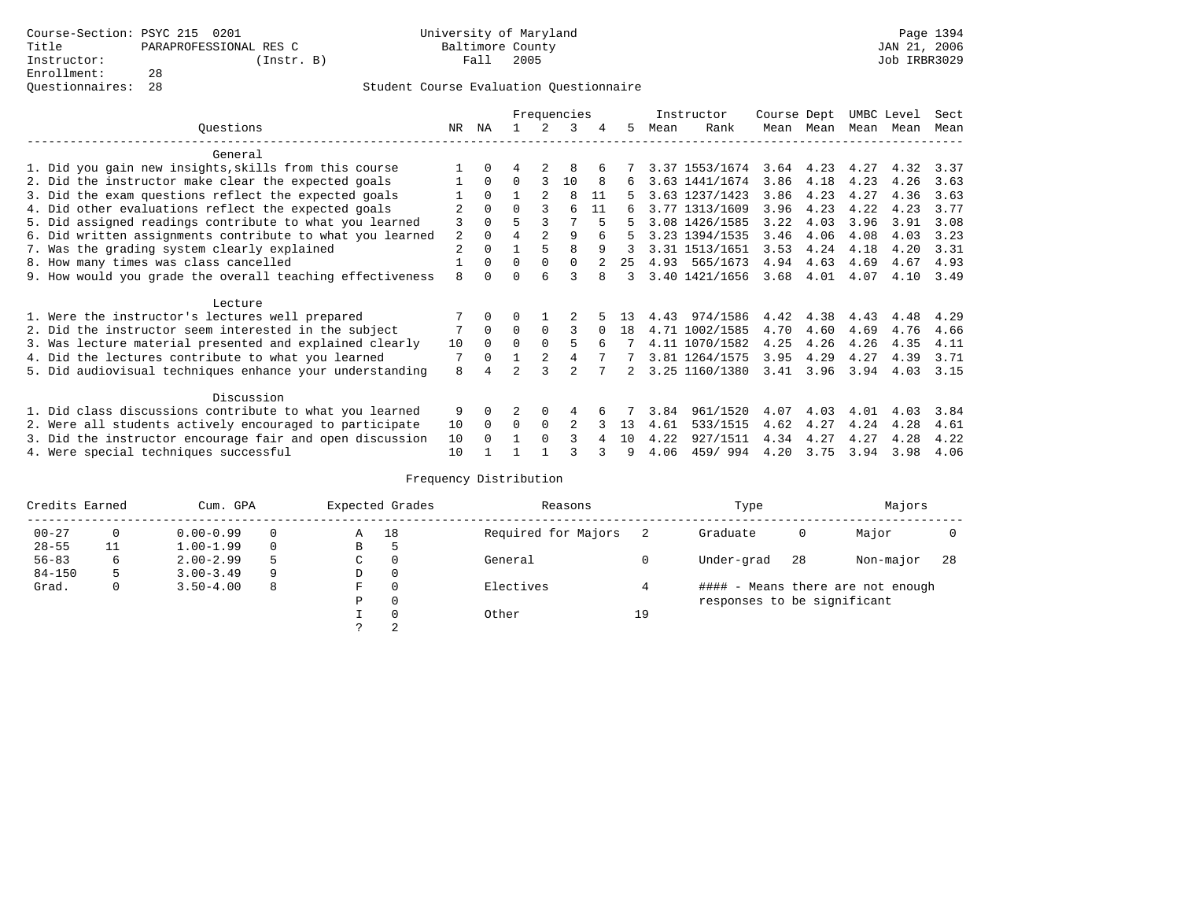Course-Section: PSYC 215 0201 — University of Maryland Baltimore County — Fall 2005

Title: PARAPROFESSIONAL RES C

Instructor: (Instr. B)

Enrollment: 28

Questionnaires: 28

JAN 21, 2006 — Job IRBR3029

## Student Course Evaluation Questionnaire

| Questions | NR | NA | 1 | 2 | 3 | 4 | 5 | Instructor Mean | Instructor Rank | Course Mean | Dept Mean | UMBC Mean | Level Mean | Sect Mean |
|---|---|---|---|---|---|---|---|---|---|---|---|---|---|---|
| **General** | | | | | | | | | | | | | | |
| 1. Did you gain new insights,skills from this course | 1 | 0 | 4 | 2 | 8 | 6 | 7 | 3.37 | 1553/1674 | 3.64 | 4.23 | 4.27 | 4.32 | 3.37 |
| 2. Did the instructor make clear the expected goals | 1 | 0 | 0 | 3 | 10 | 8 | 6 | 3.63 | 1441/1674 | 3.86 | 4.18 | 4.23 | 4.26 | 3.63 |
| 3. Did the exam questions reflect the expected goals | 1 | 0 | 1 | 2 | 8 | 11 | 5 | 3.63 | 1237/1423 | 3.86 | 4.23 | 4.27 | 4.36 | 3.63 |
| 4. Did other evaluations reflect the expected goals | 2 | 0 | 0 | 3 | 6 | 11 | 6 | 3.77 | 1313/1609 | 3.96 | 4.23 | 4.22 | 4.23 | 3.77 |
| 5. Did assigned readings contribute to what you learned | 3 | 0 | 5 | 3 | 7 | 5 | 5 | 3.08 | 1426/1585 | 3.22 | 4.03 | 3.96 | 3.91 | 3.08 |
| 6. Did written assignments contribute to what you learned | 2 | 0 | 4 | 2 | 9 | 6 | 5 | 3.23 | 1394/1535 | 3.46 | 4.06 | 4.08 | 4.03 | 3.23 |
| 7. Was the grading system clearly explained | 2 | 0 | 1 | 5 | 8 | 9 | 3 | 3.31 | 1513/1651 | 3.53 | 4.24 | 4.18 | 4.20 | 3.31 |
| 8. How many times was class cancelled | 1 | 0 | 0 | 0 | 0 | 2 | 25 | 4.93 | 565/1673 | 4.94 | 4.63 | 4.69 | 4.67 | 4.93 |
| 9. How would you grade the overall teaching effectiveness | 8 | 0 | 0 | 6 | 3 | 8 | 3 | 3.40 | 1421/1656 | 3.68 | 4.01 | 4.07 | 4.10 | 3.49 |
| **Lecture** | | | | | | | | | | | | | | |
| 1. Were the instructor's lectures well prepared | 7 | 0 | 0 | 1 | 2 | 5 | 13 | 4.43 | 974/1586 | 4.42 | 4.38 | 4.43 | 4.48 | 4.29 |
| 2. Did the instructor seem interested in the subject | 7 | 0 | 0 | 0 | 3 | 0 | 18 | 4.71 | 1002/1585 | 4.70 | 4.60 | 4.69 | 4.76 | 4.66 |
| 3. Was lecture material presented and explained clearly | 10 | 0 | 0 | 0 | 5 | 6 | 7 | 4.11 | 1070/1582 | 4.25 | 4.26 | 4.26 | 4.35 | 4.11 |
| 4. Did the lectures contribute to what you learned | 7 | 0 | 1 | 2 | 4 | 7 | 7 | 3.81 | 1264/1575 | 3.95 | 4.29 | 4.27 | 4.39 | 3.71 |
| 5. Did audiovisual techniques enhance your understanding | 8 | 4 | 2 | 3 | 2 | 7 | 2 | 3.25 | 1160/1380 | 3.41 | 3.96 | 3.94 | 4.03 | 3.15 |
| **Discussion** | | | | | | | | | | | | | | |
| 1. Did class discussions contribute to what you learned | 9 | 0 | 2 | 0 | 4 | 6 | 7 | 3.84 | 961/1520 | 4.07 | 4.03 | 4.01 | 4.03 | 3.84 |
| 2. Were all students actively encouraged to participate | 10 | 0 | 0 | 0 | 2 | 3 | 13 | 4.61 | 533/1515 | 4.62 | 4.27 | 4.24 | 4.28 | 4.61 |
| 3. Did the instructor encourage fair and open discussion | 10 | 0 | 1 | 0 | 3 | 4 | 10 | 4.22 | 927/1511 | 4.34 | 4.27 | 4.27 | 4.28 | 4.22 |
| 4. Were special techniques successful | 10 | 1 | 1 | 1 | 3 | 3 | 9 | 4.06 | 459/ 994 | 4.20 | 3.75 | 3.94 | 3.98 | 4.06 |

## Frequency Distribution

| Credits Earned | | Cum. GPA | | Expected Grades | | Reasons | | Type | | Majors | |
|---|---|---|---|---|---|---|---|---|---|---|---|
| 00-27 | 0 | 0.00-0.99 | 0 | A | 18 | Required for Majors | 2 | Graduate | 0 | Major | 0 |
| 28-55 | 11 | 1.00-1.99 | 0 | B | 5 | | | | | | |
| 56-83 | 6 | 2.00-2.99 | 5 | C | 0 | General | 0 | Under-grad | 28 | Non-major | 28 |
| 84-150 | 5 | 3.00-3.49 | 9 | D | 0 | | | | | | |
| Grad. | 0 | 3.50-4.00 | 8 | F | 0 | Electives | 4 | | | | |
| | | | | P | 0 | | | | | | |
| | | | | I | 0 | Other | 19 | | | | |
| | | | | ? | 2 | | | | | | |

#### - Means there are not enough responses to be significant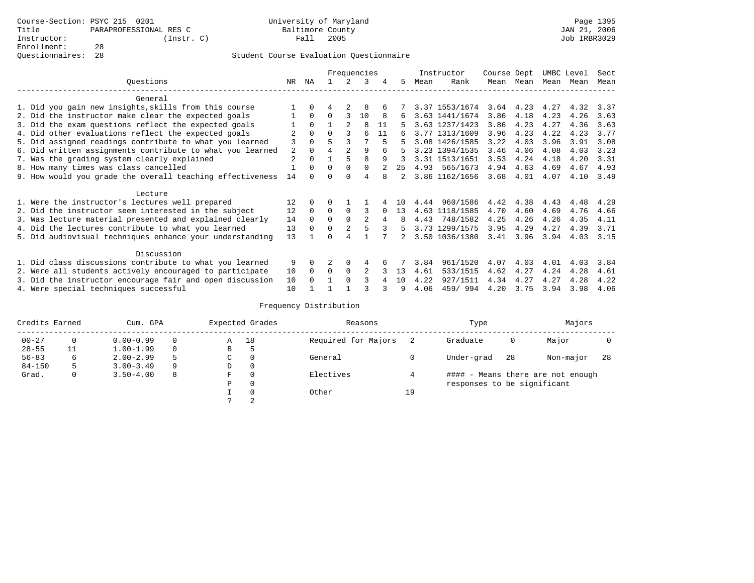Course-Section: PSYC 215 0201
Title: PARAPROFESSIONAL RES C
Instructor: (Instr. C)
Enrollment: 28
Questionnaires: 28

University of Maryland
Baltimore County
Fall 2005

JAN 21, 2006
Job IRBR3029

## Student Course Evaluation Questionnaire

| Questions | NR | NA | 1 | 2 | 3 | 4 | 5 | Instructor Mean | Instructor Rank | Course Mean | Dept Mean | UMBC Mean | Level Mean | Sect Mean |
|---|---|---|---|---|---|---|---|---|---|---|---|---|---|---|
| **General** | | | | | | | | | | | | | | |
| 1. Did you gain new insights,skills from this course | 1 | 0 | 4 | 2 | 8 | 6 | 7 | 3.37 | 1553/1674 | 3.64 | 4.23 | 4.27 | 4.32 | 3.37 |
| 2. Did the instructor make clear the expected goals | 1 | 0 | 0 | 3 | 10 | 8 | 6 | 3.63 | 1441/1674 | 3.86 | 4.18 | 4.23 | 4.26 | 3.63 |
| 3. Did the exam questions reflect the expected goals | 1 | 0 | 1 | 2 | 8 | 11 | 5 | 3.63 | 1237/1423 | 3.86 | 4.23 | 4.27 | 4.36 | 3.63 |
| 4. Did other evaluations reflect the expected goals | 2 | 0 | 0 | 3 | 6 | 11 | 6 | 3.77 | 1313/1609 | 3.96 | 4.23 | 4.22 | 4.23 | 3.77 |
| 5. Did assigned readings contribute to what you learned | 3 | 0 | 5 | 3 | 7 | 5 | 5 | 3.08 | 1426/1585 | 3.22 | 4.03 | 3.96 | 3.91 | 3.08 |
| 6. Did written assignments contribute to what you learned | 2 | 0 | 4 | 2 | 9 | 6 | 5 | 3.23 | 1394/1535 | 3.46 | 4.06 | 4.08 | 4.03 | 3.23 |
| 7. Was the grading system clearly explained | 2 | 0 | 1 | 5 | 8 | 9 | 3 | 3.31 | 1513/1651 | 3.53 | 4.24 | 4.18 | 4.20 | 3.31 |
| 8. How many times was class cancelled | 1 | 0 | 0 | 0 | 0 | 2 | 25 | 4.93 | 565/1673 | 4.94 | 4.63 | 4.69 | 4.67 | 4.93 |
| 9. How would you grade the overall teaching effectiveness | 14 | 0 | 0 | 0 | 4 | 8 | 2 | 3.86 | 1162/1656 | 3.68 | 4.01 | 4.07 | 4.10 | 3.49 |
| **Lecture** | | | | | | | | | | | | | | |
| 1. Were the instructor's lectures well prepared | 12 | 0 | 0 | 1 | 1 | 4 | 10 | 4.44 | 960/1586 | 4.42 | 4.38 | 4.43 | 4.48 | 4.29 |
| 2. Did the instructor seem interested in the subject | 12 | 0 | 0 | 0 | 3 | 0 | 13 | 4.63 | 1118/1585 | 4.70 | 4.60 | 4.69 | 4.76 | 4.66 |
| 3. Was lecture material presented and explained clearly | 14 | 0 | 0 | 0 | 2 | 4 | 8 | 4.43 | 748/1582 | 4.25 | 4.26 | 4.26 | 4.35 | 4.11 |
| 4. Did the lectures contribute to what you learned | 13 | 0 | 0 | 2 | 5 | 3 | 5 | 3.73 | 1299/1575 | 3.95 | 4.29 | 4.27 | 4.39 | 3.71 |
| 5. Did audiovisual techniques enhance your understanding | 13 | 1 | 0 | 4 | 1 | 7 | 2 | 3.50 | 1036/1380 | 3.41 | 3.96 | 3.94 | 4.03 | 3.15 |
| **Discussion** | | | | | | | | | | | | | | |
| 1. Did class discussions contribute to what you learned | 9 | 0 | 2 | 0 | 4 | 6 | 7 | 3.84 | 961/1520 | 4.07 | 4.03 | 4.01 | 4.03 | 3.84 |
| 2. Were all students actively encouraged to participate | 10 | 0 | 0 | 0 | 2 | 3 | 13 | 4.61 | 533/1515 | 4.62 | 4.27 | 4.24 | 4.28 | 4.61 |
| 3. Did the instructor encourage fair and open discussion | 10 | 0 | 1 | 0 | 3 | 4 | 10 | 4.22 | 927/1511 | 4.34 | 4.27 | 4.27 | 4.28 | 4.22 |
| 4. Were special techniques successful | 10 | 1 | 1 | 1 | 3 | 3 | 9 | 4.06 | 459/ 994 | 4.20 | 3.75 | 3.94 | 3.98 | 4.06 |

## Frequency Distribution

| Credits Earned | | Cum. GPA | | Expected Grades | | Reasons | | Type | | Majors | |
|---|---|---|---|---|---|---|---|---|---|---|---|
| 00-27 | 0 | 0.00-0.99 | 0 | A | 18 | Required for Majors | 2 | Graduate | 0 | Major | 0 |
| 28-55 | 11 | 1.00-1.99 | 0 | B | 5 | | | | | | |
| 56-83 | 6 | 2.00-2.99 | 5 | C | 0 | General | 0 | Under-grad | 28 | Non-major | 28 |
| 84-150 | 5 | 3.00-3.49 | 9 | D | 0 | | | | | | |
| Grad. | 0 | 3.50-4.00 | 8 | F | 0 | Electives | 4 | | | | |
| | | | | P | 0 | | | | | | |
| | | | | I | 0 | Other | 19 | | | | |
| | | | | ? | 2 | | | | | | |

#### - Means there are not enough responses to be significant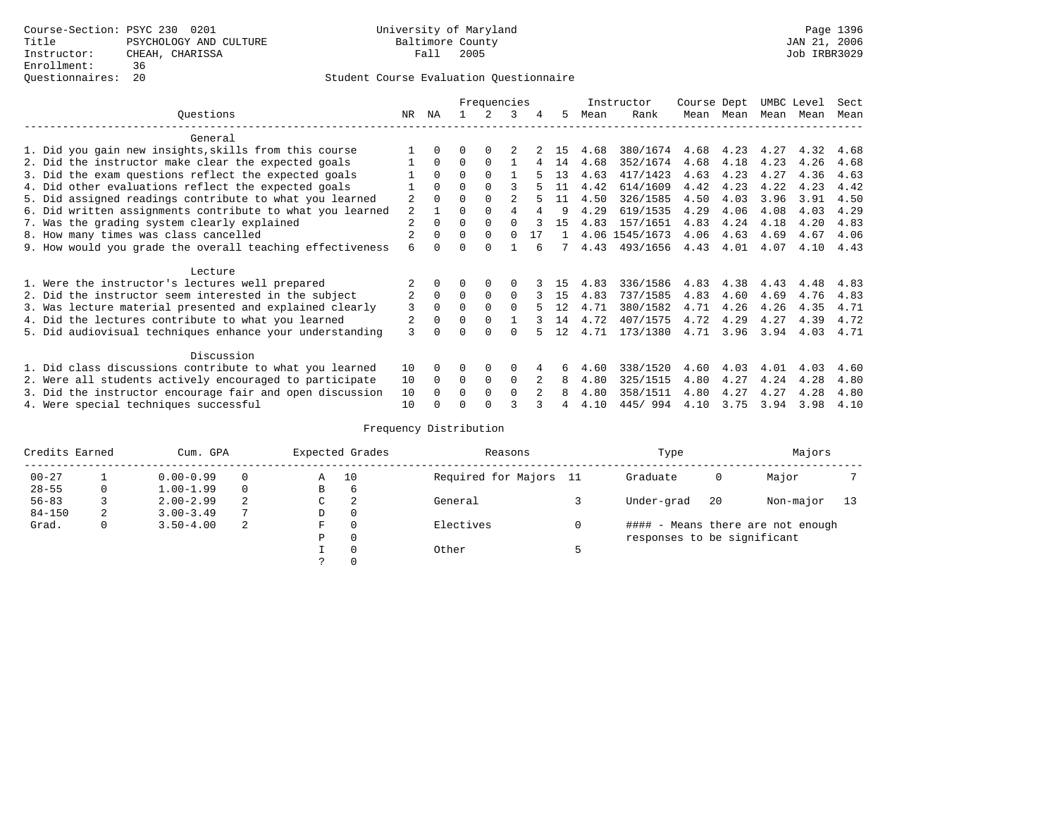Course-Section: PSYC 230 0201
Title: PSYCHOLOGY AND CULTURE
Instructor: CHEAH, CHARISSA
Enrollment: 36
Questionnaires: 20

University of Maryland
Baltimore County
Fall 2005

Page 1396
JAN 21, 2006
Job IRBR3029

Student Course Evaluation Questionnaire

| Questions | NR | NA | 1 | 2 | 3 | 4 | 5 | Instructor Mean | Instructor Rank | Course Mean | Dept Mean | UMBC Mean | Level Mean | Sect Mean |
|---|---|---|---|---|---|---|---|---|---|---|---|---|---|---|
| **General** | | | | | | | | | | | | | | |
| 1. Did you gain new insights,skills from this course | 1 | 0 | 0 | 0 | 2 | 2 | 15 | 4.68 | 380/1674 | 4.68 | 4.23 | 4.27 | 4.32 | 4.68 |
| 2. Did the instructor make clear the expected goals | 1 | 0 | 0 | 0 | 1 | 4 | 14 | 4.68 | 352/1674 | 4.68 | 4.18 | 4.23 | 4.26 | 4.68 |
| 3. Did the exam questions reflect the expected goals | 1 | 0 | 0 | 0 | 1 | 5 | 13 | 4.63 | 417/1423 | 4.63 | 4.23 | 4.27 | 4.36 | 4.63 |
| 4. Did other evaluations reflect the expected goals | 1 | 0 | 0 | 0 | 3 | 5 | 11 | 4.42 | 614/1609 | 4.42 | 4.23 | 4.22 | 4.23 | 4.42 |
| 5. Did assigned readings contribute to what you learned | 2 | 0 | 0 | 0 | 2 | 5 | 11 | 4.50 | 326/1585 | 4.50 | 4.03 | 3.96 | 3.91 | 4.50 |
| 6. Did written assignments contribute to what you learned | 2 | 1 | 0 | 0 | 4 | 4 | 9 | 4.29 | 619/1535 | 4.29 | 4.06 | 4.08 | 4.03 | 4.29 |
| 7. Was the grading system clearly explained | 2 | 0 | 0 | 0 | 0 | 3 | 15 | 4.83 | 157/1651 | 4.83 | 4.24 | 4.18 | 4.20 | 4.83 |
| 8. How many times was class cancelled | 2 | 0 | 0 | 0 | 0 | 17 | 1 | 4.06 | 1545/1673 | 4.06 | 4.63 | 4.69 | 4.67 | 4.06 |
| 9. How would you grade the overall teaching effectiveness | 6 | 0 | 0 | 0 | 1 | 6 | 7 | 4.43 | 493/1656 | 4.43 | 4.01 | 4.07 | 4.10 | 4.43 |
| **Lecture** | | | | | | | | | | | | | | |
| 1. Were the instructor's lectures well prepared | 2 | 0 | 0 | 0 | 0 | 3 | 15 | 4.83 | 336/1586 | 4.83 | 4.38 | 4.43 | 4.48 | 4.83 |
| 2. Did the instructor seem interested in the subject | 2 | 0 | 0 | 0 | 0 | 3 | 15 | 4.83 | 737/1585 | 4.83 | 4.60 | 4.69 | 4.76 | 4.83 |
| 3. Was lecture material presented and explained clearly | 3 | 0 | 0 | 0 | 0 | 5 | 12 | 4.71 | 380/1582 | 4.71 | 4.26 | 4.26 | 4.35 | 4.71 |
| 4. Did the lectures contribute to what you learned | 2 | 0 | 0 | 0 | 1 | 3 | 14 | 4.72 | 407/1575 | 4.72 | 4.29 | 4.27 | 4.39 | 4.72 |
| 5. Did audiovisual techniques enhance your understanding | 3 | 0 | 0 | 0 | 0 | 5 | 12 | 4.71 | 173/1380 | 4.71 | 3.96 | 3.94 | 4.03 | 4.71 |
| **Discussion** | | | | | | | | | | | | | | |
| 1. Did class discussions contribute to what you learned | 10 | 0 | 0 | 0 | 0 | 4 | 6 | 4.60 | 338/1520 | 4.60 | 4.03 | 4.01 | 4.03 | 4.60 |
| 2. Were all students actively encouraged to participate | 10 | 0 | 0 | 0 | 0 | 2 | 8 | 4.80 | 325/1515 | 4.80 | 4.27 | 4.24 | 4.28 | 4.80 |
| 3. Did the instructor encourage fair and open discussion | 10 | 0 | 0 | 0 | 0 | 2 | 8 | 4.80 | 358/1511 | 4.80 | 4.27 | 4.27 | 4.28 | 4.80 |
| 4. Were special techniques successful | 10 | 0 | 0 | 0 | 3 | 3 | 4 | 4.10 | 445/ 994 | 4.10 | 3.75 | 3.94 | 3.98 | 4.10 |

Frequency Distribution

| Credits Earned | | Cum. GPA | | Expected Grades | | Reasons | | Type | | Majors | |
|---|---|---|---|---|---|---|---|---|---|---|---|
| 00-27 | 1 | 0.00-0.99 | 0 | A | 10 | Required for Majors | 11 | Graduate | 0 | Major | 7 |
| 28-55 | 0 | 1.00-1.99 | 0 | B | 6 | | | | | | |
| 56-83 | 3 | 2.00-2.99 | 2 | C | 2 | General | 3 | Under-grad | 20 | Non-major | 13 |
| 84-150 | 2 | 3.00-3.49 | 7 | D | 0 | | | | | | |
| Grad. | 0 | 3.50-4.00 | 2 | F | 0 | Electives | 0 | #### - Means there are not enough responses to be significant | | | |
| | | | | P | 0 | | | | | | |
| | | | | I | 0 | Other | 5 | | | | |
| | | | | ? | 0 | | | | | | |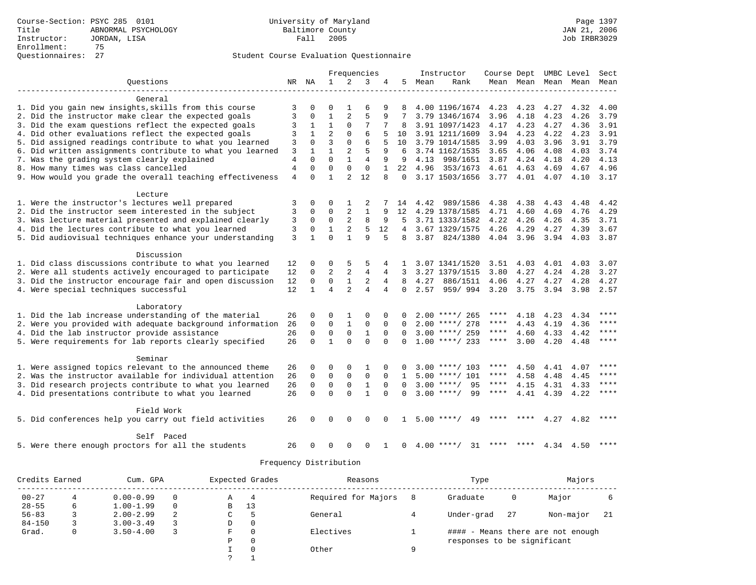Course-Section: PSYC 285 0101
Title: ABNORMAL PSYCHOLOGY
Instructor: JORDAN, LISA
Enrollment: 75
Questionnaires: 27

University of Maryland
Baltimore County
Fall 2005

JAN 21, 2006
Job IRBR3029

## Student Course Evaluation Questionnaire

| Questions | NR | NA | 1 | 2 | 3 | 4 | 5 | Instructor Mean | Rank | Course Mean | Dept Mean | UMBC Mean | Level Mean | Sect Mean |
|---|---|---|---|---|---|---|---|---|---|---|---|---|---|---|
| **General** | | | | | | | | | | | | | | |
| 1. Did you gain new insights,skills from this course | 3 | 0 | 0 | 1 | 6 | 9 | 8 | 4.00 | 1196/1674 | 4.23 | 4.23 | 4.27 | 4.32 | 4.00 |
| 2. Did the instructor make clear the expected goals | 3 | 0 | 1 | 2 | 5 | 9 | 7 | 3.79 | 1346/1674 | 3.96 | 4.18 | 4.23 | 4.26 | 3.79 |
| 3. Did the exam questions reflect the expected goals | 3 | 1 | 1 | 0 | 7 | 7 | 8 | 3.91 | 1097/1423 | 4.17 | 4.23 | 4.27 | 4.36 | 3.91 |
| 4. Did other evaluations reflect the expected goals | 3 | 1 | 2 | 0 | 6 | 5 | 10 | 3.91 | 1211/1609 | 3.94 | 4.23 | 4.22 | 4.23 | 3.91 |
| 5. Did assigned readings contribute to what you learned | 3 | 0 | 3 | 0 | 6 | 5 | 10 | 3.79 | 1014/1585 | 3.99 | 4.03 | 3.96 | 3.91 | 3.79 |
| 6. Did written assignments contribute to what you learned | 3 | 1 | 1 | 2 | 5 | 9 | 6 | 3.74 | 1162/1535 | 3.65 | 4.06 | 4.08 | 4.03 | 3.74 |
| 7. Was the grading system clearly explained | 4 | 0 | 0 | 1 | 4 | 9 | 9 | 4.13 | 998/1651 | 3.87 | 4.24 | 4.18 | 4.20 | 4.13 |
| 8. How many times was class cancelled | 4 | 0 | 0 | 0 | 0 | 1 | 22 | 4.96 | 353/1673 | 4.61 | 4.63 | 4.69 | 4.67 | 4.96 |
| 9. How would you grade the overall teaching effectiveness | 4 | 0 | 1 | 2 | 12 | 8 | 0 | 3.17 | 1503/1656 | 3.77 | 4.01 | 4.07 | 4.10 | 3.17 |
| **Lecture** | | | | | | | | | | | | | | |
| 1. Were the instructor's lectures well prepared | 3 | 0 | 0 | 1 | 2 | 7 | 14 | 4.42 | 989/1586 | 4.38 | 4.38 | 4.43 | 4.48 | 4.42 |
| 2. Did the instructor seem interested in the subject | 3 | 0 | 0 | 2 | 1 | 9 | 12 | 4.29 | 1378/1585 | 4.71 | 4.60 | 4.69 | 4.76 | 4.29 |
| 3. Was lecture material presented and explained clearly | 3 | 0 | 0 | 2 | 8 | 9 | 5 | 3.71 | 1333/1582 | 4.22 | 4.26 | 4.26 | 4.35 | 3.71 |
| 4. Did the lectures contribute to what you learned | 3 | 0 | 1 | 2 | 5 | 12 | 4 | 3.67 | 1329/1575 | 4.26 | 4.29 | 4.27 | 4.39 | 3.67 |
| 5. Did audiovisual techniques enhance your understanding | 3 | 1 | 0 | 1 | 9 | 5 | 8 | 3.87 | 824/1380 | 4.04 | 3.96 | 3.94 | 4.03 | 3.87 |
| **Discussion** | | | | | | | | | | | | | | |
| 1. Did class discussions contribute to what you learned | 12 | 0 | 0 | 5 | 5 | 4 | 1 | 3.07 | 1341/1520 | 3.51 | 4.03 | 4.01 | 4.03 | 3.07 |
| 2. Were all students actively encouraged to participate | 12 | 0 | 2 | 2 | 4 | 4 | 3 | 3.27 | 1379/1515 | 3.80 | 4.27 | 4.24 | 4.28 | 3.27 |
| 3. Did the instructor encourage fair and open discussion | 12 | 0 | 0 | 1 | 2 | 4 | 8 | 4.27 | 886/1511 | 4.06 | 4.27 | 4.27 | 4.28 | 4.27 |
| 4. Were special techniques successful | 12 | 1 | 4 | 2 | 4 | 4 | 0 | 2.57 | 959/ 994 | 3.20 | 3.75 | 3.94 | 3.98 | 2.57 |
| **Laboratory** | | | | | | | | | | | | | | |
| 1. Did the lab increase understanding of the material | 26 | 0 | 0 | 1 | 0 | 0 | 0 | 2.00 | ****/ 265 | **** | 4.18 | 4.23 | 4.34 | **** |
| 2. Were you provided with adequate background information | 26 | 0 | 0 | 1 | 0 | 0 | 0 | 2.00 | ****/ 278 | **** | 4.43 | 4.19 | 4.36 | **** |
| 4. Did the lab instructor provide assistance | 26 | 0 | 0 | 0 | 1 | 0 | 0 | 3.00 | ****/ 259 | **** | 4.60 | 4.33 | 4.42 | **** |
| 5. Were requirements for lab reports clearly specified | 26 | 0 | 1 | 0 | 0 | 0 | 0 | 1.00 | ****/ 233 | **** | 3.00 | 4.20 | 4.48 | **** |
| **Seminar** | | | | | | | | | | | | | | |
| 1. Were assigned topics relevant to the announced theme | 26 | 0 | 0 | 0 | 1 | 0 | 0 | 3.00 | ****/ 103 | **** | 4.50 | 4.41 | 4.07 | **** |
| 2. Was the instructor available for individual attention | 26 | 0 | 0 | 0 | 0 | 0 | 1 | 5.00 | ****/ 101 | **** | 4.58 | 4.48 | 4.45 | **** |
| 3. Did research projects contribute to what you learned | 26 | 0 | 0 | 0 | 1 | 0 | 0 | 3.00 | ****/ 95 | **** | 4.15 | 4.31 | 4.33 | **** |
| 4. Did presentations contribute to what you learned | 26 | 0 | 0 | 0 | 1 | 0 | 0 | 3.00 | ****/ 99 | **** | 4.41 | 4.39 | 4.22 | **** |
| **Field Work** | | | | | | | | | | | | | | |
| 5. Did conferences help you carry out field activities | 26 | 0 | 0 | 0 | 0 | 0 | 1 | 5.00 | ****/ 49 | **** | **** | 4.27 | 4.82 | **** |
| **Self Paced** | | | | | | | | | | | | | | |
| 5. Were there enough proctors for all the students | 26 | 0 | 0 | 0 | 0 | 1 | 0 | 4.00 | ****/ 31 | **** | **** | 4.34 | 4.50 | **** |

## Frequency Distribution

| Credits Earned | | Cum. GPA | | Expected Grades | | Reasons | | Type | | Majors | |
|---|---|---|---|---|---|---|---|---|---|---|---|
| 00-27 | 4 | 0.00-0.99 | 0 | A | 4 | Required for Majors | 8 | Graduate | 0 | Major | 6 |
| 28-55 | 6 | 1.00-1.99 | 0 | B | 13 | | | | | | |
| 56-83 | 3 | 2.00-2.99 | 2 | C | 5 | General | 4 | Under-grad | 27 | Non-major | 21 |
| 84-150 | 3 | 3.00-3.49 | 3 | D | 0 | | | | | | |
| Grad. | 0 | 3.50-4.00 | 3 | F | 0 | Electives | 1 | | | | |
| | | | | P | 0 | | | | | | |
| | | | | I | 0 | Other | 9 | | | | |
| | | | | ? | 1 | | | | | | |

#### - Means there are not enough responses to be significant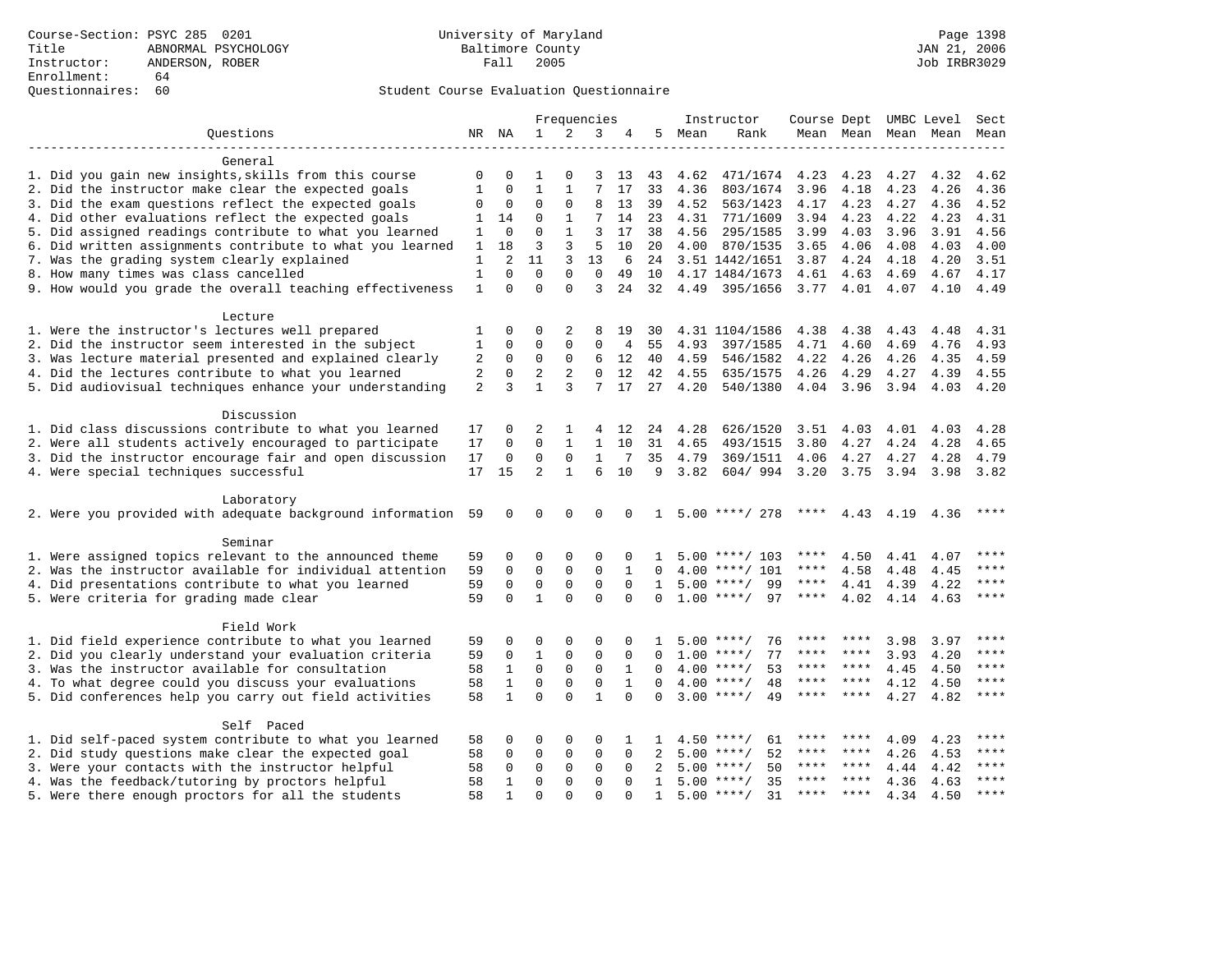Course-Section: PSYC 285 0201
Title: ABNORMAL PSYCHOLOGY
Instructor: ANDERSON, ROBER
Enrollment: 64
Questionnaires: 60

University of Maryland
Baltimore County
Fall 2005

Student Course Evaluation Questionnaire

| Questions | NR | NA | 1 | 2 | 3 | 4 | 5 | Instructor Mean | Rank | Course Mean | Dept Mean | UMBC Mean | Level Mean | Sect Mean |
|---|---|---|---|---|---|---|---|---|---|---|---|---|---|---|
| **General** | | | | | | | | | | | | | | |
| 1. Did you gain new insights,skills from this course | 0 | 0 | 1 | 0 | 3 | 13 | 43 | 4.62 | 471/1674 | 4.23 | 4.23 | 4.27 | 4.32 | 4.62 |
| 2. Did the instructor make clear the expected goals | 1 | 0 | 1 | 1 | 7 | 17 | 33 | 4.36 | 803/1674 | 3.96 | 4.18 | 4.23 | 4.26 | 4.36 |
| 3. Did the exam questions reflect the expected goals | 0 | 0 | 0 | 0 | 8 | 13 | 39 | 4.52 | 563/1423 | 4.17 | 4.23 | 4.27 | 4.36 | 4.52 |
| 4. Did other evaluations reflect the expected goals | 1 | 14 | 0 | 1 | 7 | 14 | 23 | 4.31 | 771/1609 | 3.94 | 4.23 | 4.22 | 4.23 | 4.31 |
| 5. Did assigned readings contribute to what you learned | 1 | 0 | 0 | 1 | 3 | 17 | 38 | 4.56 | 295/1585 | 3.99 | 4.03 | 3.96 | 3.91 | 4.56 |
| 6. Did written assignments contribute to what you learned | 1 | 18 | 3 | 3 | 5 | 10 | 20 | 4.00 | 870/1535 | 3.65 | 4.06 | 4.08 | 4.03 | 4.00 |
| 7. Was the grading system clearly explained | 1 | 2 | 11 | 3 | 13 | 6 | 24 | 3.51 | 1442/1651 | 3.87 | 4.24 | 4.18 | 4.20 | 3.51 |
| 8. How many times was class cancelled | 1 | 0 | 0 | 0 | 0 | 49 | 10 | 4.17 | 1484/1673 | 4.61 | 4.63 | 4.69 | 4.67 | 4.17 |
| 9. How would you grade the overall teaching effectiveness | 1 | 0 | 0 | 0 | 3 | 24 | 32 | 4.49 | 395/1656 | 3.77 | 4.01 | 4.07 | 4.10 | 4.49 |
| **Lecture** | | | | | | | | | | | | | | |
| 1. Were the instructor's lectures well prepared | 1 | 0 | 0 | 2 | 8 | 19 | 30 | 4.31 | 1104/1586 | 4.38 | 4.38 | 4.43 | 4.48 | 4.31 |
| 2. Did the instructor seem interested in the subject | 1 | 0 | 0 | 0 | 0 | 4 | 55 | 4.93 | 397/1585 | 4.71 | 4.60 | 4.69 | 4.76 | 4.93 |
| 3. Was lecture material presented and explained clearly | 2 | 0 | 0 | 0 | 6 | 12 | 40 | 4.59 | 546/1582 | 4.22 | 4.26 | 4.26 | 4.35 | 4.59 |
| 4. Did the lectures contribute to what you learned | 2 | 0 | 2 | 2 | 0 | 12 | 42 | 4.55 | 635/1575 | 4.26 | 4.29 | 4.27 | 4.39 | 4.55 |
| 5. Did audiovisual techniques enhance your understanding | 2 | 3 | 1 | 3 | 7 | 17 | 27 | 4.20 | 540/1380 | 4.04 | 3.96 | 3.94 | 4.03 | 4.20 |
| **Discussion** | | | | | | | | | | | | | | |
| 1. Did class discussions contribute to what you learned | 17 | 0 | 2 | 1 | 4 | 12 | 24 | 4.28 | 626/1520 | 3.51 | 4.03 | 4.01 | 4.03 | 4.28 |
| 2. Were all students actively encouraged to participate | 17 | 0 | 0 | 1 | 1 | 10 | 31 | 4.65 | 493/1515 | 3.80 | 4.27 | 4.24 | 4.28 | 4.65 |
| 3. Did the instructor encourage fair and open discussion | 17 | 0 | 0 | 0 | 1 | 7 | 35 | 4.79 | 369/1511 | 4.06 | 4.27 | 4.27 | 4.28 | 4.79 |
| 4. Were special techniques successful | 17 | 15 | 2 | 1 | 6 | 10 | 9 | 3.82 | 604/ 994 | 3.20 | 3.75 | 3.94 | 3.98 | 3.82 |
| **Laboratory** | | | | | | | | | | | | | | |
| 2. Were you provided with adequate background information | 59 | 0 | 0 | 0 | 0 | 0 | 1 | 5.00 | ****/ 278 | **** | 4.43 | 4.19 | 4.36 | **** |
| **Seminar** | | | | | | | | | | | | | | |
| 1. Were assigned topics relevant to the announced theme | 59 | 0 | 0 | 0 | 0 | 0 | 1 | 5.00 | ****/ 103 | **** | 4.50 | 4.41 | 4.07 | **** |
| 2. Was the instructor available for individual attention | 59 | 0 | 0 | 0 | 0 | 1 | 0 | 4.00 | ****/ 101 | **** | 4.58 | 4.48 | 4.45 | **** |
| 4. Did presentations contribute to what you learned | 59 | 0 | 0 | 0 | 0 | 0 | 1 | 5.00 | ****/ 99 | **** | 4.41 | 4.39 | 4.22 | **** |
| 5. Were criteria for grading made clear | 59 | 0 | 1 | 0 | 0 | 0 | 0 | 1.00 | ****/ 97 | **** | 4.02 | 4.14 | 4.63 | **** |
| **Field Work** | | | | | | | | | | | | | | |
| 1. Did field experience contribute to what you learned | 59 | 0 | 0 | 0 | 0 | 0 | 1 | 5.00 | ****/ 76 | **** | **** | 3.98 | 3.97 | **** |
| 2. Did you clearly understand your evaluation criteria | 59 | 0 | 1 | 0 | 0 | 0 | 0 | 1.00 | ****/ 77 | **** | **** | 3.93 | 4.20 | **** |
| 3. Was the instructor available for consultation | 58 | 1 | 0 | 0 | 0 | 1 | 0 | 4.00 | ****/ 53 | **** | **** | 4.45 | 4.50 | **** |
| 4. To what degree could you discuss your evaluations | 58 | 1 | 0 | 0 | 0 | 1 | 0 | 4.00 | ****/ 48 | **** | **** | 4.12 | 4.50 | **** |
| 5. Did conferences help you carry out field activities | 58 | 1 | 0 | 0 | 1 | 0 | 0 | 3.00 | ****/ 49 | **** | **** | 4.27 | 4.82 | **** |
| **Self Paced** | | | | | | | | | | | | | | |
| 1. Did self-paced system contribute to what you learned | 58 | 0 | 0 | 0 | 0 | 1 | 1 | 4.50 | ****/ 61 | **** | **** | 4.09 | 4.23 | **** |
| 2. Did study questions make clear the expected goal | 58 | 0 | 0 | 0 | 0 | 0 | 2 | 5.00 | ****/ 52 | **** | **** | 4.26 | 4.53 | **** |
| 3. Were your contacts with the instructor helpful | 58 | 0 | 0 | 0 | 0 | 0 | 2 | 5.00 | ****/ 50 | **** | **** | 4.44 | 4.42 | **** |
| 4. Was the feedback/tutoring by proctors helpful | 58 | 1 | 0 | 0 | 0 | 0 | 1 | 5.00 | ****/ 35 | **** | **** | 4.36 | 4.63 | **** |
| 5. Were there enough proctors for all the students | 58 | 1 | 0 | 0 | 0 | 0 | 1 | 5.00 | ****/ 31 | **** | **** | 4.34 | 4.50 | **** |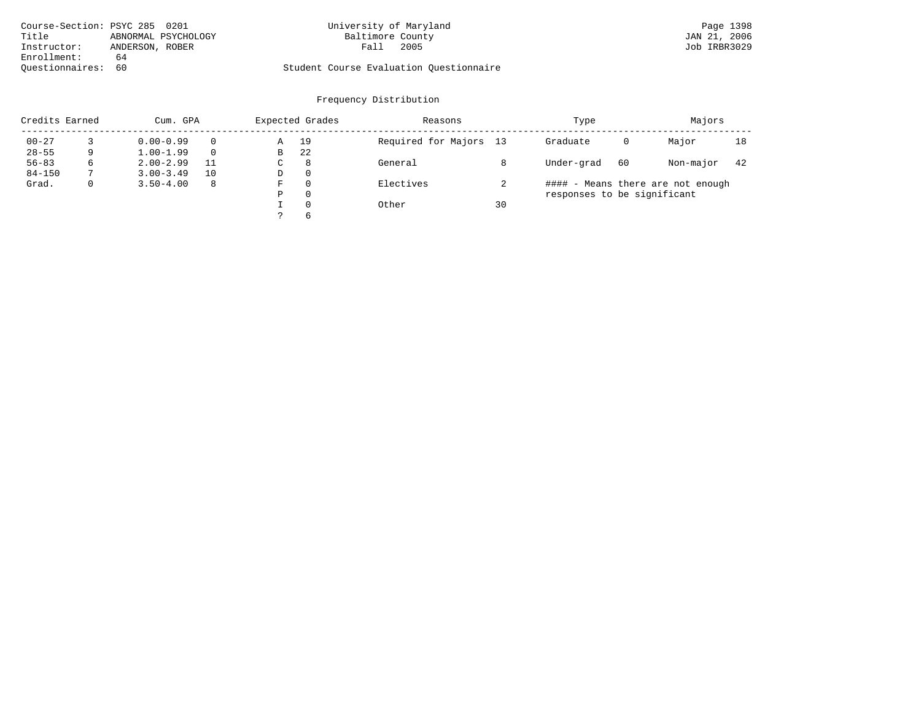Course-Section: PSYC 285 0201
Title: ABNORMAL PSYCHOLOGY
Instructor: ANDERSON, ROBER
Enrollment: 64
Questionnaires: 60

University of Maryland
Baltimore County
Fall 2005

Student Course Evaluation Questionnaire

JAN 21, 2006
Job IRBR3029

## Frequency Distribution

| Credits Earned | | Cum. GPA | | Expected Grades | | Reasons | | Type | | Majors | |
|---|---|---|---|---|---|---|---|---|---|---|---|
| 00-27 | 3 | 0.00-0.99 | 0 | A | 19 | Required for Majors | 13 | Graduate | 0 | Major | 18 |
| 28-55 | 9 | 1.00-1.99 | 0 | B | 22 | | | | | | |
| 56-83 | 6 | 2.00-2.99 | 11 | C | 8 | General | 8 | Under-grad | 60 | Non-major | 42 |
| 84-150 | 7 | 3.00-3.49 | 10 | D | 0 | | | | | | |
| Grad. | 0 | 3.50-4.00 | 8 | F | 0 | Electives | 2 | | | | |
| | | | | P | 0 | | | | | | |
| | | | | I | 0 | Other | 30 | | | | |
| | | | | ? | 6 | | | | | | |

#### - Means there are not enough responses to be significant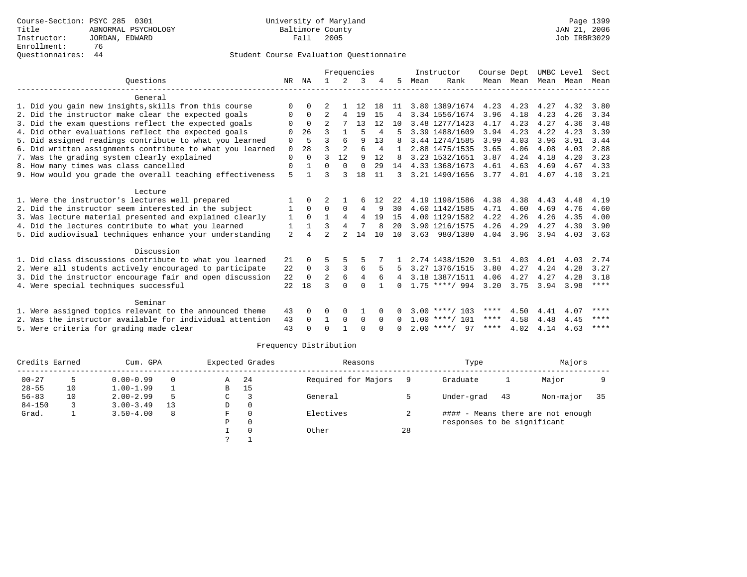Course-Section: PSYC 285 0301
Title: ABNORMAL PSYCHOLOGY
Instructor: JORDAN, EDWARD
Enrollment: 76
Questionnaires: 44

University of Maryland
Baltimore County
Fall 2005

Page 1399
JAN 21, 2006
Job IRBR3029

## Student Course Evaluation Questionnaire

| Questions | NR | NA | 1 | 2 | 3 | 4 | 5 | Instructor Mean | Rank | Course Mean | Dept Mean | UMBC Mean | Level Mean | Sect Mean |
|---|---|---|---|---|---|---|---|---|---|---|---|---|---|---|
| **General** | | | | | | | | | | | | | | |
| 1. Did you gain new insights,skills from this course | 0 | 0 | 2 | 1 | 12 | 18 | 11 | 3.80 | 1389/1674 | 4.23 | 4.23 | 4.27 | 4.32 | 3.80 |
| 2. Did the instructor make clear the expected goals | 0 | 0 | 2 | 4 | 19 | 15 | 4 | 3.34 | 1556/1674 | 3.96 | 4.18 | 4.23 | 4.26 | 3.34 |
| 3. Did the exam questions reflect the expected goals | 0 | 0 | 2 | 7 | 13 | 12 | 10 | 3.48 | 1277/1423 | 4.17 | 4.23 | 4.27 | 4.36 | 3.48 |
| 4. Did other evaluations reflect the expected goals | 0 | 26 | 3 | 1 | 5 | 4 | 5 | 3.39 | 1488/1609 | 3.94 | 4.23 | 4.22 | 4.23 | 3.39 |
| 5. Did assigned readings contribute to what you learned | 0 | 5 | 3 | 6 | 9 | 13 | 8 | 3.44 | 1274/1585 | 3.99 | 4.03 | 3.96 | 3.91 | 3.44 |
| 6. Did written assignments contribute to what you learned | 0 | 28 | 3 | 2 | 6 | 4 | 1 | 2.88 | 1475/1535 | 3.65 | 4.06 | 4.08 | 4.03 | 2.88 |
| 7. Was the grading system clearly explained | 0 | 0 | 3 | 12 | 9 | 12 | 8 | 3.23 | 1532/1651 | 3.87 | 4.24 | 4.18 | 4.20 | 3.23 |
| 8. How many times was class cancelled | 0 | 1 | 0 | 0 | 0 | 29 | 14 | 4.33 | 1368/1673 | 4.61 | 4.63 | 4.69 | 4.67 | 4.33 |
| 9. How would you grade the overall teaching effectiveness | 5 | 1 | 3 | 3 | 18 | 11 | 3 | 3.21 | 1490/1656 | 3.77 | 4.01 | 4.07 | 4.10 | 3.21 |
| **Lecture** | | | | | | | | | | | | | | |
| 1. Were the instructor's lectures well prepared | 1 | 0 | 2 | 1 | 6 | 12 | 22 | 4.19 | 1198/1586 | 4.38 | 4.38 | 4.43 | 4.48 | 4.19 |
| 2. Did the instructor seem interested in the subject | 1 | 0 | 0 | 0 | 4 | 9 | 30 | 4.60 | 1142/1585 | 4.71 | 4.60 | 4.69 | 4.76 | 4.60 |
| 3. Was lecture material presented and explained clearly | 1 | 0 | 1 | 4 | 4 | 19 | 15 | 4.00 | 1129/1582 | 4.22 | 4.26 | 4.26 | 4.35 | 4.00 |
| 4. Did the lectures contribute to what you learned | 1 | 1 | 3 | 4 | 7 | 8 | 20 | 3.90 | 1216/1575 | 4.26 | 4.29 | 4.27 | 4.39 | 3.90 |
| 5. Did audiovisual techniques enhance your understanding | 2 | 4 | 2 | 2 | 14 | 10 | 10 | 3.63 | 980/1380 | 4.04 | 3.96 | 3.94 | 4.03 | 3.63 |
| **Discussion** | | | | | | | | | | | | | | |
| 1. Did class discussions contribute to what you learned | 21 | 0 | 5 | 5 | 5 | 7 | 1 | 2.74 | 1438/1520 | 3.51 | 4.03 | 4.01 | 4.03 | 2.74 |
| 2. Were all students actively encouraged to participate | 22 | 0 | 3 | 3 | 6 | 5 | 5 | 3.27 | 1376/1515 | 3.80 | 4.27 | 4.24 | 4.28 | 3.27 |
| 3. Did the instructor encourage fair and open discussion | 22 | 0 | 2 | 6 | 4 | 6 | 4 | 3.18 | 1387/1511 | 4.06 | 4.27 | 4.27 | 4.28 | 3.18 |
| 4. Were special techniques successful | 22 | 18 | 3 | 0 | 0 | 1 | 0 | 1.75 | ****/ 994 | 3.20 | 3.75 | 3.94 | 3.98 | **** |
| **Seminar** | | | | | | | | | | | | | | |
| 1. Were assigned topics relevant to the announced theme | 43 | 0 | 0 | 0 | 1 | 0 | 0 | 3.00 | ****/ 103 | **** | 4.50 | 4.41 | 4.07 | **** |
| 2. Was the instructor available for individual attention | 43 | 0 | 1 | 0 | 0 | 0 | 0 | 1.00 | ****/ 101 | **** | 4.58 | 4.48 | 4.45 | **** |
| 5. Were criteria for grading made clear | 43 | 0 | 0 | 1 | 0 | 0 | 0 | 2.00 | ****/ 97 | **** | 4.02 | 4.14 | 4.63 | **** |

## Frequency Distribution

| Credits Earned | | Cum. GPA | | Expected Grades | | Reasons | | Type | | Majors | |
|---|---|---|---|---|---|---|---|---|---|---|---|
| 00-27 | 5 | 0.00-0.99 | 0 | A | 24 | Required for Majors | 9 | Graduate | 1 | Major | 9 |
| 28-55 | 10 | 1.00-1.99 | 1 | B | 15 | | | | | | |
| 56-83 | 10 | 2.00-2.99 | 5 | C | 3 | General | 5 | Under-grad | 43 | Non-major | 35 |
| 84-150 | 3 | 3.00-3.49 | 13 | D | 0 | | | | | | |
| Grad. | 1 | 3.50-4.00 | 8 | F | 0 | Electives | 2 | #### - Means there are not enough responses to be significant | | | |
| | | | | P | 0 | | | | | | |
| | | | | I | 0 | Other | 28 | | | | |
| | | | | ? | 1 | | | | | | |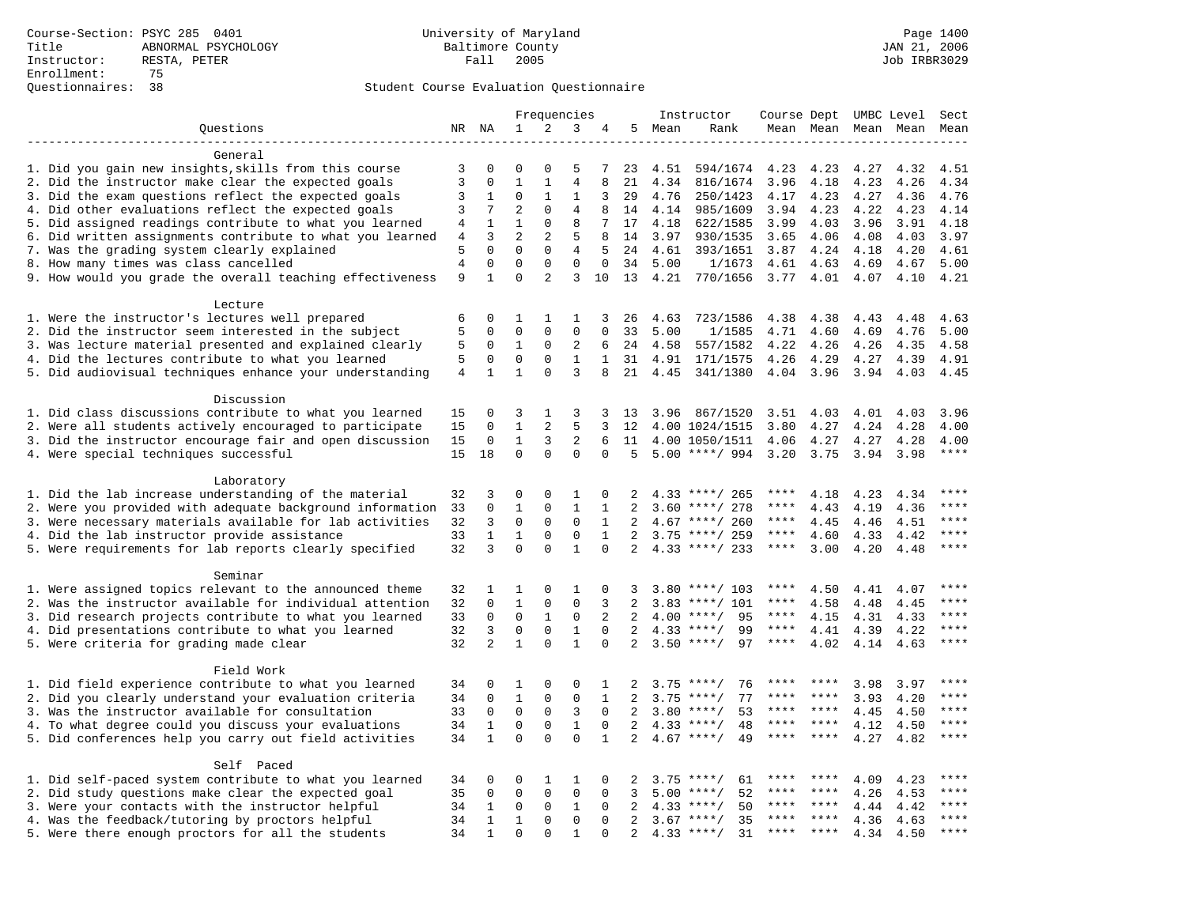Course-Section: PSYC 285 0401
Title: ABNORMAL PSYCHOLOGY
Instructor: RESTA, PETER
Enrollment: 75
Questionnaires: 38

University of Maryland
Baltimore County
Fall 2005

JAN 21, 2006
Job IRBR3029

Student Course Evaluation Questionnaire

| Questions | NR | NA | 1 | 2 | 3 | 4 | 5 | Instructor Mean | Instructor Rank | Course Mean | Dept Mean | UMBC Mean | Level Mean | Sect Mean |
|---|---|---|---|---|---|---|---|---|---|---|---|---|---|---|
| **General** | | | | | | | | | | | | | | |
| 1. Did you gain new insights,skills from this course | 3 | 0 | 0 | 0 | 5 | 7 | 23 | 4.51 | 594/1674 | 4.23 | 4.23 | 4.27 | 4.32 | 4.51 |
| 2. Did the instructor make clear the expected goals | 3 | 0 | 1 | 1 | 4 | 8 | 21 | 4.34 | 816/1674 | 3.96 | 4.18 | 4.23 | 4.26 | 4.34 |
| 3. Did the exam questions reflect the expected goals | 3 | 1 | 0 | 1 | 1 | 3 | 29 | 4.76 | 250/1423 | 4.17 | 4.23 | 4.27 | 4.36 | 4.76 |
| 4. Did other evaluations reflect the expected goals | 3 | 7 | 2 | 0 | 4 | 8 | 14 | 4.14 | 985/1609 | 3.94 | 4.23 | 4.22 | 4.23 | 4.14 |
| 5. Did assigned readings contribute to what you learned | 4 | 1 | 1 | 0 | 8 | 7 | 17 | 4.18 | 622/1585 | 3.99 | 4.03 | 3.96 | 3.91 | 4.18 |
| 6. Did written assignments contribute to what you learned | 4 | 3 | 2 | 2 | 5 | 8 | 14 | 3.97 | 930/1535 | 3.65 | 4.06 | 4.08 | 4.03 | 3.97 |
| 7. Was the grading system clearly explained | 5 | 0 | 0 | 0 | 4 | 5 | 24 | 4.61 | 393/1651 | 3.87 | 4.24 | 4.18 | 4.20 | 4.61 |
| 8. How many times was class cancelled | 4 | 0 | 0 | 0 | 0 | 0 | 34 | 5.00 | 1/1673 | 4.61 | 4.63 | 4.69 | 4.67 | 5.00 |
| 9. How would you grade the overall teaching effectiveness | 9 | 1 | 0 | 2 | 3 | 10 | 13 | 4.21 | 770/1656 | 3.77 | 4.01 | 4.07 | 4.10 | 4.21 |
| **Lecture** | | | | | | | | | | | | | | |
| 1. Were the instructor's lectures well prepared | 6 | 0 | 1 | 1 | 1 | 3 | 26 | 4.63 | 723/1586 | 4.38 | 4.38 | 4.43 | 4.48 | 4.63 |
| 2. Did the instructor seem interested in the subject | 5 | 0 | 0 | 0 | 0 | 0 | 33 | 5.00 | 1/1585 | 4.71 | 4.60 | 4.69 | 4.76 | 5.00 |
| 3. Was lecture material presented and explained clearly | 5 | 0 | 1 | 0 | 2 | 6 | 24 | 4.58 | 557/1582 | 4.22 | 4.26 | 4.26 | 4.35 | 4.58 |
| 4. Did the lectures contribute to what you learned | 5 | 0 | 0 | 0 | 1 | 1 | 31 | 4.91 | 171/1575 | 4.26 | 4.29 | 4.27 | 4.39 | 4.91 |
| 5. Did audiovisual techniques enhance your understanding | 4 | 1 | 1 | 0 | 3 | 8 | 21 | 4.45 | 341/1380 | 4.04 | 3.96 | 3.94 | 4.03 | 4.45 |
| **Discussion** | | | | | | | | | | | | | | |
| 1. Did class discussions contribute to what you learned | 15 | 0 | 3 | 1 | 3 | 3 | 13 | 3.96 | 867/1520 | 3.51 | 4.03 | 4.01 | 4.03 | 3.96 |
| 2. Were all students actively encouraged to participate | 15 | 0 | 1 | 2 | 5 | 3 | 12 | 4.00 | 1024/1515 | 3.80 | 4.27 | 4.24 | 4.28 | 4.00 |
| 3. Did the instructor encourage fair and open discussion | 15 | 0 | 1 | 3 | 2 | 6 | 11 | 4.00 | 1050/1511 | 4.06 | 4.27 | 4.27 | 4.28 | 4.00 |
| 4. Were special techniques successful | 15 | 18 | 0 | 0 | 0 | 0 | 5 | 5.00 | ****/ 994 | 3.20 | 3.75 | 3.94 | 3.98 | **** |
| **Laboratory** | | | | | | | | | | | | | | |
| 1. Did the lab increase understanding of the material | 32 | 3 | 0 | 0 | 1 | 0 | 2 | 4.33 | ****/ 265 | **** | 4.18 | 4.23 | 4.34 | **** |
| 2. Were you provided with adequate background information | 33 | 0 | 1 | 0 | 1 | 1 | 2 | 3.60 | ****/ 278 | **** | 4.43 | 4.19 | 4.36 | **** |
| 3. Were necessary materials available for lab activities | 32 | 3 | 0 | 0 | 0 | 1 | 2 | 4.67 | ****/ 260 | **** | 4.45 | 4.46 | 4.51 | **** |
| 4. Did the lab instructor provide assistance | 33 | 1 | 1 | 0 | 0 | 1 | 2 | 3.75 | ****/ 259 | **** | 4.60 | 4.33 | 4.42 | **** |
| 5. Were requirements for lab reports clearly specified | 32 | 3 | 0 | 0 | 1 | 0 | 2 | 4.33 | ****/ 233 | **** | 3.00 | 4.20 | 4.48 | **** |
| **Seminar** | | | | | | | | | | | | | | |
| 1. Were assigned topics relevant to the announced theme | 32 | 1 | 1 | 0 | 1 | 0 | 3 | 3.80 | ****/ 103 | **** | 4.50 | 4.41 | 4.07 | **** |
| 2. Was the instructor available for individual attention | 32 | 0 | 1 | 0 | 0 | 3 | 2 | 3.83 | ****/ 101 | **** | 4.58 | 4.48 | 4.45 | **** |
| 3. Did research projects contribute to what you learned | 33 | 0 | 0 | 1 | 0 | 2 | 2 | 4.00 | ****/ 95 | **** | 4.15 | 4.31 | 4.33 | **** |
| 4. Did presentations contribute to what you learned | 32 | 3 | 0 | 0 | 1 | 0 | 2 | 4.33 | ****/ 99 | **** | 4.41 | 4.39 | 4.22 | **** |
| 5. Were criteria for grading made clear | 32 | 2 | 1 | 0 | 1 | 0 | 2 | 3.50 | ****/ 97 | **** | 4.02 | 4.14 | 4.63 | **** |
| **Field Work** | | | | | | | | | | | | | | |
| 1. Did field experience contribute to what you learned | 34 | 0 | 1 | 0 | 0 | 1 | 2 | 3.75 | ****/ 76 | **** | **** | 3.98 | 3.97 | **** |
| 2. Did you clearly understand your evaluation criteria | 34 | 0 | 1 | 0 | 0 | 1 | 2 | 3.75 | ****/ 77 | **** | **** | 3.93 | 4.20 | **** |
| 3. Was the instructor available for consultation | 33 | 0 | 0 | 0 | 3 | 0 | 2 | 3.80 | ****/ 53 | **** | **** | 4.45 | 4.50 | **** |
| 4. To what degree could you discuss your evaluations | 34 | 1 | 0 | 0 | 1 | 0 | 2 | 4.33 | ****/ 48 | **** | **** | 4.12 | 4.50 | **** |
| 5. Did conferences help you carry out field activities | 34 | 1 | 0 | 0 | 0 | 1 | 2 | 4.67 | ****/ 49 | **** | **** | 4.27 | 4.82 | **** |
| **Self Paced** | | | | | | | | | | | | | | |
| 1. Did self-paced system contribute to what you learned | 34 | 0 | 0 | 1 | 1 | 0 | 2 | 3.75 | ****/ 61 | **** | **** | 4.09 | 4.23 | **** |
| 2. Did study questions make clear the expected goal | 35 | 0 | 0 | 0 | 0 | 0 | 3 | 5.00 | ****/ 52 | **** | **** | 4.26 | 4.53 | **** |
| 3. Were your contacts with the instructor helpful | 34 | 1 | 0 | 0 | 1 | 0 | 2 | 4.33 | ****/ 50 | **** | **** | 4.44 | 4.42 | **** |
| 4. Was the feedback/tutoring by proctors helpful | 34 | 1 | 1 | 0 | 0 | 0 | 2 | 3.67 | ****/ 35 | **** | **** | 4.36 | 4.63 | **** |
| 5. Were there enough proctors for all the students | 34 | 1 | 0 | 0 | 1 | 0 | 2 | 4.33 | ****/ 31 | **** | **** | 4.34 | 4.50 | **** |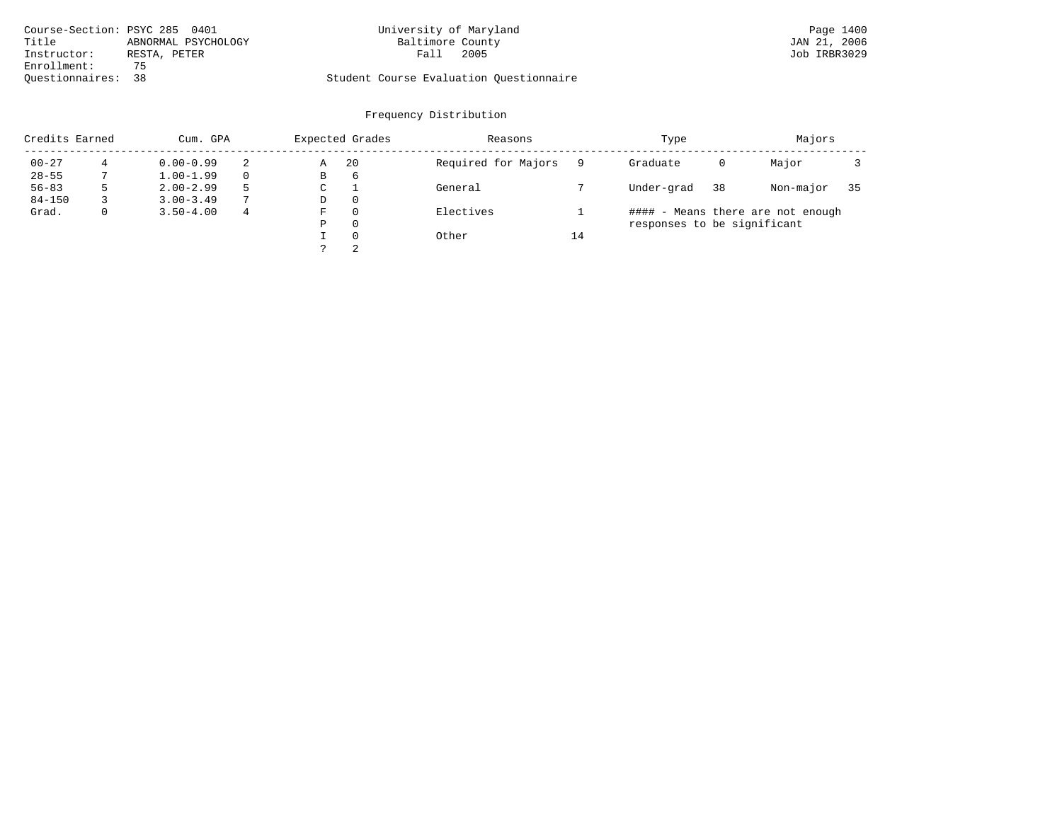Course-Section: PSYC 285 0401
Title: ABNORMAL PSYCHOLOGY
Instructor: RESTA, PETER
Enrollment: 75
Questionnaires: 38

University of Maryland
Baltimore County
Fall 2005

Student Course Evaluation Questionnaire

JAN 21, 2006
Job IRBR3029

## Frequency Distribution

| Credits Earned | | Cum. GPA | | Expected Grades | | Reasons | | Type | | Majors | |
|---|---|---|---|---|---|---|---|---|---|---|---|
| 00-27 | 4 | 0.00-0.99 | 2 | A | 20 | Required for Majors | 9 | Graduate | 0 | Major | 3 |
| 28-55 | 7 | 1.00-1.99 | 0 | B | 6 | | | | | | |
| 56-83 | 5 | 2.00-2.99 | 5 | C | 1 | General | 7 | Under-grad | 38 | Non-major | 35 |
| 84-150 | 3 | 3.00-3.49 | 7 | D | 0 | | | | | | |
| Grad. | 0 | 3.50-4.00 | 4 | F | 0 | Electives | 1 | | | | |
| | | | | P | 0 | | | | | | |
| | | | | I | 0 | Other | 14 | | | | |
| | | | | ? | 2 | | | | | | |

#### - Means there are not enough responses to be significant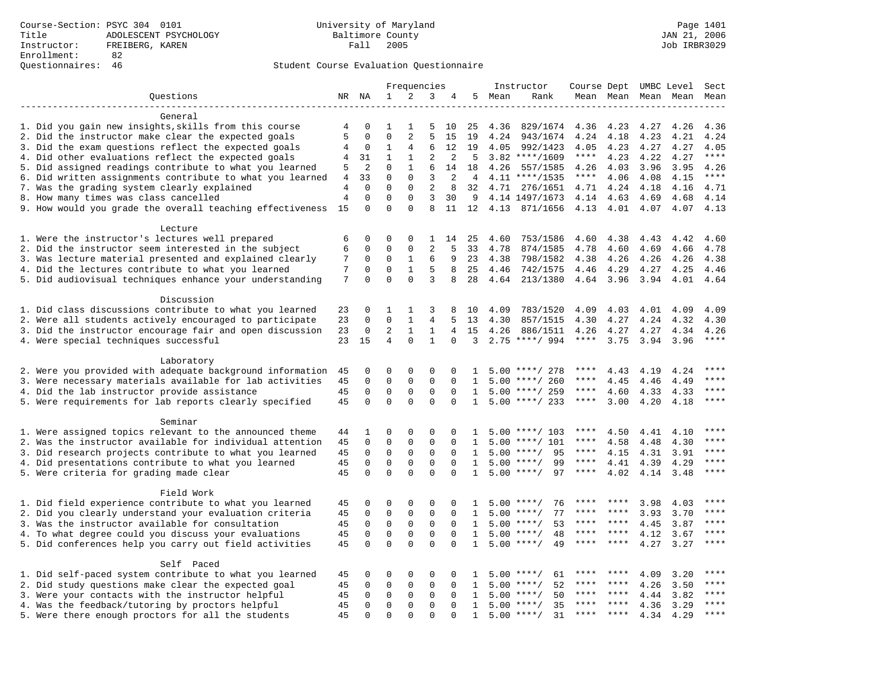Course-Section: PSYC 304 0101
Title: ADOLESCENT PSYCHOLOGY
Instructor: FREIBERG, KAREN
Enrollment: 82
Questionnaires: 46

University of Maryland
Baltimore County
Fall 2005

Page 1401
JAN 21, 2006
Job IRBR3029

Student Course Evaluation Questionnaire

| Questions | NR | NA | 1 | 2 | 3 | 4 | 5 | Instructor Mean | Instructor Rank | Course Mean | Dept Mean | UMBC Mean | Level Mean | Sect Mean |
|---|---|---|---|---|---|---|---|---|---|---|---|---|---|---|
| **General** | | | | | | | | | | | | | | |
| 1. Did you gain new insights,skills from this course | 4 | 0 | 1 | 1 | 5 | 10 | 25 | 4.36 | 829/1674 | 4.36 | 4.23 | 4.27 | 4.26 | 4.36 |
| 2. Did the instructor make clear the expected goals | 5 | 0 | 0 | 2 | 5 | 15 | 19 | 4.24 | 943/1674 | 4.24 | 4.18 | 4.23 | 4.21 | 4.24 |
| 3. Did the exam questions reflect the expected goals | 4 | 0 | 1 | 4 | 6 | 12 | 19 | 4.05 | 992/1423 | 4.05 | 4.23 | 4.27 | 4.27 | 4.05 |
| 4. Did other evaluations reflect the expected goals | 4 | 31 | 1 | 1 | 2 | 2 | 5 | 3.82 | ****/1609 | **** | 4.23 | 4.22 | 4.27 | **** |
| 5. Did assigned readings contribute to what you learned | 5 | 2 | 0 | 1 | 6 | 14 | 18 | 4.26 | 557/1585 | 4.26 | 4.03 | 3.96 | 3.95 | 4.26 |
| 6. Did written assignments contribute to what you learned | 4 | 33 | 0 | 0 | 3 | 2 | 4 | 4.11 | ****/1535 | **** | 4.06 | 4.08 | 4.15 | **** |
| 7. Was the grading system clearly explained | 4 | 0 | 0 | 0 | 2 | 8 | 32 | 4.71 | 276/1651 | 4.71 | 4.24 | 4.18 | 4.16 | 4.71 |
| 8. How many times was class cancelled | 4 | 0 | 0 | 0 | 3 | 30 | 9 | 4.14 | 1497/1673 | 4.14 | 4.63 | 4.69 | 4.68 | 4.14 |
| 9. How would you grade the overall teaching effectiveness | 15 | 0 | 0 | 0 | 8 | 11 | 12 | 4.13 | 871/1656 | 4.13 | 4.01 | 4.07 | 4.07 | 4.13 |
| **Lecture** | | | | | | | | | | | | | | |
| 1. Were the instructor's lectures well prepared | 6 | 0 | 0 | 0 | 1 | 14 | 25 | 4.60 | 753/1586 | 4.60 | 4.38 | 4.43 | 4.42 | 4.60 |
| 2. Did the instructor seem interested in the subject | 6 | 0 | 0 | 0 | 2 | 5 | 33 | 4.78 | 874/1585 | 4.78 | 4.60 | 4.69 | 4.66 | 4.78 |
| 3. Was lecture material presented and explained clearly | 7 | 0 | 0 | 1 | 6 | 9 | 23 | 4.38 | 798/1582 | 4.38 | 4.26 | 4.26 | 4.26 | 4.38 |
| 4. Did the lectures contribute to what you learned | 7 | 0 | 0 | 1 | 5 | 8 | 25 | 4.46 | 742/1575 | 4.46 | 4.29 | 4.27 | 4.25 | 4.46 |
| 5. Did audiovisual techniques enhance your understanding | 7 | 0 | 0 | 0 | 3 | 8 | 28 | 4.64 | 213/1380 | 4.64 | 3.96 | 3.94 | 4.01 | 4.64 |
| **Discussion** | | | | | | | | | | | | | | |
| 1. Did class discussions contribute to what you learned | 23 | 0 | 1 | 1 | 3 | 8 | 10 | 4.09 | 783/1520 | 4.09 | 4.03 | 4.01 | 4.09 | 4.09 |
| 2. Were all students actively encouraged to participate | 23 | 0 | 0 | 1 | 4 | 5 | 13 | 4.30 | 857/1515 | 4.30 | 4.27 | 4.24 | 4.32 | 4.30 |
| 3. Did the instructor encourage fair and open discussion | 23 | 0 | 2 | 1 | 1 | 4 | 15 | 4.26 | 886/1511 | 4.26 | 4.27 | 4.27 | 4.34 | 4.26 |
| 4. Were special techniques successful | 23 | 15 | 4 | 0 | 1 | 0 | 3 | 2.75 | ****/ 994 | **** | 3.75 | 3.94 | 3.96 | **** |
| **Laboratory** | | | | | | | | | | | | | | |
| 2. Were you provided with adequate background information | 45 | 0 | 0 | 0 | 0 | 0 | 1 | 5.00 | ****/ 278 | **** | 4.43 | 4.19 | 4.24 | **** |
| 3. Were necessary materials available for lab activities | 45 | 0 | 0 | 0 | 0 | 0 | 1 | 5.00 | ****/ 260 | **** | 4.45 | 4.46 | 4.49 | **** |
| 4. Did the lab instructor provide assistance | 45 | 0 | 0 | 0 | 0 | 0 | 1 | 5.00 | ****/ 259 | **** | 4.60 | 4.33 | 4.33 | **** |
| 5. Were requirements for lab reports clearly specified | 45 | 0 | 0 | 0 | 0 | 0 | 1 | 5.00 | ****/ 233 | **** | 3.00 | 4.20 | 4.18 | **** |
| **Seminar** | | | | | | | | | | | | | | |
| 1. Were assigned topics relevant to the announced theme | 44 | 1 | 0 | 0 | 0 | 0 | 1 | 5.00 | ****/ 103 | **** | 4.50 | 4.41 | 4.10 | **** |
| 2. Was the instructor available for individual attention | 45 | 0 | 0 | 0 | 0 | 0 | 1 | 5.00 | ****/ 101 | **** | 4.58 | 4.48 | 4.30 | **** |
| 3. Did research projects contribute to what you learned | 45 | 0 | 0 | 0 | 0 | 0 | 1 | 5.00 | ****/ 95 | **** | 4.15 | 4.31 | 3.91 | **** |
| 4. Did presentations contribute to what you learned | 45 | 0 | 0 | 0 | 0 | 0 | 1 | 5.00 | ****/ 99 | **** | 4.41 | 4.39 | 4.29 | **** |
| 5. Were criteria for grading made clear | 45 | 0 | 0 | 0 | 0 | 0 | 1 | 5.00 | ****/ 97 | **** | 4.02 | 4.14 | 3.48 | **** |
| **Field Work** | | | | | | | | | | | | | | |
| 1. Did field experience contribute to what you learned | 45 | 0 | 0 | 0 | 0 | 0 | 1 | 5.00 | ****/ 76 | **** | **** | 3.98 | 4.03 | **** |
| 2. Did you clearly understand your evaluation criteria | 45 | 0 | 0 | 0 | 0 | 0 | 1 | 5.00 | ****/ 77 | **** | **** | 3.93 | 3.70 | **** |
| 3. Was the instructor available for consultation | 45 | 0 | 0 | 0 | 0 | 0 | 1 | 5.00 | ****/ 53 | **** | **** | 4.45 | 3.87 | **** |
| 4. To what degree could you discuss your evaluations | 45 | 0 | 0 | 0 | 0 | 0 | 1 | 5.00 | ****/ 48 | **** | **** | 4.12 | 3.67 | **** |
| 5. Did conferences help you carry out field activities | 45 | 0 | 0 | 0 | 0 | 0 | 1 | 5.00 | ****/ 49 | **** | **** | 4.27 | 3.27 | **** |
| **Self Paced** | | | | | | | | | | | | | | |
| 1. Did self-paced system contribute to what you learned | 45 | 0 | 0 | 0 | 0 | 0 | 1 | 5.00 | ****/ 61 | **** | **** | 4.09 | 3.20 | **** |
| 2. Did study questions make clear the expected goal | 45 | 0 | 0 | 0 | 0 | 0 | 1 | 5.00 | ****/ 52 | **** | **** | 4.26 | 3.50 | **** |
| 3. Were your contacts with the instructor helpful | 45 | 0 | 0 | 0 | 0 | 0 | 1 | 5.00 | ****/ 50 | **** | **** | 4.44 | 3.82 | **** |
| 4. Was the feedback/tutoring by proctors helpful | 45 | 0 | 0 | 0 | 0 | 0 | 1 | 5.00 | ****/ 35 | **** | **** | 4.36 | 3.29 | **** |
| 5. Were there enough proctors for all the students | 45 | 0 | 0 | 0 | 0 | 0 | 1 | 5.00 | ****/ 31 | **** | **** | 4.34 | 4.29 | **** |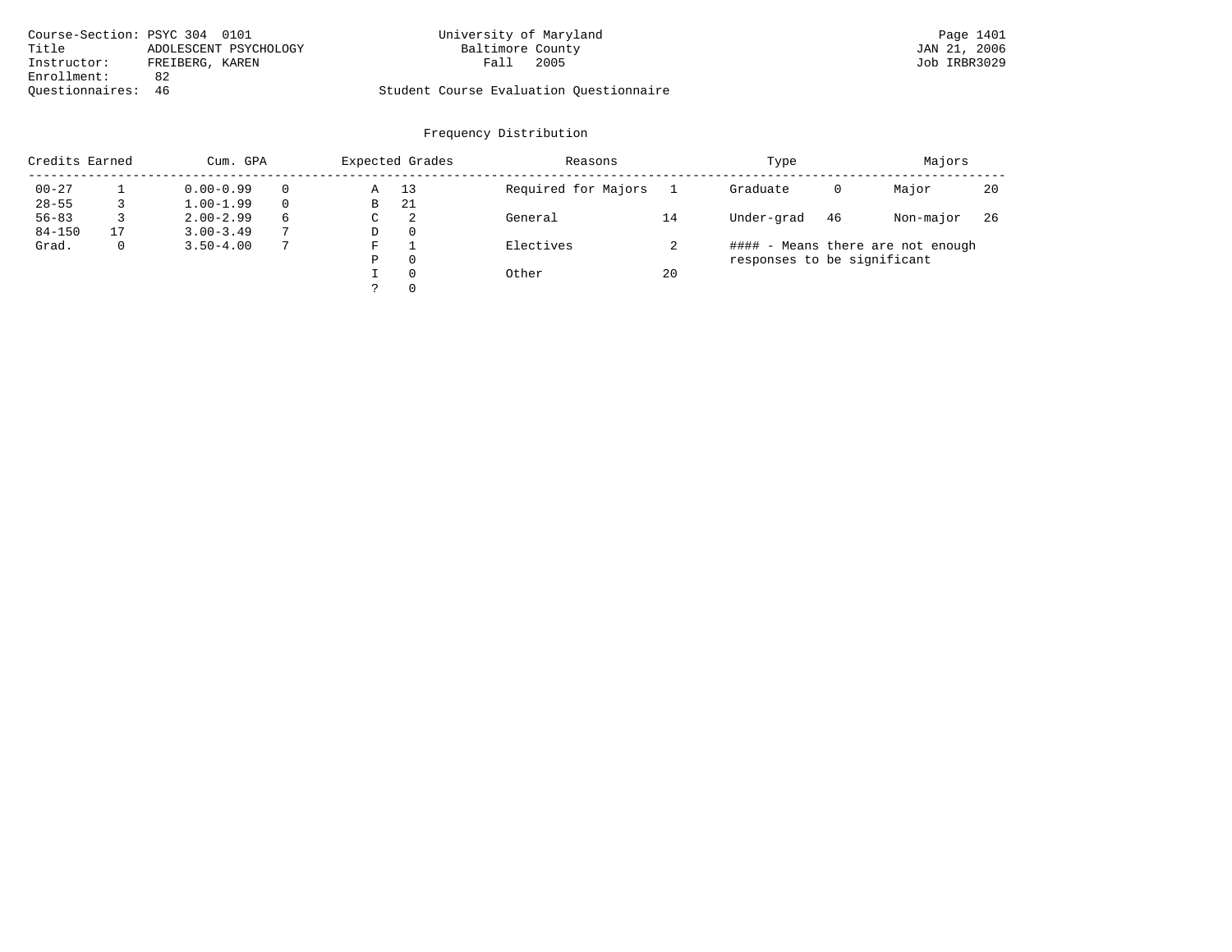Course-Section: PSYC 304 0101
Title: ADOLESCENT PSYCHOLOGY
Instructor: FREIBERG, KAREN
Enrollment: 82
Questionnaires: 46

University of Maryland
Baltimore County
Fall 2005

Student Course Evaluation Questionnaire

## Frequency Distribution

| Credits Earned | | Cum. GPA | | Expected Grades | | Reasons | | Type | | Majors | |
|---|---|---|---|---|---|---|---|---|---|---|---|
| 00-27 | 1 | 0.00-0.99 | 0 | A | 13 | Required for Majors | 1 | Graduate | 0 | Major | 20 |
| 28-55 | 3 | 1.00-1.99 | 0 | B | 21 | | | | | | |
| 56-83 | 3 | 2.00-2.99 | 6 | C | 2 | General | 14 | Under-grad | 46 | Non-major | 26 |
| 84-150 | 17 | 3.00-3.49 | 7 | D | 0 | | | | | | |
| Grad. | 0 | 3.50-4.00 | 7 | F | 1 | Electives | 2 | | | | |
| | | | | P | 0 | | | | | | |
| | | | | I | 0 | Other | 20 | | | | |
| | | | | ? | 0 | | | | | | |

#### - Means there are not enough responses to be significant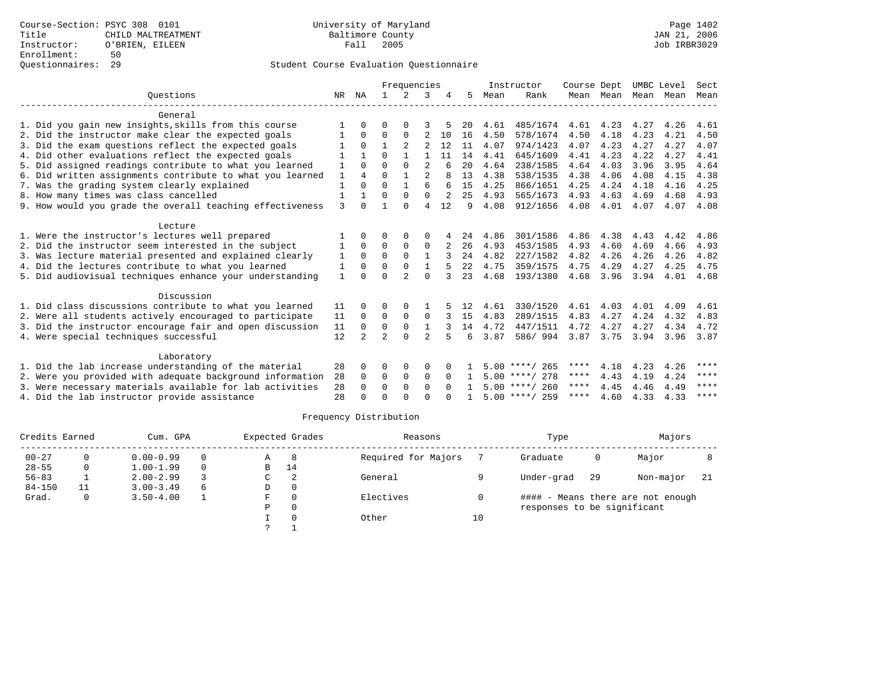Course-Section: PSYC 308 0101
Title: CHILD MALTREATMENT
Instructor: O'BRIEN, EILEEN
Enrollment: 50
Questionnaires: 29

University of Maryland
Baltimore County
Fall 2005

JAN 21, 2006
Job IRBR3029

Student Course Evaluation Questionnaire

| Questions | NR | NA | 1 | 2 | 3 | 4 | 5 | Instructor Mean | Instructor Rank | Course Mean | Dept Mean | UMBC Mean | Level Mean | Sect Mean |
|---|---|---|---|---|---|---|---|---|---|---|---|---|---|---|
| **General** | | | | | | | | | | | | | | |
| 1. Did you gain new insights,skills from this course | 1 | 0 | 0 | 0 | 3 | 5 | 20 | 4.61 | 485/1674 | 4.61 | 4.23 | 4.27 | 4.26 | 4.61 |
| 2. Did the instructor make clear the expected goals | 1 | 0 | 0 | 0 | 2 | 10 | 16 | 4.50 | 578/1674 | 4.50 | 4.18 | 4.23 | 4.21 | 4.50 |
| 3. Did the exam questions reflect the expected goals | 1 | 0 | 1 | 2 | 2 | 12 | 11 | 4.07 | 974/1423 | 4.07 | 4.23 | 4.27 | 4.27 | 4.07 |
| 4. Did other evaluations reflect the expected goals | 1 | 1 | 0 | 1 | 1 | 11 | 14 | 4.41 | 645/1609 | 4.41 | 4.23 | 4.22 | 4.27 | 4.41 |
| 5. Did assigned readings contribute to what you learned | 1 | 0 | 0 | 0 | 2 | 6 | 20 | 4.64 | 238/1585 | 4.64 | 4.03 | 3.96 | 3.95 | 4.64 |
| 6. Did written assignments contribute to what you learned | 1 | 4 | 0 | 1 | 2 | 8 | 13 | 4.38 | 538/1535 | 4.38 | 4.06 | 4.08 | 4.15 | 4.38 |
| 7. Was the grading system clearly explained | 1 | 0 | 0 | 1 | 6 | 6 | 15 | 4.25 | 866/1651 | 4.25 | 4.24 | 4.18 | 4.16 | 4.25 |
| 8. How many times was class cancelled | 1 | 1 | 0 | 0 | 0 | 2 | 25 | 4.93 | 565/1673 | 4.93 | 4.63 | 4.69 | 4.68 | 4.93 |
| 9. How would you grade the overall teaching effectiveness | 3 | 0 | 1 | 0 | 4 | 12 | 9 | 4.08 | 912/1656 | 4.08 | 4.01 | 4.07 | 4.07 | 4.08 |
| **Lecture** | | | | | | | | | | | | | | |
| 1. Were the instructor's lectures well prepared | 1 | 0 | 0 | 0 | 0 | 4 | 24 | 4.86 | 301/1586 | 4.86 | 4.38 | 4.43 | 4.42 | 4.86 |
| 2. Did the instructor seem interested in the subject | 1 | 0 | 0 | 0 | 0 | 2 | 26 | 4.93 | 453/1585 | 4.93 | 4.60 | 4.69 | 4.66 | 4.93 |
| 3. Was lecture material presented and explained clearly | 1 | 0 | 0 | 0 | 1 | 3 | 24 | 4.82 | 227/1582 | 4.82 | 4.26 | 4.26 | 4.26 | 4.82 |
| 4. Did the lectures contribute to what you learned | 1 | 0 | 0 | 0 | 1 | 5 | 22 | 4.75 | 359/1575 | 4.75 | 4.29 | 4.27 | 4.25 | 4.75 |
| 5. Did audiovisual techniques enhance your understanding | 1 | 0 | 0 | 2 | 0 | 3 | 23 | 4.68 | 193/1380 | 4.68 | 3.96 | 3.94 | 4.01 | 4.68 |
| **Discussion** | | | | | | | | | | | | | | |
| 1. Did class discussions contribute to what you learned | 11 | 0 | 0 | 0 | 1 | 5 | 12 | 4.61 | 330/1520 | 4.61 | 4.03 | 4.01 | 4.09 | 4.61 |
| 2. Were all students actively encouraged to participate | 11 | 0 | 0 | 0 | 0 | 3 | 15 | 4.83 | 289/1515 | 4.83 | 4.27 | 4.24 | 4.32 | 4.83 |
| 3. Did the instructor encourage fair and open discussion | 11 | 0 | 0 | 0 | 1 | 3 | 14 | 4.72 | 447/1511 | 4.72 | 4.27 | 4.27 | 4.34 | 4.72 |
| 4. Were special techniques successful | 12 | 2 | 2 | 0 | 2 | 5 | 6 | 3.87 | 586/ 994 | 3.87 | 3.75 | 3.94 | 3.96 | 3.87 |
| **Laboratory** | | | | | | | | | | | | | | |
| 1. Did the lab increase understanding of the material | 28 | 0 | 0 | 0 | 0 | 0 | 1 | 5.00 | ****/ 265 | **** | 4.18 | 4.23 | 4.26 | **** |
| 2. Were you provided with adequate background information | 28 | 0 | 0 | 0 | 0 | 0 | 1 | 5.00 | ****/ 278 | **** | 4.43 | 4.19 | 4.24 | **** |
| 3. Were necessary materials available for lab activities | 28 | 0 | 0 | 0 | 0 | 0 | 1 | 5.00 | ****/ 260 | **** | 4.45 | 4.46 | 4.49 | **** |
| 4. Did the lab instructor provide assistance | 28 | 0 | 0 | 0 | 0 | 0 | 1 | 5.00 | ****/ 259 | **** | 4.60 | 4.33 | 4.33 | **** |

Frequency Distribution

| Credits Earned | | Cum. GPA | | Expected Grades | | Reasons | | Type | | Majors | |
|---|---|---|---|---|---|---|---|---|---|---|---|
| 00-27 | 0 | 0.00-0.99 | 0 | A | 8 | Required for Majors | 7 | Graduate | 0 | Major | 8 |
| 28-55 | 0 | 1.00-1.99 | 0 | B | 14 | | | | | | |
| 56-83 | 1 | 2.00-2.99 | 3 | C | 2 | General | 9 | Under-grad | 29 | Non-major | 21 |
| 84-150 | 11 | 3.00-3.49 | 6 | D | 0 | | | | | | |
| Grad. | 0 | 3.50-4.00 | 1 | F | 0 | Electives | 0 | #### - Means there are not enough responses to be significant | | | |
| | | | | P | 0 | | | | | | |
| | | | | I | 0 | Other | 10 | | | | |
| | | | | ? | 1 | | | | | | |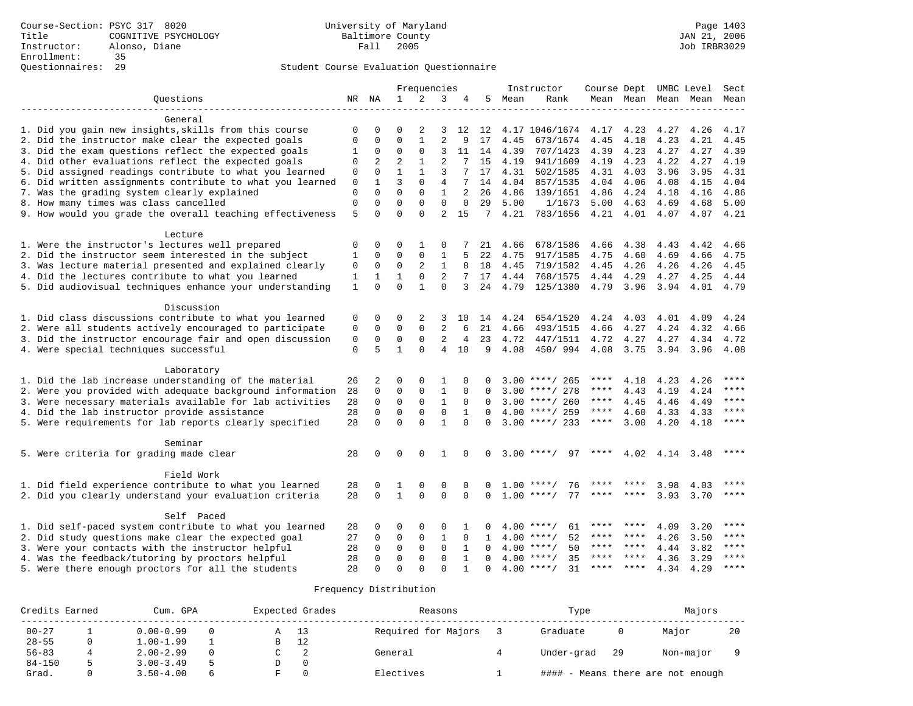Course-Section: PSYC 317 8020
Title: COGNITIVE PSYCHOLOGY
Instructor: Alonso, Diane
Enrollment: 35
Questionnaires: 29

University of Maryland
Baltimore County
Fall 2005

JAN 21, 2006
Job IRBR3029

## Student Course Evaluation Questionnaire

| Questions | NR | NA | 1 | 2 | 3 | 4 | 5 | Instructor Mean | Rank | Course Mean | Dept Mean | UMBC Mean | Level Mean | Sect Mean |
|---|---|---|---|---|---|---|---|---|---|---|---|---|---|---|
| **General** | | | | | | | | | | | | | | |
| 1. Did you gain new insights,skills from this course | 0 | 0 | 0 | 2 | 3 | 12 | 12 | 4.17 | 1046/1674 | 4.17 | 4.23 | 4.27 | 4.26 | 4.17 |
| 2. Did the instructor make clear the expected goals | 0 | 0 | 0 | 1 | 2 | 9 | 17 | 4.45 | 673/1674 | 4.45 | 4.18 | 4.23 | 4.21 | 4.45 |
| 3. Did the exam questions reflect the expected goals | 1 | 0 | 0 | 0 | 3 | 11 | 14 | 4.39 | 707/1423 | 4.39 | 4.23 | 4.27 | 4.27 | 4.39 |
| 4. Did other evaluations reflect the expected goals | 0 | 2 | 2 | 1 | 2 | 7 | 15 | 4.19 | 941/1609 | 4.19 | 4.23 | 4.22 | 4.27 | 4.19 |
| 5. Did assigned readings contribute to what you learned | 0 | 0 | 1 | 1 | 3 | 7 | 17 | 4.31 | 502/1585 | 4.31 | 4.03 | 3.96 | 3.95 | 4.31 |
| 6. Did written assignments contribute to what you learned | 0 | 1 | 3 | 0 | 4 | 7 | 14 | 4.04 | 857/1535 | 4.04 | 4.06 | 4.08 | 4.15 | 4.04 |
| 7. Was the grading system clearly explained | 0 | 0 | 0 | 0 | 1 | 2 | 26 | 4.86 | 139/1651 | 4.86 | 4.24 | 4.18 | 4.16 | 4.86 |
| 8. How many times was class cancelled | 0 | 0 | 0 | 0 | 0 | 0 | 29 | 5.00 | 1/1673 | 5.00 | 4.63 | 4.69 | 4.68 | 5.00 |
| 9. How would you grade the overall teaching effectiveness | 5 | 0 | 0 | 0 | 2 | 15 | 7 | 4.21 | 783/1656 | 4.21 | 4.01 | 4.07 | 4.07 | 4.21 |
| **Lecture** | | | | | | | | | | | | | | |
| 1. Were the instructor's lectures well prepared | 0 | 0 | 0 | 1 | 0 | 7 | 21 | 4.66 | 678/1586 | 4.66 | 4.38 | 4.43 | 4.42 | 4.66 |
| 2. Did the instructor seem interested in the subject | 1 | 0 | 0 | 0 | 1 | 5 | 22 | 4.75 | 917/1585 | 4.75 | 4.60 | 4.69 | 4.66 | 4.75 |
| 3. Was lecture material presented and explained clearly | 0 | 0 | 0 | 2 | 1 | 8 | 18 | 4.45 | 719/1582 | 4.45 | 4.26 | 4.26 | 4.26 | 4.45 |
| 4. Did the lectures contribute to what you learned | 1 | 1 | 1 | 0 | 2 | 7 | 17 | 4.44 | 768/1575 | 4.44 | 4.29 | 4.27 | 4.25 | 4.44 |
| 5. Did audiovisual techniques enhance your understanding | 1 | 0 | 0 | 1 | 0 | 3 | 24 | 4.79 | 125/1380 | 4.79 | 3.96 | 3.94 | 4.01 | 4.79 |
| **Discussion** | | | | | | | | | | | | | | |
| 1. Did class discussions contribute to what you learned | 0 | 0 | 0 | 2 | 3 | 10 | 14 | 4.24 | 654/1520 | 4.24 | 4.03 | 4.01 | 4.09 | 4.24 |
| 2. Were all students actively encouraged to participate | 0 | 0 | 0 | 0 | 2 | 6 | 21 | 4.66 | 493/1515 | 4.66 | 4.27 | 4.24 | 4.32 | 4.66 |
| 3. Did the instructor encourage fair and open discussion | 0 | 0 | 0 | 0 | 2 | 4 | 23 | 4.72 | 447/1511 | 4.72 | 4.27 | 4.27 | 4.34 | 4.72 |
| 4. Were special techniques successful | 0 | 5 | 1 | 0 | 4 | 10 | 9 | 4.08 | 450/ 994 | 4.08 | 3.75 | 3.94 | 3.96 | 4.08 |
| **Laboratory** | | | | | | | | | | | | | | |
| 1. Did the lab increase understanding of the material | 26 | 2 | 0 | 0 | 1 | 0 | 0 | 3.00 | ****/ 265 | **** | 4.18 | 4.23 | 4.26 | **** |
| 2. Were you provided with adequate background information | 28 | 0 | 0 | 0 | 1 | 0 | 0 | 3.00 | ****/ 278 | **** | 4.43 | 4.19 | 4.24 | **** |
| 3. Were necessary materials available for lab activities | 28 | 0 | 0 | 0 | 1 | 0 | 0 | 3.00 | ****/ 260 | **** | 4.45 | 4.46 | 4.49 | **** |
| 4. Did the lab instructor provide assistance | 28 | 0 | 0 | 0 | 0 | 1 | 0 | 4.00 | ****/ 259 | **** | 4.60 | 4.33 | 4.33 | **** |
| 5. Were requirements for lab reports clearly specified | 28 | 0 | 0 | 0 | 1 | 0 | 0 | 3.00 | ****/ 233 | **** | 3.00 | 4.20 | 4.18 | **** |
| **Seminar** | | | | | | | | | | | | | | |
| 5. Were criteria for grading made clear | 28 | 0 | 0 | 0 | 1 | 0 | 0 | 3.00 | ****/ 97 | **** | 4.02 | 4.14 | 3.48 | **** |
| **Field Work** | | | | | | | | | | | | | | |
| 1. Did field experience contribute to what you learned | 28 | 0 | 1 | 0 | 0 | 0 | 0 | 1.00 | ****/ 76 | **** | **** | 3.98 | 4.03 | **** |
| 2. Did you clearly understand your evaluation criteria | 28 | 0 | 1 | 0 | 0 | 0 | 0 | 1.00 | ****/ 77 | **** | **** | 3.93 | 3.70 | **** |
| **Self Paced** | | | | | | | | | | | | | | |
| 1. Did self-paced system contribute to what you learned | 28 | 0 | 0 | 0 | 0 | 1 | 0 | 4.00 | ****/ 61 | **** | **** | 4.09 | 3.20 | **** |
| 2. Did study questions make clear the expected goal | 27 | 0 | 0 | 0 | 1 | 0 | 1 | 4.00 | ****/ 52 | **** | **** | 4.26 | 3.50 | **** |
| 3. Were your contacts with the instructor helpful | 28 | 0 | 0 | 0 | 0 | 1 | 0 | 4.00 | ****/ 50 | **** | **** | 4.44 | 3.82 | **** |
| 4. Was the feedback/tutoring by proctors helpful | 28 | 0 | 0 | 0 | 0 | 1 | 0 | 4.00 | ****/ 35 | **** | **** | 4.36 | 3.29 | **** |
| 5. Were there enough proctors for all the students | 28 | 0 | 0 | 0 | 0 | 1 | 0 | 4.00 | ****/ 31 | **** | **** | 4.34 | 4.29 | **** |

### Frequency Distribution

| Credits Earned | | Cum. GPA | | Expected Grades | | Reasons | | Type | | Majors | |
|---|---|---|---|---|---|---|---|---|---|---|---|
| 00-27 | 1 | 0.00-0.99 | 0 | A | 13 | Required for Majors | 3 | Graduate | 0 | Major | 20 |
| 28-55 | 0 | 1.00-1.99 | 1 | B | 12 | | | | | | |
| 56-83 | 4 | 2.00-2.99 | 0 | C | 2 | General | 4 | Under-grad | 29 | Non-major | 9 |
| 84-150 | 5 | 3.00-3.49 | 5 | D | 0 | | | | | | |
| Grad. | 0 | 3.50-4.00 | 6 | F | 0 | Electives | 1 | #### - Means there are not enough | | | |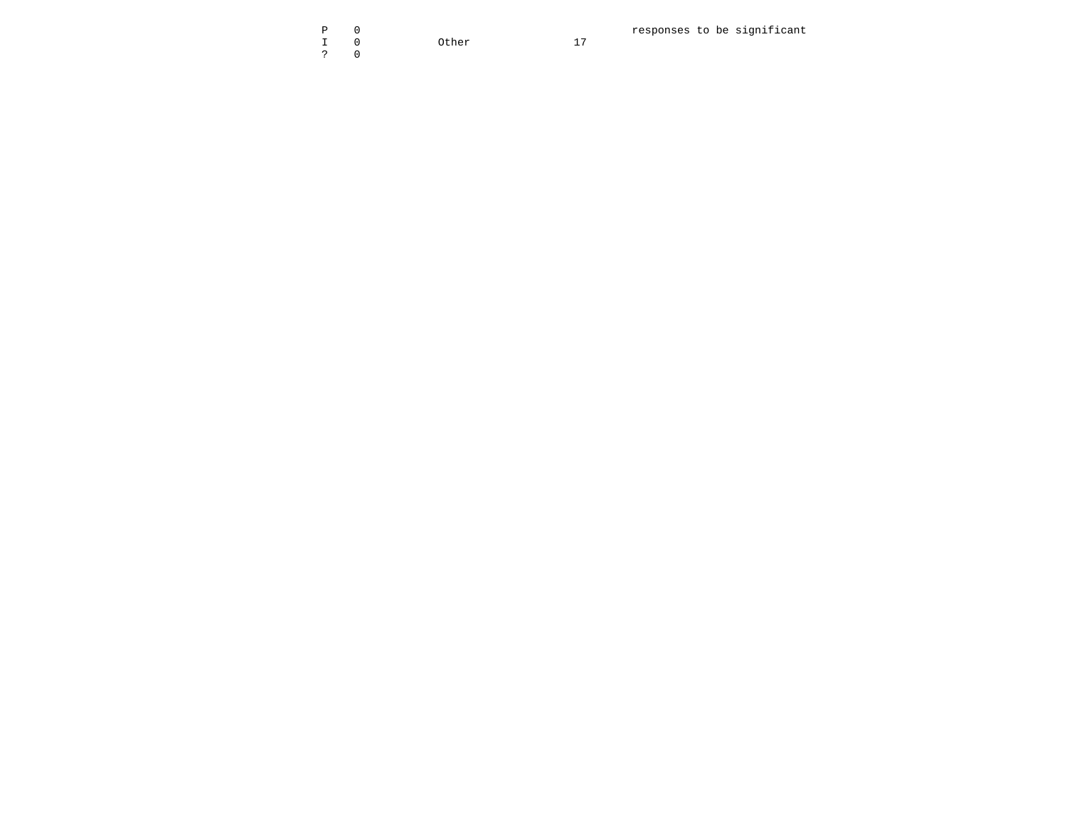| | | | | |
|---|---|---|---|---|
| P | 0 | | | responses to be significant |
| I | 0 | Other | 17 | |
| ? | 0 | | | |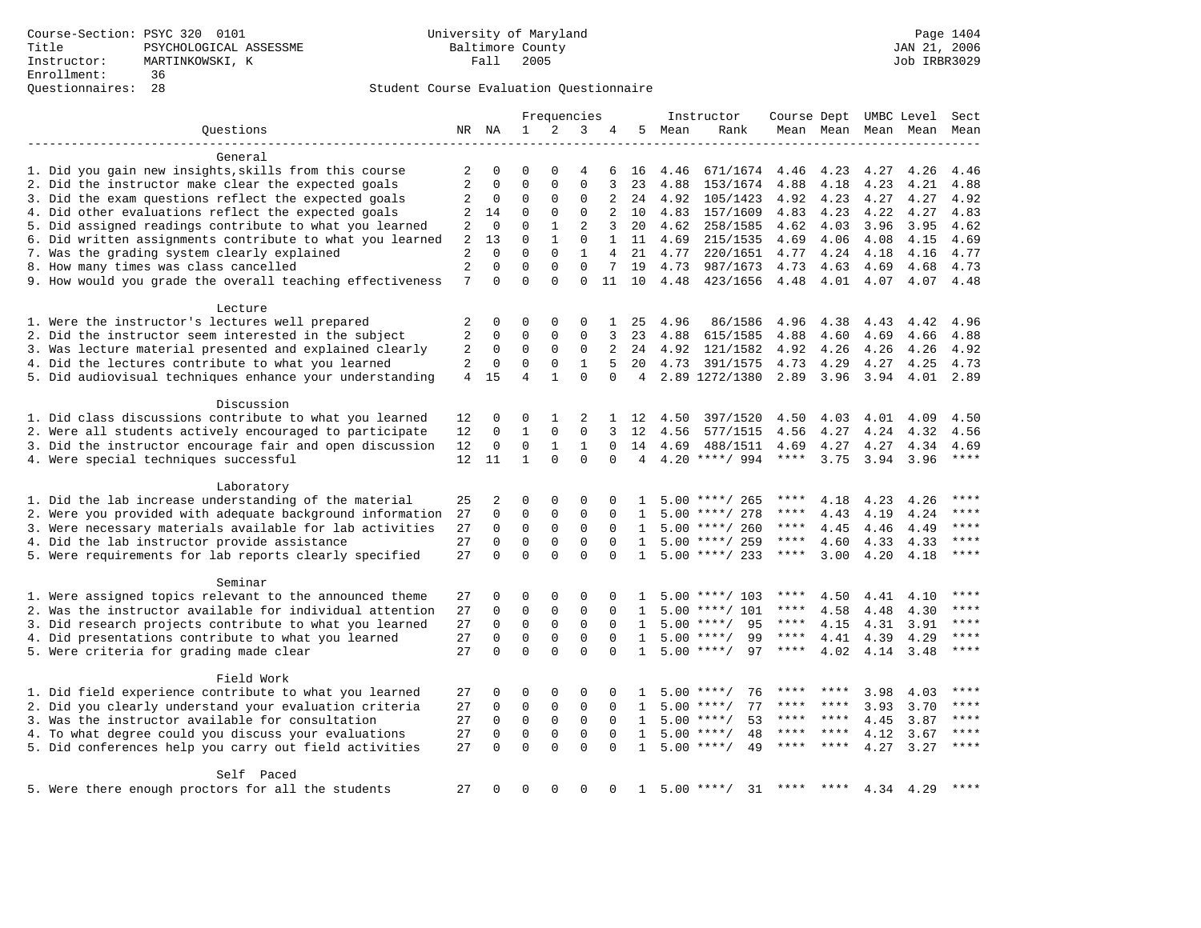Course-Section: PSYC 320 0101
Title: PSYCHOLOGICAL ASSESSME
Instructor: MARTINKOWSKI, K
Enrollment: 36
Questionnaires: 28

University of Maryland
Baltimore County
Fall 2005

JAN 21, 2006
Job IRBR3029

Student Course Evaluation Questionnaire

| Questions | NR | NA | 1 | 2 | 3 | 4 | 5 | Instructor Mean | Instructor Rank | Course Mean | Dept Mean | UMBC Level Mean | Level Mean | Sect Mean |
|---|---|---|---|---|---|---|---|---|---|---|---|---|---|---|
| **General** | | | | | | | | | | | | | | |
| 1. Did you gain new insights,skills from this course | 2 | 0 | 0 | 0 | 4 | 6 | 16 | 4.46 | 671/1674 | 4.46 | 4.23 | 4.27 | 4.26 | 4.46 |
| 2. Did the instructor make clear the expected goals | 2 | 0 | 0 | 0 | 0 | 3 | 23 | 4.88 | 153/1674 | 4.88 | 4.18 | 4.23 | 4.21 | 4.88 |
| 3. Did the exam questions reflect the expected goals | 2 | 0 | 0 | 0 | 0 | 2 | 24 | 4.92 | 105/1423 | 4.92 | 4.23 | 4.27 | 4.27 | 4.92 |
| 4. Did other evaluations reflect the expected goals | 2 | 14 | 0 | 0 | 0 | 2 | 10 | 4.83 | 157/1609 | 4.83 | 4.23 | 4.22 | 4.27 | 4.83 |
| 5. Did assigned readings contribute to what you learned | 2 | 0 | 0 | 1 | 2 | 3 | 20 | 4.62 | 258/1585 | 4.62 | 4.03 | 3.96 | 3.95 | 4.62 |
| 6. Did written assignments contribute to what you learned | 2 | 13 | 0 | 1 | 0 | 1 | 11 | 4.69 | 215/1535 | 4.69 | 4.06 | 4.08 | 4.15 | 4.69 |
| 7. Was the grading system clearly explained | 2 | 0 | 0 | 0 | 1 | 4 | 21 | 4.77 | 220/1651 | 4.77 | 4.24 | 4.18 | 4.16 | 4.77 |
| 8. How many times was class cancelled | 2 | 0 | 0 | 0 | 0 | 7 | 19 | 4.73 | 987/1673 | 4.73 | 4.63 | 4.69 | 4.68 | 4.73 |
| 9. How would you grade the overall teaching effectiveness | 7 | 0 | 0 | 0 | 0 | 11 | 10 | 4.48 | 423/1656 | 4.48 | 4.01 | 4.07 | 4.07 | 4.48 |
| **Lecture** | | | | | | | | | | | | | | |
| 1. Were the instructor's lectures well prepared | 2 | 0 | 0 | 0 | 0 | 1 | 25 | 4.96 | 86/1586 | 4.96 | 4.38 | 4.43 | 4.42 | 4.96 |
| 2. Did the instructor seem interested in the subject | 2 | 0 | 0 | 0 | 0 | 3 | 23 | 4.88 | 615/1585 | 4.88 | 4.60 | 4.69 | 4.66 | 4.88 |
| 3. Was lecture material presented and explained clearly | 2 | 0 | 0 | 0 | 0 | 2 | 24 | 4.92 | 121/1582 | 4.92 | 4.26 | 4.26 | 4.26 | 4.92 |
| 4. Did the lectures contribute to what you learned | 2 | 0 | 0 | 0 | 1 | 5 | 20 | 4.73 | 391/1575 | 4.73 | 4.29 | 4.27 | 4.25 | 4.73 |
| 5. Did audiovisual techniques enhance your understanding | 4 | 15 | 4 | 1 | 0 | 0 | 4 | 2.89 | 1272/1380 | 2.89 | 3.96 | 3.94 | 4.01 | 2.89 |
| **Discussion** | | | | | | | | | | | | | | |
| 1. Did class discussions contribute to what you learned | 12 | 0 | 0 | 1 | 2 | 1 | 12 | 4.50 | 397/1520 | 4.50 | 4.03 | 4.01 | 4.09 | 4.50 |
| 2. Were all students actively encouraged to participate | 12 | 0 | 1 | 0 | 0 | 3 | 12 | 4.56 | 577/1515 | 4.56 | 4.27 | 4.24 | 4.32 | 4.56 |
| 3. Did the instructor encourage fair and open discussion | 12 | 0 | 0 | 1 | 1 | 0 | 14 | 4.69 | 488/1511 | 4.69 | 4.27 | 4.27 | 4.34 | 4.69 |
| 4. Were special techniques successful | 12 | 11 | 1 | 0 | 0 | 0 | 4 | 4.20 | ****/ 994 | **** | 3.75 | 3.94 | 3.96 | **** |
| **Laboratory** | | | | | | | | | | | | | | |
| 1. Did the lab increase understanding of the material | 25 | 2 | 0 | 0 | 0 | 0 | 1 | 5.00 | ****/ 265 | **** | 4.18 | 4.23 | 4.26 | **** |
| 2. Were you provided with adequate background information | 27 | 0 | 0 | 0 | 0 | 0 | 1 | 5.00 | ****/ 278 | **** | 4.43 | 4.19 | 4.24 | **** |
| 3. Were necessary materials available for lab activities | 27 | 0 | 0 | 0 | 0 | 0 | 1 | 5.00 | ****/ 260 | **** | 4.45 | 4.46 | 4.49 | **** |
| 4. Did the lab instructor provide assistance | 27 | 0 | 0 | 0 | 0 | 0 | 1 | 5.00 | ****/ 259 | **** | 4.60 | 4.33 | 4.33 | **** |
| 5. Were requirements for lab reports clearly specified | 27 | 0 | 0 | 0 | 0 | 0 | 1 | 5.00 | ****/ 233 | **** | 3.00 | 4.20 | 4.18 | **** |
| **Seminar** | | | | | | | | | | | | | | |
| 1. Were assigned topics relevant to the announced theme | 27 | 0 | 0 | 0 | 0 | 0 | 1 | 5.00 | ****/ 103 | **** | 4.50 | 4.41 | 4.10 | **** |
| 2. Was the instructor available for individual attention | 27 | 0 | 0 | 0 | 0 | 0 | 1 | 5.00 | ****/ 101 | **** | 4.58 | 4.48 | 4.30 | **** |
| 3. Did research projects contribute to what you learned | 27 | 0 | 0 | 0 | 0 | 0 | 1 | 5.00 | ****/ 95 | **** | 4.15 | 4.31 | 3.91 | **** |
| 4. Did presentations contribute to what you learned | 27 | 0 | 0 | 0 | 0 | 0 | 1 | 5.00 | ****/ 99 | **** | 4.41 | 4.39 | 4.29 | **** |
| 5. Were criteria for grading made clear | 27 | 0 | 0 | 0 | 0 | 0 | 1 | 5.00 | ****/ 97 | **** | 4.02 | 4.14 | 3.48 | **** |
| **Field Work** | | | | | | | | | | | | | | |
| 1. Did field experience contribute to what you learned | 27 | 0 | 0 | 0 | 0 | 0 | 1 | 5.00 | ****/ 76 | **** | **** | 3.98 | 4.03 | **** |
| 2. Did you clearly understand your evaluation criteria | 27 | 0 | 0 | 0 | 0 | 0 | 1 | 5.00 | ****/ 77 | **** | **** | 3.93 | 3.70 | **** |
| 3. Was the instructor available for consultation | 27 | 0 | 0 | 0 | 0 | 0 | 1 | 5.00 | ****/ 53 | **** | **** | 4.45 | 3.87 | **** |
| 4. To what degree could you discuss your evaluations | 27 | 0 | 0 | 0 | 0 | 0 | 1 | 5.00 | ****/ 48 | **** | **** | 4.12 | 3.67 | **** |
| 5. Did conferences help you carry out field activities | 27 | 0 | 0 | 0 | 0 | 0 | 1 | 5.00 | ****/ 49 | **** | **** | 4.27 | 3.27 | **** |
| **Self Paced** | | | | | | | | | | | | | | |
| 5. Were there enough proctors for all the students | 27 | 0 | 0 | 0 | 0 | 0 | 1 | 5.00 | ****/ 31 | **** | **** | 4.34 | 4.29 | **** |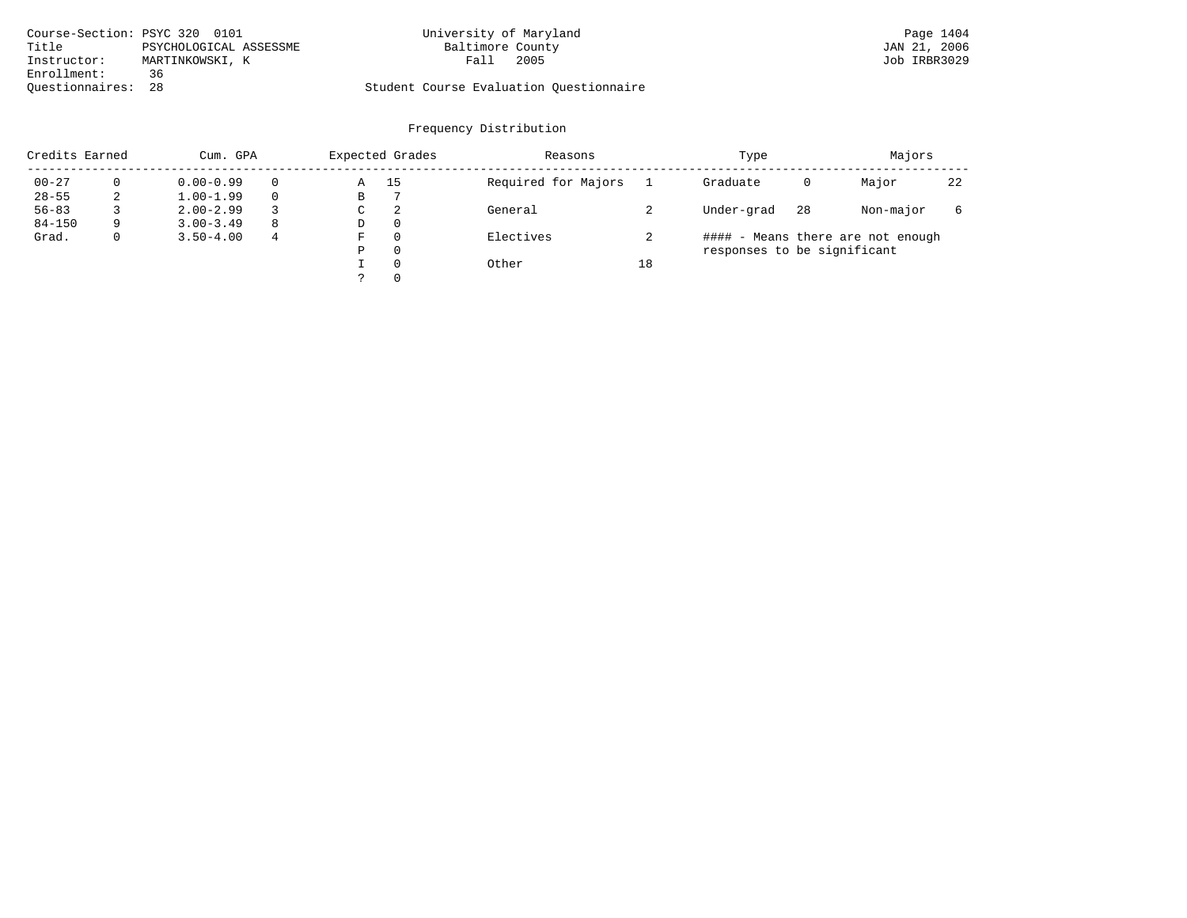Course-Section: PSYC 320 0101
Title: PSYCHOLOGICAL ASSESSME
Instructor: MARTINKOWSKI, K
Enrollment: 36
Questionnaires: 28

University of Maryland
Baltimore County
Fall 2005

Student Course Evaluation Questionnaire

JAN 21, 2006
Job IRBR3029

## Frequency Distribution

| Credits Earned | | Cum. GPA | | Expected Grades | | Reasons | | Type | | Majors | |
|---|---|---|---|---|---|---|---|---|---|---|---|
| 00-27 | 0 | 0.00-0.99 | 0 | A | 15 | Required for Majors | 1 | Graduate | 0 | Major | 22 |
| 28-55 | 2 | 1.00-1.99 | 0 | B | 7 | | | | | | |
| 56-83 | 3 | 2.00-2.99 | 3 | C | 2 | General | 2 | Under-grad | 28 | Non-major | 6 |
| 84-150 | 9 | 3.00-3.49 | 8 | D | 0 | | | | | | |
| Grad. | 0 | 3.50-4.00 | 4 | F | 0 | Electives | 2 | | | | |
| | | | | P | 0 | | | | | | |
| | | | | I | 0 | Other | 18 | | | | |
| | | | | ? | 0 | | | | | | |

#### - Means there are not enough responses to be significant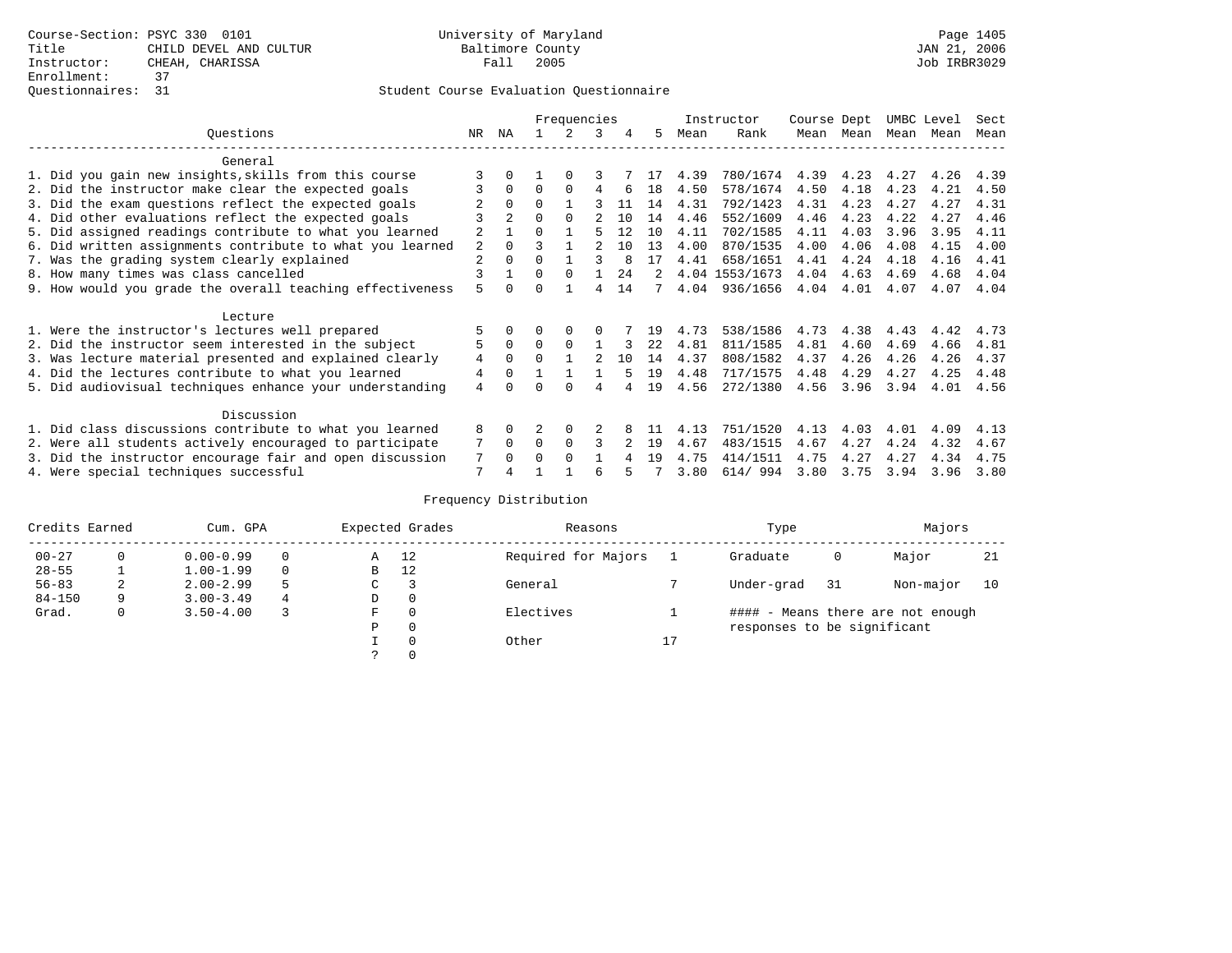Course-Section: PSYC 330 0101
Title: CHILD DEVEL AND CULTUR
Instructor: CHEAH, CHARISSA
Enrollment: 37
Questionnaires: 31

University of Maryland
Baltimore County
Fall 2005

JAN 21, 2006
Job IRBR3029

Student Course Evaluation Questionnaire

| Questions | NR | NA | 1 | 2 | 3 | 4 | 5 | Instructor Mean | Rank | Course Mean | Dept Mean | UMBC Mean | Level Mean | Sect Mean |
|---|---|---|---|---|---|---|---|---|---|---|---|---|---|---|
| **General** | | | | | | | | | | | | | | |
| 1. Did you gain new insights,skills from this course | 3 | 0 | 1 | 0 | 3 | 7 | 17 | 4.39 | 780/1674 | 4.39 | 4.23 | 4.27 | 4.26 | 4.39 |
| 2. Did the instructor make clear the expected goals | 3 | 0 | 0 | 0 | 4 | 6 | 18 | 4.50 | 578/1674 | 4.50 | 4.18 | 4.23 | 4.21 | 4.50 |
| 3. Did the exam questions reflect the expected goals | 2 | 0 | 0 | 1 | 3 | 11 | 14 | 4.31 | 792/1423 | 4.31 | 4.23 | 4.27 | 4.27 | 4.31 |
| 4. Did other evaluations reflect the expected goals | 3 | 2 | 0 | 0 | 2 | 10 | 14 | 4.46 | 552/1609 | 4.46 | 4.23 | 4.22 | 4.27 | 4.46 |
| 5. Did assigned readings contribute to what you learned | 2 | 1 | 0 | 1 | 5 | 12 | 10 | 4.11 | 702/1585 | 4.11 | 4.03 | 3.96 | 3.95 | 4.11 |
| 6. Did written assignments contribute to what you learned | 2 | 0 | 3 | 1 | 2 | 10 | 13 | 4.00 | 870/1535 | 4.00 | 4.06 | 4.08 | 4.15 | 4.00 |
| 7. Was the grading system clearly explained | 2 | 0 | 0 | 1 | 3 | 8 | 17 | 4.41 | 658/1651 | 4.41 | 4.24 | 4.18 | 4.16 | 4.41 |
| 8. How many times was class cancelled | 3 | 1 | 0 | 0 | 1 | 24 | 2 | 4.04 | 1553/1673 | 4.04 | 4.63 | 4.69 | 4.68 | 4.04 |
| 9. How would you grade the overall teaching effectiveness | 5 | 0 | 0 | 1 | 4 | 14 | 7 | 4.04 | 936/1656 | 4.04 | 4.01 | 4.07 | 4.07 | 4.04 |
| **Lecture** | | | | | | | | | | | | | | |
| 1. Were the instructor's lectures well prepared | 5 | 0 | 0 | 0 | 0 | 7 | 19 | 4.73 | 538/1586 | 4.73 | 4.38 | 4.43 | 4.42 | 4.73 |
| 2. Did the instructor seem interested in the subject | 5 | 0 | 0 | 0 | 1 | 3 | 22 | 4.81 | 811/1585 | 4.81 | 4.60 | 4.69 | 4.66 | 4.81 |
| 3. Was lecture material presented and explained clearly | 4 | 0 | 0 | 1 | 2 | 10 | 14 | 4.37 | 808/1582 | 4.37 | 4.26 | 4.26 | 4.26 | 4.37 |
| 4. Did the lectures contribute to what you learned | 4 | 0 | 1 | 1 | 1 | 5 | 19 | 4.48 | 717/1575 | 4.48 | 4.29 | 4.27 | 4.25 | 4.48 |
| 5. Did audiovisual techniques enhance your understanding | 4 | 0 | 0 | 0 | 4 | 4 | 19 | 4.56 | 272/1380 | 4.56 | 3.96 | 3.94 | 4.01 | 4.56 |
| **Discussion** | | | | | | | | | | | | | | |
| 1. Did class discussions contribute to what you learned | 8 | 0 | 2 | 0 | 2 | 8 | 11 | 4.13 | 751/1520 | 4.13 | 4.03 | 4.01 | 4.09 | 4.13 |
| 2. Were all students actively encouraged to participate | 7 | 0 | 0 | 0 | 3 | 2 | 19 | 4.67 | 483/1515 | 4.67 | 4.27 | 4.24 | 4.32 | 4.67 |
| 3. Did the instructor encourage fair and open discussion | 7 | 0 | 0 | 0 | 1 | 4 | 19 | 4.75 | 414/1511 | 4.75 | 4.27 | 4.27 | 4.34 | 4.75 |
| 4. Were special techniques successful | 7 | 4 | 1 | 1 | 6 | 5 | 7 | 3.80 | 614/ 994 | 3.80 | 3.75 | 3.94 | 3.96 | 3.80 |

Frequency Distribution

| Credits Earned | | Cum. GPA | | Expected Grades | | Reasons | | Type | | Majors | |
|---|---|---|---|---|---|---|---|---|---|---|---|
| 00-27 | 0 | 0.00-0.99 | 0 | A | 12 | Required for Majors | 1 | Graduate | 0 | Major | 21 |
| 28-55 | 1 | 1.00-1.99 | 0 | B | 12 | | | | | | |
| 56-83 | 2 | 2.00-2.99 | 5 | C | 3 | General | 7 | Under-grad | 31 | Non-major | 10 |
| 84-150 | 9 | 3.00-3.49 | 4 | D | 0 | | | | | | |
| Grad. | 0 | 3.50-4.00 | 3 | F | 0 | Electives | 1 | #### - Means there are not enough responses to be significant | | | |
| | | | | P | 0 | | | | | | |
| | | | | I | 0 | Other | 17 | | | | |
| | | | | ? | 0 | | | | | | |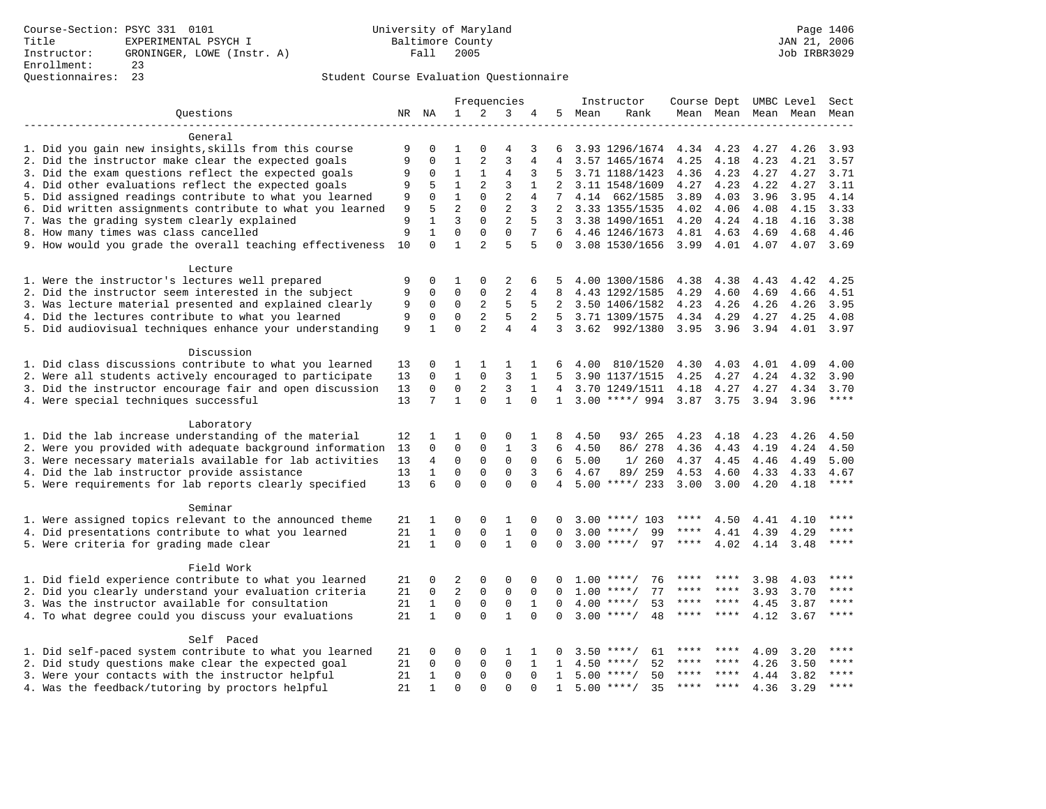Course-Section: PSYC 331 0101
Title: EXPERIMENTAL PSYCH I
Instructor: GRONINGER, LOWE (Instr. A)
Enrollment: 23
Questionnaires: 23

University of Maryland
Baltimore County
Fall 2005

JAN 21, 2006
Job IRBR3029

Student Course Evaluation Questionnaire

| Questions | NR | NA | 1 | 2 | 3 | 4 | 5 | Instructor Mean | Instructor Rank | Course Mean | Dept Mean | UMBC Mean | Level Mean | Sect Mean |
|---|---|---|---|---|---|---|---|---|---|---|---|---|---|---|
| **General** | | | | | | | | | | | | | | |
| 1. Did you gain new insights,skills from this course | 9 | 0 | 1 | 0 | 4 | 3 | 6 | 3.93 | 1296/1674 | 4.34 | 4.23 | 4.27 | 4.26 | 3.93 |
| 2. Did the instructor make clear the expected goals | 9 | 0 | 1 | 2 | 3 | 4 | 4 | 3.57 | 1465/1674 | 4.25 | 4.18 | 4.23 | 4.21 | 3.57 |
| 3. Did the exam questions reflect the expected goals | 9 | 0 | 1 | 1 | 4 | 3 | 5 | 3.71 | 1188/1423 | 4.36 | 4.23 | 4.27 | 4.27 | 3.71 |
| 4. Did other evaluations reflect the expected goals | 9 | 5 | 1 | 2 | 3 | 1 | 2 | 3.11 | 1548/1609 | 4.27 | 4.23 | 4.22 | 4.27 | 3.11 |
| 5. Did assigned readings contribute to what you learned | 9 | 0 | 1 | 0 | 2 | 4 | 7 | 4.14 | 662/1585 | 3.89 | 4.03 | 3.96 | 3.95 | 4.14 |
| 6. Did written assignments contribute to what you learned | 9 | 5 | 2 | 0 | 2 | 3 | 2 | 3.33 | 1355/1535 | 4.02 | 4.06 | 4.08 | 4.15 | 3.33 |
| 7. Was the grading system clearly explained | 9 | 1 | 3 | 0 | 2 | 5 | 3 | 3.38 | 1490/1651 | 4.20 | 4.24 | 4.18 | 4.16 | 3.38 |
| 8. How many times was class cancelled | 9 | 1 | 0 | 0 | 0 | 7 | 6 | 4.46 | 1246/1673 | 4.81 | 4.63 | 4.69 | 4.68 | 4.46 |
| 9. How would you grade the overall teaching effectiveness | 10 | 0 | 1 | 2 | 5 | 5 | 0 | 3.08 | 1530/1656 | 3.99 | 4.01 | 4.07 | 4.07 | 3.69 |
| **Lecture** | | | | | | | | | | | | | | |
| 1. Were the instructor's lectures well prepared | 9 | 0 | 1 | 0 | 2 | 6 | 5 | 4.00 | 1300/1586 | 4.38 | 4.38 | 4.43 | 4.42 | 4.25 |
| 2. Did the instructor seem interested in the subject | 9 | 0 | 0 | 0 | 2 | 4 | 8 | 4.43 | 1292/1585 | 4.29 | 4.60 | 4.69 | 4.66 | 4.51 |
| 3. Was lecture material presented and explained clearly | 9 | 0 | 0 | 2 | 5 | 5 | 2 | 3.50 | 1406/1582 | 4.23 | 4.26 | 4.26 | 4.26 | 3.95 |
| 4. Did the lectures contribute to what you learned | 9 | 0 | 0 | 2 | 5 | 2 | 5 | 3.71 | 1309/1575 | 4.34 | 4.29 | 4.27 | 4.25 | 4.08 |
| 5. Did audiovisual techniques enhance your understanding | 9 | 1 | 0 | 2 | 4 | 4 | 3 | 3.62 | 992/1380 | 3.95 | 3.96 | 3.94 | 4.01 | 3.97 |
| **Discussion** | | | | | | | | | | | | | | |
| 1. Did class discussions contribute to what you learned | 13 | 0 | 1 | 1 | 1 | 1 | 6 | 4.00 | 810/1520 | 4.30 | 4.03 | 4.01 | 4.09 | 4.00 |
| 2. Were all students actively encouraged to participate | 13 | 0 | 1 | 0 | 3 | 1 | 5 | 3.90 | 1137/1515 | 4.25 | 4.27 | 4.24 | 4.32 | 3.90 |
| 3. Did the instructor encourage fair and open discussion | 13 | 0 | 0 | 2 | 3 | 1 | 4 | 3.70 | 1249/1511 | 4.18 | 4.27 | 4.27 | 4.34 | 3.70 |
| 4. Were special techniques successful | 13 | 7 | 1 | 0 | 1 | 0 | 1 | 3.00 | ****/ 994 | 3.87 | 3.75 | 3.94 | 3.96 | **** |
| **Laboratory** | | | | | | | | | | | | | | |
| 1. Did the lab increase understanding of the material | 12 | 1 | 1 | 0 | 0 | 1 | 8 | 4.50 | 93/ 265 | 4.23 | 4.18 | 4.23 | 4.26 | 4.50 |
| 2. Were you provided with adequate background information | 13 | 0 | 0 | 0 | 1 | 3 | 6 | 4.50 | 86/ 278 | 4.36 | 4.43 | 4.19 | 4.24 | 4.50 |
| 3. Were necessary materials available for lab activities | 13 | 4 | 0 | 0 | 0 | 0 | 6 | 5.00 | 1/ 260 | 4.37 | 4.45 | 4.46 | 4.49 | 5.00 |
| 4. Did the lab instructor provide assistance | 13 | 1 | 0 | 0 | 0 | 3 | 6 | 4.67 | 89/ 259 | 4.53 | 4.60 | 4.33 | 4.33 | 4.67 |
| 5. Were requirements for lab reports clearly specified | 13 | 6 | 0 | 0 | 0 | 0 | 4 | 5.00 | ****/ 233 | 3.00 | 3.00 | 4.20 | 4.18 | **** |
| **Seminar** | | | | | | | | | | | | | | |
| 1. Were assigned topics relevant to the announced theme | 21 | 1 | 0 | 0 | 1 | 0 | 0 | 3.00 | ****/ 103 | **** | 4.50 | 4.41 | 4.10 | **** |
| 4. Did presentations contribute to what you learned | 21 | 1 | 0 | 0 | 1 | 0 | 0 | 3.00 | ****/ 99 | **** | 4.41 | 4.39 | 4.29 | **** |
| 5. Were criteria for grading made clear | 21 | 1 | 0 | 0 | 1 | 0 | 0 | 3.00 | ****/ 97 | **** | 4.02 | 4.14 | 3.48 | **** |
| **Field Work** | | | | | | | | | | | | | | |
| 1. Did field experience contribute to what you learned | 21 | 0 | 2 | 0 | 0 | 0 | 0 | 1.00 | ****/ 76 | **** | **** | 3.98 | 4.03 | **** |
| 2. Did you clearly understand your evaluation criteria | 21 | 0 | 2 | 0 | 0 | 0 | 0 | 1.00 | ****/ 77 | **** | **** | 3.93 | 3.70 | **** |
| 3. Was the instructor available for consultation | 21 | 1 | 0 | 0 | 0 | 1 | 0 | 4.00 | ****/ 53 | **** | **** | 4.45 | 3.87 | **** |
| 4. To what degree could you discuss your evaluations | 21 | 1 | 0 | 0 | 1 | 0 | 0 | 3.00 | ****/ 48 | **** | **** | 4.12 | 3.67 | **** |
| **Self Paced** | | | | | | | | | | | | | | |
| 1. Did self-paced system contribute to what you learned | 21 | 0 | 0 | 0 | 1 | 1 | 0 | 3.50 | ****/ 61 | **** | **** | 4.09 | 3.20 | **** |
| 2. Did study questions make clear the expected goal | 21 | 0 | 0 | 0 | 0 | 1 | 1 | 4.50 | ****/ 52 | **** | **** | 4.26 | 3.50 | **** |
| 3. Were your contacts with the instructor helpful | 21 | 1 | 0 | 0 | 0 | 0 | 1 | 5.00 | ****/ 50 | **** | **** | 4.44 | 3.82 | **** |
| 4. Was the feedback/tutoring by proctors helpful | 21 | 1 | 0 | 0 | 0 | 0 | 1 | 5.00 | ****/ 35 | **** | **** | 4.36 | 3.29 | **** |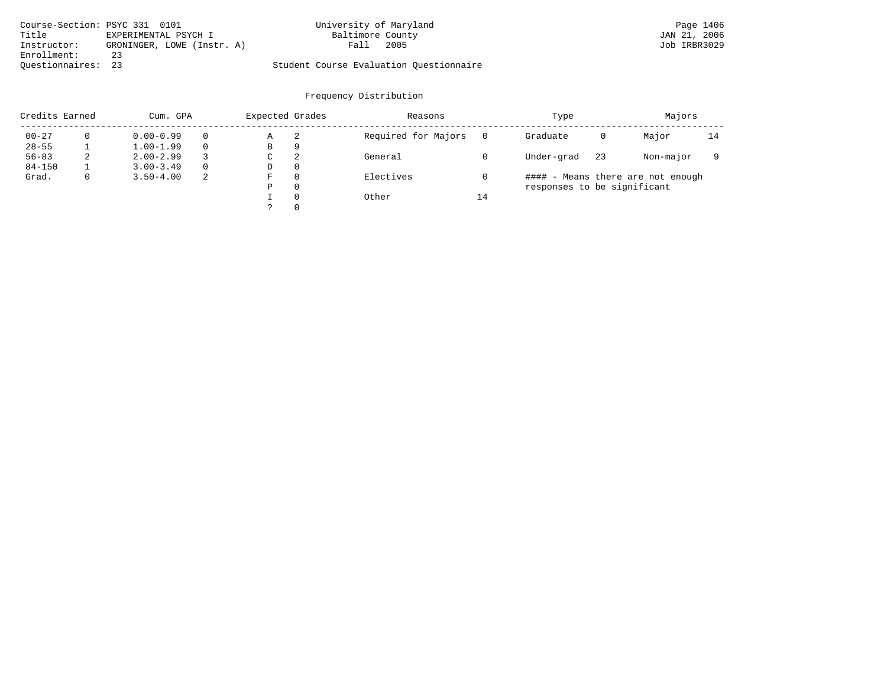Course-Section: PSYC 331 0101
Title: EXPERIMENTAL PSYCH I
Instructor: GRONINGER, LOWE (Instr. A)
Enrollment: 23
Questionnaires: 23

University of Maryland
Baltimore County
Fall 2005

Student Course Evaluation Questionnaire

JAN 21, 2006
Job IRBR3029

## Frequency Distribution

| Credits Earned | | Cum. GPA | | Expected Grades | | Reasons | | Type | | Majors | |
|---|---|---|---|---|---|---|---|---|---|---|---|
| 00-27 | 0 | 0.00-0.99 | 0 | A | 2 | Required for Majors | 0 | Graduate | 0 | Major | 14 |
| 28-55 | 1 | 1.00-1.99 | 0 | B | 9 | | | | | | |
| 56-83 | 2 | 2.00-2.99 | 3 | C | 2 | General | 0 | Under-grad | 23 | Non-major | 9 |
| 84-150 | 1 | 3.00-3.49 | 0 | D | 0 | | | | | | |
| Grad. | 0 | 3.50-4.00 | 2 | F | 0 | Electives | 0 | | | | |
| | | | | P | 0 | | | | | | |
| | | | | I | 0 | Other | 14 | | | | |
| | | | | ? | 0 | | | | | | |

#### - Means there are not enough responses to be significant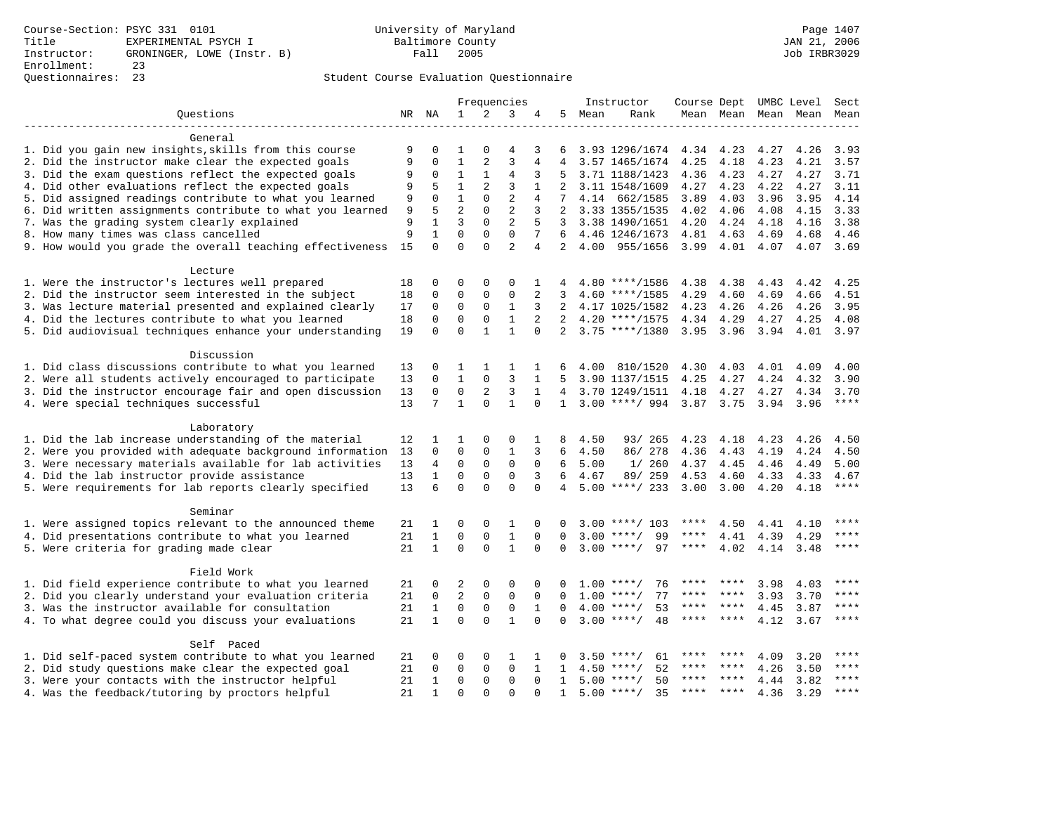Course-Section: PSYC 331 0101
Title: EXPERIMENTAL PSYCH I
Instructor: GRONINGER, LOWE (Instr. B)
Enrollment: 23
Questionnaires: 23

University of Maryland
Baltimore County
Fall 2005

JAN 21, 2006
Job IRBR3029

Student Course Evaluation Questionnaire

| Questions | NR | NA | 1 | 2 | 3 | 4 | 5 | Instructor Mean | Instructor Rank | Course Mean | Dept Mean | UMBC Mean | Level Mean | Sect Mean |
|---|---|---|---|---|---|---|---|---|---|---|---|---|---|---|
| **General** | | | | | | | | | | | | | | |
| 1. Did you gain new insights,skills from this course | 9 | 0 | 1 | 0 | 4 | 3 | 6 | 3.93 | 1296/1674 | 4.34 | 4.23 | 4.27 | 4.26 | 3.93 |
| 2. Did the instructor make clear the expected goals | 9 | 0 | 1 | 2 | 3 | 4 | 4 | 3.57 | 1465/1674 | 4.25 | 4.18 | 4.23 | 4.21 | 3.57 |
| 3. Did the exam questions reflect the expected goals | 9 | 0 | 1 | 1 | 4 | 3 | 5 | 3.71 | 1188/1423 | 4.36 | 4.23 | 4.27 | 4.27 | 3.71 |
| 4. Did other evaluations reflect the expected goals | 9 | 5 | 1 | 2 | 3 | 1 | 2 | 3.11 | 1548/1609 | 4.27 | 4.23 | 4.22 | 4.27 | 3.11 |
| 5. Did assigned readings contribute to what you learned | 9 | 0 | 1 | 0 | 2 | 4 | 7 | 4.14 | 662/1585 | 3.89 | 4.03 | 3.96 | 3.95 | 4.14 |
| 6. Did written assignments contribute to what you learned | 9 | 5 | 2 | 0 | 2 | 3 | 2 | 3.33 | 1355/1535 | 4.02 | 4.06 | 4.08 | 4.15 | 3.33 |
| 7. Was the grading system clearly explained | 9 | 1 | 3 | 0 | 2 | 5 | 3 | 3.38 | 1490/1651 | 4.20 | 4.24 | 4.18 | 4.16 | 3.38 |
| 8. How many times was class cancelled | 9 | 1 | 0 | 0 | 0 | 7 | 6 | 4.46 | 1246/1673 | 4.81 | 4.63 | 4.69 | 4.68 | 4.46 |
| 9. How would you grade the overall teaching effectiveness | 15 | 0 | 0 | 0 | 2 | 4 | 2 | 4.00 | 955/1656 | 3.99 | 4.01 | 4.07 | 4.07 | 3.69 |
| **Lecture** | | | | | | | | | | | | | | |
| 1. Were the instructor's lectures well prepared | 18 | 0 | 0 | 0 | 0 | 1 | 4 | 4.80 | ****/1586 | 4.38 | 4.38 | 4.43 | 4.42 | 4.25 |
| 2. Did the instructor seem interested in the subject | 18 | 0 | 0 | 0 | 0 | 2 | 3 | 4.60 | ****/1585 | 4.29 | 4.60 | 4.69 | 4.66 | 4.51 |
| 3. Was lecture material presented and explained clearly | 17 | 0 | 0 | 0 | 1 | 3 | 2 | 4.17 | 1025/1582 | 4.23 | 4.26 | 4.26 | 4.26 | 3.95 |
| 4. Did the lectures contribute to what you learned | 18 | 0 | 0 | 0 | 1 | 2 | 2 | 4.20 | ****/1575 | 4.34 | 4.29 | 4.27 | 4.25 | 4.08 |
| 5. Did audiovisual techniques enhance your understanding | 19 | 0 | 0 | 1 | 1 | 0 | 2 | 3.75 | ****/1380 | 3.95 | 3.96 | 3.94 | 4.01 | 3.97 |
| **Discussion** | | | | | | | | | | | | | | |
| 1. Did class discussions contribute to what you learned | 13 | 0 | 1 | 1 | 1 | 1 | 6 | 4.00 | 810/1520 | 4.30 | 4.03 | 4.01 | 4.09 | 4.00 |
| 2. Were all students actively encouraged to participate | 13 | 0 | 1 | 0 | 3 | 1 | 5 | 3.90 | 1137/1515 | 4.25 | 4.27 | 4.24 | 4.32 | 3.90 |
| 3. Did the instructor encourage fair and open discussion | 13 | 0 | 0 | 2 | 3 | 1 | 4 | 3.70 | 1249/1511 | 4.18 | 4.27 | 4.27 | 4.34 | 3.70 |
| 4. Were special techniques successful | 13 | 7 | 1 | 0 | 1 | 0 | 1 | 3.00 | ****/ 994 | 3.87 | 3.75 | 3.94 | 3.96 | **** |
| **Laboratory** | | | | | | | | | | | | | | |
| 1. Did the lab increase understanding of the material | 12 | 1 | 1 | 0 | 0 | 1 | 8 | 4.50 | 93/ 265 | 4.23 | 4.18 | 4.23 | 4.26 | 4.50 |
| 2. Were you provided with adequate background information | 13 | 0 | 0 | 0 | 1 | 3 | 6 | 4.50 | 86/ 278 | 4.36 | 4.43 | 4.19 | 4.24 | 4.50 |
| 3. Were necessary materials available for lab activities | 13 | 4 | 0 | 0 | 0 | 0 | 6 | 5.00 | 1/ 260 | 4.37 | 4.45 | 4.46 | 4.49 | 5.00 |
| 4. Did the lab instructor provide assistance | 13 | 1 | 0 | 0 | 0 | 3 | 6 | 4.67 | 89/ 259 | 4.53 | 4.60 | 4.33 | 4.33 | 4.67 |
| 5. Were requirements for lab reports clearly specified | 13 | 6 | 0 | 0 | 0 | 0 | 4 | 5.00 | ****/ 233 | 3.00 | 3.00 | 4.20 | 4.18 | **** |
| **Seminar** | | | | | | | | | | | | | | |
| 1. Were assigned topics relevant to the announced theme | 21 | 1 | 0 | 0 | 1 | 0 | 0 | 3.00 | ****/ 103 | **** | 4.50 | 4.41 | 4.10 | **** |
| 4. Did presentations contribute to what you learned | 21 | 1 | 0 | 0 | 1 | 0 | 0 | 3.00 | ****/ 99 | **** | 4.41 | 4.39 | 4.29 | **** |
| 5. Were criteria for grading made clear | 21 | 1 | 0 | 0 | 1 | 0 | 0 | 3.00 | ****/ 97 | **** | 4.02 | 4.14 | 3.48 | **** |
| **Field Work** | | | | | | | | | | | | | | |
| 1. Did field experience contribute to what you learned | 21 | 0 | 2 | 0 | 0 | 0 | 0 | 1.00 | ****/ 76 | **** | **** | 3.98 | 4.03 | **** |
| 2. Did you clearly understand your evaluation criteria | 21 | 0 | 2 | 0 | 0 | 0 | 0 | 1.00 | ****/ 77 | **** | **** | 3.93 | 3.70 | **** |
| 3. Was the instructor available for consultation | 21 | 1 | 0 | 0 | 0 | 1 | 0 | 4.00 | ****/ 53 | **** | **** | 4.45 | 3.87 | **** |
| 4. To what degree could you discuss your evaluations | 21 | 1 | 0 | 0 | 1 | 0 | 0 | 3.00 | ****/ 48 | **** | **** | 4.12 | 3.67 | **** |
| **Self Paced** | | | | | | | | | | | | | | |
| 1. Did self-paced system contribute to what you learned | 21 | 0 | 0 | 0 | 1 | 1 | 0 | 3.50 | ****/ 61 | **** | **** | 4.09 | 3.20 | **** |
| 2. Did study questions make clear the expected goal | 21 | 0 | 0 | 0 | 0 | 1 | 1 | 4.50 | ****/ 52 | **** | **** | 4.26 | 3.50 | **** |
| 3. Were your contacts with the instructor helpful | 21 | 1 | 0 | 0 | 0 | 0 | 1 | 5.00 | ****/ 50 | **** | **** | 4.44 | 3.82 | **** |
| 4. Was the feedback/tutoring by proctors helpful | 21 | 1 | 0 | 0 | 0 | 0 | 1 | 5.00 | ****/ 35 | **** | **** | 4.36 | 3.29 | **** |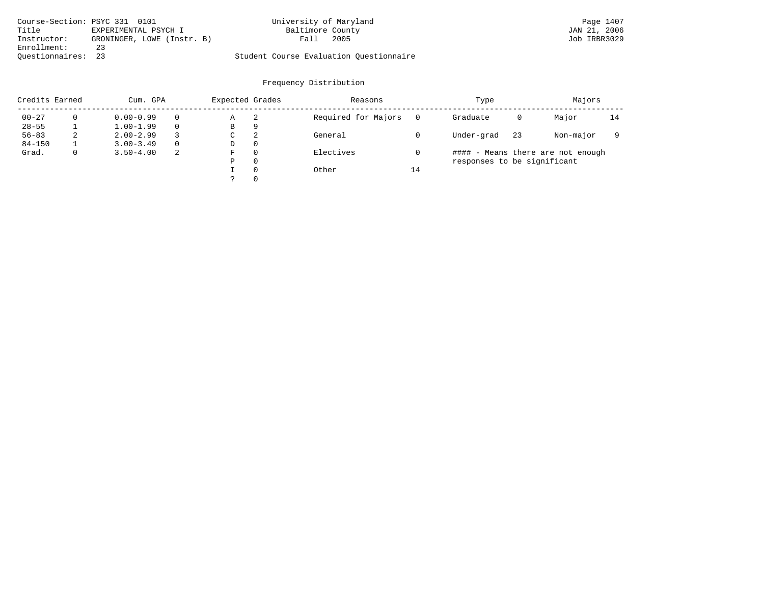Course-Section: PSYC 331 0101
Title: EXPERIMENTAL PSYCH I
Instructor: GRONINGER, LOWE (Instr. B)
Enrollment: 23
Questionnaires: 23

University of Maryland
Baltimore County
Fall 2005

Page 1407
JAN 21, 2006
Job IRBR3029

Student Course Evaluation Questionnaire

## Frequency Distribution

| Credits Earned | | Cum. GPA | | Expected Grades | | Reasons | | Type | | Majors | |
|---|---|---|---|---|---|---|---|---|---|---|---|
| 00-27 | 0 | 0.00-0.99 | 0 | A | 2 | Required for Majors | 0 | Graduate | 0 | Major | 14 |
| 28-55 | 1 | 1.00-1.99 | 0 | B | 9 | | | | | | |
| 56-83 | 2 | 2.00-2.99 | 3 | C | 2 | General | 0 | Under-grad | 23 | Non-major | 9 |
| 84-150 | 1 | 3.00-3.49 | 0 | D | 0 | | | | | | |
| Grad. | 0 | 3.50-4.00 | 2 | F | 0 | Electives | 0 | | | | |
| | | | | P | 0 | | | | | | |
| | | | | I | 0 | Other | 14 | | | | |
| | | | | ? | 0 | | | | | | |

#### - Means there are not enough responses to be significant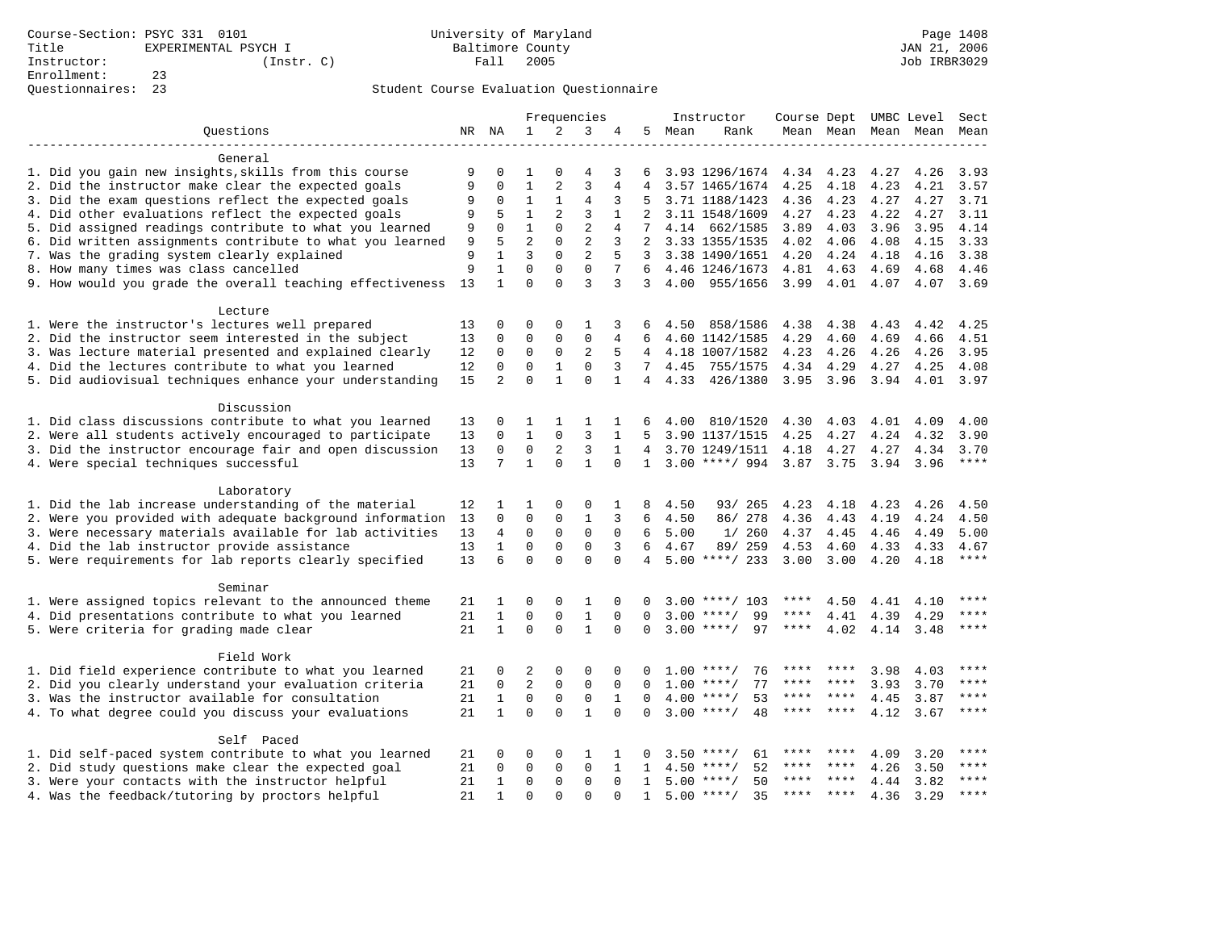Course-Section: PSYC 331 0101
Title: EXPERIMENTAL PSYCH I
Instructor: (Instr. C)
Enrollment: 23
Questionnaires: 23

University of Maryland
Baltimore County
Fall 2005

Page 1408
JAN 21, 2006
Job IRBR3029

## Student Course Evaluation Questionnaire

| Questions | NR | NA | 1 | 2 | 3 | 4 | 5 | Instructor Mean | Instructor Rank | Course Mean | Dept Mean | UMBC Mean | Level Mean | Sect Mean |
|---|---|---|---|---|---|---|---|---|---|---|---|---|---|---|
| **General** | | | | | | | | | | | | | | |
| 1. Did you gain new insights,skills from this course | 9 | 0 | 1 | 0 | 4 | 3 | 6 | 3.93 | 1296/1674 | 4.34 | 4.23 | 4.27 | 4.26 | 3.93 |
| 2. Did the instructor make clear the expected goals | 9 | 0 | 1 | 2 | 3 | 4 | 4 | 3.57 | 1465/1674 | 4.25 | 4.18 | 4.23 | 4.21 | 3.57 |
| 3. Did the exam questions reflect the expected goals | 9 | 0 | 1 | 1 | 4 | 3 | 5 | 3.71 | 1188/1423 | 4.36 | 4.23 | 4.27 | 4.27 | 3.71 |
| 4. Did other evaluations reflect the expected goals | 9 | 5 | 1 | 2 | 3 | 1 | 2 | 3.11 | 1548/1609 | 4.27 | 4.23 | 4.22 | 4.27 | 3.11 |
| 5. Did assigned readings contribute to what you learned | 9 | 0 | 1 | 0 | 2 | 4 | 7 | 4.14 | 662/1585 | 3.89 | 4.03 | 3.96 | 3.95 | 4.14 |
| 6. Did written assignments contribute to what you learned | 9 | 5 | 2 | 0 | 2 | 3 | 2 | 3.33 | 1355/1535 | 4.02 | 4.06 | 4.08 | 4.15 | 3.33 |
| 7. Was the grading system clearly explained | 9 | 1 | 3 | 0 | 2 | 5 | 3 | 3.38 | 1490/1651 | 4.20 | 4.24 | 4.18 | 4.16 | 3.38 |
| 8. How many times was class cancelled | 9 | 1 | 0 | 0 | 0 | 7 | 6 | 4.46 | 1246/1673 | 4.81 | 4.63 | 4.69 | 4.68 | 4.46 |
| 9. How would you grade the overall teaching effectiveness | 13 | 1 | 0 | 0 | 3 | 3 | 3 | 4.00 | 955/1656 | 3.99 | 4.01 | 4.07 | 4.07 | 3.69 |
| **Lecture** | | | | | | | | | | | | | | |
| 1. Were the instructor's lectures well prepared | 13 | 0 | 0 | 0 | 1 | 3 | 6 | 4.50 | 858/1586 | 4.38 | 4.38 | 4.43 | 4.42 | 4.25 |
| 2. Did the instructor seem interested in the subject | 13 | 0 | 0 | 0 | 0 | 4 | 6 | 4.60 | 1142/1585 | 4.29 | 4.60 | 4.69 | 4.66 | 4.51 |
| 3. Was lecture material presented and explained clearly | 12 | 0 | 0 | 0 | 2 | 5 | 4 | 4.18 | 1007/1582 | 4.23 | 4.26 | 4.26 | 4.26 | 3.95 |
| 4. Did the lectures contribute to what you learned | 12 | 0 | 0 | 1 | 0 | 3 | 7 | 4.45 | 755/1575 | 4.34 | 4.29 | 4.27 | 4.25 | 4.08 |
| 5. Did audiovisual techniques enhance your understanding | 15 | 2 | 0 | 1 | 0 | 1 | 4 | 4.33 | 426/1380 | 3.95 | 3.96 | 3.94 | 4.01 | 3.97 |
| **Discussion** | | | | | | | | | | | | | | |
| 1. Did class discussions contribute to what you learned | 13 | 0 | 1 | 1 | 1 | 1 | 6 | 4.00 | 810/1520 | 4.30 | 4.03 | 4.01 | 4.09 | 4.00 |
| 2. Were all students actively encouraged to participate | 13 | 0 | 1 | 0 | 3 | 1 | 5 | 3.90 | 1137/1515 | 4.25 | 4.27 | 4.24 | 4.32 | 3.90 |
| 3. Did the instructor encourage fair and open discussion | 13 | 0 | 0 | 2 | 3 | 1 | 4 | 3.70 | 1249/1511 | 4.18 | 4.27 | 4.27 | 4.34 | 3.70 |
| 4. Were special techniques successful | 13 | 7 | 1 | 0 | 1 | 0 | 1 | 3.00 | ****/ 994 | 3.87 | 3.75 | 3.94 | 3.96 | **** |
| **Laboratory** | | | | | | | | | | | | | | |
| 1. Did the lab increase understanding of the material | 12 | 1 | 1 | 0 | 0 | 1 | 8 | 4.50 | 93/ 265 | 4.23 | 4.18 | 4.23 | 4.26 | 4.50 |
| 2. Were you provided with adequate background information | 13 | 0 | 0 | 0 | 1 | 3 | 6 | 4.50 | 86/ 278 | 4.36 | 4.43 | 4.19 | 4.24 | 4.50 |
| 3. Were necessary materials available for lab activities | 13 | 4 | 0 | 0 | 0 | 0 | 6 | 5.00 | 1/ 260 | 4.37 | 4.45 | 4.46 | 4.49 | 5.00 |
| 4. Did the lab instructor provide assistance | 13 | 1 | 0 | 0 | 0 | 3 | 6 | 4.67 | 89/ 259 | 4.53 | 4.60 | 4.33 | 4.33 | 4.67 |
| 5. Were requirements for lab reports clearly specified | 13 | 6 | 0 | 0 | 0 | 0 | 4 | 5.00 | ****/ 233 | 3.00 | 3.00 | 4.20 | 4.18 | **** |
| **Seminar** | | | | | | | | | | | | | | |
| 1. Were assigned topics relevant to the announced theme | 21 | 1 | 0 | 0 | 1 | 0 | 0 | 3.00 | ****/ 103 | **** | 4.50 | 4.41 | 4.10 | **** |
| 4. Did presentations contribute to what you learned | 21 | 1 | 0 | 0 | 1 | 0 | 0 | 3.00 | ****/ 99 | **** | 4.41 | 4.39 | 4.29 | **** |
| 5. Were criteria for grading made clear | 21 | 1 | 0 | 0 | 1 | 0 | 0 | 3.00 | ****/ 97 | **** | 4.02 | 4.14 | 3.48 | **** |
| **Field Work** | | | | | | | | | | | | | | |
| 1. Did field experience contribute to what you learned | 21 | 0 | 2 | 0 | 0 | 0 | 0 | 1.00 | ****/ 76 | **** | **** | 3.98 | 4.03 | **** |
| 2. Did you clearly understand your evaluation criteria | 21 | 0 | 2 | 0 | 0 | 0 | 0 | 1.00 | ****/ 77 | **** | **** | 3.93 | 3.70 | **** |
| 3. Was the instructor available for consultation | 21 | 1 | 0 | 0 | 0 | 1 | 0 | 4.00 | ****/ 53 | **** | **** | 4.45 | 3.87 | **** |
| 4. To what degree could you discuss your evaluations | 21 | 1 | 0 | 0 | 1 | 0 | 0 | 3.00 | ****/ 48 | **** | **** | 4.12 | 3.67 | **** |
| **Self Paced** | | | | | | | | | | | | | | |
| 1. Did self-paced system contribute to what you learned | 21 | 0 | 0 | 0 | 1 | 1 | 0 | 3.50 | ****/ 61 | **** | **** | 4.09 | 3.20 | **** |
| 2. Did study questions make clear the expected goal | 21 | 0 | 0 | 0 | 0 | 1 | 1 | 4.50 | ****/ 52 | **** | **** | 4.26 | 3.50 | **** |
| 3. Were your contacts with the instructor helpful | 21 | 1 | 0 | 0 | 0 | 0 | 1 | 5.00 | ****/ 50 | **** | **** | 4.44 | 3.82 | **** |
| 4. Was the feedback/tutoring by proctors helpful | 21 | 1 | 0 | 0 | 0 | 0 | 1 | 5.00 | ****/ 35 | **** | **** | 4.36 | 3.29 | **** |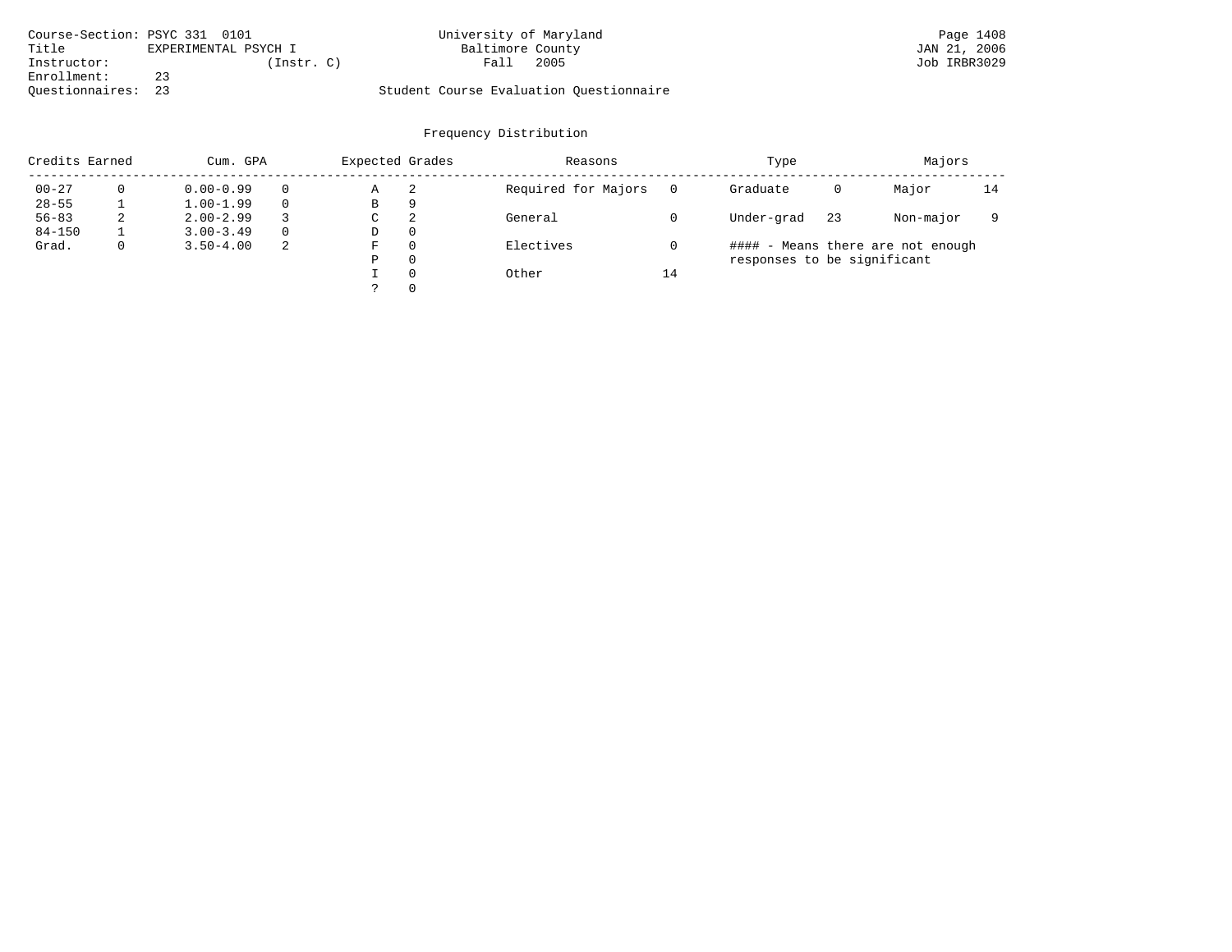Course-Section: PSYC 331 0101
Title: EXPERIMENTAL PSYCH I
Instructor: (Instr. C)
Enrollment: 23
Questionnaires: 23

University of Maryland
Baltimore County
Fall 2005

Student Course Evaluation Questionnaire

## Frequency Distribution

| Credits Earned | | Cum. GPA | | Expected Grades | | Reasons | | Type | | Majors | |
|---|---|---|---|---|---|---|---|---|---|---|---|
| 00-27 | 0 | 0.00-0.99 | 0 | A | 2 | Required for Majors | 0 | Graduate | 0 | Major | 14 |
| 28-55 | 1 | 1.00-1.99 | 0 | B | 9 | | | | | | |
| 56-83 | 2 | 2.00-2.99 | 3 | C | 2 | General | 0 | Under-grad | 23 | Non-major | 9 |
| 84-150 | 1 | 3.00-3.49 | 0 | D | 0 | | | | | | |
| Grad. | 0 | 3.50-4.00 | 2 | F | 0 | Electives | 0 | | | | |
| | | | | P | 0 | | | | | | |
| | | | | I | 0 | Other | 14 | | | | |
| | | | | ? | 0 | | | | | | |

#### - Means there are not enough responses to be significant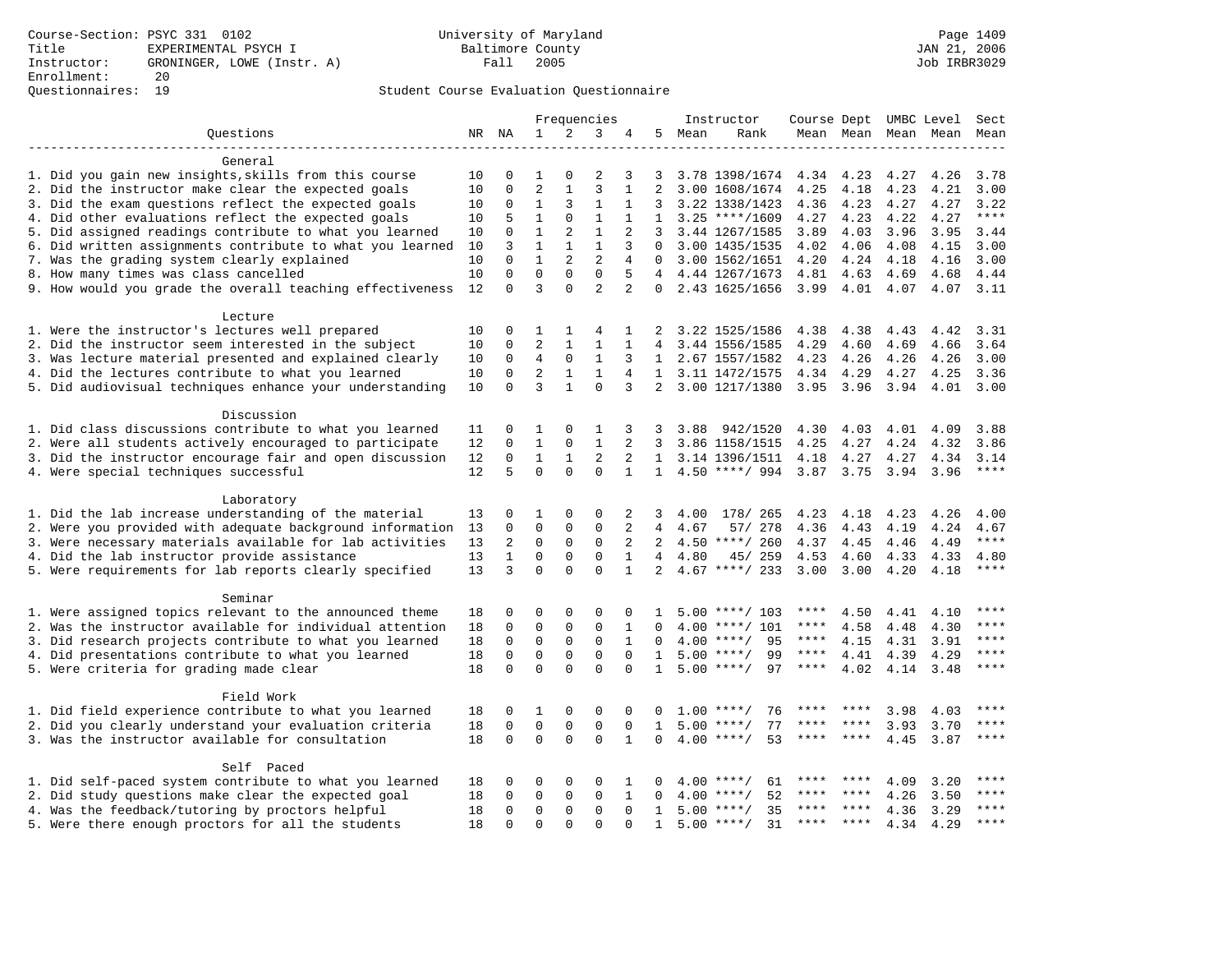Course-Section: PSYC 331 0102
Title: EXPERIMENTAL PSYCH I
Instructor: GRONINGER, LOWE (Instr. A)
Enrollment: 20
Questionnaires: 19

University of Maryland Baltimore County
Fall 2005

JAN 21, 2006
Job IRBR3029

Student Course Evaluation Questionnaire

| Questions | NR | NA | 1 | 2 | 3 | 4 | 5 | Instructor Mean | Rank | Course Mean | Dept Mean | UMBC Mean | Level Mean | Sect Mean |
|---|---|---|---|---|---|---|---|---|---|---|---|---|---|---|
| **General** | | | | | | | | | | | | | | |
| 1. Did you gain new insights,skills from this course | 10 | 0 | 1 | 0 | 2 | 3 | 3 | 3.78 | 1398/1674 | 4.34 | 4.23 | 4.27 | 4.26 | 3.78 |
| 2. Did the instructor make clear the expected goals | 10 | 0 | 2 | 1 | 3 | 1 | 2 | 3.00 | 1608/1674 | 4.25 | 4.18 | 4.23 | 4.21 | 3.00 |
| 3. Did the exam questions reflect the expected goals | 10 | 0 | 1 | 3 | 1 | 1 | 3 | 3.22 | 1338/1423 | 4.36 | 4.23 | 4.27 | 4.27 | 3.22 |
| 4. Did other evaluations reflect the expected goals | 10 | 5 | 1 | 0 | 1 | 1 | 1 | 3.25 | ****/1609 | 4.27 | 4.23 | 4.22 | 4.27 | **** |
| 5. Did assigned readings contribute to what you learned | 10 | 0 | 1 | 2 | 1 | 2 | 3 | 3.44 | 1267/1585 | 3.89 | 4.03 | 3.96 | 3.95 | 3.44 |
| 6. Did written assignments contribute to what you learned | 10 | 3 | 1 | 1 | 1 | 3 | 0 | 3.00 | 1435/1535 | 4.02 | 4.06 | 4.08 | 4.15 | 3.00 |
| 7. Was the grading system clearly explained | 10 | 0 | 1 | 2 | 2 | 4 | 0 | 3.00 | 1562/1651 | 4.20 | 4.24 | 4.18 | 4.16 | 3.00 |
| 8. How many times was class cancelled | 10 | 0 | 0 | 0 | 0 | 5 | 4 | 4.44 | 1267/1673 | 4.81 | 4.63 | 4.69 | 4.68 | 4.44 |
| 9. How would you grade the overall teaching effectiveness | 12 | 0 | 3 | 0 | 2 | 2 | 0 | 2.43 | 1625/1656 | 3.99 | 4.01 | 4.07 | 4.07 | 3.11 |
| **Lecture** | | | | | | | | | | | | | | |
| 1. Were the instructor's lectures well prepared | 10 | 0 | 1 | 1 | 4 | 1 | 2 | 3.22 | 1525/1586 | 4.38 | 4.38 | 4.43 | 4.42 | 3.31 |
| 2. Did the instructor seem interested in the subject | 10 | 0 | 2 | 1 | 1 | 1 | 4 | 3.44 | 1556/1585 | 4.29 | 4.60 | 4.69 | 4.66 | 3.64 |
| 3. Was lecture material presented and explained clearly | 10 | 0 | 4 | 0 | 1 | 3 | 1 | 2.67 | 1557/1582 | 4.23 | 4.26 | 4.26 | 4.26 | 3.00 |
| 4. Did the lectures contribute to what you learned | 10 | 0 | 2 | 1 | 1 | 4 | 1 | 3.11 | 1472/1575 | 4.34 | 4.29 | 4.27 | 4.25 | 3.36 |
| 5. Did audiovisual techniques enhance your understanding | 10 | 0 | 3 | 1 | 0 | 3 | 2 | 3.00 | 1217/1380 | 3.95 | 3.96 | 3.94 | 4.01 | 3.00 |
| **Discussion** | | | | | | | | | | | | | | |
| 1. Did class discussions contribute to what you learned | 11 | 0 | 1 | 0 | 1 | 3 | 3 | 3.88 | 942/1520 | 4.30 | 4.03 | 4.01 | 4.09 | 3.88 |
| 2. Were all students actively encouraged to participate | 12 | 0 | 1 | 0 | 1 | 2 | 3 | 3.86 | 1158/1515 | 4.25 | 4.27 | 4.24 | 4.32 | 3.86 |
| 3. Did the instructor encourage fair and open discussion | 12 | 0 | 1 | 1 | 2 | 2 | 1 | 3.14 | 1396/1511 | 4.18 | 4.27 | 4.27 | 4.34 | 3.14 |
| 4. Were special techniques successful | 12 | 5 | 0 | 0 | 0 | 1 | 1 | 4.50 | ****/ 994 | 3.87 | 3.75 | 3.94 | 3.96 | **** |
| **Laboratory** | | | | | | | | | | | | | | |
| 1. Did the lab increase understanding of the material | 13 | 0 | 1 | 0 | 0 | 2 | 3 | 4.00 | 178/ 265 | 4.23 | 4.18 | 4.23 | 4.26 | 4.00 |
| 2. Were you provided with adequate background information | 13 | 0 | 0 | 0 | 0 | 2 | 4 | 4.67 | 57/ 278 | 4.36 | 4.43 | 4.19 | 4.24 | 4.67 |
| 3. Were necessary materials available for lab activities | 13 | 2 | 0 | 0 | 0 | 2 | 2 | 4.50 | ****/ 260 | 4.37 | 4.45 | 4.46 | 4.49 | **** |
| 4. Did the lab instructor provide assistance | 13 | 1 | 0 | 0 | 0 | 1 | 4 | 4.80 | 45/ 259 | 4.53 | 4.60 | 4.33 | 4.33 | 4.80 |
| 5. Were requirements for lab reports clearly specified | 13 | 3 | 0 | 0 | 0 | 1 | 2 | 4.67 | ****/ 233 | 3.00 | 3.00 | 4.20 | 4.18 | **** |
| **Seminar** | | | | | | | | | | | | | | |
| 1. Were assigned topics relevant to the announced theme | 18 | 0 | 0 | 0 | 0 | 0 | 1 | 5.00 | ****/ 103 | **** | 4.50 | 4.41 | 4.10 | **** |
| 2. Was the instructor available for individual attention | 18 | 0 | 0 | 0 | 0 | 1 | 0 | 4.00 | ****/ 101 | **** | 4.58 | 4.48 | 4.30 | **** |
| 3. Did research projects contribute to what you learned | 18 | 0 | 0 | 0 | 0 | 1 | 0 | 4.00 | ****/ 95 | **** | 4.15 | 4.31 | 3.91 | **** |
| 4. Did presentations contribute to what you learned | 18 | 0 | 0 | 0 | 0 | 0 | 1 | 5.00 | ****/ 99 | **** | 4.41 | 4.39 | 4.29 | **** |
| 5. Were criteria for grading made clear | 18 | 0 | 0 | 0 | 0 | 0 | 1 | 5.00 | ****/ 97 | **** | 4.02 | 4.14 | 3.48 | **** |
| **Field Work** | | | | | | | | | | | | | | |
| 1. Did field experience contribute to what you learned | 18 | 0 | 1 | 0 | 0 | 0 | 0 | 1.00 | ****/ 76 | **** | **** | 3.98 | 4.03 | **** |
| 2. Did you clearly understand your evaluation criteria | 18 | 0 | 0 | 0 | 0 | 0 | 1 | 5.00 | ****/ 77 | **** | **** | 3.93 | 3.70 | **** |
| 3. Was the instructor available for consultation | 18 | 0 | 0 | 0 | 0 | 1 | 0 | 4.00 | ****/ 53 | **** | **** | 4.45 | 3.87 | **** |
| **Self Paced** | | | | | | | | | | | | | | |
| 1. Did self-paced system contribute to what you learned | 18 | 0 | 0 | 0 | 0 | 1 | 0 | 4.00 | ****/ 61 | **** | **** | 4.09 | 3.20 | **** |
| 2. Did study questions make clear the expected goal | 18 | 0 | 0 | 0 | 0 | 1 | 0 | 4.00 | ****/ 52 | **** | **** | 4.26 | 3.50 | **** |
| 4. Was the feedback/tutoring by proctors helpful | 18 | 0 | 0 | 0 | 0 | 0 | 1 | 5.00 | ****/ 35 | **** | **** | 4.36 | 3.29 | **** |
| 5. Were there enough proctors for all the students | 18 | 0 | 0 | 0 | 0 | 0 | 1 | 5.00 | ****/ 31 | **** | **** | 4.34 | 4.29 | **** |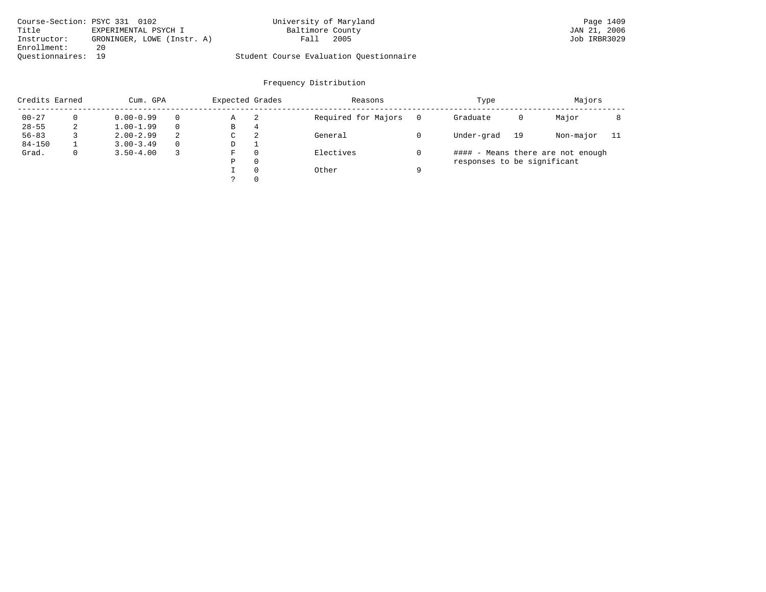Course-Section: PSYC 331 0102
Title: EXPERIMENTAL PSYCH I
Instructor: GRONINGER, LOWE (Instr. A)
Enrollment: 20
Questionnaires: 19

University of Maryland
Baltimore County
Fall 2005

Student Course Evaluation Questionnaire

## Frequency Distribution

| Credits Earned | | Cum. GPA | | Expected Grades | | Reasons | | Type | | Majors | |
|---|---|---|---|---|---|---|---|---|---|---|---|
| 00-27 | 0 | 0.00-0.99 | 0 | A | 2 | Required for Majors | 0 | Graduate | 0 | Major | 8 |
| 28-55 | 2 | 1.00-1.99 | 0 | B | 4 | | | | | | |
| 56-83 | 3 | 2.00-2.99 | 2 | C | 2 | General | 0 | Under-grad | 19 | Non-major | 11 |
| 84-150 | 1 | 3.00-3.49 | 0 | D | 1 | | | | | | |
| Grad. | 0 | 3.50-4.00 | 3 | F | 0 | Electives | 0 | | | | |
| | | | | P | 0 | | | | | | |
| | | | | I | 0 | Other | 9 | | | | |
| | | | | ? | 0 | | | | | | |

#### - Means there are not enough responses to be significant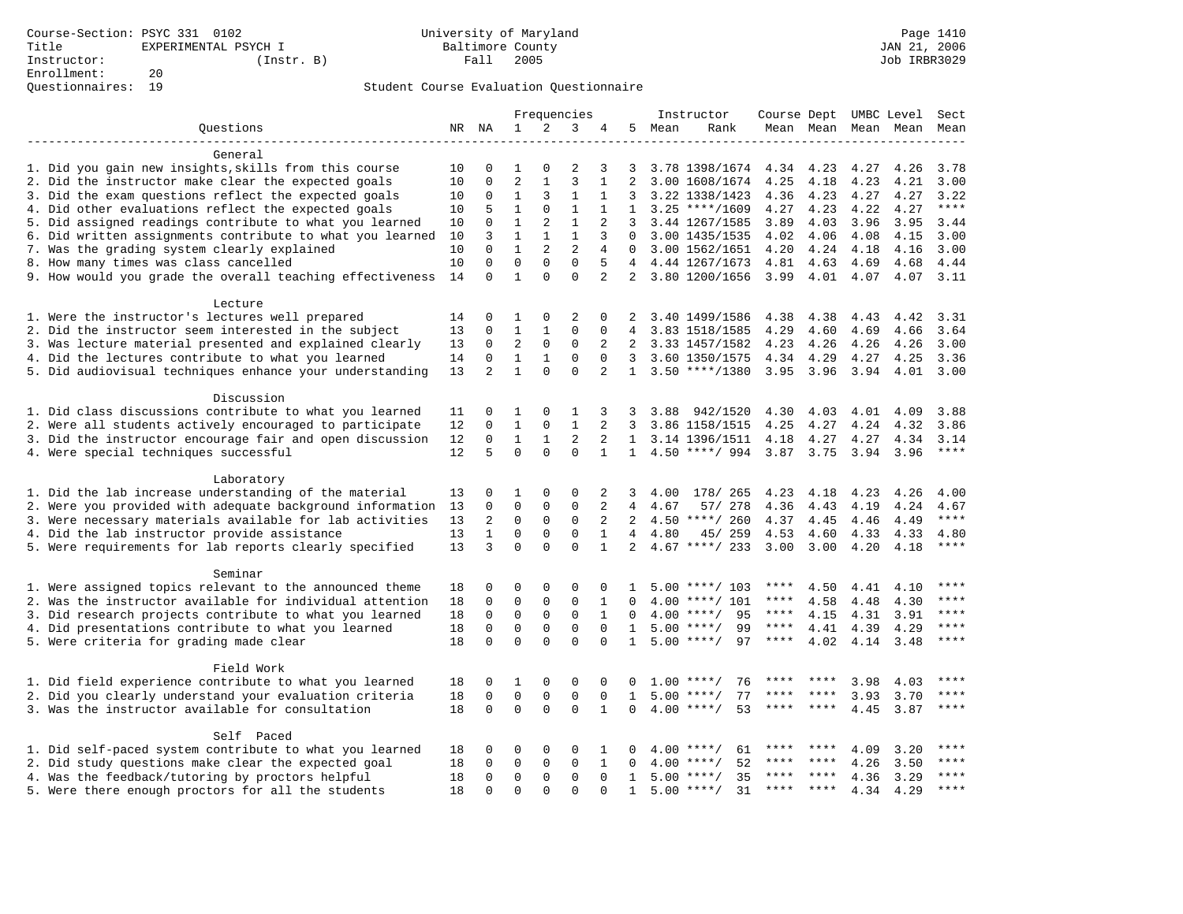Course-Section: PSYC 331 0102
Title: EXPERIMENTAL PSYCH I
Instructor: (Instr. B)
Enrollment: 20
Questionnaires: 19

University of Maryland
Baltimore County
Fall 2005

JAN 21, 2006
Job IRBR3029

## Student Course Evaluation Questionnaire

| Questions | NR | NA | 1 | 2 | 3 | 4 | 5 | Instructor Mean | Instructor Rank | Course Mean | Dept Mean | UMBC Mean | Level Mean | Sect Mean |
|---|---|---|---|---|---|---|---|---|---|---|---|---|---|---|
| **General** | | | | | | | | | | | | | | |
| 1. Did you gain new insights,skills from this course | 10 | 0 | 1 | 0 | 2 | 3 | 3 | 3.78 | 1398/1674 | 4.34 | 4.23 | 4.27 | 4.26 | 3.78 |
| 2. Did the instructor make clear the expected goals | 10 | 0 | 2 | 1 | 3 | 1 | 2 | 3.00 | 1608/1674 | 4.25 | 4.18 | 4.23 | 4.21 | 3.00 |
| 3. Did the exam questions reflect the expected goals | 10 | 0 | 1 | 3 | 1 | 1 | 3 | 3.22 | 1338/1423 | 4.36 | 4.23 | 4.27 | 4.27 | 3.22 |
| 4. Did other evaluations reflect the expected goals | 10 | 5 | 1 | 0 | 1 | 1 | 1 | 3.25 | ****/1609 | 4.27 | 4.23 | 4.22 | 4.27 | **** |
| 5. Did assigned readings contribute to what you learned | 10 | 0 | 1 | 2 | 1 | 2 | 3 | 3.44 | 1267/1585 | 3.89 | 4.03 | 3.96 | 3.95 | 3.44 |
| 6. Did written assignments contribute to what you learned | 10 | 3 | 1 | 1 | 1 | 3 | 0 | 3.00 | 1435/1535 | 4.02 | 4.06 | 4.08 | 4.15 | 3.00 |
| 7. Was the grading system clearly explained | 10 | 0 | 1 | 2 | 2 | 4 | 0 | 3.00 | 1562/1651 | 4.20 | 4.24 | 4.18 | 4.16 | 3.00 |
| 8. How many times was class cancelled | 10 | 0 | 0 | 0 | 0 | 5 | 4 | 4.44 | 1267/1673 | 4.81 | 4.63 | 4.69 | 4.68 | 4.44 |
| 9. How would you grade the overall teaching effectiveness | 14 | 0 | 1 | 0 | 0 | 2 | 2 | 3.80 | 1200/1656 | 3.99 | 4.01 | 4.07 | 4.07 | 3.11 |
| **Lecture** | | | | | | | | | | | | | | |
| 1. Were the instructor's lectures well prepared | 14 | 0 | 1 | 0 | 2 | 0 | 2 | 3.40 | 1499/1586 | 4.38 | 4.38 | 4.43 | 4.42 | 3.31 |
| 2. Did the instructor seem interested in the subject | 13 | 0 | 1 | 1 | 0 | 0 | 4 | 3.83 | 1518/1585 | 4.29 | 4.60 | 4.69 | 4.66 | 3.64 |
| 3. Was lecture material presented and explained clearly | 13 | 0 | 2 | 0 | 0 | 2 | 2 | 3.33 | 1457/1582 | 4.23 | 4.26 | 4.26 | 4.26 | 3.00 |
| 4. Did the lectures contribute to what you learned | 14 | 0 | 1 | 1 | 0 | 0 | 3 | 3.60 | 1350/1575 | 4.34 | 4.29 | 4.27 | 4.25 | 3.36 |
| 5. Did audiovisual techniques enhance your understanding | 13 | 2 | 1 | 0 | 0 | 2 | 1 | 3.50 | ****/1380 | 3.95 | 3.96 | 3.94 | 4.01 | 3.00 |
| **Discussion** | | | | | | | | | | | | | | |
| 1. Did class discussions contribute to what you learned | 11 | 0 | 1 | 0 | 1 | 3 | 3 | 3.88 | 942/1520 | 4.30 | 4.03 | 4.01 | 4.09 | 3.88 |
| 2. Were all students actively encouraged to participate | 12 | 0 | 1 | 0 | 1 | 2 | 3 | 3.86 | 1158/1515 | 4.25 | 4.27 | 4.24 | 4.32 | 3.86 |
| 3. Did the instructor encourage fair and open discussion | 12 | 0 | 1 | 1 | 2 | 2 | 1 | 3.14 | 1396/1511 | 4.18 | 4.27 | 4.27 | 4.34 | 3.14 |
| 4. Were special techniques successful | 12 | 5 | 0 | 0 | 0 | 1 | 1 | 4.50 | ****/ 994 | 3.87 | 3.75 | 3.94 | 3.96 | **** |
| **Laboratory** | | | | | | | | | | | | | | |
| 1. Did the lab increase understanding of the material | 13 | 0 | 1 | 0 | 0 | 2 | 3 | 4.00 | 178/ 265 | 4.23 | 4.18 | 4.23 | 4.26 | 4.00 |
| 2. Were you provided with adequate background information | 13 | 0 | 0 | 0 | 0 | 2 | 4 | 4.67 | 57/ 278 | 4.36 | 4.43 | 4.19 | 4.24 | 4.67 |
| 3. Were necessary materials available for lab activities | 13 | 2 | 0 | 0 | 0 | 2 | 2 | 4.50 | ****/ 260 | 4.37 | 4.45 | 4.46 | 4.49 | **** |
| 4. Did the lab instructor provide assistance | 13 | 1 | 0 | 0 | 0 | 1 | 4 | 4.80 | 45/ 259 | 4.53 | 4.60 | 4.33 | 4.33 | 4.80 |
| 5. Were requirements for lab reports clearly specified | 13 | 3 | 0 | 0 | 0 | 1 | 2 | 4.67 | ****/ 233 | 3.00 | 3.00 | 4.20 | 4.18 | **** |
| **Seminar** | | | | | | | | | | | | | | |
| 1. Were assigned topics relevant to the announced theme | 18 | 0 | 0 | 0 | 0 | 0 | 1 | 5.00 | ****/ 103 | **** | 4.50 | 4.41 | 4.10 | **** |
| 2. Was the instructor available for individual attention | 18 | 0 | 0 | 0 | 0 | 1 | 0 | 4.00 | ****/ 101 | **** | 4.58 | 4.48 | 4.30 | **** |
| 3. Did research projects contribute to what you learned | 18 | 0 | 0 | 0 | 0 | 1 | 0 | 4.00 | ****/ 95 | **** | 4.15 | 4.31 | 3.91 | **** |
| 4. Did presentations contribute to what you learned | 18 | 0 | 0 | 0 | 0 | 0 | 1 | 5.00 | ****/ 99 | **** | 4.41 | 4.39 | 4.29 | **** |
| 5. Were criteria for grading made clear | 18 | 0 | 0 | 0 | 0 | 0 | 1 | 5.00 | ****/ 97 | **** | 4.02 | 4.14 | 3.48 | **** |
| **Field Work** | | | | | | | | | | | | | | |
| 1. Did field experience contribute to what you learned | 18 | 0 | 1 | 0 | 0 | 0 | 0 | 1.00 | ****/ 76 | **** | **** | 3.98 | 4.03 | **** |
| 2. Did you clearly understand your evaluation criteria | 18 | 0 | 0 | 0 | 0 | 0 | 1 | 5.00 | ****/ 77 | **** | **** | 3.93 | 3.70 | **** |
| 3. Was the instructor available for consultation | 18 | 0 | 0 | 0 | 0 | 1 | 0 | 4.00 | ****/ 53 | **** | **** | 4.45 | 3.87 | **** |
| **Self Paced** | | | | | | | | | | | | | | |
| 1. Did self-paced system contribute to what you learned | 18 | 0 | 0 | 0 | 0 | 1 | 0 | 4.00 | ****/ 61 | **** | **** | 4.09 | 3.20 | **** |
| 2. Did study questions make clear the expected goal | 18 | 0 | 0 | 0 | 0 | 1 | 0 | 4.00 | ****/ 52 | **** | **** | 4.26 | 3.50 | **** |
| 4. Was the feedback/tutoring by proctors helpful | 18 | 0 | 0 | 0 | 0 | 0 | 1 | 5.00 | ****/ 35 | **** | **** | 4.36 | 3.29 | **** |
| 5. Were there enough proctors for all the students | 18 | 0 | 0 | 0 | 0 | 0 | 1 | 5.00 | ****/ 31 | **** | **** | 4.34 | 4.29 | **** |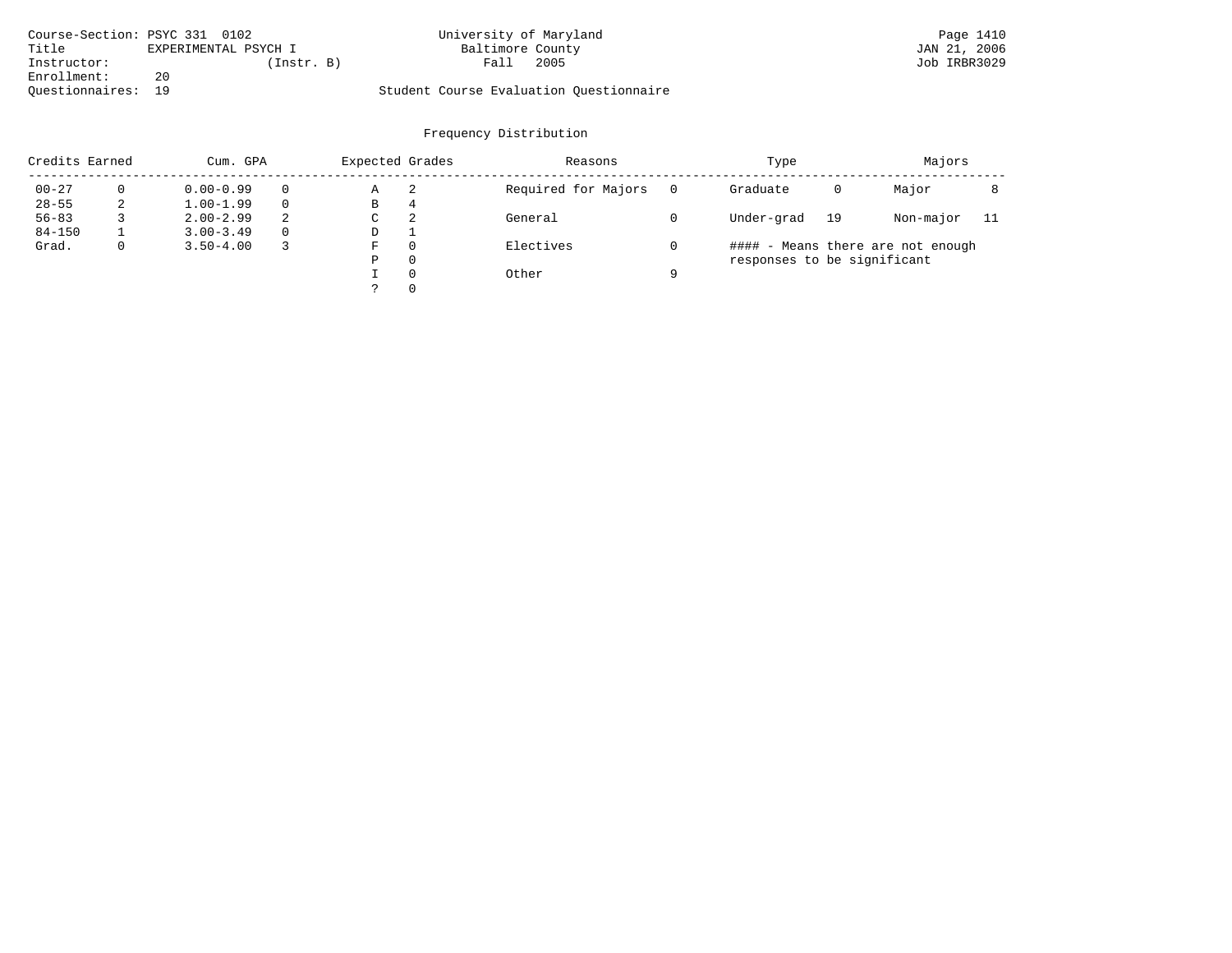Course-Section: PSYC 331 0102
Title: EXPERIMENTAL PSYCH I
Instructor: (Instr. B)
Enrollment: 20
Questionnaires: 19

University of Maryland
Baltimore County
Fall 2005

Student Course Evaluation Questionnaire

JAN 21, 2006
Job IRBR3029

## Frequency Distribution

| Credits Earned | | Cum. GPA | | Expected Grades | | Reasons | | Type | | Majors | |
|---|---|---|---|---|---|---|---|---|---|---|---|
| 00-27 | 0 | 0.00-0.99 | 0 | A | 2 | Required for Majors | 0 | Graduate | 0 | Major | 8 |
| 28-55 | 2 | 1.00-1.99 | 0 | B | 4 | | | | | | |
| 56-83 | 3 | 2.00-2.99 | 2 | C | 2 | General | 0 | Under-grad | 19 | Non-major | 11 |
| 84-150 | 1 | 3.00-3.49 | 0 | D | 1 | | | | | | |
| Grad. | 0 | 3.50-4.00 | 3 | F | 0 | Electives | 0 | | | | |
| | | | | P | 0 | | | | | | |
| | | | | I | 0 | Other | 9 | | | | |
| | | | | ? | 0 | | | | | | |

#### - Means there are not enough responses to be significant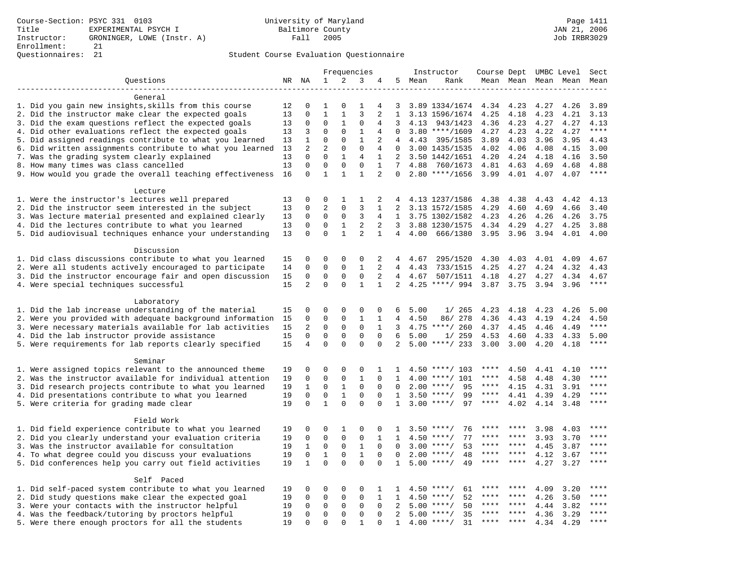Course-Section: PSYC 331 0103
Title: EXPERIMENTAL PSYCH I
Instructor: GRONINGER, LOWE (Instr. A)
Enrollment: 21
Questionnaires: 21

University of Maryland
Baltimore County
Fall 2005

Student Course Evaluation Questionnaire

| Questions | NR | NA | 1 | 2 | 3 | 4 | 5 | Instructor Mean | Instructor Rank | Course Mean | Dept Mean | UMBC Level Mean | Level Mean | Sect Mean |
|---|---|---|---|---|---|---|---|---|---|---|---|---|---|---|
| **General** | | | | | | | | | | | | | | |
| 1. Did you gain new insights,skills from this course | 12 | 0 | 1 | 0 | 1 | 4 | 3 | 3.89 | 1334/1674 | 4.34 | 4.23 | 4.27 | 4.26 | 3.89 |
| 2. Did the instructor make clear the expected goals | 13 | 0 | 1 | 1 | 3 | 2 | 1 | 3.13 | 1596/1674 | 4.25 | 4.18 | 4.23 | 4.21 | 3.13 |
| 3. Did the exam questions reflect the expected goals | 13 | 0 | 0 | 1 | 0 | 4 | 3 | 4.13 | 943/1423 | 4.36 | 4.23 | 4.27 | 4.27 | 4.13 |
| 4. Did other evaluations reflect the expected goals | 13 | 3 | 0 | 0 | 1 | 4 | 0 | 3.80 | ****/1609 | 4.27 | 4.23 | 4.22 | 4.27 | **** |
| 5. Did assigned readings contribute to what you learned | 13 | 1 | 0 | 0 | 1 | 2 | 4 | 4.43 | 395/1585 | 3.89 | 4.03 | 3.96 | 3.95 | 4.43 |
| 6. Did written assignments contribute to what you learned | 13 | 2 | 2 | 0 | 0 | 4 | 0 | 3.00 | 1435/1535 | 4.02 | 4.06 | 4.08 | 4.15 | 3.00 |
| 7. Was the grading system clearly explained | 13 | 0 | 0 | 1 | 4 | 1 | 2 | 3.50 | 1442/1651 | 4.20 | 4.24 | 4.18 | 4.16 | 3.50 |
| 8. How many times was class cancelled | 13 | 0 | 0 | 0 | 0 | 1 | 7 | 4.88 | 760/1673 | 4.81 | 4.63 | 4.69 | 4.68 | 4.88 |
| 9. How would you grade the overall teaching effectiveness | 16 | 0 | 1 | 1 | 1 | 2 | 0 | 2.80 | ****/1656 | 3.99 | 4.01 | 4.07 | 4.07 | **** |
| **Lecture** | | | | | | | | | | | | | | |
| 1. Were the instructor's lectures well prepared | 13 | 0 | 0 | 1 | 1 | 2 | 4 | 4.13 | 1237/1586 | 4.38 | 4.38 | 4.43 | 4.42 | 4.13 |
| 2. Did the instructor seem interested in the subject | 13 | 0 | 2 | 0 | 3 | 1 | 2 | 3.13 | 1572/1585 | 4.29 | 4.60 | 4.69 | 4.66 | 3.40 |
| 3. Was lecture material presented and explained clearly | 13 | 0 | 0 | 0 | 3 | 4 | 1 | 3.75 | 1302/1582 | 4.23 | 4.26 | 4.26 | 4.26 | 3.75 |
| 4. Did the lectures contribute to what you learned | 13 | 0 | 0 | 1 | 2 | 2 | 3 | 3.88 | 1230/1575 | 4.34 | 4.29 | 4.27 | 4.25 | 3.88 |
| 5. Did audiovisual techniques enhance your understanding | 13 | 0 | 0 | 1 | 2 | 1 | 4 | 4.00 | 666/1380 | 3.95 | 3.96 | 3.94 | 4.01 | 4.00 |
| **Discussion** | | | | | | | | | | | | | | |
| 1. Did class discussions contribute to what you learned | 15 | 0 | 0 | 0 | 0 | 2 | 4 | 4.67 | 295/1520 | 4.30 | 4.03 | 4.01 | 4.09 | 4.67 |
| 2. Were all students actively encouraged to participate | 14 | 0 | 0 | 0 | 1 | 2 | 4 | 4.43 | 733/1515 | 4.25 | 4.27 | 4.24 | 4.32 | 4.43 |
| 3. Did the instructor encourage fair and open discussion | 15 | 0 | 0 | 0 | 0 | 2 | 4 | 4.67 | 507/1511 | 4.18 | 4.27 | 4.27 | 4.34 | 4.67 |
| 4. Were special techniques successful | 15 | 2 | 0 | 0 | 1 | 1 | 2 | 4.25 | ****/ 994 | 3.87 | 3.75 | 3.94 | 3.96 | **** |
| **Laboratory** | | | | | | | | | | | | | | |
| 1. Did the lab increase understanding of the material | 15 | 0 | 0 | 0 | 0 | 0 | 6 | 5.00 | 1/ 265 | 4.23 | 4.18 | 4.23 | 4.26 | 5.00 |
| 2. Were you provided with adequate background information | 15 | 0 | 0 | 0 | 1 | 1 | 4 | 4.50 | 86/ 278 | 4.36 | 4.43 | 4.19 | 4.24 | 4.50 |
| 3. Were necessary materials available for lab activities | 15 | 2 | 0 | 0 | 0 | 1 | 3 | 4.75 | ****/ 260 | 4.37 | 4.45 | 4.46 | 4.49 | **** |
| 4. Did the lab instructor provide assistance | 15 | 0 | 0 | 0 | 0 | 0 | 6 | 5.00 | 1/ 259 | 4.53 | 4.60 | 4.33 | 4.33 | 5.00 |
| 5. Were requirements for lab reports clearly specified | 15 | 4 | 0 | 0 | 0 | 0 | 2 | 5.00 | ****/ 233 | 3.00 | 3.00 | 4.20 | 4.18 | **** |
| **Seminar** | | | | | | | | | | | | | | |
| 1. Were assigned topics relevant to the announced theme | 19 | 0 | 0 | 0 | 0 | 1 | 1 | 4.50 | ****/ 103 | **** | 4.50 | 4.41 | 4.10 | **** |
| 2. Was the instructor available for individual attention | 19 | 0 | 0 | 0 | 1 | 0 | 1 | 4.00 | ****/ 101 | **** | 4.58 | 4.48 | 4.30 | **** |
| 3. Did research projects contribute to what you learned | 19 | 1 | 0 | 1 | 0 | 0 | 0 | 2.00 | ****/ 95 | **** | 4.15 | 4.31 | 3.91 | **** |
| 4. Did presentations contribute to what you learned | 19 | 0 | 0 | 1 | 0 | 0 | 1 | 3.50 | ****/ 99 | **** | 4.41 | 4.39 | 4.29 | **** |
| 5. Were criteria for grading made clear | 19 | 0 | 1 | 0 | 0 | 0 | 1 | 3.00 | ****/ 97 | **** | 4.02 | 4.14 | 3.48 | **** |
| **Field Work** | | | | | | | | | | | | | | |
| 1. Did field experience contribute to what you learned | 19 | 0 | 0 | 1 | 0 | 0 | 1 | 3.50 | ****/ 76 | **** | **** | 3.98 | 4.03 | **** |
| 2. Did you clearly understand your evaluation criteria | 19 | 0 | 0 | 0 | 0 | 1 | 1 | 4.50 | ****/ 77 | **** | **** | 3.93 | 3.70 | **** |
| 3. Was the instructor available for consultation | 19 | 1 | 0 | 0 | 1 | 0 | 0 | 3.00 | ****/ 53 | **** | **** | 4.45 | 3.87 | **** |
| 4. To what degree could you discuss your evaluations | 19 | 0 | 1 | 0 | 1 | 0 | 0 | 2.00 | ****/ 48 | **** | **** | 4.12 | 3.67 | **** |
| 5. Did conferences help you carry out field activities | 19 | 1 | 0 | 0 | 0 | 0 | 1 | 5.00 | ****/ 49 | **** | **** | 4.27 | 3.27 | **** |
| **Self Paced** | | | | | | | | | | | | | | |
| 1. Did self-paced system contribute to what you learned | 19 | 0 | 0 | 0 | 0 | 1 | 1 | 4.50 | ****/ 61 | **** | **** | 4.09 | 3.20 | **** |
| 2. Did study questions make clear the expected goal | 19 | 0 | 0 | 0 | 0 | 1 | 1 | 4.50 | ****/ 52 | **** | **** | 4.26 | 3.50 | **** |
| 3. Were your contacts with the instructor helpful | 19 | 0 | 0 | 0 | 0 | 0 | 2 | 5.00 | ****/ 50 | **** | **** | 4.44 | 3.82 | **** |
| 4. Was the feedback/tutoring by proctors helpful | 19 | 0 | 0 | 0 | 0 | 0 | 2 | 5.00 | ****/ 35 | **** | **** | 4.36 | 3.29 | **** |
| 5. Were there enough proctors for all the students | 19 | 0 | 0 | 0 | 1 | 0 | 1 | 4.00 | ****/ 31 | **** | **** | 4.34 | 4.29 | **** |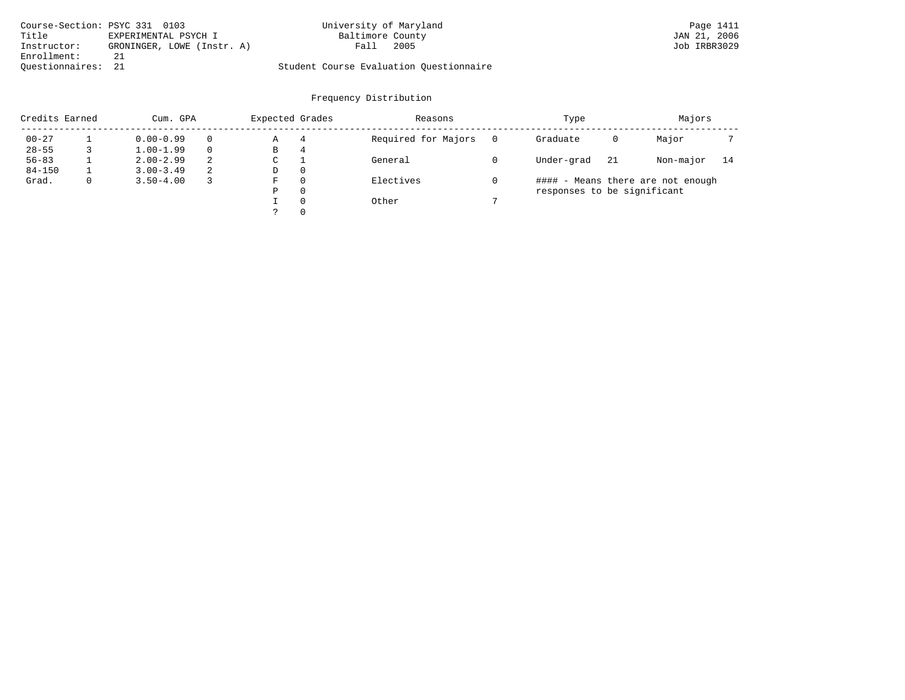Course-Section: PSYC 331 0103
Title: EXPERIMENTAL PSYCH I
Instructor: GRONINGER, LOWE (Instr. A)
Enrollment: 21
Questionnaires: 21

University of Maryland
Baltimore County
Fall 2005

Student Course Evaluation Questionnaire

JAN 21, 2006
Job IRBR3029

## Frequency Distribution

| Credits Earned | | Cum. GPA | | Expected Grades | | Reasons | | Type | | Majors | |
|---|---|---|---|---|---|---|---|---|---|---|---|
| 00-27 | 1 | 0.00-0.99 | 0 | A | 4 | Required for Majors | 0 | Graduate | 0 | Major | 7 |
| 28-55 | 3 | 1.00-1.99 | 0 | B | 4 | | | | | | |
| 56-83 | 1 | 2.00-2.99 | 2 | C | 1 | General | 0 | Under-grad | 21 | Non-major | 14 |
| 84-150 | 1 | 3.00-3.49 | 2 | D | 0 | | | | | | |
| Grad. | 0 | 3.50-4.00 | 3 | F | 0 | Electives | 0 | #### - Means there are not enough responses to be significant | | | |
| | | | | P | 0 | | | | | | |
| | | | | I | 0 | Other | 7 | | | | |
| | | | | ? | 0 | | | | | | |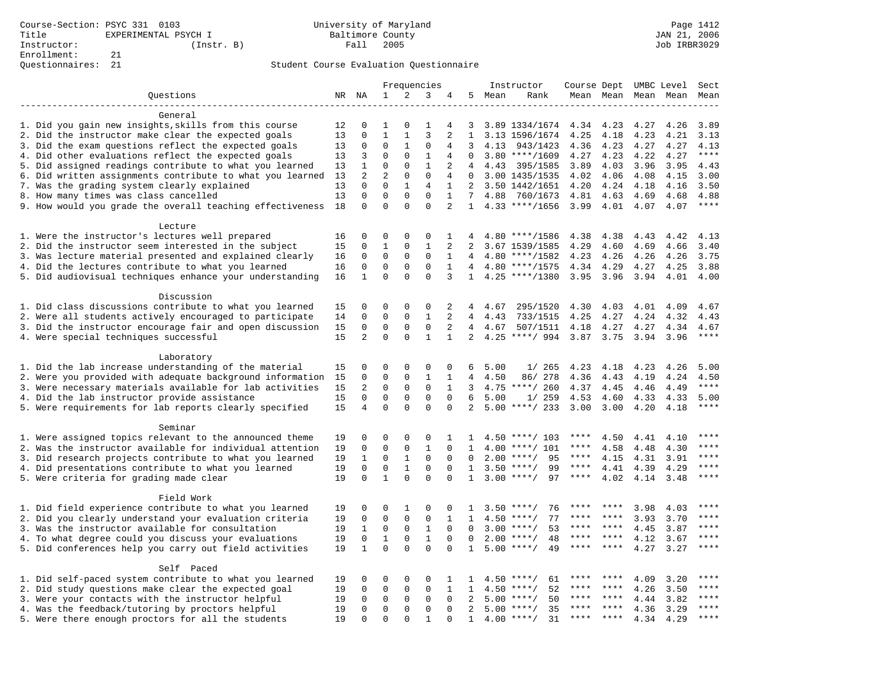Course-Section: PSYC 331 0103
Title: EXPERIMENTAL PSYCH I
Instructor: (Instr. B)
Enrollment: 21
Questionnaires: 21

University of Maryland
Baltimore County
Fall 2005

JAN 21, 2006
Job IRBR3029

Student Course Evaluation Questionnaire

| Questions | NR | NA | 1 | 2 | 3 | 4 | 5 | Instructor Mean | Instructor Rank | Course Mean | Dept Mean | UMBC Mean | Level Mean | Sect Mean |
|---|---|---|---|---|---|---|---|---|---|---|---|---|---|---|
| **General** | | | | | | | | | | | | | | |
| 1. Did you gain new insights,skills from this course | 12 | 0 | 1 | 0 | 1 | 4 | 3 | 3.89 | 1334/1674 | 4.34 | 4.23 | 4.27 | 4.26 | 3.89 |
| 2. Did the instructor make clear the expected goals | 13 | 0 | 1 | 1 | 3 | 2 | 1 | 3.13 | 1596/1674 | 4.25 | 4.18 | 4.23 | 4.21 | 3.13 |
| 3. Did the exam questions reflect the expected goals | 13 | 0 | 0 | 1 | 0 | 4 | 3 | 4.13 | 943/1423 | 4.36 | 4.23 | 4.27 | 4.27 | 4.13 |
| 4. Did other evaluations reflect the expected goals | 13 | 3 | 0 | 0 | 1 | 4 | 0 | 3.80 | ****/1609 | 4.27 | 4.23 | 4.22 | 4.27 | **** |
| 5. Did assigned readings contribute to what you learned | 13 | 1 | 0 | 0 | 1 | 2 | 4 | 4.43 | 395/1585 | 3.89 | 4.03 | 3.96 | 3.95 | 4.43 |
| 6. Did written assignments contribute to what you learned | 13 | 2 | 2 | 0 | 0 | 4 | 0 | 3.00 | 1435/1535 | 4.02 | 4.06 | 4.08 | 4.15 | 3.00 |
| 7. Was the grading system clearly explained | 13 | 0 | 0 | 1 | 4 | 1 | 2 | 3.50 | 1442/1651 | 4.20 | 4.24 | 4.18 | 4.16 | 3.50 |
| 8. How many times was class cancelled | 13 | 0 | 0 | 0 | 0 | 1 | 7 | 4.88 | 760/1673 | 4.81 | 4.63 | 4.69 | 4.68 | 4.88 |
| 9. How would you grade the overall teaching effectiveness | 18 | 0 | 0 | 0 | 0 | 2 | 1 | 4.33 | ****/1656 | 3.99 | 4.01 | 4.07 | 4.07 | **** |
| **Lecture** | | | | | | | | | | | | | | |
| 1. Were the instructor's lectures well prepared | 16 | 0 | 0 | 0 | 0 | 1 | 4 | 4.80 | ****/1586 | 4.38 | 4.38 | 4.43 | 4.42 | 4.13 |
| 2. Did the instructor seem interested in the subject | 15 | 0 | 1 | 0 | 1 | 2 | 2 | 3.67 | 1539/1585 | 4.29 | 4.60 | 4.69 | 4.66 | 3.40 |
| 3. Was lecture material presented and explained clearly | 16 | 0 | 0 | 0 | 0 | 1 | 4 | 4.80 | ****/1582 | 4.23 | 4.26 | 4.26 | 4.26 | 3.75 |
| 4. Did the lectures contribute to what you learned | 16 | 0 | 0 | 0 | 0 | 1 | 4 | 4.80 | ****/1575 | 4.34 | 4.29 | 4.27 | 4.25 | 3.88 |
| 5. Did audiovisual techniques enhance your understanding | 16 | 1 | 0 | 0 | 0 | 3 | 1 | 4.25 | ****/1380 | 3.95 | 3.96 | 3.94 | 4.01 | 4.00 |
| **Discussion** | | | | | | | | | | | | | | |
| 1. Did class discussions contribute to what you learned | 15 | 0 | 0 | 0 | 0 | 2 | 4 | 4.67 | 295/1520 | 4.30 | 4.03 | 4.01 | 4.09 | 4.67 |
| 2. Were all students actively encouraged to participate | 14 | 0 | 0 | 0 | 1 | 2 | 4 | 4.43 | 733/1515 | 4.25 | 4.27 | 4.24 | 4.32 | 4.43 |
| 3. Did the instructor encourage fair and open discussion | 15 | 0 | 0 | 0 | 0 | 2 | 4 | 4.67 | 507/1511 | 4.18 | 4.27 | 4.27 | 4.34 | 4.67 |
| 4. Were special techniques successful | 15 | 2 | 0 | 0 | 1 | 1 | 2 | 4.25 | ****/ 994 | 3.87 | 3.75 | 3.94 | 3.96 | **** |
| **Laboratory** | | | | | | | | | | | | | | |
| 1. Did the lab increase understanding of the material | 15 | 0 | 0 | 0 | 0 | 0 | 6 | 5.00 | 1/ 265 | 4.23 | 4.18 | 4.23 | 4.26 | 5.00 |
| 2. Were you provided with adequate background information | 15 | 0 | 0 | 0 | 1 | 1 | 4 | 4.50 | 86/ 278 | 4.36 | 4.43 | 4.19 | 4.24 | 4.50 |
| 3. Were necessary materials available for lab activities | 15 | 2 | 0 | 0 | 0 | 1 | 3 | 4.75 | ****/ 260 | 4.37 | 4.45 | 4.46 | 4.49 | **** |
| 4. Did the lab instructor provide assistance | 15 | 0 | 0 | 0 | 0 | 0 | 6 | 5.00 | 1/ 259 | 4.53 | 4.60 | 4.33 | 4.33 | 5.00 |
| 5. Were requirements for lab reports clearly specified | 15 | 4 | 0 | 0 | 0 | 0 | 2 | 5.00 | ****/ 233 | 3.00 | 3.00 | 4.20 | 4.18 | **** |
| **Seminar** | | | | | | | | | | | | | | |
| 1. Were assigned topics relevant to the announced theme | 19 | 0 | 0 | 0 | 0 | 1 | 1 | 4.50 | ****/ 103 | **** | 4.50 | 4.41 | 4.10 | **** |
| 2. Was the instructor available for individual attention | 19 | 0 | 0 | 0 | 1 | 0 | 1 | 4.00 | ****/ 101 | **** | 4.58 | 4.48 | 4.30 | **** |
| 3. Did research projects contribute to what you learned | 19 | 1 | 0 | 1 | 0 | 0 | 0 | 2.00 | ****/ 95 | **** | 4.15 | 4.31 | 3.91 | **** |
| 4. Did presentations contribute to what you learned | 19 | 0 | 0 | 1 | 0 | 0 | 1 | 3.50 | ****/ 99 | **** | 4.41 | 4.39 | 4.29 | **** |
| 5. Were criteria for grading made clear | 19 | 0 | 1 | 0 | 0 | 0 | 1 | 3.00 | ****/ 97 | **** | 4.02 | 4.14 | 3.48 | **** |
| **Field Work** | | | | | | | | | | | | | | |
| 1. Did field experience contribute to what you learned | 19 | 0 | 0 | 1 | 0 | 0 | 1 | 3.50 | ****/ 76 | **** | **** | 3.98 | 4.03 | **** |
| 2. Did you clearly understand your evaluation criteria | 19 | 0 | 0 | 0 | 0 | 1 | 1 | 4.50 | ****/ 77 | **** | **** | 3.93 | 3.70 | **** |
| 3. Was the instructor available for consultation | 19 | 1 | 0 | 0 | 1 | 0 | 0 | 3.00 | ****/ 53 | **** | **** | 4.45 | 3.87 | **** |
| 4. To what degree could you discuss your evaluations | 19 | 0 | 1 | 0 | 1 | 0 | 0 | 2.00 | ****/ 48 | **** | **** | 4.12 | 3.67 | **** |
| 5. Did conferences help you carry out field activities | 19 | 1 | 0 | 0 | 0 | 0 | 1 | 5.00 | ****/ 49 | **** | **** | 4.27 | 3.27 | **** |
| **Self Paced** | | | | | | | | | | | | | | |
| 1. Did self-paced system contribute to what you learned | 19 | 0 | 0 | 0 | 0 | 1 | 1 | 4.50 | ****/ 61 | **** | **** | 4.09 | 3.20 | **** |
| 2. Did study questions make clear the expected goal | 19 | 0 | 0 | 0 | 0 | 1 | 1 | 4.50 | ****/ 52 | **** | **** | 4.26 | 3.50 | **** |
| 3. Were your contacts with the instructor helpful | 19 | 0 | 0 | 0 | 0 | 0 | 2 | 5.00 | ****/ 50 | **** | **** | 4.44 | 3.82 | **** |
| 4. Was the feedback/tutoring by proctors helpful | 19 | 0 | 0 | 0 | 0 | 0 | 2 | 5.00 | ****/ 35 | **** | **** | 4.36 | 3.29 | **** |
| 5. Were there enough proctors for all the students | 19 | 0 | 0 | 0 | 1 | 0 | 1 | 4.00 | ****/ 31 | **** | **** | 4.34 | 4.29 | **** |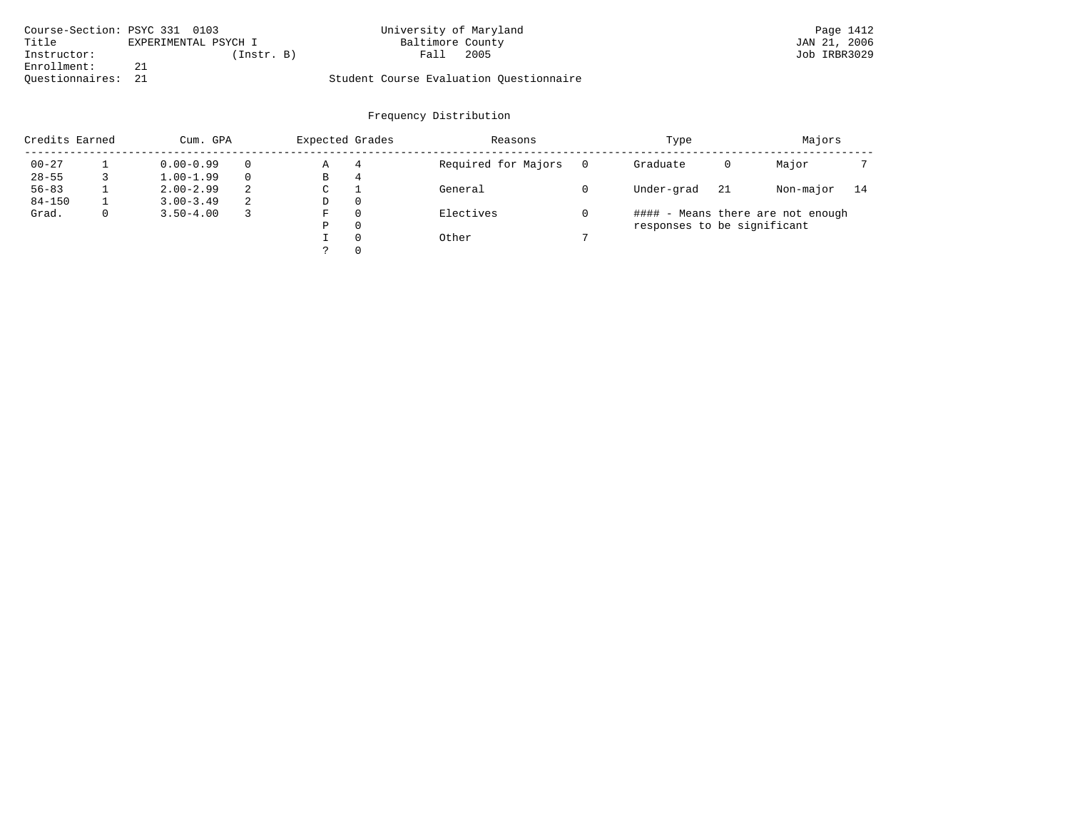Course-Section: PSYC 331 0103
Title EXPERIMENTAL PSYCH I
Instructor: (Instr. B)
Enrollment: 21
Questionnaires: 21

University of Maryland
Baltimore County
Fall 2005

Student Course Evaluation Questionnaire

JAN 21, 2006
Job IRBR3029

## Frequency Distribution

| Credits Earned | | Cum. GPA | | Expected Grades | | Reasons | | Type | | Majors | |
|---|---|---|---|---|---|---|---|---|---|---|---|
| 00-27 | 1 | 0.00-0.99 | 0 | A | 4 | Required for Majors | 0 | Graduate | 0 | Major | 7 |
| 28-55 | 3 | 1.00-1.99 | 0 | B | 4 | | | | | | |
| 56-83 | 1 | 2.00-2.99 | 2 | C | 1 | General | 0 | Under-grad | 21 | Non-major | 14 |
| 84-150 | 1 | 3.00-3.49 | 2 | D | 0 | | | | | | |
| Grad. | 0 | 3.50-4.00 | 3 | F | 0 | Electives | 0 | | | | |
| | | | | P | 0 | | | | | | |
| | | | | I | 0 | Other | 7 | | | | |
| | | | | ? | 0 | | | | | | |

#### - Means there are not enough responses to be significant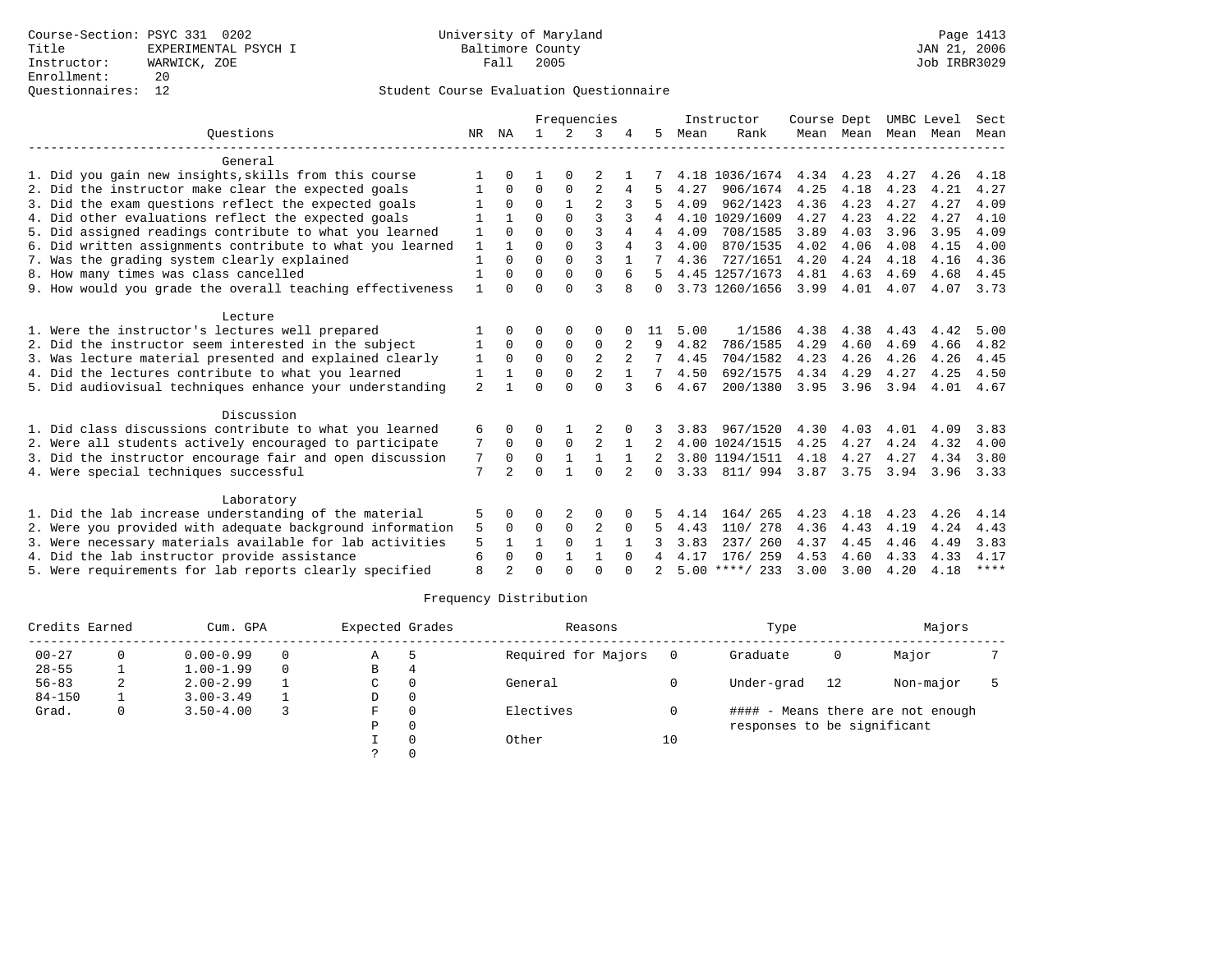Course-Section: PSYC 331 0202
Title: EXPERIMENTAL PSYCH I
Instructor: WARWICK, ZOE
Enrollment: 20
Questionnaires: 12

University of Maryland
Baltimore County
Fall 2005

JAN 21, 2006
Job IRBR3029

## Student Course Evaluation Questionnaire

| Questions | NR | NA | 1 | 2 | 3 | 4 | 5 | Instructor Mean | Rank | Course Mean | Dept Mean | UMBC Mean | Level Mean | Sect Mean |
|---|---|---|---|---|---|---|---|---|---|---|---|---|---|---|
| **General** | | | | | | | | | | | | | | |
| 1. Did you gain new insights,skills from this course | 1 | 0 | 1 | 0 | 2 | 1 | 7 | 4.18 | 1036/1674 | 4.34 | 4.23 | 4.27 | 4.26 | 4.18 |
| 2. Did the instructor make clear the expected goals | 1 | 0 | 0 | 0 | 2 | 4 | 5 | 4.27 | 906/1674 | 4.25 | 4.18 | 4.23 | 4.21 | 4.27 |
| 3. Did the exam questions reflect the expected goals | 1 | 0 | 0 | 1 | 2 | 3 | 5 | 4.09 | 962/1423 | 4.36 | 4.23 | 4.27 | 4.27 | 4.09 |
| 4. Did other evaluations reflect the expected goals | 1 | 1 | 0 | 0 | 3 | 3 | 4 | 4.10 | 1029/1609 | 4.27 | 4.23 | 4.22 | 4.27 | 4.10 |
| 5. Did assigned readings contribute to what you learned | 1 | 0 | 0 | 0 | 3 | 4 | 4 | 4.09 | 708/1585 | 3.89 | 4.03 | 3.96 | 3.95 | 4.09 |
| 6. Did written assignments contribute to what you learned | 1 | 1 | 0 | 0 | 3 | 4 | 3 | 4.00 | 870/1535 | 4.02 | 4.06 | 4.08 | 4.15 | 4.00 |
| 7. Was the grading system clearly explained | 1 | 0 | 0 | 0 | 3 | 1 | 7 | 4.36 | 727/1651 | 4.20 | 4.24 | 4.18 | 4.16 | 4.36 |
| 8. How many times was class cancelled | 1 | 0 | 0 | 0 | 0 | 6 | 5 | 4.45 | 1257/1673 | 4.81 | 4.63 | 4.69 | 4.68 | 4.45 |
| 9. How would you grade the overall teaching effectiveness | 1 | 0 | 0 | 0 | 3 | 8 | 0 | 3.73 | 1260/1656 | 3.99 | 4.01 | 4.07 | 4.07 | 3.73 |
| **Lecture** | | | | | | | | | | | | | | |
| 1. Were the instructor's lectures well prepared | 1 | 0 | 0 | 0 | 0 | 0 | 11 | 5.00 | 1/1586 | 4.38 | 4.38 | 4.43 | 4.42 | 5.00 |
| 2. Did the instructor seem interested in the subject | 1 | 0 | 0 | 0 | 0 | 2 | 9 | 4.82 | 786/1585 | 4.29 | 4.60 | 4.69 | 4.66 | 4.82 |
| 3. Was lecture material presented and explained clearly | 1 | 0 | 0 | 0 | 2 | 2 | 7 | 4.45 | 704/1582 | 4.23 | 4.26 | 4.26 | 4.26 | 4.45 |
| 4. Did the lectures contribute to what you learned | 1 | 1 | 0 | 0 | 2 | 1 | 7 | 4.50 | 692/1575 | 4.34 | 4.29 | 4.27 | 4.25 | 4.50 |
| 5. Did audiovisual techniques enhance your understanding | 2 | 1 | 0 | 0 | 0 | 3 | 6 | 4.67 | 200/1380 | 3.95 | 3.96 | 3.94 | 4.01 | 4.67 |
| **Discussion** | | | | | | | | | | | | | | |
| 1. Did class discussions contribute to what you learned | 6 | 0 | 0 | 1 | 2 | 0 | 3 | 3.83 | 967/1520 | 4.30 | 4.03 | 4.01 | 4.09 | 3.83 |
| 2. Were all students actively encouraged to participate | 7 | 0 | 0 | 0 | 2 | 1 | 2 | 4.00 | 1024/1515 | 4.25 | 4.27 | 4.24 | 4.32 | 4.00 |
| 3. Did the instructor encourage fair and open discussion | 7 | 0 | 0 | 1 | 1 | 1 | 2 | 3.80 | 1194/1511 | 4.18 | 4.27 | 4.27 | 4.34 | 3.80 |
| 4. Were special techniques successful | 7 | 2 | 0 | 1 | 0 | 2 | 0 | 3.33 | 811/ 994 | 3.87 | 3.75 | 3.94 | 3.96 | 3.33 |
| **Laboratory** | | | | | | | | | | | | | | |
| 1. Did the lab increase understanding of the material | 5 | 0 | 0 | 2 | 0 | 0 | 5 | 4.14 | 164/ 265 | 4.23 | 4.18 | 4.23 | 4.26 | 4.14 |
| 2. Were you provided with adequate background information | 5 | 0 | 0 | 0 | 2 | 0 | 5 | 4.43 | 110/ 278 | 4.36 | 4.43 | 4.19 | 4.24 | 4.43 |
| 3. Were necessary materials available for lab activities | 5 | 1 | 1 | 0 | 1 | 1 | 3 | 3.83 | 237/ 260 | 4.37 | 4.45 | 4.46 | 4.49 | 3.83 |
| 4. Did the lab instructor provide assistance | 6 | 0 | 0 | 1 | 1 | 0 | 4 | 4.17 | 176/ 259 | 4.53 | 4.60 | 4.33 | 4.33 | 4.17 |
| 5. Were requirements for lab reports clearly specified | 8 | 2 | 0 | 0 | 0 | 0 | 2 | 5.00 | ****/ 233 | 3.00 | 3.00 | 4.20 | 4.18 | **** |

## Frequency Distribution

| Credits Earned | | Cum. GPA | | Expected Grades | | Reasons | | Type | | Majors | |
|---|---|---|---|---|---|---|---|---|---|---|---|
| 00-27 | 0 | 0.00-0.99 | 0 | A | 5 | Required for Majors | 0 | Graduate | 0 | Major | 7 |
| 28-55 | 1 | 1.00-1.99 | 0 | B | 4 | | | | | | |
| 56-83 | 2 | 2.00-2.99 | 1 | C | 0 | General | 0 | Under-grad | 12 | Non-major | 5 |
| 84-150 | 1 | 3.00-3.49 | 1 | D | 0 | | | | | | |
| Grad. | 0 | 3.50-4.00 | 3 | F | 0 | Electives | 0 | #### - Means there are not enough responses to be significant | | | |
| | | | | P | 0 | | | | | | |
| | | | | I | 0 | Other | 10 | | | | |
| | | | | ? | 0 | | | | | | |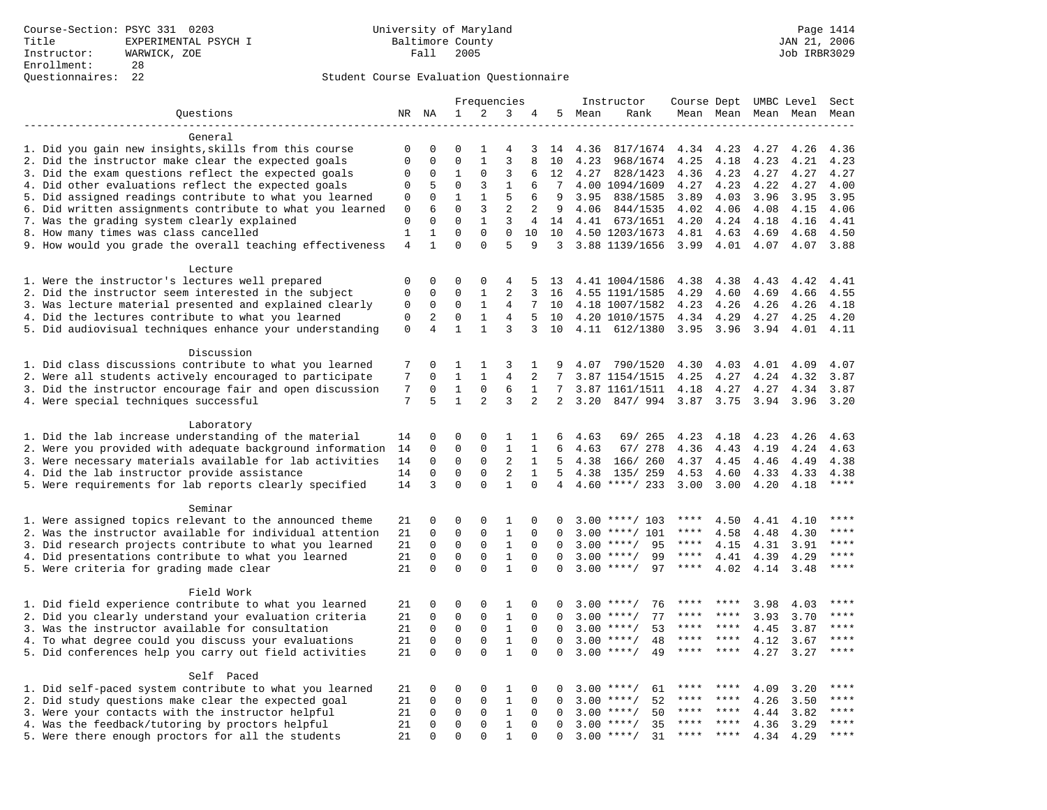Course-Section: PSYC 331 0203
Title: EXPERIMENTAL PSYCH I
Instructor: WARWICK, ZOE
Enrollment: 28
Questionnaires: 22

University of Maryland
Baltimore County
Fall 2005

JAN 21, 2006
Job IRBR3029

## Student Course Evaluation Questionnaire

| Questions | NR | NA | 1 | 2 | 3 | 4 | 5 | Instructor Mean | Instructor Rank | Course Mean | Dept Mean | UMBC Mean | Level Mean | Sect Mean |
|---|---|---|---|---|---|---|---|---|---|---|---|---|---|---|
| **General** | | | | | | | | | | | | | | |
| 1. Did you gain new insights,skills from this course | 0 | 0 | 0 | 1 | 4 | 3 | 14 | 4.36 | 817/1674 | 4.34 | 4.23 | 4.27 | 4.26 | 4.36 |
| 2. Did the instructor make clear the expected goals | 0 | 0 | 0 | 1 | 3 | 8 | 10 | 4.23 | 968/1674 | 4.25 | 4.18 | 4.23 | 4.21 | 4.23 |
| 3. Did the exam questions reflect the expected goals | 0 | 0 | 1 | 0 | 3 | 6 | 12 | 4.27 | 828/1423 | 4.36 | 4.23 | 4.27 | 4.27 | 4.27 |
| 4. Did other evaluations reflect the expected goals | 0 | 5 | 0 | 3 | 1 | 6 | 7 | 4.00 | 1094/1609 | 4.27 | 4.23 | 4.22 | 4.27 | 4.00 |
| 5. Did assigned readings contribute to what you learned | 0 | 0 | 1 | 1 | 5 | 6 | 9 | 3.95 | 838/1585 | 3.89 | 4.03 | 3.96 | 3.95 | 3.95 |
| 6. Did written assignments contribute to what you learned | 0 | 6 | 0 | 3 | 2 | 2 | 9 | 4.06 | 844/1535 | 4.02 | 4.06 | 4.08 | 4.15 | 4.06 |
| 7. Was the grading system clearly explained | 0 | 0 | 0 | 1 | 3 | 4 | 14 | 4.41 | 673/1651 | 4.20 | 4.24 | 4.18 | 4.16 | 4.41 |
| 8. How many times was class cancelled | 1 | 1 | 0 | 0 | 0 | 10 | 10 | 4.50 | 1203/1673 | 4.81 | 4.63 | 4.69 | 4.68 | 4.50 |
| 9. How would you grade the overall teaching effectiveness | 4 | 1 | 0 | 0 | 5 | 9 | 3 | 3.88 | 1139/1656 | 3.99 | 4.01 | 4.07 | 4.07 | 3.88 |
| **Lecture** | | | | | | | | | | | | | | |
| 1. Were the instructor's lectures well prepared | 0 | 0 | 0 | 0 | 4 | 5 | 13 | 4.41 | 1004/1586 | 4.38 | 4.38 | 4.43 | 4.42 | 4.41 |
| 2. Did the instructor seem interested in the subject | 0 | 0 | 0 | 1 | 2 | 3 | 16 | 4.55 | 1191/1585 | 4.29 | 4.60 | 4.69 | 4.66 | 4.55 |
| 3. Was lecture material presented and explained clearly | 0 | 0 | 0 | 1 | 4 | 7 | 10 | 4.18 | 1007/1582 | 4.23 | 4.26 | 4.26 | 4.26 | 4.18 |
| 4. Did the lectures contribute to what you learned | 0 | 2 | 0 | 1 | 4 | 5 | 10 | 4.20 | 1010/1575 | 4.34 | 4.29 | 4.27 | 4.25 | 4.20 |
| 5. Did audiovisual techniques enhance your understanding | 0 | 4 | 1 | 1 | 3 | 3 | 10 | 4.11 | 612/1380 | 3.95 | 3.96 | 3.94 | 4.01 | 4.11 |
| **Discussion** | | | | | | | | | | | | | | |
| 1. Did class discussions contribute to what you learned | 7 | 0 | 1 | 1 | 3 | 1 | 9 | 4.07 | 790/1520 | 4.30 | 4.03 | 4.01 | 4.09 | 4.07 |
| 2. Were all students actively encouraged to participate | 7 | 0 | 1 | 1 | 4 | 2 | 7 | 3.87 | 1154/1515 | 4.25 | 4.27 | 4.24 | 4.32 | 3.87 |
| 3. Did the instructor encourage fair and open discussion | 7 | 0 | 1 | 0 | 6 | 1 | 7 | 3.87 | 1161/1511 | 4.18 | 4.27 | 4.27 | 4.34 | 3.87 |
| 4. Were special techniques successful | 7 | 5 | 1 | 2 | 3 | 2 | 2 | 3.20 | 847/ 994 | 3.87 | 3.75 | 3.94 | 3.96 | 3.20 |
| **Laboratory** | | | | | | | | | | | | | | |
| 1. Did the lab increase understanding of the material | 14 | 0 | 0 | 0 | 1 | 1 | 6 | 4.63 | 69/ 265 | 4.23 | 4.18 | 4.23 | 4.26 | 4.63 |
| 2. Were you provided with adequate background information | 14 | 0 | 0 | 0 | 1 | 1 | 6 | 4.63 | 67/ 278 | 4.36 | 4.43 | 4.19 | 4.24 | 4.63 |
| 3. Were necessary materials available for lab activities | 14 | 0 | 0 | 0 | 2 | 1 | 5 | 4.38 | 166/ 260 | 4.37 | 4.45 | 4.46 | 4.49 | 4.38 |
| 4. Did the lab instructor provide assistance | 14 | 0 | 0 | 0 | 2 | 1 | 5 | 4.38 | 135/ 259 | 4.53 | 4.60 | 4.33 | 4.33 | 4.38 |
| 5. Were requirements for lab reports clearly specified | 14 | 3 | 0 | 0 | 1 | 0 | 4 | 4.60 | ****/ 233 | 3.00 | 3.00 | 4.20 | 4.18 | **** |
| **Seminar** | | | | | | | | | | | | | | |
| 1. Were assigned topics relevant to the announced theme | 21 | 0 | 0 | 0 | 1 | 0 | 0 | 3.00 | ****/ 103 | **** | 4.50 | 4.41 | 4.10 | **** |
| 2. Was the instructor available for individual attention | 21 | 0 | 0 | 0 | 1 | 0 | 0 | 3.00 | ****/ 101 | **** | 4.58 | 4.48 | 4.30 | **** |
| 3. Did research projects contribute to what you learned | 21 | 0 | 0 | 0 | 1 | 0 | 0 | 3.00 | ****/ 95 | **** | 4.15 | 4.31 | 3.91 | **** |
| 4. Did presentations contribute to what you learned | 21 | 0 | 0 | 0 | 1 | 0 | 0 | 3.00 | ****/ 99 | **** | 4.41 | 4.39 | 4.29 | **** |
| 5. Were criteria for grading made clear | 21 | 0 | 0 | 0 | 1 | 0 | 0 | 3.00 | ****/ 97 | **** | 4.02 | 4.14 | 3.48 | **** |
| **Field Work** | | | | | | | | | | | | | | |
| 1. Did field experience contribute to what you learned | 21 | 0 | 0 | 0 | 1 | 0 | 0 | 3.00 | ****/ 76 | **** | **** | 3.98 | 4.03 | **** |
| 2. Did you clearly understand your evaluation criteria | 21 | 0 | 0 | 0 | 1 | 0 | 0 | 3.00 | ****/ 77 | **** | **** | 3.93 | 3.70 | **** |
| 3. Was the instructor available for consultation | 21 | 0 | 0 | 0 | 1 | 0 | 0 | 3.00 | ****/ 53 | **** | **** | 4.45 | 3.87 | **** |
| 4. To what degree could you discuss your evaluations | 21 | 0 | 0 | 0 | 1 | 0 | 0 | 3.00 | ****/ 48 | **** | **** | 4.12 | 3.67 | **** |
| 5. Did conferences help you carry out field activities | 21 | 0 | 0 | 0 | 1 | 0 | 0 | 3.00 | ****/ 49 | **** | **** | 4.27 | 3.27 | **** |
| **Self Paced** | | | | | | | | | | | | | | |
| 1. Did self-paced system contribute to what you learned | 21 | 0 | 0 | 0 | 1 | 0 | 0 | 3.00 | ****/ 61 | **** | **** | 4.09 | 3.20 | **** |
| 2. Did study questions make clear the expected goal | 21 | 0 | 0 | 0 | 1 | 0 | 0 | 3.00 | ****/ 52 | **** | **** | 4.26 | 3.50 | **** |
| 3. Were your contacts with the instructor helpful | 21 | 0 | 0 | 0 | 1 | 0 | 0 | 3.00 | ****/ 50 | **** | **** | 4.44 | 3.82 | **** |
| 4. Was the feedback/tutoring by proctors helpful | 21 | 0 | 0 | 0 | 1 | 0 | 0 | 3.00 | ****/ 35 | **** | **** | 4.36 | 3.29 | **** |
| 5. Were there enough proctors for all the students | 21 | 0 | 0 | 0 | 1 | 0 | 0 | 3.00 | ****/ 31 | **** | **** | 4.34 | 4.29 | **** |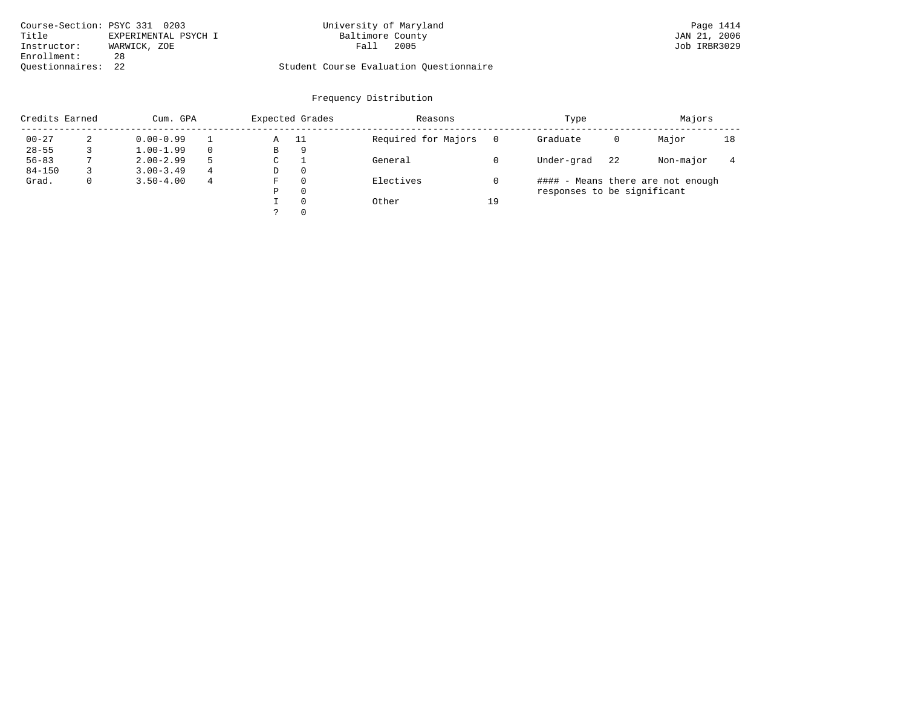Course-Section: PSYC 331 0203
Title: EXPERIMENTAL PSYCH I
Instructor: WARWICK, ZOE
Enrollment: 28
Questionnaires: 22

University of Maryland
Baltimore County
Fall 2005

Student Course Evaluation Questionnaire

Page 1414
JAN 21, 2006
Job IRBR3029

## Frequency Distribution

| Credits Earned | | Cum. GPA | | Expected Grades | | Reasons | | Type | | Majors | |
|---|---|---|---|---|---|---|---|---|---|---|---|
| 00-27 | 2 | 0.00-0.99 | 1 | A | 11 | Required for Majors | 0 | Graduate | 0 | Major | 18 |
| 28-55 | 3 | 1.00-1.99 | 0 | B | 9 | | | | | | |
| 56-83 | 7 | 2.00-2.99 | 5 | C | 1 | General | 0 | Under-grad | 22 | Non-major | 4 |
| 84-150 | 3 | 3.00-3.49 | 4 | D | 0 | | | | | | |
| Grad. | 0 | 3.50-4.00 | 4 | F | 0 | Electives | 0 | | | | |
| | | | | P | 0 | | | | | | |
| | | | | I | 0 | Other | 19 | | | | |
| | | | | ? | 0 | | | | | | |

#### - Means there are not enough responses to be significant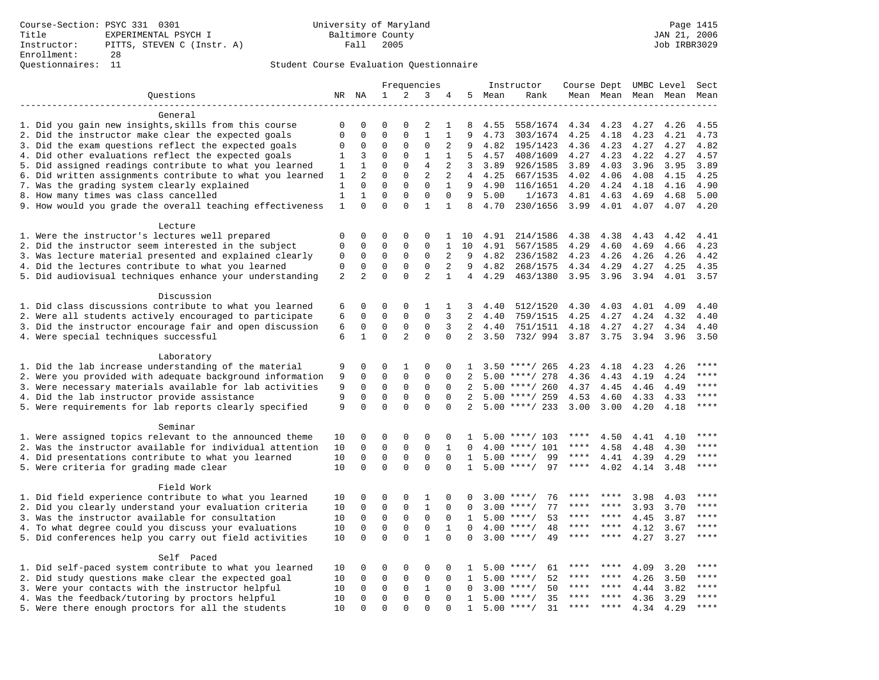Course-Section: PSYC 331 0301
Title: EXPERIMENTAL PSYCH I
Instructor: PITTS, STEVEN C (Instr. A)
Enrollment: 28
Questionnaires: 11

University of Maryland
Baltimore County
Fall 2005

JAN 21, 2006
Job IRBR3029

## Student Course Evaluation Questionnaire

| Questions | NR | NA | 1 | 2 | 3 | 4 | 5 | Instructor Mean | Instructor Rank | Course Mean | Dept Mean | UMBC Mean | Level Mean | Sect Mean |
|---|---|---|---|---|---|---|---|---|---|---|---|---|---|---|
| **General** | | | | | | | | | | | | | | |
| 1. Did you gain new insights,skills from this course | 0 | 0 | 0 | 0 | 2 | 1 | 8 | 4.55 | 558/1674 | 4.34 | 4.23 | 4.27 | 4.26 | 4.55 |
| 2. Did the instructor make clear the expected goals | 0 | 0 | 0 | 0 | 1 | 1 | 9 | 4.73 | 303/1674 | 4.25 | 4.18 | 4.23 | 4.21 | 4.73 |
| 3. Did the exam questions reflect the expected goals | 0 | 0 | 0 | 0 | 0 | 2 | 9 | 4.82 | 195/1423 | 4.36 | 4.23 | 4.27 | 4.27 | 4.82 |
| 4. Did other evaluations reflect the expected goals | 1 | 3 | 0 | 0 | 1 | 1 | 5 | 4.57 | 408/1609 | 4.27 | 4.23 | 4.22 | 4.27 | 4.57 |
| 5. Did assigned readings contribute to what you learned | 1 | 1 | 0 | 0 | 4 | 2 | 3 | 3.89 | 926/1585 | 3.89 | 4.03 | 3.96 | 3.95 | 3.89 |
| 6. Did written assignments contribute to what you learned | 1 | 2 | 0 | 0 | 2 | 2 | 4 | 4.25 | 667/1535 | 4.02 | 4.06 | 4.08 | 4.15 | 4.25 |
| 7. Was the grading system clearly explained | 1 | 0 | 0 | 0 | 0 | 1 | 9 | 4.90 | 116/1651 | 4.20 | 4.24 | 4.18 | 4.16 | 4.90 |
| 8. How many times was class cancelled | 1 | 1 | 0 | 0 | 0 | 0 | 9 | 5.00 | 1/1673 | 4.81 | 4.63 | 4.69 | 4.68 | 5.00 |
| 9. How would you grade the overall teaching effectiveness | 1 | 0 | 0 | 0 | 1 | 1 | 8 | 4.70 | 230/1656 | 3.99 | 4.01 | 4.07 | 4.07 | 4.20 |
| **Lecture** | | | | | | | | | | | | | | |
| 1. Were the instructor's lectures well prepared | 0 | 0 | 0 | 0 | 0 | 1 | 10 | 4.91 | 214/1586 | 4.38 | 4.38 | 4.43 | 4.42 | 4.41 |
| 2. Did the instructor seem interested in the subject | 0 | 0 | 0 | 0 | 0 | 1 | 10 | 4.91 | 567/1585 | 4.29 | 4.60 | 4.69 | 4.66 | 4.23 |
| 3. Was lecture material presented and explained clearly | 0 | 0 | 0 | 0 | 0 | 2 | 9 | 4.82 | 236/1582 | 4.23 | 4.26 | 4.26 | 4.26 | 4.42 |
| 4. Did the lectures contribute to what you learned | 0 | 0 | 0 | 0 | 0 | 2 | 9 | 4.82 | 268/1575 | 4.34 | 4.29 | 4.27 | 4.25 | 4.35 |
| 5. Did audiovisual techniques enhance your understanding | 2 | 2 | 0 | 0 | 2 | 1 | 4 | 4.29 | 463/1380 | 3.95 | 3.96 | 3.94 | 4.01 | 3.57 |
| **Discussion** | | | | | | | | | | | | | | |
| 1. Did class discussions contribute to what you learned | 6 | 0 | 0 | 0 | 1 | 1 | 3 | 4.40 | 512/1520 | 4.30 | 4.03 | 4.01 | 4.09 | 4.40 |
| 2. Were all students actively encouraged to participate | 6 | 0 | 0 | 0 | 0 | 3 | 2 | 4.40 | 759/1515 | 4.25 | 4.27 | 4.24 | 4.32 | 4.40 |
| 3. Did the instructor encourage fair and open discussion | 6 | 0 | 0 | 0 | 0 | 3 | 2 | 4.40 | 751/1511 | 4.18 | 4.27 | 4.27 | 4.34 | 4.40 |
| 4. Were special techniques successful | 6 | 1 | 0 | 2 | 0 | 0 | 2 | 3.50 | 732/ 994 | 3.87 | 3.75 | 3.94 | 3.96 | 3.50 |
| **Laboratory** | | | | | | | | | | | | | | |
| 1. Did the lab increase understanding of the material | 9 | 0 | 0 | 1 | 0 | 0 | 1 | 3.50 | ****/ 265 | 4.23 | 4.18 | 4.23 | 4.26 | **** |
| 2. Were you provided with adequate background information | 9 | 0 | 0 | 0 | 0 | 0 | 2 | 5.00 | ****/ 278 | 4.36 | 4.43 | 4.19 | 4.24 | **** |
| 3. Were necessary materials available for lab activities | 9 | 0 | 0 | 0 | 0 | 0 | 2 | 5.00 | ****/ 260 | 4.37 | 4.45 | 4.46 | 4.49 | **** |
| 4. Did the lab instructor provide assistance | 9 | 0 | 0 | 0 | 0 | 0 | 2 | 5.00 | ****/ 259 | 4.53 | 4.60 | 4.33 | 4.33 | **** |
| 5. Were requirements for lab reports clearly specified | 9 | 0 | 0 | 0 | 0 | 0 | 2 | 5.00 | ****/ 233 | 3.00 | 3.00 | 4.20 | 4.18 | **** |
| **Seminar** | | | | | | | | | | | | | | |
| 1. Were assigned topics relevant to the announced theme | 10 | 0 | 0 | 0 | 0 | 0 | 1 | 5.00 | ****/ 103 | **** | 4.50 | 4.41 | 4.10 | **** |
| 2. Was the instructor available for individual attention | 10 | 0 | 0 | 0 | 0 | 1 | 0 | 4.00 | ****/ 101 | **** | 4.58 | 4.48 | 4.30 | **** |
| 4. Did presentations contribute to what you learned | 10 | 0 | 0 | 0 | 0 | 0 | 1 | 5.00 | ****/ 99 | **** | 4.41 | 4.39 | 4.29 | **** |
| 5. Were criteria for grading made clear | 10 | 0 | 0 | 0 | 0 | 0 | 1 | 5.00 | ****/ 97 | **** | 4.02 | 4.14 | 3.48 | **** |
| **Field Work** | | | | | | | | | | | | | | |
| 1. Did field experience contribute to what you learned | 10 | 0 | 0 | 0 | 1 | 0 | 0 | 3.00 | ****/ 76 | **** | **** | 3.98 | 4.03 | **** |
| 2. Did you clearly understand your evaluation criteria | 10 | 0 | 0 | 0 | 1 | 0 | 0 | 3.00 | ****/ 77 | **** | **** | 3.93 | 3.70 | **** |
| 3. Was the instructor available for consultation | 10 | 0 | 0 | 0 | 0 | 0 | 1 | 5.00 | ****/ 53 | **** | **** | 4.45 | 3.87 | **** |
| 4. To what degree could you discuss your evaluations | 10 | 0 | 0 | 0 | 0 | 1 | 0 | 4.00 | ****/ 48 | **** | **** | 4.12 | 3.67 | **** |
| 5. Did conferences help you carry out field activities | 10 | 0 | 0 | 0 | 1 | 0 | 0 | 3.00 | ****/ 49 | **** | **** | 4.27 | 3.27 | **** |
| **Self Paced** | | | | | | | | | | | | | | |
| 1. Did self-paced system contribute to what you learned | 10 | 0 | 0 | 0 | 0 | 0 | 1 | 5.00 | ****/ 61 | **** | **** | 4.09 | 3.20 | **** |
| 2. Did study questions make clear the expected goal | 10 | 0 | 0 | 0 | 0 | 0 | 1 | 5.00 | ****/ 52 | **** | **** | 4.26 | 3.50 | **** |
| 3. Were your contacts with the instructor helpful | 10 | 0 | 0 | 0 | 1 | 0 | 0 | 3.00 | ****/ 50 | **** | **** | 4.44 | 3.82 | **** |
| 4. Was the feedback/tutoring by proctors helpful | 10 | 0 | 0 | 0 | 0 | 0 | 1 | 5.00 | ****/ 35 | **** | **** | 4.36 | 3.29 | **** |
| 5. Were there enough proctors for all the students | 10 | 0 | 0 | 0 | 0 | 0 | 1 | 5.00 | ****/ 31 | **** | **** | 4.34 | 4.29 | **** |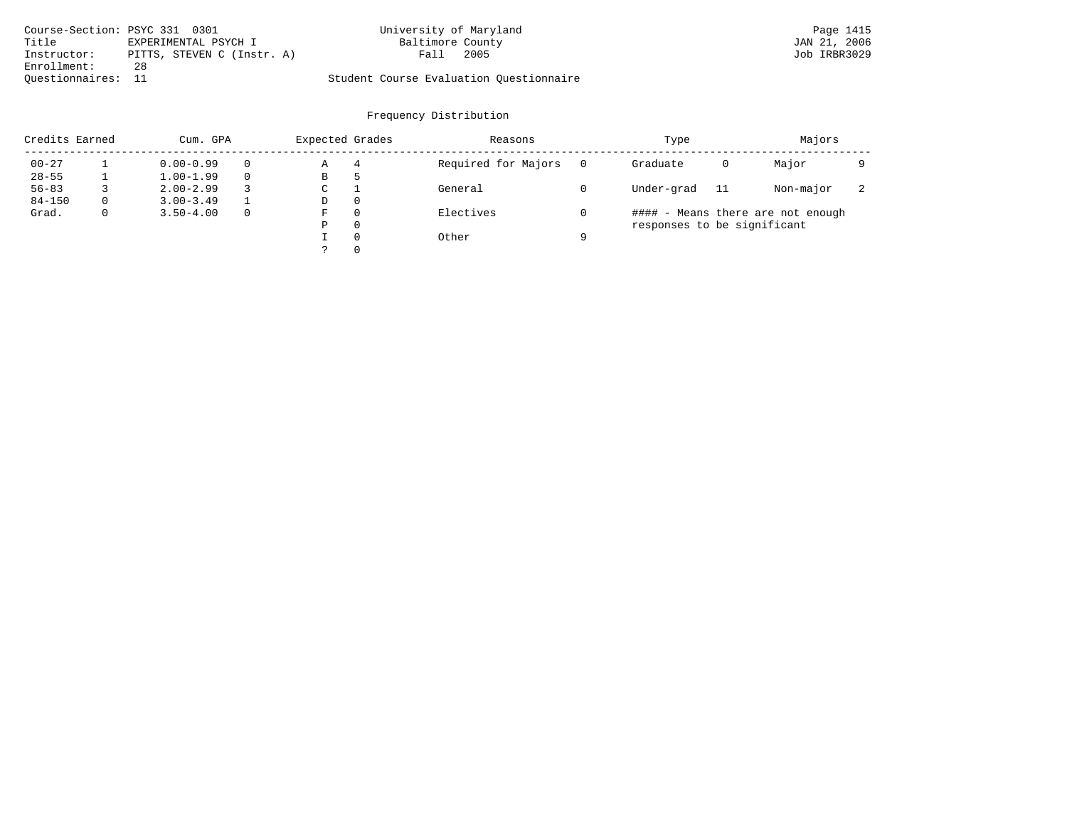Course-Section: PSYC 331 0301
Title: EXPERIMENTAL PSYCH I
Instructor: PITTS, STEVEN C (Instr. A)
Enrollment: 28
Questionnaires: 11

University of Maryland
Baltimore County
Fall 2005

Student Course Evaluation Questionnaire

Page 1415
JAN 21, 2006
Job IRBR3029

## Frequency Distribution

| Credits Earned | | Cum. GPA | | Expected Grades | | Reasons | | Type | | Majors | |
|---|---|---|---|---|---|---|---|---|---|---|---|
| 00-27 | 1 | 0.00-0.99 | 0 | A | 4 | Required for Majors | 0 | Graduate | 0 | Major | 9 |
| 28-55 | 1 | 1.00-1.99 | 0 | B | 5 | | | | | | |
| 56-83 | 3 | 2.00-2.99 | 3 | C | 1 | General | 0 | Under-grad | 11 | Non-major | 2 |
| 84-150 | 0 | 3.00-3.49 | 1 | D | 0 | | | | | | |
| Grad. | 0 | 3.50-4.00 | 0 | F | 0 | Electives | 0 | | | | |
| | | | | P | 0 | | | | | | |
| | | | | I | 0 | Other | 9 | | | | |
| | | | | ? | 0 | | | | | | |

#### - Means there are not enough responses to be significant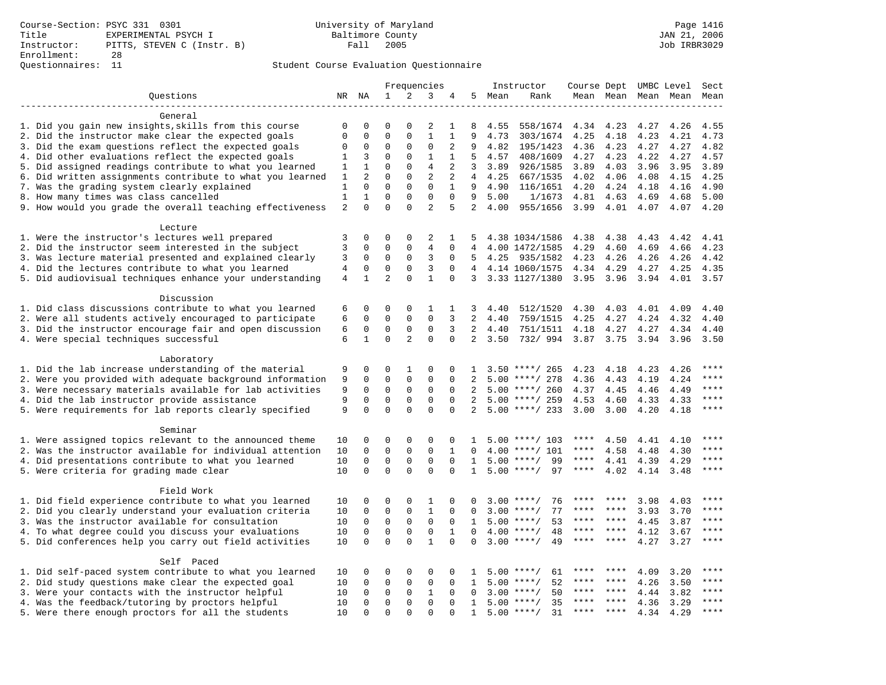Course-Section: PSYC 331 0301
Title: EXPERIMENTAL PSYCH I
Instructor: PITTS, STEVEN C (Instr. B)
Enrollment: 28
Questionnaires: 11

University of Maryland
Baltimore County
Fall 2005

JAN 21, 2006
Job IRBR3029

## Student Course Evaluation Questionnaire

| Questions | NR | NA | 1 | 2 | 3 | 4 | 5 | Instructor Mean | Instructor Rank | Course Mean | Dept Mean | UMBC Mean | Level Mean | Sect Mean |
|---|---|---|---|---|---|---|---|---|---|---|---|---|---|---|
| **General** | | | | | | | | | | | | | | |
| 1. Did you gain new insights,skills from this course | 0 | 0 | 0 | 0 | 2 | 1 | 8 | 4.55 | 558/1674 | 4.34 | 4.23 | 4.27 | 4.26 | 4.55 |
| 2. Did the instructor make clear the expected goals | 0 | 0 | 0 | 0 | 1 | 1 | 9 | 4.73 | 303/1674 | 4.25 | 4.18 | 4.23 | 4.21 | 4.73 |
| 3. Did the exam questions reflect the expected goals | 0 | 0 | 0 | 0 | 0 | 2 | 9 | 4.82 | 195/1423 | 4.36 | 4.23 | 4.27 | 4.27 | 4.82 |
| 4. Did other evaluations reflect the expected goals | 1 | 3 | 0 | 0 | 1 | 1 | 5 | 4.57 | 408/1609 | 4.27 | 4.23 | 4.22 | 4.27 | 4.57 |
| 5. Did assigned readings contribute to what you learned | 1 | 1 | 0 | 0 | 4 | 2 | 3 | 3.89 | 926/1585 | 3.89 | 4.03 | 3.96 | 3.95 | 3.89 |
| 6. Did written assignments contribute to what you learned | 1 | 2 | 0 | 0 | 2 | 2 | 4 | 4.25 | 667/1535 | 4.02 | 4.06 | 4.08 | 4.15 | 4.25 |
| 7. Was the grading system clearly explained | 1 | 0 | 0 | 0 | 0 | 1 | 9 | 4.90 | 116/1651 | 4.20 | 4.24 | 4.18 | 4.16 | 4.90 |
| 8. How many times was class cancelled | 1 | 1 | 0 | 0 | 0 | 0 | 9 | 5.00 | 1/1673 | 4.81 | 4.63 | 4.69 | 4.68 | 5.00 |
| 9. How would you grade the overall teaching effectiveness | 2 | 0 | 0 | 0 | 2 | 5 | 2 | 4.00 | 955/1656 | 3.99 | 4.01 | 4.07 | 4.07 | 4.20 |
| **Lecture** | | | | | | | | | | | | | | |
| 1. Were the instructor's lectures well prepared | 3 | 0 | 0 | 0 | 2 | 1 | 5 | 4.38 | 1034/1586 | 4.38 | 4.38 | 4.43 | 4.42 | 4.41 |
| 2. Did the instructor seem interested in the subject | 3 | 0 | 0 | 0 | 4 | 0 | 4 | 4.00 | 1472/1585 | 4.29 | 4.60 | 4.69 | 4.66 | 4.23 |
| 3. Was lecture material presented and explained clearly | 3 | 0 | 0 | 0 | 3 | 0 | 5 | 4.25 | 935/1582 | 4.23 | 4.26 | 4.26 | 4.26 | 4.42 |
| 4. Did the lectures contribute to what you learned | 4 | 0 | 0 | 0 | 3 | 0 | 4 | 4.14 | 1060/1575 | 4.34 | 4.29 | 4.27 | 4.25 | 4.35 |
| 5. Did audiovisual techniques enhance your understanding | 4 | 1 | 2 | 0 | 1 | 0 | 3 | 3.33 | 1127/1380 | 3.95 | 3.96 | 3.94 | 4.01 | 3.57 |
| **Discussion** | | | | | | | | | | | | | | |
| 1. Did class discussions contribute to what you learned | 6 | 0 | 0 | 0 | 1 | 1 | 3 | 4.40 | 512/1520 | 4.30 | 4.03 | 4.01 | 4.09 | 4.40 |
| 2. Were all students actively encouraged to participate | 6 | 0 | 0 | 0 | 0 | 3 | 2 | 4.40 | 759/1515 | 4.25 | 4.27 | 4.24 | 4.32 | 4.40 |
| 3. Did the instructor encourage fair and open discussion | 6 | 0 | 0 | 0 | 0 | 3 | 2 | 4.40 | 751/1511 | 4.18 | 4.27 | 4.27 | 4.34 | 4.40 |
| 4. Were special techniques successful | 6 | 1 | 0 | 2 | 0 | 0 | 2 | 3.50 | 732/ 994 | 3.87 | 3.75 | 3.94 | 3.96 | 3.50 |
| **Laboratory** | | | | | | | | | | | | | | |
| 1. Did the lab increase understanding of the material | 9 | 0 | 0 | 1 | 0 | 0 | 1 | 3.50 | ****/ 265 | 4.23 | 4.18 | 4.23 | 4.26 | **** |
| 2. Were you provided with adequate background information | 9 | 0 | 0 | 0 | 0 | 0 | 2 | 5.00 | ****/ 278 | 4.36 | 4.43 | 4.19 | 4.24 | **** |
| 3. Were necessary materials available for lab activities | 9 | 0 | 0 | 0 | 0 | 0 | 2 | 5.00 | ****/ 260 | 4.37 | 4.45 | 4.46 | 4.49 | **** |
| 4. Did the lab instructor provide assistance | 9 | 0 | 0 | 0 | 0 | 0 | 2 | 5.00 | ****/ 259 | 4.53 | 4.60 | 4.33 | 4.33 | **** |
| 5. Were requirements for lab reports clearly specified | 9 | 0 | 0 | 0 | 0 | 0 | 2 | 5.00 | ****/ 233 | 3.00 | 3.00 | 4.20 | 4.18 | **** |
| **Seminar** | | | | | | | | | | | | | | |
| 1. Were assigned topics relevant to the announced theme | 10 | 0 | 0 | 0 | 0 | 0 | 1 | 5.00 | ****/ 103 | **** | 4.50 | 4.41 | 4.10 | **** |
| 2. Was the instructor available for individual attention | 10 | 0 | 0 | 0 | 0 | 1 | 0 | 4.00 | ****/ 101 | **** | 4.58 | 4.48 | 4.30 | **** |
| 4. Did presentations contribute to what you learned | 10 | 0 | 0 | 0 | 0 | 0 | 1 | 5.00 | ****/ 99 | **** | 4.41 | 4.39 | 4.29 | **** |
| 5. Were criteria for grading made clear | 10 | 0 | 0 | 0 | 0 | 0 | 1 | 5.00 | ****/ 97 | **** | 4.02 | 4.14 | 3.48 | **** |
| **Field Work** | | | | | | | | | | | | | | |
| 1. Did field experience contribute to what you learned | 10 | 0 | 0 | 0 | 1 | 0 | 0 | 3.00 | ****/ 76 | **** | **** | 3.98 | 4.03 | **** |
| 2. Did you clearly understand your evaluation criteria | 10 | 0 | 0 | 0 | 1 | 0 | 0 | 3.00 | ****/ 77 | **** | **** | 3.93 | 3.70 | **** |
| 3. Was the instructor available for consultation | 10 | 0 | 0 | 0 | 0 | 0 | 1 | 5.00 | ****/ 53 | **** | **** | 4.45 | 3.87 | **** |
| 4. To what degree could you discuss your evaluations | 10 | 0 | 0 | 0 | 0 | 1 | 0 | 4.00 | ****/ 48 | **** | **** | 4.12 | 3.67 | **** |
| 5. Did conferences help you carry out field activities | 10 | 0 | 0 | 0 | 1 | 0 | 0 | 3.00 | ****/ 49 | **** | **** | 4.27 | 3.27 | **** |
| **Self Paced** | | | | | | | | | | | | | | |
| 1. Did self-paced system contribute to what you learned | 10 | 0 | 0 | 0 | 0 | 0 | 1 | 5.00 | ****/ 61 | **** | **** | 4.09 | 3.20 | **** |
| 2. Did study questions make clear the expected goal | 10 | 0 | 0 | 0 | 0 | 0 | 1 | 5.00 | ****/ 52 | **** | **** | 4.26 | 3.50 | **** |
| 3. Were your contacts with the instructor helpful | 10 | 0 | 0 | 0 | 1 | 0 | 0 | 3.00 | ****/ 50 | **** | **** | 4.44 | 3.82 | **** |
| 4. Was the feedback/tutoring by proctors helpful | 10 | 0 | 0 | 0 | 0 | 0 | 1 | 5.00 | ****/ 35 | **** | **** | 4.36 | 3.29 | **** |
| 5. Were there enough proctors for all the students | 10 | 0 | 0 | 0 | 0 | 0 | 1 | 5.00 | ****/ 31 | **** | **** | 4.34 | 4.29 | **** |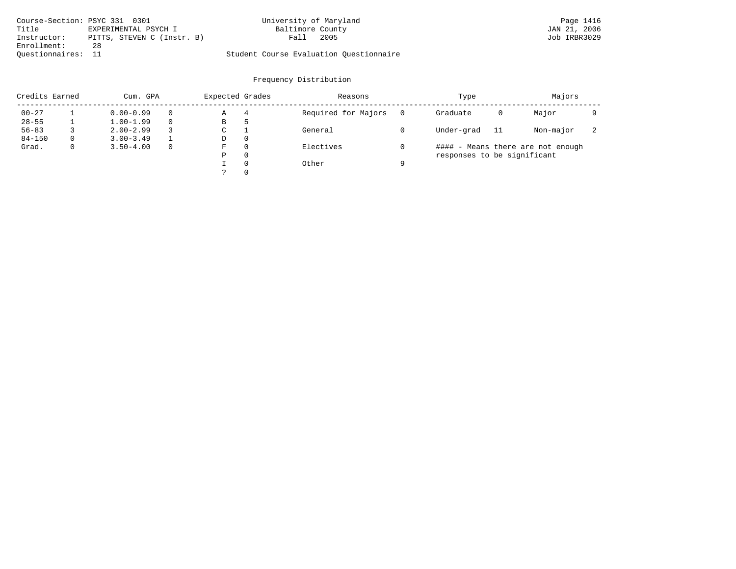Course-Section: PSYC 331 0301
Title: EXPERIMENTAL PSYCH I
Instructor: PITTS, STEVEN C (Instr. B)
Enrollment: 28
Questionnaires: 11

University of Maryland
Baltimore County
Fall 2005

Student Course Evaluation Questionnaire

## Frequency Distribution

| Credits Earned | | Cum. GPA | | Expected Grades | | Reasons | | Type | | Majors | |
|---|---|---|---|---|---|---|---|---|---|---|---|
| 00-27 | 1 | 0.00-0.99 | 0 | A | 4 | Required for Majors | 0 | Graduate | 0 | Major | 9 |
| 28-55 | 1 | 1.00-1.99 | 0 | B | 5 | | | | | | |
| 56-83 | 3 | 2.00-2.99 | 3 | C | 1 | General | 0 | Under-grad | 11 | Non-major | 2 |
| 84-150 | 0 | 3.00-3.49 | 1 | D | 0 | | | | | | |
| Grad. | 0 | 3.50-4.00 | 0 | F | 0 | Electives | 0 | | | | |
| | | | | P | 0 | | | | | | |
| | | | | I | 0 | Other | 9 | | | | |
| | | | | ? | 0 | | | | | | |

#### - Means there are not enough responses to be significant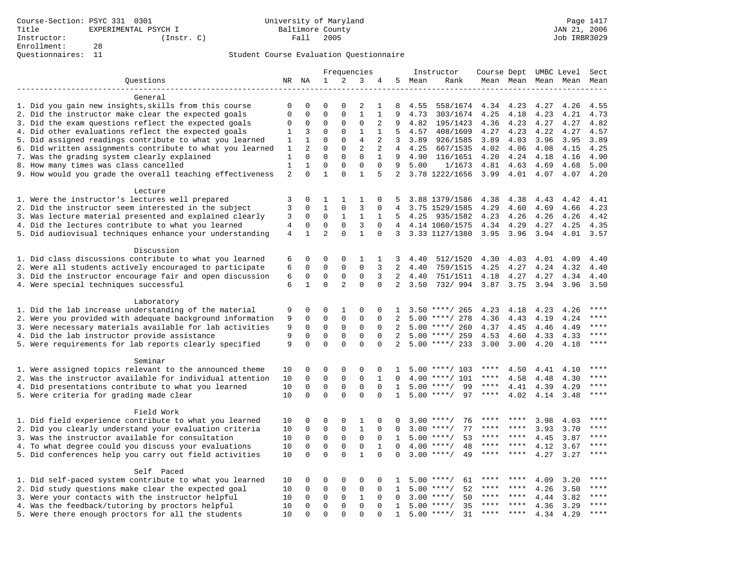Course-Section: PSYC 331 0301
Title: EXPERIMENTAL PSYCH I
Instructor: (Instr. C)
Enrollment: 28
Questionnaires: 11

University of Maryland
Baltimore County
Fall 2005

JAN 21, 2006
Job IRBR3029

Student Course Evaluation Questionnaire

| Questions | NR | NA | 1 | 2 | 3 | 4 | 5 | Instructor Mean | Instructor Rank | Course Mean | Dept Mean | UMBC Mean | Level Mean | Sect Mean |
|---|---|---|---|---|---|---|---|---|---|---|---|---|---|---|
| **General** | | | | | | | | | | | | | | |
| 1. Did you gain new insights,skills from this course | 0 | 0 | 0 | 0 | 2 | 1 | 8 | 4.55 | 558/1674 | 4.34 | 4.23 | 4.27 | 4.26 | 4.55 |
| 2. Did the instructor make clear the expected goals | 0 | 0 | 0 | 0 | 1 | 1 | 9 | 4.73 | 303/1674 | 4.25 | 4.18 | 4.23 | 4.21 | 4.73 |
| 3. Did the exam questions reflect the expected goals | 0 | 0 | 0 | 0 | 0 | 2 | 9 | 4.82 | 195/1423 | 4.36 | 4.23 | 4.27 | 4.27 | 4.82 |
| 4. Did other evaluations reflect the expected goals | 1 | 3 | 0 | 0 | 1 | 1 | 5 | 4.57 | 408/1609 | 4.27 | 4.23 | 4.22 | 4.27 | 4.57 |
| 5. Did assigned readings contribute to what you learned | 1 | 1 | 0 | 0 | 4 | 2 | 3 | 3.89 | 926/1585 | 3.89 | 4.03 | 3.96 | 3.95 | 3.89 |
| 6. Did written assignments contribute to what you learned | 1 | 2 | 0 | 0 | 2 | 2 | 4 | 4.25 | 667/1535 | 4.02 | 4.06 | 4.08 | 4.15 | 4.25 |
| 7. Was the grading system clearly explained | 1 | 0 | 0 | 0 | 0 | 1 | 9 | 4.90 | 116/1651 | 4.20 | 4.24 | 4.18 | 4.16 | 4.90 |
| 8. How many times was class cancelled | 1 | 1 | 0 | 0 | 0 | 0 | 9 | 5.00 | 1/1673 | 4.81 | 4.63 | 4.69 | 4.68 | 5.00 |
| 9. How would you grade the overall teaching effectiveness | 2 | 0 | 1 | 0 | 1 | 5 | 2 | 3.78 | 1222/1656 | 3.99 | 4.01 | 4.07 | 4.07 | 4.20 |
| **Lecture** | | | | | | | | | | | | | | |
| 1. Were the instructor's lectures well prepared | 3 | 0 | 1 | 1 | 1 | 0 | 5 | 3.88 | 1379/1586 | 4.38 | 4.38 | 4.43 | 4.42 | 4.41 |
| 2. Did the instructor seem interested in the subject | 3 | 0 | 1 | 0 | 3 | 0 | 4 | 3.75 | 1529/1585 | 4.29 | 4.60 | 4.69 | 4.66 | 4.23 |
| 3. Was lecture material presented and explained clearly | 3 | 0 | 0 | 1 | 1 | 1 | 5 | 4.25 | 935/1582 | 4.23 | 4.26 | 4.26 | 4.26 | 4.42 |
| 4. Did the lectures contribute to what you learned | 4 | 0 | 0 | 0 | 3 | 0 | 4 | 4.14 | 1060/1575 | 4.34 | 4.29 | 4.27 | 4.25 | 4.35 |
| 5. Did audiovisual techniques enhance your understanding | 4 | 1 | 2 | 0 | 1 | 0 | 3 | 3.33 | 1127/1380 | 3.95 | 3.96 | 3.94 | 4.01 | 3.57 |
| **Discussion** | | | | | | | | | | | | | | |
| 1. Did class discussions contribute to what you learned | 6 | 0 | 0 | 0 | 1 | 1 | 3 | 4.40 | 512/1520 | 4.30 | 4.03 | 4.01 | 4.09 | 4.40 |
| 2. Were all students actively encouraged to participate | 6 | 0 | 0 | 0 | 0 | 3 | 2 | 4.40 | 759/1515 | 4.25 | 4.27 | 4.24 | 4.32 | 4.40 |
| 3. Did the instructor encourage fair and open discussion | 6 | 0 | 0 | 0 | 0 | 3 | 2 | 4.40 | 751/1511 | 4.18 | 4.27 | 4.27 | 4.34 | 4.40 |
| 4. Were special techniques successful | 6 | 1 | 0 | 2 | 0 | 0 | 2 | 3.50 | 732/ 994 | 3.87 | 3.75 | 3.94 | 3.96 | 3.50 |
| **Laboratory** | | | | | | | | | | | | | | |
| 1. Did the lab increase understanding of the material | 9 | 0 | 0 | 1 | 0 | 0 | 1 | 3.50 | ****/ 265 | 4.23 | 4.18 | 4.23 | 4.26 | **** |
| 2. Were you provided with adequate background information | 9 | 0 | 0 | 0 | 0 | 0 | 2 | 5.00 | ****/ 278 | 4.36 | 4.43 | 4.19 | 4.24 | **** |
| 3. Were necessary materials available for lab activities | 9 | 0 | 0 | 0 | 0 | 0 | 2 | 5.00 | ****/ 260 | 4.37 | 4.45 | 4.46 | 4.49 | **** |
| 4. Did the lab instructor provide assistance | 9 | 0 | 0 | 0 | 0 | 0 | 2 | 5.00 | ****/ 259 | 4.53 | 4.60 | 4.33 | 4.33 | **** |
| 5. Were requirements for lab reports clearly specified | 9 | 0 | 0 | 0 | 0 | 0 | 2 | 5.00 | ****/ 233 | 3.00 | 3.00 | 4.20 | 4.18 | **** |
| **Seminar** | | | | | | | | | | | | | | |
| 1. Were assigned topics relevant to the announced theme | 10 | 0 | 0 | 0 | 0 | 0 | 1 | 5.00 | ****/ 103 | **** | 4.50 | 4.41 | 4.10 | **** |
| 2. Was the instructor available for individual attention | 10 | 0 | 0 | 0 | 0 | 1 | 0 | 4.00 | ****/ 101 | **** | 4.58 | 4.48 | 4.30 | **** |
| 4. Did presentations contribute to what you learned | 10 | 0 | 0 | 0 | 0 | 0 | 1 | 5.00 | ****/ 99 | **** | 4.41 | 4.39 | 4.29 | **** |
| 5. Were criteria for grading made clear | 10 | 0 | 0 | 0 | 0 | 0 | 1 | 5.00 | ****/ 97 | **** | 4.02 | 4.14 | 3.48 | **** |
| **Field Work** | | | | | | | | | | | | | | |
| 1. Did field experience contribute to what you learned | 10 | 0 | 0 | 0 | 1 | 0 | 0 | 3.00 | ****/ 76 | **** | **** | 3.98 | 4.03 | **** |
| 2. Did you clearly understand your evaluation criteria | 10 | 0 | 0 | 0 | 1 | 0 | 0 | 3.00 | ****/ 77 | **** | **** | 3.93 | 3.70 | **** |
| 3. Was the instructor available for consultation | 10 | 0 | 0 | 0 | 0 | 0 | 1 | 5.00 | ****/ 53 | **** | **** | 4.45 | 3.87 | **** |
| 4. To what degree could you discuss your evaluations | 10 | 0 | 0 | 0 | 0 | 1 | 0 | 4.00 | ****/ 48 | **** | **** | 4.12 | 3.67 | **** |
| 5. Did conferences help you carry out field activities | 10 | 0 | 0 | 0 | 1 | 0 | 0 | 3.00 | ****/ 49 | **** | **** | 4.27 | 3.27 | **** |
| **Self Paced** | | | | | | | | | | | | | | |
| 1. Did self-paced system contribute to what you learned | 10 | 0 | 0 | 0 | 0 | 0 | 1 | 5.00 | ****/ 61 | **** | **** | 4.09 | 3.20 | **** |
| 2. Did study questions make clear the expected goal | 10 | 0 | 0 | 0 | 0 | 0 | 1 | 5.00 | ****/ 52 | **** | **** | 4.26 | 3.50 | **** |
| 3. Were your contacts with the instructor helpful | 10 | 0 | 0 | 0 | 1 | 0 | 0 | 3.00 | ****/ 50 | **** | **** | 4.44 | 3.82 | **** |
| 4. Was the feedback/tutoring by proctors helpful | 10 | 0 | 0 | 0 | 0 | 0 | 1 | 5.00 | ****/ 35 | **** | **** | 4.36 | 3.29 | **** |
| 5. Were there enough proctors for all the students | 10 | 0 | 0 | 0 | 0 | 0 | 1 | 5.00 | ****/ 31 | **** | **** | 4.34 | 4.29 | **** |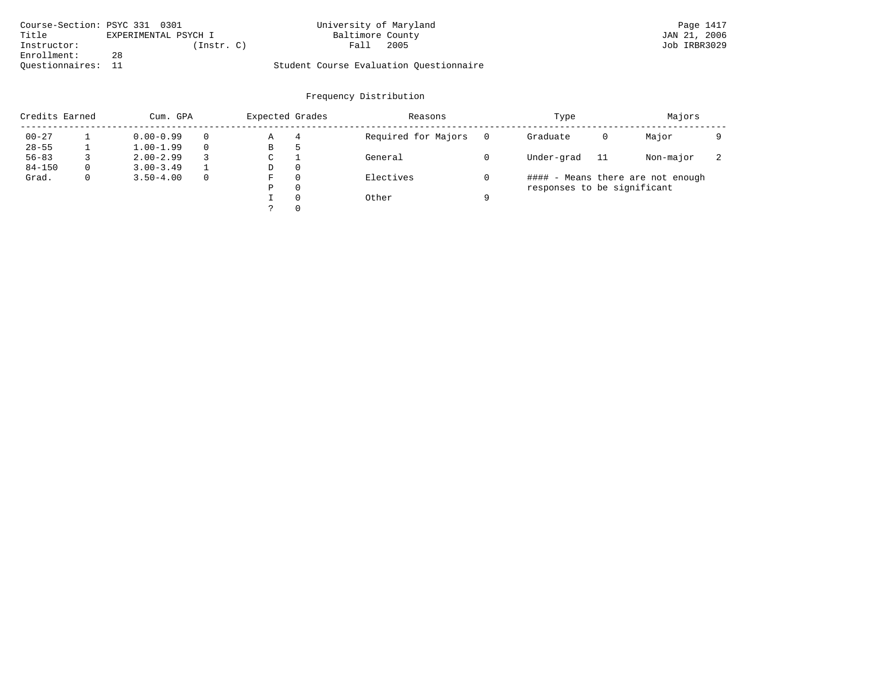Course-Section: PSYC 331 0301
Title EXPERIMENTAL PSYCH I
Instructor: (Instr. C)
Enrollment: 28
Questionnaires: 11

University of Maryland
Baltimore County
Fall 2005

Student Course Evaluation Questionnaire

Page 1417
JAN 21, 2006
Job IRBR3029

## Frequency Distribution

| Credits Earned | | Cum. GPA | | Expected Grades | | Reasons | | Type | | Majors | |
|---|---|---|---|---|---|---|---|---|---|---|---|
| 00-27 | 1 | 0.00-0.99 | 0 | A | 4 | Required for Majors | 0 | Graduate | 0 | Major | 9 |
| 28-55 | 1 | 1.00-1.99 | 0 | B | 5 | | | | | | |
| 56-83 | 3 | 2.00-2.99 | 3 | C | 1 | General | 0 | Under-grad | 11 | Non-major | 2 |
| 84-150 | 0 | 3.00-3.49 | 1 | D | 0 | | | | | | |
| Grad. | 0 | 3.50-4.00 | 0 | F | 0 | Electives | 0 | | | | |
| | | | | P | 0 | | | | | | |
| | | | | I | 0 | Other | 9 | | | | |
| | | | | ? | 0 | | | | | | |

#### - Means there are not enough responses to be significant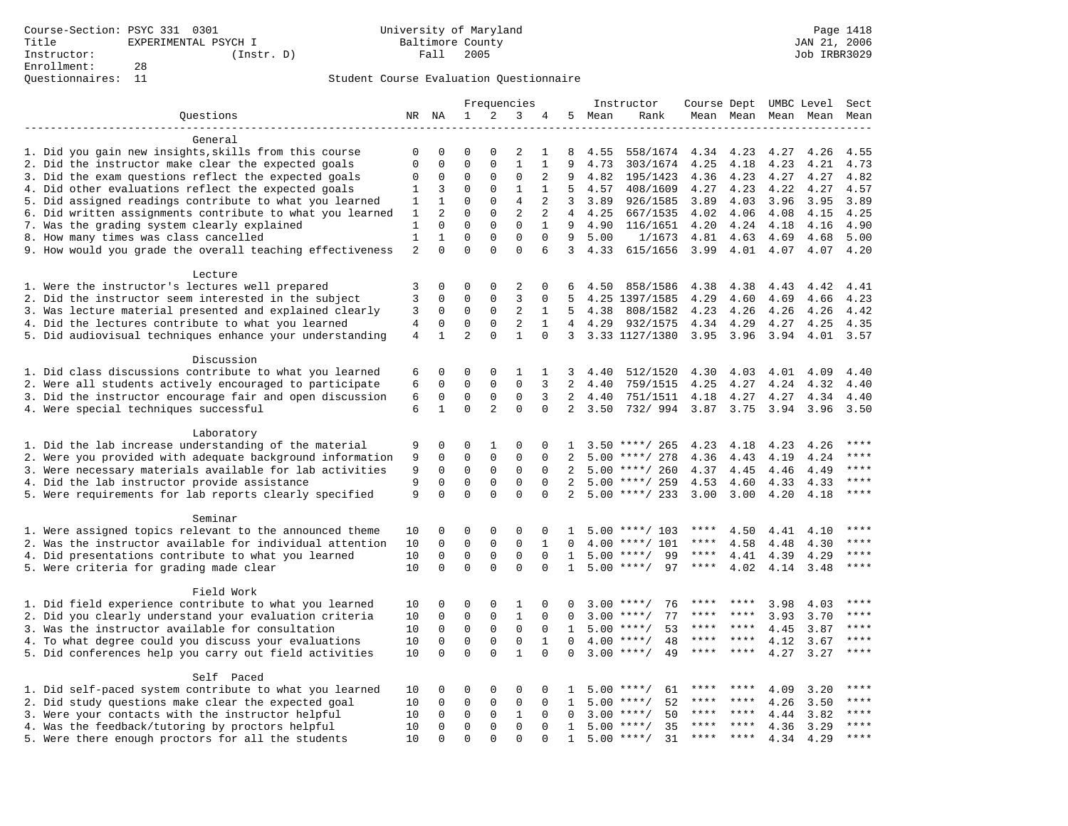Course-Section: PSYC 331 0301
Title: EXPERIMENTAL PSYCH I
Instructor: (Instr. D)
Enrollment: 28
Questionnaires: 11

University of Maryland
Baltimore County
Fall 2005

JAN 21, 2006
Job IRBR3029

Student Course Evaluation Questionnaire

| Questions | NR | NA | 1 | 2 | 3 | 4 | 5 | Instructor Mean | Rank | Course Mean | Dept Mean | UMBC Mean | Level Mean | Sect Mean |
|---|---|---|---|---|---|---|---|---|---|---|---|---|---|---|
| **General** | | | | | | | | | | | | | | |
| 1. Did you gain new insights,skills from this course | 0 | 0 | 0 | 0 | 2 | 1 | 8 | 4.55 | 558/1674 | 4.34 | 4.23 | 4.27 | 4.26 | 4.55 |
| 2. Did the instructor make clear the expected goals | 0 | 0 | 0 | 0 | 1 | 1 | 9 | 4.73 | 303/1674 | 4.25 | 4.18 | 4.23 | 4.21 | 4.73 |
| 3. Did the exam questions reflect the expected goals | 0 | 0 | 0 | 0 | 0 | 2 | 9 | 4.82 | 195/1423 | 4.36 | 4.23 | 4.27 | 4.27 | 4.82 |
| 4. Did other evaluations reflect the expected goals | 1 | 3 | 0 | 0 | 1 | 1 | 5 | 4.57 | 408/1609 | 4.27 | 4.23 | 4.22 | 4.27 | 4.57 |
| 5. Did assigned readings contribute to what you learned | 1 | 1 | 0 | 0 | 4 | 2 | 3 | 3.89 | 926/1585 | 3.89 | 4.03 | 3.96 | 3.95 | 3.89 |
| 6. Did written assignments contribute to what you learned | 1 | 2 | 0 | 0 | 2 | 2 | 4 | 4.25 | 667/1535 | 4.02 | 4.06 | 4.08 | 4.15 | 4.25 |
| 7. Was the grading system clearly explained | 1 | 0 | 0 | 0 | 0 | 1 | 9 | 4.90 | 116/1651 | 4.20 | 4.24 | 4.18 | 4.16 | 4.90 |
| 8. How many times was class cancelled | 1 | 1 | 0 | 0 | 0 | 0 | 9 | 5.00 | 1/1673 | 4.81 | 4.63 | 4.69 | 4.68 | 5.00 |
| 9. How would you grade the overall teaching effectiveness | 2 | 0 | 0 | 0 | 0 | 6 | 3 | 4.33 | 615/1656 | 3.99 | 4.01 | 4.07 | 4.07 | 4.20 |
| **Lecture** | | | | | | | | | | | | | | |
| 1. Were the instructor's lectures well prepared | 3 | 0 | 0 | 0 | 2 | 0 | 6 | 4.50 | 858/1586 | 4.38 | 4.38 | 4.43 | 4.42 | 4.41 |
| 2. Did the instructor seem interested in the subject | 3 | 0 | 0 | 0 | 3 | 0 | 5 | 4.25 | 1397/1585 | 4.29 | 4.60 | 4.69 | 4.66 | 4.23 |
| 3. Was lecture material presented and explained clearly | 3 | 0 | 0 | 0 | 2 | 1 | 5 | 4.38 | 808/1582 | 4.23 | 4.26 | 4.26 | 4.26 | 4.42 |
| 4. Did the lectures contribute to what you learned | 4 | 0 | 0 | 0 | 2 | 1 | 4 | 4.29 | 932/1575 | 4.34 | 4.29 | 4.27 | 4.25 | 4.35 |
| 5. Did audiovisual techniques enhance your understanding | 4 | 1 | 2 | 0 | 1 | 0 | 3 | 3.33 | 1127/1380 | 3.95 | 3.96 | 3.94 | 4.01 | 3.57 |
| **Discussion** | | | | | | | | | | | | | | |
| 1. Did class discussions contribute to what you learned | 6 | 0 | 0 | 0 | 1 | 1 | 3 | 4.40 | 512/1520 | 4.30 | 4.03 | 4.01 | 4.09 | 4.40 |
| 2. Were all students actively encouraged to participate | 6 | 0 | 0 | 0 | 0 | 3 | 2 | 4.40 | 759/1515 | 4.25 | 4.27 | 4.24 | 4.32 | 4.40 |
| 3. Did the instructor encourage fair and open discussion | 6 | 0 | 0 | 0 | 0 | 3 | 2 | 4.40 | 751/1511 | 4.18 | 4.27 | 4.27 | 4.34 | 4.40 |
| 4. Were special techniques successful | 6 | 1 | 0 | 2 | 0 | 0 | 2 | 3.50 | 732/ 994 | 3.87 | 3.75 | 3.94 | 3.96 | 3.50 |
| **Laboratory** | | | | | | | | | | | | | | |
| 1. Did the lab increase understanding of the material | 9 | 0 | 0 | 1 | 0 | 0 | 1 | 3.50 | ****/ 265 | 4.23 | 4.18 | 4.23 | 4.26 | **** |
| 2. Were you provided with adequate background information | 9 | 0 | 0 | 0 | 0 | 0 | 2 | 5.00 | ****/ 278 | 4.36 | 4.43 | 4.19 | 4.24 | **** |
| 3. Were necessary materials available for lab activities | 9 | 0 | 0 | 0 | 0 | 0 | 2 | 5.00 | ****/ 260 | 4.37 | 4.45 | 4.46 | 4.49 | **** |
| 4. Did the lab instructor provide assistance | 9 | 0 | 0 | 0 | 0 | 0 | 2 | 5.00 | ****/ 259 | 4.53 | 4.60 | 4.33 | 4.33 | **** |
| 5. Were requirements for lab reports clearly specified | 9 | 0 | 0 | 0 | 0 | 0 | 2 | 5.00 | ****/ 233 | 3.00 | 3.00 | 4.20 | 4.18 | **** |
| **Seminar** | | | | | | | | | | | | | | |
| 1. Were assigned topics relevant to the announced theme | 10 | 0 | 0 | 0 | 0 | 0 | 1 | 5.00 | ****/ 103 | **** | 4.50 | 4.41 | 4.10 | **** |
| 2. Was the instructor available for individual attention | 10 | 0 | 0 | 0 | 0 | 1 | 0 | 4.00 | ****/ 101 | **** | 4.58 | 4.48 | 4.30 | **** |
| 4. Did presentations contribute to what you learned | 10 | 0 | 0 | 0 | 0 | 0 | 1 | 5.00 | ****/ 99 | **** | 4.41 | 4.39 | 4.29 | **** |
| 5. Were criteria for grading made clear | 10 | 0 | 0 | 0 | 0 | 0 | 1 | 5.00 | ****/ 97 | **** | 4.02 | 4.14 | 3.48 | **** |
| **Field Work** | | | | | | | | | | | | | | |
| 1. Did field experience contribute to what you learned | 10 | 0 | 0 | 0 | 1 | 0 | 0 | 3.00 | ****/ 76 | **** | **** | 3.98 | 4.03 | **** |
| 2. Did you clearly understand your evaluation criteria | 10 | 0 | 0 | 0 | 1 | 0 | 0 | 3.00 | ****/ 77 | **** | **** | 3.93 | 3.70 | **** |
| 3. Was the instructor available for consultation | 10 | 0 | 0 | 0 | 0 | 0 | 1 | 5.00 | ****/ 53 | **** | **** | 4.45 | 3.87 | **** |
| 4. To what degree could you discuss your evaluations | 10 | 0 | 0 | 0 | 0 | 1 | 0 | 4.00 | ****/ 48 | **** | **** | 4.12 | 3.67 | **** |
| 5. Did conferences help you carry out field activities | 10 | 0 | 0 | 0 | 1 | 0 | 0 | 3.00 | ****/ 49 | **** | **** | 4.27 | 3.27 | **** |
| **Self Paced** | | | | | | | | | | | | | | |
| 1. Did self-paced system contribute to what you learned | 10 | 0 | 0 | 0 | 0 | 0 | 1 | 5.00 | ****/ 61 | **** | **** | 4.09 | 3.20 | **** |
| 2. Did study questions make clear the expected goal | 10 | 0 | 0 | 0 | 0 | 0 | 1 | 5.00 | ****/ 52 | **** | **** | 4.26 | 3.50 | **** |
| 3. Were your contacts with the instructor helpful | 10 | 0 | 0 | 0 | 1 | 0 | 0 | 3.00 | ****/ 50 | **** | **** | 4.44 | 3.82 | **** |
| 4. Was the feedback/tutoring by proctors helpful | 10 | 0 | 0 | 0 | 0 | 0 | 1 | 5.00 | ****/ 35 | **** | **** | 4.36 | 3.29 | **** |
| 5. Were there enough proctors for all the students | 10 | 0 | 0 | 0 | 0 | 0 | 1 | 5.00 | ****/ 31 | **** | **** | 4.34 | 4.29 | **** |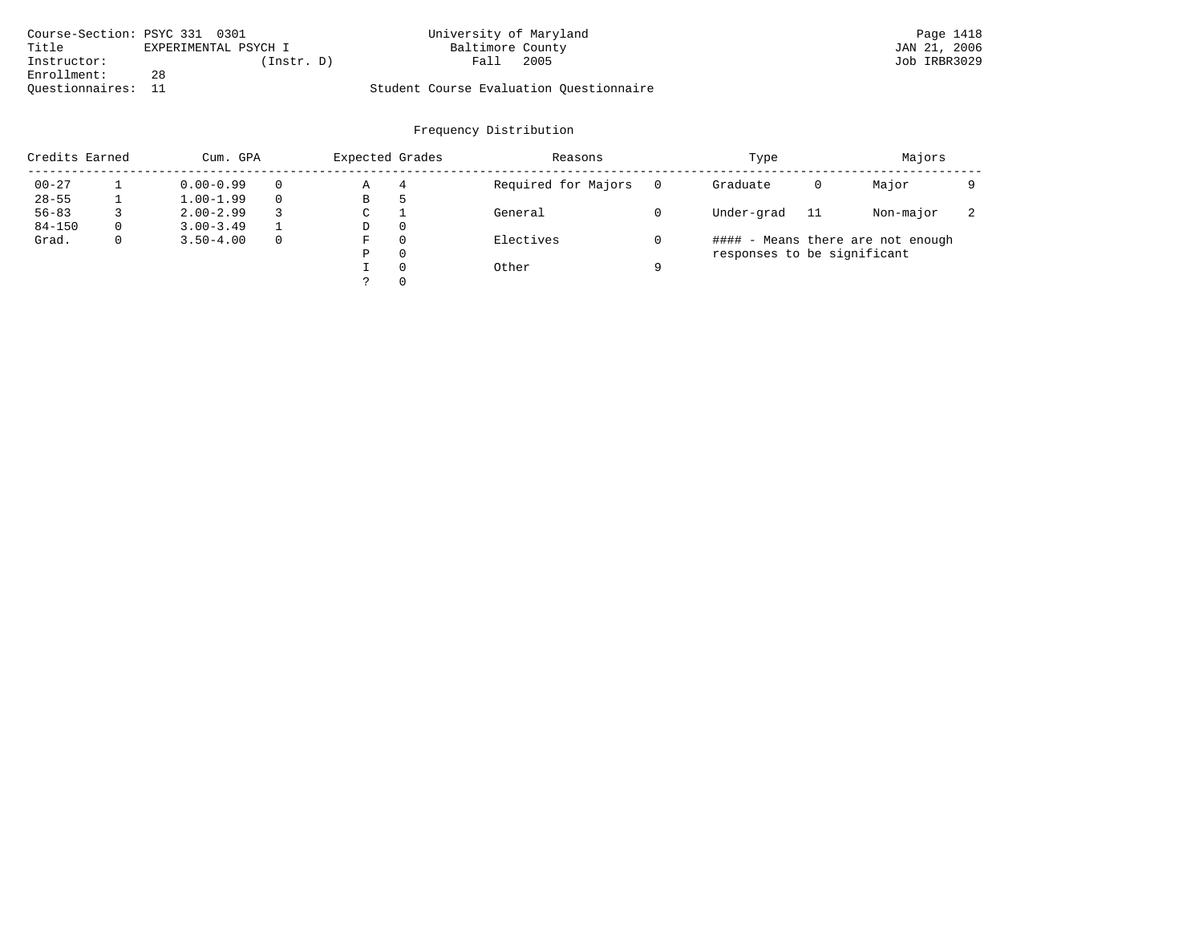Course-Section: PSYC 331 0301
Title: EXPERIMENTAL PSYCH I
Instructor: (Instr. D)
Enrollment: 28
Questionnaires: 11

University of Maryland
Baltimore County
Fall 2005

Student Course Evaluation Questionnaire

Page 1418
JAN 21, 2006
Job IRBR3029

## Frequency Distribution

| Credits Earned | | Cum. GPA | | Expected Grades | | Reasons | | Type | | Majors | |
|---|---|---|---|---|---|---|---|---|---|---|---|
| 00-27 | 1 | 0.00-0.99 | 0 | A | 4 | Required for Majors | 0 | Graduate | 0 | Major | 9 |
| 28-55 | 1 | 1.00-1.99 | 0 | B | 5 | | | | | | |
| 56-83 | 3 | 2.00-2.99 | 3 | C | 1 | General | 0 | Under-grad | 11 | Non-major | 2 |
| 84-150 | 0 | 3.00-3.49 | 1 | D | 0 | | | | | | |
| Grad. | 0 | 3.50-4.00 | 0 | F | 0 | Electives | 0 | | | | |
| | | | | P | 0 | | | | | | |
| | | | | I | 0 | Other | 9 | | | | |
| | | | | ? | 0 | | | | | | |

#### - Means there are not enough responses to be significant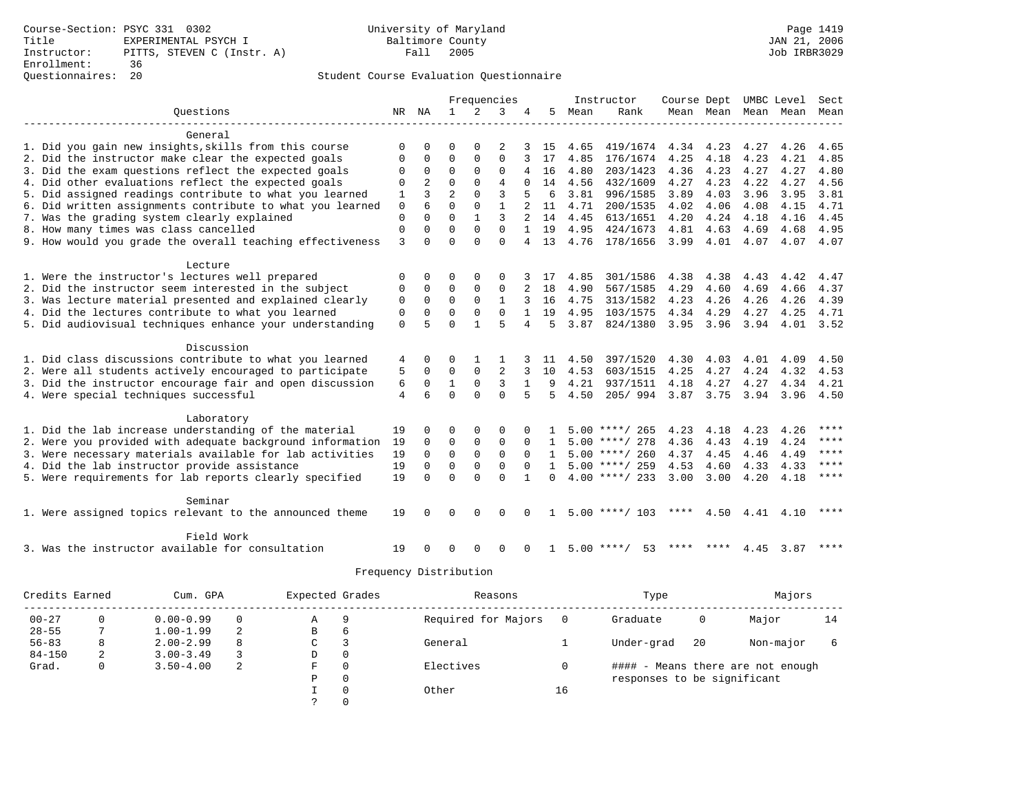Course-Section: PSYC 331 0302
Title: EXPERIMENTAL PSYCH I
Instructor: PITTS, STEVEN C (Instr. A)
Enrollment: 36
Questionnaires: 20

University of Maryland
Baltimore County
Fall 2005

JAN 21, 2006
Job IRBR3029

## Student Course Evaluation Questionnaire

| Questions | NR | NA | 1 | 2 | 3 | 4 | 5 | Instructor Mean | Instructor Rank | Course Mean | Dept Mean | UMBC Level Mean | Level Mean | Sect Mean |
|---|---|---|---|---|---|---|---|---|---|---|---|---|---|---|
| **General** | | | | | | | | | | | | | | |
| 1. Did you gain new insights,skills from this course | 0 | 0 | 0 | 0 | 2 | 3 | 15 | 4.65 | 419/1674 | 4.34 | 4.23 | 4.27 | 4.26 | 4.65 |
| 2. Did the instructor make clear the expected goals | 0 | 0 | 0 | 0 | 0 | 3 | 17 | 4.85 | 176/1674 | 4.25 | 4.18 | 4.23 | 4.21 | 4.85 |
| 3. Did the exam questions reflect the expected goals | 0 | 0 | 0 | 0 | 0 | 4 | 16 | 4.80 | 203/1423 | 4.36 | 4.23 | 4.27 | 4.27 | 4.80 |
| 4. Did other evaluations reflect the expected goals | 0 | 2 | 0 | 0 | 4 | 0 | 14 | 4.56 | 432/1609 | 4.27 | 4.23 | 4.22 | 4.27 | 4.56 |
| 5. Did assigned readings contribute to what you learned | 1 | 3 | 2 | 0 | 3 | 5 | 6 | 3.81 | 996/1585 | 3.89 | 4.03 | 3.96 | 3.95 | 3.81 |
| 6. Did written assignments contribute to what you learned | 0 | 6 | 0 | 0 | 1 | 2 | 11 | 4.71 | 200/1535 | 4.02 | 4.06 | 4.08 | 4.15 | 4.71 |
| 7. Was the grading system clearly explained | 0 | 0 | 0 | 1 | 3 | 2 | 14 | 4.45 | 613/1651 | 4.20 | 4.24 | 4.18 | 4.16 | 4.45 |
| 8. How many times was class cancelled | 0 | 0 | 0 | 0 | 0 | 1 | 19 | 4.95 | 424/1673 | 4.81 | 4.63 | 4.69 | 4.68 | 4.95 |
| 9. How would you grade the overall teaching effectiveness | 3 | 0 | 0 | 0 | 0 | 4 | 13 | 4.76 | 178/1656 | 3.99 | 4.01 | 4.07 | 4.07 | 4.07 |
| **Lecture** | | | | | | | | | | | | | | |
| 1. Were the instructor's lectures well prepared | 0 | 0 | 0 | 0 | 0 | 3 | 17 | 4.85 | 301/1586 | 4.38 | 4.38 | 4.43 | 4.42 | 4.47 |
| 2. Did the instructor seem interested in the subject | 0 | 0 | 0 | 0 | 0 | 2 | 18 | 4.90 | 567/1585 | 4.29 | 4.60 | 4.69 | 4.66 | 4.37 |
| 3. Was lecture material presented and explained clearly | 0 | 0 | 0 | 0 | 1 | 3 | 16 | 4.75 | 313/1582 | 4.23 | 4.26 | 4.26 | 4.26 | 4.39 |
| 4. Did the lectures contribute to what you learned | 0 | 0 | 0 | 0 | 0 | 1 | 19 | 4.95 | 103/1575 | 4.34 | 4.29 | 4.27 | 4.25 | 4.71 |
| 5. Did audiovisual techniques enhance your understanding | 0 | 5 | 0 | 1 | 5 | 4 | 5 | 3.87 | 824/1380 | 3.95 | 3.96 | 3.94 | 4.01 | 3.52 |
| **Discussion** | | | | | | | | | | | | | | |
| 1. Did class discussions contribute to what you learned | 4 | 0 | 0 | 1 | 1 | 3 | 11 | 4.50 | 397/1520 | 4.30 | 4.03 | 4.01 | 4.09 | 4.50 |
| 2. Were all students actively encouraged to participate | 5 | 0 | 0 | 0 | 2 | 3 | 10 | 4.53 | 603/1515 | 4.25 | 4.27 | 4.24 | 4.32 | 4.53 |
| 3. Did the instructor encourage fair and open discussion | 6 | 0 | 1 | 0 | 3 | 1 | 9 | 4.21 | 937/1511 | 4.18 | 4.27 | 4.27 | 4.34 | 4.21 |
| 4. Were special techniques successful | 4 | 6 | 0 | 0 | 0 | 5 | 5 | 4.50 | 205/ 994 | 3.87 | 3.75 | 3.94 | 3.96 | 4.50 |
| **Laboratory** | | | | | | | | | | | | | | |
| 1. Did the lab increase understanding of the material | 19 | 0 | 0 | 0 | 0 | 0 | 1 | 5.00 | ****/ 265 | 4.23 | 4.18 | 4.23 | 4.26 | **** |
| 2. Were you provided with adequate background information | 19 | 0 | 0 | 0 | 0 | 0 | 1 | 5.00 | ****/ 278 | 4.36 | 4.43 | 4.19 | 4.24 | **** |
| 3. Were necessary materials available for lab activities | 19 | 0 | 0 | 0 | 0 | 0 | 1 | 5.00 | ****/ 260 | 4.37 | 4.45 | 4.46 | 4.49 | **** |
| 4. Did the lab instructor provide assistance | 19 | 0 | 0 | 0 | 0 | 0 | 1 | 5.00 | ****/ 259 | 4.53 | 4.60 | 4.33 | 4.33 | **** |
| 5. Were requirements for lab reports clearly specified | 19 | 0 | 0 | 0 | 0 | 1 | 0 | 4.00 | ****/ 233 | 3.00 | 3.00 | 4.20 | 4.18 | **** |
| **Seminar** | | | | | | | | | | | | | | |
| 1. Were assigned topics relevant to the announced theme | 19 | 0 | 0 | 0 | 0 | 0 | 1 | 5.00 | ****/ 103 | **** | 4.50 | 4.41 | 4.10 | **** |
| **Field Work** | | | | | | | | | | | | | | |
| 3. Was the instructor available for consultation | 19 | 0 | 0 | 0 | 0 | 0 | 1 | 5.00 | ****/ 53 | **** | **** | 4.45 | 3.87 | **** |

## Frequency Distribution

| Credits Earned | | Cum. GPA | | Expected Grades | | Reasons | | Type | | Majors | |
|---|---|---|---|---|---|---|---|---|---|---|---|
| 00-27 | 0 | 0.00-0.99 | 0 | A | 9 | Required for Majors | 0 | Graduate | 0 | Major | 14 |
| 28-55 | 7 | 1.00-1.99 | 2 | B | 6 | | | | | | |
| 56-83 | 8 | 2.00-2.99 | 8 | C | 3 | General | 1 | Under-grad | 20 | Non-major | 6 |
| 84-150 | 2 | 3.00-3.49 | 3 | D | 0 | | | | | | |
| Grad. | 0 | 3.50-4.00 | 2 | F | 0 | Electives | 0 | #### - Means there are not enough responses to be significant | | | |
| | | | | P | 0 | | | | | | |
| | | | | I | 0 | Other | 16 | | | | |
| | | | | ? | 0 | | | | | | |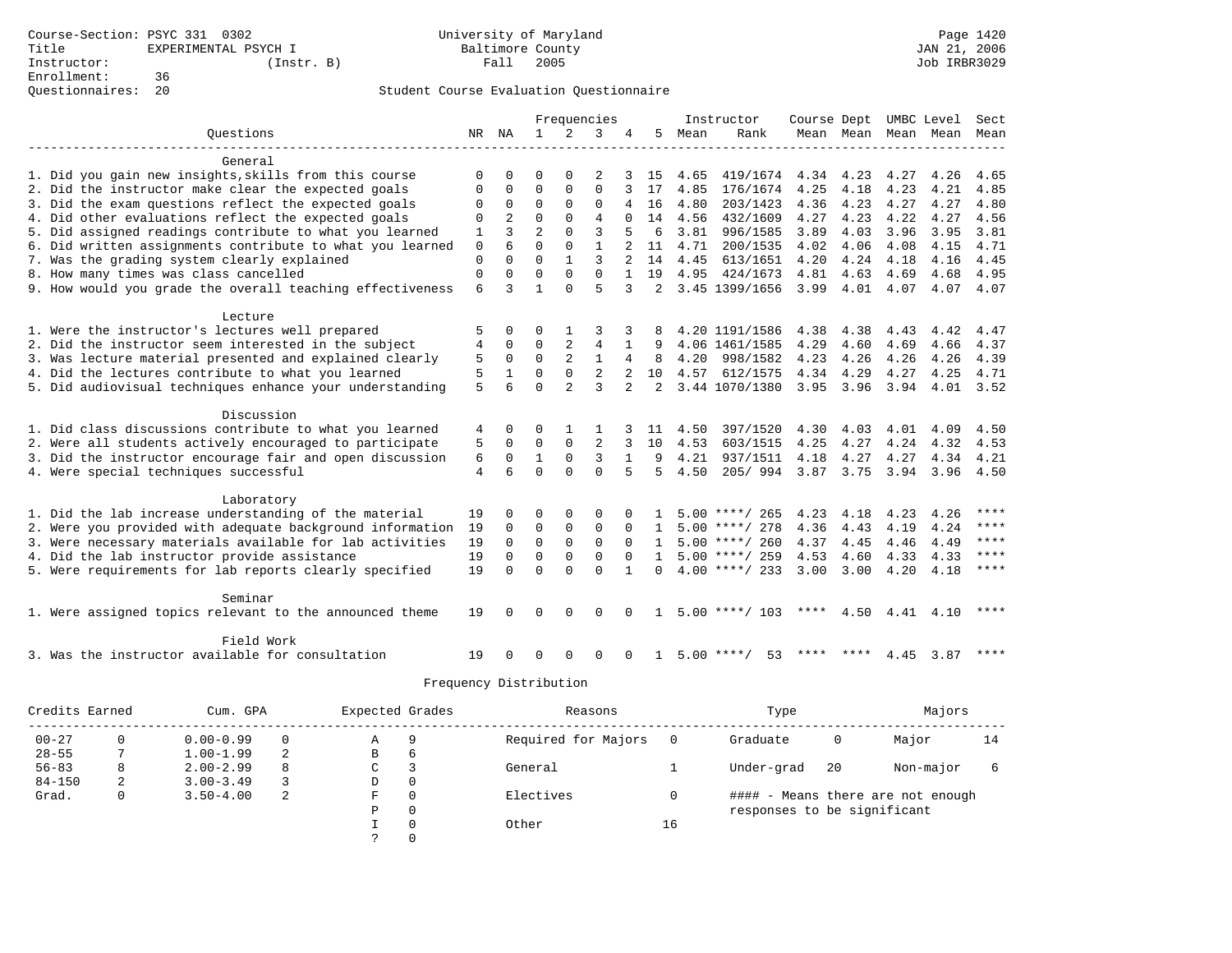Course-Section: PSYC 331 0302
Title: EXPERIMENTAL PSYCH I
Instructor: (Instr. B)
Enrollment: 36
Questionnaires: 20

University of Maryland
Baltimore County
Fall 2005

Student Course Evaluation Questionnaire

| Questions | NR | NA | 1 | 2 | 3 | 4 | 5 | Instructor Mean | Instructor Rank | Course Mean | Dept Mean | UMBC Mean | Level Mean | Sect Mean |
|---|---|---|---|---|---|---|---|---|---|---|---|---|---|---|
| **General** | | | | | | | | | | | | | | |
| 1. Did you gain new insights,skills from this course | 0 | 0 | 0 | 0 | 2 | 3 | 15 | 4.65 | 419/1674 | 4.34 | 4.23 | 4.27 | 4.26 | 4.65 |
| 2. Did the instructor make clear the expected goals | 0 | 0 | 0 | 0 | 0 | 3 | 17 | 4.85 | 176/1674 | 4.25 | 4.18 | 4.23 | 4.21 | 4.85 |
| 3. Did the exam questions reflect the expected goals | 0 | 0 | 0 | 0 | 0 | 4 | 16 | 4.80 | 203/1423 | 4.36 | 4.23 | 4.27 | 4.27 | 4.80 |
| 4. Did other evaluations reflect the expected goals | 0 | 2 | 0 | 0 | 4 | 0 | 14 | 4.56 | 432/1609 | 4.27 | 4.23 | 4.22 | 4.27 | 4.56 |
| 5. Did assigned readings contribute to what you learned | 1 | 3 | 2 | 0 | 3 | 5 | 6 | 3.81 | 996/1585 | 3.89 | 4.03 | 3.96 | 3.95 | 3.81 |
| 6. Did written assignments contribute to what you learned | 0 | 6 | 0 | 0 | 1 | 2 | 11 | 4.71 | 200/1535 | 4.02 | 4.06 | 4.08 | 4.15 | 4.71 |
| 7. Was the grading system clearly explained | 0 | 0 | 0 | 1 | 3 | 2 | 14 | 4.45 | 613/1651 | 4.20 | 4.24 | 4.18 | 4.16 | 4.45 |
| 8. How many times was class cancelled | 0 | 0 | 0 | 0 | 0 | 1 | 19 | 4.95 | 424/1673 | 4.81 | 4.63 | 4.69 | 4.68 | 4.95 |
| 9. How would you grade the overall teaching effectiveness | 6 | 3 | 1 | 0 | 5 | 3 | 2 | 3.45 | 1399/1656 | 3.99 | 4.01 | 4.07 | 4.07 | 4.07 |
| **Lecture** | | | | | | | | | | | | | | |
| 1. Were the instructor's lectures well prepared | 5 | 0 | 0 | 1 | 3 | 3 | 8 | 4.20 | 1191/1586 | 4.38 | 4.38 | 4.43 | 4.42 | 4.47 |
| 2. Did the instructor seem interested in the subject | 4 | 0 | 0 | 2 | 4 | 1 | 9 | 4.06 | 1461/1585 | 4.29 | 4.60 | 4.69 | 4.66 | 4.37 |
| 3. Was lecture material presented and explained clearly | 5 | 0 | 0 | 2 | 1 | 4 | 8 | 4.20 | 998/1582 | 4.23 | 4.26 | 4.26 | 4.26 | 4.39 |
| 4. Did the lectures contribute to what you learned | 5 | 1 | 0 | 0 | 2 | 2 | 10 | 4.57 | 612/1575 | 4.34 | 4.29 | 4.27 | 4.25 | 4.71 |
| 5. Did audiovisual techniques enhance your understanding | 5 | 6 | 0 | 2 | 3 | 2 | 2 | 3.44 | 1070/1380 | 3.95 | 3.96 | 3.94 | 4.01 | 3.52 |
| **Discussion** | | | | | | | | | | | | | | |
| 1. Did class discussions contribute to what you learned | 4 | 0 | 0 | 1 | 1 | 3 | 11 | 4.50 | 397/1520 | 4.30 | 4.03 | 4.01 | 4.09 | 4.50 |
| 2. Were all students actively encouraged to participate | 5 | 0 | 0 | 0 | 2 | 3 | 10 | 4.53 | 603/1515 | 4.25 | 4.27 | 4.24 | 4.32 | 4.53 |
| 3. Did the instructor encourage fair and open discussion | 6 | 0 | 1 | 0 | 3 | 1 | 9 | 4.21 | 937/1511 | 4.18 | 4.27 | 4.27 | 4.34 | 4.21 |
| 4. Were special techniques successful | 4 | 6 | 0 | 0 | 0 | 5 | 5 | 4.50 | 205/ 994 | 3.87 | 3.75 | 3.94 | 3.96 | 4.50 |
| **Laboratory** | | | | | | | | | | | | | | |
| 1. Did the lab increase understanding of the material | 19 | 0 | 0 | 0 | 0 | 0 | 1 | 5.00 | ****/ 265 | 4.23 | 4.18 | 4.23 | 4.26 | **** |
| 2. Were you provided with adequate background information | 19 | 0 | 0 | 0 | 0 | 0 | 1 | 5.00 | ****/ 278 | 4.36 | 4.43 | 4.19 | 4.24 | **** |
| 3. Were necessary materials available for lab activities | 19 | 0 | 0 | 0 | 0 | 0 | 1 | 5.00 | ****/ 260 | 4.37 | 4.45 | 4.46 | 4.49 | **** |
| 4. Did the lab instructor provide assistance | 19 | 0 | 0 | 0 | 0 | 0 | 1 | 5.00 | ****/ 259 | 4.53 | 4.60 | 4.33 | 4.33 | **** |
| 5. Were requirements for lab reports clearly specified | 19 | 0 | 0 | 0 | 0 | 1 | 0 | 4.00 | ****/ 233 | 3.00 | 3.00 | 4.20 | 4.18 | **** |
| **Seminar** | | | | | | | | | | | | | | |
| 1. Were assigned topics relevant to the announced theme | 19 | 0 | 0 | 0 | 0 | 0 | 1 | 5.00 | ****/ 103 | **** | 4.50 | 4.41 | 4.10 | **** |
| **Field Work** | | | | | | | | | | | | | | |
| 3. Was the instructor available for consultation | 19 | 0 | 0 | 0 | 0 | 0 | 1 | 5.00 | ****/ 53 | **** | **** | 4.45 | 3.87 | **** |

Frequency Distribution

| Credits Earned | | Cum. GPA | | Expected Grades | | Reasons | | Type | | Majors | |
|---|---|---|---|---|---|---|---|---|---|---|---|
| 00-27 | 0 | 0.00-0.99 | 0 | A | 9 | Required for Majors | 0 | Graduate | 0 | Major | 14 |
| 28-55 | 7 | 1.00-1.99 | 2 | B | 6 | | | | | | |
| 56-83 | 8 | 2.00-2.99 | 8 | C | 3 | General | 1 | Under-grad | 20 | Non-major | 6 |
| 84-150 | 2 | 3.00-3.49 | 3 | D | 0 | | | | | | |
| Grad. | 0 | 3.50-4.00 | 2 | F | 0 | Electives | 0 | #### - Means there are not enough responses to be significant | | | |
| | | | | P | 0 | | | | | | |
| | | | | I | 0 | Other | 16 | | | | |
| | | | | ? | 0 | | | | | | |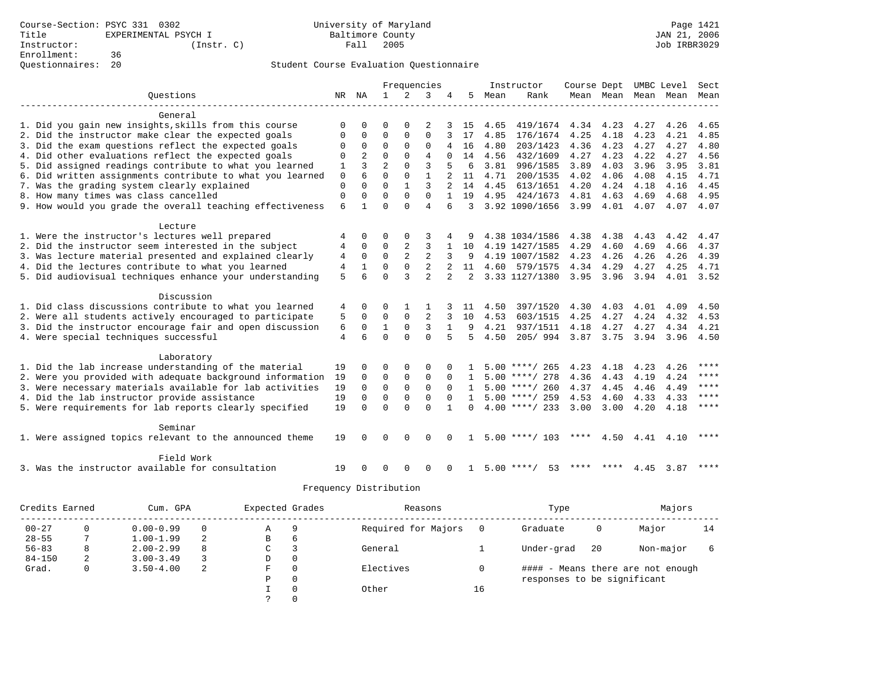Course-Section: PSYC 331 0302
Title: EXPERIMENTAL PSYCH I
Instructor: (Instr. C)
Enrollment: 36
Questionnaires: 20

University of Maryland
Baltimore County
Fall 2005

JAN 21, 2006
Job IRBR3029

## Student Course Evaluation Questionnaire

| Questions | NR | NA | 1 | 2 | 3 | 4 | 5 | Instructor Mean | Instructor Rank | Course Mean | Dept Mean | UMBC Mean | Level Mean | Sect Mean |
|---|---|---|---|---|---|---|---|---|---|---|---|---|---|---|
| **General** | | | | | | | | | | | | | | |
| 1. Did you gain new insights,skills from this course | 0 | 0 | 0 | 0 | 2 | 3 | 15 | 4.65 | 419/1674 | 4.34 | 4.23 | 4.27 | 4.26 | 4.65 |
| 2. Did the instructor make clear the expected goals | 0 | 0 | 0 | 0 | 0 | 3 | 17 | 4.85 | 176/1674 | 4.25 | 4.18 | 4.23 | 4.21 | 4.85 |
| 3. Did the exam questions reflect the expected goals | 0 | 0 | 0 | 0 | 0 | 4 | 16 | 4.80 | 203/1423 | 4.36 | 4.23 | 4.27 | 4.27 | 4.80 |
| 4. Did other evaluations reflect the expected goals | 0 | 2 | 0 | 0 | 4 | 0 | 14 | 4.56 | 432/1609 | 4.27 | 4.23 | 4.22 | 4.27 | 4.56 |
| 5. Did assigned readings contribute to what you learned | 1 | 3 | 2 | 0 | 3 | 5 | 6 | 3.81 | 996/1585 | 3.89 | 4.03 | 3.96 | 3.95 | 3.81 |
| 6. Did written assignments contribute to what you learned | 0 | 6 | 0 | 0 | 1 | 2 | 11 | 4.71 | 200/1535 | 4.02 | 4.06 | 4.08 | 4.15 | 4.71 |
| 7. Was the grading system clearly explained | 0 | 0 | 0 | 1 | 3 | 2 | 14 | 4.45 | 613/1651 | 4.20 | 4.24 | 4.18 | 4.16 | 4.45 |
| 8. How many times was class cancelled | 0 | 0 | 0 | 0 | 0 | 1 | 19 | 4.95 | 424/1673 | 4.81 | 4.63 | 4.69 | 4.68 | 4.95 |
| 9. How would you grade the overall teaching effectiveness | 6 | 1 | 0 | 0 | 4 | 6 | 3 | 3.92 | 1090/1656 | 3.99 | 4.01 | 4.07 | 4.07 | 4.07 |
| **Lecture** | | | | | | | | | | | | | | |
| 1. Were the instructor's lectures well prepared | 4 | 0 | 0 | 0 | 3 | 4 | 9 | 4.38 | 1034/1586 | 4.38 | 4.38 | 4.43 | 4.42 | 4.47 |
| 2. Did the instructor seem interested in the subject | 4 | 0 | 0 | 2 | 3 | 1 | 10 | 4.19 | 1427/1585 | 4.29 | 4.60 | 4.69 | 4.66 | 4.37 |
| 3. Was lecture material presented and explained clearly | 4 | 0 | 0 | 2 | 2 | 3 | 9 | 4.19 | 1007/1582 | 4.23 | 4.26 | 4.26 | 4.26 | 4.39 |
| 4. Did the lectures contribute to what you learned | 4 | 1 | 0 | 0 | 2 | 2 | 11 | 4.60 | 579/1575 | 4.34 | 4.29 | 4.27 | 4.25 | 4.71 |
| 5. Did audiovisual techniques enhance your understanding | 5 | 6 | 0 | 3 | 2 | 2 | 2 | 3.33 | 1127/1380 | 3.95 | 3.96 | 3.94 | 4.01 | 3.52 |
| **Discussion** | | | | | | | | | | | | | | |
| 1. Did class discussions contribute to what you learned | 4 | 0 | 0 | 1 | 1 | 3 | 11 | 4.50 | 397/1520 | 4.30 | 4.03 | 4.01 | 4.09 | 4.50 |
| 2. Were all students actively encouraged to participate | 5 | 0 | 0 | 0 | 2 | 3 | 10 | 4.53 | 603/1515 | 4.25 | 4.27 | 4.24 | 4.32 | 4.53 |
| 3. Did the instructor encourage fair and open discussion | 6 | 0 | 1 | 0 | 3 | 1 | 9 | 4.21 | 937/1511 | 4.18 | 4.27 | 4.27 | 4.34 | 4.21 |
| 4. Were special techniques successful | 4 | 6 | 0 | 0 | 0 | 5 | 5 | 4.50 | 205/ 994 | 3.87 | 3.75 | 3.94 | 3.96 | 4.50 |
| **Laboratory** | | | | | | | | | | | | | | |
| 1. Did the lab increase understanding of the material | 19 | 0 | 0 | 0 | 0 | 0 | 1 | 5.00 | ****/ 265 | 4.23 | 4.18 | 4.23 | 4.26 | **** |
| 2. Were you provided with adequate background information | 19 | 0 | 0 | 0 | 0 | 0 | 1 | 5.00 | ****/ 278 | 4.36 | 4.43 | 4.19 | 4.24 | **** |
| 3. Were necessary materials available for lab activities | 19 | 0 | 0 | 0 | 0 | 0 | 1 | 5.00 | ****/ 260 | 4.37 | 4.45 | 4.46 | 4.49 | **** |
| 4. Did the lab instructor provide assistance | 19 | 0 | 0 | 0 | 0 | 0 | 1 | 5.00 | ****/ 259 | 4.53 | 4.60 | 4.33 | 4.33 | **** |
| 5. Were requirements for lab reports clearly specified | 19 | 0 | 0 | 0 | 0 | 1 | 0 | 4.00 | ****/ 233 | 3.00 | 3.00 | 4.20 | 4.18 | **** |
| **Seminar** | | | | | | | | | | | | | | |
| 1. Were assigned topics relevant to the announced theme | 19 | 0 | 0 | 0 | 0 | 0 | 1 | 5.00 | ****/ 103 | **** | 4.50 | 4.41 | 4.10 | **** |
| **Field Work** | | | | | | | | | | | | | | |
| 3. Was the instructor available for consultation | 19 | 0 | 0 | 0 | 0 | 0 | 1 | 5.00 | ****/ 53 | **** | **** | 4.45 | 3.87 | **** |

### Frequency Distribution

| Credits Earned | | Cum. GPA | | Expected Grades | | Reasons | | Type | | Majors | |
|---|---|---|---|---|---|---|---|---|---|---|---|
| 00-27 | 0 | 0.00-0.99 | 0 | A | 9 | Required for Majors | 0 | Graduate | 0 | Major | 14 |
| 28-55 | 7 | 1.00-1.99 | 2 | B | 6 | | | | | | |
| 56-83 | 8 | 2.00-2.99 | 8 | C | 3 | General | 1 | Under-grad | 20 | Non-major | 6 |
| 84-150 | 2 | 3.00-3.49 | 3 | D | 0 | | | | | | |
| Grad. | 0 | 3.50-4.00 | 2 | F | 0 | Electives | 0 | | | | |
| | | | | P | 0 | | | | | | |
| | | | | I | 0 | Other | 16 | | | | |
| | | | | ? | 0 | | | | | | |

#### - Means there are not enough responses to be significant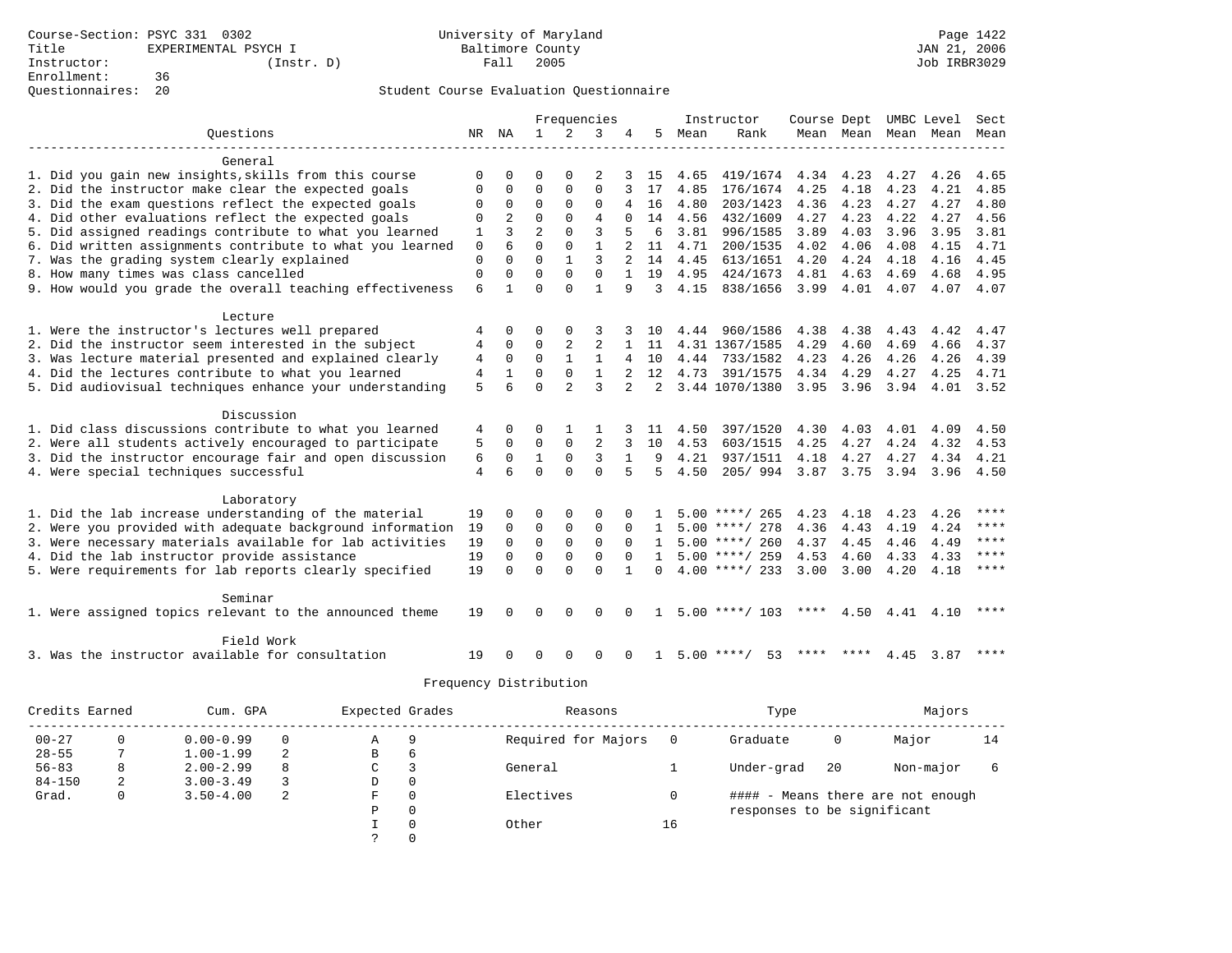Course-Section: PSYC 331 0302
Title: EXPERIMENTAL PSYCH I
Instructor: (Instr. D)
Enrollment: 36
Questionnaires: 20

University of Maryland
Baltimore County
Fall 2005

JAN 21, 2006
Job IRBR3029

## Student Course Evaluation Questionnaire

| Questions | NR | NA | 1 | 2 | 3 | 4 | 5 | Instructor Mean | Rank | Course Mean | Dept Mean | UMBC Level Mean | Level Mean | Sect Mean |
|---|---|---|---|---|---|---|---|---|---|---|---|---|---|---|
| **General** | | | | | | | | | | | | | | |
| 1. Did you gain new insights,skills from this course | 0 | 0 | 0 | 0 | 2 | 3 | 15 | 4.65 | 419/1674 | 4.34 | 4.23 | 4.27 | 4.26 | 4.65 |
| 2. Did the instructor make clear the expected goals | 0 | 0 | 0 | 0 | 0 | 3 | 17 | 4.85 | 176/1674 | 4.25 | 4.18 | 4.23 | 4.21 | 4.85 |
| 3. Did the exam questions reflect the expected goals | 0 | 0 | 0 | 0 | 0 | 4 | 16 | 4.80 | 203/1423 | 4.36 | 4.23 | 4.27 | 4.27 | 4.80 |
| 4. Did other evaluations reflect the expected goals | 0 | 2 | 0 | 0 | 4 | 0 | 14 | 4.56 | 432/1609 | 4.27 | 4.23 | 4.22 | 4.27 | 4.56 |
| 5. Did assigned readings contribute to what you learned | 1 | 3 | 2 | 0 | 3 | 5 | 6 | 3.81 | 996/1585 | 3.89 | 4.03 | 3.96 | 3.95 | 3.81 |
| 6. Did written assignments contribute to what you learned | 0 | 6 | 0 | 0 | 1 | 2 | 11 | 4.71 | 200/1535 | 4.02 | 4.06 | 4.08 | 4.15 | 4.71 |
| 7. Was the grading system clearly explained | 0 | 0 | 0 | 1 | 3 | 2 | 14 | 4.45 | 613/1651 | 4.20 | 4.24 | 4.18 | 4.16 | 4.45 |
| 8. How many times was class cancelled | 0 | 0 | 0 | 0 | 0 | 1 | 19 | 4.95 | 424/1673 | 4.81 | 4.63 | 4.69 | 4.68 | 4.95 |
| 9. How would you grade the overall teaching effectiveness | 6 | 1 | 0 | 0 | 1 | 9 | 3 | 4.15 | 838/1656 | 3.99 | 4.01 | 4.07 | 4.07 | 4.07 |
| **Lecture** | | | | | | | | | | | | | | |
| 1. Were the instructor's lectures well prepared | 4 | 0 | 0 | 0 | 3 | 3 | 10 | 4.44 | 960/1586 | 4.38 | 4.38 | 4.43 | 4.42 | 4.47 |
| 2. Did the instructor seem interested in the subject | 4 | 0 | 0 | 2 | 2 | 1 | 11 | 4.31 | 1367/1585 | 4.29 | 4.60 | 4.69 | 4.66 | 4.37 |
| 3. Was lecture material presented and explained clearly | 4 | 0 | 0 | 1 | 1 | 4 | 10 | 4.44 | 733/1582 | 4.23 | 4.26 | 4.26 | 4.26 | 4.39 |
| 4. Did the lectures contribute to what you learned | 4 | 1 | 0 | 0 | 1 | 2 | 12 | 4.73 | 391/1575 | 4.34 | 4.29 | 4.27 | 4.25 | 4.71 |
| 5. Did audiovisual techniques enhance your understanding | 5 | 6 | 0 | 2 | 3 | 2 | 2 | 3.44 | 1070/1380 | 3.95 | 3.96 | 3.94 | 4.01 | 3.52 |
| **Discussion** | | | | | | | | | | | | | | |
| 1. Did class discussions contribute to what you learned | 4 | 0 | 0 | 1 | 1 | 3 | 11 | 4.50 | 397/1520 | 4.30 | 4.03 | 4.01 | 4.09 | 4.50 |
| 2. Were all students actively encouraged to participate | 5 | 0 | 0 | 0 | 2 | 3 | 10 | 4.53 | 603/1515 | 4.25 | 4.27 | 4.24 | 4.32 | 4.53 |
| 3. Did the instructor encourage fair and open discussion | 6 | 0 | 1 | 0 | 3 | 1 | 9 | 4.21 | 937/1511 | 4.18 | 4.27 | 4.27 | 4.34 | 4.21 |
| 4. Were special techniques successful | 4 | 6 | 0 | 0 | 0 | 5 | 5 | 4.50 | 205/ 994 | 3.87 | 3.75 | 3.94 | 3.96 | 4.50 |
| **Laboratory** | | | | | | | | | | | | | | |
| 1. Did the lab increase understanding of the material | 19 | 0 | 0 | 0 | 0 | 0 | 1 | 5.00 | ****/ 265 | 4.23 | 4.18 | 4.23 | 4.26 | **** |
| 2. Were you provided with adequate background information | 19 | 0 | 0 | 0 | 0 | 0 | 1 | 5.00 | ****/ 278 | 4.36 | 4.43 | 4.19 | 4.24 | **** |
| 3. Were necessary materials available for lab activities | 19 | 0 | 0 | 0 | 0 | 0 | 1 | 5.00 | ****/ 260 | 4.37 | 4.45 | 4.46 | 4.49 | **** |
| 4. Did the lab instructor provide assistance | 19 | 0 | 0 | 0 | 0 | 0 | 1 | 5.00 | ****/ 259 | 4.53 | 4.60 | 4.33 | 4.33 | **** |
| 5. Were requirements for lab reports clearly specified | 19 | 0 | 0 | 0 | 0 | 1 | 0 | 4.00 | ****/ 233 | 3.00 | 3.00 | 4.20 | 4.18 | **** |
| **Seminar** | | | | | | | | | | | | | | |
| 1. Were assigned topics relevant to the announced theme | 19 | 0 | 0 | 0 | 0 | 0 | 1 | 5.00 | ****/ 103 | **** | 4.50 | 4.41 | 4.10 | **** |
| **Field Work** | | | | | | | | | | | | | | |
| 3. Was the instructor available for consultation | 19 | 0 | 0 | 0 | 0 | 0 | 1 | 5.00 | ****/ 53 | **** | **** | 4.45 | 3.87 | **** |

## Frequency Distribution

| Credits Earned | | Cum. GPA | | Expected Grades | | Reasons | | Type | | Majors | |
|---|---|---|---|---|---|---|---|---|---|---|---|
| 00-27 | 0 | 0.00-0.99 | 0 | A | 9 | Required for Majors | 0 | Graduate | 0 | Major | 14 |
| 28-55 | 7 | 1.00-1.99 | 2 | B | 6 | | | | | | |
| 56-83 | 8 | 2.00-2.99 | 8 | C | 3 | General | 1 | Under-grad | 20 | Non-major | 6 |
| 84-150 | 2 | 3.00-3.49 | 3 | D | 0 | | | | | | |
| Grad. | 0 | 3.50-4.00 | 2 | F | 0 | Electives | 0 | | | | |
| | | | | P | 0 | | | | | | |
| | | | | I | 0 | Other | 16 | | | | |
| | | | | ? | 0 | | | | | | |

#### - Means there are not enough responses to be significant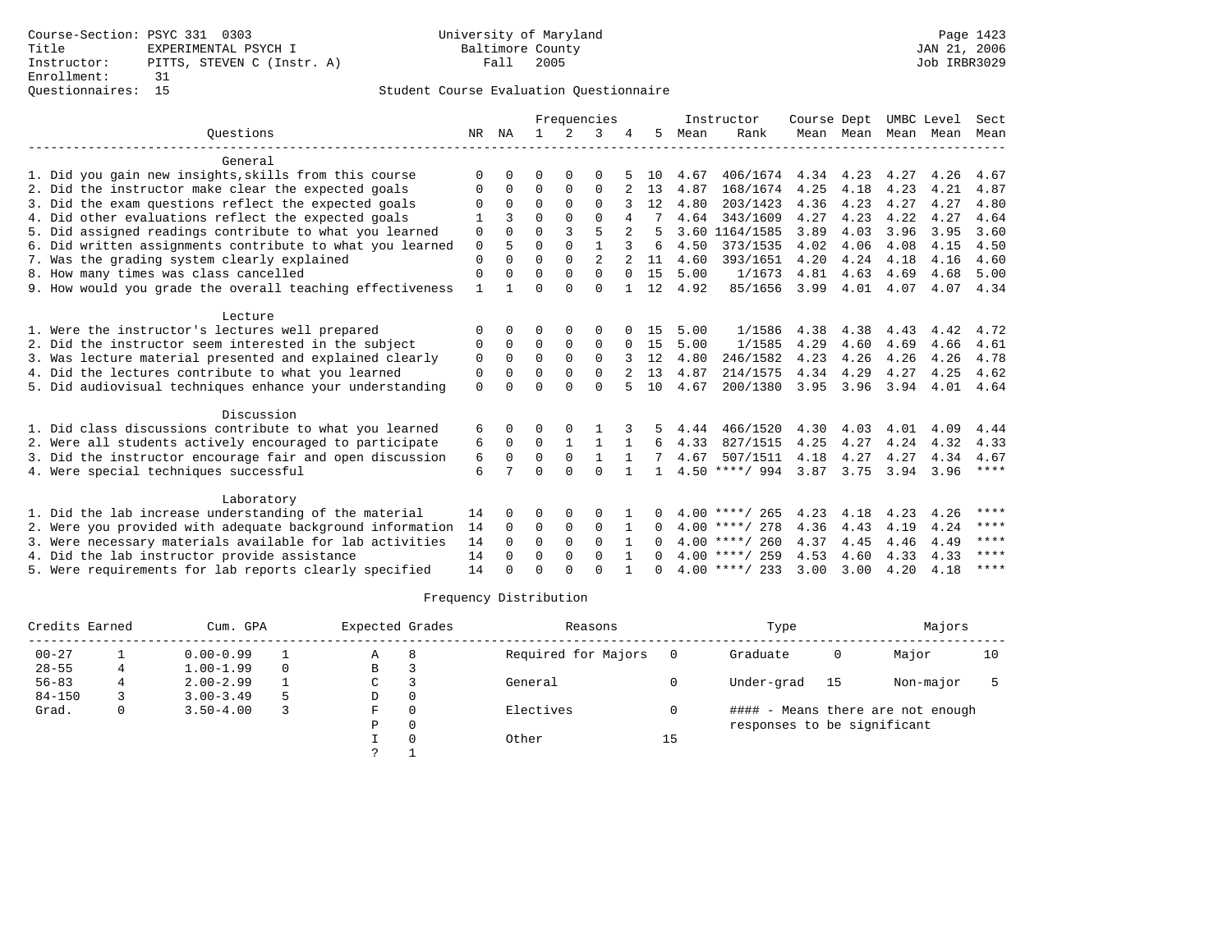Course-Section: PSYC 331 0303
Title: EXPERIMENTAL PSYCH I
Instructor: PITTS, STEVEN C (Instr. A)
Enrollment: 31
Questionnaires: 15

University of Maryland
Baltimore County
Fall 2005

JAN 21, 2006
Job IRBR3029

Student Course Evaluation Questionnaire

| Questions | NR | NA | 1 | 2 | 3 | 4 | 5 | Instructor Mean | Instructor Rank | Course Mean | Dept Mean | UMBC Mean | Level Mean | Sect Mean |
|---|---|---|---|---|---|---|---|---|---|---|---|---|---|---|
| **General** | | | | | | | | | | | | | | |
| 1. Did you gain new insights,skills from this course | 0 | 0 | 0 | 0 | 0 | 5 | 10 | 4.67 | 406/1674 | 4.34 | 4.23 | 4.27 | 4.26 | 4.67 |
| 2. Did the instructor make clear the expected goals | 0 | 0 | 0 | 0 | 0 | 2 | 13 | 4.87 | 168/1674 | 4.25 | 4.18 | 4.23 | 4.21 | 4.87 |
| 3. Did the exam questions reflect the expected goals | 0 | 0 | 0 | 0 | 0 | 3 | 12 | 4.80 | 203/1423 | 4.36 | 4.23 | 4.27 | 4.27 | 4.80 |
| 4. Did other evaluations reflect the expected goals | 1 | 3 | 0 | 0 | 0 | 4 | 7 | 4.64 | 343/1609 | 4.27 | 4.23 | 4.22 | 4.27 | 4.64 |
| 5. Did assigned readings contribute to what you learned | 0 | 0 | 0 | 3 | 5 | 2 | 5 | 3.60 | 1164/1585 | 3.89 | 4.03 | 3.96 | 3.95 | 3.60 |
| 6. Did written assignments contribute to what you learned | 0 | 5 | 0 | 0 | 1 | 3 | 6 | 4.50 | 373/1535 | 4.02 | 4.06 | 4.08 | 4.15 | 4.50 |
| 7. Was the grading system clearly explained | 0 | 0 | 0 | 0 | 2 | 2 | 11 | 4.60 | 393/1651 | 4.20 | 4.24 | 4.18 | 4.16 | 4.60 |
| 8. How many times was class cancelled | 0 | 0 | 0 | 0 | 0 | 0 | 15 | 5.00 | 1/1673 | 4.81 | 4.63 | 4.69 | 4.68 | 5.00 |
| 9. How would you grade the overall teaching effectiveness | 1 | 1 | 0 | 0 | 0 | 1 | 12 | 4.92 | 85/1656 | 3.99 | 4.01 | 4.07 | 4.07 | 4.34 |
| **Lecture** | | | | | | | | | | | | | | |
| 1. Were the instructor's lectures well prepared | 0 | 0 | 0 | 0 | 0 | 0 | 15 | 5.00 | 1/1586 | 4.38 | 4.38 | 4.43 | 4.42 | 4.72 |
| 2. Did the instructor seem interested in the subject | 0 | 0 | 0 | 0 | 0 | 0 | 15 | 5.00 | 1/1585 | 4.29 | 4.60 | 4.69 | 4.66 | 4.61 |
| 3. Was lecture material presented and explained clearly | 0 | 0 | 0 | 0 | 0 | 3 | 12 | 4.80 | 246/1582 | 4.23 | 4.26 | 4.26 | 4.26 | 4.78 |
| 4. Did the lectures contribute to what you learned | 0 | 0 | 0 | 0 | 0 | 2 | 13 | 4.87 | 214/1575 | 4.34 | 4.29 | 4.27 | 4.25 | 4.62 |
| 5. Did audiovisual techniques enhance your understanding | 0 | 0 | 0 | 0 | 0 | 5 | 10 | 4.67 | 200/1380 | 3.95 | 3.96 | 3.94 | 4.01 | 4.64 |
| **Discussion** | | | | | | | | | | | | | | |
| 1. Did class discussions contribute to what you learned | 6 | 0 | 0 | 0 | 1 | 3 | 5 | 4.44 | 466/1520 | 4.30 | 4.03 | 4.01 | 4.09 | 4.44 |
| 2. Were all students actively encouraged to participate | 6 | 0 | 0 | 1 | 1 | 1 | 6 | 4.33 | 827/1515 | 4.25 | 4.27 | 4.24 | 4.32 | 4.33 |
| 3. Did the instructor encourage fair and open discussion | 6 | 0 | 0 | 0 | 1 | 1 | 7 | 4.67 | 507/1511 | 4.18 | 4.27 | 4.27 | 4.34 | 4.67 |
| 4. Were special techniques successful | 6 | 7 | 0 | 0 | 0 | 1 | 1 | 4.50 | ****/ 994 | 3.87 | 3.75 | 3.94 | 3.96 | **** |
| **Laboratory** | | | | | | | | | | | | | | |
| 1. Did the lab increase understanding of the material | 14 | 0 | 0 | 0 | 0 | 1 | 0 | 4.00 | ****/ 265 | 4.23 | 4.18 | 4.23 | 4.26 | **** |
| 2. Were you provided with adequate background information | 14 | 0 | 0 | 0 | 0 | 1 | 0 | 4.00 | ****/ 278 | 4.36 | 4.43 | 4.19 | 4.24 | **** |
| 3. Were necessary materials available for lab activities | 14 | 0 | 0 | 0 | 0 | 1 | 0 | 4.00 | ****/ 260 | 4.37 | 4.45 | 4.46 | 4.49 | **** |
| 4. Did the lab instructor provide assistance | 14 | 0 | 0 | 0 | 0 | 1 | 0 | 4.00 | ****/ 259 | 4.53 | 4.60 | 4.33 | 4.33 | **** |
| 5. Were requirements for lab reports clearly specified | 14 | 0 | 0 | 0 | 0 | 1 | 0 | 4.00 | ****/ 233 | 3.00 | 3.00 | 4.20 | 4.18 | **** |

Frequency Distribution

| Credits Earned | | Cum. GPA | | Expected Grades | | Reasons | | Type | | Majors | |
|---|---|---|---|---|---|---|---|---|---|---|---|
| 00-27 | 1 | 0.00-0.99 | 1 | A | 8 | Required for Majors | 0 | Graduate | 0 | Major | 10 |
| 28-55 | 4 | 1.00-1.99 | 0 | B | 3 | | | | | | |
| 56-83 | 4 | 2.00-2.99 | 1 | C | 3 | General | 0 | Under-grad | 15 | Non-major | 5 |
| 84-150 | 3 | 3.00-3.49 | 5 | D | 0 | | | | | | |
| Grad. | 0 | 3.50-4.00 | 3 | F | 0 | Electives | 0 | #### - Means there are not enough responses to be significant | | | |
| | | | | P | 0 | | | | | | |
| | | | | I | 0 | Other | 15 | | | | |
| | | | | ? | 1 | | | | | | |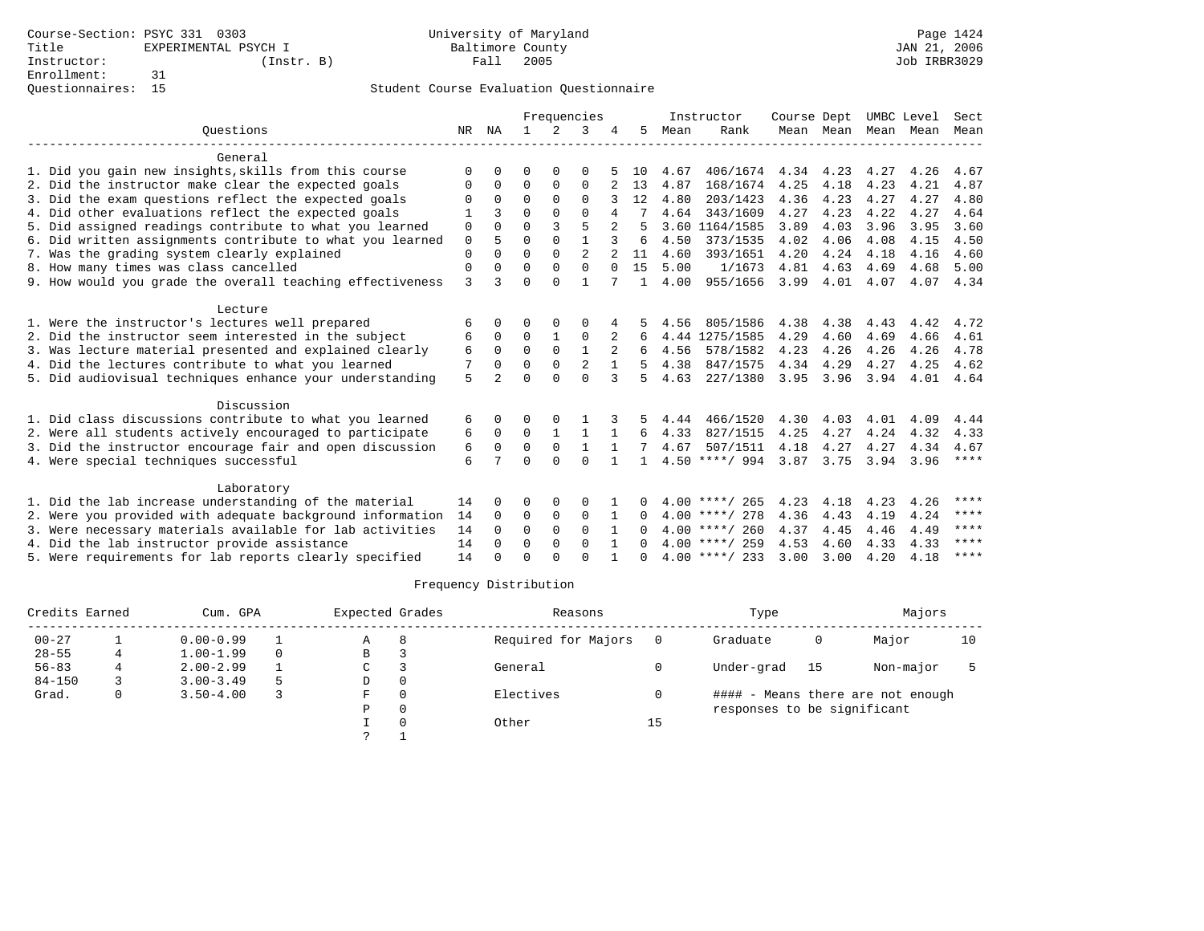Course-Section: PSYC 331 0303
Title: EXPERIMENTAL PSYCH I
Instructor: (Instr. B)
Enrollment: 31
Questionnaires: 15

University of Maryland
Baltimore County
Fall 2005

JAN 21, 2006
Job IRBR3029

## Student Course Evaluation Questionnaire

| Questions | NR | NA | 1 | 2 | 3 | 4 | 5 | Instructor Mean | Rank | Course Mean | Dept Mean | UMBC Mean | Level Mean | Sect Mean |
|---|---|---|---|---|---|---|---|---|---|---|---|---|---|---|
| **General** | | | | | | | | | | | | | | |
| 1. Did you gain new insights,skills from this course | 0 | 0 | 0 | 0 | 0 | 5 | 10 | 4.67 | 406/1674 | 4.34 | 4.23 | 4.27 | 4.26 | 4.67 |
| 2. Did the instructor make clear the expected goals | 0 | 0 | 0 | 0 | 0 | 2 | 13 | 4.87 | 168/1674 | 4.25 | 4.18 | 4.23 | 4.21 | 4.87 |
| 3. Did the exam questions reflect the expected goals | 0 | 0 | 0 | 0 | 0 | 3 | 12 | 4.80 | 203/1423 | 4.36 | 4.23 | 4.27 | 4.27 | 4.80 |
| 4. Did other evaluations reflect the expected goals | 1 | 3 | 0 | 0 | 0 | 4 | 7 | 4.64 | 343/1609 | 4.27 | 4.23 | 4.22 | 4.27 | 4.64 |
| 5. Did assigned readings contribute to what you learned | 0 | 0 | 0 | 3 | 5 | 2 | 5 | 3.60 | 1164/1585 | 3.89 | 4.03 | 3.96 | 3.95 | 3.60 |
| 6. Did written assignments contribute to what you learned | 0 | 5 | 0 | 0 | 1 | 3 | 6 | 4.50 | 373/1535 | 4.02 | 4.06 | 4.08 | 4.15 | 4.50 |
| 7. Was the grading system clearly explained | 0 | 0 | 0 | 0 | 2 | 2 | 11 | 4.60 | 393/1651 | 4.20 | 4.24 | 4.18 | 4.16 | 4.60 |
| 8. How many times was class cancelled | 0 | 0 | 0 | 0 | 0 | 0 | 15 | 5.00 | 1/1673 | 4.81 | 4.63 | 4.69 | 4.68 | 5.00 |
| 9. How would you grade the overall teaching effectiveness | 3 | 3 | 0 | 0 | 1 | 7 | 1 | 4.00 | 955/1656 | 3.99 | 4.01 | 4.07 | 4.07 | 4.34 |
| **Lecture** | | | | | | | | | | | | | | |
| 1. Were the instructor's lectures well prepared | 6 | 0 | 0 | 0 | 0 | 4 | 5 | 4.56 | 805/1586 | 4.38 | 4.38 | 4.43 | 4.42 | 4.72 |
| 2. Did the instructor seem interested in the subject | 6 | 0 | 0 | 1 | 0 | 2 | 6 | 4.44 | 1275/1585 | 4.29 | 4.60 | 4.69 | 4.66 | 4.61 |
| 3. Was lecture material presented and explained clearly | 6 | 0 | 0 | 0 | 1 | 2 | 6 | 4.56 | 578/1582 | 4.23 | 4.26 | 4.26 | 4.26 | 4.78 |
| 4. Did the lectures contribute to what you learned | 7 | 0 | 0 | 0 | 2 | 1 | 5 | 4.38 | 847/1575 | 4.34 | 4.29 | 4.27 | 4.25 | 4.62 |
| 5. Did audiovisual techniques enhance your understanding | 5 | 2 | 0 | 0 | 0 | 3 | 5 | 4.63 | 227/1380 | 3.95 | 3.96 | 3.94 | 4.01 | 4.64 |
| **Discussion** | | | | | | | | | | | | | | |
| 1. Did class discussions contribute to what you learned | 6 | 0 | 0 | 0 | 1 | 3 | 5 | 4.44 | 466/1520 | 4.30 | 4.03 | 4.01 | 4.09 | 4.44 |
| 2. Were all students actively encouraged to participate | 6 | 0 | 0 | 1 | 1 | 1 | 6 | 4.33 | 827/1515 | 4.25 | 4.27 | 4.24 | 4.32 | 4.33 |
| 3. Did the instructor encourage fair and open discussion | 6 | 0 | 0 | 0 | 1 | 1 | 7 | 4.67 | 507/1511 | 4.18 | 4.27 | 4.27 | 4.34 | 4.67 |
| 4. Were special techniques successful | 6 | 7 | 0 | 0 | 0 | 1 | 1 | 4.50 | ****/ 994 | 3.87 | 3.75 | 3.94 | 3.96 | **** |
| **Laboratory** | | | | | | | | | | | | | | |
| 1. Did the lab increase understanding of the material | 14 | 0 | 0 | 0 | 0 | 1 | 0 | 4.00 | ****/ 265 | 4.23 | 4.18 | 4.23 | 4.26 | **** |
| 2. Were you provided with adequate background information | 14 | 0 | 0 | 0 | 0 | 1 | 0 | 4.00 | ****/ 278 | 4.36 | 4.43 | 4.19 | 4.24 | **** |
| 3. Were necessary materials available for lab activities | 14 | 0 | 0 | 0 | 0 | 1 | 0 | 4.00 | ****/ 260 | 4.37 | 4.45 | 4.46 | 4.49 | **** |
| 4. Did the lab instructor provide assistance | 14 | 0 | 0 | 0 | 0 | 1 | 0 | 4.00 | ****/ 259 | 4.53 | 4.60 | 4.33 | 4.33 | **** |
| 5. Were requirements for lab reports clearly specified | 14 | 0 | 0 | 0 | 0 | 1 | 0 | 4.00 | ****/ 233 | 3.00 | 3.00 | 4.20 | 4.18 | **** |

### Frequency Distribution

| Credits Earned | | Cum. GPA | | Expected Grades | | Reasons | | Type | | Majors | |
|---|---|---|---|---|---|---|---|---|---|---|---|
| 00-27 | 1 | 0.00-0.99 | 1 | A | 8 | Required for Majors | 0 | Graduate | 0 | Major | 10 |
| 28-55 | 4 | 1.00-1.99 | 0 | B | 3 | | | | | | |
| 56-83 | 4 | 2.00-2.99 | 1 | C | 3 | General | 0 | Under-grad | 15 | Non-major | 5 |
| 84-150 | 3 | 3.00-3.49 | 5 | D | 0 | | | | | | |
| Grad. | 0 | 3.50-4.00 | 3 | F | 0 | Electives | 0 | #### - Means there are not enough responses to be significant | | | |
| | | | | P | 0 | | | | | | |
| | | | | I | 0 | Other | 15 | | | | |
| | | | | ? | 1 | | | | | | |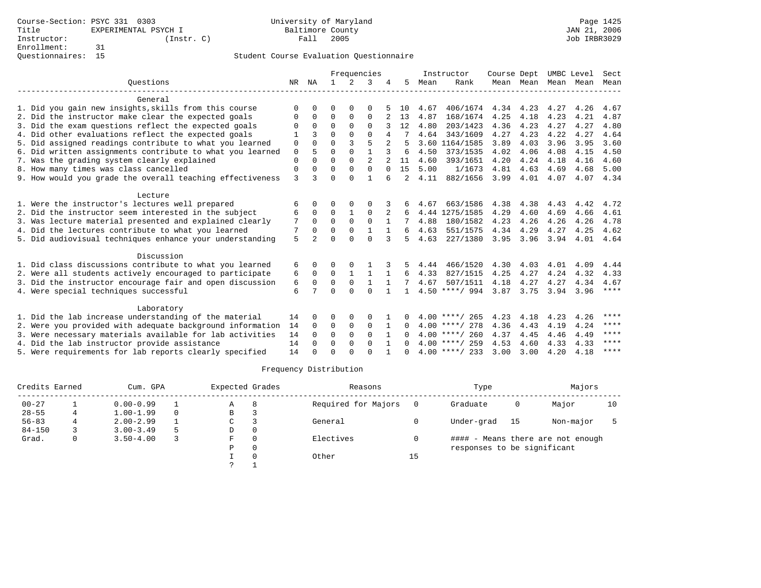Course-Section: PSYC 331 0303
Title: EXPERIMENTAL PSYCH I
Instructor: (Instr. C)
Enrollment: 31
Questionnaires: 15

University of Maryland
Baltimore County
Fall 2005

JAN 21, 2006
Job IRBR3029

## Student Course Evaluation Questionnaire

| Questions | NR | NA | 1 | 2 | 3 | 4 | 5 | Instructor Mean | Instructor Rank | Course Mean | Dept Mean | UMBC Level Mean | Level Mean | Sect Mean |
|---|---|---|---|---|---|---|---|---|---|---|---|---|---|---|
| **General** | | | | | | | | | | | | | | |
| 1. Did you gain new insights,skills from this course | 0 | 0 | 0 | 0 | 0 | 5 | 10 | 4.67 | 406/1674 | 4.34 | 4.23 | 4.27 | 4.26 | 4.67 |
| 2. Did the instructor make clear the expected goals | 0 | 0 | 0 | 0 | 0 | 2 | 13 | 4.87 | 168/1674 | 4.25 | 4.18 | 4.23 | 4.21 | 4.87 |
| 3. Did the exam questions reflect the expected goals | 0 | 0 | 0 | 0 | 0 | 3 | 12 | 4.80 | 203/1423 | 4.36 | 4.23 | 4.27 | 4.27 | 4.80 |
| 4. Did other evaluations reflect the expected goals | 1 | 3 | 0 | 0 | 0 | 4 | 7 | 4.64 | 343/1609 | 4.27 | 4.23 | 4.22 | 4.27 | 4.64 |
| 5. Did assigned readings contribute to what you learned | 0 | 0 | 0 | 3 | 5 | 2 | 5 | 3.60 | 1164/1585 | 3.89 | 4.03 | 3.96 | 3.95 | 3.60 |
| 6. Did written assignments contribute to what you learned | 0 | 5 | 0 | 0 | 1 | 3 | 6 | 4.50 | 373/1535 | 4.02 | 4.06 | 4.08 | 4.15 | 4.50 |
| 7. Was the grading system clearly explained | 0 | 0 | 0 | 0 | 2 | 2 | 11 | 4.60 | 393/1651 | 4.20 | 4.24 | 4.18 | 4.16 | 4.60 |
| 8. How many times was class cancelled | 0 | 0 | 0 | 0 | 0 | 0 | 15 | 5.00 | 1/1673 | 4.81 | 4.63 | 4.69 | 4.68 | 5.00 |
| 9. How would you grade the overall teaching effectiveness | 3 | 3 | 0 | 0 | 1 | 6 | 2 | 4.11 | 882/1656 | 3.99 | 4.01 | 4.07 | 4.07 | 4.34 |
| **Lecture** | | | | | | | | | | | | | | |
| 1. Were the instructor's lectures well prepared | 6 | 0 | 0 | 0 | 0 | 3 | 6 | 4.67 | 663/1586 | 4.38 | 4.38 | 4.43 | 4.42 | 4.72 |
| 2. Did the instructor seem interested in the subject | 6 | 0 | 0 | 1 | 0 | 2 | 6 | 4.44 | 1275/1585 | 4.29 | 4.60 | 4.69 | 4.66 | 4.61 |
| 3. Was lecture material presented and explained clearly | 7 | 0 | 0 | 0 | 0 | 1 | 7 | 4.88 | 180/1582 | 4.23 | 4.26 | 4.26 | 4.26 | 4.78 |
| 4. Did the lectures contribute to what you learned | 7 | 0 | 0 | 0 | 1 | 1 | 6 | 4.63 | 551/1575 | 4.34 | 4.29 | 4.27 | 4.25 | 4.62 |
| 5. Did audiovisual techniques enhance your understanding | 5 | 2 | 0 | 0 | 0 | 3 | 5 | 4.63 | 227/1380 | 3.95 | 3.96 | 3.94 | 4.01 | 4.64 |
| **Discussion** | | | | | | | | | | | | | | |
| 1. Did class discussions contribute to what you learned | 6 | 0 | 0 | 0 | 1 | 3 | 5 | 4.44 | 466/1520 | 4.30 | 4.03 | 4.01 | 4.09 | 4.44 |
| 2. Were all students actively encouraged to participate | 6 | 0 | 0 | 1 | 1 | 1 | 6 | 4.33 | 827/1515 | 4.25 | 4.27 | 4.24 | 4.32 | 4.33 |
| 3. Did the instructor encourage fair and open discussion | 6 | 0 | 0 | 0 | 1 | 1 | 7 | 4.67 | 507/1511 | 4.18 | 4.27 | 4.27 | 4.34 | 4.67 |
| 4. Were special techniques successful | 6 | 7 | 0 | 0 | 0 | 1 | 1 | 4.50 | ****/ 994 | 3.87 | 3.75 | 3.94 | 3.96 | **** |
| **Laboratory** | | | | | | | | | | | | | | |
| 1. Did the lab increase understanding of the material | 14 | 0 | 0 | 0 | 0 | 1 | 0 | 4.00 | ****/ 265 | 4.23 | 4.18 | 4.23 | 4.26 | **** |
| 2. Were you provided with adequate background information | 14 | 0 | 0 | 0 | 0 | 1 | 0 | 4.00 | ****/ 278 | 4.36 | 4.43 | 4.19 | 4.24 | **** |
| 3. Were necessary materials available for lab activities | 14 | 0 | 0 | 0 | 0 | 1 | 0 | 4.00 | ****/ 260 | 4.37 | 4.45 | 4.46 | 4.49 | **** |
| 4. Did the lab instructor provide assistance | 14 | 0 | 0 | 0 | 0 | 1 | 0 | 4.00 | ****/ 259 | 4.53 | 4.60 | 4.33 | 4.33 | **** |
| 5. Were requirements for lab reports clearly specified | 14 | 0 | 0 | 0 | 0 | 1 | 0 | 4.00 | ****/ 233 | 3.00 | 3.00 | 4.20 | 4.18 | **** |

## Frequency Distribution

| Credits Earned | | Cum. GPA | | Expected Grades | | Reasons | | Type | | Majors | |
|---|---|---|---|---|---|---|---|---|---|---|---|
| 00-27 | 1 | 0.00-0.99 | 1 | A | 8 | Required for Majors | 0 | Graduate | 0 | Major | 10 |
| 28-55 | 4 | 1.00-1.99 | 0 | B | 3 | | | | | | |
| 56-83 | 4 | 2.00-2.99 | 1 | C | 3 | General | 0 | Under-grad | 15 | Non-major | 5 |
| 84-150 | 3 | 3.00-3.49 | 5 | D | 0 | | | | | | |
| Grad. | 0 | 3.50-4.00 | 3 | F | 0 | Electives | 0 | #### - Means there are not enough responses to be significant | | | |
| | | | | P | 0 | | | | | | |
| | | | | I | 0 | Other | 15 | | | | |
| | | | | ? | 1 | | | | | | |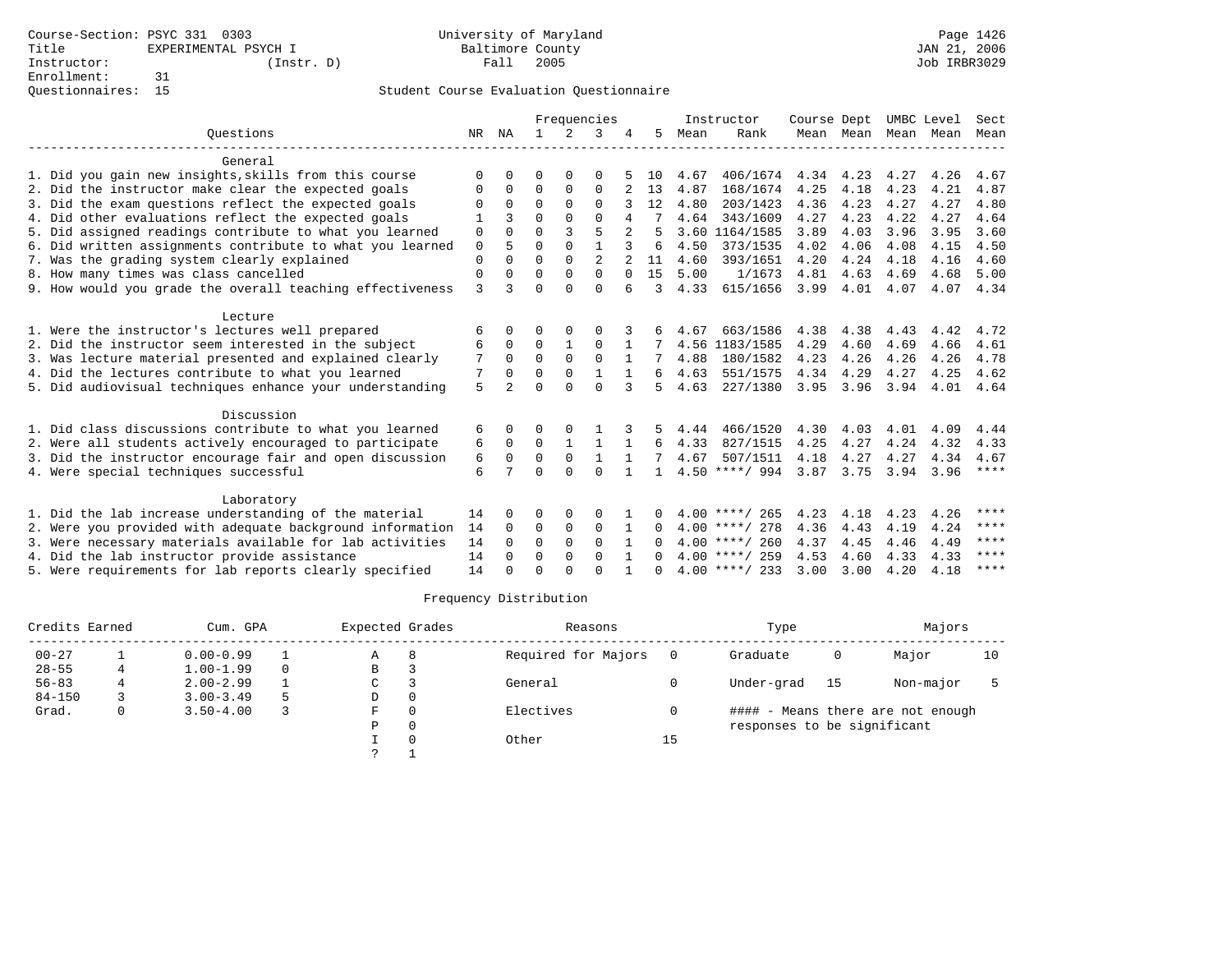Course-Section: PSYC 331 0303
Title: EXPERIMENTAL PSYCH I
Instructor: (Instr. D)
Enrollment: 31
Questionnaires: 15

University of Maryland
Baltimore County
Fall 2005

JAN 21, 2006
Job IRBR3029

## Student Course Evaluation Questionnaire

| Questions | NR | NA | 1 | 2 | 3 | 4 | 5 | Instructor Mean | Instructor Rank | Course Mean | Dept Mean | UMBC Mean | Level Mean | Sect Mean |
|---|---|---|---|---|---|---|---|---|---|---|---|---|---|---|
| **General** | | | | | | | | | | | | | | |
| 1. Did you gain new insights,skills from this course | 0 | 0 | 0 | 0 | 0 | 5 | 10 | 4.67 | 406/1674 | 4.34 | 4.23 | 4.27 | 4.26 | 4.67 |
| 2. Did the instructor make clear the expected goals | 0 | 0 | 0 | 0 | 0 | 2 | 13 | 4.87 | 168/1674 | 4.25 | 4.18 | 4.23 | 4.21 | 4.87 |
| 3. Did the exam questions reflect the expected goals | 0 | 0 | 0 | 0 | 0 | 3 | 12 | 4.80 | 203/1423 | 4.36 | 4.23 | 4.27 | 4.27 | 4.80 |
| 4. Did other evaluations reflect the expected goals | 1 | 3 | 0 | 0 | 0 | 4 | 7 | 4.64 | 343/1609 | 4.27 | 4.23 | 4.22 | 4.27 | 4.64 |
| 5. Did assigned readings contribute to what you learned | 0 | 0 | 0 | 3 | 5 | 2 | 5 | 3.60 | 1164/1585 | 3.89 | 4.03 | 3.96 | 3.95 | 3.60 |
| 6. Did written assignments contribute to what you learned | 0 | 5 | 0 | 0 | 1 | 3 | 6 | 4.50 | 373/1535 | 4.02 | 4.06 | 4.08 | 4.15 | 4.50 |
| 7. Was the grading system clearly explained | 0 | 0 | 0 | 0 | 2 | 2 | 11 | 4.60 | 393/1651 | 4.20 | 4.24 | 4.18 | 4.16 | 4.60 |
| 8. How many times was class cancelled | 0 | 0 | 0 | 0 | 0 | 0 | 15 | 5.00 | 1/1673 | 4.81 | 4.63 | 4.69 | 4.68 | 5.00 |
| 9. How would you grade the overall teaching effectiveness | 3 | 3 | 0 | 0 | 0 | 6 | 3 | 4.33 | 615/1656 | 3.99 | 4.01 | 4.07 | 4.07 | 4.34 |
| **Lecture** | | | | | | | | | | | | | | |
| 1. Were the instructor's lectures well prepared | 6 | 0 | 0 | 0 | 0 | 3 | 6 | 4.67 | 663/1586 | 4.38 | 4.38 | 4.43 | 4.42 | 4.72 |
| 2. Did the instructor seem interested in the subject | 6 | 0 | 0 | 1 | 0 | 1 | 7 | 4.56 | 1183/1585 | 4.29 | 4.60 | 4.69 | 4.66 | 4.61 |
| 3. Was lecture material presented and explained clearly | 7 | 0 | 0 | 0 | 0 | 1 | 7 | 4.88 | 180/1582 | 4.23 | 4.26 | 4.26 | 4.26 | 4.78 |
| 4. Did the lectures contribute to what you learned | 7 | 0 | 0 | 0 | 1 | 1 | 6 | 4.63 | 551/1575 | 4.34 | 4.29 | 4.27 | 4.25 | 4.62 |
| 5. Did audiovisual techniques enhance your understanding | 5 | 2 | 0 | 0 | 0 | 3 | 5 | 4.63 | 227/1380 | 3.95 | 3.96 | 3.94 | 4.01 | 4.64 |
| **Discussion** | | | | | | | | | | | | | | |
| 1. Did class discussions contribute to what you learned | 6 | 0 | 0 | 0 | 1 | 3 | 5 | 4.44 | 466/1520 | 4.30 | 4.03 | 4.01 | 4.09 | 4.44 |
| 2. Were all students actively encouraged to participate | 6 | 0 | 0 | 1 | 1 | 1 | 6 | 4.33 | 827/1515 | 4.25 | 4.27 | 4.24 | 4.32 | 4.33 |
| 3. Did the instructor encourage fair and open discussion | 6 | 0 | 0 | 0 | 1 | 1 | 7 | 4.67 | 507/1511 | 4.18 | 4.27 | 4.27 | 4.34 | 4.67 |
| 4. Were special techniques successful | 6 | 7 | 0 | 0 | 0 | 1 | 1 | 4.50 | ****/ 994 | 3.87 | 3.75 | 3.94 | 3.96 | **** |
| **Laboratory** | | | | | | | | | | | | | | |
| 1. Did the lab increase understanding of the material | 14 | 0 | 0 | 0 | 0 | 1 | 0 | 4.00 | ****/ 265 | 4.23 | 4.18 | 4.23 | 4.26 | **** |
| 2. Were you provided with adequate background information | 14 | 0 | 0 | 0 | 0 | 1 | 0 | 4.00 | ****/ 278 | 4.36 | 4.43 | 4.19 | 4.24 | **** |
| 3. Were necessary materials available for lab activities | 14 | 0 | 0 | 0 | 0 | 1 | 0 | 4.00 | ****/ 260 | 4.37 | 4.45 | 4.46 | 4.49 | **** |
| 4. Did the lab instructor provide assistance | 14 | 0 | 0 | 0 | 0 | 1 | 0 | 4.00 | ****/ 259 | 4.53 | 4.60 | 4.33 | 4.33 | **** |
| 5. Were requirements for lab reports clearly specified | 14 | 0 | 0 | 0 | 0 | 1 | 0 | 4.00 | ****/ 233 | 3.00 | 3.00 | 4.20 | 4.18 | **** |

## Frequency Distribution

| Credits Earned | | Cum. GPA | | Expected Grades | | Reasons | | Type | | Majors | |
|---|---|---|---|---|---|---|---|---|---|---|---|
| 00-27 | 1 | 0.00-0.99 | 1 | A | 8 | Required for Majors | 0 | Graduate | 0 | Major | 10 |
| 28-55 | 4 | 1.00-1.99 | 0 | B | 3 | | | | | | |
| 56-83 | 4 | 2.00-2.99 | 1 | C | 3 | General | 0 | Under-grad | 15 | Non-major | 5 |
| 84-150 | 3 | 3.00-3.49 | 5 | D | 0 | | | | | | |
| Grad. | 0 | 3.50-4.00 | 3 | F | 0 | Electives | 0 | #### - Means there are not enough responses to be significant | | | |
| | | | | P | 0 | | | | | | |
| | | | | I | 0 | Other | 15 | | | | |
| | | | | ? | 1 | | | | | | |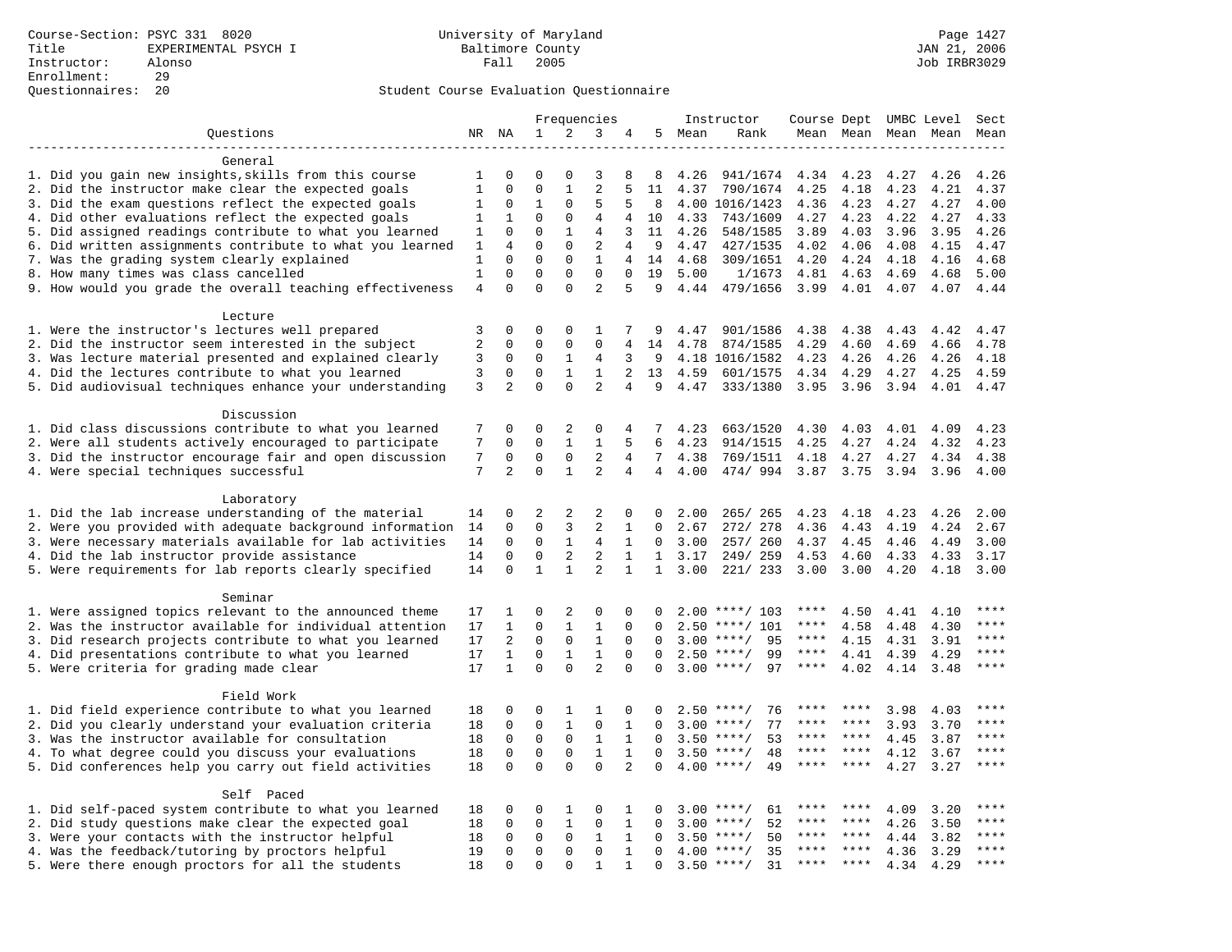Course-Section: PSYC 331 8020
Title: EXPERIMENTAL PSYCH I
Instructor: Alonso
Enrollment: 29
Questionnaires: 20

University of Maryland
Baltimore County
Fall 2005

JAN 21, 2006
Job IRBR3029

## Student Course Evaluation Questionnaire

| Questions | NR | NA | 1 | 2 | 3 | 4 | 5 | Instructor Mean | Instructor Rank | Course Mean | Dept Mean | UMBC Mean | Level Mean | Sect Mean |
|---|---|---|---|---|---|---|---|---|---|---|---|---|---|---|
| **General** | | | | | | | | | | | | | | |
| 1. Did you gain new insights,skills from this course | 1 | 0 | 0 | 0 | 3 | 8 | 8 | 4.26 | 941/1674 | 4.34 | 4.23 | 4.27 | 4.26 | 4.26 |
| 2. Did the instructor make clear the expected goals | 1 | 0 | 0 | 1 | 2 | 5 | 11 | 4.37 | 790/1674 | 4.25 | 4.18 | 4.23 | 4.21 | 4.37 |
| 3. Did the exam questions reflect the expected goals | 1 | 0 | 1 | 0 | 5 | 5 | 8 | 4.00 | 1016/1423 | 4.36 | 4.23 | 4.27 | 4.27 | 4.00 |
| 4. Did other evaluations reflect the expected goals | 1 | 1 | 0 | 0 | 4 | 4 | 10 | 4.33 | 743/1609 | 4.27 | 4.23 | 4.22 | 4.27 | 4.33 |
| 5. Did assigned readings contribute to what you learned | 1 | 0 | 0 | 1 | 4 | 3 | 11 | 4.26 | 548/1585 | 3.89 | 4.03 | 3.96 | 3.95 | 4.26 |
| 6. Did written assignments contribute to what you learned | 1 | 4 | 0 | 0 | 2 | 4 | 9 | 4.47 | 427/1535 | 4.02 | 4.06 | 4.08 | 4.15 | 4.47 |
| 7. Was the grading system clearly explained | 1 | 0 | 0 | 0 | 1 | 4 | 14 | 4.68 | 309/1651 | 4.20 | 4.24 | 4.18 | 4.16 | 4.68 |
| 8. How many times was class cancelled | 1 | 0 | 0 | 0 | 0 | 0 | 19 | 5.00 | 1/1673 | 4.81 | 4.63 | 4.69 | 4.68 | 5.00 |
| 9. How would you grade the overall teaching effectiveness | 4 | 0 | 0 | 0 | 2 | 5 | 9 | 4.44 | 479/1656 | 3.99 | 4.01 | 4.07 | 4.07 | 4.44 |
| **Lecture** | | | | | | | | | | | | | | |
| 1. Were the instructor's lectures well prepared | 3 | 0 | 0 | 0 | 1 | 7 | 9 | 4.47 | 901/1586 | 4.38 | 4.38 | 4.43 | 4.42 | 4.47 |
| 2. Did the instructor seem interested in the subject | 2 | 0 | 0 | 0 | 0 | 4 | 14 | 4.78 | 874/1585 | 4.29 | 4.60 | 4.69 | 4.66 | 4.78 |
| 3. Was lecture material presented and explained clearly | 3 | 0 | 0 | 1 | 4 | 3 | 9 | 4.18 | 1016/1582 | 4.23 | 4.26 | 4.26 | 4.26 | 4.18 |
| 4. Did the lectures contribute to what you learned | 3 | 0 | 0 | 1 | 1 | 2 | 13 | 4.59 | 601/1575 | 4.34 | 4.29 | 4.27 | 4.25 | 4.59 |
| 5. Did audiovisual techniques enhance your understanding | 3 | 2 | 0 | 0 | 2 | 4 | 9 | 4.47 | 333/1380 | 3.95 | 3.96 | 3.94 | 4.01 | 4.47 |
| **Discussion** | | | | | | | | | | | | | | |
| 1. Did class discussions contribute to what you learned | 7 | 0 | 0 | 2 | 0 | 4 | 7 | 4.23 | 663/1520 | 4.30 | 4.03 | 4.01 | 4.09 | 4.23 |
| 2. Were all students actively encouraged to participate | 7 | 0 | 0 | 1 | 1 | 5 | 6 | 4.23 | 914/1515 | 4.25 | 4.27 | 4.24 | 4.32 | 4.23 |
| 3. Did the instructor encourage fair and open discussion | 7 | 0 | 0 | 0 | 2 | 4 | 7 | 4.38 | 769/1511 | 4.18 | 4.27 | 4.27 | 4.34 | 4.38 |
| 4. Were special techniques successful | 7 | 2 | 0 | 1 | 2 | 4 | 4 | 4.00 | 474/ 994 | 3.87 | 3.75 | 3.94 | 3.96 | 4.00 |
| **Laboratory** | | | | | | | | | | | | | | |
| 1. Did the lab increase understanding of the material | 14 | 0 | 2 | 2 | 2 | 0 | 0 | 2.00 | 265/ 265 | 4.23 | 4.18 | 4.23 | 4.26 | 2.00 |
| 2. Were you provided with adequate background information | 14 | 0 | 0 | 3 | 2 | 1 | 0 | 2.67 | 272/ 278 | 4.36 | 4.43 | 4.19 | 4.24 | 2.67 |
| 3. Were necessary materials available for lab activities | 14 | 0 | 0 | 1 | 4 | 1 | 0 | 3.00 | 257/ 260 | 4.37 | 4.45 | 4.46 | 4.49 | 3.00 |
| 4. Did the lab instructor provide assistance | 14 | 0 | 0 | 2 | 2 | 1 | 1 | 3.17 | 249/ 259 | 4.53 | 4.60 | 4.33 | 4.33 | 3.17 |
| 5. Were requirements for lab reports clearly specified | 14 | 0 | 1 | 1 | 2 | 1 | 1 | 3.00 | 221/ 233 | 3.00 | 3.00 | 4.20 | 4.18 | 3.00 |
| **Seminar** | | | | | | | | | | | | | | |
| 1. Were assigned topics relevant to the announced theme | 17 | 1 | 0 | 2 | 0 | 0 | 0 | 2.00 | ****/ 103 | **** | 4.50 | 4.41 | 4.10 | **** |
| 2. Was the instructor available for individual attention | 17 | 1 | 0 | 1 | 1 | 0 | 0 | 2.50 | ****/ 101 | **** | 4.58 | 4.48 | 4.30 | **** |
| 3. Did research projects contribute to what you learned | 17 | 2 | 0 | 0 | 1 | 0 | 0 | 3.00 | ****/ 95 | **** | 4.15 | 4.31 | 3.91 | **** |
| 4. Did presentations contribute to what you learned | 17 | 1 | 0 | 1 | 1 | 0 | 0 | 2.50 | ****/ 99 | **** | 4.41 | 4.39 | 4.29 | **** |
| 5. Were criteria for grading made clear | 17 | 1 | 0 | 0 | 2 | 0 | 0 | 3.00 | ****/ 97 | **** | 4.02 | 4.14 | 3.48 | **** |
| **Field Work** | | | | | | | | | | | | | | |
| 1. Did field experience contribute to what you learned | 18 | 0 | 0 | 1 | 1 | 0 | 0 | 2.50 | ****/ 76 | **** | **** | 3.98 | 4.03 | **** |
| 2. Did you clearly understand your evaluation criteria | 18 | 0 | 0 | 1 | 0 | 1 | 0 | 3.00 | ****/ 77 | **** | **** | 3.93 | 3.70 | **** |
| 3. Was the instructor available for consultation | 18 | 0 | 0 | 0 | 1 | 1 | 0 | 3.50 | ****/ 53 | **** | **** | 4.45 | 3.87 | **** |
| 4. To what degree could you discuss your evaluations | 18 | 0 | 0 | 0 | 1 | 1 | 0 | 3.50 | ****/ 48 | **** | **** | 4.12 | 3.67 | **** |
| 5. Did conferences help you carry out field activities | 18 | 0 | 0 | 0 | 0 | 2 | 0 | 4.00 | ****/ 49 | **** | **** | 4.27 | 3.27 | **** |
| **Self Paced** | | | | | | | | | | | | | | |
| 1. Did self-paced system contribute to what you learned | 18 | 0 | 0 | 1 | 0 | 1 | 0 | 3.00 | ****/ 61 | **** | **** | 4.09 | 3.20 | **** |
| 2. Did study questions make clear the expected goal | 18 | 0 | 0 | 1 | 0 | 1 | 0 | 3.00 | ****/ 52 | **** | **** | 4.26 | 3.50 | **** |
| 3. Were your contacts with the instructor helpful | 18 | 0 | 0 | 0 | 1 | 1 | 0 | 3.50 | ****/ 50 | **** | **** | 4.44 | 3.82 | **** |
| 4. Was the feedback/tutoring by proctors helpful | 19 | 0 | 0 | 0 | 0 | 1 | 0 | 4.00 | ****/ 35 | **** | **** | 4.36 | 3.29 | **** |
| 5. Were there enough proctors for all the students | 18 | 0 | 0 | 0 | 1 | 1 | 0 | 3.50 | ****/ 31 | **** | **** | 4.34 | 4.29 | **** |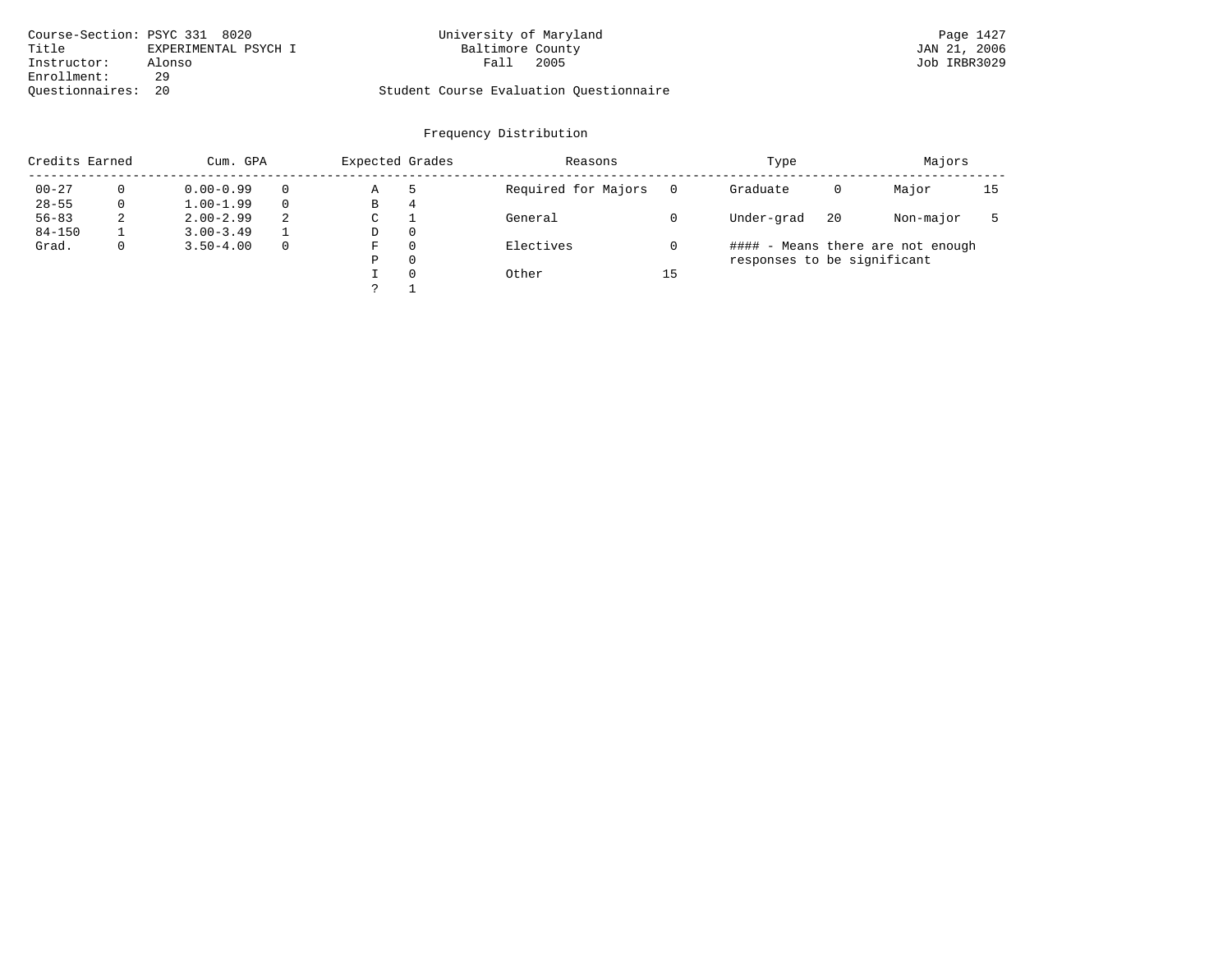Course-Section: PSYC 331 8020
Title: EXPERIMENTAL PSYCH I
Instructor: Alonso
Enrollment: 29
Questionnaires: 20

University of Maryland
Baltimore County
Fall 2005

Student Course Evaluation Questionnaire

Page 1427
JAN 21, 2006
Job IRBR3029

## Frequency Distribution

| Credits Earned | | Cum. GPA | | Expected Grades | | Reasons | | Type | | Majors | |
|---|---|---|---|---|---|---|---|---|---|---|---|
| 00-27 | 0 | 0.00-0.99 | 0 | A | 5 | Required for Majors | 0 | Graduate | 0 | Major | 15 |
| 28-55 | 0 | 1.00-1.99 | 0 | B | 4 | | | | | | |
| 56-83 | 2 | 2.00-2.99 | 2 | C | 1 | General | 0 | Under-grad | 20 | Non-major | 5 |
| 84-150 | 1 | 3.00-3.49 | 1 | D | 0 | | | | | | |
| Grad. | 0 | 3.50-4.00 | 0 | F | 0 | Electives | 0 | | | | |
| | | | | P | 0 | | | | | | |
| | | | | I | 0 | Other | 15 | | | | |
| | | | | ? | 1 | | | | | | |

#### - Means there are not enough responses to be significant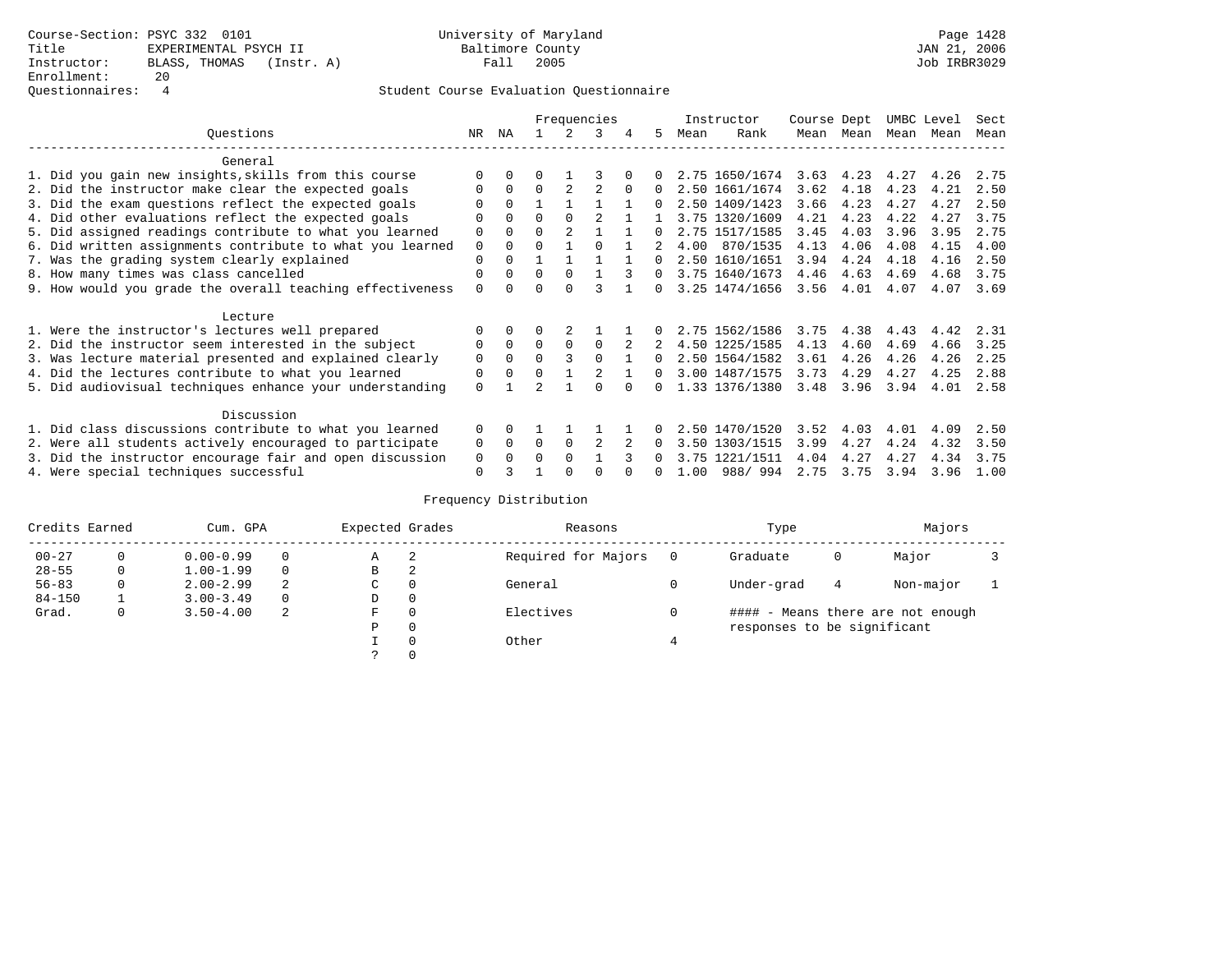Course-Section: PSYC 332 0101
Title: EXPERIMENTAL PSYCH II
Instructor: BLASS, THOMAS (Instr. A)
Enrollment: 20
Questionnaires: 4

University of Maryland
Baltimore County
Fall 2005

JAN 21, 2006
Job IRBR3029

## Student Course Evaluation Questionnaire

| Questions | NR | NA | 1 | 2 | 3 | 4 | 5 | Instructor Mean | Instructor Rank | Course Mean | Dept Mean | UMBC Mean | Level Mean | Sect Mean |
|---|---|---|---|---|---|---|---|---|---|---|---|---|---|---|
| **General** | | | | | | | | | | | | | | |
| 1. Did you gain new insights,skills from this course | 0 | 0 | 0 | 1 | 3 | 0 | 0 | 2.75 | 1650/1674 | 3.63 | 4.23 | 4.27 | 4.26 | 2.75 |
| 2. Did the instructor make clear the expected goals | 0 | 0 | 0 | 2 | 2 | 0 | 0 | 2.50 | 1661/1674 | 3.62 | 4.18 | 4.23 | 4.21 | 2.50 |
| 3. Did the exam questions reflect the expected goals | 0 | 0 | 1 | 1 | 1 | 1 | 0 | 2.50 | 1409/1423 | 3.66 | 4.23 | 4.27 | 4.27 | 2.50 |
| 4. Did other evaluations reflect the expected goals | 0 | 0 | 0 | 0 | 2 | 1 | 1 | 3.75 | 1320/1609 | 4.21 | 4.23 | 4.22 | 4.27 | 3.75 |
| 5. Did assigned readings contribute to what you learned | 0 | 0 | 0 | 2 | 1 | 1 | 0 | 2.75 | 1517/1585 | 3.45 | 4.03 | 3.96 | 3.95 | 2.75 |
| 6. Did written assignments contribute to what you learned | 0 | 0 | 0 | 1 | 0 | 1 | 2 | 4.00 | 870/1535 | 4.13 | 4.06 | 4.08 | 4.15 | 4.00 |
| 7. Was the grading system clearly explained | 0 | 0 | 1 | 1 | 1 | 1 | 0 | 2.50 | 1610/1651 | 3.94 | 4.24 | 4.18 | 4.16 | 2.50 |
| 8. How many times was class cancelled | 0 | 0 | 0 | 0 | 1 | 3 | 0 | 3.75 | 1640/1673 | 4.46 | 4.63 | 4.69 | 4.68 | 3.75 |
| 9. How would you grade the overall teaching effectiveness | 0 | 0 | 0 | 0 | 3 | 1 | 0 | 3.25 | 1474/1656 | 3.56 | 4.01 | 4.07 | 4.07 | 3.69 |
| **Lecture** | | | | | | | | | | | | | | |
| 1. Were the instructor's lectures well prepared | 0 | 0 | 0 | 2 | 1 | 1 | 0 | 2.75 | 1562/1586 | 3.75 | 4.38 | 4.43 | 4.42 | 2.31 |
| 2. Did the instructor seem interested in the subject | 0 | 0 | 0 | 0 | 0 | 2 | 2 | 4.50 | 1225/1585 | 4.13 | 4.60 | 4.69 | 4.66 | 3.25 |
| 3. Was lecture material presented and explained clearly | 0 | 0 | 0 | 3 | 0 | 1 | 0 | 2.50 | 1564/1582 | 3.61 | 4.26 | 4.26 | 4.26 | 2.25 |
| 4. Did the lectures contribute to what you learned | 0 | 0 | 0 | 1 | 2 | 1 | 0 | 3.00 | 1487/1575 | 3.73 | 4.29 | 4.27 | 4.25 | 2.88 |
| 5. Did audiovisual techniques enhance your understanding | 0 | 1 | 2 | 1 | 0 | 0 | 0 | 1.33 | 1376/1380 | 3.48 | 3.96 | 3.94 | 4.01 | 2.58 |
| **Discussion** | | | | | | | | | | | | | | |
| 1. Did class discussions contribute to what you learned | 0 | 0 | 1 | 1 | 1 | 1 | 0 | 2.50 | 1470/1520 | 3.52 | 4.03 | 4.01 | 4.09 | 2.50 |
| 2. Were all students actively encouraged to participate | 0 | 0 | 0 | 0 | 2 | 2 | 0 | 3.50 | 1303/1515 | 3.99 | 4.27 | 4.24 | 4.32 | 3.50 |
| 3. Did the instructor encourage fair and open discussion | 0 | 0 | 0 | 0 | 1 | 3 | 0 | 3.75 | 1221/1511 | 4.04 | 4.27 | 4.27 | 4.34 | 3.75 |
| 4. Were special techniques successful | 0 | 3 | 1 | 0 | 0 | 0 | 0 | 1.00 | 988/ 994 | 2.75 | 3.75 | 3.94 | 3.96 | 1.00 |

## Frequency Distribution

| Credits Earned | | Cum. GPA | | Expected Grades | | Reasons | | Type | | Majors | |
|---|---|---|---|---|---|---|---|---|---|---|---|
| 00-27 | 0 | 0.00-0.99 | 0 | A | 2 | Required for Majors | 0 | Graduate | 0 | Major | 3 |
| 28-55 | 0 | 1.00-1.99 | 0 | B | 2 | | | | | | |
| 56-83 | 0 | 2.00-2.99 | 2 | C | 0 | General | 0 | Under-grad | 4 | Non-major | 1 |
| 84-150 | 1 | 3.00-3.49 | 0 | D | 0 | | | | | | |
| Grad. | 0 | 3.50-4.00 | 2 | F | 0 | Electives | 0 | #### - Means there are not enough responses to be significant | | | |
| | | | | P | 0 | | | | | | |
| | | | | I | 0 | Other | 4 | | | | |
| | | | | ? | 0 | | | | | | |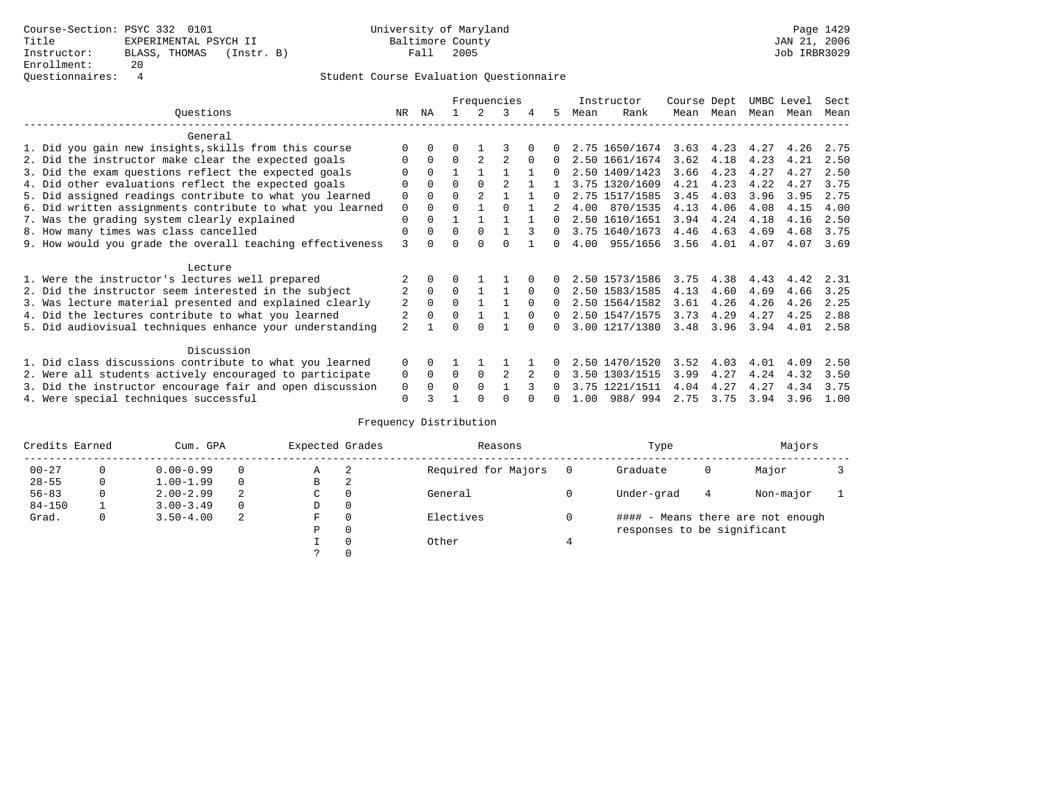Course-Section: PSYC 332 0101
Title: EXPERIMENTAL PSYCH II
Instructor: BLASS, THOMAS (Instr. B)
Enrollment: 20
Questionnaires: 4

University of Maryland
Baltimore County
Fall 2005

JAN 21, 2006
Job IRBR3029

Student Course Evaluation Questionnaire

| Questions | NR | NA | 1 | 2 | 3 | 4 | 5 | Instructor Mean | Instructor Rank | Course Mean | Dept Mean | UMBC Mean | Level Mean | Sect Mean |
|---|---|---|---|---|---|---|---|---|---|---|---|---|---|---|
| **General** | | | | | | | | | | | | | | |
| 1. Did you gain new insights,skills from this course | 0 | 0 | 0 | 1 | 3 | 0 | 0 | 2.75 | 1650/1674 | 3.63 | 4.23 | 4.27 | 4.26 | 2.75 |
| 2. Did the instructor make clear the expected goals | 0 | 0 | 0 | 2 | 2 | 0 | 0 | 2.50 | 1661/1674 | 3.62 | 4.18 | 4.23 | 4.21 | 2.50 |
| 3. Did the exam questions reflect the expected goals | 0 | 0 | 1 | 1 | 1 | 1 | 0 | 2.50 | 1409/1423 | 3.66 | 4.23 | 4.27 | 4.27 | 2.50 |
| 4. Did other evaluations reflect the expected goals | 0 | 0 | 0 | 0 | 2 | 1 | 1 | 3.75 | 1320/1609 | 4.21 | 4.23 | 4.22 | 4.27 | 3.75 |
| 5. Did assigned readings contribute to what you learned | 0 | 0 | 0 | 2 | 1 | 1 | 0 | 2.75 | 1517/1585 | 3.45 | 4.03 | 3.96 | 3.95 | 2.75 |
| 6. Did written assignments contribute to what you learned | 0 | 0 | 0 | 1 | 0 | 1 | 2 | 4.00 | 870/1535 | 4.13 | 4.06 | 4.08 | 4.15 | 4.00 |
| 7. Was the grading system clearly explained | 0 | 0 | 1 | 1 | 1 | 1 | 0 | 2.50 | 1610/1651 | 3.94 | 4.24 | 4.18 | 4.16 | 2.50 |
| 8. How many times was class cancelled | 0 | 0 | 0 | 0 | 1 | 3 | 0 | 3.75 | 1640/1673 | 4.46 | 4.63 | 4.69 | 4.68 | 3.75 |
| 9. How would you grade the overall teaching effectiveness | 3 | 0 | 0 | 0 | 0 | 1 | 0 | 4.00 | 955/1656 | 3.56 | 4.01 | 4.07 | 4.07 | 3.69 |
| **Lecture** | | | | | | | | | | | | | | |
| 1. Were the instructor's lectures well prepared | 2 | 0 | 0 | 1 | 1 | 0 | 0 | 2.50 | 1573/1586 | 3.75 | 4.38 | 4.43 | 4.42 | 2.31 |
| 2. Did the instructor seem interested in the subject | 2 | 0 | 0 | 1 | 1 | 0 | 0 | 2.50 | 1583/1585 | 4.13 | 4.60 | 4.69 | 4.66 | 3.25 |
| 3. Was lecture material presented and explained clearly | 2 | 0 | 0 | 1 | 1 | 0 | 0 | 2.50 | 1564/1582 | 3.61 | 4.26 | 4.26 | 4.26 | 2.25 |
| 4. Did the lectures contribute to what you learned | 2 | 0 | 0 | 1 | 1 | 0 | 0 | 2.50 | 1547/1575 | 3.73 | 4.29 | 4.27 | 4.25 | 2.88 |
| 5. Did audiovisual techniques enhance your understanding | 2 | 1 | 0 | 0 | 1 | 0 | 0 | 3.00 | 1217/1380 | 3.48 | 3.96 | 3.94 | 4.01 | 2.58 |
| **Discussion** | | | | | | | | | | | | | | |
| 1. Did class discussions contribute to what you learned | 0 | 0 | 1 | 1 | 1 | 1 | 0 | 2.50 | 1470/1520 | 3.52 | 4.03 | 4.01 | 4.09 | 2.50 |
| 2. Were all students actively encouraged to participate | 0 | 0 | 0 | 0 | 2 | 2 | 0 | 3.50 | 1303/1515 | 3.99 | 4.27 | 4.24 | 4.32 | 3.50 |
| 3. Did the instructor encourage fair and open discussion | 0 | 0 | 0 | 0 | 1 | 3 | 0 | 3.75 | 1221/1511 | 4.04 | 4.27 | 4.27 | 4.34 | 3.75 |
| 4. Were special techniques successful | 0 | 3 | 1 | 0 | 0 | 0 | 0 | 1.00 | 988/ 994 | 2.75 | 3.75 | 3.94 | 3.96 | 1.00 |

Frequency Distribution

| Credits Earned | | Cum. GPA | | Expected Grades | | Reasons | | Type | | Majors | |
|---|---|---|---|---|---|---|---|---|---|---|---|
| 00-27 | 0 | 0.00-0.99 | 0 | A | 2 | Required for Majors | 0 | Graduate | 0 | Major | 3 |
| 28-55 | 0 | 1.00-1.99 | 0 | B | 2 | | | | | | |
| 56-83 | 0 | 2.00-2.99 | 2 | C | 0 | General | 0 | Under-grad | 4 | Non-major | 1 |
| 84-150 | 1 | 3.00-3.49 | 0 | D | 0 | | | | | | |
| Grad. | 0 | 3.50-4.00 | 2 | F | 0 | Electives | 0 | #### - Means there are not enough responses to be significant | | | |
| | | | | P | 0 | | | | | | |
| | | | | I | 0 | Other | 4 | | | | |
| | | | | ? | 0 | | | | | | |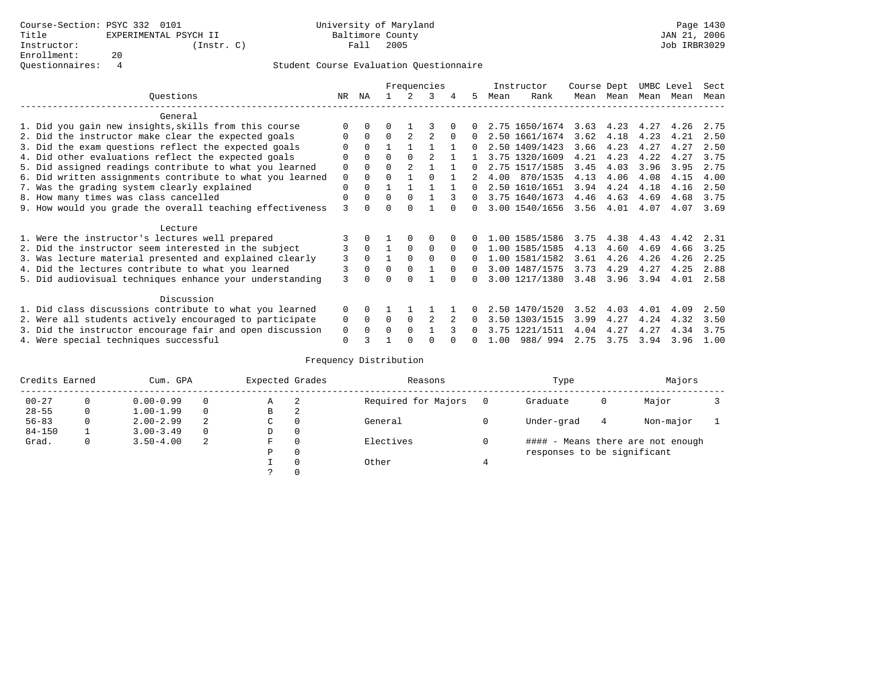Course-Section: PSYC 332 0101
Title: EXPERIMENTAL PSYCH II
Instructor: (Instr. C)
Enrollment: 20
Questionnaires: 4

University of Maryland
Baltimore County
Fall 2005

JAN 21, 2006
Job IRBR3029

## Student Course Evaluation Questionnaire

| Questions | NR | NA | 1 | 2 | 3 | 4 | 5 | Instructor Mean | Instructor Rank | Course Mean | Dept Mean | UMBC Mean | Level Mean | Sect Mean |
|---|---|---|---|---|---|---|---|---|---|---|---|---|---|---|
| **General** | | | | | | | | | | | | | | |
| 1. Did you gain new insights,skills from this course | 0 | 0 | 0 | 1 | 3 | 0 | 0 | 2.75 | 1650/1674 | 3.63 | 4.23 | 4.27 | 4.26 | 2.75 |
| 2. Did the instructor make clear the expected goals | 0 | 0 | 0 | 2 | 2 | 0 | 0 | 2.50 | 1661/1674 | 3.62 | 4.18 | 4.23 | 4.21 | 2.50 |
| 3. Did the exam questions reflect the expected goals | 0 | 0 | 1 | 1 | 1 | 1 | 0 | 2.50 | 1409/1423 | 3.66 | 4.23 | 4.27 | 4.27 | 2.50 |
| 4. Did other evaluations reflect the expected goals | 0 | 0 | 0 | 0 | 2 | 1 | 1 | 3.75 | 1320/1609 | 4.21 | 4.23 | 4.22 | 4.27 | 3.75 |
| 5. Did assigned readings contribute to what you learned | 0 | 0 | 0 | 2 | 1 | 1 | 0 | 2.75 | 1517/1585 | 3.45 | 4.03 | 3.96 | 3.95 | 2.75 |
| 6. Did written assignments contribute to what you learned | 0 | 0 | 0 | 1 | 0 | 1 | 2 | 4.00 | 870/1535 | 4.13 | 4.06 | 4.08 | 4.15 | 4.00 |
| 7. Was the grading system clearly explained | 0 | 0 | 1 | 1 | 1 | 1 | 0 | 2.50 | 1610/1651 | 3.94 | 4.24 | 4.18 | 4.16 | 2.50 |
| 8. How many times was class cancelled | 0 | 0 | 0 | 0 | 1 | 3 | 0 | 3.75 | 1640/1673 | 4.46 | 4.63 | 4.69 | 4.68 | 3.75 |
| 9. How would you grade the overall teaching effectiveness | 3 | 0 | 0 | 0 | 1 | 0 | 0 | 3.00 | 1540/1656 | 3.56 | 4.01 | 4.07 | 4.07 | 3.69 |
| **Lecture** | | | | | | | | | | | | | | |
| 1. Were the instructor's lectures well prepared | 3 | 0 | 1 | 0 | 0 | 0 | 0 | 1.00 | 1585/1586 | 3.75 | 4.38 | 4.43 | 4.42 | 2.31 |
| 2. Did the instructor seem interested in the subject | 3 | 0 | 1 | 0 | 0 | 0 | 0 | 1.00 | 1585/1585 | 4.13 | 4.60 | 4.69 | 4.66 | 3.25 |
| 3. Was lecture material presented and explained clearly | 3 | 0 | 1 | 0 | 0 | 0 | 0 | 1.00 | 1581/1582 | 3.61 | 4.26 | 4.26 | 4.26 | 2.25 |
| 4. Did the lectures contribute to what you learned | 3 | 0 | 0 | 0 | 1 | 0 | 0 | 3.00 | 1487/1575 | 3.73 | 4.29 | 4.27 | 4.25 | 2.88 |
| 5. Did audiovisual techniques enhance your understanding | 3 | 0 | 0 | 0 | 1 | 0 | 0 | 3.00 | 1217/1380 | 3.48 | 3.96 | 3.94 | 4.01 | 2.58 |
| **Discussion** | | | | | | | | | | | | | | |
| 1. Did class discussions contribute to what you learned | 0 | 0 | 1 | 1 | 1 | 1 | 0 | 2.50 | 1470/1520 | 3.52 | 4.03 | 4.01 | 4.09 | 2.50 |
| 2. Were all students actively encouraged to participate | 0 | 0 | 0 | 0 | 2 | 2 | 0 | 3.50 | 1303/1515 | 3.99 | 4.27 | 4.24 | 4.32 | 3.50 |
| 3. Did the instructor encourage fair and open discussion | 0 | 0 | 0 | 0 | 1 | 3 | 0 | 3.75 | 1221/1511 | 4.04 | 4.27 | 4.27 | 4.34 | 3.75 |
| 4. Were special techniques successful | 0 | 3 | 1 | 0 | 0 | 0 | 0 | 1.00 | 988/ 994 | 2.75 | 3.75 | 3.94 | 3.96 | 1.00 |

## Frequency Distribution

| Credits Earned | | Cum. GPA | | Expected Grades | | Reasons | | Type | | Majors | |
|---|---|---|---|---|---|---|---|---|---|---|---|
| 00-27 | 0 | 0.00-0.99 | 0 | A | 2 | Required for Majors | 0 | Graduate | 0 | Major | 3 |
| 28-55 | 0 | 1.00-1.99 | 0 | B | 2 | | | | | | |
| 56-83 | 0 | 2.00-2.99 | 2 | C | 0 | General | 0 | Under-grad | 4 | Non-major | 1 |
| 84-150 | 1 | 3.00-3.49 | 0 | D | 0 | | | | | | |
| Grad. | 0 | 3.50-4.00 | 2 | F | 0 | Electives | 0 | #### - Means there are not enough responses to be significant | | | |
| | | | | P | 0 | | | | | | |
| | | | | I | 0 | Other | 4 | | | | |
| | | | | ? | 0 | | | | | | |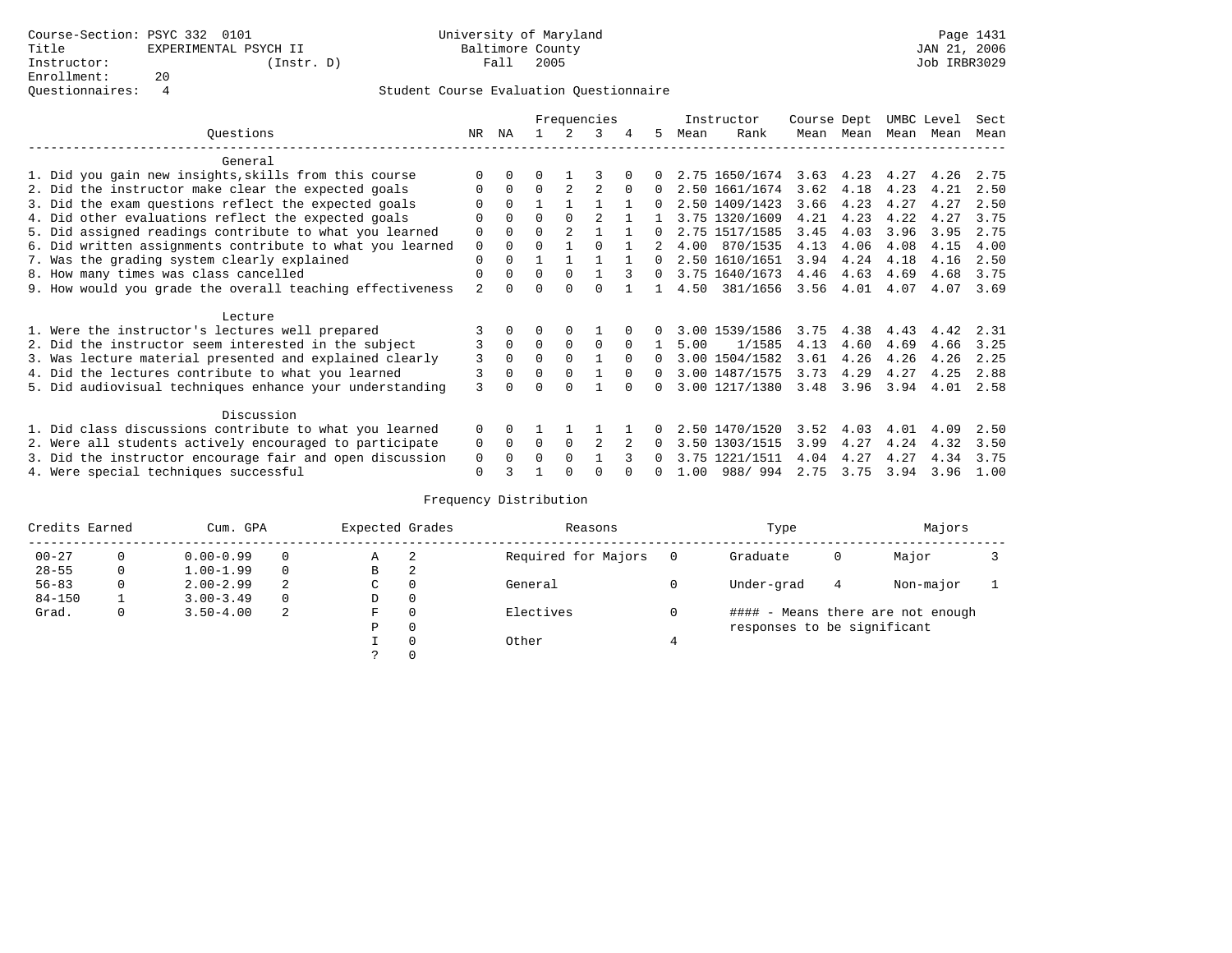Course-Section: PSYC 332 0101
Title: EXPERIMENTAL PSYCH II
Instructor: (Instr. D)
Enrollment: 20
Questionnaires: 4

University of Maryland
Baltimore County
Fall 2005

JAN 21, 2006
Job IRBR3029

Student Course Evaluation Questionnaire

| Questions | NR | NA | 1 | 2 | 3 | 4 | 5 | Instructor Mean | Instructor Rank | Course Mean | Dept Mean | UMBC Mean | Level Mean | Sect Mean |
|---|---|---|---|---|---|---|---|---|---|---|---|---|---|---|
| **General** | | | | | | | | | | | | | | |
| 1. Did you gain new insights,skills from this course | 0 | 0 | 0 | 1 | 3 | 0 | 0 | 2.75 | 1650/1674 | 3.63 | 4.23 | 4.27 | 4.26 | 2.75 |
| 2. Did the instructor make clear the expected goals | 0 | 0 | 0 | 2 | 2 | 0 | 0 | 2.50 | 1661/1674 | 3.62 | 4.18 | 4.23 | 4.21 | 2.50 |
| 3. Did the exam questions reflect the expected goals | 0 | 0 | 1 | 1 | 1 | 1 | 0 | 2.50 | 1409/1423 | 3.66 | 4.23 | 4.27 | 4.27 | 2.50 |
| 4. Did other evaluations reflect the expected goals | 0 | 0 | 0 | 0 | 2 | 1 | 1 | 3.75 | 1320/1609 | 4.21 | 4.23 | 4.22 | 4.27 | 3.75 |
| 5. Did assigned readings contribute to what you learned | 0 | 0 | 0 | 2 | 1 | 1 | 0 | 2.75 | 1517/1585 | 3.45 | 4.03 | 3.96 | 3.95 | 2.75 |
| 6. Did written assignments contribute to what you learned | 0 | 0 | 0 | 1 | 0 | 1 | 2 | 4.00 | 870/1535 | 4.13 | 4.06 | 4.08 | 4.15 | 4.00 |
| 7. Was the grading system clearly explained | 0 | 0 | 1 | 1 | 1 | 1 | 0 | 2.50 | 1610/1651 | 3.94 | 4.24 | 4.18 | 4.16 | 2.50 |
| 8. How many times was class cancelled | 0 | 0 | 0 | 0 | 1 | 3 | 0 | 3.75 | 1640/1673 | 4.46 | 4.63 | 4.69 | 4.68 | 3.75 |
| 9. How would you grade the overall teaching effectiveness | 2 | 0 | 0 | 0 | 0 | 1 | 1 | 4.50 | 381/1656 | 3.56 | 4.01 | 4.07 | 4.07 | 3.69 |
| **Lecture** | | | | | | | | | | | | | | |
| 1. Were the instructor's lectures well prepared | 3 | 0 | 0 | 0 | 1 | 0 | 0 | 3.00 | 1539/1586 | 3.75 | 4.38 | 4.43 | 4.42 | 2.31 |
| 2. Did the instructor seem interested in the subject | 3 | 0 | 0 | 0 | 0 | 0 | 1 | 5.00 | 1/1585 | 4.13 | 4.60 | 4.69 | 4.66 | 3.25 |
| 3. Was lecture material presented and explained clearly | 3 | 0 | 0 | 0 | 1 | 0 | 0 | 3.00 | 1504/1582 | 3.61 | 4.26 | 4.26 | 4.26 | 2.25 |
| 4. Did the lectures contribute to what you learned | 3 | 0 | 0 | 0 | 1 | 0 | 0 | 3.00 | 1487/1575 | 3.73 | 4.29 | 4.27 | 4.25 | 2.88 |
| 5. Did audiovisual techniques enhance your understanding | 3 | 0 | 0 | 0 | 1 | 0 | 0 | 3.00 | 1217/1380 | 3.48 | 3.96 | 3.94 | 4.01 | 2.58 |
| **Discussion** | | | | | | | | | | | | | | |
| 1. Did class discussions contribute to what you learned | 0 | 0 | 1 | 1 | 1 | 1 | 0 | 2.50 | 1470/1520 | 3.52 | 4.03 | 4.01 | 4.09 | 2.50 |
| 2. Were all students actively encouraged to participate | 0 | 0 | 0 | 0 | 2 | 2 | 0 | 3.50 | 1303/1515 | 3.99 | 4.27 | 4.24 | 4.32 | 3.50 |
| 3. Did the instructor encourage fair and open discussion | 0 | 0 | 0 | 0 | 1 | 3 | 0 | 3.75 | 1221/1511 | 4.04 | 4.27 | 4.27 | 4.34 | 3.75 |
| 4. Were special techniques successful | 0 | 3 | 1 | 0 | 0 | 0 | 0 | 1.00 | 988/ 994 | 2.75 | 3.75 | 3.94 | 3.96 | 1.00 |

Frequency Distribution

| Credits Earned | | Cum. GPA | | Expected Grades | | Reasons | | Type | | Majors | |
|---|---|---|---|---|---|---|---|---|---|---|---|
| 00-27 | 0 | 0.00-0.99 | 0 | A | 2 | Required for Majors | 0 | Graduate | 0 | Major | 3 |
| 28-55 | 0 | 1.00-1.99 | 0 | B | 2 | | | | | | |
| 56-83 | 0 | 2.00-2.99 | 2 | C | 0 | General | 0 | Under-grad | 4 | Non-major | 1 |
| 84-150 | 1 | 3.00-3.49 | 0 | D | 0 | | | | | | |
| Grad. | 0 | 3.50-4.00 | 2 | F | 0 | Electives | 0 | #### - Means there are not enough responses to be significant | | | |
| | | | | P | 0 | | | | | | |
| | | | | I | 0 | Other | 4 | | | | |
| | | | | ? | 0 | | | | | | |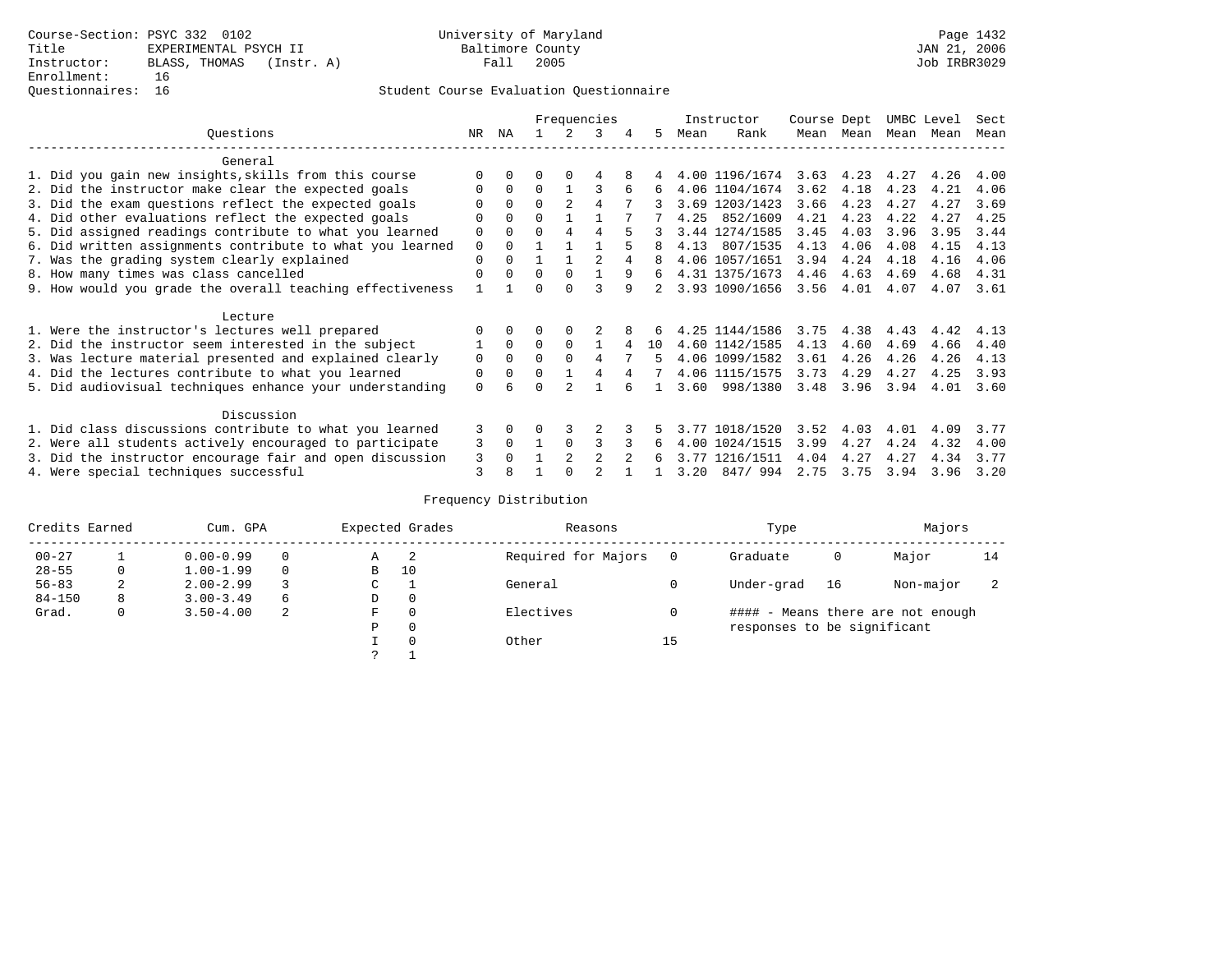Course-Section: PSYC 332 0102
Title: EXPERIMENTAL PSYCH II
Instructor: BLASS, THOMAS (Instr. A)
Enrollment: 16
Questionnaires: 16

University of Maryland
Baltimore County
Fall 2005

JAN 21, 2006
Job IRBR3029

Student Course Evaluation Questionnaire

| Questions | NR | NA | 1 | 2 | 3 | 4 | 5 | Instructor Mean | Instructor Rank | Course Mean | Dept Mean | UMBC Mean | Level Mean | Sect Mean |
|---|---|---|---|---|---|---|---|---|---|---|---|---|---|---|
| **General** | | | | | | | | | | | | | | |
| 1. Did you gain new insights,skills from this course | 0 | 0 | 0 | 0 | 4 | 8 | 4 | 4.00 | 1196/1674 | 3.63 | 4.23 | 4.27 | 4.26 | 4.00 |
| 2. Did the instructor make clear the expected goals | 0 | 0 | 0 | 1 | 3 | 6 | 6 | 4.06 | 1104/1674 | 3.62 | 4.18 | 4.23 | 4.21 | 4.06 |
| 3. Did the exam questions reflect the expected goals | 0 | 0 | 0 | 2 | 4 | 7 | 3 | 3.69 | 1203/1423 | 3.66 | 4.23 | 4.27 | 4.27 | 3.69 |
| 4. Did other evaluations reflect the expected goals | 0 | 0 | 0 | 1 | 1 | 7 | 7 | 4.25 | 852/1609 | 4.21 | 4.23 | 4.22 | 4.27 | 4.25 |
| 5. Did assigned readings contribute to what you learned | 0 | 0 | 0 | 4 | 4 | 5 | 3 | 3.44 | 1274/1585 | 3.45 | 4.03 | 3.96 | 3.95 | 3.44 |
| 6. Did written assignments contribute to what you learned | 0 | 0 | 1 | 1 | 1 | 5 | 8 | 4.13 | 807/1535 | 4.13 | 4.06 | 4.08 | 4.15 | 4.13 |
| 7. Was the grading system clearly explained | 0 | 0 | 1 | 1 | 2 | 4 | 8 | 4.06 | 1057/1651 | 3.94 | 4.24 | 4.18 | 4.16 | 4.06 |
| 8. How many times was class cancelled | 0 | 0 | 0 | 0 | 1 | 9 | 6 | 4.31 | 1375/1673 | 4.46 | 4.63 | 4.69 | 4.68 | 4.31 |
| 9. How would you grade the overall teaching effectiveness | 1 | 1 | 0 | 0 | 3 | 9 | 2 | 3.93 | 1090/1656 | 3.56 | 4.01 | 4.07 | 4.07 | 3.61 |
| **Lecture** | | | | | | | | | | | | | | |
| 1. Were the instructor's lectures well prepared | 0 | 0 | 0 | 0 | 2 | 8 | 6 | 4.25 | 1144/1586 | 3.75 | 4.38 | 4.43 | 4.42 | 4.13 |
| 2. Did the instructor seem interested in the subject | 1 | 0 | 0 | 0 | 1 | 4 | 10 | 4.60 | 1142/1585 | 4.13 | 4.60 | 4.69 | 4.66 | 4.40 |
| 3. Was lecture material presented and explained clearly | 0 | 0 | 0 | 0 | 4 | 7 | 5 | 4.06 | 1099/1582 | 3.61 | 4.26 | 4.26 | 4.26 | 4.13 |
| 4. Did the lectures contribute to what you learned | 0 | 0 | 0 | 1 | 4 | 4 | 7 | 4.06 | 1115/1575 | 3.73 | 4.29 | 4.27 | 4.25 | 3.93 |
| 5. Did audiovisual techniques enhance your understanding | 0 | 6 | 0 | 2 | 1 | 6 | 1 | 3.60 | 998/1380 | 3.48 | 3.96 | 3.94 | 4.01 | 3.60 |
| **Discussion** | | | | | | | | | | | | | | |
| 1. Did class discussions contribute to what you learned | 3 | 0 | 0 | 3 | 2 | 3 | 5 | 3.77 | 1018/1520 | 3.52 | 4.03 | 4.01 | 4.09 | 3.77 |
| 2. Were all students actively encouraged to participate | 3 | 0 | 1 | 0 | 3 | 3 | 6 | 4.00 | 1024/1515 | 3.99 | 4.27 | 4.24 | 4.32 | 4.00 |
| 3. Did the instructor encourage fair and open discussion | 3 | 0 | 1 | 2 | 2 | 2 | 6 | 3.77 | 1216/1511 | 4.04 | 4.27 | 4.27 | 4.34 | 3.77 |
| 4. Were special techniques successful | 3 | 8 | 1 | 0 | 2 | 1 | 1 | 3.20 | 847/ 994 | 2.75 | 3.75 | 3.94 | 3.96 | 3.20 |

Frequency Distribution

| Credits Earned | | Cum. GPA | | Expected Grades | | Reasons | | Type | | Majors | |
|---|---|---|---|---|---|---|---|---|---|---|---|
| 00-27 | 1 | 0.00-0.99 | 0 | A | 2 | Required for Majors | 0 | Graduate | 0 | Major | 14 |
| 28-55 | 0 | 1.00-1.99 | 0 | B | 10 | | | | | | |
| 56-83 | 2 | 2.00-2.99 | 3 | C | 1 | General | 0 | Under-grad | 16 | Non-major | 2 |
| 84-150 | 8 | 3.00-3.49 | 6 | D | 0 | | | | | | |
| Grad. | 0 | 3.50-4.00 | 2 | F | 0 | Electives | 0 | #### - Means there are not enough responses to be significant | | | |
| | | | | P | 0 | | | | | | |
| | | | | I | 0 | Other | 15 | | | | |
| | | | | ? | 1 | | | | | | |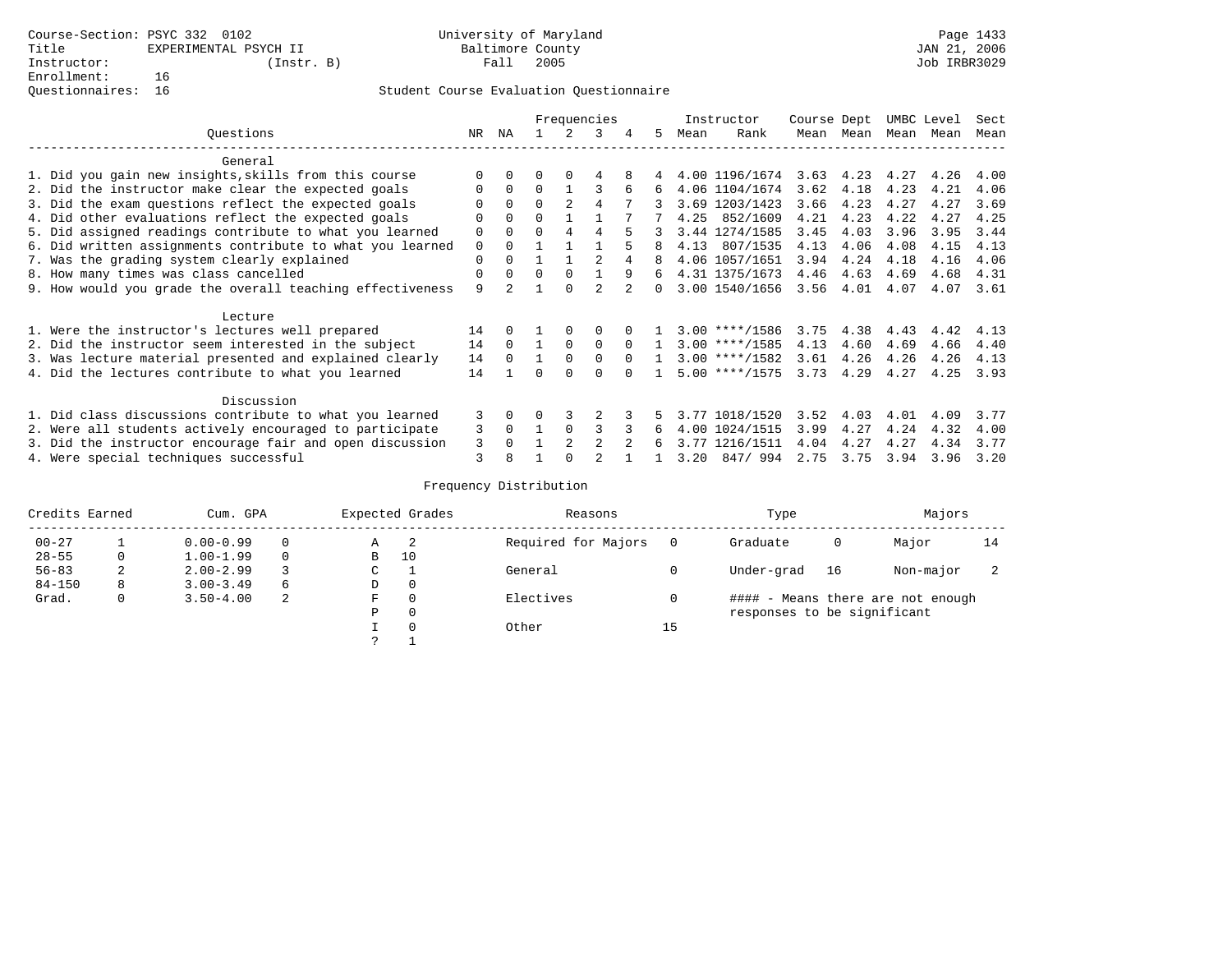Course-Section: PSYC 332 0102
Title: EXPERIMENTAL PSYCH II
Instructor: (Instr. B)
Enrollment: 16
Questionnaires: 16

University of Maryland
Baltimore County
Fall 2005

Student Course Evaluation Questionnaire

| Questions | NR | NA | 1 | 2 | 3 | 4 | 5 | Instructor Mean | Instructor Rank | Course Mean | Dept Mean | UMBC Mean | Level Mean | Sect Mean |
|---|---|---|---|---|---|---|---|---|---|---|---|---|---|---|
| **General** | | | | | | | | | | | | | | |
| 1. Did you gain new insights,skills from this course | 0 | 0 | 0 | 0 | 4 | 8 | 4 | 4.00 | 1196/1674 | 3.63 | 4.23 | 4.27 | 4.26 | 4.00 |
| 2. Did the instructor make clear the expected goals | 0 | 0 | 0 | 1 | 3 | 6 | 6 | 4.06 | 1104/1674 | 3.62 | 4.18 | 4.23 | 4.21 | 4.06 |
| 3. Did the exam questions reflect the expected goals | 0 | 0 | 0 | 2 | 4 | 7 | 3 | 3.69 | 1203/1423 | 3.66 | 4.23 | 4.27 | 4.27 | 3.69 |
| 4. Did other evaluations reflect the expected goals | 0 | 0 | 0 | 1 | 1 | 7 | 7 | 4.25 | 852/1609 | 4.21 | 4.23 | 4.22 | 4.27 | 4.25 |
| 5. Did assigned readings contribute to what you learned | 0 | 0 | 0 | 4 | 4 | 5 | 3 | 3.44 | 1274/1585 | 3.45 | 4.03 | 3.96 | 3.95 | 3.44 |
| 6. Did written assignments contribute to what you learned | 0 | 0 | 1 | 1 | 1 | 5 | 8 | 4.13 | 807/1535 | 4.13 | 4.06 | 4.08 | 4.15 | 4.13 |
| 7. Was the grading system clearly explained | 0 | 0 | 1 | 1 | 2 | 4 | 8 | 4.06 | 1057/1651 | 3.94 | 4.24 | 4.18 | 4.16 | 4.06 |
| 8. How many times was class cancelled | 0 | 0 | 0 | 0 | 1 | 9 | 6 | 4.31 | 1375/1673 | 4.46 | 4.63 | 4.69 | 4.68 | 4.31 |
| 9. How would you grade the overall teaching effectiveness | 9 | 2 | 1 | 0 | 2 | 2 | 0 | 3.00 | 1540/1656 | 3.56 | 4.01 | 4.07 | 4.07 | 3.61 |
| **Lecture** | | | | | | | | | | | | | | |
| 1. Were the instructor's lectures well prepared | 14 | 0 | 1 | 0 | 0 | 0 | 1 | 3.00 | ****/1586 | 3.75 | 4.38 | 4.43 | 4.42 | 4.13 |
| 2. Did the instructor seem interested in the subject | 14 | 0 | 1 | 0 | 0 | 0 | 1 | 3.00 | ****/1585 | 4.13 | 4.60 | 4.69 | 4.66 | 4.40 |
| 3. Was lecture material presented and explained clearly | 14 | 0 | 1 | 0 | 0 | 0 | 1 | 3.00 | ****/1582 | 3.61 | 4.26 | 4.26 | 4.26 | 4.13 |
| 4. Did the lectures contribute to what you learned | 14 | 1 | 0 | 0 | 0 | 0 | 1 | 5.00 | ****/1575 | 3.73 | 4.29 | 4.27 | 4.25 | 3.93 |
| **Discussion** | | | | | | | | | | | | | | |
| 1. Did class discussions contribute to what you learned | 3 | 0 | 0 | 3 | 2 | 3 | 5 | 3.77 | 1018/1520 | 3.52 | 4.03 | 4.01 | 4.09 | 3.77 |
| 2. Were all students actively encouraged to participate | 3 | 0 | 1 | 0 | 3 | 3 | 6 | 4.00 | 1024/1515 | 3.99 | 4.27 | 4.24 | 4.32 | 4.00 |
| 3. Did the instructor encourage fair and open discussion | 3 | 0 | 1 | 2 | 2 | 2 | 6 | 3.77 | 1216/1511 | 4.04 | 4.27 | 4.27 | 4.34 | 3.77 |
| 4. Were special techniques successful | 3 | 8 | 1 | 0 | 2 | 1 | 1 | 3.20 | 847/ 994 | 2.75 | 3.75 | 3.94 | 3.96 | 3.20 |

Frequency Distribution

| Credits Earned | | Cum. GPA | | Expected Grades | | Reasons | | Type | | Majors | |
|---|---|---|---|---|---|---|---|---|---|---|---|
| 00-27 | 1 | 0.00-0.99 | 0 | A | 2 | Required for Majors | 0 | Graduate | 0 | Major | 14 |
| 28-55 | 0 | 1.00-1.99 | 0 | B | 10 | | | | | | |
| 56-83 | 2 | 2.00-2.99 | 3 | C | 1 | General | 0 | Under-grad | 16 | Non-major | 2 |
| 84-150 | 8 | 3.00-3.49 | 6 | D | 0 | | | | | | |
| Grad. | 0 | 3.50-4.00 | 2 | F | 0 | Electives | 0 | | | | |
| | | | | P | 0 | | | | | | |
| | | | | I | 0 | Other | 15 | | | | |
| | | | | ? | 1 | | | | | | |

#### - Means there are not enough responses to be significant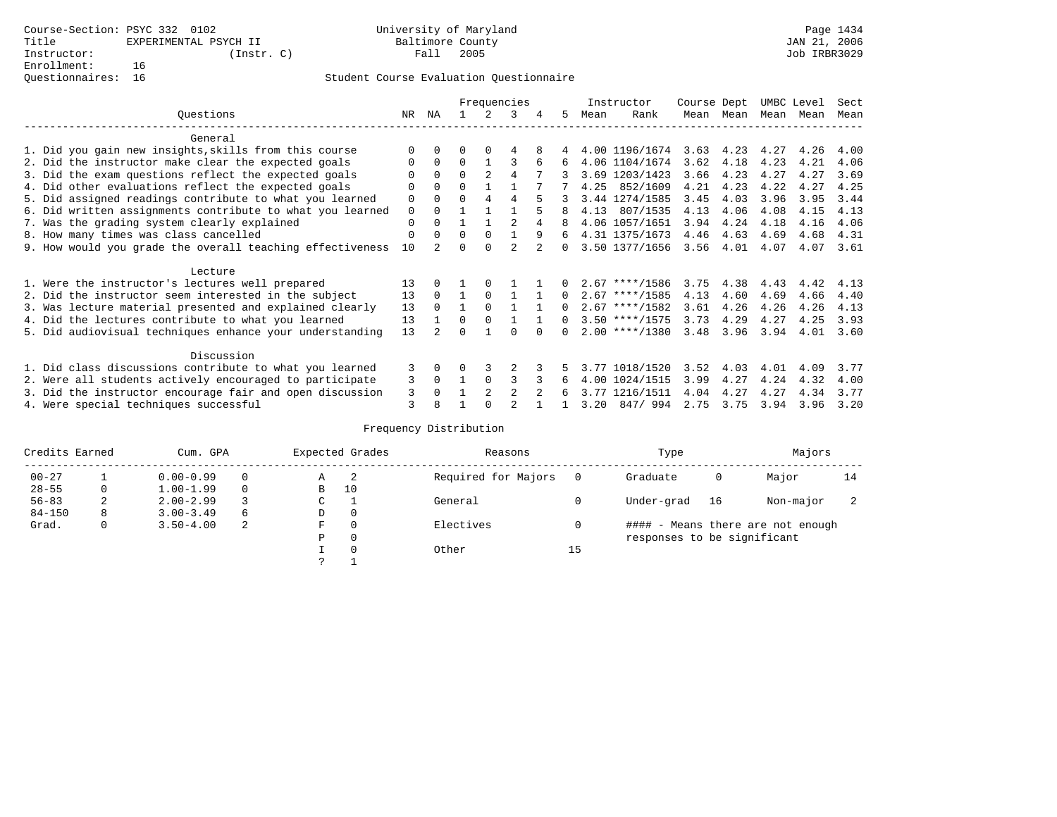Course-Section: PSYC 332 0102
Title: EXPERIMENTAL PSYCH II
Instructor: (Instr. C)
Enrollment: 16
Questionnaires: 16

University of Maryland
Baltimore County
Fall 2005

JAN 21, 2006
Job IRBR3029

Student Course Evaluation Questionnaire

| Questions | NR | NA | 1 | 2 | 3 | 4 | 5 | Instructor Mean | Instructor Rank | Course Mean | Dept Mean | UMBC Mean | Level Mean | Sect Mean |
|---|---|---|---|---|---|---|---|---|---|---|---|---|---|---|
| **General** | | | | | | | | | | | | | | |
| 1. Did you gain new insights,skills from this course | 0 | 0 | 0 | 0 | 4 | 8 | 4 | 4.00 | 1196/1674 | 3.63 | 4.23 | 4.27 | 4.26 | 4.00 |
| 2. Did the instructor make clear the expected goals | 0 | 0 | 0 | 1 | 3 | 6 | 6 | 4.06 | 1104/1674 | 3.62 | 4.18 | 4.23 | 4.21 | 4.06 |
| 3. Did the exam questions reflect the expected goals | 0 | 0 | 0 | 2 | 4 | 7 | 3 | 3.69 | 1203/1423 | 3.66 | 4.23 | 4.27 | 4.27 | 3.69 |
| 4. Did other evaluations reflect the expected goals | 0 | 0 | 0 | 1 | 1 | 7 | 7 | 4.25 | 852/1609 | 4.21 | 4.23 | 4.22 | 4.27 | 4.25 |
| 5. Did assigned readings contribute to what you learned | 0 | 0 | 0 | 4 | 4 | 5 | 3 | 3.44 | 1274/1585 | 3.45 | 4.03 | 3.96 | 3.95 | 3.44 |
| 6. Did written assignments contribute to what you learned | 0 | 0 | 1 | 1 | 1 | 5 | 8 | 4.13 | 807/1535 | 4.13 | 4.06 | 4.08 | 4.15 | 4.13 |
| 7. Was the grading system clearly explained | 0 | 0 | 1 | 1 | 2 | 4 | 8 | 4.06 | 1057/1651 | 3.94 | 4.24 | 4.18 | 4.16 | 4.06 |
| 8. How many times was class cancelled | 0 | 0 | 0 | 0 | 1 | 9 | 6 | 4.31 | 1375/1673 | 4.46 | 4.63 | 4.69 | 4.68 | 4.31 |
| 9. How would you grade the overall teaching effectiveness | 10 | 2 | 0 | 0 | 2 | 2 | 0 | 3.50 | 1377/1656 | 3.56 | 4.01 | 4.07 | 4.07 | 3.61 |
| **Lecture** | | | | | | | | | | | | | | |
| 1. Were the instructor's lectures well prepared | 13 | 0 | 1 | 0 | 1 | 1 | 0 | 2.67 | ****/1586 | 3.75 | 4.38 | 4.43 | 4.42 | 4.13 |
| 2. Did the instructor seem interested in the subject | 13 | 0 | 1 | 0 | 1 | 1 | 0 | 2.67 | ****/1585 | 4.13 | 4.60 | 4.69 | 4.66 | 4.40 |
| 3. Was lecture material presented and explained clearly | 13 | 0 | 1 | 0 | 1 | 1 | 0 | 2.67 | ****/1582 | 3.61 | 4.26 | 4.26 | 4.26 | 4.13 |
| 4. Did the lectures contribute to what you learned | 13 | 1 | 0 | 0 | 1 | 1 | 0 | 3.50 | ****/1575 | 3.73 | 4.29 | 4.27 | 4.25 | 3.93 |
| 5. Did audiovisual techniques enhance your understanding | 13 | 2 | 0 | 1 | 0 | 0 | 0 | 2.00 | ****/1380 | 3.48 | 3.96 | 3.94 | 4.01 | 3.60 |
| **Discussion** | | | | | | | | | | | | | | |
| 1. Did class discussions contribute to what you learned | 3 | 0 | 0 | 3 | 2 | 3 | 5 | 3.77 | 1018/1520 | 3.52 | 4.03 | 4.01 | 4.09 | 3.77 |
| 2. Were all students actively encouraged to participate | 3 | 0 | 1 | 0 | 3 | 3 | 6 | 4.00 | 1024/1515 | 3.99 | 4.27 | 4.24 | 4.32 | 4.00 |
| 3. Did the instructor encourage fair and open discussion | 3 | 0 | 1 | 2 | 2 | 2 | 6 | 3.77 | 1216/1511 | 4.04 | 4.27 | 4.27 | 4.34 | 3.77 |
| 4. Were special techniques successful | 3 | 8 | 1 | 0 | 2 | 1 | 1 | 3.20 | 847/ 994 | 2.75 | 3.75 | 3.94 | 3.96 | 3.20 |

Frequency Distribution

| Credits Earned | | Cum. GPA | | Expected Grades | | Reasons | | Type | | Majors | |
|---|---|---|---|---|---|---|---|---|---|---|---|
| 00-27 | 1 | 0.00-0.99 | 0 | A | 2 | Required for Majors | 0 | Graduate | 0 | Major | 14 |
| 28-55 | 0 | 1.00-1.99 | 0 | B | 10 | | | | | | |
| 56-83 | 2 | 2.00-2.99 | 3 | C | 1 | General | 0 | Under-grad | 16 | Non-major | 2 |
| 84-150 | 8 | 3.00-3.49 | 6 | D | 0 | | | | | | |
| Grad. | 0 | 3.50-4.00 | 2 | F | 0 | Electives | 0 | | | | |
| | | | | P | 0 | | | | | | |
| | | | | I | 0 | Other | 15 | | | | |
| | | | | ? | 1 | | | | | | |

#### - Means there are not enough responses to be significant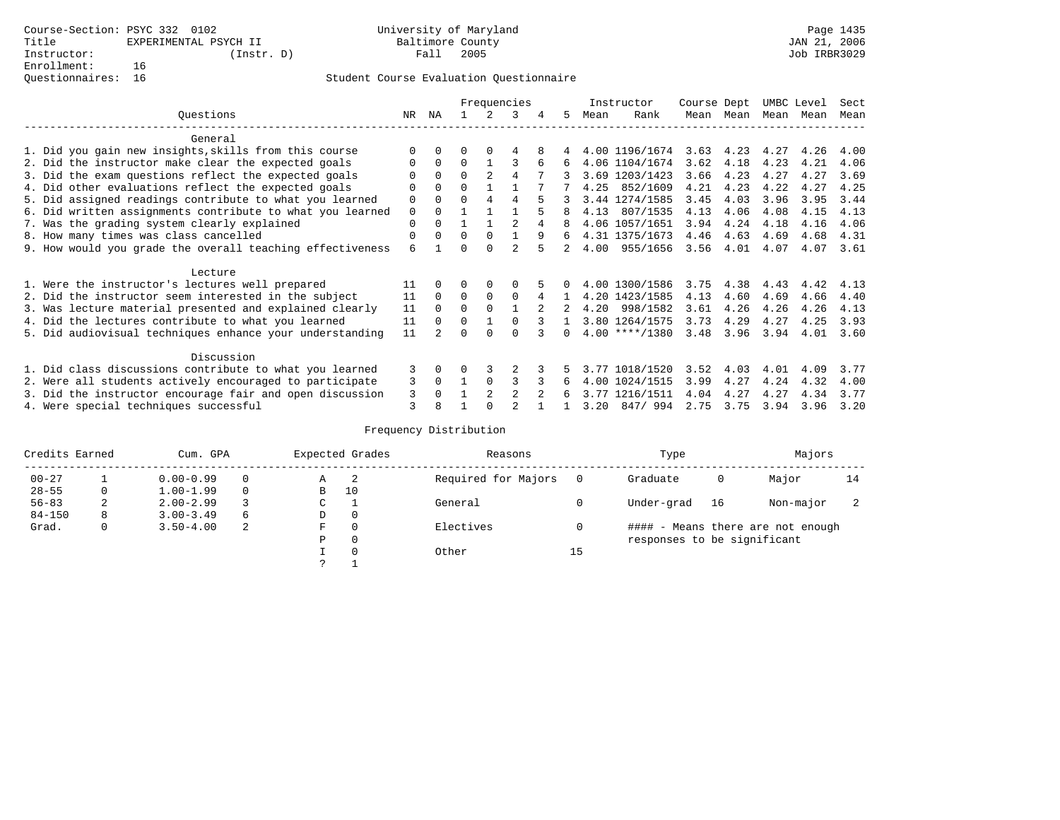Course-Section: PSYC 332 0102
Title EXPERIMENTAL PSYCH II
Instructor: (Instr. D)
Enrollment: 16
Questionnaires: 16

University of Maryland
Baltimore County
Fall 2005

JAN 21, 2006
Job IRBR3029

Student Course Evaluation Questionnaire

| Questions | NR | NA | 1 | 2 | 3 | 4 | 5 | Instructor Mean | Instructor Rank | Course Mean | Dept Mean | UMBC Mean | Level Mean | Sect Mean |
|---|---|---|---|---|---|---|---|---|---|---|---|---|---|---|
| **General** | | | | | | | | | | | | | | |
| 1. Did you gain new insights,skills from this course | 0 | 0 | 0 | 0 | 4 | 8 | 4 | 4.00 | 1196/1674 | 3.63 | 4.23 | 4.27 | 4.26 | 4.00 |
| 2. Did the instructor make clear the expected goals | 0 | 0 | 0 | 1 | 3 | 6 | 6 | 4.06 | 1104/1674 | 3.62 | 4.18 | 4.23 | 4.21 | 4.06 |
| 3. Did the exam questions reflect the expected goals | 0 | 0 | 0 | 2 | 4 | 7 | 3 | 3.69 | 1203/1423 | 3.66 | 4.23 | 4.27 | 4.27 | 3.69 |
| 4. Did other evaluations reflect the expected goals | 0 | 0 | 0 | 1 | 1 | 7 | 7 | 4.25 | 852/1609 | 4.21 | 4.23 | 4.22 | 4.27 | 4.25 |
| 5. Did assigned readings contribute to what you learned | 0 | 0 | 0 | 4 | 4 | 5 | 3 | 3.44 | 1274/1585 | 3.45 | 4.03 | 3.96 | 3.95 | 3.44 |
| 6. Did written assignments contribute to what you learned | 0 | 0 | 1 | 1 | 1 | 5 | 8 | 4.13 | 807/1535 | 4.13 | 4.06 | 4.08 | 4.15 | 4.13 |
| 7. Was the grading system clearly explained | 0 | 0 | 1 | 1 | 2 | 4 | 8 | 4.06 | 1057/1651 | 3.94 | 4.24 | 4.18 | 4.16 | 4.06 |
| 8. How many times was class cancelled | 0 | 0 | 0 | 0 | 1 | 9 | 6 | 4.31 | 1375/1673 | 4.46 | 4.63 | 4.69 | 4.68 | 4.31 |
| 9. How would you grade the overall teaching effectiveness | 6 | 1 | 0 | 0 | 2 | 5 | 2 | 4.00 | 955/1656 | 3.56 | 4.01 | 4.07 | 4.07 | 3.61 |
| **Lecture** | | | | | | | | | | | | | | |
| 1. Were the instructor's lectures well prepared | 11 | 0 | 0 | 0 | 0 | 5 | 0 | 4.00 | 1300/1586 | 3.75 | 4.38 | 4.43 | 4.42 | 4.13 |
| 2. Did the instructor seem interested in the subject | 11 | 0 | 0 | 0 | 0 | 4 | 1 | 4.20 | 1423/1585 | 4.13 | 4.60 | 4.69 | 4.66 | 4.40 |
| 3. Was lecture material presented and explained clearly | 11 | 0 | 0 | 0 | 1 | 2 | 2 | 4.20 | 998/1582 | 3.61 | 4.26 | 4.26 | 4.26 | 4.13 |
| 4. Did the lectures contribute to what you learned | 11 | 0 | 0 | 1 | 0 | 3 | 1 | 3.80 | 1264/1575 | 3.73 | 4.29 | 4.27 | 4.25 | 3.93 |
| 5. Did audiovisual techniques enhance your understanding | 11 | 2 | 0 | 0 | 0 | 3 | 0 | 4.00 | ****/1380 | 3.48 | 3.96 | 3.94 | 4.01 | 3.60 |
| **Discussion** | | | | | | | | | | | | | | |
| 1. Did class discussions contribute to what you learned | 3 | 0 | 0 | 3 | 2 | 3 | 5 | 3.77 | 1018/1520 | 3.52 | 4.03 | 4.01 | 4.09 | 3.77 |
| 2. Were all students actively encouraged to participate | 3 | 0 | 1 | 0 | 3 | 3 | 6 | 4.00 | 1024/1515 | 3.99 | 4.27 | 4.24 | 4.32 | 4.00 |
| 3. Did the instructor encourage fair and open discussion | 3 | 0 | 1 | 2 | 2 | 2 | 6 | 3.77 | 1216/1511 | 4.04 | 4.27 | 4.27 | 4.34 | 3.77 |
| 4. Were special techniques successful | 3 | 8 | 1 | 0 | 2 | 1 | 1 | 3.20 | 847/ 994 | 2.75 | 3.75 | 3.94 | 3.96 | 3.20 |

Frequency Distribution

| Credits Earned | | Cum. GPA | | Expected Grades | | Reasons | | Type | | Majors | |
|---|---|---|---|---|---|---|---|---|---|---|---|
| 00-27 | 1 | 0.00-0.99 | 0 | A | 2 | Required for Majors | 0 | Graduate | 0 | Major | 14 |
| 28-55 | 0 | 1.00-1.99 | 0 | B | 10 | | | | | | |
| 56-83 | 2 | 2.00-2.99 | 3 | C | 1 | General | 0 | Under-grad | 16 | Non-major | 2 |
| 84-150 | 8 | 3.00-3.49 | 6 | D | 0 | | | | | | |
| Grad. | 0 | 3.50-4.00 | 2 | F | 0 | Electives | 0 | #### - Means there are not enough responses to be significant | | | |
| | | | | P | 0 | | | | | | |
| | | | | I | 0 | Other | 15 | | | | |
| | | | | ? | 1 | | | | | | |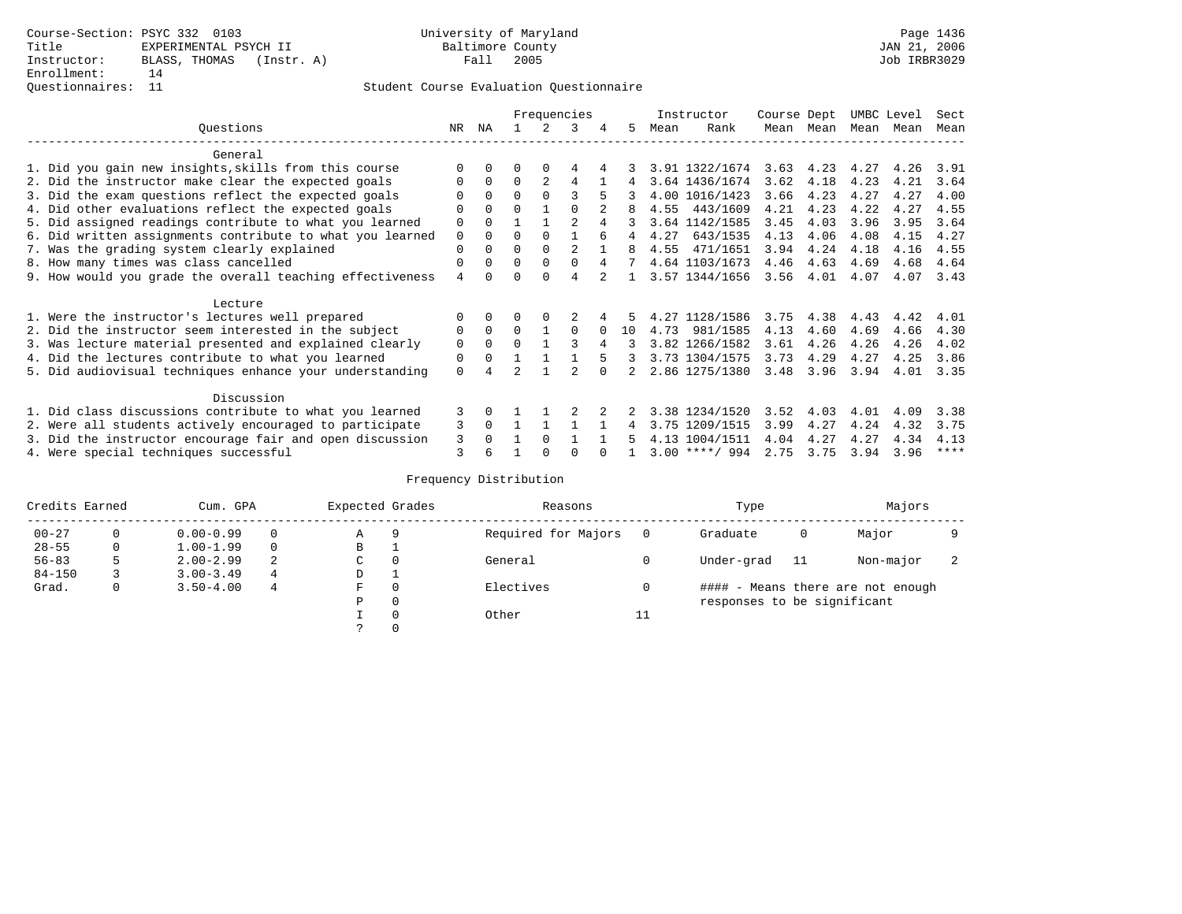Course-Section: PSYC 332 0103
Title: EXPERIMENTAL PSYCH II
Instructor: BLASS, THOMAS (Instr. A)
Enrollment: 14
Questionnaires: 11

University of Maryland
Baltimore County
Fall 2005

JAN 21, 2006
Job IRBR3029

## Student Course Evaluation Questionnaire

| Questions | NR | NA | 1 | 2 | 3 | 4 | 5 | Instructor Mean | Rank | Course Mean | Dept Mean | UMBC Mean | Level Mean | Sect Mean |
|---|---|---|---|---|---|---|---|---|---|---|---|---|---|---|
| **General** | | | | | | | | | | | | | | |
| 1. Did you gain new insights,skills from this course | 0 | 0 | 0 | 0 | 4 | 4 | 3 | 3.91 | 1322/1674 | 3.63 | 4.23 | 4.27 | 4.26 | 3.91 |
| 2. Did the instructor make clear the expected goals | 0 | 0 | 0 | 2 | 4 | 1 | 4 | 3.64 | 1436/1674 | 3.62 | 4.18 | 4.23 | 4.21 | 3.64 |
| 3. Did the exam questions reflect the expected goals | 0 | 0 | 0 | 0 | 3 | 5 | 3 | 4.00 | 1016/1423 | 3.66 | 4.23 | 4.27 | 4.27 | 4.00 |
| 4. Did other evaluations reflect the expected goals | 0 | 0 | 0 | 1 | 0 | 2 | 8 | 4.55 | 443/1609 | 4.21 | 4.23 | 4.22 | 4.27 | 4.55 |
| 5. Did assigned readings contribute to what you learned | 0 | 0 | 1 | 1 | 2 | 4 | 3 | 3.64 | 1142/1585 | 3.45 | 4.03 | 3.96 | 3.95 | 3.64 |
| 6. Did written assignments contribute to what you learned | 0 | 0 | 0 | 0 | 1 | 6 | 4 | 4.27 | 643/1535 | 4.13 | 4.06 | 4.08 | 4.15 | 4.27 |
| 7. Was the grading system clearly explained | 0 | 0 | 0 | 0 | 2 | 1 | 8 | 4.55 | 471/1651 | 3.94 | 4.24 | 4.18 | 4.16 | 4.55 |
| 8. How many times was class cancelled | 0 | 0 | 0 | 0 | 0 | 4 | 7 | 4.64 | 1103/1673 | 4.46 | 4.63 | 4.69 | 4.68 | 4.64 |
| 9. How would you grade the overall teaching effectiveness | 4 | 0 | 0 | 0 | 4 | 2 | 1 | 3.57 | 1344/1656 | 3.56 | 4.01 | 4.07 | 4.07 | 3.43 |
| **Lecture** | | | | | | | | | | | | | | |
| 1. Were the instructor's lectures well prepared | 0 | 0 | 0 | 0 | 2 | 4 | 5 | 4.27 | 1128/1586 | 3.75 | 4.38 | 4.43 | 4.42 | 4.01 |
| 2. Did the instructor seem interested in the subject | 0 | 0 | 0 | 1 | 0 | 0 | 10 | 4.73 | 981/1585 | 4.13 | 4.60 | 4.69 | 4.66 | 4.30 |
| 3. Was lecture material presented and explained clearly | 0 | 0 | 0 | 1 | 3 | 4 | 3 | 3.82 | 1266/1582 | 3.61 | 4.26 | 4.26 | 4.26 | 4.02 |
| 4. Did the lectures contribute to what you learned | 0 | 0 | 1 | 1 | 1 | 5 | 3 | 3.73 | 1304/1575 | 3.73 | 4.29 | 4.27 | 4.25 | 3.86 |
| 5. Did audiovisual techniques enhance your understanding | 0 | 4 | 2 | 1 | 2 | 0 | 2 | 2.86 | 1275/1380 | 3.48 | 3.96 | 3.94 | 4.01 | 3.35 |
| **Discussion** | | | | | | | | | | | | | | |
| 1. Did class discussions contribute to what you learned | 3 | 0 | 1 | 1 | 2 | 2 | 2 | 3.38 | 1234/1520 | 3.52 | 4.03 | 4.01 | 4.09 | 3.38 |
| 2. Were all students actively encouraged to participate | 3 | 0 | 1 | 1 | 1 | 1 | 4 | 3.75 | 1209/1515 | 3.99 | 4.27 | 4.24 | 4.32 | 3.75 |
| 3. Did the instructor encourage fair and open discussion | 3 | 0 | 1 | 0 | 1 | 1 | 5 | 4.13 | 1004/1511 | 4.04 | 4.27 | 4.27 | 4.34 | 4.13 |
| 4. Were special techniques successful | 3 | 6 | 1 | 0 | 0 | 0 | 1 | 3.00 | ****/ 994 | 2.75 | 3.75 | 3.94 | 3.96 | **** |

## Frequency Distribution

| Credits Earned | | Cum. GPA | | Expected Grades | | Reasons | | Type | | Majors | |
|---|---|---|---|---|---|---|---|---|---|---|---|
| 00-27 | 0 | 0.00-0.99 | 0 | A | 9 | Required for Majors | 0 | Graduate | 0 | Major | 9 |
| 28-55 | 0 | 1.00-1.99 | 0 | B | 1 | | | | | | |
| 56-83 | 5 | 2.00-2.99 | 2 | C | 0 | General | 0 | Under-grad | 11 | Non-major | 2 |
| 84-150 | 3 | 3.00-3.49 | 4 | D | 1 | | | | | | |
| Grad. | 0 | 3.50-4.00 | 4 | F | 0 | Electives | 0 | | | | |
| | | | | P | 0 | | | | | | |
| | | | | I | 0 | Other | 11 | | | | |
| | | | | ? | 0 | | | | | | |

#### - Means there are not enough responses to be significant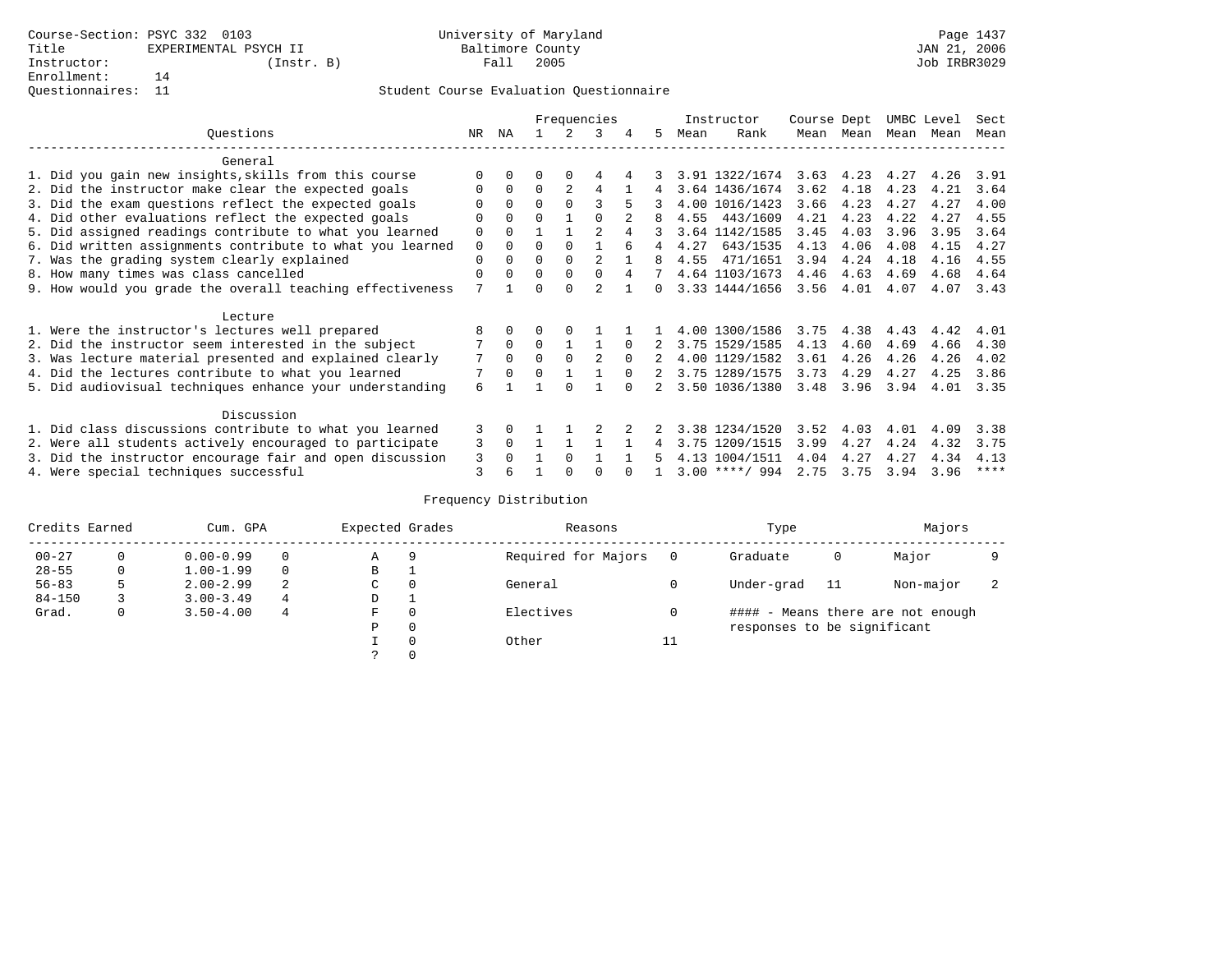Course-Section: PSYC 332 0103
Title: EXPERIMENTAL PSYCH II
Instructor: (Instr. B)
Enrollment: 14
Questionnaires: 11

University of Maryland
Baltimore County
Fall 2005

Page 1437
JAN 21, 2006
Job IRBR3029

## Student Course Evaluation Questionnaire

| Questions | NR | NA | 1 | 2 | 3 | 4 | 5 | Instructor Mean | Rank | Course Mean | Dept Mean | UMBC Mean | Level Mean | Sect Mean |
|---|---|---|---|---|---|---|---|---|---|---|---|---|---|---|
| **General** | | | | | | | | | | | | | | |
| 1. Did you gain new insights,skills from this course | 0 | 0 | 0 | 0 | 4 | 4 | 3 | 3.91 | 1322/1674 | 3.63 | 4.23 | 4.27 | 4.26 | 3.91 |
| 2. Did the instructor make clear the expected goals | 0 | 0 | 0 | 2 | 4 | 1 | 4 | 3.64 | 1436/1674 | 3.62 | 4.18 | 4.23 | 4.21 | 3.64 |
| 3. Did the exam questions reflect the expected goals | 0 | 0 | 0 | 0 | 3 | 5 | 3 | 4.00 | 1016/1423 | 3.66 | 4.23 | 4.27 | 4.27 | 4.00 |
| 4. Did other evaluations reflect the expected goals | 0 | 0 | 0 | 1 | 0 | 2 | 8 | 4.55 | 443/1609 | 4.21 | 4.23 | 4.22 | 4.27 | 4.55 |
| 5. Did assigned readings contribute to what you learned | 0 | 0 | 1 | 1 | 2 | 4 | 3 | 3.64 | 1142/1585 | 3.45 | 4.03 | 3.96 | 3.95 | 3.64 |
| 6. Did written assignments contribute to what you learned | 0 | 0 | 0 | 0 | 1 | 6 | 4 | 4.27 | 643/1535 | 4.13 | 4.06 | 4.08 | 4.15 | 4.27 |
| 7. Was the grading system clearly explained | 0 | 0 | 0 | 0 | 2 | 1 | 8 | 4.55 | 471/1651 | 3.94 | 4.24 | 4.18 | 4.16 | 4.55 |
| 8. How many times was class cancelled | 0 | 0 | 0 | 0 | 0 | 4 | 7 | 4.64 | 1103/1673 | 4.46 | 4.63 | 4.69 | 4.68 | 4.64 |
| 9. How would you grade the overall teaching effectiveness | 7 | 1 | 0 | 0 | 2 | 1 | 0 | 3.33 | 1444/1656 | 3.56 | 4.01 | 4.07 | 4.07 | 3.43 |
| **Lecture** | | | | | | | | | | | | | | |
| 1. Were the instructor's lectures well prepared | 8 | 0 | 0 | 0 | 1 | 1 | 1 | 4.00 | 1300/1586 | 3.75 | 4.38 | 4.43 | 4.42 | 4.01 |
| 2. Did the instructor seem interested in the subject | 7 | 0 | 0 | 1 | 1 | 0 | 2 | 3.75 | 1529/1585 | 4.13 | 4.60 | 4.69 | 4.66 | 4.30 |
| 3. Was lecture material presented and explained clearly | 7 | 0 | 0 | 0 | 2 | 0 | 2 | 4.00 | 1129/1582 | 3.61 | 4.26 | 4.26 | 4.26 | 4.02 |
| 4. Did the lectures contribute to what you learned | 7 | 0 | 0 | 1 | 1 | 0 | 2 | 3.75 | 1289/1575 | 3.73 | 4.29 | 4.27 | 4.25 | 3.86 |
| 5. Did audiovisual techniques enhance your understanding | 6 | 1 | 1 | 0 | 1 | 0 | 2 | 3.50 | 1036/1380 | 3.48 | 3.96 | 3.94 | 4.01 | 3.35 |
| **Discussion** | | | | | | | | | | | | | | |
| 1. Did class discussions contribute to what you learned | 3 | 0 | 1 | 1 | 2 | 2 | 2 | 3.38 | 1234/1520 | 3.52 | 4.03 | 4.01 | 4.09 | 3.38 |
| 2. Were all students actively encouraged to participate | 3 | 0 | 1 | 1 | 1 | 1 | 4 | 3.75 | 1209/1515 | 3.99 | 4.27 | 4.24 | 4.32 | 3.75 |
| 3. Did the instructor encourage fair and open discussion | 3 | 0 | 1 | 0 | 1 | 1 | 5 | 4.13 | 1004/1511 | 4.04 | 4.27 | 4.27 | 4.34 | 4.13 |
| 4. Were special techniques successful | 3 | 6 | 1 | 0 | 0 | 0 | 1 | 3.00 | ****/ 994 | 2.75 | 3.75 | 3.94 | 3.96 | **** |

### Frequency Distribution

| Credits Earned | | Cum. GPA | | Expected Grades | | Reasons | | Type | | Majors | |
|---|---|---|---|---|---|---|---|---|---|---|---|
| 00-27 | 0 | 0.00-0.99 | 0 | A | 9 | Required for Majors | 0 | Graduate | 0 | Major | 9 |
| 28-55 | 0 | 1.00-1.99 | 0 | B | 1 | | | | | | |
| 56-83 | 5 | 2.00-2.99 | 2 | C | 0 | General | 0 | Under-grad | 11 | Non-major | 2 |
| 84-150 | 3 | 3.00-3.49 | 4 | D | 1 | | | | | | |
| Grad. | 0 | 3.50-4.00 | 4 | F | 0 | Electives | 0 | #### - Means there are not enough responses to be significant | | | |
| | | | | P | 0 | | | | | | |
| | | | | I | 0 | Other | 11 | | | | |
| | | | | ? | 0 | | | | | | |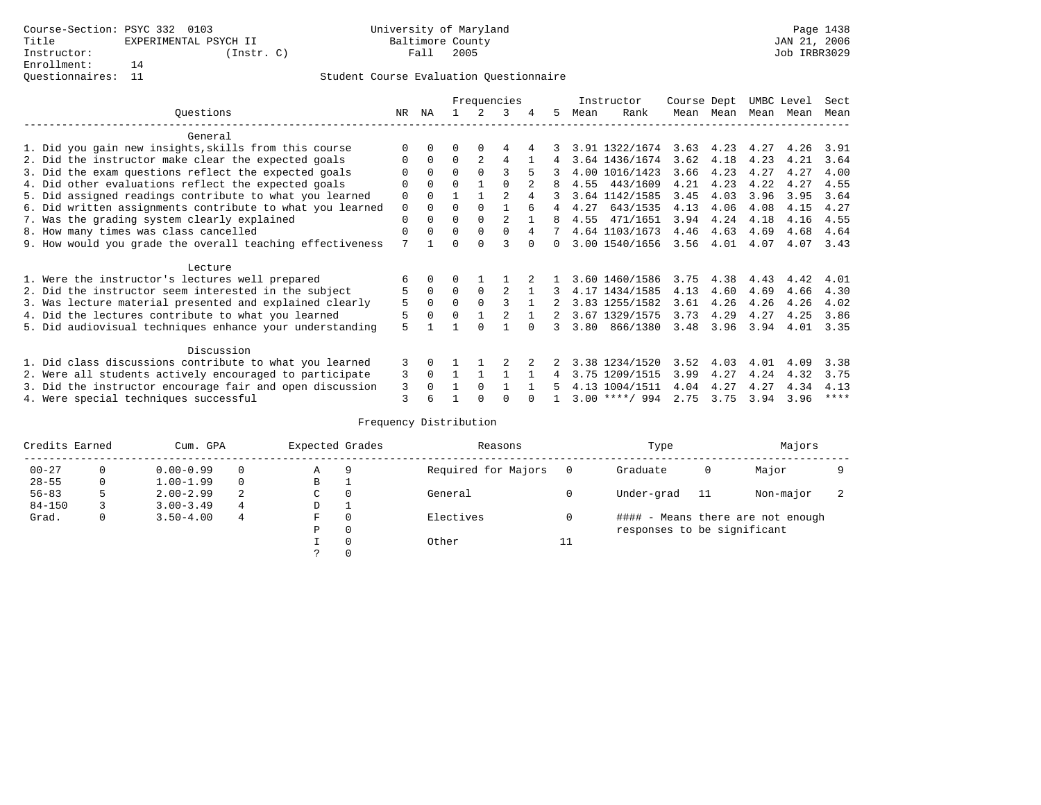Course-Section: PSYC 332 0103
Title: EXPERIMENTAL PSYCH II
Instructor: (Instr. C)
Enrollment: 14
Questionnaires: 11

University of Maryland
Baltimore County
Fall 2005

JAN 21, 2006
Job IRBR3029

## Student Course Evaluation Questionnaire

| Questions | NR | NA | 1 | 2 | 3 | 4 | 5 | Instructor Mean | Rank | Course Mean | Dept Mean | UMBC Mean | Level Mean | Sect Mean |
|---|---|---|---|---|---|---|---|---|---|---|---|---|---|---|
| **General** | | | | | | | | | | | | | | |
| 1. Did you gain new insights,skills from this course | 0 | 0 | 0 | 0 | 4 | 4 | 3 | 3.91 | 1322/1674 | 3.63 | 4.23 | 4.27 | 4.26 | 3.91 |
| 2. Did the instructor make clear the expected goals | 0 | 0 | 0 | 2 | 4 | 1 | 4 | 3.64 | 1436/1674 | 3.62 | 4.18 | 4.23 | 4.21 | 3.64 |
| 3. Did the exam questions reflect the expected goals | 0 | 0 | 0 | 0 | 3 | 5 | 3 | 4.00 | 1016/1423 | 3.66 | 4.23 | 4.27 | 4.27 | 4.00 |
| 4. Did other evaluations reflect the expected goals | 0 | 0 | 0 | 1 | 0 | 2 | 8 | 4.55 | 443/1609 | 4.21 | 4.23 | 4.22 | 4.27 | 4.55 |
| 5. Did assigned readings contribute to what you learned | 0 | 0 | 1 | 1 | 2 | 4 | 3 | 3.64 | 1142/1585 | 3.45 | 4.03 | 3.96 | 3.95 | 3.64 |
| 6. Did written assignments contribute to what you learned | 0 | 0 | 0 | 0 | 1 | 6 | 4 | 4.27 | 643/1535 | 4.13 | 4.06 | 4.08 | 4.15 | 4.27 |
| 7. Was the grading system clearly explained | 0 | 0 | 0 | 0 | 2 | 1 | 8 | 4.55 | 471/1651 | 3.94 | 4.24 | 4.18 | 4.16 | 4.55 |
| 8. How many times was class cancelled | 0 | 0 | 0 | 0 | 0 | 4 | 7 | 4.64 | 1103/1673 | 4.46 | 4.63 | 4.69 | 4.68 | 4.64 |
| 9. How would you grade the overall teaching effectiveness | 7 | 1 | 0 | 0 | 3 | 0 | 0 | 3.00 | 1540/1656 | 3.56 | 4.01 | 4.07 | 4.07 | 3.43 |
| **Lecture** | | | | | | | | | | | | | | |
| 1. Were the instructor's lectures well prepared | 6 | 0 | 0 | 1 | 1 | 2 | 1 | 3.60 | 1460/1586 | 3.75 | 4.38 | 4.43 | 4.42 | 4.01 |
| 2. Did the instructor seem interested in the subject | 5 | 0 | 0 | 0 | 2 | 1 | 3 | 4.17 | 1434/1585 | 4.13 | 4.60 | 4.69 | 4.66 | 4.30 |
| 3. Was lecture material presented and explained clearly | 5 | 0 | 0 | 0 | 3 | 1 | 2 | 3.83 | 1255/1582 | 3.61 | 4.26 | 4.26 | 4.26 | 4.02 |
| 4. Did the lectures contribute to what you learned | 5 | 0 | 0 | 1 | 2 | 1 | 2 | 3.67 | 1329/1575 | 3.73 | 4.29 | 4.27 | 4.25 | 3.86 |
| 5. Did audiovisual techniques enhance your understanding | 5 | 1 | 1 | 0 | 1 | 0 | 3 | 3.80 | 866/1380 | 3.48 | 3.96 | 3.94 | 4.01 | 3.35 |
| **Discussion** | | | | | | | | | | | | | | |
| 1. Did class discussions contribute to what you learned | 3 | 0 | 1 | 1 | 2 | 2 | 2 | 3.38 | 1234/1520 | 3.52 | 4.03 | 4.01 | 4.09 | 3.38 |
| 2. Were all students actively encouraged to participate | 3 | 0 | 1 | 1 | 1 | 1 | 4 | 3.75 | 1209/1515 | 3.99 | 4.27 | 4.24 | 4.32 | 3.75 |
| 3. Did the instructor encourage fair and open discussion | 3 | 0 | 1 | 0 | 1 | 1 | 5 | 4.13 | 1004/1511 | 4.04 | 4.27 | 4.27 | 4.34 | 4.13 |
| 4. Were special techniques successful | 3 | 6 | 1 | 0 | 0 | 0 | 1 | 3.00 | ****/ 994 | 2.75 | 3.75 | 3.94 | 3.96 | **** |

## Frequency Distribution

| Credits Earned | | Cum. GPA | | Expected Grades | | Reasons | | Type | | Majors | |
|---|---|---|---|---|---|---|---|---|---|---|---|
| 00-27 | 0 | 0.00-0.99 | 0 | A | 9 | Required for Majors | 0 | Graduate | 0 | Major | 9 |
| 28-55 | 0 | 1.00-1.99 | 0 | B | 1 | | | | | | |
| 56-83 | 5 | 2.00-2.99 | 2 | C | 0 | General | 0 | Under-grad | 11 | Non-major | 2 |
| 84-150 | 3 | 3.00-3.49 | 4 | D | 1 | | | | | | |
| Grad. | 0 | 3.50-4.00 | 4 | F | 0 | Electives | 0 | #### - Means there are not enough responses to be significant | | | |
| | | | | P | 0 | | | | | | |
| | | | | I | 0 | Other | 11 | | | | |
| | | | | ? | 0 | | | | | | |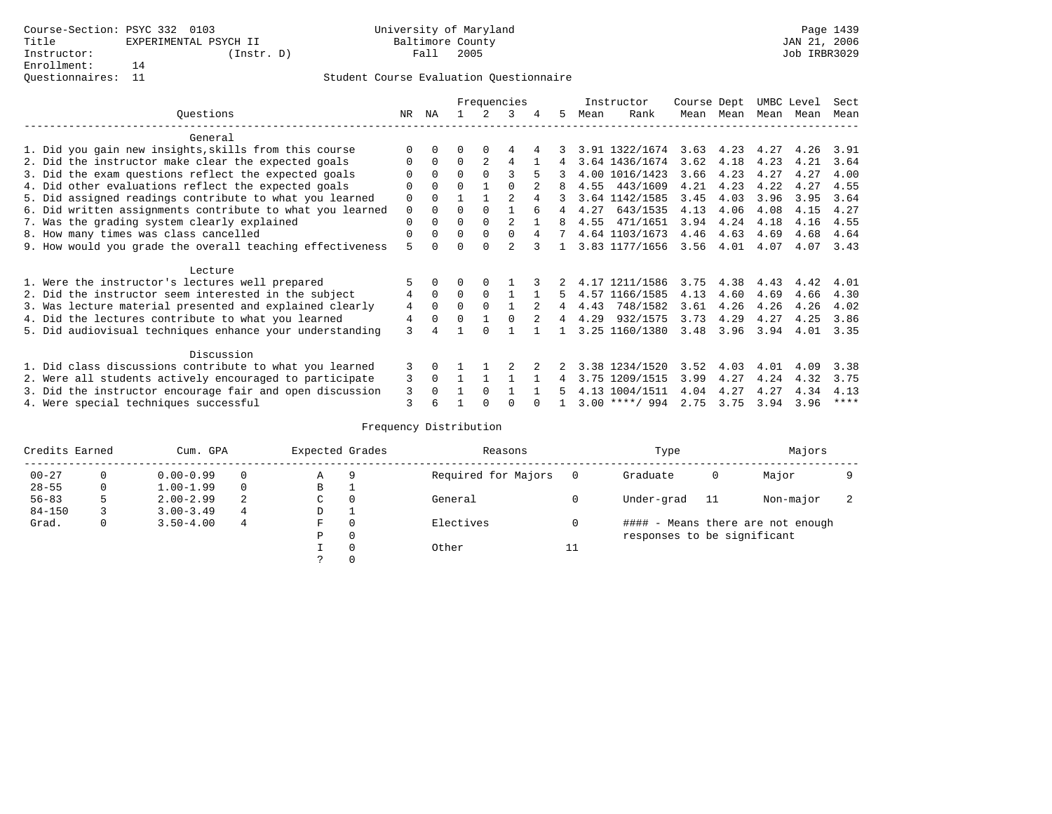Course-Section: PSYC 332 0103
Title: EXPERIMENTAL PSYCH II
Instructor: (Instr. D)
Enrollment: 14
Questionnaires: 11

University of Maryland
Baltimore County
Fall 2005

JAN 21, 2006
Job IRBR3029

## Student Course Evaluation Questionnaire

| Questions | NR | NA | 1 | 2 | 3 | 4 | 5 | Instructor Mean | Rank | Course Mean | Dept Mean | UMBC Mean | Level Mean | Sect Mean |
|---|---|---|---|---|---|---|---|---|---|---|---|---|---|---|
| **General** | | | | | | | | | | | | | | |
| 1. Did you gain new insights,skills from this course | 0 | 0 | 0 | 0 | 4 | 4 | 3 | 3.91 | 1322/1674 | 3.63 | 4.23 | 4.27 | 4.26 | 3.91 |
| 2. Did the instructor make clear the expected goals | 0 | 0 | 0 | 2 | 4 | 1 | 4 | 3.64 | 1436/1674 | 3.62 | 4.18 | 4.23 | 4.21 | 3.64 |
| 3. Did the exam questions reflect the expected goals | 0 | 0 | 0 | 0 | 3 | 5 | 3 | 4.00 | 1016/1423 | 3.66 | 4.23 | 4.27 | 4.27 | 4.00 |
| 4. Did other evaluations reflect the expected goals | 0 | 0 | 0 | 1 | 0 | 2 | 8 | 4.55 | 443/1609 | 4.21 | 4.23 | 4.22 | 4.27 | 4.55 |
| 5. Did assigned readings contribute to what you learned | 0 | 0 | 1 | 1 | 2 | 4 | 3 | 3.64 | 1142/1585 | 3.45 | 4.03 | 3.96 | 3.95 | 3.64 |
| 6. Did written assignments contribute to what you learned | 0 | 0 | 0 | 0 | 1 | 6 | 4 | 4.27 | 643/1535 | 4.13 | 4.06 | 4.08 | 4.15 | 4.27 |
| 7. Was the grading system clearly explained | 0 | 0 | 0 | 0 | 2 | 1 | 8 | 4.55 | 471/1651 | 3.94 | 4.24 | 4.18 | 4.16 | 4.55 |
| 8. How many times was class cancelled | 0 | 0 | 0 | 0 | 0 | 4 | 7 | 4.64 | 1103/1673 | 4.46 | 4.63 | 4.69 | 4.68 | 4.64 |
| 9. How would you grade the overall teaching effectiveness | 5 | 0 | 0 | 0 | 2 | 3 | 1 | 3.83 | 1177/1656 | 3.56 | 4.01 | 4.07 | 4.07 | 3.43 |
| **Lecture** | | | | | | | | | | | | | | |
| 1. Were the instructor's lectures well prepared | 5 | 0 | 0 | 0 | 1 | 3 | 2 | 4.17 | 1211/1586 | 3.75 | 4.38 | 4.43 | 4.42 | 4.01 |
| 2. Did the instructor seem interested in the subject | 4 | 0 | 0 | 0 | 1 | 1 | 5 | 4.57 | 1166/1585 | 4.13 | 4.60 | 4.69 | 4.66 | 4.30 |
| 3. Was lecture material presented and explained clearly | 4 | 0 | 0 | 0 | 1 | 2 | 4 | 4.43 | 748/1582 | 3.61 | 4.26 | 4.26 | 4.26 | 4.02 |
| 4. Did the lectures contribute to what you learned | 4 | 0 | 0 | 1 | 0 | 2 | 4 | 4.29 | 932/1575 | 3.73 | 4.29 | 4.27 | 4.25 | 3.86 |
| 5. Did audiovisual techniques enhance your understanding | 3 | 4 | 1 | 0 | 1 | 1 | 1 | 3.25 | 1160/1380 | 3.48 | 3.96 | 3.94 | 4.01 | 3.35 |
| **Discussion** | | | | | | | | | | | | | | |
| 1. Did class discussions contribute to what you learned | 3 | 0 | 1 | 1 | 2 | 2 | 2 | 3.38 | 1234/1520 | 3.52 | 4.03 | 4.01 | 4.09 | 3.38 |
| 2. Were all students actively encouraged to participate | 3 | 0 | 1 | 1 | 1 | 1 | 4 | 3.75 | 1209/1515 | 3.99 | 4.27 | 4.24 | 4.32 | 3.75 |
| 3. Did the instructor encourage fair and open discussion | 3 | 0 | 1 | 0 | 1 | 1 | 5 | 4.13 | 1004/1511 | 4.04 | 4.27 | 4.27 | 4.34 | 4.13 |
| 4. Were special techniques successful | 3 | 6 | 1 | 0 | 0 | 0 | 1 | 3.00 | ****/ 994 | 2.75 | 3.75 | 3.94 | 3.96 | **** |

## Frequency Distribution

| Credits Earned | | Cum. GPA | | Expected Grades | | Reasons | | Type | | Majors | |
|---|---|---|---|---|---|---|---|---|---|---|---|
| 00-27 | 0 | 0.00-0.99 | 0 | A | 9 | Required for Majors | 0 | Graduate | 0 | Major | 9 |
| 28-55 | 0 | 1.00-1.99 | 0 | B | 1 | | | | | | |
| 56-83 | 5 | 2.00-2.99 | 2 | C | 0 | General | 0 | Under-grad | 11 | Non-major | 2 |
| 84-150 | 3 | 3.00-3.49 | 4 | D | 1 | | | | | | |
| Grad. | 0 | 3.50-4.00 | 4 | F | 0 | Electives | 0 | #### - Means there are not enough responses to be significant | | | |
| | | | | P | 0 | | | | | | |
| | | | | I | 0 | Other | 11 | | | | |
| | | | | ? | 0 | | | | | | |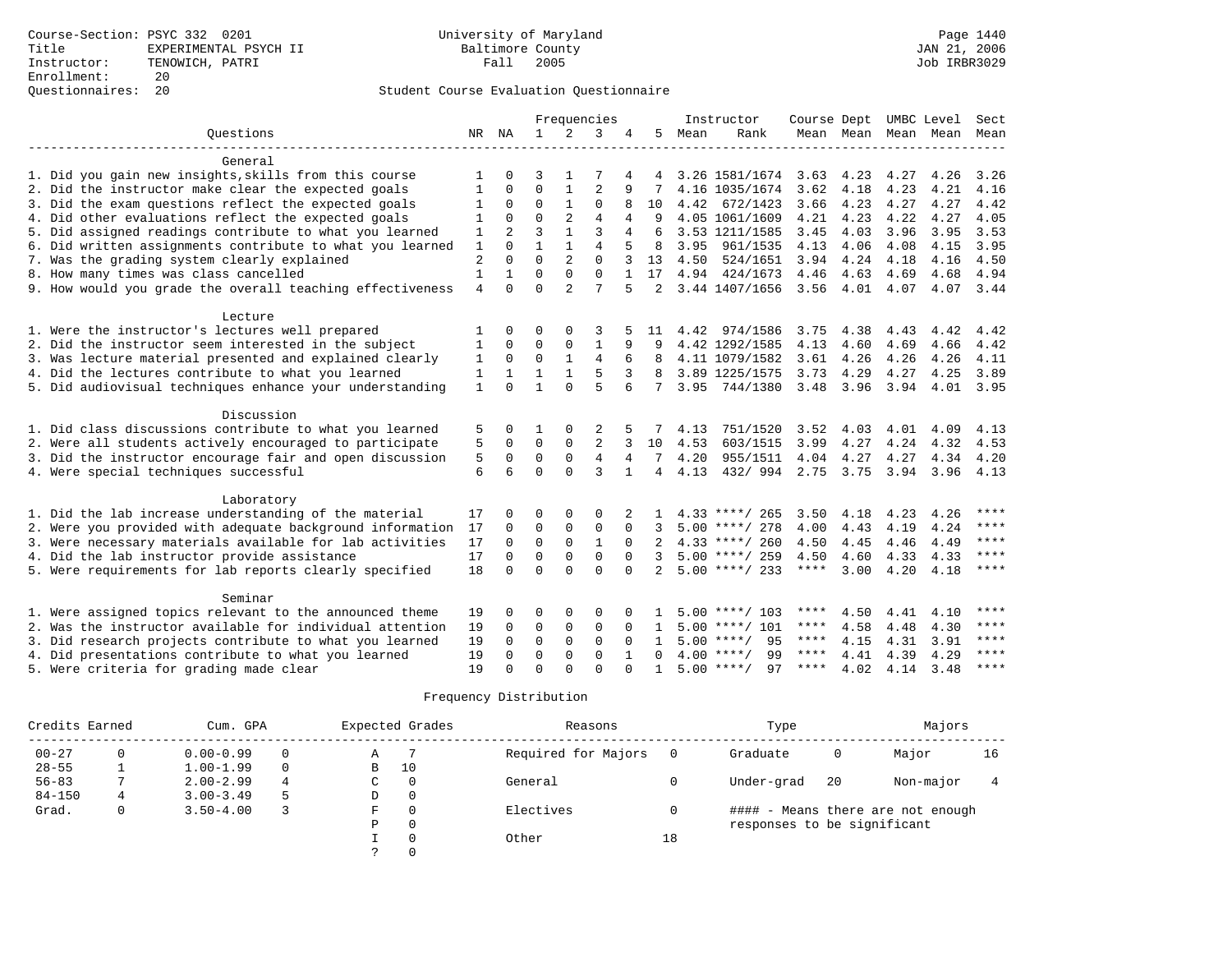Course-Section: PSYC 332 0201
Title: EXPERIMENTAL PSYCH II
Instructor: TENOWICH, PATRI
Enrollment: 20
Questionnaires: 20

University of Maryland
Baltimore County
Fall 2005

Student Course Evaluation Questionnaire

| Questions | NR | NA | 1 | 2 | 3 | 4 | 5 | Instructor Mean | Instructor Rank | Course Mean | Dept Mean | UMBC Mean | Level Mean | Sect Mean |
|---|---|---|---|---|---|---|---|---|---|---|---|---|---|---|
| **General** | | | | | | | | | | | | | | |
| 1. Did you gain new insights,skills from this course | 1 | 0 | 3 | 1 | 7 | 4 | 4 | 3.26 | 1581/1674 | 3.63 | 4.23 | 4.27 | 4.26 | 3.26 |
| 2. Did the instructor make clear the expected goals | 1 | 0 | 0 | 1 | 2 | 9 | 7 | 4.16 | 1035/1674 | 3.62 | 4.18 | 4.23 | 4.21 | 4.16 |
| 3. Did the exam questions reflect the expected goals | 1 | 0 | 0 | 1 | 0 | 8 | 10 | 4.42 | 672/1423 | 3.66 | 4.23 | 4.27 | 4.27 | 4.42 |
| 4. Did other evaluations reflect the expected goals | 1 | 0 | 0 | 2 | 4 | 4 | 9 | 4.05 | 1061/1609 | 4.21 | 4.23 | 4.22 | 4.27 | 4.05 |
| 5. Did assigned readings contribute to what you learned | 1 | 2 | 3 | 1 | 3 | 4 | 6 | 3.53 | 1211/1585 | 3.45 | 4.03 | 3.96 | 3.95 | 3.53 |
| 6. Did written assignments contribute to what you learned | 1 | 0 | 1 | 1 | 4 | 5 | 8 | 3.95 | 961/1535 | 4.13 | 4.06 | 4.08 | 4.15 | 3.95 |
| 7. Was the grading system clearly explained | 2 | 0 | 0 | 2 | 0 | 3 | 13 | 4.50 | 524/1651 | 3.94 | 4.24 | 4.18 | 4.16 | 4.50 |
| 8. How many times was class cancelled | 1 | 1 | 0 | 0 | 0 | 1 | 17 | 4.94 | 424/1673 | 4.46 | 4.63 | 4.69 | 4.68 | 4.94 |
| 9. How would you grade the overall teaching effectiveness | 4 | 0 | 0 | 2 | 7 | 5 | 2 | 3.44 | 1407/1656 | 3.56 | 4.01 | 4.07 | 4.07 | 3.44 |
| **Lecture** | | | | | | | | | | | | | | |
| 1. Were the instructor's lectures well prepared | 1 | 0 | 0 | 0 | 3 | 5 | 11 | 4.42 | 974/1586 | 3.75 | 4.38 | 4.43 | 4.42 | 4.42 |
| 2. Did the instructor seem interested in the subject | 1 | 0 | 0 | 0 | 1 | 9 | 9 | 4.42 | 1292/1585 | 4.13 | 4.60 | 4.69 | 4.66 | 4.42 |
| 3. Was lecture material presented and explained clearly | 1 | 0 | 0 | 1 | 4 | 6 | 8 | 4.11 | 1079/1582 | 3.61 | 4.26 | 4.26 | 4.26 | 4.11 |
| 4. Did the lectures contribute to what you learned | 1 | 1 | 1 | 1 | 5 | 3 | 8 | 3.89 | 1225/1575 | 3.73 | 4.29 | 4.27 | 4.25 | 3.89 |
| 5. Did audiovisual techniques enhance your understanding | 1 | 0 | 1 | 0 | 5 | 6 | 7 | 3.95 | 744/1380 | 3.48 | 3.96 | 3.94 | 4.01 | 3.95 |
| **Discussion** | | | | | | | | | | | | | | |
| 1. Did class discussions contribute to what you learned | 5 | 0 | 1 | 0 | 2 | 5 | 7 | 4.13 | 751/1520 | 3.52 | 4.03 | 4.01 | 4.09 | 4.13 |
| 2. Were all students actively encouraged to participate | 5 | 0 | 0 | 0 | 2 | 3 | 10 | 4.53 | 603/1515 | 3.99 | 4.27 | 4.24 | 4.32 | 4.53 |
| 3. Did the instructor encourage fair and open discussion | 5 | 0 | 0 | 0 | 4 | 4 | 7 | 4.20 | 955/1511 | 4.04 | 4.27 | 4.27 | 4.34 | 4.20 |
| 4. Were special techniques successful | 6 | 6 | 0 | 0 | 3 | 1 | 4 | 4.13 | 432/ 994 | 2.75 | 3.75 | 3.94 | 3.96 | 4.13 |
| **Laboratory** | | | | | | | | | | | | | | |
| 1. Did the lab increase understanding of the material | 17 | 0 | 0 | 0 | 0 | 2 | 1 | 4.33 | ****/ 265 | 3.50 | 4.18 | 4.23 | 4.26 | **** |
| 2. Were you provided with adequate background information | 17 | 0 | 0 | 0 | 0 | 0 | 3 | 5.00 | ****/ 278 | 4.00 | 4.43 | 4.19 | 4.24 | **** |
| 3. Were necessary materials available for lab activities | 17 | 0 | 0 | 0 | 1 | 0 | 2 | 4.33 | ****/ 260 | 4.50 | 4.45 | 4.46 | 4.49 | **** |
| 4. Did the lab instructor provide assistance | 17 | 0 | 0 | 0 | 0 | 0 | 3 | 5.00 | ****/ 259 | 4.50 | 4.60 | 4.33 | 4.33 | **** |
| 5. Were requirements for lab reports clearly specified | 18 | 0 | 0 | 0 | 0 | 0 | 2 | 5.00 | ****/ 233 | **** | 3.00 | 4.20 | 4.18 | **** |
| **Seminar** | | | | | | | | | | | | | | |
| 1. Were assigned topics relevant to the announced theme | 19 | 0 | 0 | 0 | 0 | 0 | 1 | 5.00 | ****/ 103 | **** | 4.50 | 4.41 | 4.10 | **** |
| 2. Was the instructor available for individual attention | 19 | 0 | 0 | 0 | 0 | 0 | 1 | 5.00 | ****/ 101 | **** | 4.58 | 4.48 | 4.30 | **** |
| 3. Did research projects contribute to what you learned | 19 | 0 | 0 | 0 | 0 | 0 | 1 | 5.00 | ****/ 95 | **** | 4.15 | 4.31 | 3.91 | **** |
| 4. Did presentations contribute to what you learned | 19 | 0 | 0 | 0 | 0 | 1 | 0 | 4.00 | ****/ 99 | **** | 4.41 | 4.39 | 4.29 | **** |
| 5. Were criteria for grading made clear | 19 | 0 | 0 | 0 | 0 | 0 | 1 | 5.00 | ****/ 97 | **** | 4.02 | 4.14 | 3.48 | **** |

## Frequency Distribution

| Credits Earned | | Cum. GPA | | Expected Grades | | Reasons | | Type | | Majors | |
|---|---|---|---|---|---|---|---|---|---|---|---|
| 00-27 | 0 | 0.00-0.99 | 0 | A | 7 | Required for Majors | 0 | Graduate | 0 | Major | 16 |
| 28-55 | 1 | 1.00-1.99 | 0 | B | 10 | | | | | | |
| 56-83 | 7 | 2.00-2.99 | 4 | C | 0 | General | 0 | Under-grad | 20 | Non-major | 4 |
| 84-150 | 4 | 3.00-3.49 | 5 | D | 0 | | | | | | |
| Grad. | 0 | 3.50-4.00 | 3 | F | 0 | Electives | 0 | | | | |
| | | | | P | 0 | | | | | | |
| | | | | I | 0 | Other | 18 | | | | |
| | | | | ? | 0 | | | | | | |

#### - Means there are not enough responses to be significant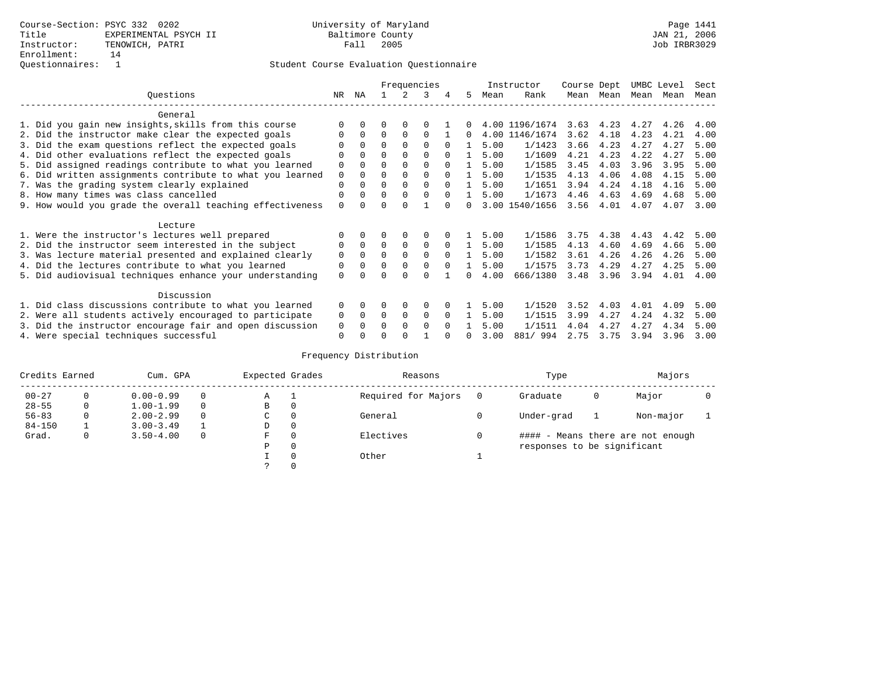Course-Section: PSYC 332 0202
Title: EXPERIMENTAL PSYCH II
Instructor: TENOWICH, PATRI
Enrollment: 14
Questionnaires: 1

University of Maryland
Baltimore County
Fall 2005

JAN 21, 2006
Job IRBR3029

Student Course Evaluation Questionnaire

| Questions | NR | NA | 1 | 2 | 3 | 4 | 5 | Instructor Mean | Rank | Course Mean | Dept Mean | UMBC Mean | Level Mean | Sect Mean |
|---|---|---|---|---|---|---|---|---|---|---|---|---|---|---|
| **General** | | | | | | | | | | | | | | |
| 1. Did you gain new insights,skills from this course | 0 | 0 | 0 | 0 | 0 | 1 | 0 | 4.00 | 1196/1674 | 3.63 | 4.23 | 4.27 | 4.26 | 4.00 |
| 2. Did the instructor make clear the expected goals | 0 | 0 | 0 | 0 | 0 | 1 | 0 | 4.00 | 1146/1674 | 3.62 | 4.18 | 4.23 | 4.21 | 4.00 |
| 3. Did the exam questions reflect the expected goals | 0 | 0 | 0 | 0 | 0 | 0 | 1 | 5.00 | 1/1423 | 3.66 | 4.23 | 4.27 | 4.27 | 5.00 |
| 4. Did other evaluations reflect the expected goals | 0 | 0 | 0 | 0 | 0 | 0 | 1 | 5.00 | 1/1609 | 4.21 | 4.23 | 4.22 | 4.27 | 5.00 |
| 5. Did assigned readings contribute to what you learned | 0 | 0 | 0 | 0 | 0 | 0 | 1 | 5.00 | 1/1585 | 3.45 | 4.03 | 3.96 | 3.95 | 5.00 |
| 6. Did written assignments contribute to what you learned | 0 | 0 | 0 | 0 | 0 | 0 | 1 | 5.00 | 1/1535 | 4.13 | 4.06 | 4.08 | 4.15 | 5.00 |
| 7. Was the grading system clearly explained | 0 | 0 | 0 | 0 | 0 | 0 | 1 | 5.00 | 1/1651 | 3.94 | 4.24 | 4.18 | 4.16 | 5.00 |
| 8. How many times was class cancelled | 0 | 0 | 0 | 0 | 0 | 0 | 1 | 5.00 | 1/1673 | 4.46 | 4.63 | 4.69 | 4.68 | 5.00 |
| 9. How would you grade the overall teaching effectiveness | 0 | 0 | 0 | 0 | 1 | 0 | 0 | 3.00 | 1540/1656 | 3.56 | 4.01 | 4.07 | 4.07 | 3.00 |
| **Lecture** | | | | | | | | | | | | | | |
| 1. Were the instructor's lectures well prepared | 0 | 0 | 0 | 0 | 0 | 0 | 1 | 5.00 | 1/1586 | 3.75 | 4.38 | 4.43 | 4.42 | 5.00 |
| 2. Did the instructor seem interested in the subject | 0 | 0 | 0 | 0 | 0 | 0 | 1 | 5.00 | 1/1585 | 4.13 | 4.60 | 4.69 | 4.66 | 5.00 |
| 3. Was lecture material presented and explained clearly | 0 | 0 | 0 | 0 | 0 | 0 | 1 | 5.00 | 1/1582 | 3.61 | 4.26 | 4.26 | 4.26 | 5.00 |
| 4. Did the lectures contribute to what you learned | 0 | 0 | 0 | 0 | 0 | 0 | 1 | 5.00 | 1/1575 | 3.73 | 4.29 | 4.27 | 4.25 | 5.00 |
| 5. Did audiovisual techniques enhance your understanding | 0 | 0 | 0 | 0 | 0 | 1 | 0 | 4.00 | 666/1380 | 3.48 | 3.96 | 3.94 | 4.01 | 4.00 |
| **Discussion** | | | | | | | | | | | | | | |
| 1. Did class discussions contribute to what you learned | 0 | 0 | 0 | 0 | 0 | 0 | 1 | 5.00 | 1/1520 | 3.52 | 4.03 | 4.01 | 4.09 | 5.00 |
| 2. Were all students actively encouraged to participate | 0 | 0 | 0 | 0 | 0 | 0 | 1 | 5.00 | 1/1515 | 3.99 | 4.27 | 4.24 | 4.32 | 5.00 |
| 3. Did the instructor encourage fair and open discussion | 0 | 0 | 0 | 0 | 0 | 0 | 1 | 5.00 | 1/1511 | 4.04 | 4.27 | 4.27 | 4.34 | 5.00 |
| 4. Were special techniques successful | 0 | 0 | 0 | 0 | 1 | 0 | 0 | 3.00 | 881/ 994 | 2.75 | 3.75 | 3.94 | 3.96 | 3.00 |

Frequency Distribution

| Credits Earned | | Cum. GPA | | Expected Grades | | Reasons | | Type | | Majors | |
|---|---|---|---|---|---|---|---|---|---|---|---|
| 00-27 | 0 | 0.00-0.99 | 0 | A | 1 | Required for Majors | 0 | Graduate | 0 | Major | 0 |
| 28-55 | 0 | 1.00-1.99 | 0 | B | 0 | | | | | | |
| 56-83 | 0 | 2.00-2.99 | 0 | C | 0 | General | 0 | Under-grad | 1 | Non-major | 1 |
| 84-150 | 1 | 3.00-3.49 | 1 | D | 0 | | | | | | |
| Grad. | 0 | 3.50-4.00 | 0 | F | 0 | Electives | 0 | #### - Means there are not enough responses to be significant | | | |
| | | | | P | 0 | | | | | | |
| | | | | I | 0 | Other | 1 | | | | |
| | | | | ? | 0 | | | | | | |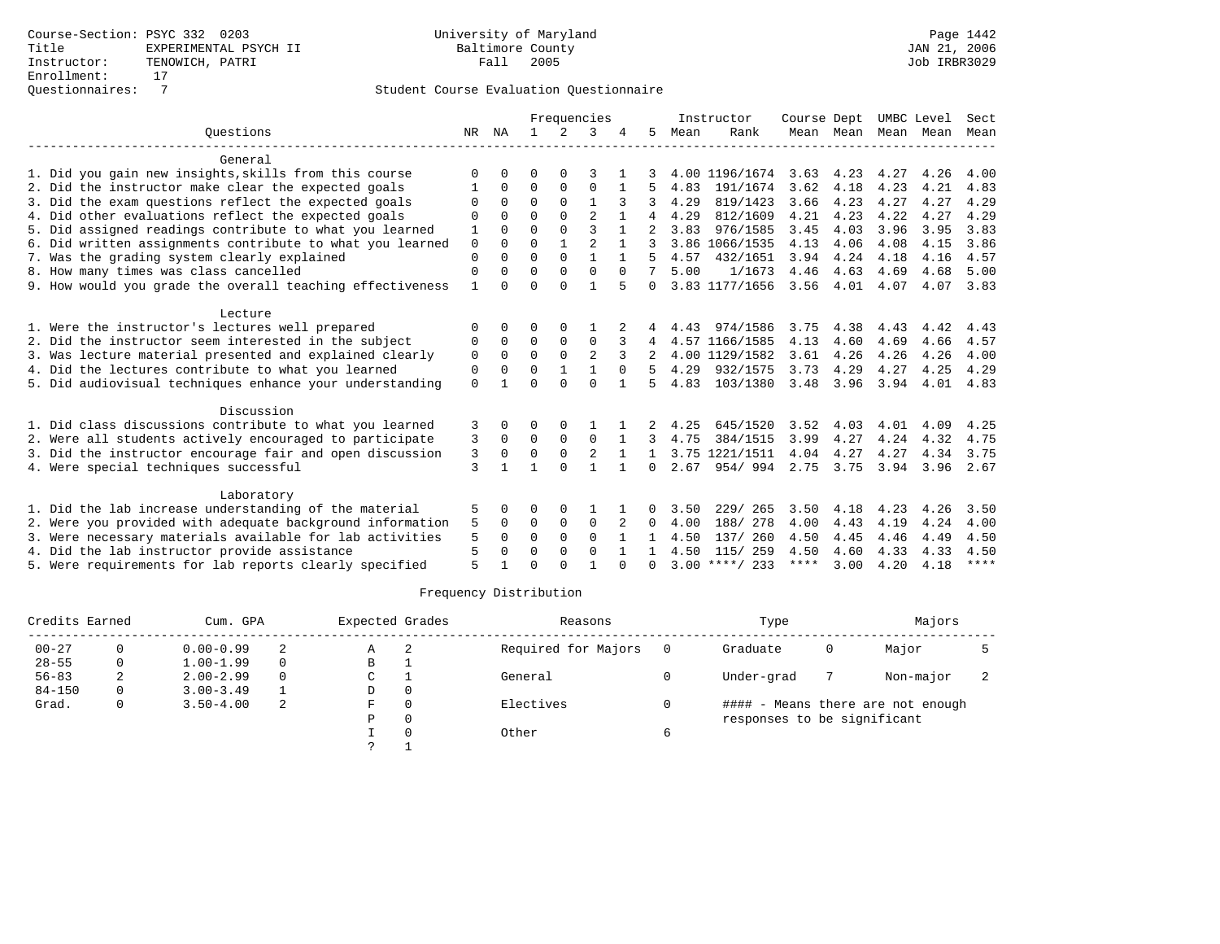Course-Section: PSYC 332 0203
Title: EXPERIMENTAL PSYCH II
Instructor: TENOWICH, PATRI
Enrollment: 17
Questionnaires: 7

University of Maryland
Baltimore County
Fall 2005

JAN 21, 2006
Job IRBR3029

Student Course Evaluation Questionnaire

| Questions | NR | NA | 1 | 2 | 3 | 4 | 5 | Instructor Mean | Rank | Course Mean | Dept Mean | UMBC Mean | Level Mean | Sect Mean |
|---|---|---|---|---|---|---|---|---|---|---|---|---|---|---|
| **General** | | | | | | | | | | | | | | |
| 1. Did you gain new insights,skills from this course | 0 | 0 | 0 | 0 | 3 | 1 | 3 | 4.00 | 1196/1674 | 3.63 | 4.23 | 4.27 | 4.26 | 4.00 |
| 2. Did the instructor make clear the expected goals | 1 | 0 | 0 | 0 | 0 | 1 | 5 | 4.83 | 191/1674 | 3.62 | 4.18 | 4.23 | 4.21 | 4.83 |
| 3. Did the exam questions reflect the expected goals | 0 | 0 | 0 | 0 | 1 | 3 | 3 | 4.29 | 819/1423 | 3.66 | 4.23 | 4.27 | 4.27 | 4.29 |
| 4. Did other evaluations reflect the expected goals | 0 | 0 | 0 | 0 | 2 | 1 | 4 | 4.29 | 812/1609 | 4.21 | 4.23 | 4.22 | 4.27 | 4.29 |
| 5. Did assigned readings contribute to what you learned | 1 | 0 | 0 | 0 | 3 | 1 | 2 | 3.83 | 976/1585 | 3.45 | 4.03 | 3.96 | 3.95 | 3.83 |
| 6. Did written assignments contribute to what you learned | 0 | 0 | 0 | 1 | 2 | 1 | 3 | 3.86 | 1066/1535 | 4.13 | 4.06 | 4.08 | 4.15 | 3.86 |
| 7. Was the grading system clearly explained | 0 | 0 | 0 | 0 | 1 | 1 | 5 | 4.57 | 432/1651 | 3.94 | 4.24 | 4.18 | 4.16 | 4.57 |
| 8. How many times was class cancelled | 0 | 0 | 0 | 0 | 0 | 0 | 7 | 5.00 | 1/1673 | 4.46 | 4.63 | 4.69 | 4.68 | 5.00 |
| 9. How would you grade the overall teaching effectiveness | 1 | 0 | 0 | 0 | 1 | 5 | 0 | 3.83 | 1177/1656 | 3.56 | 4.01 | 4.07 | 4.07 | 3.83 |
| **Lecture** | | | | | | | | | | | | | | |
| 1. Were the instructor's lectures well prepared | 0 | 0 | 0 | 0 | 1 | 2 | 4 | 4.43 | 974/1586 | 3.75 | 4.38 | 4.43 | 4.42 | 4.43 |
| 2. Did the instructor seem interested in the subject | 0 | 0 | 0 | 0 | 0 | 3 | 4 | 4.57 | 1166/1585 | 4.13 | 4.60 | 4.69 | 4.66 | 4.57 |
| 3. Was lecture material presented and explained clearly | 0 | 0 | 0 | 0 | 2 | 3 | 2 | 4.00 | 1129/1582 | 3.61 | 4.26 | 4.26 | 4.26 | 4.00 |
| 4. Did the lectures contribute to what you learned | 0 | 0 | 0 | 1 | 1 | 0 | 5 | 4.29 | 932/1575 | 3.73 | 4.29 | 4.27 | 4.25 | 4.29 |
| 5. Did audiovisual techniques enhance your understanding | 0 | 1 | 0 | 0 | 0 | 1 | 5 | 4.83 | 103/1380 | 3.48 | 3.96 | 3.94 | 4.01 | 4.83 |
| **Discussion** | | | | | | | | | | | | | | |
| 1. Did class discussions contribute to what you learned | 3 | 0 | 0 | 0 | 1 | 1 | 2 | 4.25 | 645/1520 | 3.52 | 4.03 | 4.01 | 4.09 | 4.25 |
| 2. Were all students actively encouraged to participate | 3 | 0 | 0 | 0 | 0 | 1 | 3 | 4.75 | 384/1515 | 3.99 | 4.27 | 4.24 | 4.32 | 4.75 |
| 3. Did the instructor encourage fair and open discussion | 3 | 0 | 0 | 0 | 2 | 1 | 1 | 3.75 | 1221/1511 | 4.04 | 4.27 | 4.27 | 4.34 | 3.75 |
| 4. Were special techniques successful | 3 | 1 | 1 | 0 | 1 | 1 | 0 | 2.67 | 954/ 994 | 2.75 | 3.75 | 3.94 | 3.96 | 2.67 |
| **Laboratory** | | | | | | | | | | | | | | |
| 1. Did the lab increase understanding of the material | 5 | 0 | 0 | 0 | 1 | 1 | 0 | 3.50 | 229/ 265 | 3.50 | 4.18 | 4.23 | 4.26 | 3.50 |
| 2. Were you provided with adequate background information | 5 | 0 | 0 | 0 | 0 | 2 | 0 | 4.00 | 188/ 278 | 4.00 | 4.43 | 4.19 | 4.24 | 4.00 |
| 3. Were necessary materials available for lab activities | 5 | 0 | 0 | 0 | 0 | 1 | 1 | 4.50 | 137/ 260 | 4.50 | 4.45 | 4.46 | 4.49 | 4.50 |
| 4. Did the lab instructor provide assistance | 5 | 0 | 0 | 0 | 0 | 1 | 1 | 4.50 | 115/ 259 | 4.50 | 4.60 | 4.33 | 4.33 | 4.50 |
| 5. Were requirements for lab reports clearly specified | 5 | 1 | 0 | 0 | 1 | 0 | 0 | 3.00 | \*\*\*\*/ 233 | \*\*\*\* | 3.00 | 4.20 | 4.18 | \*\*\*\* |

Frequency Distribution

| Credits Earned | | Cum. GPA | | Expected Grades | | Reasons | | Type | | Majors | |
|---|---|---|---|---|---|---|---|---|---|---|---|
| 00-27 | 0 | 0.00-0.99 | 2 | A | 2 | Required for Majors | 0 | Graduate | 0 | Major | 5 |
| 28-55 | 0 | 1.00-1.99 | 0 | B | 1 | | | | | | |
| 56-83 | 2 | 2.00-2.99 | 0 | C | 1 | General | 0 | Under-grad | 7 | Non-major | 2 |
| 84-150 | 0 | 3.00-3.49 | 1 | D | 0 | | | | | | |
| Grad. | 0 | 3.50-4.00 | 2 | F | 0 | Electives | 0 | #### - Means there are not enough responses to be significant | | | |
| | | | | P | 0 | | | | | | |
| | | | | I | 0 | Other | 6 | | | | |
| | | | | ? | 1 | | | | | | |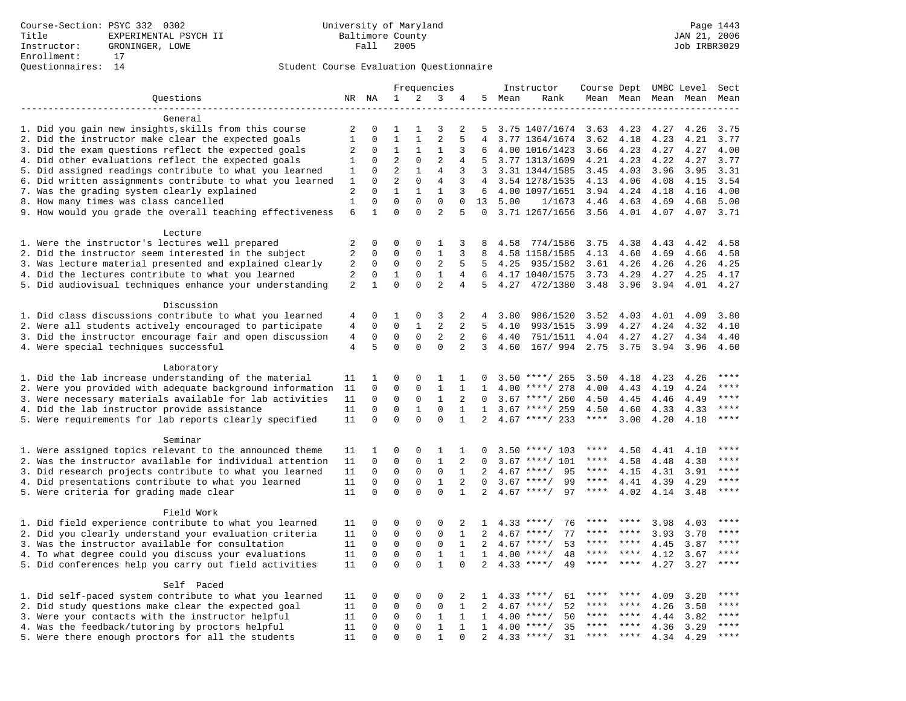Course-Section: PSYC 332 0302
Title: EXPERIMENTAL PSYCH II
Instructor: GRONINGER, LOWE
Enrollment: 17
Questionnaires: 14

University of Maryland
Baltimore County
Fall 2005

Page 1443
JAN 21, 2006
Job IRBR3029

## Student Course Evaluation Questionnaire

| Questions | NR | NA | 1 | 2 | 3 | 4 | 5 | Instructor Mean | Instructor Rank | Course Mean | Dept Mean | UMBC Mean | Level Mean | Sect Mean |
|---|---|---|---|---|---|---|---|---|---|---|---|---|---|---|
| **General** | | | | | | | | | | | | | | |
| 1. Did you gain new insights,skills from this course | 2 | 0 | 1 | 1 | 3 | 2 | 5 | 3.75 | 1407/1674 | 3.63 | 4.23 | 4.27 | 4.26 | 3.75 |
| 2. Did the instructor make clear the expected goals | 1 | 0 | 1 | 1 | 2 | 5 | 4 | 3.77 | 1364/1674 | 3.62 | 4.18 | 4.23 | 4.21 | 3.77 |
| 3. Did the exam questions reflect the expected goals | 2 | 0 | 1 | 1 | 1 | 3 | 6 | 4.00 | 1016/1423 | 3.66 | 4.23 | 4.27 | 4.27 | 4.00 |
| 4. Did other evaluations reflect the expected goals | 1 | 0 | 2 | 0 | 2 | 4 | 5 | 3.77 | 1313/1609 | 4.21 | 4.23 | 4.22 | 4.27 | 3.77 |
| 5. Did assigned readings contribute to what you learned | 1 | 0 | 2 | 1 | 4 | 3 | 3 | 3.31 | 1344/1585 | 3.45 | 4.03 | 3.96 | 3.95 | 3.31 |
| 6. Did written assignments contribute to what you learned | 1 | 0 | 2 | 0 | 4 | 3 | 4 | 3.54 | 1278/1535 | 4.13 | 4.06 | 4.08 | 4.15 | 3.54 |
| 7. Was the grading system clearly explained | 2 | 0 | 1 | 1 | 1 | 3 | 6 | 4.00 | 1097/1651 | 3.94 | 4.24 | 4.18 | 4.16 | 4.00 |
| 8. How many times was class cancelled | 1 | 0 | 0 | 0 | 0 | 0 | 13 | 5.00 | 1/1673 | 4.46 | 4.63 | 4.69 | 4.68 | 5.00 |
| 9. How would you grade the overall teaching effectiveness | 6 | 1 | 0 | 0 | 2 | 5 | 0 | 3.71 | 1267/1656 | 3.56 | 4.01 | 4.07 | 4.07 | 3.71 |
| **Lecture** | | | | | | | | | | | | | | |
| 1. Were the instructor's lectures well prepared | 2 | 0 | 0 | 0 | 1 | 3 | 8 | 4.58 | 774/1586 | 3.75 | 4.38 | 4.43 | 4.42 | 4.58 |
| 2. Did the instructor seem interested in the subject | 2 | 0 | 0 | 0 | 1 | 3 | 8 | 4.58 | 1158/1585 | 4.13 | 4.60 | 4.69 | 4.66 | 4.58 |
| 3. Was lecture material presented and explained clearly | 2 | 0 | 0 | 0 | 2 | 5 | 5 | 4.25 | 935/1582 | 3.61 | 4.26 | 4.26 | 4.26 | 4.25 |
| 4. Did the lectures contribute to what you learned | 2 | 0 | 1 | 0 | 1 | 4 | 6 | 4.17 | 1040/1575 | 3.73 | 4.29 | 4.27 | 4.25 | 4.17 |
| 5. Did audiovisual techniques enhance your understanding | 2 | 1 | 0 | 0 | 2 | 4 | 5 | 4.27 | 472/1380 | 3.48 | 3.96 | 3.94 | 4.01 | 4.27 |
| **Discussion** | | | | | | | | | | | | | | |
| 1. Did class discussions contribute to what you learned | 4 | 0 | 1 | 0 | 3 | 2 | 4 | 3.80 | 986/1520 | 3.52 | 4.03 | 4.01 | 4.09 | 3.80 |
| 2. Were all students actively encouraged to participate | 4 | 0 | 0 | 1 | 2 | 2 | 5 | 4.10 | 993/1515 | 3.99 | 4.27 | 4.24 | 4.32 | 4.10 |
| 3. Did the instructor encourage fair and open discussion | 4 | 0 | 0 | 0 | 2 | 2 | 6 | 4.40 | 751/1511 | 4.04 | 4.27 | 4.27 | 4.34 | 4.40 |
| 4. Were special techniques successful | 4 | 5 | 0 | 0 | 0 | 2 | 3 | 4.60 | 167/ 994 | 2.75 | 3.75 | 3.94 | 3.96 | 4.60 |
| **Laboratory** | | | | | | | | | | | | | | |
| 1. Did the lab increase understanding of the material | 11 | 1 | 0 | 0 | 1 | 1 | 0 | 3.50 | ****/ 265 | 3.50 | 4.18 | 4.23 | 4.26 | **** |
| 2. Were you provided with adequate background information | 11 | 0 | 0 | 0 | 1 | 1 | 1 | 4.00 | ****/ 278 | 4.00 | 4.43 | 4.19 | 4.24 | **** |
| 3. Were necessary materials available for lab activities | 11 | 0 | 0 | 0 | 1 | 2 | 0 | 3.67 | ****/ 260 | 4.50 | 4.45 | 4.46 | 4.49 | **** |
| 4. Did the lab instructor provide assistance | 11 | 0 | 0 | 1 | 0 | 1 | 1 | 3.67 | ****/ 259 | 4.50 | 4.60 | 4.33 | 4.33 | **** |
| 5. Were requirements for lab reports clearly specified | 11 | 0 | 0 | 0 | 0 | 1 | 2 | 4.67 | ****/ 233 | **** | 3.00 | 4.20 | 4.18 | **** |
| **Seminar** | | | | | | | | | | | | | | |
| 1. Were assigned topics relevant to the announced theme | 11 | 1 | 0 | 0 | 1 | 1 | 0 | 3.50 | ****/ 103 | **** | 4.50 | 4.41 | 4.10 | **** |
| 2. Was the instructor available for individual attention | 11 | 0 | 0 | 0 | 1 | 2 | 0 | 3.67 | ****/ 101 | **** | 4.58 | 4.48 | 4.30 | **** |
| 3. Did research projects contribute to what you learned | 11 | 0 | 0 | 0 | 0 | 1 | 2 | 4.67 | ****/ 95 | **** | 4.15 | 4.31 | 3.91 | **** |
| 4. Did presentations contribute to what you learned | 11 | 0 | 0 | 0 | 1 | 2 | 0 | 3.67 | ****/ 99 | **** | 4.41 | 4.39 | 4.29 | **** |
| 5. Were criteria for grading made clear | 11 | 0 | 0 | 0 | 0 | 1 | 2 | 4.67 | ****/ 97 | **** | 4.02 | 4.14 | 3.48 | **** |
| **Field Work** | | | | | | | | | | | | | | |
| 1. Did field experience contribute to what you learned | 11 | 0 | 0 | 0 | 0 | 2 | 1 | 4.33 | ****/ 76 | **** | **** | 3.98 | 4.03 | **** |
| 2. Did you clearly understand your evaluation criteria | 11 | 0 | 0 | 0 | 0 | 1 | 2 | 4.67 | ****/ 77 | **** | **** | 3.93 | 3.70 | **** |
| 3. Was the instructor available for consultation | 11 | 0 | 0 | 0 | 0 | 1 | 2 | 4.67 | ****/ 53 | **** | **** | 4.45 | 3.87 | **** |
| 4. To what degree could you discuss your evaluations | 11 | 0 | 0 | 0 | 1 | 1 | 1 | 4.00 | ****/ 48 | **** | **** | 4.12 | 3.67 | **** |
| 5. Did conferences help you carry out field activities | 11 | 0 | 0 | 0 | 1 | 0 | 2 | 4.33 | ****/ 49 | **** | **** | 4.27 | 3.27 | **** |
| **Self Paced** | | | | | | | | | | | | | | |
| 1. Did self-paced system contribute to what you learned | 11 | 0 | 0 | 0 | 0 | 2 | 1 | 4.33 | ****/ 61 | **** | **** | 4.09 | 3.20 | **** |
| 2. Did study questions make clear the expected goal | 11 | 0 | 0 | 0 | 0 | 1 | 2 | 4.67 | ****/ 52 | **** | **** | 4.26 | 3.50 | **** |
| 3. Were your contacts with the instructor helpful | 11 | 0 | 0 | 0 | 1 | 1 | 1 | 4.00 | ****/ 50 | **** | **** | 4.44 | 3.82 | **** |
| 4. Was the feedback/tutoring by proctors helpful | 11 | 0 | 0 | 0 | 1 | 1 | 1 | 4.00 | ****/ 35 | **** | **** | 4.36 | 3.29 | **** |
| 5. Were there enough proctors for all the students | 11 | 0 | 0 | 0 | 1 | 0 | 2 | 4.33 | ****/ 31 | **** | **** | 4.34 | 4.29 | **** |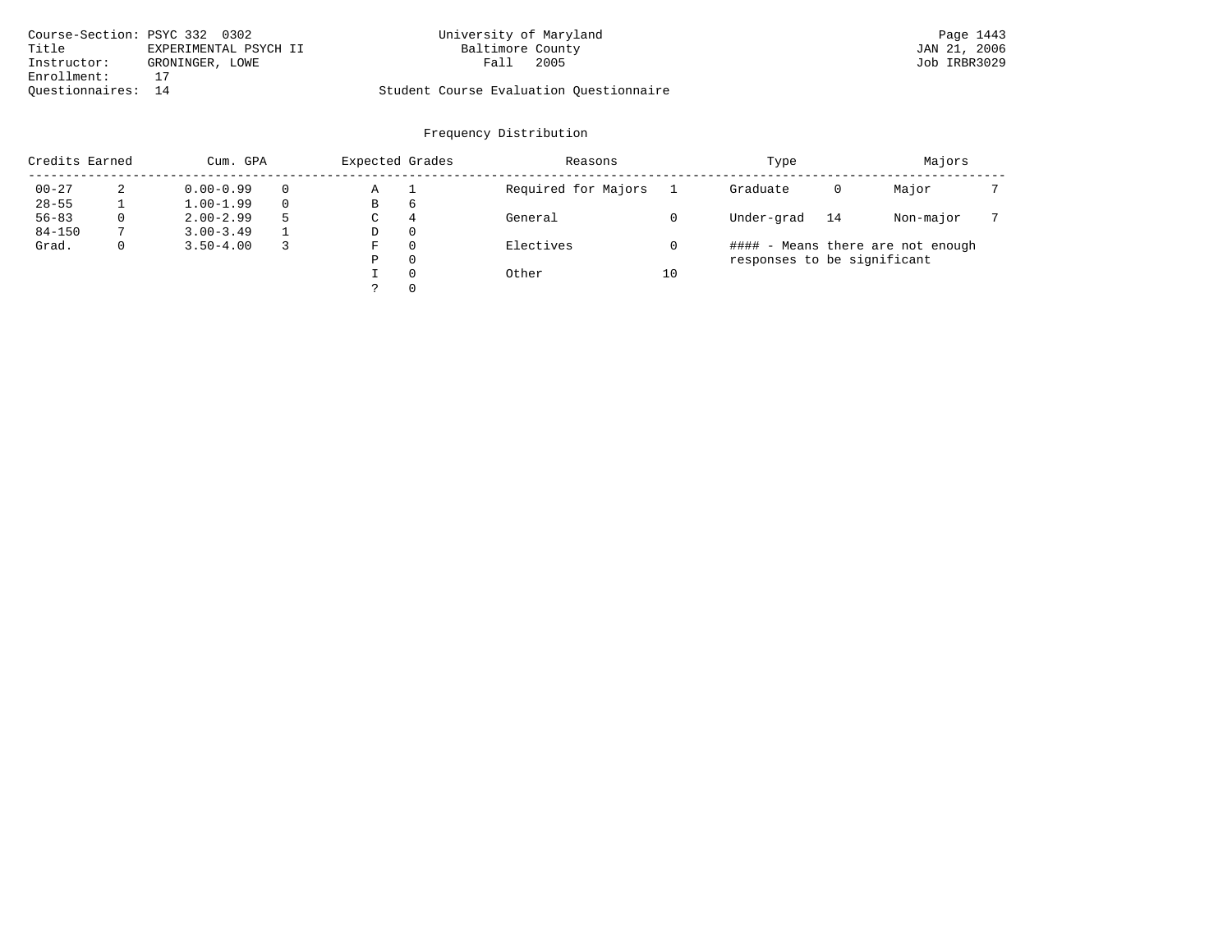Course-Section: PSYC 332 0302
Title: EXPERIMENTAL PSYCH II
Instructor: GRONINGER, LOWE
Enrollment: 17
Questionnaires: 14

University of Maryland
Baltimore County
Fall 2005

Student Course Evaluation Questionnaire

Page 1443
JAN 21, 2006
Job IRBR3029

## Frequency Distribution

| Credits Earned | | Cum. GPA | | Expected Grades | | Reasons | | Type | | Majors | |
|---|---|---|---|---|---|---|---|---|---|---|---|
| 00-27 | 2 | 0.00-0.99 | 0 | A | 1 | Required for Majors | 1 | Graduate | 0 | Major | 7 |
| 28-55 | 1 | 1.00-1.99 | 0 | B | 6 | | | | | | |
| 56-83 | 0 | 2.00-2.99 | 5 | C | 4 | General | 0 | Under-grad | 14 | Non-major | 7 |
| 84-150 | 7 | 3.00-3.49 | 1 | D | 0 | | | | | | |
| Grad. | 0 | 3.50-4.00 | 3 | F | 0 | Electives | 0 | | | | |
| | | | | P | 0 | | | | | | |
| | | | | I | 0 | Other | 10 | | | | |
| | | | | ? | 0 | | | | | | |

#### - Means there are not enough responses to be significant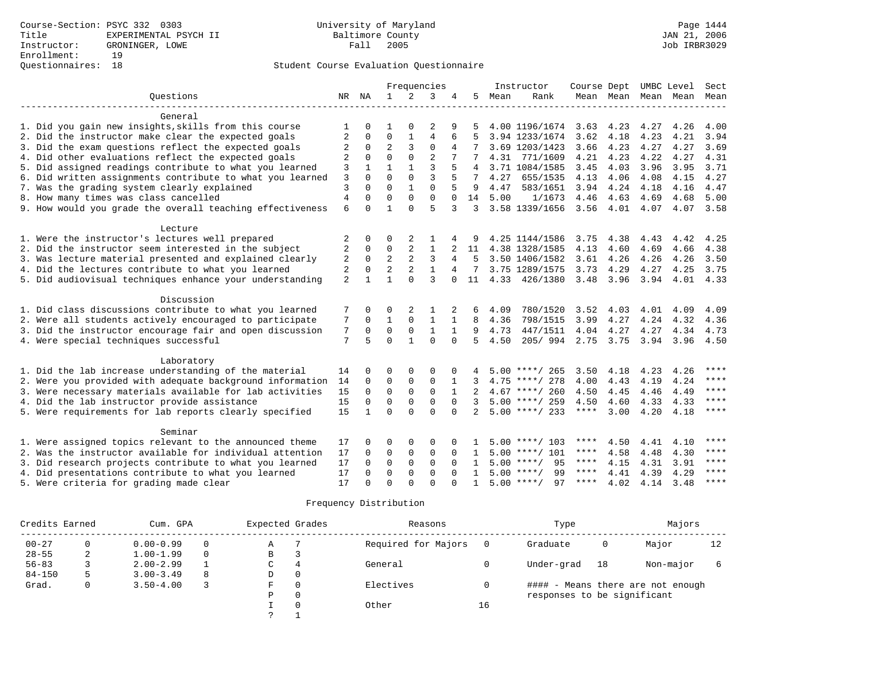Course-Section: PSYC 332 0303
Title: EXPERIMENTAL PSYCH II
Instructor: GRONINGER, LOWE
Enrollment: 19
Questionnaires: 18

University of Maryland
Baltimore County
Fall 2005

JAN 21, 2006
Job IRBR3029

## Student Course Evaluation Questionnaire

| Questions | NR | NA | 1 | 2 | 3 | 4 | 5 | Instructor Mean | Instructor Rank | Course Mean | Dept Mean | UMBC Level Mean | Level Mean | Sect Mean |
|---|---|---|---|---|---|---|---|---|---|---|---|---|---|---|
| **General** | | | | | | | | | | | | | | |
| 1. Did you gain new insights,skills from this course | 1 | 0 | 1 | 0 | 2 | 9 | 5 | 4.00 | 1196/1674 | 3.63 | 4.23 | 4.27 | 4.26 | 4.00 |
| 2. Did the instructor make clear the expected goals | 2 | 0 | 0 | 1 | 4 | 6 | 5 | 3.94 | 1233/1674 | 3.62 | 4.18 | 4.23 | 4.21 | 3.94 |
| 3. Did the exam questions reflect the expected goals | 2 | 0 | 2 | 3 | 0 | 4 | 7 | 3.69 | 1203/1423 | 3.66 | 4.23 | 4.27 | 4.27 | 3.69 |
| 4. Did other evaluations reflect the expected goals | 2 | 0 | 0 | 0 | 2 | 7 | 7 | 4.31 | 771/1609 | 4.21 | 4.23 | 4.22 | 4.27 | 4.31 |
| 5. Did assigned readings contribute to what you learned | 3 | 1 | 1 | 1 | 3 | 5 | 4 | 3.71 | 1084/1585 | 3.45 | 4.03 | 3.96 | 3.95 | 3.71 |
| 6. Did written assignments contribute to what you learned | 3 | 0 | 0 | 0 | 3 | 5 | 7 | 4.27 | 655/1535 | 4.13 | 4.06 | 4.08 | 4.15 | 4.27 |
| 7. Was the grading system clearly explained | 3 | 0 | 0 | 1 | 0 | 5 | 9 | 4.47 | 583/1651 | 3.94 | 4.24 | 4.18 | 4.16 | 4.47 |
| 8. How many times was class cancelled | 4 | 0 | 0 | 0 | 0 | 0 | 14 | 5.00 | 1/1673 | 4.46 | 4.63 | 4.69 | 4.68 | 5.00 |
| 9. How would you grade the overall teaching effectiveness | 6 | 0 | 1 | 0 | 5 | 3 | 3 | 3.58 | 1339/1656 | 3.56 | 4.01 | 4.07 | 4.07 | 3.58 |
| **Lecture** | | | | | | | | | | | | | | |
| 1. Were the instructor's lectures well prepared | 2 | 0 | 0 | 2 | 1 | 4 | 9 | 4.25 | 1144/1586 | 3.75 | 4.38 | 4.43 | 4.42 | 4.25 |
| 2. Did the instructor seem interested in the subject | 2 | 0 | 0 | 2 | 1 | 2 | 11 | 4.38 | 1328/1585 | 4.13 | 4.60 | 4.69 | 4.66 | 4.38 |
| 3. Was lecture material presented and explained clearly | 2 | 0 | 2 | 2 | 3 | 4 | 5 | 3.50 | 1406/1582 | 3.61 | 4.26 | 4.26 | 4.26 | 3.50 |
| 4. Did the lectures contribute to what you learned | 2 | 0 | 2 | 2 | 1 | 4 | 7 | 3.75 | 1289/1575 | 3.73 | 4.29 | 4.27 | 4.25 | 3.75 |
| 5. Did audiovisual techniques enhance your understanding | 2 | 1 | 1 | 0 | 3 | 0 | 11 | 4.33 | 426/1380 | 3.48 | 3.96 | 3.94 | 4.01 | 4.33 |
| **Discussion** | | | | | | | | | | | | | | |
| 1. Did class discussions contribute to what you learned | 7 | 0 | 0 | 2 | 1 | 2 | 6 | 4.09 | 780/1520 | 3.52 | 4.03 | 4.01 | 4.09 | 4.09 |
| 2. Were all students actively encouraged to participate | 7 | 0 | 1 | 0 | 1 | 1 | 8 | 4.36 | 798/1515 | 3.99 | 4.27 | 4.24 | 4.32 | 4.36 |
| 3. Did the instructor encourage fair and open discussion | 7 | 0 | 0 | 0 | 1 | 1 | 9 | 4.73 | 447/1511 | 4.04 | 4.27 | 4.27 | 4.34 | 4.73 |
| 4. Were special techniques successful | 7 | 5 | 0 | 1 | 0 | 0 | 5 | 4.50 | 205/ 994 | 2.75 | 3.75 | 3.94 | 3.96 | 4.50 |
| **Laboratory** | | | | | | | | | | | | | | |
| 1. Did the lab increase understanding of the material | 14 | 0 | 0 | 0 | 0 | 0 | 4 | 5.00 | ****/ 265 | 3.50 | 4.18 | 4.23 | 4.26 | **** |
| 2. Were you provided with adequate background information | 14 | 0 | 0 | 0 | 0 | 1 | 3 | 4.75 | ****/ 278 | 4.00 | 4.43 | 4.19 | 4.24 | **** |
| 3. Were necessary materials available for lab activities | 15 | 0 | 0 | 0 | 0 | 1 | 2 | 4.67 | ****/ 260 | 4.50 | 4.45 | 4.46 | 4.49 | **** |
| 4. Did the lab instructor provide assistance | 15 | 0 | 0 | 0 | 0 | 0 | 3 | 5.00 | ****/ 259 | 4.50 | 4.60 | 4.33 | 4.33 | **** |
| 5. Were requirements for lab reports clearly specified | 15 | 1 | 0 | 0 | 0 | 0 | 2 | 5.00 | ****/ 233 | **** | 3.00 | 4.20 | 4.18 | **** |
| **Seminar** | | | | | | | | | | | | | | |
| 1. Were assigned topics relevant to the announced theme | 17 | 0 | 0 | 0 | 0 | 0 | 1 | 5.00 | ****/ 103 | **** | 4.50 | 4.41 | 4.10 | **** |
| 2. Was the instructor available for individual attention | 17 | 0 | 0 | 0 | 0 | 0 | 1 | 5.00 | ****/ 101 | **** | 4.58 | 4.48 | 4.30 | **** |
| 3. Did research projects contribute to what you learned | 17 | 0 | 0 | 0 | 0 | 0 | 1 | 5.00 | ****/ 95 | **** | 4.15 | 4.31 | 3.91 | **** |
| 4. Did presentations contribute to what you learned | 17 | 0 | 0 | 0 | 0 | 0 | 1 | 5.00 | ****/ 99 | **** | 4.41 | 4.39 | 4.29 | **** |
| 5. Were criteria for grading made clear | 17 | 0 | 0 | 0 | 0 | 0 | 1 | 5.00 | ****/ 97 | **** | 4.02 | 4.14 | 3.48 | **** |

## Frequency Distribution

| Credits Earned | | Cum. GPA | | Expected Grades | | Reasons | | Type | | Majors | |
|---|---|---|---|---|---|---|---|---|---|---|---|
| 00-27 | 0 | 0.00-0.99 | 0 | A | 7 | Required for Majors | 0 | Graduate | 0 | Major | 12 |
| 28-55 | 2 | 1.00-1.99 | 0 | B | 3 | | | | | | |
| 56-83 | 3 | 2.00-2.99 | 1 | C | 4 | General | 0 | Under-grad | 18 | Non-major | 6 |
| 84-150 | 5 | 3.00-3.49 | 8 | D | 0 | | | | | | |
| Grad. | 0 | 3.50-4.00 | 3 | F | 0 | Electives | 0 | | | | |
| | | | | P | 0 | | | | | | |
| | | | | I | 0 | Other | 16 | | | | |
| | | | | ? | 1 | | | | | | |

#### - Means there are not enough responses to be significant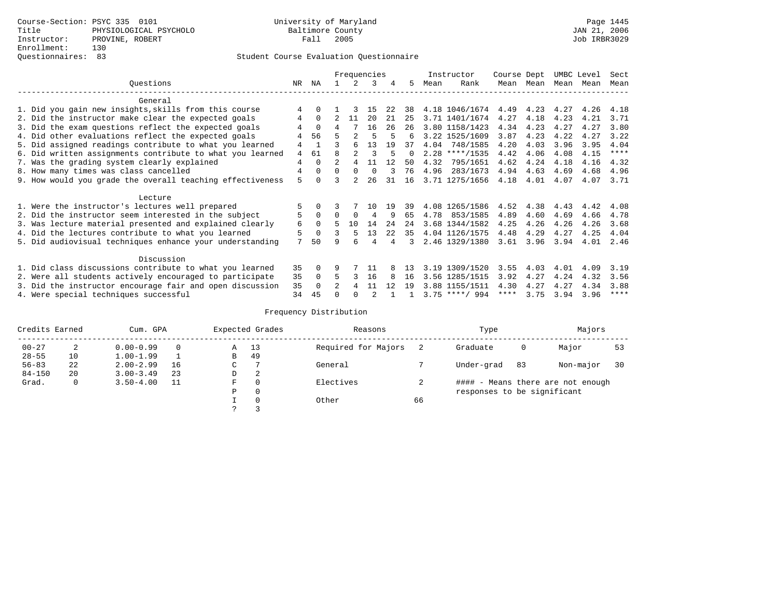Course-Section: PSYC 335 0101
Title: PHYSIOLOGICAL PSYCHOLO
Instructor: PROVINE, ROBERT
Enrollment: 130
Questionnaires: 83

University of Maryland
Baltimore County
Fall 2005

Page 1445
JAN 21, 2006
Job IRBR3029

## Student Course Evaluation Questionnaire

| Questions | NR | NA | 1 | 2 | 3 | 4 | 5 | Instructor Mean | Instructor Rank | Course Mean | Dept Mean | UMBC Mean | Level Mean | Sect Mean |
|---|---|---|---|---|---|---|---|---|---|---|---|---|---|---|
| **General** | | | | | | | | | | | | | | |
| 1. Did you gain new insights,skills from this course | 4 | 0 | 1 | 3 | 15 | 22 | 38 | 4.18 | 1046/1674 | 4.49 | 4.23 | 4.27 | 4.26 | 4.18 |
| 2. Did the instructor make clear the expected goals | 4 | 0 | 2 | 11 | 20 | 21 | 25 | 3.71 | 1401/1674 | 4.27 | 4.18 | 4.23 | 4.21 | 3.71 |
| 3. Did the exam questions reflect the expected goals | 4 | 0 | 4 | 7 | 16 | 26 | 26 | 3.80 | 1158/1423 | 4.34 | 4.23 | 4.27 | 4.27 | 3.80 |
| 4. Did other evaluations reflect the expected goals | 4 | 56 | 5 | 2 | 5 | 5 | 6 | 3.22 | 1525/1609 | 3.87 | 4.23 | 4.22 | 4.27 | 3.22 |
| 5. Did assigned readings contribute to what you learned | 4 | 1 | 3 | 6 | 13 | 19 | 37 | 4.04 | 748/1585 | 4.20 | 4.03 | 3.96 | 3.95 | 4.04 |
| 6. Did written assignments contribute to what you learned | 4 | 61 | 8 | 2 | 3 | 5 | 0 | 2.28 | ****/1535 | 4.42 | 4.06 | 4.08 | 4.15 | **** |
| 7. Was the grading system clearly explained | 4 | 0 | 2 | 4 | 11 | 12 | 50 | 4.32 | 795/1651 | 4.62 | 4.24 | 4.18 | 4.16 | 4.32 |
| 8. How many times was class cancelled | 4 | 0 | 0 | 0 | 0 | 3 | 76 | 4.96 | 283/1673 | 4.94 | 4.63 | 4.69 | 4.68 | 4.96 |
| 9. How would you grade the overall teaching effectiveness | 5 | 0 | 3 | 2 | 26 | 31 | 16 | 3.71 | 1275/1656 | 4.18 | 4.01 | 4.07 | 4.07 | 3.71 |
| **Lecture** | | | | | | | | | | | | | | |
| 1. Were the instructor's lectures well prepared | 5 | 0 | 3 | 7 | 10 | 19 | 39 | 4.08 | 1265/1586 | 4.52 | 4.38 | 4.43 | 4.42 | 4.08 |
| 2. Did the instructor seem interested in the subject | 5 | 0 | 0 | 0 | 4 | 9 | 65 | 4.78 | 853/1585 | 4.89 | 4.60 | 4.69 | 4.66 | 4.78 |
| 3. Was lecture material presented and explained clearly | 6 | 0 | 5 | 10 | 14 | 24 | 24 | 3.68 | 1344/1582 | 4.25 | 4.26 | 4.26 | 4.26 | 3.68 |
| 4. Did the lectures contribute to what you learned | 5 | 0 | 3 | 5 | 13 | 22 | 35 | 4.04 | 1126/1575 | 4.48 | 4.29 | 4.27 | 4.25 | 4.04 |
| 5. Did audiovisual techniques enhance your understanding | 7 | 50 | 9 | 6 | 4 | 4 | 3 | 2.46 | 1329/1380 | 3.61 | 3.96 | 3.94 | 4.01 | 2.46 |
| **Discussion** | | | | | | | | | | | | | | |
| 1. Did class discussions contribute to what you learned | 35 | 0 | 9 | 7 | 11 | 8 | 13 | 3.19 | 1309/1520 | 3.55 | 4.03 | 4.01 | 4.09 | 3.19 |
| 2. Were all students actively encouraged to participate | 35 | 0 | 5 | 3 | 16 | 8 | 16 | 3.56 | 1285/1515 | 3.92 | 4.27 | 4.24 | 4.32 | 3.56 |
| 3. Did the instructor encourage fair and open discussion | 35 | 0 | 2 | 4 | 11 | 12 | 19 | 3.88 | 1155/1511 | 4.30 | 4.27 | 4.27 | 4.34 | 3.88 |
| 4. Were special techniques successful | 34 | 45 | 0 | 0 | 2 | 1 | 1 | 3.75 | ****/ 994 | **** | 3.75 | 3.94 | 3.96 | **** |

## Frequency Distribution

| Credits Earned | | Cum. GPA | | Expected Grades | | Reasons | | Type | | Majors | |
|---|---|---|---|---|---|---|---|---|---|---|---|
| 00-27 | 2 | 0.00-0.99 | 0 | A | 13 | Required for Majors | 2 | Graduate | 0 | Major | 53 |
| 28-55 | 10 | 1.00-1.99 | 1 | B | 49 | | | | | | |
| 56-83 | 22 | 2.00-2.99 | 16 | C | 7 | General | 7 | Under-grad | 83 | Non-major | 30 |
| 84-150 | 20 | 3.00-3.49 | 23 | D | 2 | | | | | | |
| Grad. | 0 | 3.50-4.00 | 11 | F | 0 | Electives | 2 | #### - Means there are not enough responses to be significant | | | |
| | | | | P | 0 | | | | | | |
| | | | | I | 0 | Other | 66 | | | | |
| | | | | ? | 3 | | | | | | |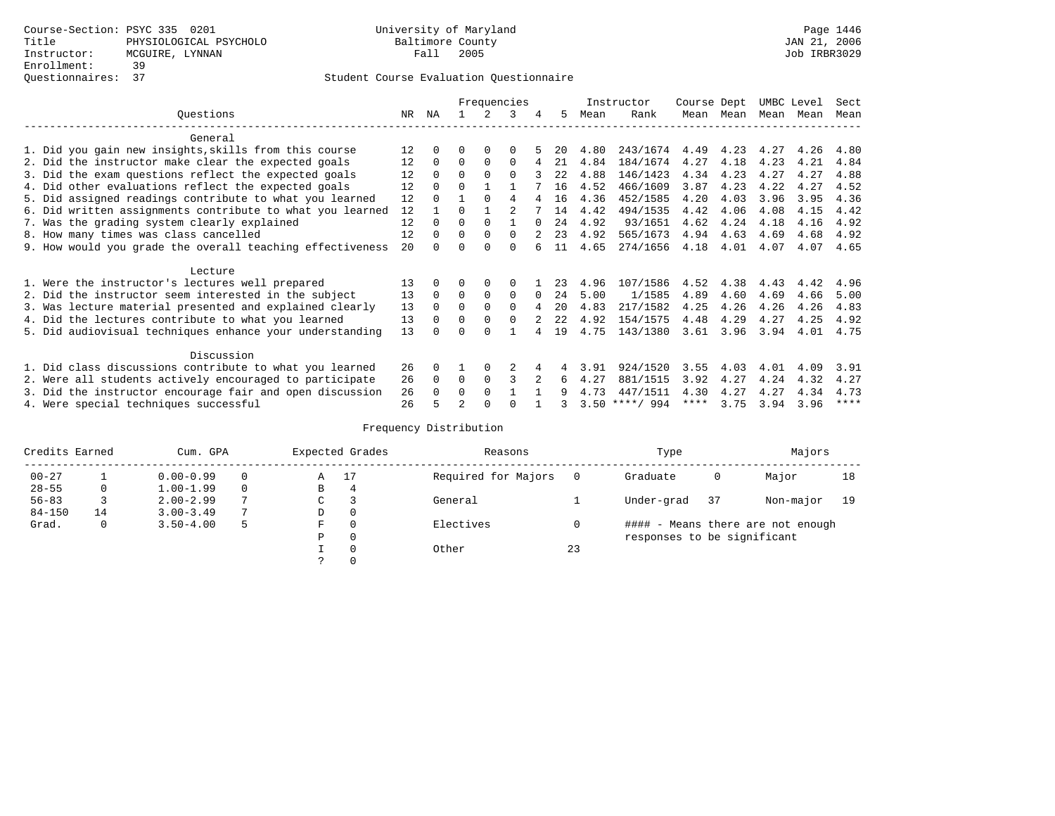Course-Section: PSYC 335 0201
Title: PHYSIOLOGICAL PSYCHOLO
Instructor: MCGUIRE, LYNNAN
Enrollment: 39
Questionnaires: 37

University of Maryland
Baltimore County
Fall 2005

JAN 21, 2006
Job IRBR3029

Student Course Evaluation Questionnaire

| Questions | NR | NA | 1 | 2 | 3 | 4 | 5 | Instructor Mean | Rank | Course Mean | Dept Mean | UMBC Level Mean | Level Mean | Sect Mean |
|---|---|---|---|---|---|---|---|---|---|---|---|---|---|---|
| **General** | | | | | | | | | | | | | | |
| 1. Did you gain new insights,skills from this course | 12 | 0 | 0 | 0 | 0 | 5 | 20 | 4.80 | 243/1674 | 4.49 | 4.23 | 4.27 | 4.26 | 4.80 |
| 2. Did the instructor make clear the expected goals | 12 | 0 | 0 | 0 | 0 | 4 | 21 | 4.84 | 184/1674 | 4.27 | 4.18 | 4.23 | 4.21 | 4.84 |
| 3. Did the exam questions reflect the expected goals | 12 | 0 | 0 | 0 | 0 | 3 | 22 | 4.88 | 146/1423 | 4.34 | 4.23 | 4.27 | 4.27 | 4.88 |
| 4. Did other evaluations reflect the expected goals | 12 | 0 | 0 | 1 | 1 | 7 | 16 | 4.52 | 466/1609 | 3.87 | 4.23 | 4.22 | 4.27 | 4.52 |
| 5. Did assigned readings contribute to what you learned | 12 | 0 | 1 | 0 | 4 | 4 | 16 | 4.36 | 452/1585 | 4.20 | 4.03 | 3.96 | 3.95 | 4.36 |
| 6. Did written assignments contribute to what you learned | 12 | 1 | 0 | 1 | 2 | 7 | 14 | 4.42 | 494/1535 | 4.42 | 4.06 | 4.08 | 4.15 | 4.42 |
| 7. Was the grading system clearly explained | 12 | 0 | 0 | 0 | 1 | 0 | 24 | 4.92 | 93/1651 | 4.62 | 4.24 | 4.18 | 4.16 | 4.92 |
| 8. How many times was class cancelled | 12 | 0 | 0 | 0 | 0 | 2 | 23 | 4.92 | 565/1673 | 4.94 | 4.63 | 4.69 | 4.68 | 4.92 |
| 9. How would you grade the overall teaching effectiveness | 20 | 0 | 0 | 0 | 0 | 6 | 11 | 4.65 | 274/1656 | 4.18 | 4.01 | 4.07 | 4.07 | 4.65 |
| **Lecture** | | | | | | | | | | | | | | |
| 1. Were the instructor's lectures well prepared | 13 | 0 | 0 | 0 | 0 | 1 | 23 | 4.96 | 107/1586 | 4.52 | 4.38 | 4.43 | 4.42 | 4.96 |
| 2. Did the instructor seem interested in the subject | 13 | 0 | 0 | 0 | 0 | 0 | 24 | 5.00 | 1/1585 | 4.89 | 4.60 | 4.69 | 4.66 | 5.00 |
| 3. Was lecture material presented and explained clearly | 13 | 0 | 0 | 0 | 0 | 4 | 20 | 4.83 | 217/1582 | 4.25 | 4.26 | 4.26 | 4.26 | 4.83 |
| 4. Did the lectures contribute to what you learned | 13 | 0 | 0 | 0 | 0 | 2 | 22 | 4.92 | 154/1575 | 4.48 | 4.29 | 4.27 | 4.25 | 4.92 |
| 5. Did audiovisual techniques enhance your understanding | 13 | 0 | 0 | 0 | 1 | 4 | 19 | 4.75 | 143/1380 | 3.61 | 3.96 | 3.94 | 4.01 | 4.75 |
| **Discussion** | | | | | | | | | | | | | | |
| 1. Did class discussions contribute to what you learned | 26 | 0 | 1 | 0 | 2 | 4 | 4 | 3.91 | 924/1520 | 3.55 | 4.03 | 4.01 | 4.09 | 3.91 |
| 2. Were all students actively encouraged to participate | 26 | 0 | 0 | 0 | 3 | 2 | 6 | 4.27 | 881/1515 | 3.92 | 4.27 | 4.24 | 4.32 | 4.27 |
| 3. Did the instructor encourage fair and open discussion | 26 | 0 | 0 | 0 | 1 | 1 | 9 | 4.73 | 447/1511 | 4.30 | 4.27 | 4.27 | 4.34 | 4.73 |
| 4. Were special techniques successful | 26 | 5 | 2 | 0 | 0 | 1 | 3 | 3.50 | ****/ 994 | **** | 3.75 | 3.94 | 3.96 | **** |

Frequency Distribution

| Credits Earned | | Cum. GPA | | Expected Grades | | Reasons | | Type | | Majors | |
|---|---|---|---|---|---|---|---|---|---|---|---|
| 00-27 | 1 | 0.00-0.99 | 0 | A | 17 | Required for Majors | 0 | Graduate | 0 | Major | 18 |
| 28-55 | 0 | 1.00-1.99 | 0 | B | 4 | | | | | | |
| 56-83 | 3 | 2.00-2.99 | 7 | C | 3 | General | 1 | Under-grad | 37 | Non-major | 19 |
| 84-150 | 14 | 3.00-3.49 | 7 | D | 0 | | | | | | |
| Grad. | 0 | 3.50-4.00 | 5 | F | 0 | Electives | 0 | #### - Means there are not enough responses to be significant | | | |
| | | | | P | 0 | | | | | | |
| | | | | I | 0 | Other | 23 | | | | |
| | | | | ? | 0 | | | | | | |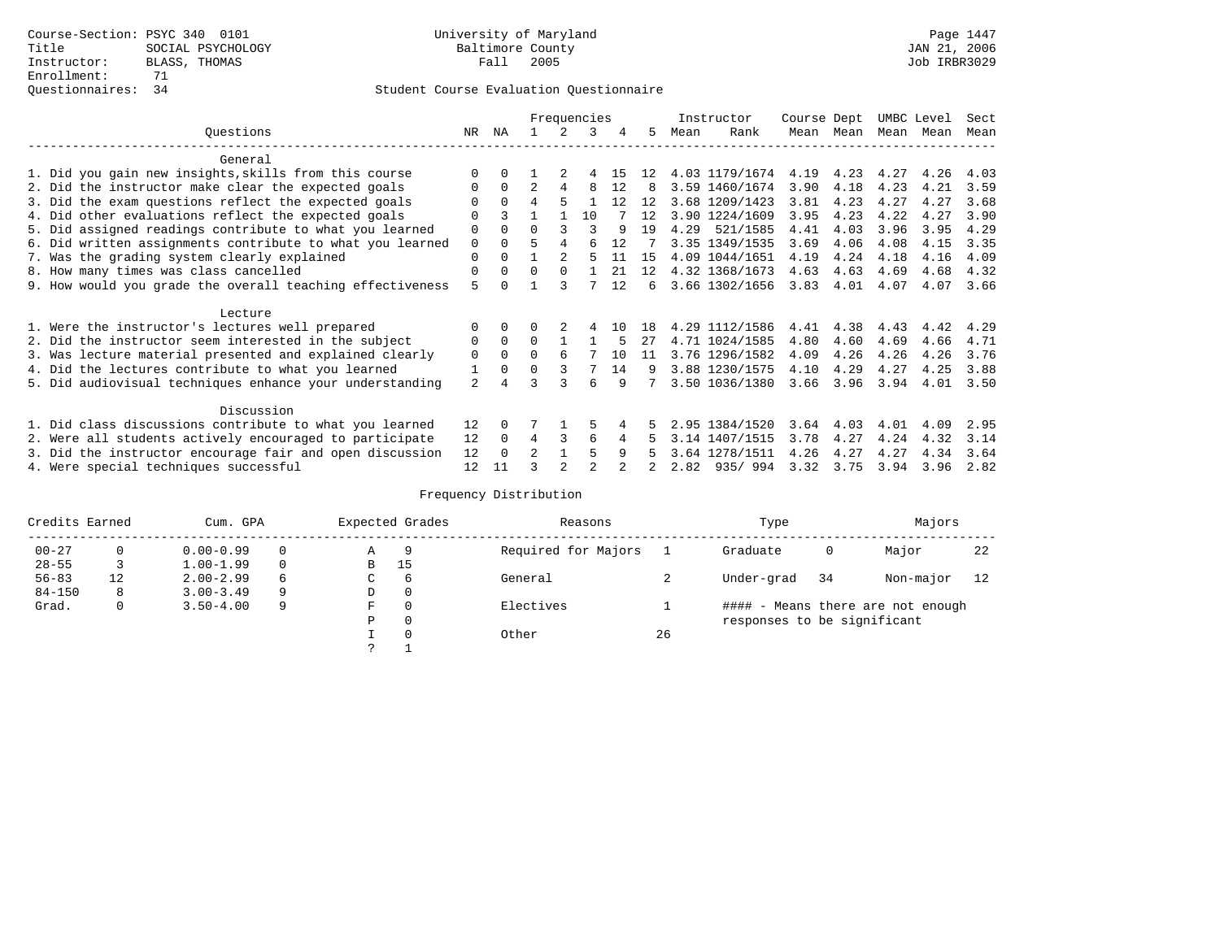Course-Section: PSYC 340 0101
Title: SOCIAL PSYCHOLOGY
Instructor: BLASS, THOMAS
Enrollment: 71
Questionnaires: 34

University of Maryland
Baltimore County
Fall 2005

Page 1447
JAN 21, 2006
Job IRBR3029

## Student Course Evaluation Questionnaire

| Questions | NR | NA | 1 | 2 | 3 | 4 | 5 | Instructor Mean | Rank | Course Mean | Dept Mean | UMBC Mean | Level Mean | Sect Mean |
|---|---|---|---|---|---|---|---|---|---|---|---|---|---|---|
| **General** | | | | | | | | | | | | | | |
| 1. Did you gain new insights,skills from this course | 0 | 0 | 1 | 2 | 4 | 15 | 12 | 4.03 | 1179/1674 | 4.19 | 4.23 | 4.27 | 4.26 | 4.03 |
| 2. Did the instructor make clear the expected goals | 0 | 0 | 2 | 4 | 8 | 12 | 8 | 3.59 | 1460/1674 | 3.90 | 4.18 | 4.23 | 4.21 | 3.59 |
| 3. Did the exam questions reflect the expected goals | 0 | 0 | 4 | 5 | 1 | 12 | 12 | 3.68 | 1209/1423 | 3.81 | 4.23 | 4.27 | 4.27 | 3.68 |
| 4. Did other evaluations reflect the expected goals | 0 | 3 | 1 | 1 | 10 | 7 | 12 | 3.90 | 1224/1609 | 3.95 | 4.23 | 4.22 | 4.27 | 3.90 |
| 5. Did assigned readings contribute to what you learned | 0 | 0 | 0 | 3 | 3 | 9 | 19 | 4.29 | 521/1585 | 4.41 | 4.03 | 3.96 | 3.95 | 4.29 |
| 6. Did written assignments contribute to what you learned | 0 | 0 | 5 | 4 | 6 | 12 | 7 | 3.35 | 1349/1535 | 3.69 | 4.06 | 4.08 | 4.15 | 3.35 |
| 7. Was the grading system clearly explained | 0 | 0 | 1 | 2 | 5 | 11 | 15 | 4.09 | 1044/1651 | 4.19 | 4.24 | 4.18 | 4.16 | 4.09 |
| 8. How many times was class cancelled | 0 | 0 | 0 | 0 | 1 | 21 | 12 | 4.32 | 1368/1673 | 4.63 | 4.63 | 4.69 | 4.68 | 4.32 |
| 9. How would you grade the overall teaching effectiveness | 5 | 0 | 1 | 3 | 7 | 12 | 6 | 3.66 | 1302/1656 | 3.83 | 4.01 | 4.07 | 4.07 | 3.66 |
| **Lecture** | | | | | | | | | | | | | | |
| 1. Were the instructor's lectures well prepared | 0 | 0 | 0 | 2 | 4 | 10 | 18 | 4.29 | 1112/1586 | 4.41 | 4.38 | 4.43 | 4.42 | 4.29 |
| 2. Did the instructor seem interested in the subject | 0 | 0 | 0 | 1 | 1 | 5 | 27 | 4.71 | 1024/1585 | 4.80 | 4.60 | 4.69 | 4.66 | 4.71 |
| 3. Was lecture material presented and explained clearly | 0 | 0 | 0 | 6 | 7 | 10 | 11 | 3.76 | 1296/1582 | 4.09 | 4.26 | 4.26 | 4.26 | 3.76 |
| 4. Did the lectures contribute to what you learned | 1 | 0 | 0 | 3 | 7 | 14 | 9 | 3.88 | 1230/1575 | 4.10 | 4.29 | 4.27 | 4.25 | 3.88 |
| 5. Did audiovisual techniques enhance your understanding | 2 | 4 | 3 | 3 | 6 | 9 | 7 | 3.50 | 1036/1380 | 3.66 | 3.96 | 3.94 | 4.01 | 3.50 |
| **Discussion** | | | | | | | | | | | | | | |
| 1. Did class discussions contribute to what you learned | 12 | 0 | 7 | 1 | 5 | 4 | 5 | 2.95 | 1384/1520 | 3.64 | 4.03 | 4.01 | 4.09 | 2.95 |
| 2. Were all students actively encouraged to participate | 12 | 0 | 4 | 3 | 6 | 4 | 5 | 3.14 | 1407/1515 | 3.78 | 4.27 | 4.24 | 4.32 | 3.14 |
| 3. Did the instructor encourage fair and open discussion | 12 | 0 | 2 | 1 | 5 | 9 | 5 | 3.64 | 1278/1511 | 4.26 | 4.27 | 4.27 | 4.34 | 3.64 |
| 4. Were special techniques successful | 12 | 11 | 3 | 2 | 2 | 2 | 2 | 2.82 | 935/ 994 | 3.32 | 3.75 | 3.94 | 3.96 | 2.82 |

## Frequency Distribution

| Credits Earned | | Cum. GPA | | Expected Grades | | Reasons | | Type | | Majors | |
|---|---|---|---|---|---|---|---|---|---|---|---|
| 00-27 | 0 | 0.00-0.99 | 0 | A | 9 | Required for Majors | 1 | Graduate | 0 | Major | 22 |
| 28-55 | 3 | 1.00-1.99 | 0 | B | 15 | | | | | | |
| 56-83 | 12 | 2.00-2.99 | 6 | C | 6 | General | 2 | Under-grad | 34 | Non-major | 12 |
| 84-150 | 8 | 3.00-3.49 | 9 | D | 0 | | | | | | |
| Grad. | 0 | 3.50-4.00 | 9 | F | 0 | Electives | 1 | #### - Means there are not enough responses to be significant | | | |
| | | | | P | 0 | | | | | | |
| | | | | I | 0 | Other | 26 | | | | |
| | | | | ? | 1 | | | | | | |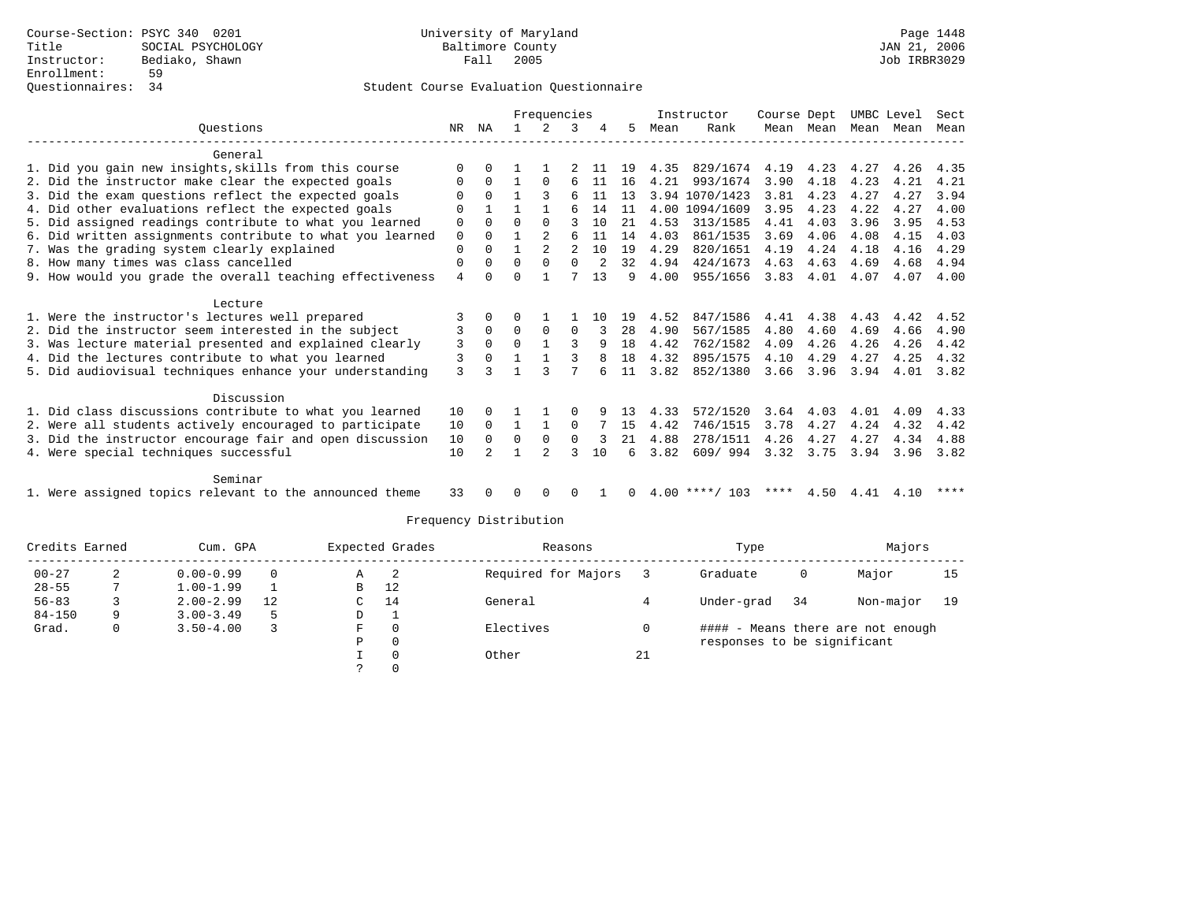Course-Section: PSYC 340 0201
Title: SOCIAL PSYCHOLOGY
Instructor: Bediako, Shawn
Enrollment: 59
Questionnaires: 34

University of Maryland
Baltimore County
Fall 2005

Student Course Evaluation Questionnaire

| Questions | NR | NA | 1 | 2 | 3 | 4 | 5 | Instructor Mean | Instructor Rank | Course Mean | Dept Mean | UMBC Mean | Level Mean | Sect Mean |
|---|---|---|---|---|---|---|---|---|---|---|---|---|---|---|
| **General** | | | | | | | | | | | | | | |
| 1. Did you gain new insights,skills from this course | 0 | 0 | 1 | 1 | 2 | 11 | 19 | 4.35 | 829/1674 | 4.19 | 4.23 | 4.27 | 4.26 | 4.35 |
| 2. Did the instructor make clear the expected goals | 0 | 0 | 1 | 0 | 6 | 11 | 16 | 4.21 | 993/1674 | 3.90 | 4.18 | 4.23 | 4.21 | 4.21 |
| 3. Did the exam questions reflect the expected goals | 0 | 0 | 1 | 3 | 6 | 11 | 13 | 3.94 | 1070/1423 | 3.81 | 4.23 | 4.27 | 4.27 | 3.94 |
| 4. Did other evaluations reflect the expected goals | 0 | 1 | 1 | 1 | 6 | 14 | 11 | 4.00 | 1094/1609 | 3.95 | 4.23 | 4.22 | 4.27 | 4.00 |
| 5. Did assigned readings contribute to what you learned | 0 | 0 | 0 | 0 | 3 | 10 | 21 | 4.53 | 313/1585 | 4.41 | 4.03 | 3.96 | 3.95 | 4.53 |
| 6. Did written assignments contribute to what you learned | 0 | 0 | 1 | 2 | 6 | 11 | 14 | 4.03 | 861/1535 | 3.69 | 4.06 | 4.08 | 4.15 | 4.03 |
| 7. Was the grading system clearly explained | 0 | 0 | 1 | 2 | 2 | 10 | 19 | 4.29 | 820/1651 | 4.19 | 4.24 | 4.18 | 4.16 | 4.29 |
| 8. How many times was class cancelled | 0 | 0 | 0 | 0 | 0 | 2 | 32 | 4.94 | 424/1673 | 4.63 | 4.63 | 4.69 | 4.68 | 4.94 |
| 9. How would you grade the overall teaching effectiveness | 4 | 0 | 0 | 1 | 7 | 13 | 9 | 4.00 | 955/1656 | 3.83 | 4.01 | 4.07 | 4.07 | 4.00 |
| **Lecture** | | | | | | | | | | | | | | |
| 1. Were the instructor's lectures well prepared | 3 | 0 | 0 | 1 | 1 | 10 | 19 | 4.52 | 847/1586 | 4.41 | 4.38 | 4.43 | 4.42 | 4.52 |
| 2. Did the instructor seem interested in the subject | 3 | 0 | 0 | 0 | 0 | 3 | 28 | 4.90 | 567/1585 | 4.80 | 4.60 | 4.69 | 4.66 | 4.90 |
| 3. Was lecture material presented and explained clearly | 3 | 0 | 0 | 1 | 3 | 9 | 18 | 4.42 | 762/1582 | 4.09 | 4.26 | 4.26 | 4.26 | 4.42 |
| 4. Did the lectures contribute to what you learned | 3 | 0 | 1 | 1 | 3 | 8 | 18 | 4.32 | 895/1575 | 4.10 | 4.29 | 4.27 | 4.25 | 4.32 |
| 5. Did audiovisual techniques enhance your understanding | 3 | 3 | 1 | 3 | 7 | 6 | 11 | 3.82 | 852/1380 | 3.66 | 3.96 | 3.94 | 4.01 | 3.82 |
| **Discussion** | | | | | | | | | | | | | | |
| 1. Did class discussions contribute to what you learned | 10 | 0 | 1 | 1 | 0 | 9 | 13 | 4.33 | 572/1520 | 3.64 | 4.03 | 4.01 | 4.09 | 4.33 |
| 2. Were all students actively encouraged to participate | 10 | 0 | 1 | 1 | 0 | 7 | 15 | 4.42 | 746/1515 | 3.78 | 4.27 | 4.24 | 4.32 | 4.42 |
| 3. Did the instructor encourage fair and open discussion | 10 | 0 | 0 | 0 | 0 | 3 | 21 | 4.88 | 278/1511 | 4.26 | 4.27 | 4.27 | 4.34 | 4.88 |
| 4. Were special techniques successful | 10 | 2 | 1 | 2 | 3 | 10 | 6 | 3.82 | 609/ 994 | 3.32 | 3.75 | 3.94 | 3.96 | 3.82 |
| **Seminar** | | | | | | | | | | | | | | |
| 1. Were assigned topics relevant to the announced theme | 33 | 0 | 0 | 0 | 0 | 1 | 0 | 4.00 | ****/ 103 | **** | 4.50 | 4.41 | 4.10 | **** |

## Frequency Distribution

| Credits Earned | | Cum. GPA | | Expected Grades | | Reasons | | Type | | Majors | |
|---|---|---|---|---|---|---|---|---|---|---|---|
| 00-27 | 2 | 0.00-0.99 | 0 | A | 2 | Required for Majors | 3 | Graduate | 0 | Major | 15 |
| 28-55 | 7 | 1.00-1.99 | 1 | B | 12 | | | | | | |
| 56-83 | 3 | 2.00-2.99 | 12 | C | 14 | General | 4 | Under-grad | 34 | Non-major | 19 |
| 84-150 | 9 | 3.00-3.49 | 5 | D | 1 | | | | | | |
| Grad. | 0 | 3.50-4.00 | 3 | F | 0 | Electives | 0 | | | | |
| | | | | P | 0 | | | | | | |
| | | | | I | 0 | Other | 21 | | | | |
| | | | | ? | 0 | | | | | | |

#### - Means there are not enough responses to be significant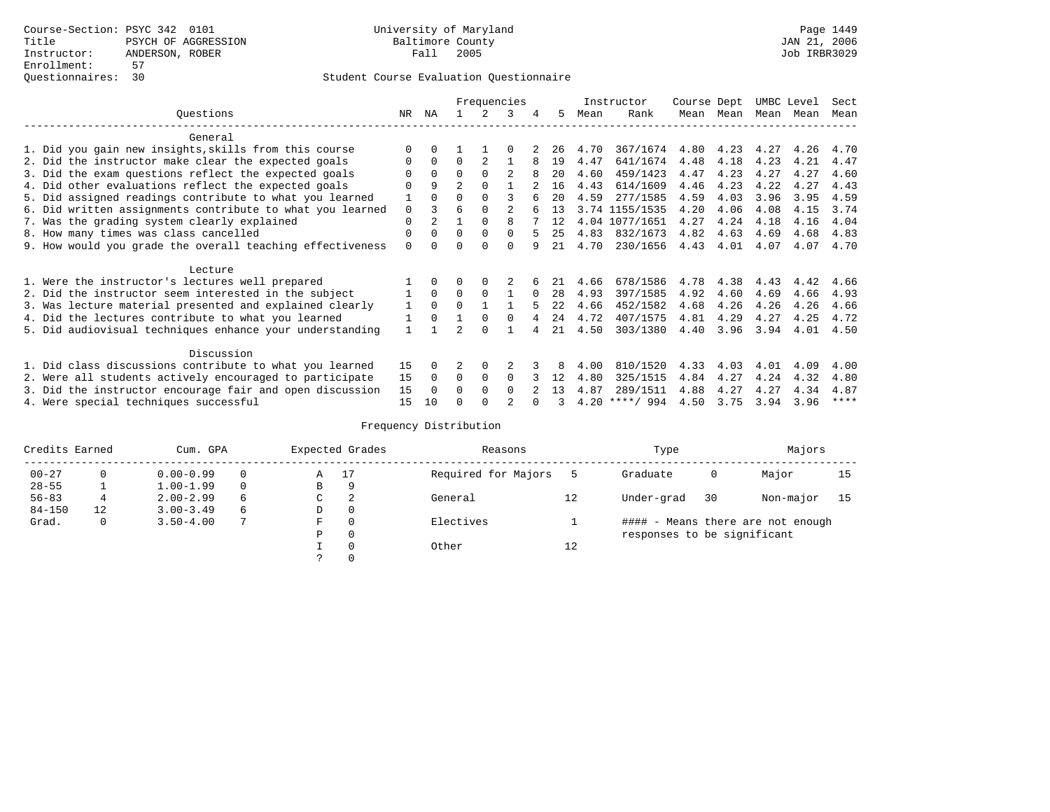Course-Section: PSYC 342 0101
Title: PSYCH OF AGGRESSION
Instructor: ANDERSON, ROBER
Enrollment: 57
Questionnaires: 30

University of Maryland
Baltimore County
Fall 2005

JAN 21, 2006
Job IRBR3029

Student Course Evaluation Questionnaire

| Questions | NR | NA | 1 | 2 | 3 | 4 | 5 | Instructor Mean | Instructor Rank | Course Mean | Dept Mean | UMBC Mean | Level Mean | Sect Mean |
|---|---|---|---|---|---|---|---|---|---|---|---|---|---|---|
| **General** | | | | | | | | | | | | | | |
| 1. Did you gain new insights,skills from this course | 0 | 0 | 1 | 1 | 0 | 2 | 26 | 4.70 | 367/1674 | 4.80 | 4.23 | 4.27 | 4.26 | 4.70 |
| 2. Did the instructor make clear the expected goals | 0 | 0 | 0 | 2 | 1 | 8 | 19 | 4.47 | 641/1674 | 4.48 | 4.18 | 4.23 | 4.21 | 4.47 |
| 3. Did the exam questions reflect the expected goals | 0 | 0 | 0 | 0 | 2 | 8 | 20 | 4.60 | 459/1423 | 4.47 | 4.23 | 4.27 | 4.27 | 4.60 |
| 4. Did other evaluations reflect the expected goals | 0 | 9 | 2 | 0 | 1 | 2 | 16 | 4.43 | 614/1609 | 4.46 | 4.23 | 4.22 | 4.27 | 4.43 |
| 5. Did assigned readings contribute to what you learned | 1 | 0 | 0 | 0 | 3 | 6 | 20 | 4.59 | 277/1585 | 4.59 | 4.03 | 3.96 | 3.95 | 4.59 |
| 6. Did written assignments contribute to what you learned | 0 | 3 | 6 | 0 | 2 | 6 | 13 | 3.74 | 1155/1535 | 4.20 | 4.06 | 4.08 | 4.15 | 3.74 |
| 7. Was the grading system clearly explained | 0 | 2 | 1 | 0 | 8 | 7 | 12 | 4.04 | 1077/1651 | 4.27 | 4.24 | 4.18 | 4.16 | 4.04 |
| 8. How many times was class cancelled | 0 | 0 | 0 | 0 | 0 | 5 | 25 | 4.83 | 832/1673 | 4.82 | 4.63 | 4.69 | 4.68 | 4.83 |
| 9. How would you grade the overall teaching effectiveness | 0 | 0 | 0 | 0 | 0 | 9 | 21 | 4.70 | 230/1656 | 4.43 | 4.01 | 4.07 | 4.07 | 4.70 |
| **Lecture** | | | | | | | | | | | | | | |
| 1. Were the instructor's lectures well prepared | 1 | 0 | 0 | 0 | 2 | 6 | 21 | 4.66 | 678/1586 | 4.78 | 4.38 | 4.43 | 4.42 | 4.66 |
| 2. Did the instructor seem interested in the subject | 1 | 0 | 0 | 0 | 1 | 0 | 28 | 4.93 | 397/1585 | 4.92 | 4.60 | 4.69 | 4.66 | 4.93 |
| 3. Was lecture material presented and explained clearly | 1 | 0 | 0 | 1 | 1 | 5 | 22 | 4.66 | 452/1582 | 4.68 | 4.26 | 4.26 | 4.26 | 4.66 |
| 4. Did the lectures contribute to what you learned | 1 | 0 | 1 | 0 | 0 | 4 | 24 | 4.72 | 407/1575 | 4.81 | 4.29 | 4.27 | 4.25 | 4.72 |
| 5. Did audiovisual techniques enhance your understanding | 1 | 1 | 2 | 0 | 1 | 4 | 21 | 4.50 | 303/1380 | 4.40 | 3.96 | 3.94 | 4.01 | 4.50 |
| **Discussion** | | | | | | | | | | | | | | |
| 1. Did class discussions contribute to what you learned | 15 | 0 | 2 | 0 | 2 | 3 | 8 | 4.00 | 810/1520 | 4.33 | 4.03 | 4.01 | 4.09 | 4.00 |
| 2. Were all students actively encouraged to participate | 15 | 0 | 0 | 0 | 0 | 3 | 12 | 4.80 | 325/1515 | 4.84 | 4.27 | 4.24 | 4.32 | 4.80 |
| 3. Did the instructor encourage fair and open discussion | 15 | 0 | 0 | 0 | 0 | 2 | 13 | 4.87 | 289/1511 | 4.88 | 4.27 | 4.27 | 4.34 | 4.87 |
| 4. Were special techniques successful | 15 | 10 | 0 | 0 | 2 | 0 | 3 | 4.20 | ****/ 994 | 4.50 | 3.75 | 3.94 | 3.96 | **** |

Frequency Distribution

| Credits Earned | | Cum. GPA | | Expected Grades | | Reasons | | Type | | Majors | |
|---|---|---|---|---|---|---|---|---|---|---|---|
| 00-27 | 0 | 0.00-0.99 | 0 | A | 17 | Required for Majors | 5 | Graduate | 0 | Major | 15 |
| 28-55 | 1 | 1.00-1.99 | 0 | B | 9 | | | | | | |
| 56-83 | 4 | 2.00-2.99 | 6 | C | 2 | General | 12 | Under-grad | 30 | Non-major | 15 |
| 84-150 | 12 | 3.00-3.49 | 6 | D | 0 | | | | | | |
| Grad. | 0 | 3.50-4.00 | 7 | F | 0 | Electives | 1 | #### - Means there are not enough responses to be significant | | | |
| | | | | P | 0 | | | | | | |
| | | | | I | 0 | Other | 12 | | | | |
| | | | | ? | 0 | | | | | | |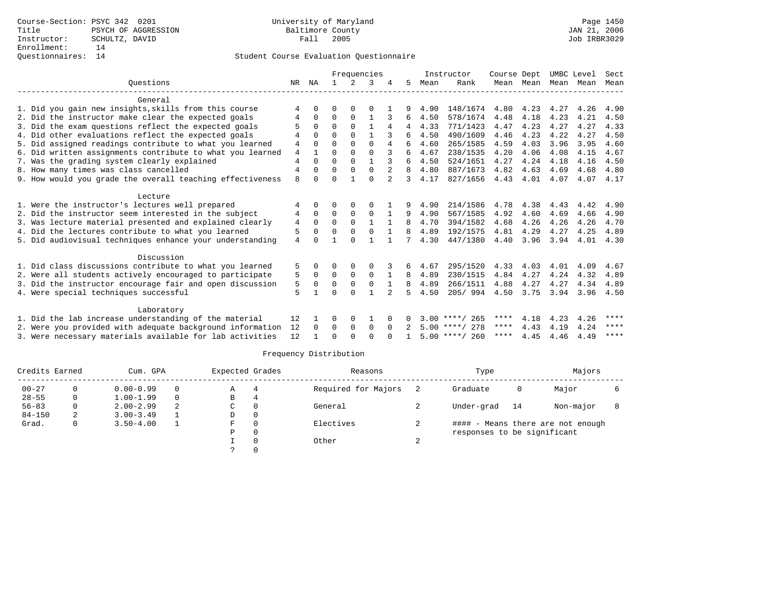Course-Section: PSYC 342 0201
Title: PSYCH OF AGGRESSION
Instructor: SCHULTZ, DAVID
Enrollment: 14
Questionnaires: 14

University of Maryland Baltimore County
Fall 2005

JAN 21, 2006
Job IRBR3029

Student Course Evaluation Questionnaire

| Questions | NR | NA | 1 | 2 | 3 | 4 | 5 | Instructor Mean | Rank | Course Mean | Dept Mean | UMBC Level Mean | Level Mean | Sect Mean |
|---|---|---|---|---|---|---|---|---|---|---|---|---|---|---|
| **General** | | | | | | | | | | | | | | |
| 1. Did you gain new insights,skills from this course | 4 | 0 | 0 | 0 | 0 | 1 | 9 | 4.90 | 148/1674 | 4.80 | 4.23 | 4.27 | 4.26 | 4.90 |
| 2. Did the instructor make clear the expected goals | 4 | 0 | 0 | 0 | 1 | 3 | 6 | 4.50 | 578/1674 | 4.48 | 4.18 | 4.23 | 4.21 | 4.50 |
| 3. Did the exam questions reflect the expected goals | 5 | 0 | 0 | 0 | 1 | 4 | 4 | 4.33 | 771/1423 | 4.47 | 4.23 | 4.27 | 4.27 | 4.33 |
| 4. Did other evaluations reflect the expected goals | 4 | 0 | 0 | 0 | 1 | 3 | 6 | 4.50 | 490/1609 | 4.46 | 4.23 | 4.22 | 4.27 | 4.50 |
| 5. Did assigned readings contribute to what you learned | 4 | 0 | 0 | 0 | 0 | 4 | 6 | 4.60 | 265/1585 | 4.59 | 4.03 | 3.96 | 3.95 | 4.60 |
| 6. Did written assignments contribute to what you learned | 4 | 1 | 0 | 0 | 0 | 3 | 6 | 4.67 | 238/1535 | 4.20 | 4.06 | 4.08 | 4.15 | 4.67 |
| 7. Was the grading system clearly explained | 4 | 0 | 0 | 0 | 1 | 3 | 6 | 4.50 | 524/1651 | 4.27 | 4.24 | 4.18 | 4.16 | 4.50 |
| 8. How many times was class cancelled | 4 | 0 | 0 | 0 | 0 | 2 | 8 | 4.80 | 887/1673 | 4.82 | 4.63 | 4.69 | 4.68 | 4.80 |
| 9. How would you grade the overall teaching effectiveness | 8 | 0 | 0 | 1 | 0 | 2 | 3 | 4.17 | 827/1656 | 4.43 | 4.01 | 4.07 | 4.07 | 4.17 |
| **Lecture** | | | | | | | | | | | | | | |
| 1. Were the instructor's lectures well prepared | 4 | 0 | 0 | 0 | 0 | 1 | 9 | 4.90 | 214/1586 | 4.78 | 4.38 | 4.43 | 4.42 | 4.90 |
| 2. Did the instructor seem interested in the subject | 4 | 0 | 0 | 0 | 0 | 1 | 9 | 4.90 | 567/1585 | 4.92 | 4.60 | 4.69 | 4.66 | 4.90 |
| 3. Was lecture material presented and explained clearly | 4 | 0 | 0 | 0 | 1 | 1 | 8 | 4.70 | 394/1582 | 4.68 | 4.26 | 4.26 | 4.26 | 4.70 |
| 4. Did the lectures contribute to what you learned | 5 | 0 | 0 | 0 | 0 | 1 | 8 | 4.89 | 192/1575 | 4.81 | 4.29 | 4.27 | 4.25 | 4.89 |
| 5. Did audiovisual techniques enhance your understanding | 4 | 0 | 1 | 0 | 1 | 1 | 7 | 4.30 | 447/1380 | 4.40 | 3.96 | 3.94 | 4.01 | 4.30 |
| **Discussion** | | | | | | | | | | | | | | |
| 1. Did class discussions contribute to what you learned | 5 | 0 | 0 | 0 | 0 | 3 | 6 | 4.67 | 295/1520 | 4.33 | 4.03 | 4.01 | 4.09 | 4.67 |
| 2. Were all students actively encouraged to participate | 5 | 0 | 0 | 0 | 0 | 1 | 8 | 4.89 | 230/1515 | 4.84 | 4.27 | 4.24 | 4.32 | 4.89 |
| 3. Did the instructor encourage fair and open discussion | 5 | 0 | 0 | 0 | 0 | 1 | 8 | 4.89 | 266/1511 | 4.88 | 4.27 | 4.27 | 4.34 | 4.89 |
| 4. Were special techniques successful | 5 | 1 | 0 | 0 | 1 | 2 | 5 | 4.50 | 205/ 994 | 4.50 | 3.75 | 3.94 | 3.96 | 4.50 |
| **Laboratory** | | | | | | | | | | | | | | |
| 1. Did the lab increase understanding of the material | 12 | 1 | 0 | 0 | 1 | 0 | 0 | 3.00 | ****/ 265 | **** | 4.18 | 4.23 | 4.26 | **** |
| 2. Were you provided with adequate background information | 12 | 0 | 0 | 0 | 0 | 0 | 2 | 5.00 | ****/ 278 | **** | 4.43 | 4.19 | 4.24 | **** |
| 3. Were necessary materials available for lab activities | 12 | 1 | 0 | 0 | 0 | 0 | 1 | 5.00 | ****/ 260 | **** | 4.45 | 4.46 | 4.49 | **** |

## Frequency Distribution

| Credits Earned | | Cum. GPA | | Expected Grades | | Reasons | | Type | | Majors | |
|---|---|---|---|---|---|---|---|---|---|---|---|
| 00-27 | 0 | 0.00-0.99 | 0 | A | 4 | Required for Majors | 2 | Graduate | 0 | Major | 6 |
| 28-55 | 0 | 1.00-1.99 | 0 | B | 4 | | | | | | |
| 56-83 | 0 | 2.00-2.99 | 2 | C | 0 | General | 2 | Under-grad | 14 | Non-major | 8 |
| 84-150 | 2 | 3.00-3.49 | 1 | D | 0 | | | | | | |
| Grad. | 0 | 3.50-4.00 | 1 | F | 0 | Electives | 2 | | | | |
| | | | | P | 0 | | | | | | |
| | | | | I | 0 | Other | 2 | | | | |
| | | | | ? | 0 | | | | | | |

#### - Means there are not enough responses to be significant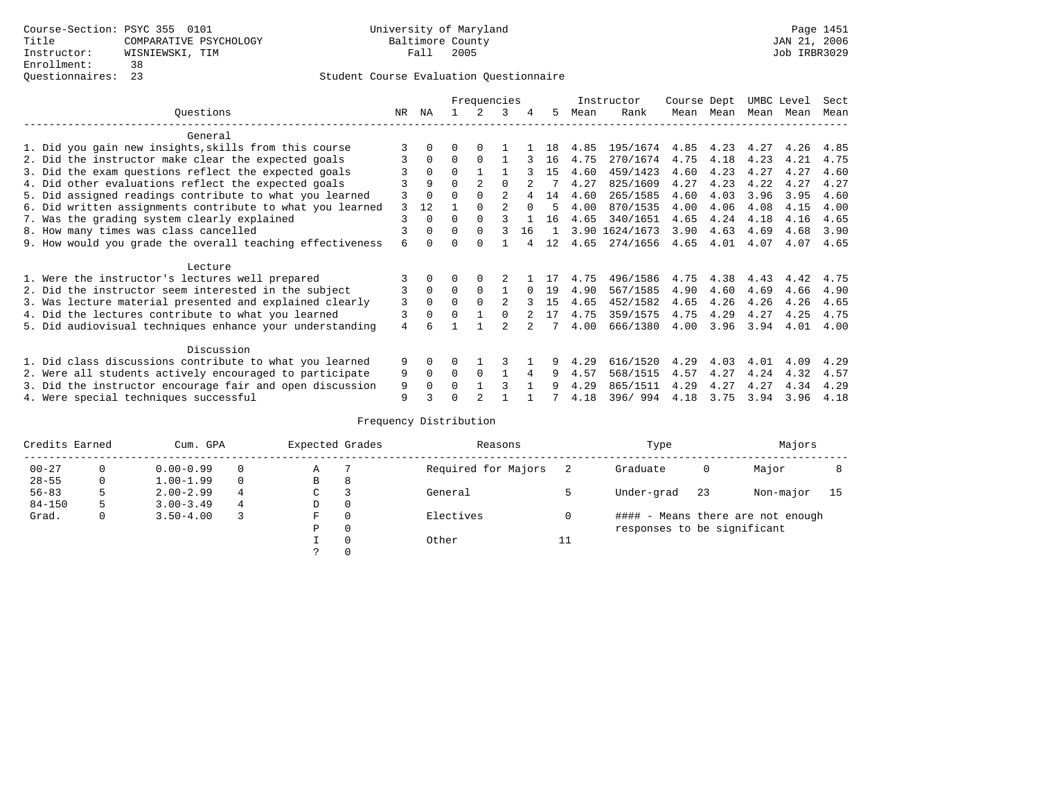Course-Section: PSYC 355 0101
Title: COMPARATIVE PSYCHOLOGY
Instructor: WISNIEWSKI, TIM
Enrollment: 38
Questionnaires: 23

University of Maryland
Baltimore County
Fall 2005

JAN 21, 2006
Job IRBR3029

Student Course Evaluation Questionnaire

| Questions | NR | NA | 1 | 2 | 3 | 4 | 5 | Instructor Mean | Rank | Course Mean | Dept Mean | UMBC Mean | Level Mean | Sect Mean |
|---|---|---|---|---|---|---|---|---|---|---|---|---|---|---|
| **General** | | | | | | | | | | | | | | |
| 1. Did you gain new insights,skills from this course | 3 | 0 | 0 | 0 | 1 | 1 | 18 | 4.85 | 195/1674 | 4.85 | 4.23 | 4.27 | 4.26 | 4.85 |
| 2. Did the instructor make clear the expected goals | 3 | 0 | 0 | 0 | 1 | 3 | 16 | 4.75 | 270/1674 | 4.75 | 4.18 | 4.23 | 4.21 | 4.75 |
| 3. Did the exam questions reflect the expected goals | 3 | 0 | 0 | 1 | 1 | 3 | 15 | 4.60 | 459/1423 | 4.60 | 4.23 | 4.27 | 4.27 | 4.60 |
| 4. Did other evaluations reflect the expected goals | 3 | 9 | 0 | 2 | 0 | 2 | 7 | 4.27 | 825/1609 | 4.27 | 4.23 | 4.22 | 4.27 | 4.27 |
| 5. Did assigned readings contribute to what you learned | 3 | 0 | 0 | 0 | 2 | 4 | 14 | 4.60 | 265/1585 | 4.60 | 4.03 | 3.96 | 3.95 | 4.60 |
| 6. Did written assignments contribute to what you learned | 3 | 12 | 1 | 0 | 2 | 0 | 5 | 4.00 | 870/1535 | 4.00 | 4.06 | 4.08 | 4.15 | 4.00 |
| 7. Was the grading system clearly explained | 3 | 0 | 0 | 0 | 3 | 1 | 16 | 4.65 | 340/1651 | 4.65 | 4.24 | 4.18 | 4.16 | 4.65 |
| 8. How many times was class cancelled | 3 | 0 | 0 | 0 | 3 | 16 | 1 | 3.90 | 1624/1673 | 3.90 | 4.63 | 4.69 | 4.68 | 3.90 |
| 9. How would you grade the overall teaching effectiveness | 6 | 0 | 0 | 0 | 1 | 4 | 12 | 4.65 | 274/1656 | 4.65 | 4.01 | 4.07 | 4.07 | 4.65 |
| **Lecture** | | | | | | | | | | | | | | |
| 1. Were the instructor's lectures well prepared | 3 | 0 | 0 | 0 | 2 | 1 | 17 | 4.75 | 496/1586 | 4.75 | 4.38 | 4.43 | 4.42 | 4.75 |
| 2. Did the instructor seem interested in the subject | 3 | 0 | 0 | 0 | 1 | 0 | 19 | 4.90 | 567/1585 | 4.90 | 4.60 | 4.69 | 4.66 | 4.90 |
| 3. Was lecture material presented and explained clearly | 3 | 0 | 0 | 0 | 2 | 3 | 15 | 4.65 | 452/1582 | 4.65 | 4.26 | 4.26 | 4.26 | 4.65 |
| 4. Did the lectures contribute to what you learned | 3 | 0 | 0 | 1 | 0 | 2 | 17 | 4.75 | 359/1575 | 4.75 | 4.29 | 4.27 | 4.25 | 4.75 |
| 5. Did audiovisual techniques enhance your understanding | 4 | 6 | 1 | 1 | 2 | 2 | 7 | 4.00 | 666/1380 | 4.00 | 3.96 | 3.94 | 4.01 | 4.00 |
| **Discussion** | | | | | | | | | | | | | | |
| 1. Did class discussions contribute to what you learned | 9 | 0 | 0 | 1 | 3 | 1 | 9 | 4.29 | 616/1520 | 4.29 | 4.03 | 4.01 | 4.09 | 4.29 |
| 2. Were all students actively encouraged to participate | 9 | 0 | 0 | 0 | 1 | 4 | 9 | 4.57 | 568/1515 | 4.57 | 4.27 | 4.24 | 4.32 | 4.57 |
| 3. Did the instructor encourage fair and open discussion | 9 | 0 | 0 | 1 | 3 | 1 | 9 | 4.29 | 865/1511 | 4.29 | 4.27 | 4.27 | 4.34 | 4.29 |
| 4. Were special techniques successful | 9 | 3 | 0 | 2 | 1 | 1 | 7 | 4.18 | 396/ 994 | 4.18 | 3.75 | 3.94 | 3.96 | 4.18 |

Frequency Distribution

| Credits Earned | | Cum. GPA | | Expected Grades | | Reasons | | Type | | Majors | |
|---|---|---|---|---|---|---|---|---|---|---|---|
| 00-27 | 0 | 0.00-0.99 | 0 | A | 7 | Required for Majors | 2 | Graduate | 0 | Major | 8 |
| 28-55 | 0 | 1.00-1.99 | 0 | B | 8 | | | | | | |
| 56-83 | 5 | 2.00-2.99 | 4 | C | 3 | General | 5 | Under-grad | 23 | Non-major | 15 |
| 84-150 | 5 | 3.00-3.49 | 4 | D | 0 | | | | | | |
| Grad. | 0 | 3.50-4.00 | 3 | F | 0 | Electives | 0 | | | | |
| | | | | P | 0 | | | | | | |
| | | | | I | 0 | Other | 11 | | | | |
| | | | | ? | 0 | | | | | | |

#### - Means there are not enough responses to be significant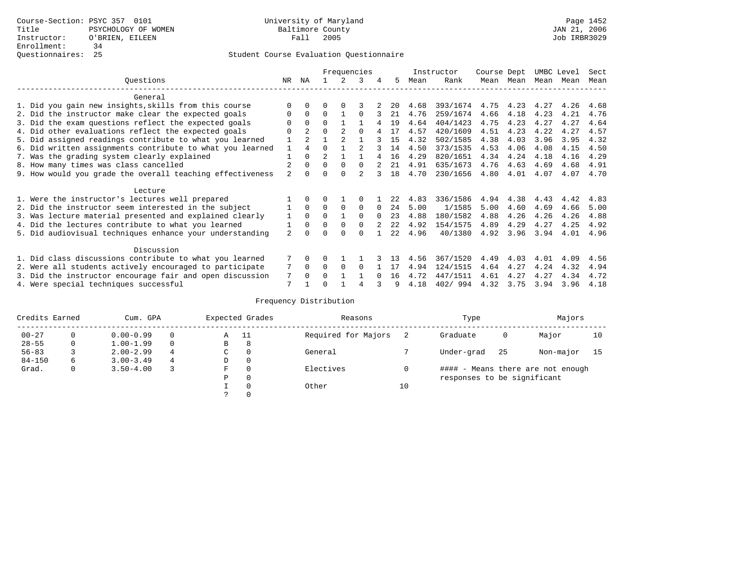Course-Section: PSYC 357 0101
Title: PSYCHOLOGY OF WOMEN
Instructor: O'BRIEN, EILEEN
Enrollment: 34
Questionnaires: 25

University of Maryland
Baltimore County
Fall 2005

JAN 21, 2006
Job IRBR3029

## Student Course Evaluation Questionnaire

| Questions | NR | NA | 1 | 2 | 3 | 4 | 5 | Instructor Mean | Instructor Rank | Course Mean | Dept Mean | UMBC Mean | Level Mean | Sect Mean |
|---|---|---|---|---|---|---|---|---|---|---|---|---|---|---|
| **General** | | | | | | | | | | | | | | |
| 1. Did you gain new insights,skills from this course | 0 | 0 | 0 | 0 | 3 | 2 | 20 | 4.68 | 393/1674 | 4.75 | 4.23 | 4.27 | 4.26 | 4.68 |
| 2. Did the instructor make clear the expected goals | 0 | 0 | 0 | 1 | 0 | 3 | 21 | 4.76 | 259/1674 | 4.66 | 4.18 | 4.23 | 4.21 | 4.76 |
| 3. Did the exam questions reflect the expected goals | 0 | 0 | 0 | 1 | 1 | 4 | 19 | 4.64 | 404/1423 | 4.75 | 4.23 | 4.27 | 4.27 | 4.64 |
| 4. Did other evaluations reflect the expected goals | 0 | 2 | 0 | 2 | 0 | 4 | 17 | 4.57 | 420/1609 | 4.51 | 4.23 | 4.22 | 4.27 | 4.57 |
| 5. Did assigned readings contribute to what you learned | 1 | 2 | 1 | 2 | 1 | 3 | 15 | 4.32 | 502/1585 | 4.38 | 4.03 | 3.96 | 3.95 | 4.32 |
| 6. Did written assignments contribute to what you learned | 1 | 4 | 0 | 1 | 2 | 3 | 14 | 4.50 | 373/1535 | 4.53 | 4.06 | 4.08 | 4.15 | 4.50 |
| 7. Was the grading system clearly explained | 1 | 0 | 2 | 1 | 1 | 4 | 16 | 4.29 | 820/1651 | 4.34 | 4.24 | 4.18 | 4.16 | 4.29 |
| 8. How many times was class cancelled | 2 | 0 | 0 | 0 | 0 | 2 | 21 | 4.91 | 635/1673 | 4.76 | 4.63 | 4.69 | 4.68 | 4.91 |
| 9. How would you grade the overall teaching effectiveness | 2 | 0 | 0 | 0 | 2 | 3 | 18 | 4.70 | 230/1656 | 4.80 | 4.01 | 4.07 | 4.07 | 4.70 |
| **Lecture** | | | | | | | | | | | | | | |
| 1. Were the instructor's lectures well prepared | 1 | 0 | 0 | 1 | 0 | 1 | 22 | 4.83 | 336/1586 | 4.94 | 4.38 | 4.43 | 4.42 | 4.83 |
| 2. Did the instructor seem interested in the subject | 1 | 0 | 0 | 0 | 0 | 0 | 24 | 5.00 | 1/1585 | 5.00 | 4.60 | 4.69 | 4.66 | 5.00 |
| 3. Was lecture material presented and explained clearly | 1 | 0 | 0 | 1 | 0 | 0 | 23 | 4.88 | 180/1582 | 4.88 | 4.26 | 4.26 | 4.26 | 4.88 |
| 4. Did the lectures contribute to what you learned | 1 | 0 | 0 | 0 | 0 | 2 | 22 | 4.92 | 154/1575 | 4.89 | 4.29 | 4.27 | 4.25 | 4.92 |
| 5. Did audiovisual techniques enhance your understanding | 2 | 0 | 0 | 0 | 0 | 1 | 22 | 4.96 | 40/1380 | 4.92 | 3.96 | 3.94 | 4.01 | 4.96 |
| **Discussion** | | | | | | | | | | | | | | |
| 1. Did class discussions contribute to what you learned | 7 | 0 | 0 | 1 | 1 | 3 | 13 | 4.56 | 367/1520 | 4.49 | 4.03 | 4.01 | 4.09 | 4.56 |
| 2. Were all students actively encouraged to participate | 7 | 0 | 0 | 0 | 0 | 1 | 17 | 4.94 | 124/1515 | 4.64 | 4.27 | 4.24 | 4.32 | 4.94 |
| 3. Did the instructor encourage fair and open discussion | 7 | 0 | 0 | 1 | 1 | 0 | 16 | 4.72 | 447/1511 | 4.61 | 4.27 | 4.27 | 4.34 | 4.72 |
| 4. Were special techniques successful | 7 | 1 | 0 | 1 | 4 | 3 | 9 | 4.18 | 402/ 994 | 4.32 | 3.75 | 3.94 | 3.96 | 4.18 |

## Frequency Distribution

| Credits Earned | | Cum. GPA | | Expected Grades | | Reasons | | Type | | Majors | |
|---|---|---|---|---|---|---|---|---|---|---|---|
| 00-27 | 0 | 0.00-0.99 | 0 | A | 11 | Required for Majors | 2 | Graduate | 0 | Major | 10 |
| 28-55 | 0 | 1.00-1.99 | 0 | B | 8 | | | | | | |
| 56-83 | 3 | 2.00-2.99 | 4 | C | 0 | General | 7 | Under-grad | 25 | Non-major | 15 |
| 84-150 | 6 | 3.00-3.49 | 4 | D | 0 | | | | | | |
| Grad. | 0 | 3.50-4.00 | 3 | F | 0 | Electives | 0 | #### - Means there are not enough responses to be significant | | | |
| | | | | P | 0 | | | | | | |
| | | | | I | 0 | Other | 10 | | | | |
| | | | | ? | 0 | | | | | | |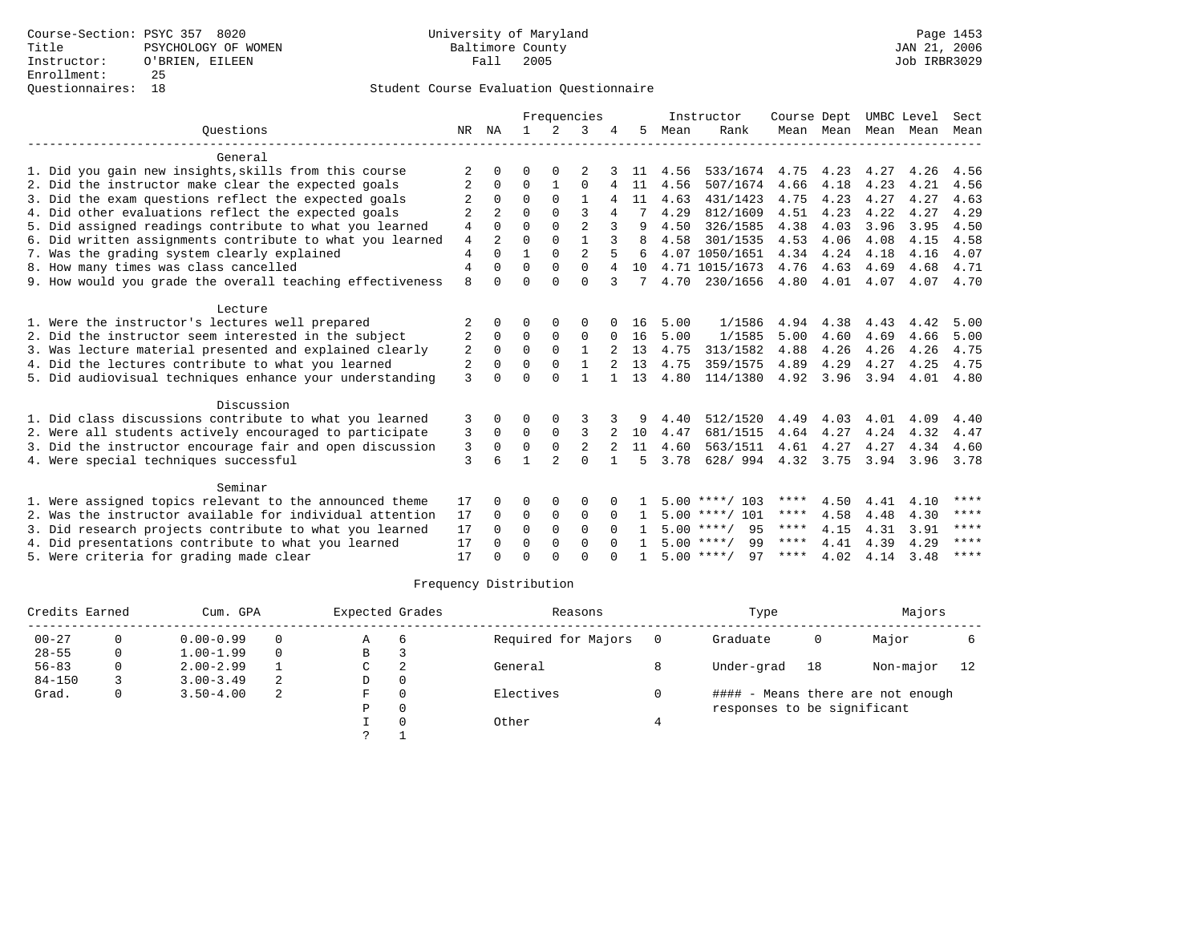Course-Section: PSYC 357 8020
Title: PSYCHOLOGY OF WOMEN
Instructor: O'BRIEN, EILEEN
Enrollment: 25
Questionnaires: 18

University of Maryland
Baltimore County
Fall 2005

Student Course Evaluation Questionnaire

| Questions | NR | NA | 1 | 2 | 3 | 4 | 5 | Instructor Mean | Instructor Rank | Course Mean | Dept Mean | UMBC Level Mean | Level Mean | Sect Mean |
|---|---|---|---|---|---|---|---|---|---|---|---|---|---|---|
| **General** | | | | | | | | | | | | | | |
| 1. Did you gain new insights,skills from this course | 2 | 0 | 0 | 0 | 2 | 3 | 11 | 4.56 | 533/1674 | 4.75 | 4.23 | 4.27 | 4.26 | 4.56 |
| 2. Did the instructor make clear the expected goals | 2 | 0 | 0 | 1 | 0 | 4 | 11 | 4.56 | 507/1674 | 4.66 | 4.18 | 4.23 | 4.21 | 4.56 |
| 3. Did the exam questions reflect the expected goals | 2 | 0 | 0 | 0 | 1 | 4 | 11 | 4.63 | 431/1423 | 4.75 | 4.23 | 4.27 | 4.27 | 4.63 |
| 4. Did other evaluations reflect the expected goals | 2 | 2 | 0 | 0 | 3 | 4 | 7 | 4.29 | 812/1609 | 4.51 | 4.23 | 4.22 | 4.27 | 4.29 |
| 5. Did assigned readings contribute to what you learned | 4 | 0 | 0 | 0 | 2 | 3 | 9 | 4.50 | 326/1585 | 4.38 | 4.03 | 3.96 | 3.95 | 4.50 |
| 6. Did written assignments contribute to what you learned | 4 | 2 | 0 | 0 | 1 | 3 | 8 | 4.58 | 301/1535 | 4.53 | 4.06 | 4.08 | 4.15 | 4.58 |
| 7. Was the grading system clearly explained | 4 | 0 | 1 | 0 | 2 | 5 | 6 | 4.07 | 1050/1651 | 4.34 | 4.24 | 4.18 | 4.16 | 4.07 |
| 8. How many times was class cancelled | 4 | 0 | 0 | 0 | 0 | 4 | 10 | 4.71 | 1015/1673 | 4.76 | 4.63 | 4.69 | 4.68 | 4.71 |
| 9. How would you grade the overall teaching effectiveness | 8 | 0 | 0 | 0 | 0 | 3 | 7 | 4.70 | 230/1656 | 4.80 | 4.01 | 4.07 | 4.07 | 4.70 |
| **Lecture** | | | | | | | | | | | | | | |
| 1. Were the instructor's lectures well prepared | 2 | 0 | 0 | 0 | 0 | 0 | 16 | 5.00 | 1/1586 | 4.94 | 4.38 | 4.43 | 4.42 | 5.00 |
| 2. Did the instructor seem interested in the subject | 2 | 0 | 0 | 0 | 0 | 0 | 16 | 5.00 | 1/1585 | 5.00 | 4.60 | 4.69 | 4.66 | 5.00 |
| 3. Was lecture material presented and explained clearly | 2 | 0 | 0 | 0 | 1 | 2 | 13 | 4.75 | 313/1582 | 4.88 | 4.26 | 4.26 | 4.26 | 4.75 |
| 4. Did the lectures contribute to what you learned | 2 | 0 | 0 | 0 | 1 | 2 | 13 | 4.75 | 359/1575 | 4.89 | 4.29 | 4.27 | 4.25 | 4.75 |
| 5. Did audiovisual techniques enhance your understanding | 3 | 0 | 0 | 0 | 1 | 1 | 13 | 4.80 | 114/1380 | 4.92 | 3.96 | 3.94 | 4.01 | 4.80 |
| **Discussion** | | | | | | | | | | | | | | |
| 1. Did class discussions contribute to what you learned | 3 | 0 | 0 | 0 | 3 | 3 | 9 | 4.40 | 512/1520 | 4.49 | 4.03 | 4.01 | 4.09 | 4.40 |
| 2. Were all students actively encouraged to participate | 3 | 0 | 0 | 0 | 3 | 2 | 10 | 4.47 | 681/1515 | 4.64 | 4.27 | 4.24 | 4.32 | 4.47 |
| 3. Did the instructor encourage fair and open discussion | 3 | 0 | 0 | 0 | 2 | 2 | 11 | 4.60 | 563/1511 | 4.61 | 4.27 | 4.27 | 4.34 | 4.60 |
| 4. Were special techniques successful | 3 | 6 | 1 | 2 | 0 | 1 | 5 | 3.78 | 628/ 994 | 4.32 | 3.75 | 3.94 | 3.96 | 3.78 |
| **Seminar** | | | | | | | | | | | | | | |
| 1. Were assigned topics relevant to the announced theme | 17 | 0 | 0 | 0 | 0 | 0 | 1 | 5.00 | ****/ 103 | **** | 4.50 | 4.41 | 4.10 | **** |
| 2. Was the instructor available for individual attention | 17 | 0 | 0 | 0 | 0 | 0 | 1 | 5.00 | ****/ 101 | **** | 4.58 | 4.48 | 4.30 | **** |
| 3. Did research projects contribute to what you learned | 17 | 0 | 0 | 0 | 0 | 0 | 1 | 5.00 | ****/ 95 | **** | 4.15 | 4.31 | 3.91 | **** |
| 4. Did presentations contribute to what you learned | 17 | 0 | 0 | 0 | 0 | 0 | 1 | 5.00 | ****/ 99 | **** | 4.41 | 4.39 | 4.29 | **** |
| 5. Were criteria for grading made clear | 17 | 0 | 0 | 0 | 0 | 0 | 1 | 5.00 | ****/ 97 | **** | 4.02 | 4.14 | 3.48 | **** |

Frequency Distribution

| Credits Earned | | Cum. GPA | | Expected Grades | | Reasons | | Type | | Majors | |
|---|---|---|---|---|---|---|---|---|---|---|---|
| 00-27 | 0 | 0.00-0.99 | 0 | A | 6 | Required for Majors | 0 | Graduate | 0 | Major | 6 |
| 28-55 | 0 | 1.00-1.99 | 0 | B | 3 | | | | | | |
| 56-83 | 0 | 2.00-2.99 | 1 | C | 2 | General | 8 | Under-grad | 18 | Non-major | 12 |
| 84-150 | 3 | 3.00-3.49 | 2 | D | 0 | | | | | | |
| Grad. | 0 | 3.50-4.00 | 2 | F | 0 | Electives | 0 | #### - Means there are not enough responses to be significant | | | |
| | | | | P | 0 | | | | | | |
| | | | | I | 0 | Other | 4 | | | | |
| | | | | ? | 1 | | | | | | |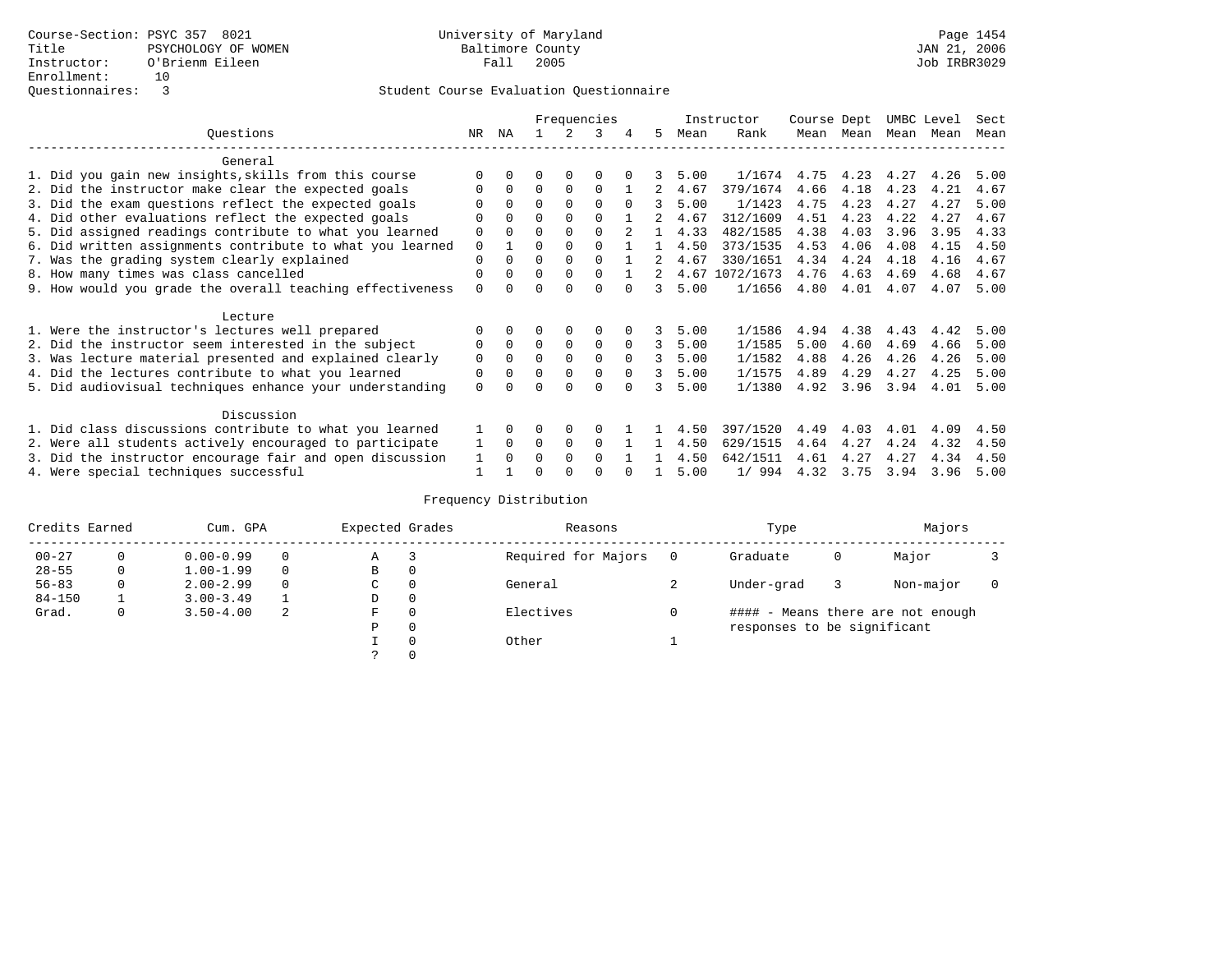Course-Section: PSYC 357 8021
Title: PSYCHOLOGY OF WOMEN
Instructor: O'Brienm Eileen
Enrollment: 10
Questionnaires: 3

University of Maryland
Baltimore County
Fall 2005

JAN 21, 2006
Job IRBR3029

Student Course Evaluation Questionnaire

| Questions | NR | NA | 1 | 2 | 3 | 4 | 5 | Instructor Mean | Instructor Rank | Course Mean | Dept Mean | UMBC Mean | Level Mean | Sect Mean |
|---|---|---|---|---|---|---|---|---|---|---|---|---|---|---|
| **General** | | | | | | | | | | | | | | |
| 1. Did you gain new insights,skills from this course | 0 | 0 | 0 | 0 | 0 | 0 | 3 | 5.00 | 1/1674 | 4.75 | 4.23 | 4.27 | 4.26 | 5.00 |
| 2. Did the instructor make clear the expected goals | 0 | 0 | 0 | 0 | 0 | 1 | 2 | 4.67 | 379/1674 | 4.66 | 4.18 | 4.23 | 4.21 | 4.67 |
| 3. Did the exam questions reflect the expected goals | 0 | 0 | 0 | 0 | 0 | 0 | 3 | 5.00 | 1/1423 | 4.75 | 4.23 | 4.27 | 4.27 | 5.00 |
| 4. Did other evaluations reflect the expected goals | 0 | 0 | 0 | 0 | 0 | 1 | 2 | 4.67 | 312/1609 | 4.51 | 4.23 | 4.22 | 4.27 | 4.67 |
| 5. Did assigned readings contribute to what you learned | 0 | 0 | 0 | 0 | 0 | 2 | 1 | 4.33 | 482/1585 | 4.38 | 4.03 | 3.96 | 3.95 | 4.33 |
| 6. Did written assignments contribute to what you learned | 0 | 1 | 0 | 0 | 0 | 1 | 1 | 4.50 | 373/1535 | 4.53 | 4.06 | 4.08 | 4.15 | 4.50 |
| 7. Was the grading system clearly explained | 0 | 0 | 0 | 0 | 0 | 1 | 2 | 4.67 | 330/1651 | 4.34 | 4.24 | 4.18 | 4.16 | 4.67 |
| 8. How many times was class cancelled | 0 | 0 | 0 | 0 | 0 | 1 | 2 | 4.67 | 1072/1673 | 4.76 | 4.63 | 4.69 | 4.68 | 4.67 |
| 9. How would you grade the overall teaching effectiveness | 0 | 0 | 0 | 0 | 0 | 0 | 3 | 5.00 | 1/1656 | 4.80 | 4.01 | 4.07 | 4.07 | 5.00 |
| **Lecture** | | | | | | | | | | | | | | |
| 1. Were the instructor's lectures well prepared | 0 | 0 | 0 | 0 | 0 | 0 | 3 | 5.00 | 1/1586 | 4.94 | 4.38 | 4.43 | 4.42 | 5.00 |
| 2. Did the instructor seem interested in the subject | 0 | 0 | 0 | 0 | 0 | 0 | 3 | 5.00 | 1/1585 | 5.00 | 4.60 | 4.69 | 4.66 | 5.00 |
| 3. Was lecture material presented and explained clearly | 0 | 0 | 0 | 0 | 0 | 0 | 3 | 5.00 | 1/1582 | 4.88 | 4.26 | 4.26 | 4.26 | 5.00 |
| 4. Did the lectures contribute to what you learned | 0 | 0 | 0 | 0 | 0 | 0 | 3 | 5.00 | 1/1575 | 4.89 | 4.29 | 4.27 | 4.25 | 5.00 |
| 5. Did audiovisual techniques enhance your understanding | 0 | 0 | 0 | 0 | 0 | 0 | 3 | 5.00 | 1/1380 | 4.92 | 3.96 | 3.94 | 4.01 | 5.00 |
| **Discussion** | | | | | | | | | | | | | | |
| 1. Did class discussions contribute to what you learned | 1 | 0 | 0 | 0 | 0 | 1 | 1 | 4.50 | 397/1520 | 4.49 | 4.03 | 4.01 | 4.09 | 4.50 |
| 2. Were all students actively encouraged to participate | 1 | 0 | 0 | 0 | 0 | 1 | 1 | 4.50 | 629/1515 | 4.64 | 4.27 | 4.24 | 4.32 | 4.50 |
| 3. Did the instructor encourage fair and open discussion | 1 | 0 | 0 | 0 | 0 | 1 | 1 | 4.50 | 642/1511 | 4.61 | 4.27 | 4.27 | 4.34 | 4.50 |
| 4. Were special techniques successful | 1 | 1 | 0 | 0 | 0 | 0 | 1 | 5.00 | 1/ 994 | 4.32 | 3.75 | 3.94 | 3.96 | 5.00 |

Frequency Distribution

| Credits Earned | | Cum. GPA | | Expected Grades | | Reasons | | Type | | Majors | |
|---|---|---|---|---|---|---|---|---|---|---|---|
| 00-27 | 0 | 0.00-0.99 | 0 | A | 3 | Required for Majors | 0 | Graduate | 0 | Major | 3 |
| 28-55 | 0 | 1.00-1.99 | 0 | B | 0 | | | | | | |
| 56-83 | 0 | 2.00-2.99 | 0 | C | 0 | General | 2 | Under-grad | 3 | Non-major | 0 |
| 84-150 | 1 | 3.00-3.49 | 1 | D | 0 | | | | | | |
| Grad. | 0 | 3.50-4.00 | 2 | F | 0 | Electives | 0 | | | | |
| | | | | P | 0 | | | | | | |
| | | | | I | 0 | Other | 1 | | | | |
| | | | | ? | 0 | | | | | | |

#### - Means there are not enough responses to be significant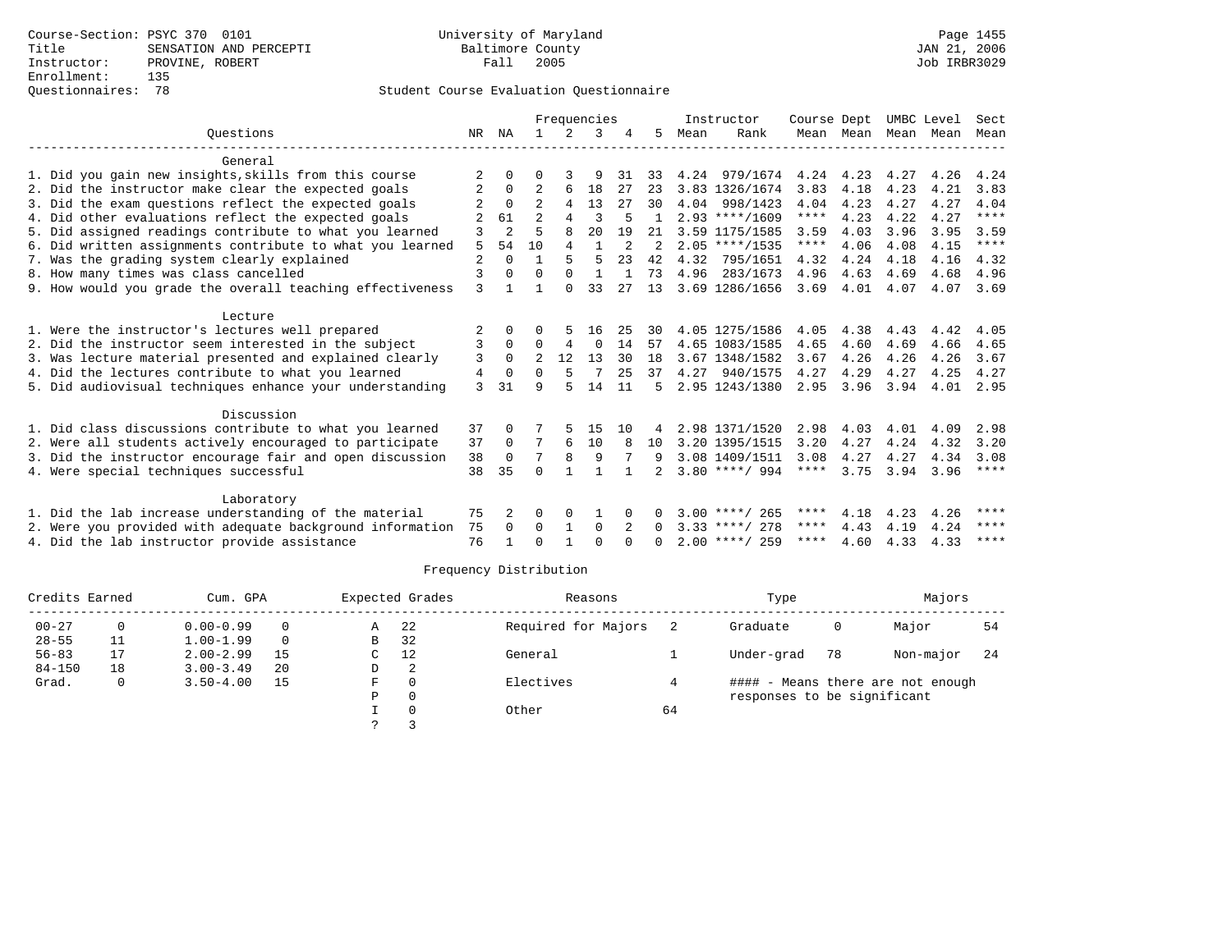Course-Section: PSYC 370 0101
Title: SENSATION AND PERCEPTI
Instructor: PROVINE, ROBERT
Enrollment: 135
Questionnaires: 78

University of Maryland
Baltimore County
Fall 2005

JAN 21, 2006
Job IRBR3029

## Student Course Evaluation Questionnaire

| Questions | NR | NA | 1 | 2 | 3 | 4 | 5 | Instructor Mean | Instructor Rank | Course Mean | Dept Mean | UMBC Mean | Level Mean | Sect Mean |
|---|---|---|---|---|---|---|---|---|---|---|---|---|---|---|
| **General** | | | | | | | | | | | | | | |
| 1. Did you gain new insights,skills from this course | 2 | 0 | 0 | 3 | 9 | 31 | 33 | 4.24 | 979/1674 | 4.24 | 4.23 | 4.27 | 4.26 | 4.24 |
| 2. Did the instructor make clear the expected goals | 2 | 0 | 2 | 6 | 18 | 27 | 23 | 3.83 | 1326/1674 | 3.83 | 4.18 | 4.23 | 4.21 | 3.83 |
| 3. Did the exam questions reflect the expected goals | 2 | 0 | 2 | 4 | 13 | 27 | 30 | 4.04 | 998/1423 | 4.04 | 4.23 | 4.27 | 4.27 | 4.04 |
| 4. Did other evaluations reflect the expected goals | 2 | 61 | 2 | 4 | 3 | 5 | 1 | 2.93 | ****/1609 | **** | 4.23 | 4.22 | 4.27 | **** |
| 5. Did assigned readings contribute to what you learned | 3 | 2 | 5 | 8 | 20 | 19 | 21 | 3.59 | 1175/1585 | 3.59 | 4.03 | 3.96 | 3.95 | 3.59 |
| 6. Did written assignments contribute to what you learned | 5 | 54 | 10 | 4 | 1 | 2 | 2 | 2.05 | ****/1535 | **** | 4.06 | 4.08 | 4.15 | **** |
| 7. Was the grading system clearly explained | 2 | 0 | 1 | 5 | 5 | 23 | 42 | 4.32 | 795/1651 | 4.32 | 4.24 | 4.18 | 4.16 | 4.32 |
| 8. How many times was class cancelled | 3 | 0 | 0 | 0 | 1 | 1 | 73 | 4.96 | 283/1673 | 4.96 | 4.63 | 4.69 | 4.68 | 4.96 |
| 9. How would you grade the overall teaching effectiveness | 3 | 1 | 1 | 0 | 33 | 27 | 13 | 3.69 | 1286/1656 | 3.69 | 4.01 | 4.07 | 4.07 | 3.69 |
| **Lecture** | | | | | | | | | | | | | | |
| 1. Were the instructor's lectures well prepared | 2 | 0 | 0 | 5 | 16 | 25 | 30 | 4.05 | 1275/1586 | 4.05 | 4.38 | 4.43 | 4.42 | 4.05 |
| 2. Did the instructor seem interested in the subject | 3 | 0 | 0 | 4 | 0 | 14 | 57 | 4.65 | 1083/1585 | 4.65 | 4.60 | 4.69 | 4.66 | 4.65 |
| 3. Was lecture material presented and explained clearly | 3 | 0 | 2 | 12 | 13 | 30 | 18 | 3.67 | 1348/1582 | 3.67 | 4.26 | 4.26 | 4.26 | 3.67 |
| 4. Did the lectures contribute to what you learned | 4 | 0 | 0 | 5 | 7 | 25 | 37 | 4.27 | 940/1575 | 4.27 | 4.29 | 4.27 | 4.25 | 4.27 |
| 5. Did audiovisual techniques enhance your understanding | 3 | 31 | 9 | 5 | 14 | 11 | 5 | 2.95 | 1243/1380 | 2.95 | 3.96 | 3.94 | 4.01 | 2.95 |
| **Discussion** | | | | | | | | | | | | | | |
| 1. Did class discussions contribute to what you learned | 37 | 0 | 7 | 5 | 15 | 10 | 4 | 2.98 | 1371/1520 | 2.98 | 4.03 | 4.01 | 4.09 | 2.98 |
| 2. Were all students actively encouraged to participate | 37 | 0 | 7 | 6 | 10 | 8 | 10 | 3.20 | 1395/1515 | 3.20 | 4.27 | 4.24 | 4.32 | 3.20 |
| 3. Did the instructor encourage fair and open discussion | 38 | 0 | 7 | 8 | 9 | 7 | 9 | 3.08 | 1409/1511 | 3.08 | 4.27 | 4.27 | 4.34 | 3.08 |
| 4. Were special techniques successful | 38 | 35 | 0 | 1 | 1 | 1 | 2 | 3.80 | ****/ 994 | **** | 3.75 | 3.94 | 3.96 | **** |
| **Laboratory** | | | | | | | | | | | | | | |
| 1. Did the lab increase understanding of the material | 75 | 2 | 0 | 0 | 1 | 0 | 0 | 3.00 | ****/ 265 | **** | 4.18 | 4.23 | 4.26 | **** |
| 2. Were you provided with adequate background information | 75 | 0 | 0 | 1 | 0 | 2 | 0 | 3.33 | ****/ 278 | **** | 4.43 | 4.19 | 4.24 | **** |
| 4. Did the lab instructor provide assistance | 76 | 1 | 0 | 1 | 0 | 0 | 0 | 2.00 | ****/ 259 | **** | 4.60 | 4.33 | 4.33 | **** |

## Frequency Distribution

| Credits Earned | | Cum. GPA | | Expected Grades | | Reasons | | Type | | Majors | |
|---|---|---|---|---|---|---|---|---|---|---|---|
| 00-27 | 0 | 0.00-0.99 | 0 | A | 22 | Required for Majors | 2 | Graduate | 0 | Major | 54 |
| 28-55 | 11 | 1.00-1.99 | 0 | B | 32 | | | | | | |
| 56-83 | 17 | 2.00-2.99 | 15 | C | 12 | General | 1 | Under-grad | 78 | Non-major | 24 |
| 84-150 | 18 | 3.00-3.49 | 20 | D | 2 | | | | | | |
| Grad. | 0 | 3.50-4.00 | 15 | F | 0 | Electives | 4 | | | | |
| | | | | P | 0 | | | | | | |
| | | | | I | 0 | Other | 64 | | | | |
| | | | | ? | 3 | | | | | | |

#### - Means there are not enough responses to be significant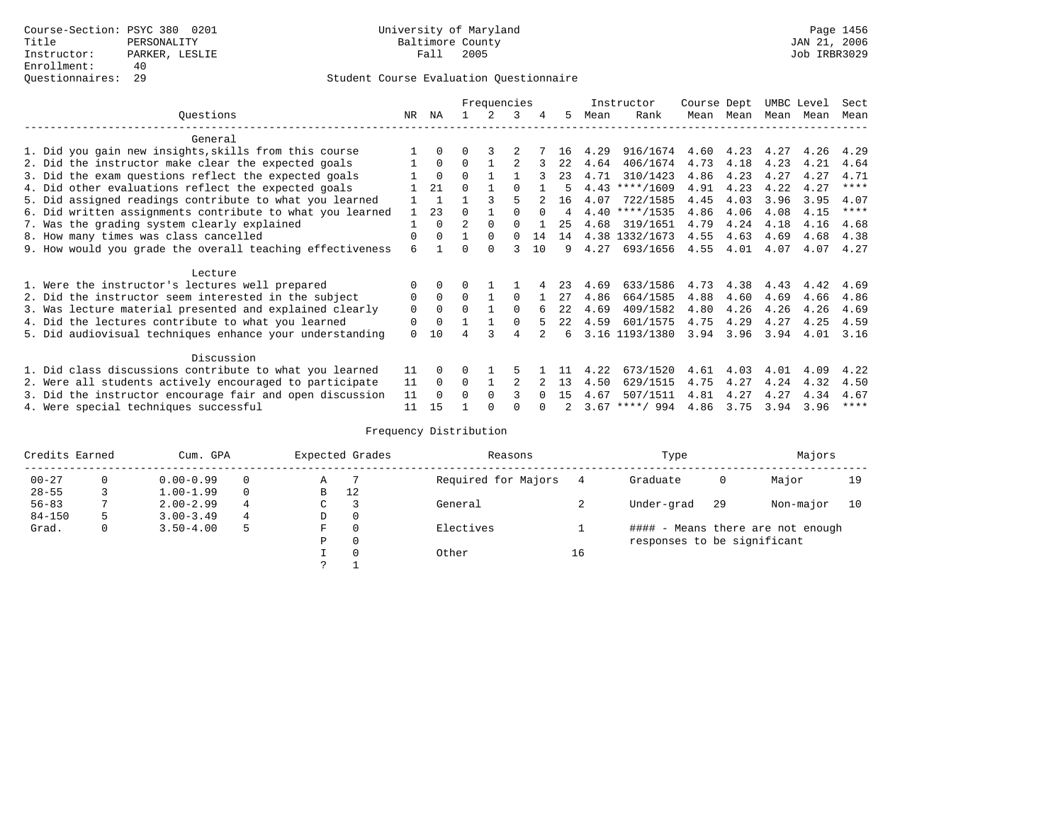Course-Section: PSYC 380 0201
Title: PERSONALITY
Instructor: PARKER, LESLIE
Enrollment: 40
Questionnaires: 29

University of Maryland
Baltimore County
Fall 2005

JAN 21, 2006
Job IRBR3029

## Student Course Evaluation Questionnaire

| Questions | NR | NA | 1 | 2 | 3 | 4 | 5 | Instructor Mean | Instructor Rank | Course Mean | Dept Mean | UMBC Mean | Level Mean | Sect Mean |
|---|---|---|---|---|---|---|---|---|---|---|---|---|---|---|
| **General** | | | | | | | | | | | | | | |
| 1. Did you gain new insights,skills from this course | 1 | 0 | 0 | 3 | 2 | 7 | 16 | 4.29 | 916/1674 | 4.60 | 4.23 | 4.27 | 4.26 | 4.29 |
| 2. Did the instructor make clear the expected goals | 1 | 0 | 0 | 1 | 2 | 3 | 22 | 4.64 | 406/1674 | 4.73 | 4.18 | 4.23 | 4.21 | 4.64 |
| 3. Did the exam questions reflect the expected goals | 1 | 0 | 0 | 1 | 1 | 3 | 23 | 4.71 | 310/1423 | 4.86 | 4.23 | 4.27 | 4.27 | 4.71 |
| 4. Did other evaluations reflect the expected goals | 1 | 21 | 0 | 1 | 0 | 1 | 5 | 4.43 | ****/1609 | 4.91 | 4.23 | 4.22 | 4.27 | **** |
| 5. Did assigned readings contribute to what you learned | 1 | 1 | 1 | 3 | 5 | 2 | 16 | 4.07 | 722/1585 | 4.45 | 4.03 | 3.96 | 3.95 | 4.07 |
| 6. Did written assignments contribute to what you learned | 1 | 23 | 0 | 1 | 0 | 0 | 4 | 4.40 | ****/1535 | 4.86 | 4.06 | 4.08 | 4.15 | **** |
| 7. Was the grading system clearly explained | 1 | 0 | 2 | 0 | 0 | 1 | 25 | 4.68 | 319/1651 | 4.79 | 4.24 | 4.18 | 4.16 | 4.68 |
| 8. How many times was class cancelled | 0 | 0 | 1 | 0 | 0 | 14 | 14 | 4.38 | 1332/1673 | 4.55 | 4.63 | 4.69 | 4.68 | 4.38 |
| 9. How would you grade the overall teaching effectiveness | 6 | 1 | 0 | 0 | 3 | 10 | 9 | 4.27 | 693/1656 | 4.55 | 4.01 | 4.07 | 4.07 | 4.27 |
| **Lecture** | | | | | | | | | | | | | | |
| 1. Were the instructor's lectures well prepared | 0 | 0 | 0 | 1 | 1 | 4 | 23 | 4.69 | 633/1586 | 4.73 | 4.38 | 4.43 | 4.42 | 4.69 |
| 2. Did the instructor seem interested in the subject | 0 | 0 | 0 | 1 | 0 | 1 | 27 | 4.86 | 664/1585 | 4.88 | 4.60 | 4.69 | 4.66 | 4.86 |
| 3. Was lecture material presented and explained clearly | 0 | 0 | 0 | 1 | 0 | 6 | 22 | 4.69 | 409/1582 | 4.80 | 4.26 | 4.26 | 4.26 | 4.69 |
| 4. Did the lectures contribute to what you learned | 0 | 0 | 1 | 1 | 0 | 5 | 22 | 4.59 | 601/1575 | 4.75 | 4.29 | 4.27 | 4.25 | 4.59 |
| 5. Did audiovisual techniques enhance your understanding | 0 | 10 | 4 | 3 | 4 | 2 | 6 | 3.16 | 1193/1380 | 3.94 | 3.96 | 3.94 | 4.01 | 3.16 |
| **Discussion** | | | | | | | | | | | | | | |
| 1. Did class discussions contribute to what you learned | 11 | 0 | 0 | 1 | 5 | 1 | 11 | 4.22 | 673/1520 | 4.61 | 4.03 | 4.01 | 4.09 | 4.22 |
| 2. Were all students actively encouraged to participate | 11 | 0 | 0 | 1 | 2 | 2 | 13 | 4.50 | 629/1515 | 4.75 | 4.27 | 4.24 | 4.32 | 4.50 |
| 3. Did the instructor encourage fair and open discussion | 11 | 0 | 0 | 0 | 3 | 0 | 15 | 4.67 | 507/1511 | 4.81 | 4.27 | 4.27 | 4.34 | 4.67 |
| 4. Were special techniques successful | 11 | 15 | 1 | 0 | 0 | 0 | 2 | 3.67 | ****/ 994 | 4.86 | 3.75 | 3.94 | 3.96 | **** |

## Frequency Distribution

| Credits Earned | | Cum. GPA | | Expected Grades | | Reasons | | Type | | Majors | |
|---|---|---|---|---|---|---|---|---|---|---|---|
| 00-27 | 0 | 0.00-0.99 | 0 | A | 7 | Required for Majors | 4 | Graduate | 0 | Major | 19 |
| 28-55 | 3 | 1.00-1.99 | 0 | B | 12 | | | | | | |
| 56-83 | 7 | 2.00-2.99 | 4 | C | 3 | General | 2 | Under-grad | 29 | Non-major | 10 |
| 84-150 | 5 | 3.00-3.49 | 4 | D | 0 | | | | | | |
| Grad. | 0 | 3.50-4.00 | 5 | F | 0 | Electives | 1 | | | | |
| | | | | P | 0 | | | | | | |
| | | | | I | 0 | Other | 16 | | | | |
| | | | | ? | 1 | | | | | | |

#### - Means there are not enough responses to be significant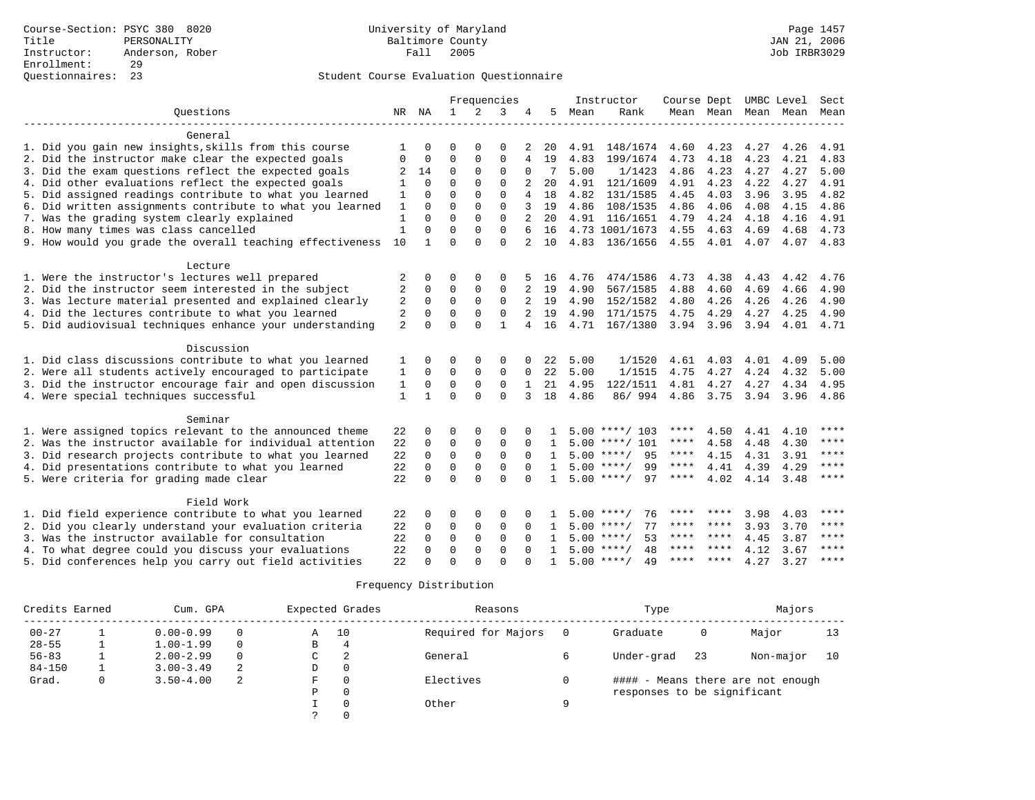Course-Section: PSYC 380 8020
Title: PERSONALITY
Instructor: Anderson, Rober
Enrollment: 29
Questionnaires: 23

University of Maryland
Baltimore County
Fall 2005

Page 1457
JAN 21, 2006
Job IRBR3029

Student Course Evaluation Questionnaire

| Questions | NR | NA | 1 | 2 | 3 | 4 | 5 | Instructor Mean | Instructor Rank | Course Mean | Dept Mean | UMBC Mean | Level Mean | Sect Mean |
|---|---|---|---|---|---|---|---|---|---|---|---|---|---|---|
| **General** | | | | | | | | | | | | | | |
| 1. Did you gain new insights,skills from this course | 1 | 0 | 0 | 0 | 0 | 2 | 20 | 4.91 | 148/1674 | 4.60 | 4.23 | 4.27 | 4.26 | 4.91 |
| 2. Did the instructor make clear the expected goals | 0 | 0 | 0 | 0 | 0 | 4 | 19 | 4.83 | 199/1674 | 4.73 | 4.18 | 4.23 | 4.21 | 4.83 |
| 3. Did the exam questions reflect the expected goals | 2 | 14 | 0 | 0 | 0 | 0 | 7 | 5.00 | 1/1423 | 4.86 | 4.23 | 4.27 | 4.27 | 5.00 |
| 4. Did other evaluations reflect the expected goals | 1 | 0 | 0 | 0 | 0 | 2 | 20 | 4.91 | 121/1609 | 4.91 | 4.23 | 4.22 | 4.27 | 4.91 |
| 5. Did assigned readings contribute to what you learned | 1 | 0 | 0 | 0 | 0 | 4 | 18 | 4.82 | 131/1585 | 4.45 | 4.03 | 3.96 | 3.95 | 4.82 |
| 6. Did written assignments contribute to what you learned | 1 | 0 | 0 | 0 | 0 | 3 | 19 | 4.86 | 108/1535 | 4.86 | 4.06 | 4.08 | 4.15 | 4.86 |
| 7. Was the grading system clearly explained | 1 | 0 | 0 | 0 | 0 | 2 | 20 | 4.91 | 116/1651 | 4.79 | 4.24 | 4.18 | 4.16 | 4.91 |
| 8. How many times was class cancelled | 1 | 0 | 0 | 0 | 0 | 6 | 16 | 4.73 | 1001/1673 | 4.55 | 4.63 | 4.69 | 4.68 | 4.73 |
| 9. How would you grade the overall teaching effectiveness | 10 | 1 | 0 | 0 | 0 | 2 | 10 | 4.83 | 136/1656 | 4.55 | 4.01 | 4.07 | 4.07 | 4.83 |
| **Lecture** | | | | | | | | | | | | | | |
| 1. Were the instructor's lectures well prepared | 2 | 0 | 0 | 0 | 0 | 5 | 16 | 4.76 | 474/1586 | 4.73 | 4.38 | 4.43 | 4.42 | 4.76 |
| 2. Did the instructor seem interested in the subject | 2 | 0 | 0 | 0 | 0 | 2 | 19 | 4.90 | 567/1585 | 4.88 | 4.60 | 4.69 | 4.66 | 4.90 |
| 3. Was lecture material presented and explained clearly | 2 | 0 | 0 | 0 | 0 | 2 | 19 | 4.90 | 152/1582 | 4.80 | 4.26 | 4.26 | 4.26 | 4.90 |
| 4. Did the lectures contribute to what you learned | 2 | 0 | 0 | 0 | 0 | 2 | 19 | 4.90 | 171/1575 | 4.75 | 4.29 | 4.27 | 4.25 | 4.90 |
| 5. Did audiovisual techniques enhance your understanding | 2 | 0 | 0 | 0 | 1 | 4 | 16 | 4.71 | 167/1380 | 3.94 | 3.96 | 3.94 | 4.01 | 4.71 |
| **Discussion** | | | | | | | | | | | | | | |
| 1. Did class discussions contribute to what you learned | 1 | 0 | 0 | 0 | 0 | 0 | 22 | 5.00 | 1/1520 | 4.61 | 4.03 | 4.01 | 4.09 | 5.00 |
| 2. Were all students actively encouraged to participate | 1 | 0 | 0 | 0 | 0 | 0 | 22 | 5.00 | 1/1515 | 4.75 | 4.27 | 4.24 | 4.32 | 5.00 |
| 3. Did the instructor encourage fair and open discussion | 1 | 0 | 0 | 0 | 0 | 1 | 21 | 4.95 | 122/1511 | 4.81 | 4.27 | 4.27 | 4.34 | 4.95 |
| 4. Were special techniques successful | 1 | 1 | 0 | 0 | 0 | 3 | 18 | 4.86 | 86/ 994 | 4.86 | 3.75 | 3.94 | 3.96 | 4.86 |
| **Seminar** | | | | | | | | | | | | | | |
| 1. Were assigned topics relevant to the announced theme | 22 | 0 | 0 | 0 | 0 | 0 | 1 | 5.00 | ****/ 103 | **** | 4.50 | 4.41 | 4.10 | **** |
| 2. Was the instructor available for individual attention | 22 | 0 | 0 | 0 | 0 | 0 | 1 | 5.00 | ****/ 101 | **** | 4.58 | 4.48 | 4.30 | **** |
| 3. Did research projects contribute to what you learned | 22 | 0 | 0 | 0 | 0 | 0 | 1 | 5.00 | ****/ 95 | **** | 4.15 | 4.31 | 3.91 | **** |
| 4. Did presentations contribute to what you learned | 22 | 0 | 0 | 0 | 0 | 0 | 1 | 5.00 | ****/ 99 | **** | 4.41 | 4.39 | 4.29 | **** |
| 5. Were criteria for grading made clear | 22 | 0 | 0 | 0 | 0 | 0 | 1 | 5.00 | ****/ 97 | **** | 4.02 | 4.14 | 3.48 | **** |
| **Field Work** | | | | | | | | | | | | | | |
| 1. Did field experience contribute to what you learned | 22 | 0 | 0 | 0 | 0 | 0 | 1 | 5.00 | ****/ 76 | **** | **** | 3.98 | 4.03 | **** |
| 2. Did you clearly understand your evaluation criteria | 22 | 0 | 0 | 0 | 0 | 0 | 1 | 5.00 | ****/ 77 | **** | **** | 3.93 | 3.70 | **** |
| 3. Was the instructor available for consultation | 22 | 0 | 0 | 0 | 0 | 0 | 1 | 5.00 | ****/ 53 | **** | **** | 4.45 | 3.87 | **** |
| 4. To what degree could you discuss your evaluations | 22 | 0 | 0 | 0 | 0 | 0 | 1 | 5.00 | ****/ 48 | **** | **** | 4.12 | 3.67 | **** |
| 5. Did conferences help you carry out field activities | 22 | 0 | 0 | 0 | 0 | 0 | 1 | 5.00 | ****/ 49 | **** | **** | 4.27 | 3.27 | **** |

Frequency Distribution

| Credits Earned | | Cum. GPA | | Expected Grades | | Reasons | | Type | | Majors | |
|---|---|---|---|---|---|---|---|---|---|---|---|
| 00-27 | 1 | 0.00-0.99 | 0 | A | 10 | Required for Majors | 0 | Graduate | 0 | Major | 13 |
| 28-55 | 1 | 1.00-1.99 | 0 | B | 4 | | | | | | |
| 56-83 | 1 | 2.00-2.99 | 0 | C | 2 | General | 6 | Under-grad | 23 | Non-major | 10 |
| 84-150 | 1 | 3.00-3.49 | 2 | D | 0 | | | | | | |
| Grad. | 0 | 3.50-4.00 | 2 | F | 0 | Electives | 0 | | | | |
| | | | | P | 0 | | | | | | |
| | | | | I | 0 | Other | 9 | | | | |
| | | | | ? | 0 | | | | | | |

#### - Means there are not enough responses to be significant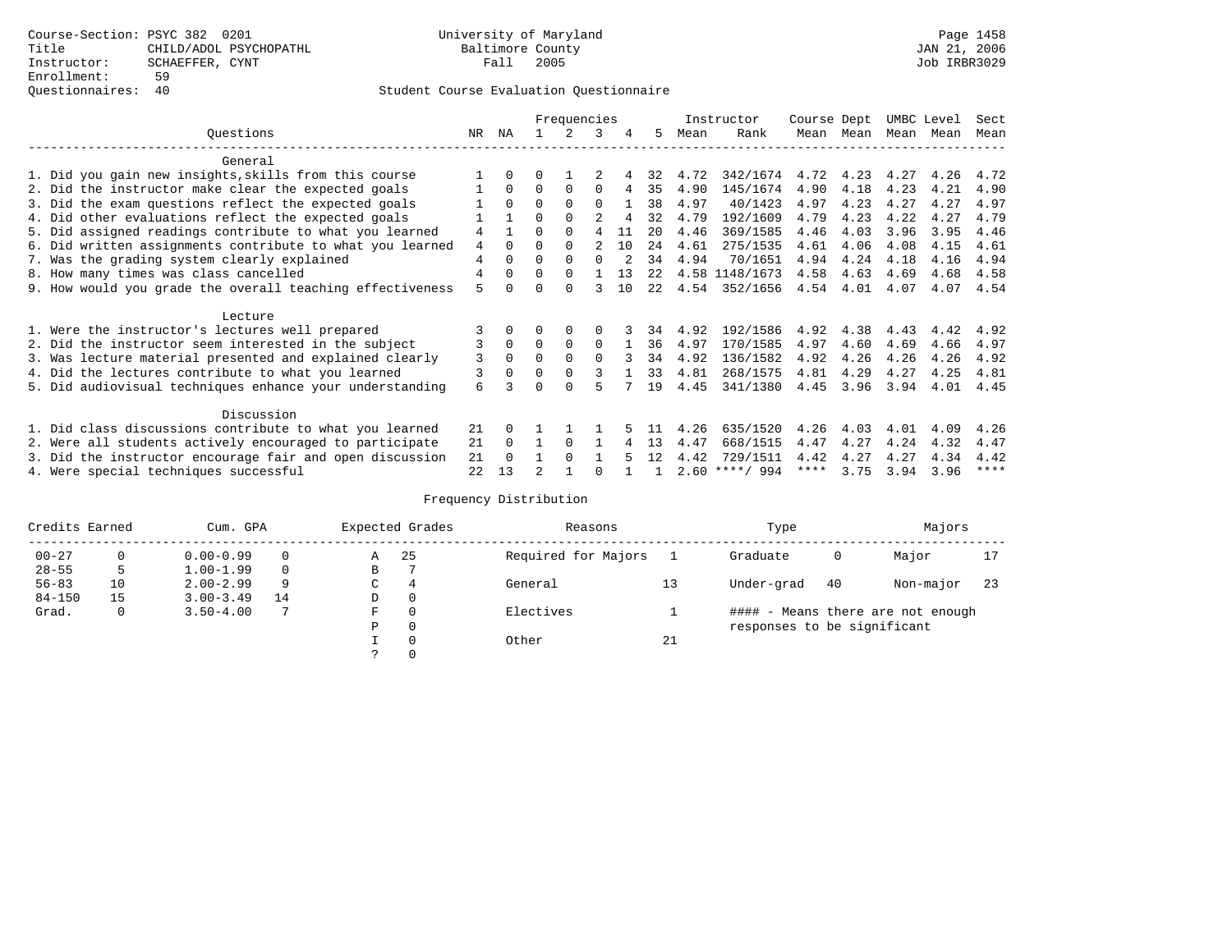Course-Section: PSYC 382 0201
Title: CHILD/ADOL PSYCHOPATHL
Instructor: SCHAEFFER, CYNT
Enrollment: 59
Questionnaires: 40

University of Maryland
Baltimore County
Fall 2005

JAN 21, 2006
Job IRBR3029

## Student Course Evaluation Questionnaire

| Questions | NR | NA | 1 | 2 | 3 | 4 | 5 | Instructor Mean | Instructor Rank | Course Mean | Dept Mean | UMBC Mean | Level Mean | Sect Mean |
|---|---|---|---|---|---|---|---|---|---|---|---|---|---|---|
| **General** | | | | | | | | | | | | | | |
| 1. Did you gain new insights,skills from this course | 1 | 0 | 0 | 1 | 2 | 4 | 32 | 4.72 | 342/1674 | 4.72 | 4.23 | 4.27 | 4.26 | 4.72 |
| 2. Did the instructor make clear the expected goals | 1 | 0 | 0 | 0 | 0 | 4 | 35 | 4.90 | 145/1674 | 4.90 | 4.18 | 4.23 | 4.21 | 4.90 |
| 3. Did the exam questions reflect the expected goals | 1 | 0 | 0 | 0 | 0 | 1 | 38 | 4.97 | 40/1423 | 4.97 | 4.23 | 4.27 | 4.27 | 4.97 |
| 4. Did other evaluations reflect the expected goals | 1 | 1 | 0 | 0 | 2 | 4 | 32 | 4.79 | 192/1609 | 4.79 | 4.23 | 4.22 | 4.27 | 4.79 |
| 5. Did assigned readings contribute to what you learned | 4 | 1 | 0 | 0 | 4 | 11 | 20 | 4.46 | 369/1585 | 4.46 | 4.03 | 3.96 | 3.95 | 4.46 |
| 6. Did written assignments contribute to what you learned | 4 | 0 | 0 | 0 | 2 | 10 | 24 | 4.61 | 275/1535 | 4.61 | 4.06 | 4.08 | 4.15 | 4.61 |
| 7. Was the grading system clearly explained | 4 | 0 | 0 | 0 | 0 | 2 | 34 | 4.94 | 70/1651 | 4.94 | 4.24 | 4.18 | 4.16 | 4.94 |
| 8. How many times was class cancelled | 4 | 0 | 0 | 0 | 1 | 13 | 22 | 4.58 | 1148/1673 | 4.58 | 4.63 | 4.69 | 4.68 | 4.58 |
| 9. How would you grade the overall teaching effectiveness | 5 | 0 | 0 | 0 | 3 | 10 | 22 | 4.54 | 352/1656 | 4.54 | 4.01 | 4.07 | 4.07 | 4.54 |
| **Lecture** | | | | | | | | | | | | | | |
| 1. Were the instructor's lectures well prepared | 3 | 0 | 0 | 0 | 0 | 3 | 34 | 4.92 | 192/1586 | 4.92 | 4.38 | 4.43 | 4.42 | 4.92 |
| 2. Did the instructor seem interested in the subject | 3 | 0 | 0 | 0 | 0 | 1 | 36 | 4.97 | 170/1585 | 4.97 | 4.60 | 4.69 | 4.66 | 4.97 |
| 3. Was lecture material presented and explained clearly | 3 | 0 | 0 | 0 | 0 | 3 | 34 | 4.92 | 136/1582 | 4.92 | 4.26 | 4.26 | 4.26 | 4.92 |
| 4. Did the lectures contribute to what you learned | 3 | 0 | 0 | 0 | 3 | 1 | 33 | 4.81 | 268/1575 | 4.81 | 4.29 | 4.27 | 4.25 | 4.81 |
| 5. Did audiovisual techniques enhance your understanding | 6 | 3 | 0 | 0 | 5 | 7 | 19 | 4.45 | 341/1380 | 4.45 | 3.96 | 3.94 | 4.01 | 4.45 |
| **Discussion** | | | | | | | | | | | | | | |
| 1. Did class discussions contribute to what you learned | 21 | 0 | 1 | 1 | 1 | 5 | 11 | 4.26 | 635/1520 | 4.26 | 4.03 | 4.01 | 4.09 | 4.26 |
| 2. Were all students actively encouraged to participate | 21 | 0 | 1 | 0 | 1 | 4 | 13 | 4.47 | 668/1515 | 4.47 | 4.27 | 4.24 | 4.32 | 4.47 |
| 3. Did the instructor encourage fair and open discussion | 21 | 0 | 1 | 0 | 1 | 5 | 12 | 4.42 | 729/1511 | 4.42 | 4.27 | 4.27 | 4.34 | 4.42 |
| 4. Were special techniques successful | 22 | 13 | 2 | 1 | 0 | 1 | 1 | 2.60 | ****/ 994 | **** | 3.75 | 3.94 | 3.96 | **** |

## Frequency Distribution

| Credits Earned | | Cum. GPA | | Expected Grades | | Reasons | | Type | | Majors | |
|---|---|---|---|---|---|---|---|---|---|---|---|
| 00-27 | 0 | 0.00-0.99 | 0 | A | 25 | Required for Majors | 1 | Graduate | 0 | Major | 17 |
| 28-55 | 5 | 1.00-1.99 | 0 | B | 7 | | | | | | |
| 56-83 | 10 | 2.00-2.99 | 9 | C | 4 | General | 13 | Under-grad | 40 | Non-major | 23 |
| 84-150 | 15 | 3.00-3.49 | 14 | D | 0 | | | | | | |
| Grad. | 0 | 3.50-4.00 | 7 | F | 0 | Electives | 1 | #### - Means there are not enough responses to be significant | | | |
| | | | | P | 0 | | | | | | |
| | | | | I | 0 | Other | 21 | | | | |
| | | | | ? | 0 | | | | | | |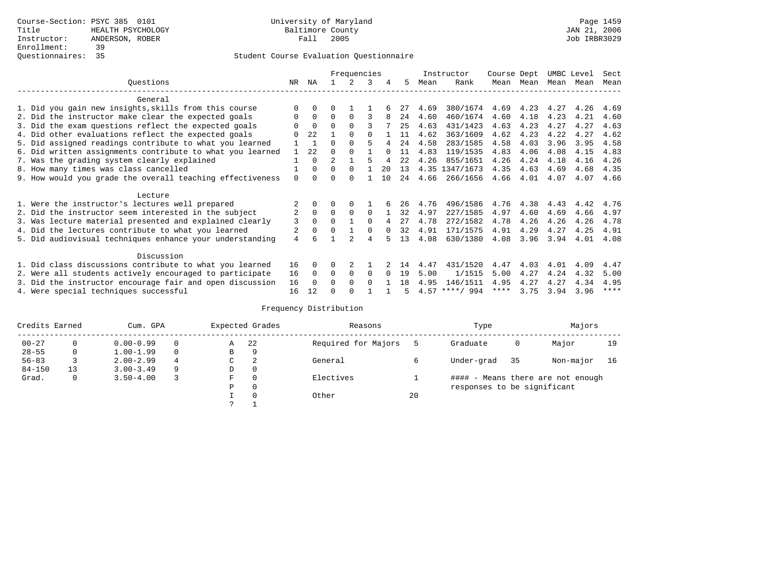Course-Section: PSYC 385 0101
Title: HEALTH PSYCHOLOGY
Instructor: ANDERSON, ROBER
Enrollment: 39
Questionnaires: 35

University of Maryland
Baltimore County
Fall 2005

JAN 21, 2006
Job IRBR3029

## Student Course Evaluation Questionnaire

| Questions | NR | NA | 1 | 2 | 3 | 4 | 5 | Instructor Mean | Rank | Course Mean | Dept Mean | UMBC Level Mean | Level Mean | Sect Mean |
|---|---|---|---|---|---|---|---|---|---|---|---|---|---|---|
| **General** | | | | | | | | | | | | | | |
| 1. Did you gain new insights,skills from this course | 0 | 0 | 0 | 1 | 1 | 6 | 27 | 4.69 | 380/1674 | 4.69 | 4.23 | 4.27 | 4.26 | 4.69 |
| 2. Did the instructor make clear the expected goals | 0 | 0 | 0 | 0 | 3 | 8 | 24 | 4.60 | 460/1674 | 4.60 | 4.18 | 4.23 | 4.21 | 4.60 |
| 3. Did the exam questions reflect the expected goals | 0 | 0 | 0 | 0 | 3 | 7 | 25 | 4.63 | 431/1423 | 4.63 | 4.23 | 4.27 | 4.27 | 4.63 |
| 4. Did other evaluations reflect the expected goals | 0 | 22 | 1 | 0 | 0 | 1 | 11 | 4.62 | 363/1609 | 4.62 | 4.23 | 4.22 | 4.27 | 4.62 |
| 5. Did assigned readings contribute to what you learned | 1 | 1 | 0 | 0 | 5 | 4 | 24 | 4.58 | 283/1585 | 4.58 | 4.03 | 3.96 | 3.95 | 4.58 |
| 6. Did written assignments contribute to what you learned | 1 | 22 | 0 | 0 | 1 | 0 | 11 | 4.83 | 119/1535 | 4.83 | 4.06 | 4.08 | 4.15 | 4.83 |
| 7. Was the grading system clearly explained | 1 | 0 | 2 | 1 | 5 | 4 | 22 | 4.26 | 855/1651 | 4.26 | 4.24 | 4.18 | 4.16 | 4.26 |
| 8. How many times was class cancelled | 1 | 0 | 0 | 0 | 1 | 20 | 13 | 4.35 | 1347/1673 | 4.35 | 4.63 | 4.69 | 4.68 | 4.35 |
| 9. How would you grade the overall teaching effectiveness | 0 | 0 | 0 | 0 | 1 | 10 | 24 | 4.66 | 266/1656 | 4.66 | 4.01 | 4.07 | 4.07 | 4.66 |
| **Lecture** | | | | | | | | | | | | | | |
| 1. Were the instructor's lectures well prepared | 2 | 0 | 0 | 0 | 1 | 6 | 26 | 4.76 | 496/1586 | 4.76 | 4.38 | 4.43 | 4.42 | 4.76 |
| 2. Did the instructor seem interested in the subject | 2 | 0 | 0 | 0 | 0 | 1 | 32 | 4.97 | 227/1585 | 4.97 | 4.60 | 4.69 | 4.66 | 4.97 |
| 3. Was lecture material presented and explained clearly | 3 | 0 | 0 | 1 | 0 | 4 | 27 | 4.78 | 272/1582 | 4.78 | 4.26 | 4.26 | 4.26 | 4.78 |
| 4. Did the lectures contribute to what you learned | 2 | 0 | 0 | 1 | 0 | 0 | 32 | 4.91 | 171/1575 | 4.91 | 4.29 | 4.27 | 4.25 | 4.91 |
| 5. Did audiovisual techniques enhance your understanding | 4 | 6 | 1 | 2 | 4 | 5 | 13 | 4.08 | 630/1380 | 4.08 | 3.96 | 3.94 | 4.01 | 4.08 |
| **Discussion** | | | | | | | | | | | | | | |
| 1. Did class discussions contribute to what you learned | 16 | 0 | 0 | 2 | 1 | 2 | 14 | 4.47 | 431/1520 | 4.47 | 4.03 | 4.01 | 4.09 | 4.47 |
| 2. Were all students actively encouraged to participate | 16 | 0 | 0 | 0 | 0 | 0 | 19 | 5.00 | 1/1515 | 5.00 | 4.27 | 4.24 | 4.32 | 5.00 |
| 3. Did the instructor encourage fair and open discussion | 16 | 0 | 0 | 0 | 0 | 1 | 18 | 4.95 | 146/1511 | 4.95 | 4.27 | 4.27 | 4.34 | 4.95 |
| 4. Were special techniques successful | 16 | 12 | 0 | 0 | 1 | 1 | 5 | 4.57 | ****/ 994 | **** | 3.75 | 3.94 | 3.96 | **** |

## Frequency Distribution

| Credits Earned | | Cum. GPA | | Expected Grades | | Reasons | | Type | | Majors | |
|---|---|---|---|---|---|---|---|---|---|---|---|
| 00-27 | 0 | 0.00-0.99 | 0 | A | 22 | Required for Majors | 5 | Graduate | 0 | Major | 19 |
| 28-55 | 0 | 1.00-1.99 | 0 | B | 9 | | | | | | |
| 56-83 | 3 | 2.00-2.99 | 4 | C | 2 | General | 6 | Under-grad | 35 | Non-major | 16 |
| 84-150 | 13 | 3.00-3.49 | 9 | D | 0 | | | | | | |
| Grad. | 0 | 3.50-4.00 | 3 | F | 0 | Electives | 1 | #### - Means there are not enough responses to be significant | | | |
| | | | | P | 0 | | | | | | |
| | | | | I | 0 | Other | 20 | | | | |
| | | | | ? | 1 | | | | | | |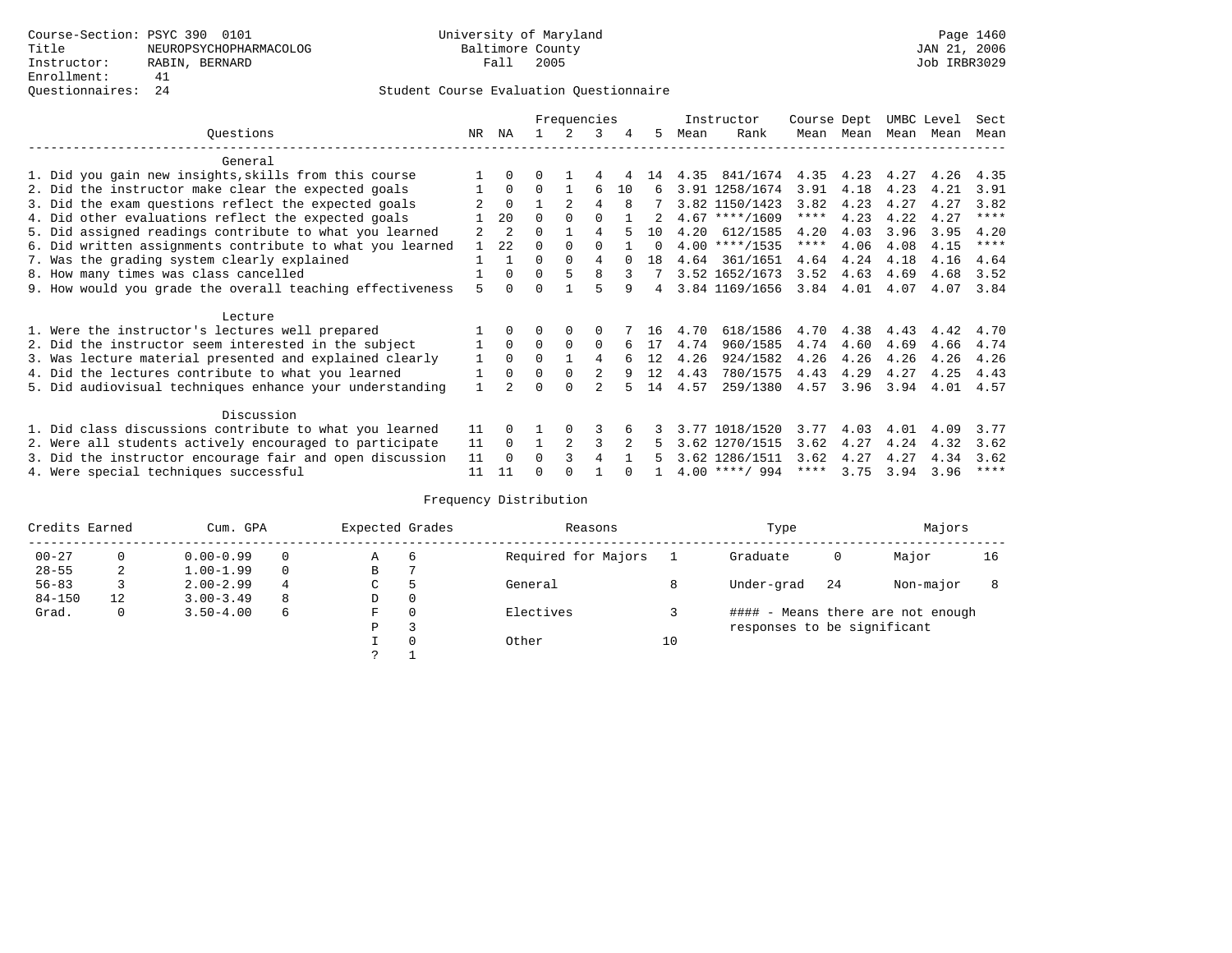Course-Section: PSYC 390 0101
Title: NEUROPSYCHOPHARMACOLOG
Instructor: RABIN, BERNARD
Enrollment: 41
Questionnaires: 24

University of Maryland
Baltimore County
Fall 2005

JAN 21, 2006
Job IRBR3029

## Student Course Evaluation Questionnaire

| Questions | NR | NA | 1 | 2 | 3 | 4 | 5 | Instructor Mean | Rank | Course Mean | Dept Mean | UMBC Mean | Level Mean | Sect Mean |
|---|---|---|---|---|---|---|---|---|---|---|---|---|---|---|
| **General** | | | | | | | | | | | | | | |
| 1. Did you gain new insights,skills from this course | 1 | 0 | 0 | 1 | 4 | 4 | 14 | 4.35 | 841/1674 | 4.35 | 4.23 | 4.27 | 4.26 | 4.35 |
| 2. Did the instructor make clear the expected goals | 1 | 0 | 0 | 1 | 6 | 10 | 6 | 3.91 | 1258/1674 | 3.91 | 4.18 | 4.23 | 4.21 | 3.91 |
| 3. Did the exam questions reflect the expected goals | 2 | 0 | 1 | 2 | 4 | 8 | 7 | 3.82 | 1150/1423 | 3.82 | 4.23 | 4.27 | 4.27 | 3.82 |
| 4. Did other evaluations reflect the expected goals | 1 | 20 | 0 | 0 | 0 | 1 | 2 | 4.67 | ****/1609 | **** | 4.23 | 4.22 | 4.27 | **** |
| 5. Did assigned readings contribute to what you learned | 2 | 2 | 0 | 1 | 4 | 5 | 10 | 4.20 | 612/1585 | 4.20 | 4.03 | 3.96 | 3.95 | 4.20 |
| 6. Did written assignments contribute to what you learned | 1 | 22 | 0 | 0 | 0 | 1 | 0 | 4.00 | ****/1535 | **** | 4.06 | 4.08 | 4.15 | **** |
| 7. Was the grading system clearly explained | 1 | 1 | 0 | 0 | 4 | 0 | 18 | 4.64 | 361/1651 | 4.64 | 4.24 | 4.18 | 4.16 | 4.64 |
| 8. How many times was class cancelled | 1 | 0 | 0 | 5 | 8 | 3 | 7 | 3.52 | 1652/1673 | 3.52 | 4.63 | 4.69 | 4.68 | 3.52 |
| 9. How would you grade the overall teaching effectiveness | 5 | 0 | 0 | 1 | 5 | 9 | 4 | 3.84 | 1169/1656 | 3.84 | 4.01 | 4.07 | 4.07 | 3.84 |
| **Lecture** | | | | | | | | | | | | | | |
| 1. Were the instructor's lectures well prepared | 1 | 0 | 0 | 0 | 0 | 7 | 16 | 4.70 | 618/1586 | 4.70 | 4.38 | 4.43 | 4.42 | 4.70 |
| 2. Did the instructor seem interested in the subject | 1 | 0 | 0 | 0 | 0 | 6 | 17 | 4.74 | 960/1585 | 4.74 | 4.60 | 4.69 | 4.66 | 4.74 |
| 3. Was lecture material presented and explained clearly | 1 | 0 | 0 | 1 | 4 | 6 | 12 | 4.26 | 924/1582 | 4.26 | 4.26 | 4.26 | 4.26 | 4.26 |
| 4. Did the lectures contribute to what you learned | 1 | 0 | 0 | 0 | 2 | 9 | 12 | 4.43 | 780/1575 | 4.43 | 4.29 | 4.27 | 4.25 | 4.43 |
| 5. Did audiovisual techniques enhance your understanding | 1 | 2 | 0 | 0 | 2 | 5 | 14 | 4.57 | 259/1380 | 4.57 | 3.96 | 3.94 | 4.01 | 4.57 |
| **Discussion** | | | | | | | | | | | | | | |
| 1. Did class discussions contribute to what you learned | 11 | 0 | 1 | 0 | 3 | 6 | 3 | 3.77 | 1018/1520 | 3.77 | 4.03 | 4.01 | 4.09 | 3.77 |
| 2. Were all students actively encouraged to participate | 11 | 0 | 1 | 2 | 3 | 2 | 5 | 3.62 | 1270/1515 | 3.62 | 4.27 | 4.24 | 4.32 | 3.62 |
| 3. Did the instructor encourage fair and open discussion | 11 | 0 | 0 | 3 | 4 | 1 | 5 | 3.62 | 1286/1511 | 3.62 | 4.27 | 4.27 | 4.34 | 3.62 |
| 4. Were special techniques successful | 11 | 11 | 0 | 0 | 1 | 0 | 1 | 4.00 | ****/ 994 | **** | 3.75 | 3.94 | 3.96 | **** |

## Frequency Distribution

| Credits Earned | | Cum. GPA | | Expected Grades | | Reasons | | Type | | Majors | |
|---|---|---|---|---|---|---|---|---|---|---|---|
| 00-27 | 0 | 0.00-0.99 | 0 | A | 6 | Required for Majors | 1 | Graduate | 0 | Major | 16 |
| 28-55 | 2 | 1.00-1.99 | 0 | B | 7 | | | | | | |
| 56-83 | 3 | 2.00-2.99 | 4 | C | 5 | General | 8 | Under-grad | 24 | Non-major | 8 |
| 84-150 | 12 | 3.00-3.49 | 8 | D | 0 | | | | | | |
| Grad. | 0 | 3.50-4.00 | 6 | F | 0 | Electives | 3 | #### - Means there are not enough responses to be significant | | | |
| | | | | P | 3 | | | | | | |
| | | | | I | 0 | Other | 10 | | | | |
| | | | | ? | 1 | | | | | | |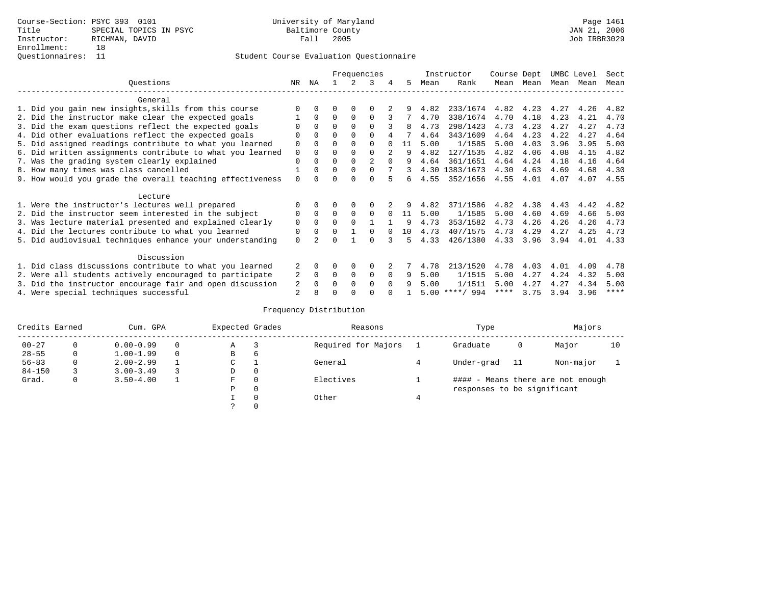Course-Section: PSYC 393 0101
Title: SPECIAL TOPICS IN PSYC
Instructor: RICHMAN, DAVID
Enrollment: 18
Questionnaires: 11

University of Maryland
Baltimore County
Fall 2005

JAN 21, 2006
Job IRBR3029

Student Course Evaluation Questionnaire

| Questions | NR | NA | 1 | 2 | 3 | 4 | 5 | Instructor Mean | Instructor Rank | Course Mean | Dept Mean | UMBC Mean | Level Mean | Sect Mean |
|---|---|---|---|---|---|---|---|---|---|---|---|---|---|---|
| **General** | | | | | | | | | | | | | | |
| 1. Did you gain new insights,skills from this course | 0 | 0 | 0 | 0 | 0 | 2 | 9 | 4.82 | 233/1674 | 4.82 | 4.23 | 4.27 | 4.26 | 4.82 |
| 2. Did the instructor make clear the expected goals | 1 | 0 | 0 | 0 | 0 | 3 | 7 | 4.70 | 338/1674 | 4.70 | 4.18 | 4.23 | 4.21 | 4.70 |
| 3. Did the exam questions reflect the expected goals | 0 | 0 | 0 | 0 | 0 | 3 | 8 | 4.73 | 298/1423 | 4.73 | 4.23 | 4.27 | 4.27 | 4.73 |
| 4. Did other evaluations reflect the expected goals | 0 | 0 | 0 | 0 | 0 | 4 | 7 | 4.64 | 343/1609 | 4.64 | 4.23 | 4.22 | 4.27 | 4.64 |
| 5. Did assigned readings contribute to what you learned | 0 | 0 | 0 | 0 | 0 | 0 | 11 | 5.00 | 1/1585 | 5.00 | 4.03 | 3.96 | 3.95 | 5.00 |
| 6. Did written assignments contribute to what you learned | 0 | 0 | 0 | 0 | 0 | 2 | 9 | 4.82 | 127/1535 | 4.82 | 4.06 | 4.08 | 4.15 | 4.82 |
| 7. Was the grading system clearly explained | 0 | 0 | 0 | 0 | 2 | 0 | 9 | 4.64 | 361/1651 | 4.64 | 4.24 | 4.18 | 4.16 | 4.64 |
| 8. How many times was class cancelled | 1 | 0 | 0 | 0 | 0 | 7 | 3 | 4.30 | 1383/1673 | 4.30 | 4.63 | 4.69 | 4.68 | 4.30 |
| 9. How would you grade the overall teaching effectiveness | 0 | 0 | 0 | 0 | 0 | 5 | 6 | 4.55 | 352/1656 | 4.55 | 4.01 | 4.07 | 4.07 | 4.55 |
| **Lecture** | | | | | | | | | | | | | | |
| 1. Were the instructor's lectures well prepared | 0 | 0 | 0 | 0 | 0 | 2 | 9 | 4.82 | 371/1586 | 4.82 | 4.38 | 4.43 | 4.42 | 4.82 |
| 2. Did the instructor seem interested in the subject | 0 | 0 | 0 | 0 | 0 | 0 | 11 | 5.00 | 1/1585 | 5.00 | 4.60 | 4.69 | 4.66 | 5.00 |
| 3. Was lecture material presented and explained clearly | 0 | 0 | 0 | 0 | 1 | 1 | 9 | 4.73 | 353/1582 | 4.73 | 4.26 | 4.26 | 4.26 | 4.73 |
| 4. Did the lectures contribute to what you learned | 0 | 0 | 0 | 1 | 0 | 0 | 10 | 4.73 | 407/1575 | 4.73 | 4.29 | 4.27 | 4.25 | 4.73 |
| 5. Did audiovisual techniques enhance your understanding | 0 | 2 | 0 | 1 | 0 | 3 | 5 | 4.33 | 426/1380 | 4.33 | 3.96 | 3.94 | 4.01 | 4.33 |
| **Discussion** | | | | | | | | | | | | | | |
| 1. Did class discussions contribute to what you learned | 2 | 0 | 0 | 0 | 0 | 2 | 7 | 4.78 | 213/1520 | 4.78 | 4.03 | 4.01 | 4.09 | 4.78 |
| 2. Were all students actively encouraged to participate | 2 | 0 | 0 | 0 | 0 | 0 | 9 | 5.00 | 1/1515 | 5.00 | 4.27 | 4.24 | 4.32 | 5.00 |
| 3. Did the instructor encourage fair and open discussion | 2 | 0 | 0 | 0 | 0 | 0 | 9 | 5.00 | 1/1511 | 5.00 | 4.27 | 4.27 | 4.34 | 5.00 |
| 4. Were special techniques successful | 2 | 8 | 0 | 0 | 0 | 0 | 1 | 5.00 | ****/ 994 | **** | 3.75 | 3.94 | 3.96 | **** |

Frequency Distribution

| Credits Earned | | Cum. GPA | | Expected Grades | | Reasons | | Type | | Majors | |
|---|---|---|---|---|---|---|---|---|---|---|---|
| 00-27 | 0 | 0.00-0.99 | 0 | A | 3 | Required for Majors | 1 | Graduate | 0 | Major | 10 |
| 28-55 | 0 | 1.00-1.99 | 0 | B | 6 | | | | | | |
| 56-83 | 0 | 2.00-2.99 | 1 | C | 1 | General | 4 | Under-grad | 11 | Non-major | 1 |
| 84-150 | 3 | 3.00-3.49 | 3 | D | 0 | | | | | | |
| Grad. | 0 | 3.50-4.00 | 1 | F | 0 | Electives | 1 | #### - Means there are not enough responses to be significant | | | |
| | | | | P | 0 | | | | | | |
| | | | | I | 0 | Other | 4 | | | | |
| | | | | ? | 0 | | | | | | |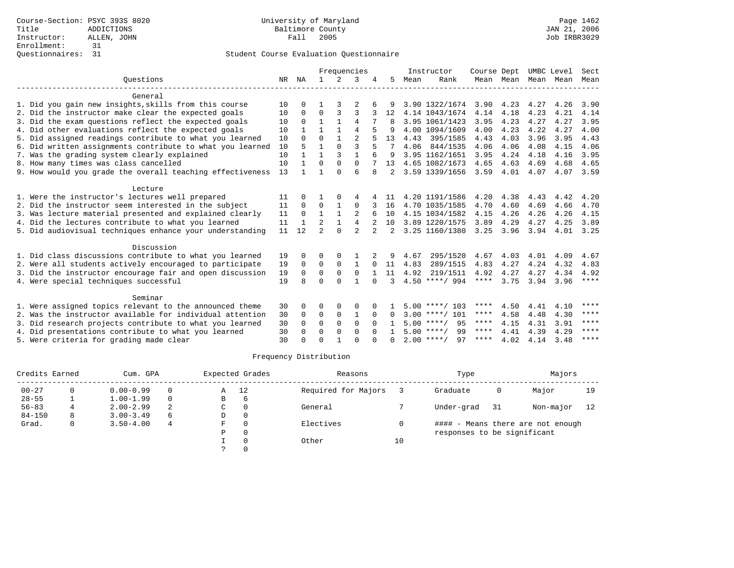Course-Section: PSYC 393S 8020
Title: ADDICTIONS
Instructor: ALLEN, JOHN
Enrollment: 31
Questionnaires: 31

University of Maryland
Baltimore County
Fall 2005

JAN 21, 2006
Job IRBR3029

## Student Course Evaluation Questionnaire

| Questions | NR | NA | 1 | 2 | 3 | 4 | 5 | Instructor Mean | Instructor Rank | Course Mean | Dept Mean | UMBC Mean | Level Mean | Sect Mean |
|---|---|---|---|---|---|---|---|---|---|---|---|---|---|---|
| **General** | | | | | | | | | | | | | | |
| 1. Did you gain new insights,skills from this course | 10 | 0 | 1 | 3 | 2 | 6 | 9 | 3.90 | 1322/1674 | 3.90 | 4.23 | 4.27 | 4.26 | 3.90 |
| 2. Did the instructor make clear the expected goals | 10 | 0 | 0 | 3 | 3 | 3 | 12 | 4.14 | 1043/1674 | 4.14 | 4.18 | 4.23 | 4.21 | 4.14 |
| 3. Did the exam questions reflect the expected goals | 10 | 0 | 1 | 1 | 4 | 7 | 8 | 3.95 | 1061/1423 | 3.95 | 4.23 | 4.27 | 4.27 | 3.95 |
| 4. Did other evaluations reflect the expected goals | 10 | 1 | 1 | 1 | 4 | 5 | 9 | 4.00 | 1094/1609 | 4.00 | 4.23 | 4.22 | 4.27 | 4.00 |
| 5. Did assigned readings contribute to what you learned | 10 | 0 | 0 | 1 | 2 | 5 | 13 | 4.43 | 395/1585 | 4.43 | 4.03 | 3.96 | 3.95 | 4.43 |
| 6. Did written assignments contribute to what you learned | 10 | 5 | 1 | 0 | 3 | 5 | 7 | 4.06 | 844/1535 | 4.06 | 4.06 | 4.08 | 4.15 | 4.06 |
| 7. Was the grading system clearly explained | 10 | 1 | 1 | 3 | 1 | 6 | 9 | 3.95 | 1162/1651 | 3.95 | 4.24 | 4.18 | 4.16 | 3.95 |
| 8. How many times was class cancelled | 10 | 1 | 0 | 0 | 0 | 7 | 13 | 4.65 | 1082/1673 | 4.65 | 4.63 | 4.69 | 4.68 | 4.65 |
| 9. How would you grade the overall teaching effectiveness | 13 | 1 | 1 | 0 | 6 | 8 | 2 | 3.59 | 1339/1656 | 3.59 | 4.01 | 4.07 | 4.07 | 3.59 |
| **Lecture** | | | | | | | | | | | | | | |
| 1. Were the instructor's lectures well prepared | 11 | 0 | 1 | 0 | 4 | 4 | 11 | 4.20 | 1191/1586 | 4.20 | 4.38 | 4.43 | 4.42 | 4.20 |
| 2. Did the instructor seem interested in the subject | 11 | 0 | 0 | 1 | 0 | 3 | 16 | 4.70 | 1035/1585 | 4.70 | 4.60 | 4.69 | 4.66 | 4.70 |
| 3. Was lecture material presented and explained clearly | 11 | 0 | 1 | 1 | 2 | 6 | 10 | 4.15 | 1034/1582 | 4.15 | 4.26 | 4.26 | 4.26 | 4.15 |
| 4. Did the lectures contribute to what you learned | 11 | 1 | 2 | 1 | 4 | 2 | 10 | 3.89 | 1220/1575 | 3.89 | 4.29 | 4.27 | 4.25 | 3.89 |
| 5. Did audiovisual techniques enhance your understanding | 11 | 12 | 2 | 0 | 2 | 2 | 2 | 3.25 | 1160/1380 | 3.25 | 3.96 | 3.94 | 4.01 | 3.25 |
| **Discussion** | | | | | | | | | | | | | | |
| 1. Did class discussions contribute to what you learned | 19 | 0 | 0 | 0 | 1 | 2 | 9 | 4.67 | 295/1520 | 4.67 | 4.03 | 4.01 | 4.09 | 4.67 |
| 2. Were all students actively encouraged to participate | 19 | 0 | 0 | 0 | 1 | 0 | 11 | 4.83 | 289/1515 | 4.83 | 4.27 | 4.24 | 4.32 | 4.83 |
| 3. Did the instructor encourage fair and open discussion | 19 | 0 | 0 | 0 | 0 | 1 | 11 | 4.92 | 219/1511 | 4.92 | 4.27 | 4.27 | 4.34 | 4.92 |
| 4. Were special techniques successful | 19 | 8 | 0 | 0 | 1 | 0 | 3 | 4.50 | ****/ 994 | **** | 3.75 | 3.94 | 3.96 | **** |
| **Seminar** | | | | | | | | | | | | | | |
| 1. Were assigned topics relevant to the announced theme | 30 | 0 | 0 | 0 | 0 | 0 | 1 | 5.00 | ****/ 103 | **** | 4.50 | 4.41 | 4.10 | **** |
| 2. Was the instructor available for individual attention | 30 | 0 | 0 | 0 | 1 | 0 | 0 | 3.00 | ****/ 101 | **** | 4.58 | 4.48 | 4.30 | **** |
| 3. Did research projects contribute to what you learned | 30 | 0 | 0 | 0 | 0 | 0 | 1 | 5.00 | ****/ 95 | **** | 4.15 | 4.31 | 3.91 | **** |
| 4. Did presentations contribute to what you learned | 30 | 0 | 0 | 0 | 0 | 0 | 1 | 5.00 | ****/ 99 | **** | 4.41 | 4.39 | 4.29 | **** |
| 5. Were criteria for grading made clear | 30 | 0 | 0 | 1 | 0 | 0 | 0 | 2.00 | ****/ 97 | **** | 4.02 | 4.14 | 3.48 | **** |

## Frequency Distribution

| Credits Earned | | Cum. GPA | | Expected Grades | | Reasons | | Type | | Majors | |
|---|---|---|---|---|---|---|---|---|---|---|---|
| 00-27 | 0 | 0.00-0.99 | 0 | A | 12 | Required for Majors | 3 | Graduate | 0 | Major | 19 |
| 28-55 | 1 | 1.00-1.99 | 0 | B | 6 | | | | | | |
| 56-83 | 4 | 2.00-2.99 | 2 | C | 0 | General | 7 | Under-grad | 31 | Non-major | 12 |
| 84-150 | 8 | 3.00-3.49 | 6 | D | 0 | | | | | | |
| Grad. | 0 | 3.50-4.00 | 4 | F | 0 | Electives | 0 | | | | |
| | | | | P | 0 | | | | | | |
| | | | | I | 0 | Other | 10 | | | | |
| | | | | ? | 0 | | | | | | |

#### - Means there are not enough responses to be significant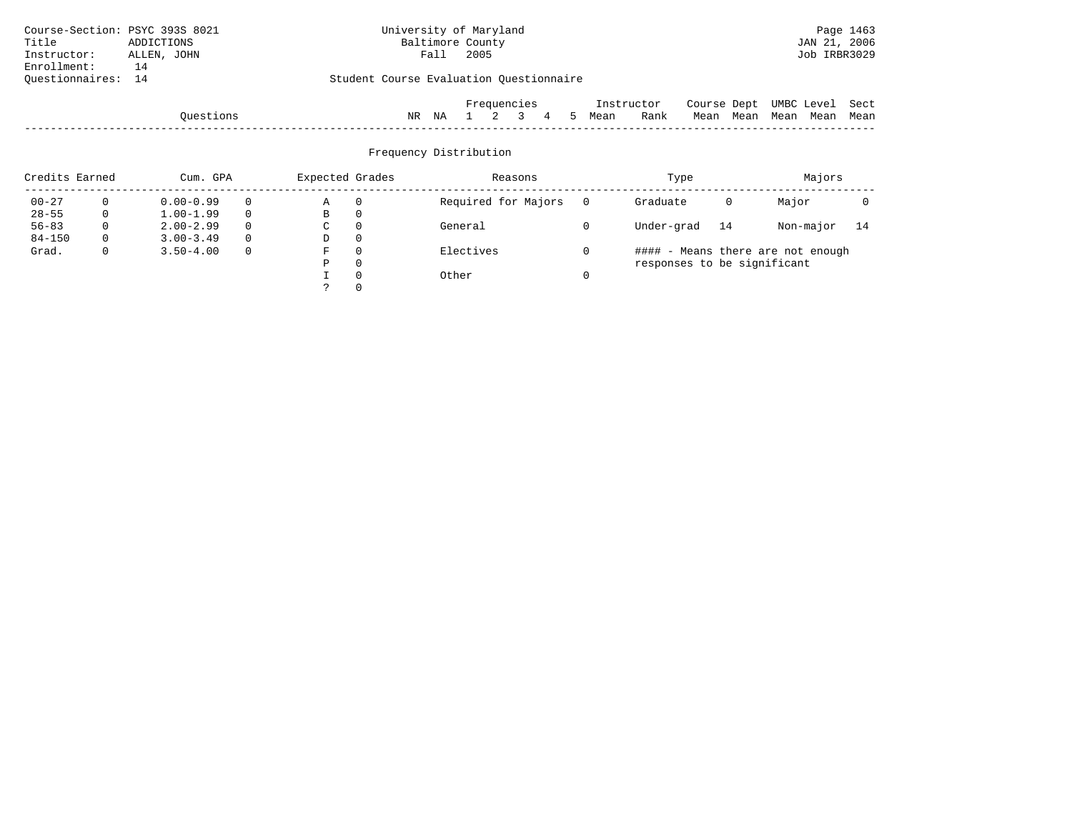Course-Section: PSYC 393S 8021
Title: ADDICTIONS
Instructor: ALLEN, JOHN
Enrollment: 14
Questionnaires: 14

University of Maryland
Baltimore County
Fall 2005

Student Course Evaluation Questionnaire

| Questions | NR | NA | 1 | 2 | 3 | 4 | 5 | Instructor Mean | Instructor Rank | Course Mean | Dept Mean | UMBC Mean | Level Mean | Sect Mean |
|---|---|---|---|---|---|---|---|---|---|---|---|---|---|---|

## Frequency Distribution

| Credits Earned | | Cum. GPA | | Expected Grades | | Reasons | | Type | | Majors | |
|---|---|---|---|---|---|---|---|---|---|---|---|
| 00-27 | 0 | 0.00-0.99 | 0 | A | 0 | Required for Majors | 0 | Graduate | 0 | Major | 0 |
| 28-55 | 0 | 1.00-1.99 | 0 | B | 0 | | | | | | |
| 56-83 | 0 | 2.00-2.99 | 0 | C | 0 | General | 0 | Under-grad | 14 | Non-major | 14 |
| 84-150 | 0 | 3.00-3.49 | 0 | D | 0 | | | | | | |
| Grad. | 0 | 3.50-4.00 | 0 | F | 0 | Electives | 0 | | | | |
| | | | | P | 0 | | | | | | |
| | | | | I | 0 | Other | 0 | | | | |
| | | | | ? | 0 | | | | | | |

#### - Means there are not enough responses to be significant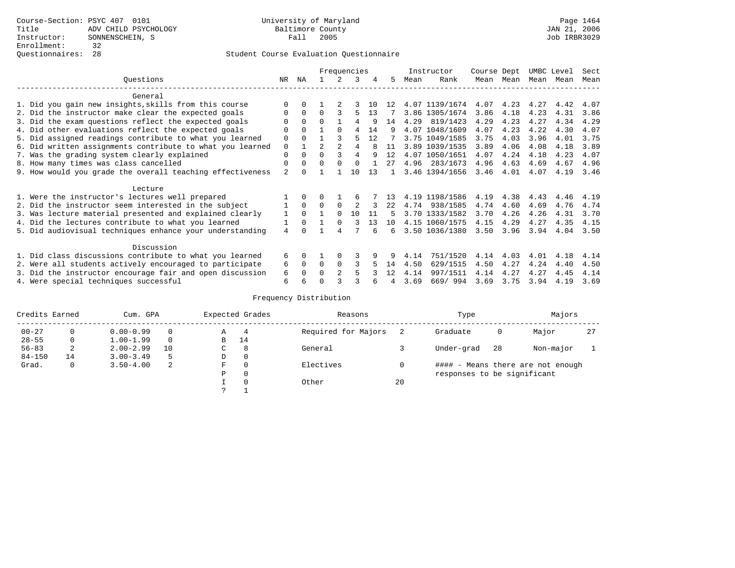Course-Section: PSYC 407 0101
Title: ADV CHILD PSYCHOLOGY
Instructor: SONNENSCHEIN, S
Enrollment: 32
Questionnaires: 28

University of Maryland
Baltimore County
Fall 2005

JAN 21, 2006
Job IRBR3029

## Student Course Evaluation Questionnaire

| Questions | NR | NA | 1 | 2 | 3 | 4 | 5 | Instructor Mean | Instructor Rank | Course Mean | Dept Mean | UMBC Mean | Level Mean | Sect Mean |
|---|---|---|---|---|---|---|---|---|---|---|---|---|---|---|
| **General** | | | | | | | | | | | | | | |
| 1. Did you gain new insights,skills from this course | 0 | 0 | 1 | 2 | 3 | 10 | 12 | 4.07 | 1139/1674 | 4.07 | 4.23 | 4.27 | 4.42 | 4.07 |
| 2. Did the instructor make clear the expected goals | 0 | 0 | 0 | 3 | 5 | 13 | 7 | 3.86 | 1305/1674 | 3.86 | 4.18 | 4.23 | 4.31 | 3.86 |
| 3. Did the exam questions reflect the expected goals | 0 | 0 | 0 | 1 | 4 | 9 | 14 | 4.29 | 819/1423 | 4.29 | 4.23 | 4.27 | 4.34 | 4.29 |
| 4. Did other evaluations reflect the expected goals | 0 | 0 | 1 | 0 | 4 | 14 | 9 | 4.07 | 1048/1609 | 4.07 | 4.23 | 4.22 | 4.30 | 4.07 |
| 5. Did assigned readings contribute to what you learned | 0 | 0 | 1 | 3 | 5 | 12 | 7 | 3.75 | 1049/1585 | 3.75 | 4.03 | 3.96 | 4.01 | 3.75 |
| 6. Did written assignments contribute to what you learned | 0 | 1 | 2 | 2 | 4 | 8 | 11 | 3.89 | 1039/1535 | 3.89 | 4.06 | 4.08 | 4.18 | 3.89 |
| 7. Was the grading system clearly explained | 0 | 0 | 0 | 3 | 4 | 9 | 12 | 4.07 | 1050/1651 | 4.07 | 4.24 | 4.18 | 4.23 | 4.07 |
| 8. How many times was class cancelled | 0 | 0 | 0 | 0 | 0 | 1 | 27 | 4.96 | 283/1673 | 4.96 | 4.63 | 4.69 | 4.67 | 4.96 |
| 9. How would you grade the overall teaching effectiveness | 2 | 0 | 1 | 1 | 10 | 13 | 1 | 3.46 | 1394/1656 | 3.46 | 4.01 | 4.07 | 4.19 | 3.46 |
| **Lecture** | | | | | | | | | | | | | | |
| 1. Were the instructor's lectures well prepared | 1 | 0 | 0 | 1 | 6 | 7 | 13 | 4.19 | 1198/1586 | 4.19 | 4.38 | 4.43 | 4.46 | 4.19 |
| 2. Did the instructor seem interested in the subject | 1 | 0 | 0 | 0 | 2 | 3 | 22 | 4.74 | 938/1585 | 4.74 | 4.60 | 4.69 | 4.76 | 4.74 |
| 3. Was lecture material presented and explained clearly | 1 | 0 | 1 | 0 | 10 | 11 | 5 | 3.70 | 1333/1582 | 3.70 | 4.26 | 4.26 | 4.31 | 3.70 |
| 4. Did the lectures contribute to what you learned | 1 | 0 | 1 | 0 | 3 | 13 | 10 | 4.15 | 1060/1575 | 4.15 | 4.29 | 4.27 | 4.35 | 4.15 |
| 5. Did audiovisual techniques enhance your understanding | 4 | 0 | 1 | 4 | 7 | 6 | 6 | 3.50 | 1036/1380 | 3.50 | 3.96 | 3.94 | 4.04 | 3.50 |
| **Discussion** | | | | | | | | | | | | | | |
| 1. Did class discussions contribute to what you learned | 6 | 0 | 1 | 0 | 3 | 9 | 9 | 4.14 | 751/1520 | 4.14 | 4.03 | 4.01 | 4.18 | 4.14 |
| 2. Were all students actively encouraged to participate | 6 | 0 | 0 | 0 | 3 | 5 | 14 | 4.50 | 629/1515 | 4.50 | 4.27 | 4.24 | 4.40 | 4.50 |
| 3. Did the instructor encourage fair and open discussion | 6 | 0 | 0 | 2 | 5 | 3 | 12 | 4.14 | 997/1511 | 4.14 | 4.27 | 4.27 | 4.45 | 4.14 |
| 4. Were special techniques successful | 6 | 6 | 0 | 3 | 3 | 6 | 4 | 3.69 | 669/ 994 | 3.69 | 3.75 | 3.94 | 4.19 | 3.69 |

## Frequency Distribution

| Credits Earned | | Cum. GPA | | Expected Grades | | Reasons | | Type | | Majors | |
|---|---|---|---|---|---|---|---|---|---|---|---|
| 00-27 | 0 | 0.00-0.99 | 0 | A | 4 | Required for Majors | 2 | Graduate | 0 | Major | 27 |
| 28-55 | 0 | 1.00-1.99 | 0 | B | 14 | | | | | | |
| 56-83 | 2 | 2.00-2.99 | 10 | C | 8 | General | 3 | Under-grad | 28 | Non-major | 1 |
| 84-150 | 14 | 3.00-3.49 | 5 | D | 0 | | | | | | |
| Grad. | 0 | 3.50-4.00 | 2 | F | 0 | Electives | 0 | #### - Means there are not enough responses to be significant | | | |
| | | | | P | 0 | | | | | | |
| | | | | I | 0 | Other | 20 | | | | |
| | | | | ? | 1 | | | | | | |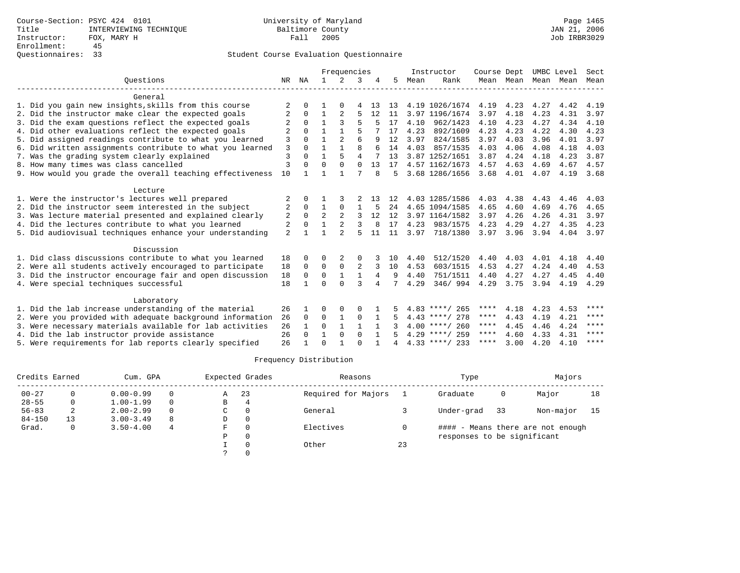Course-Section: PSYC 424 0101
Title: INTERVIEWING TECHNIQUE
Instructor: FOX, MARY H
Enrollment: 45
Questionnaires: 33

University of Maryland
Baltimore County
Fall 2005

JAN 21, 2006
Job IRBR3029

## Student Course Evaluation Questionnaire

| Questions | NR | NA | 1 | 2 | 3 | 4 | 5 | Instructor Mean | Rank | Course Mean | Dept Mean | UMBC Mean | Level Mean | Sect Mean |
|---|---|---|---|---|---|---|---|---|---|---|---|---|---|---|
| **General** | | | | | | | | | | | | | | |
| 1. Did you gain new insights,skills from this course | 2 | 0 | 1 | 0 | 4 | 13 | 13 | 4.19 | 1026/1674 | 4.19 | 4.23 | 4.27 | 4.42 | 4.19 |
| 2. Did the instructor make clear the expected goals | 2 | 0 | 1 | 2 | 5 | 12 | 11 | 3.97 | 1196/1674 | 3.97 | 4.18 | 4.23 | 4.31 | 3.97 |
| 3. Did the exam questions reflect the expected goals | 2 | 0 | 1 | 3 | 5 | 5 | 17 | 4.10 | 962/1423 | 4.10 | 4.23 | 4.27 | 4.34 | 4.10 |
| 4. Did other evaluations reflect the expected goals | 2 | 0 | 1 | 1 | 5 | 7 | 17 | 4.23 | 892/1609 | 4.23 | 4.23 | 4.22 | 4.30 | 4.23 |
| 5. Did assigned readings contribute to what you learned | 3 | 0 | 1 | 2 | 6 | 9 | 12 | 3.97 | 824/1585 | 3.97 | 4.03 | 3.96 | 4.01 | 3.97 |
| 6. Did written assignments contribute to what you learned | 3 | 0 | 1 | 1 | 8 | 6 | 14 | 4.03 | 857/1535 | 4.03 | 4.06 | 4.08 | 4.18 | 4.03 |
| 7. Was the grading system clearly explained | 3 | 0 | 1 | 5 | 4 | 7 | 13 | 3.87 | 1252/1651 | 3.87 | 4.24 | 4.18 | 4.23 | 3.87 |
| 8. How many times was class cancelled | 3 | 0 | 0 | 0 | 0 | 13 | 17 | 4.57 | 1162/1673 | 4.57 | 4.63 | 4.69 | 4.67 | 4.57 |
| 9. How would you grade the overall teaching effectiveness | 10 | 1 | 1 | 1 | 7 | 8 | 5 | 3.68 | 1286/1656 | 3.68 | 4.01 | 4.07 | 4.19 | 3.68 |
| **Lecture** | | | | | | | | | | | | | | |
| 1. Were the instructor's lectures well prepared | 2 | 0 | 1 | 3 | 2 | 13 | 12 | 4.03 | 1285/1586 | 4.03 | 4.38 | 4.43 | 4.46 | 4.03 |
| 2. Did the instructor seem interested in the subject | 2 | 0 | 1 | 0 | 1 | 5 | 24 | 4.65 | 1094/1585 | 4.65 | 4.60 | 4.69 | 4.76 | 4.65 |
| 3. Was lecture material presented and explained clearly | 2 | 0 | 2 | 2 | 3 | 12 | 12 | 3.97 | 1164/1582 | 3.97 | 4.26 | 4.26 | 4.31 | 3.97 |
| 4. Did the lectures contribute to what you learned | 2 | 0 | 1 | 2 | 3 | 8 | 17 | 4.23 | 983/1575 | 4.23 | 4.29 | 4.27 | 4.35 | 4.23 |
| 5. Did audiovisual techniques enhance your understanding | 2 | 1 | 1 | 2 | 5 | 11 | 11 | 3.97 | 718/1380 | 3.97 | 3.96 | 3.94 | 4.04 | 3.97 |
| **Discussion** | | | | | | | | | | | | | | |
| 1. Did class discussions contribute to what you learned | 18 | 0 | 0 | 2 | 0 | 3 | 10 | 4.40 | 512/1520 | 4.40 | 4.03 | 4.01 | 4.18 | 4.40 |
| 2. Were all students actively encouraged to participate | 18 | 0 | 0 | 0 | 2 | 3 | 10 | 4.53 | 603/1515 | 4.53 | 4.27 | 4.24 | 4.40 | 4.53 |
| 3. Did the instructor encourage fair and open discussion | 18 | 0 | 0 | 1 | 1 | 4 | 9 | 4.40 | 751/1511 | 4.40 | 4.27 | 4.27 | 4.45 | 4.40 |
| 4. Were special techniques successful | 18 | 1 | 0 | 0 | 3 | 4 | 7 | 4.29 | 346/ 994 | 4.29 | 3.75 | 3.94 | 4.19 | 4.29 |
| **Laboratory** | | | | | | | | | | | | | | |
| 1. Did the lab increase understanding of the material | 26 | 1 | 0 | 0 | 0 | 1 | 5 | 4.83 | ****/ 265 | **** | 4.18 | 4.23 | 4.53 | **** |
| 2. Were you provided with adequate background information | 26 | 0 | 0 | 1 | 0 | 1 | 5 | 4.43 | ****/ 278 | **** | 4.43 | 4.19 | 4.21 | **** |
| 3. Were necessary materials available for lab activities | 26 | 1 | 0 | 1 | 1 | 1 | 3 | 4.00 | ****/ 260 | **** | 4.45 | 4.46 | 4.24 | **** |
| 4. Did the lab instructor provide assistance | 26 | 0 | 1 | 0 | 0 | 1 | 5 | 4.29 | ****/ 259 | **** | 4.60 | 4.33 | 4.31 | **** |
| 5. Were requirements for lab reports clearly specified | 26 | 1 | 0 | 1 | 0 | 1 | 4 | 4.33 | ****/ 233 | **** | 3.00 | 4.20 | 4.10 | **** |

## Frequency Distribution

| Credits Earned | | Cum. GPA | | Expected Grades | | Reasons | | Type | | Majors | |
|---|---|---|---|---|---|---|---|---|---|---|---|
| 00-27 | 0 | 0.00-0.99 | 0 | A | 23 | Required for Majors | 1 | Graduate | 0 | Major | 18 |
| 28-55 | 0 | 1.00-1.99 | 0 | B | 4 | | | | | | |
| 56-83 | 2 | 2.00-2.99 | 0 | C | 0 | General | 3 | Under-grad | 33 | Non-major | 15 |
| 84-150 | 13 | 3.00-3.49 | 8 | D | 0 | | | | | | |
| Grad. | 0 | 3.50-4.00 | 4 | F | 0 | Electives | 0 | #### - Means there are not enough responses to be significant | | | |
| | | | | P | 0 | | | | | | |
| | | | | I | 0 | Other | 23 | | | | |
| | | | | ? | 0 | | | | | | |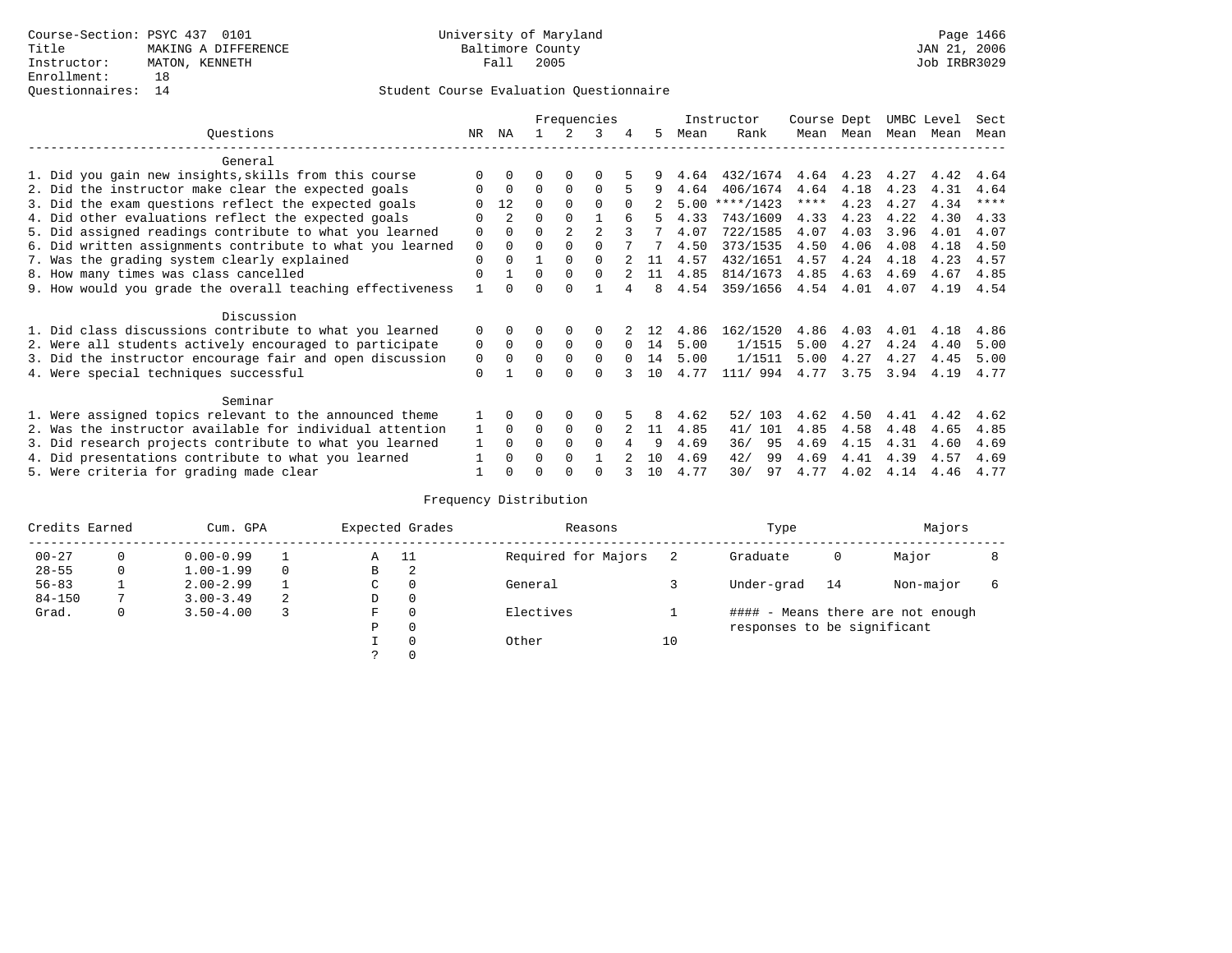Course-Section: PSYC 437 0101
Title: MAKING A DIFFERENCE
Instructor: MATON, KENNETH
Enrollment: 18
Questionnaires: 14

University of Maryland
Baltimore County
Fall 2005

JAN 21, 2006
Job IRBR3029

## Student Course Evaluation Questionnaire

| Questions | NR | NA | 1 | 2 | 3 | 4 | 5 | Instructor Mean | Instructor Rank | Course Mean | Dept Mean | UMBC Mean | Level Mean | Sect Mean |
|---|---|---|---|---|---|---|---|---|---|---|---|---|---|---|
| **General** | | | | | | | | | | | | | | |
| 1. Did you gain new insights,skills from this course | 0 | 0 | 0 | 0 | 0 | 5 | 9 | 4.64 | 432/1674 | 4.64 | 4.23 | 4.27 | 4.42 | 4.64 |
| 2. Did the instructor make clear the expected goals | 0 | 0 | 0 | 0 | 0 | 5 | 9 | 4.64 | 406/1674 | 4.64 | 4.18 | 4.23 | 4.31 | 4.64 |
| 3. Did the exam questions reflect the expected goals | 0 | 12 | 0 | 0 | 0 | 0 | 2 | 5.00 | ****/1423 | **** | 4.23 | 4.27 | 4.34 | **** |
| 4. Did other evaluations reflect the expected goals | 0 | 2 | 0 | 0 | 1 | 6 | 5 | 4.33 | 743/1609 | 4.33 | 4.23 | 4.22 | 4.30 | 4.33 |
| 5. Did assigned readings contribute to what you learned | 0 | 0 | 0 | 2 | 2 | 3 | 7 | 4.07 | 722/1585 | 4.07 | 4.03 | 3.96 | 4.01 | 4.07 |
| 6. Did written assignments contribute to what you learned | 0 | 0 | 0 | 0 | 0 | 7 | 7 | 4.50 | 373/1535 | 4.50 | 4.06 | 4.08 | 4.18 | 4.50 |
| 7. Was the grading system clearly explained | 0 | 0 | 1 | 0 | 0 | 2 | 11 | 4.57 | 432/1651 | 4.57 | 4.24 | 4.18 | 4.23 | 4.57 |
| 8. How many times was class cancelled | 0 | 1 | 0 | 0 | 0 | 2 | 11 | 4.85 | 814/1673 | 4.85 | 4.63 | 4.69 | 4.67 | 4.85 |
| 9. How would you grade the overall teaching effectiveness | 1 | 0 | 0 | 0 | 1 | 4 | 8 | 4.54 | 359/1656 | 4.54 | 4.01 | 4.07 | 4.19 | 4.54 |
| **Discussion** | | | | | | | | | | | | | | |
| 1. Did class discussions contribute to what you learned | 0 | 0 | 0 | 0 | 0 | 2 | 12 | 4.86 | 162/1520 | 4.86 | 4.03 | 4.01 | 4.18 | 4.86 |
| 2. Were all students actively encouraged to participate | 0 | 0 | 0 | 0 | 0 | 0 | 14 | 5.00 | 1/1515 | 5.00 | 4.27 | 4.24 | 4.40 | 5.00 |
| 3. Did the instructor encourage fair and open discussion | 0 | 0 | 0 | 0 | 0 | 0 | 14 | 5.00 | 1/1511 | 5.00 | 4.27 | 4.27 | 4.45 | 5.00 |
| 4. Were special techniques successful | 0 | 1 | 0 | 0 | 0 | 3 | 10 | 4.77 | 111/ 994 | 4.77 | 3.75 | 3.94 | 4.19 | 4.77 |
| **Seminar** | | | | | | | | | | | | | | |
| 1. Were assigned topics relevant to the announced theme | 1 | 0 | 0 | 0 | 0 | 5 | 8 | 4.62 | 52/ 103 | 4.62 | 4.50 | 4.41 | 4.42 | 4.62 |
| 2. Was the instructor available for individual attention | 1 | 0 | 0 | 0 | 0 | 2 | 11 | 4.85 | 41/ 101 | 4.85 | 4.58 | 4.48 | 4.65 | 4.85 |
| 3. Did research projects contribute to what you learned | 1 | 0 | 0 | 0 | 0 | 4 | 9 | 4.69 | 36/ 95 | 4.69 | 4.15 | 4.31 | 4.60 | 4.69 |
| 4. Did presentations contribute to what you learned | 1 | 0 | 0 | 0 | 1 | 2 | 10 | 4.69 | 42/ 99 | 4.69 | 4.41 | 4.39 | 4.57 | 4.69 |
| 5. Were criteria for grading made clear | 1 | 0 | 0 | 0 | 0 | 3 | 10 | 4.77 | 30/ 97 | 4.77 | 4.02 | 4.14 | 4.46 | 4.77 |

## Frequency Distribution

| Credits Earned | | Cum. GPA | | Expected Grades | | Reasons | | Type | | Majors | |
|---|---|---|---|---|---|---|---|---|---|---|---|
| 00-27 | 0 | 0.00-0.99 | 1 | A | 11 | Required for Majors | 2 | Graduate | 0 | Major | 8 |
| 28-55 | 0 | 1.00-1.99 | 0 | B | 2 | | | | | | |
| 56-83 | 1 | 2.00-2.99 | 1 | C | 0 | General | 3 | Under-grad | 14 | Non-major | 6 |
| 84-150 | 7 | 3.00-3.49 | 2 | D | 0 | | | | | | |
| Grad. | 0 | 3.50-4.00 | 3 | F | 0 | Electives | 1 | #### - Means there are not enough responses to be significant | | | |
| | | | | P | 0 | | | | | | |
| | | | | I | 0 | Other | 10 | | | | |
| | | | | ? | 0 | | | | | | |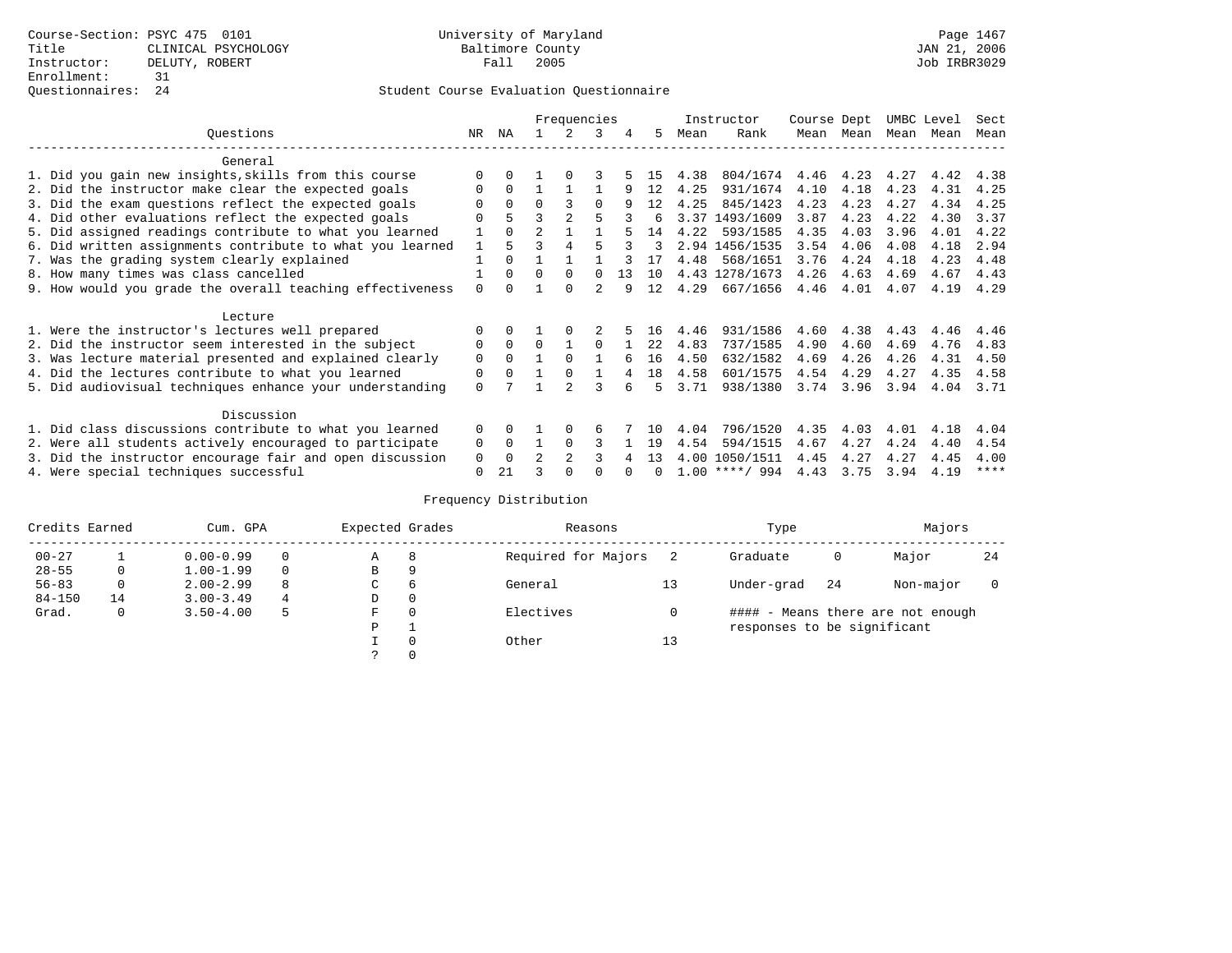Course-Section: PSYC 475 0101
Title: CLINICAL PSYCHOLOGY
Instructor: DELUTY, ROBERT
Enrollment: 31
Questionnaires: 24

University of Maryland
Baltimore County
Fall 2005

JAN 21, 2006
Job IRBR3029

## Student Course Evaluation Questionnaire

| Questions | NR | NA | 1 | 2 | 3 | 4 | 5 | Instructor Mean | Instructor Rank | Course Mean | Dept Mean | UMBC Mean | Level Mean | Sect Mean |
|---|---|---|---|---|---|---|---|---|---|---|---|---|---|---|
| **General** | | | | | | | | | | | | | | |
| 1. Did you gain new insights,skills from this course | 0 | 0 | 1 | 0 | 3 | 5 | 15 | 4.38 | 804/1674 | 4.46 | 4.23 | 4.27 | 4.42 | 4.38 |
| 2. Did the instructor make clear the expected goals | 0 | 0 | 1 | 1 | 1 | 9 | 12 | 4.25 | 931/1674 | 4.10 | 4.18 | 4.23 | 4.31 | 4.25 |
| 3. Did the exam questions reflect the expected goals | 0 | 0 | 0 | 3 | 0 | 9 | 12 | 4.25 | 845/1423 | 4.23 | 4.23 | 4.27 | 4.34 | 4.25 |
| 4. Did other evaluations reflect the expected goals | 0 | 5 | 3 | 2 | 5 | 3 | 6 | 3.37 | 1493/1609 | 3.87 | 4.23 | 4.22 | 4.30 | 3.37 |
| 5. Did assigned readings contribute to what you learned | 1 | 0 | 2 | 1 | 1 | 5 | 14 | 4.22 | 593/1585 | 4.35 | 4.03 | 3.96 | 4.01 | 4.22 |
| 6. Did written assignments contribute to what you learned | 1 | 5 | 3 | 4 | 5 | 3 | 3 | 2.94 | 1456/1535 | 3.54 | 4.06 | 4.08 | 4.18 | 2.94 |
| 7. Was the grading system clearly explained | 1 | 0 | 1 | 1 | 1 | 3 | 17 | 4.48 | 568/1651 | 3.76 | 4.24 | 4.18 | 4.23 | 4.48 |
| 8. How many times was class cancelled | 1 | 0 | 0 | 0 | 0 | 13 | 10 | 4.43 | 1278/1673 | 4.26 | 4.63 | 4.69 | 4.67 | 4.43 |
| 9. How would you grade the overall teaching effectiveness | 0 | 0 | 1 | 0 | 2 | 9 | 12 | 4.29 | 667/1656 | 4.46 | 4.01 | 4.07 | 4.19 | 4.29 |
| **Lecture** | | | | | | | | | | | | | | |
| 1. Were the instructor's lectures well prepared | 0 | 0 | 1 | 0 | 2 | 5 | 16 | 4.46 | 931/1586 | 4.60 | 4.38 | 4.43 | 4.46 | 4.46 |
| 2. Did the instructor seem interested in the subject | 0 | 0 | 0 | 1 | 0 | 1 | 22 | 4.83 | 737/1585 | 4.90 | 4.60 | 4.69 | 4.76 | 4.83 |
| 3. Was lecture material presented and explained clearly | 0 | 0 | 1 | 0 | 1 | 6 | 16 | 4.50 | 632/1582 | 4.69 | 4.26 | 4.26 | 4.31 | 4.50 |
| 4. Did the lectures contribute to what you learned | 0 | 0 | 1 | 0 | 1 | 4 | 18 | 4.58 | 601/1575 | 4.54 | 4.29 | 4.27 | 4.35 | 4.58 |
| 5. Did audiovisual techniques enhance your understanding | 0 | 7 | 1 | 2 | 3 | 6 | 5 | 3.71 | 938/1380 | 3.74 | 3.96 | 3.94 | 4.04 | 3.71 |
| **Discussion** | | | | | | | | | | | | | | |
| 1. Did class discussions contribute to what you learned | 0 | 0 | 1 | 0 | 6 | 7 | 10 | 4.04 | 796/1520 | 4.35 | 4.03 | 4.01 | 4.18 | 4.04 |
| 2. Were all students actively encouraged to participate | 0 | 0 | 1 | 0 | 3 | 1 | 19 | 4.54 | 594/1515 | 4.67 | 4.27 | 4.24 | 4.40 | 4.54 |
| 3. Did the instructor encourage fair and open discussion | 0 | 0 | 2 | 2 | 3 | 4 | 13 | 4.00 | 1050/1511 | 4.45 | 4.27 | 4.27 | 4.45 | 4.00 |
| 4. Were special techniques successful | 0 | 21 | 3 | 0 | 0 | 0 | 0 | 1.00 | ****/ 994 | 4.43 | 3.75 | 3.94 | 4.19 | **** |

## Frequency Distribution

| Credits Earned | | Cum. GPA | | Expected Grades | | Reasons | | Type | | Majors | |
|---|---|---|---|---|---|---|---|---|---|---|---|
| 00-27 | 1 | 0.00-0.99 | 0 | A | 8 | Required for Majors | 2 | Graduate | 0 | Major | 24 |
| 28-55 | 0 | 1.00-1.99 | 0 | B | 9 | | | | | | |
| 56-83 | 0 | 2.00-2.99 | 8 | C | 6 | General | 13 | Under-grad | 24 | Non-major | 0 |
| 84-150 | 14 | 3.00-3.49 | 4 | D | 0 | | | | | | |
| Grad. | 0 | 3.50-4.00 | 5 | F | 0 | Electives | 0 | | | | |
| | | | | P | 1 | | | | | | |
| | | | | I | 0 | Other | 13 | | | | |
| | | | | ? | 0 | | | | | | |

#### - Means there are not enough responses to be significant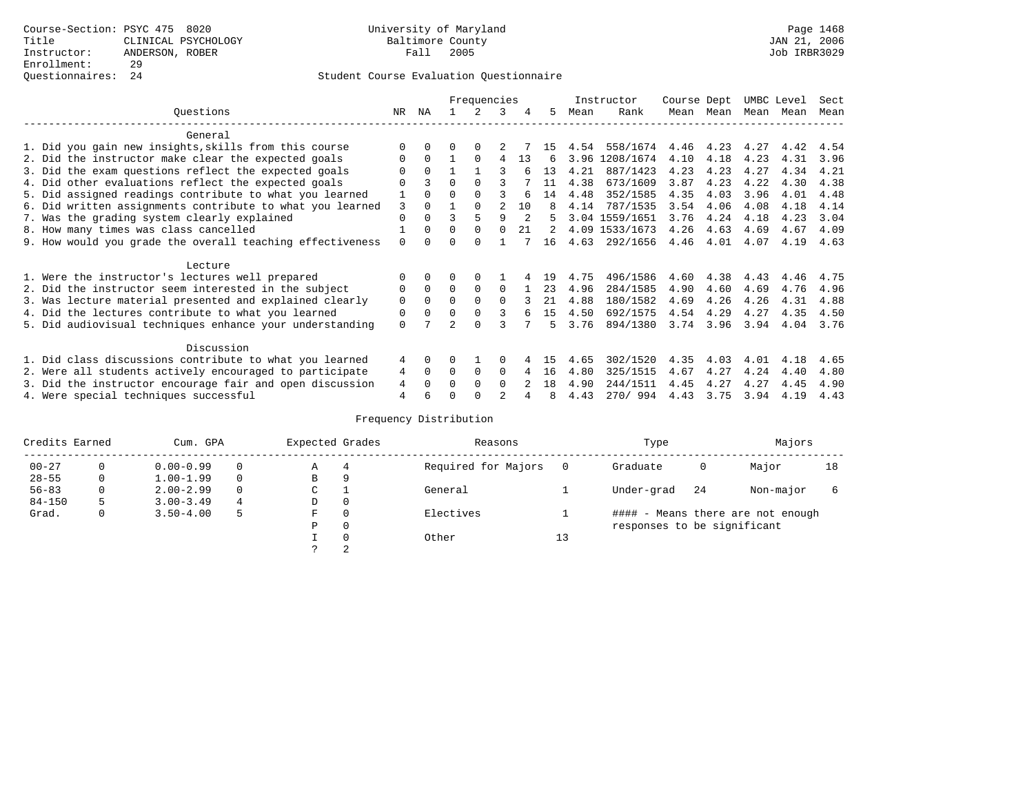Course-Section: PSYC 475 8020
Title: CLINICAL PSYCHOLOGY
Instructor: ANDERSON, ROBER
Enrollment: 29
Questionnaires: 24

University of Maryland
Baltimore County
Fall 2005

JAN 21, 2006
Job IRBR3029

Student Course Evaluation Questionnaire

| Questions | NR | NA | 1 | 2 | 3 | 4 | 5 | Instructor Mean | Rank | Course Mean | Dept Mean | UMBC Mean | Level Mean | Sect Mean |
|---|---|---|---|---|---|---|---|---|---|---|---|---|---|---|
| **General** | | | | | | | | | | | | | | |
| 1. Did you gain new insights,skills from this course | 0 | 0 | 0 | 0 | 2 | 7 | 15 | 4.54 | 558/1674 | 4.46 | 4.23 | 4.27 | 4.42 | 4.54 |
| 2. Did the instructor make clear the expected goals | 0 | 0 | 1 | 0 | 4 | 13 | 6 | 3.96 | 1208/1674 | 4.10 | 4.18 | 4.23 | 4.31 | 3.96 |
| 3. Did the exam questions reflect the expected goals | 0 | 0 | 1 | 1 | 3 | 6 | 13 | 4.21 | 887/1423 | 4.23 | 4.23 | 4.27 | 4.34 | 4.21 |
| 4. Did other evaluations reflect the expected goals | 0 | 3 | 0 | 0 | 3 | 7 | 11 | 4.38 | 673/1609 | 3.87 | 4.23 | 4.22 | 4.30 | 4.38 |
| 5. Did assigned readings contribute to what you learned | 1 | 0 | 0 | 0 | 3 | 6 | 14 | 4.48 | 352/1585 | 4.35 | 4.03 | 3.96 | 4.01 | 4.48 |
| 6. Did written assignments contribute to what you learned | 3 | 0 | 1 | 0 | 2 | 10 | 8 | 4.14 | 787/1535 | 3.54 | 4.06 | 4.08 | 4.18 | 4.14 |
| 7. Was the grading system clearly explained | 0 | 0 | 3 | 5 | 9 | 2 | 5 | 3.04 | 1559/1651 | 3.76 | 4.24 | 4.18 | 4.23 | 3.04 |
| 8. How many times was class cancelled | 1 | 0 | 0 | 0 | 0 | 21 | 2 | 4.09 | 1533/1673 | 4.26 | 4.63 | 4.69 | 4.67 | 4.09 |
| 9. How would you grade the overall teaching effectiveness | 0 | 0 | 0 | 0 | 1 | 7 | 16 | 4.63 | 292/1656 | 4.46 | 4.01 | 4.07 | 4.19 | 4.63 |
| **Lecture** | | | | | | | | | | | | | | |
| 1. Were the instructor's lectures well prepared | 0 | 0 | 0 | 0 | 1 | 4 | 19 | 4.75 | 496/1586 | 4.60 | 4.38 | 4.43 | 4.46 | 4.75 |
| 2. Did the instructor seem interested in the subject | 0 | 0 | 0 | 0 | 0 | 1 | 23 | 4.96 | 284/1585 | 4.90 | 4.60 | 4.69 | 4.76 | 4.96 |
| 3. Was lecture material presented and explained clearly | 0 | 0 | 0 | 0 | 0 | 3 | 21 | 4.88 | 180/1582 | 4.69 | 4.26 | 4.26 | 4.31 | 4.88 |
| 4. Did the lectures contribute to what you learned | 0 | 0 | 0 | 0 | 3 | 6 | 15 | 4.50 | 692/1575 | 4.54 | 4.29 | 4.27 | 4.35 | 4.50 |
| 5. Did audiovisual techniques enhance your understanding | 0 | 7 | 2 | 0 | 3 | 7 | 5 | 3.76 | 894/1380 | 3.74 | 3.96 | 3.94 | 4.04 | 3.76 |
| **Discussion** | | | | | | | | | | | | | | |
| 1. Did class discussions contribute to what you learned | 4 | 0 | 0 | 1 | 0 | 4 | 15 | 4.65 | 302/1520 | 4.35 | 4.03 | 4.01 | 4.18 | 4.65 |
| 2. Were all students actively encouraged to participate | 4 | 0 | 0 | 0 | 0 | 4 | 16 | 4.80 | 325/1515 | 4.67 | 4.27 | 4.24 | 4.40 | 4.80 |
| 3. Did the instructor encourage fair and open discussion | 4 | 0 | 0 | 0 | 0 | 2 | 18 | 4.90 | 244/1511 | 4.45 | 4.27 | 4.27 | 4.45 | 4.90 |
| 4. Were special techniques successful | 4 | 6 | 0 | 0 | 2 | 4 | 8 | 4.43 | 270/ 994 | 4.43 | 3.75 | 3.94 | 4.19 | 4.43 |

Frequency Distribution

| Credits Earned | | Cum. GPA | | Expected Grades | | Reasons | | Type | | Majors | |
|---|---|---|---|---|---|---|---|---|---|---|---|
| 00-27 | 0 | 0.00-0.99 | 0 | A | 4 | Required for Majors | 0 | Graduate | 0 | Major | 18 |
| 28-55 | 0 | 1.00-1.99 | 0 | B | 9 | | | | | | |
| 56-83 | 0 | 2.00-2.99 | 0 | C | 1 | General | 1 | Under-grad | 24 | Non-major | 6 |
| 84-150 | 5 | 3.00-3.49 | 4 | D | 0 | | | | | | |
| Grad. | 0 | 3.50-4.00 | 5 | F | 0 | Electives | 1 | | | | |
| | | | | P | 0 | | | | | | |
| | | | | I | 0 | Other | 13 | | | | |
| | | | | ? | 2 | | | | | | |

#### - Means there are not enough responses to be significant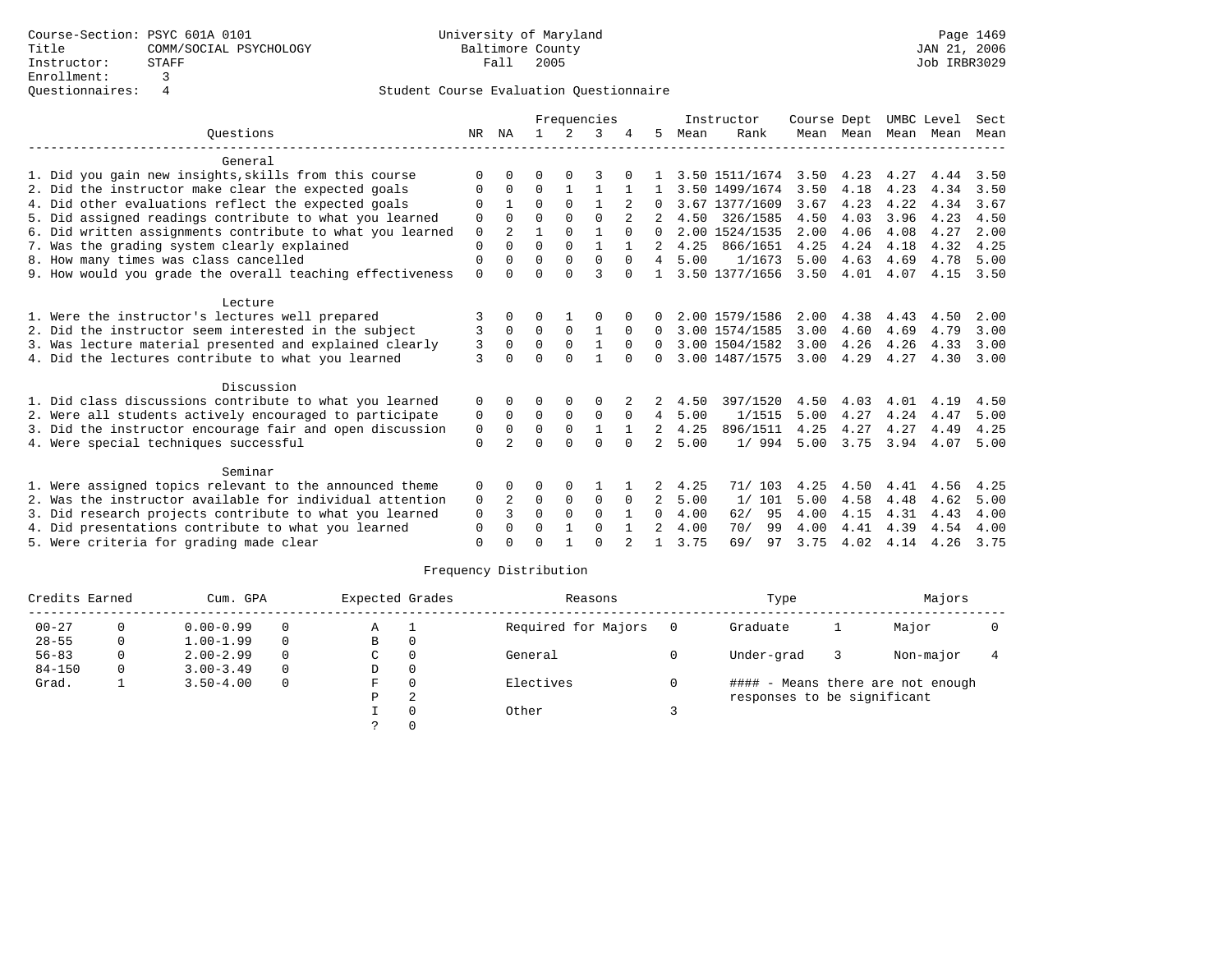Course-Section: PSYC 601A 0101
Title: COMM/SOCIAL PSYCHOLOGY
Instructor: STAFF
Enrollment: 3
Questionnaires: 4

University of Maryland
Baltimore County
Fall 2005

JAN 21, 2006
Job IRBR3029

Student Course Evaluation Questionnaire

| Questions | NR | NA | 1 | 2 | 3 | 4 | 5 | Instructor Mean | Instructor Rank | Course Mean | Dept Mean | UMBC Mean | Level Mean | Sect Mean |
|---|---|---|---|---|---|---|---|---|---|---|---|---|---|---|
| **General** | | | | | | | | | | | | | | |
| 1. Did you gain new insights,skills from this course | 0 | 0 | 0 | 0 | 3 | 0 | 1 | 3.50 | 1511/1674 | 3.50 | 4.23 | 4.27 | 4.44 | 3.50 |
| 2. Did the instructor make clear the expected goals | 0 | 0 | 0 | 1 | 1 | 1 | 1 | 3.50 | 1499/1674 | 3.50 | 4.18 | 4.23 | 4.34 | 3.50 |
| 4. Did other evaluations reflect the expected goals | 0 | 1 | 0 | 0 | 1 | 2 | 0 | 3.67 | 1377/1609 | 3.67 | 4.23 | 4.22 | 4.34 | 3.67 |
| 5. Did assigned readings contribute to what you learned | 0 | 0 | 0 | 0 | 0 | 2 | 2 | 4.50 | 326/1585 | 4.50 | 4.03 | 3.96 | 4.23 | 4.50 |
| 6. Did written assignments contribute to what you learned | 0 | 2 | 1 | 0 | 1 | 0 | 0 | 2.00 | 1524/1535 | 2.00 | 4.06 | 4.08 | 4.27 | 2.00 |
| 7. Was the grading system clearly explained | 0 | 0 | 0 | 0 | 1 | 1 | 2 | 4.25 | 866/1651 | 4.25 | 4.24 | 4.18 | 4.32 | 4.25 |
| 8. How many times was class cancelled | 0 | 0 | 0 | 0 | 0 | 0 | 4 | 5.00 | 1/1673 | 5.00 | 4.63 | 4.69 | 4.78 | 5.00 |
| 9. How would you grade the overall teaching effectiveness | 0 | 0 | 0 | 0 | 3 | 0 | 1 | 3.50 | 1377/1656 | 3.50 | 4.01 | 4.07 | 4.15 | 3.50 |
| **Lecture** | | | | | | | | | | | | | | |
| 1. Were the instructor's lectures well prepared | 3 | 0 | 0 | 1 | 0 | 0 | 0 | 2.00 | 1579/1586 | 2.00 | 4.38 | 4.43 | 4.50 | 2.00 |
| 2. Did the instructor seem interested in the subject | 3 | 0 | 0 | 0 | 1 | 0 | 0 | 3.00 | 1574/1585 | 3.00 | 4.60 | 4.69 | 4.79 | 3.00 |
| 3. Was lecture material presented and explained clearly | 3 | 0 | 0 | 0 | 1 | 0 | 0 | 3.00 | 1504/1582 | 3.00 | 4.26 | 4.26 | 4.33 | 3.00 |
| 4. Did the lectures contribute to what you learned | 3 | 0 | 0 | 0 | 1 | 0 | 0 | 3.00 | 1487/1575 | 3.00 | 4.29 | 4.27 | 4.30 | 3.00 |
| **Discussion** | | | | | | | | | | | | | | |
| 1. Did class discussions contribute to what you learned | 0 | 0 | 0 | 0 | 0 | 2 | 2 | 4.50 | 397/1520 | 4.50 | 4.03 | 4.01 | 4.19 | 4.50 |
| 2. Were all students actively encouraged to participate | 0 | 0 | 0 | 0 | 0 | 0 | 4 | 5.00 | 1/1515 | 5.00 | 4.27 | 4.24 | 4.47 | 5.00 |
| 3. Did the instructor encourage fair and open discussion | 0 | 0 | 0 | 0 | 1 | 1 | 2 | 4.25 | 896/1511 | 4.25 | 4.27 | 4.27 | 4.49 | 4.25 |
| 4. Were special techniques successful | 0 | 2 | 0 | 0 | 0 | 0 | 2 | 5.00 | 1/ 994 | 5.00 | 3.75 | 3.94 | 4.07 | 5.00 |
| **Seminar** | | | | | | | | | | | | | | |
| 1. Were assigned topics relevant to the announced theme | 0 | 0 | 0 | 0 | 1 | 1 | 2 | 4.25 | 71/ 103 | 4.25 | 4.50 | 4.41 | 4.56 | 4.25 |
| 2. Was the instructor available for individual attention | 0 | 2 | 0 | 0 | 0 | 0 | 2 | 5.00 | 1/ 101 | 5.00 | 4.58 | 4.48 | 4.62 | 5.00 |
| 3. Did research projects contribute to what you learned | 0 | 3 | 0 | 0 | 0 | 1 | 0 | 4.00 | 62/ 95 | 4.00 | 4.15 | 4.31 | 4.43 | 4.00 |
| 4. Did presentations contribute to what you learned | 0 | 0 | 0 | 1 | 0 | 1 | 2 | 4.00 | 70/ 99 | 4.00 | 4.41 | 4.39 | 4.54 | 4.00 |
| 5. Were criteria for grading made clear | 0 | 0 | 0 | 1 | 0 | 2 | 1 | 3.75 | 69/ 97 | 3.75 | 4.02 | 4.14 | 4.26 | 3.75 |

Frequency Distribution

| Credits Earned | | Cum. GPA | | Expected Grades | | Reasons | | Type | | Majors | |
|---|---|---|---|---|---|---|---|---|---|---|---|
| 00-27 | 0 | 0.00-0.99 | 0 | A | 1 | Required for Majors | 0 | Graduate | 1 | Major | 0 |
| 28-55 | 0 | 1.00-1.99 | 0 | B | 0 | | | | | | |
| 56-83 | 0 | 2.00-2.99 | 0 | C | 0 | General | 0 | Under-grad | 3 | Non-major | 4 |
| 84-150 | 0 | 3.00-3.49 | 0 | D | 0 | | | | | | |
| Grad. | 1 | 3.50-4.00 | 0 | F | 0 | Electives | 0 | #### - Means there are not enough responses to be significant | | | |
| | | | | P | 2 | | | | | | |
| | | | | I | 0 | Other | 3 | | | | |
| | | | | ? | 0 | | | | | | |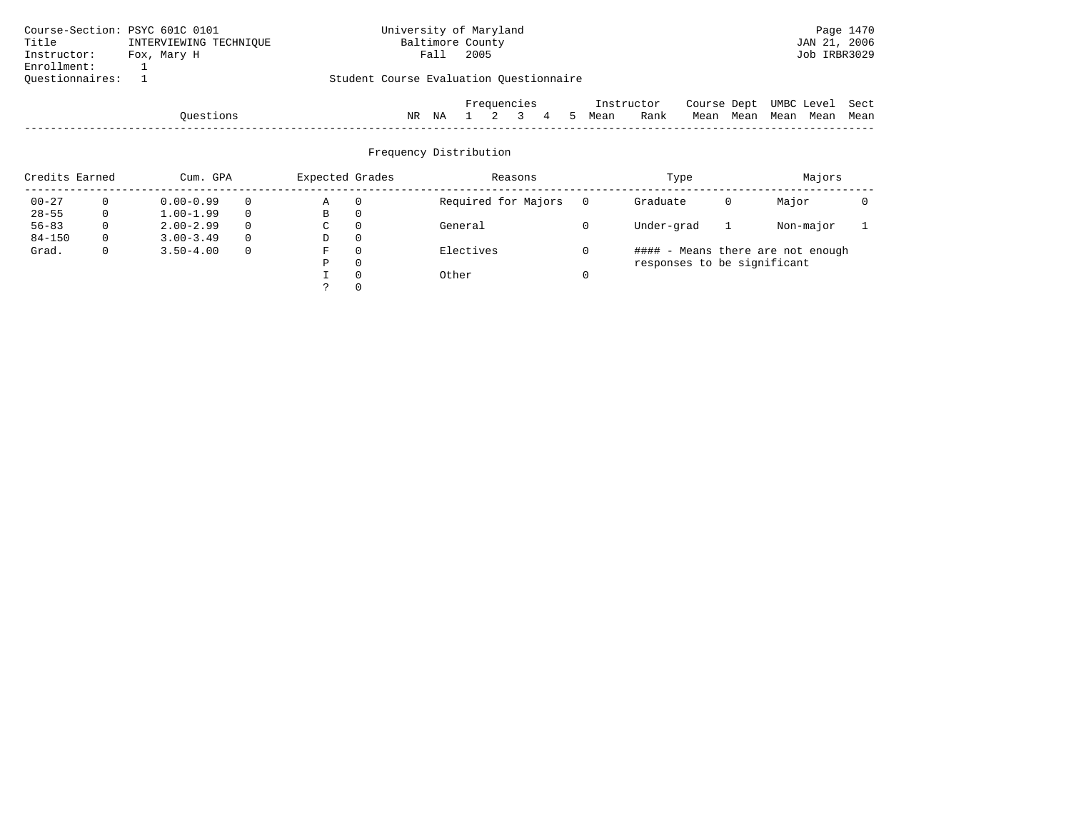Course-Section: PSYC 601C 0101
Title: INTERVIEWING TECHNIQUE
Instructor: Fox, Mary H
Enrollment: 1
Questionnaires: 1

University of Maryland
Baltimore County
Fall 2005

JAN 21, 2006
Job IRBR3029

Student Course Evaluation Questionnaire

| Questions | NR | NA | Frequencies 1 | 2 | 3 | 4 | 5 | Instructor Mean | Rank | Course Mean | Dept Mean | UMBC Level Mean | Level Mean | Sect Mean |
|---|---|---|---|---|---|---|---|---|---|---|---|---|---|---|

## Frequency Distribution

| Credits Earned | | Cum. GPA | | Expected Grades | | Reasons | | Type | | Majors | |
|---|---|---|---|---|---|---|---|---|---|---|---|
| 00-27 | 0 | 0.00-0.99 | 0 | A | 0 | Required for Majors | 0 | Graduate | 0 | Major | 0 |
| 28-55 | 0 | 1.00-1.99 | 0 | B | 0 | | | | | | |
| 56-83 | 0 | 2.00-2.99 | 0 | C | 0 | General | 0 | Under-grad | 1 | Non-major | 1 |
| 84-150 | 0 | 3.00-3.49 | 0 | D | 0 | | | | | | |
| Grad. | 0 | 3.50-4.00 | 0 | F | 0 | Electives | 0 | #### - Means there are not enough responses to be significant | | | |
| | | | | P | 0 | | | | | | |
| | | | | I | 0 | Other | 0 | | | | |
| | | | | ? | 0 | | | | | | |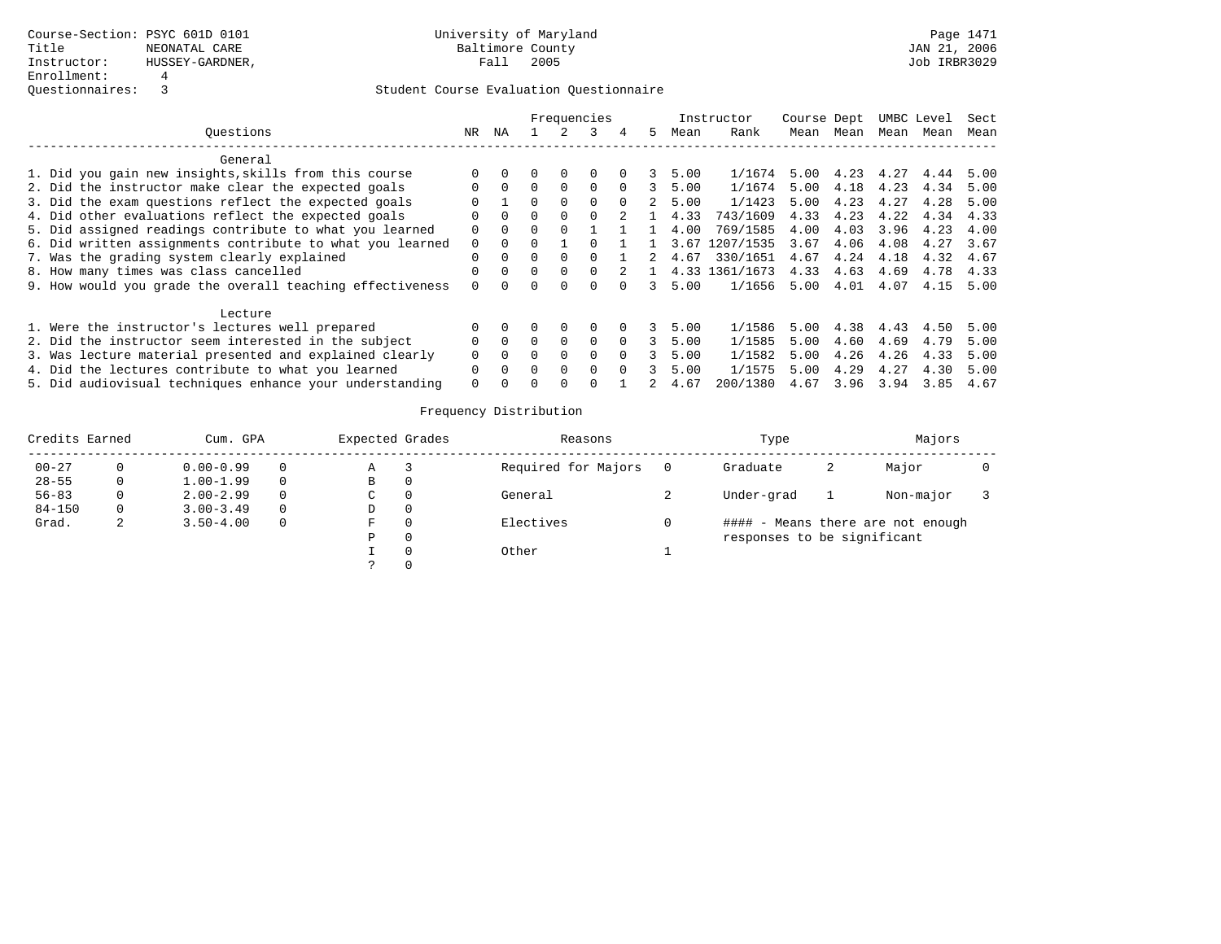Course-Section: PSYC 601D 0101
Title: NEONATAL CARE
Instructor: HUSSEY-GARDNER,
Enrollment: 4
Questionnaires: 3

University of Maryland
Baltimore County
Fall 2005

JAN 21, 2006
Job IRBR3029

## Student Course Evaluation Questionnaire

| Questions | NR | NA | 1 | 2 | 3 | 4 | 5 | Instructor Mean | Instructor Rank | Course Mean | Dept Mean | UMBC Mean | Level Mean | Sect Mean |
|---|---|---|---|---|---|---|---|---|---|---|---|---|---|---|
| **General** | | | | | | | | | | | | | | |
| 1. Did you gain new insights,skills from this course | 0 | 0 | 0 | 0 | 0 | 0 | 3 | 5.00 | 1/1674 | 5.00 | 4.23 | 4.27 | 4.44 | 5.00 |
| 2. Did the instructor make clear the expected goals | 0 | 0 | 0 | 0 | 0 | 0 | 3 | 5.00 | 1/1674 | 5.00 | 4.18 | 4.23 | 4.34 | 5.00 |
| 3. Did the exam questions reflect the expected goals | 0 | 1 | 0 | 0 | 0 | 0 | 2 | 5.00 | 1/1423 | 5.00 | 4.23 | 4.27 | 4.28 | 5.00 |
| 4. Did other evaluations reflect the expected goals | 0 | 0 | 0 | 0 | 0 | 2 | 1 | 4.33 | 743/1609 | 4.33 | 4.23 | 4.22 | 4.34 | 4.33 |
| 5. Did assigned readings contribute to what you learned | 0 | 0 | 0 | 0 | 1 | 1 | 1 | 4.00 | 769/1585 | 4.00 | 4.03 | 3.96 | 4.23 | 4.00 |
| 6. Did written assignments contribute to what you learned | 0 | 0 | 0 | 1 | 0 | 1 | 1 | 3.67 | 1207/1535 | 3.67 | 4.06 | 4.08 | 4.27 | 3.67 |
| 7. Was the grading system clearly explained | 0 | 0 | 0 | 0 | 0 | 1 | 2 | 4.67 | 330/1651 | 4.67 | 4.24 | 4.18 | 4.32 | 4.67 |
| 8. How many times was class cancelled | 0 | 0 | 0 | 0 | 0 | 2 | 1 | 4.33 | 1361/1673 | 4.33 | 4.63 | 4.69 | 4.78 | 4.33 |
| 9. How would you grade the overall teaching effectiveness | 0 | 0 | 0 | 0 | 0 | 0 | 3 | 5.00 | 1/1656 | 5.00 | 4.01 | 4.07 | 4.15 | 5.00 |
| **Lecture** | | | | | | | | | | | | | | |
| 1. Were the instructor's lectures well prepared | 0 | 0 | 0 | 0 | 0 | 0 | 3 | 5.00 | 1/1586 | 5.00 | 4.38 | 4.43 | 4.50 | 5.00 |
| 2. Did the instructor seem interested in the subject | 0 | 0 | 0 | 0 | 0 | 0 | 3 | 5.00 | 1/1585 | 5.00 | 4.60 | 4.69 | 4.79 | 5.00 |
| 3. Was lecture material presented and explained clearly | 0 | 0 | 0 | 0 | 0 | 0 | 3 | 5.00 | 1/1582 | 5.00 | 4.26 | 4.26 | 4.33 | 5.00 |
| 4. Did the lectures contribute to what you learned | 0 | 0 | 0 | 0 | 0 | 0 | 3 | 5.00 | 1/1575 | 5.00 | 4.29 | 4.27 | 4.30 | 5.00 |
| 5. Did audiovisual techniques enhance your understanding | 0 | 0 | 0 | 0 | 0 | 1 | 2 | 4.67 | 200/1380 | 4.67 | 3.96 | 3.94 | 3.85 | 4.67 |

## Frequency Distribution

| Credits Earned | | Cum. GPA | | Expected Grades | | Reasons | | Type | | Majors | |
|---|---|---|---|---|---|---|---|---|---|---|---|
| 00-27 | 0 | 0.00-0.99 | 0 | A | 3 | Required for Majors | 0 | Graduate | 2 | Major | 0 |
| 28-55 | 0 | 1.00-1.99 | 0 | B | 0 | | | | | | |
| 56-83 | 0 | 2.00-2.99 | 0 | C | 0 | General | 2 | Under-grad | 1 | Non-major | 3 |
| 84-150 | 0 | 3.00-3.49 | 0 | D | 0 | | | | | | |
| Grad. | 2 | 3.50-4.00 | 0 | F | 0 | Electives | 0 | #### - Means there are not enough responses to be significant | | | |
| | | | | P | 0 | | | | | | |
| | | | | I | 0 | Other | 1 | | | | |
| | | | | ? | 0 | | | | | | |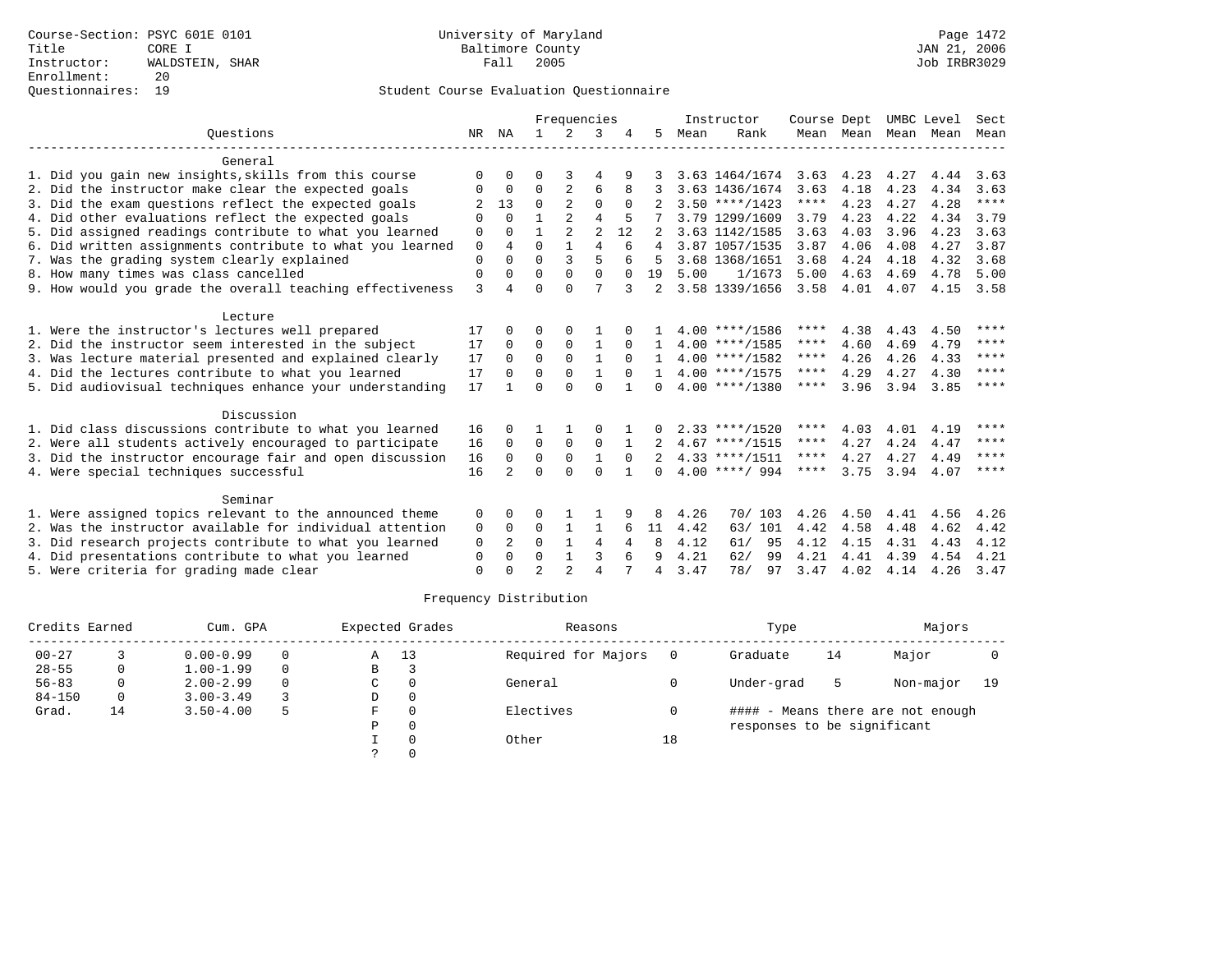Course-Section: PSYC 601E 0101
Title: CORE I
Instructor: WALDSTEIN, SHAR
Enrollment: 20
Questionnaires: 19

University of Maryland
Baltimore County
Fall 2005

JAN 21, 2006
Job IRBR3029

## Student Course Evaluation Questionnaire

| Questions | NR | NA | 1 | 2 | 3 | 4 | 5 | Instructor Mean | Instructor Rank | Course Mean | Dept Mean | UMBC Level Mean | Level Mean | Sect Mean |
|---|---|---|---|---|---|---|---|---|---|---|---|---|---|---|
| **General** | | | | | | | | | | | | | | |
| 1. Did you gain new insights,skills from this course | 0 | 0 | 0 | 3 | 4 | 9 | 3 | 3.63 | 1464/1674 | 3.63 | 4.23 | 4.27 | 4.44 | 3.63 |
| 2. Did the instructor make clear the expected goals | 0 | 0 | 0 | 2 | 6 | 8 | 3 | 3.63 | 1436/1674 | 3.63 | 4.18 | 4.23 | 4.34 | 3.63 |
| 3. Did the exam questions reflect the expected goals | 2 | 13 | 0 | 2 | 0 | 0 | 2 | 3.50 | ****/1423 | **** | 4.23 | 4.27 | 4.28 | **** |
| 4. Did other evaluations reflect the expected goals | 0 | 0 | 1 | 2 | 4 | 5 | 7 | 3.79 | 1299/1609 | 3.79 | 4.23 | 4.22 | 4.34 | 3.79 |
| 5. Did assigned readings contribute to what you learned | 0 | 0 | 1 | 2 | 2 | 12 | 2 | 3.63 | 1142/1585 | 3.63 | 4.03 | 3.96 | 4.23 | 3.63 |
| 6. Did written assignments contribute to what you learned | 0 | 4 | 0 | 1 | 4 | 6 | 4 | 3.87 | 1057/1535 | 3.87 | 4.06 | 4.08 | 4.27 | 3.87 |
| 7. Was the grading system clearly explained | 0 | 0 | 0 | 3 | 5 | 6 | 5 | 3.68 | 1368/1651 | 3.68 | 4.24 | 4.18 | 4.32 | 3.68 |
| 8. How many times was class cancelled | 0 | 0 | 0 | 0 | 0 | 0 | 19 | 5.00 | 1/1673 | 5.00 | 4.63 | 4.69 | 4.78 | 5.00 |
| 9. How would you grade the overall teaching effectiveness | 3 | 4 | 0 | 0 | 7 | 3 | 2 | 3.58 | 1339/1656 | 3.58 | 4.01 | 4.07 | 4.15 | 3.58 |
| **Lecture** | | | | | | | | | | | | | | |
| 1. Were the instructor's lectures well prepared | 17 | 0 | 0 | 0 | 1 | 0 | 1 | 4.00 | ****/1586 | **** | 4.38 | 4.43 | 4.50 | **** |
| 2. Did the instructor seem interested in the subject | 17 | 0 | 0 | 0 | 1 | 0 | 1 | 4.00 | ****/1585 | **** | 4.60 | 4.69 | 4.79 | **** |
| 3. Was lecture material presented and explained clearly | 17 | 0 | 0 | 0 | 1 | 0 | 1 | 4.00 | ****/1582 | **** | 4.26 | 4.26 | 4.33 | **** |
| 4. Did the lectures contribute to what you learned | 17 | 0 | 0 | 0 | 1 | 0 | 1 | 4.00 | ****/1575 | **** | 4.29 | 4.27 | 4.30 | **** |
| 5. Did audiovisual techniques enhance your understanding | 17 | 1 | 0 | 0 | 0 | 1 | 0 | 4.00 | ****/1380 | **** | 3.96 | 3.94 | 3.85 | **** |
| **Discussion** | | | | | | | | | | | | | | |
| 1. Did class discussions contribute to what you learned | 16 | 0 | 1 | 1 | 0 | 1 | 0 | 2.33 | ****/1520 | **** | 4.03 | 4.01 | 4.19 | **** |
| 2. Were all students actively encouraged to participate | 16 | 0 | 0 | 0 | 0 | 1 | 2 | 4.67 | ****/1515 | **** | 4.27 | 4.24 | 4.47 | **** |
| 3. Did the instructor encourage fair and open discussion | 16 | 0 | 0 | 0 | 1 | 0 | 2 | 4.33 | ****/1511 | **** | 4.27 | 4.27 | 4.49 | **** |
| 4. Were special techniques successful | 16 | 2 | 0 | 0 | 0 | 1 | 0 | 4.00 | ****/ 994 | **** | 3.75 | 3.94 | 4.07 | **** |
| **Seminar** | | | | | | | | | | | | | | |
| 1. Were assigned topics relevant to the announced theme | 0 | 0 | 0 | 1 | 1 | 9 | 8 | 4.26 | 70/ 103 | 4.26 | 4.50 | 4.41 | 4.56 | 4.26 |
| 2. Was the instructor available for individual attention | 0 | 0 | 0 | 1 | 1 | 6 | 11 | 4.42 | 63/ 101 | 4.42 | 4.58 | 4.48 | 4.62 | 4.42 |
| 3. Did research projects contribute to what you learned | 0 | 2 | 0 | 1 | 4 | 4 | 8 | 4.12 | 61/ 95 | 4.12 | 4.15 | 4.31 | 4.43 | 4.12 |
| 4. Did presentations contribute to what you learned | 0 | 0 | 0 | 1 | 3 | 6 | 9 | 4.21 | 62/ 99 | 4.21 | 4.41 | 4.39 | 4.54 | 4.21 |
| 5. Were criteria for grading made clear | 0 | 0 | 2 | 2 | 4 | 7 | 4 | 3.47 | 78/ 97 | 3.47 | 4.02 | 4.14 | 4.26 | 3.47 |

## Frequency Distribution

| Credits Earned | | Cum. GPA | | Expected Grades | | Reasons | | Type | | Majors | |
|---|---|---|---|---|---|---|---|---|---|---|---|
| 00-27 | 3 | 0.00-0.99 | 0 | A | 13 | Required for Majors | 0 | Graduate | 14 | Major | 0 |
| 28-55 | 0 | 1.00-1.99 | 0 | B | 3 | | | | | | |
| 56-83 | 0 | 2.00-2.99 | 0 | C | 0 | General | 0 | Under-grad | 5 | Non-major | 19 |
| 84-150 | 0 | 3.00-3.49 | 3 | D | 0 | | | | | | |
| Grad. | 14 | 3.50-4.00 | 5 | F | 0 | Electives | 0 | #### - Means there are not enough responses to be significant | | | |
| | | | | P | 0 | | | | | | |
| | | | | I | 0 | Other | 18 | | | | |
| | | | | ? | 0 | | | | | | |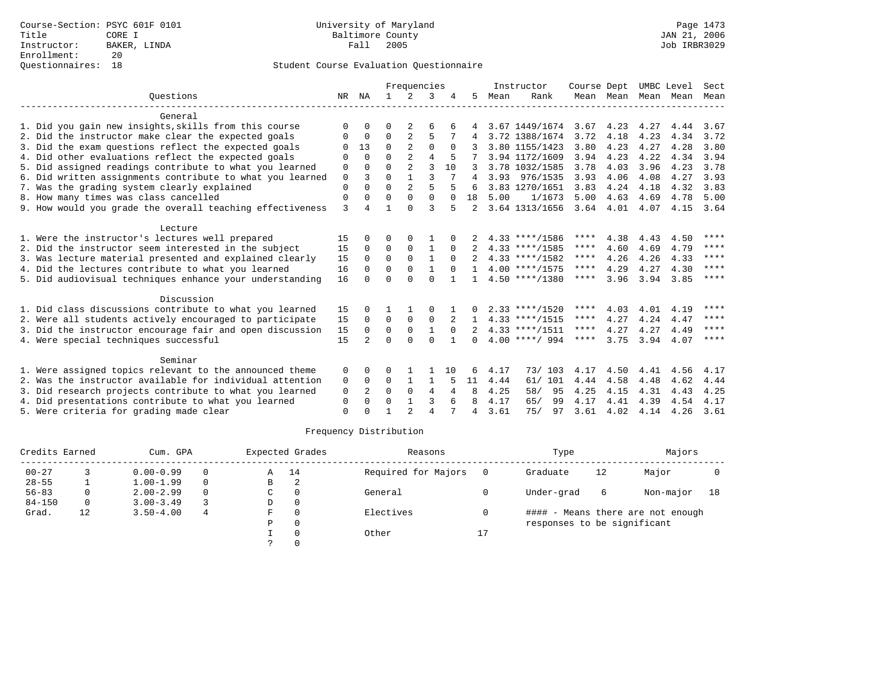Course-Section: PSYC 601F 0101
Title: CORE I
Instructor: BAKER, LINDA
Enrollment: 20
Questionnaires: 18

University of Maryland
Baltimore County
Fall 2005

JAN 21, 2006
Job IRBR3029

## Student Course Evaluation Questionnaire

| Questions | NR | NA | 1 | 2 | 3 | 4 | 5 | Instructor Mean | Instructor Rank | Course Mean | Dept Mean | UMBC Mean | Level Mean | Sect Mean |
|---|---|---|---|---|---|---|---|---|---|---|---|---|---|---|
| **General** | | | | | | | | | | | | | | |
| 1. Did you gain new insights,skills from this course | 0 | 0 | 0 | 2 | 6 | 6 | 4 | 3.67 | 1449/1674 | 3.67 | 4.23 | 4.27 | 4.44 | 3.67 |
| 2. Did the instructor make clear the expected goals | 0 | 0 | 0 | 2 | 5 | 7 | 4 | 3.72 | 1388/1674 | 3.72 | 4.18 | 4.23 | 4.34 | 3.72 |
| 3. Did the exam questions reflect the expected goals | 0 | 13 | 0 | 2 | 0 | 0 | 3 | 3.80 | 1155/1423 | 3.80 | 4.23 | 4.27 | 4.28 | 3.80 |
| 4. Did other evaluations reflect the expected goals | 0 | 0 | 0 | 2 | 4 | 5 | 7 | 3.94 | 1172/1609 | 3.94 | 4.23 | 4.22 | 4.34 | 3.94 |
| 5. Did assigned readings contribute to what you learned | 0 | 0 | 0 | 2 | 3 | 10 | 3 | 3.78 | 1032/1585 | 3.78 | 4.03 | 3.96 | 4.23 | 3.78 |
| 6. Did written assignments contribute to what you learned | 0 | 3 | 0 | 1 | 3 | 7 | 4 | 3.93 | 976/1535 | 3.93 | 4.06 | 4.08 | 4.27 | 3.93 |
| 7. Was the grading system clearly explained | 0 | 0 | 0 | 2 | 5 | 5 | 6 | 3.83 | 1270/1651 | 3.83 | 4.24 | 4.18 | 4.32 | 3.83 |
| 8. How many times was class cancelled | 0 | 0 | 0 | 0 | 0 | 0 | 18 | 5.00 | 1/1673 | 5.00 | 4.63 | 4.69 | 4.78 | 5.00 |
| 9. How would you grade the overall teaching effectiveness | 3 | 4 | 1 | 0 | 3 | 5 | 2 | 3.64 | 1313/1656 | 3.64 | 4.01 | 4.07 | 4.15 | 3.64 |
| **Lecture** | | | | | | | | | | | | | | |
| 1. Were the instructor's lectures well prepared | 15 | 0 | 0 | 0 | 1 | 0 | 2 | 4.33 | ****/1586 | **** | 4.38 | 4.43 | 4.50 | **** |
| 2. Did the instructor seem interested in the subject | 15 | 0 | 0 | 0 | 1 | 0 | 2 | 4.33 | ****/1585 | **** | 4.60 | 4.69 | 4.79 | **** |
| 3. Was lecture material presented and explained clearly | 15 | 0 | 0 | 0 | 1 | 0 | 2 | 4.33 | ****/1582 | **** | 4.26 | 4.26 | 4.33 | **** |
| 4. Did the lectures contribute to what you learned | 16 | 0 | 0 | 0 | 1 | 0 | 1 | 4.00 | ****/1575 | **** | 4.29 | 4.27 | 4.30 | **** |
| 5. Did audiovisual techniques enhance your understanding | 16 | 0 | 0 | 0 | 0 | 1 | 1 | 4.50 | ****/1380 | **** | 3.96 | 3.94 | 3.85 | **** |
| **Discussion** | | | | | | | | | | | | | | |
| 1. Did class discussions contribute to what you learned | 15 | 0 | 1 | 1 | 0 | 1 | 0 | 2.33 | ****/1520 | **** | 4.03 | 4.01 | 4.19 | **** |
| 2. Were all students actively encouraged to participate | 15 | 0 | 0 | 0 | 0 | 2 | 1 | 4.33 | ****/1515 | **** | 4.27 | 4.24 | 4.47 | **** |
| 3. Did the instructor encourage fair and open discussion | 15 | 0 | 0 | 0 | 1 | 0 | 2 | 4.33 | ****/1511 | **** | 4.27 | 4.27 | 4.49 | **** |
| 4. Were special techniques successful | 15 | 2 | 0 | 0 | 0 | 1 | 0 | 4.00 | ****/ 994 | **** | 3.75 | 3.94 | 4.07 | **** |
| **Seminar** | | | | | | | | | | | | | | |
| 1. Were assigned topics relevant to the announced theme | 0 | 0 | 0 | 1 | 1 | 10 | 6 | 4.17 | 73/ 103 | 4.17 | 4.50 | 4.41 | 4.56 | 4.17 |
| 2. Was the instructor available for individual attention | 0 | 0 | 0 | 1 | 1 | 5 | 11 | 4.44 | 61/ 101 | 4.44 | 4.58 | 4.48 | 4.62 | 4.44 |
| 3. Did research projects contribute to what you learned | 0 | 2 | 0 | 0 | 4 | 4 | 8 | 4.25 | 58/ 95 | 4.25 | 4.15 | 4.31 | 4.43 | 4.25 |
| 4. Did presentations contribute to what you learned | 0 | 0 | 0 | 1 | 3 | 6 | 8 | 4.17 | 65/ 99 | 4.17 | 4.41 | 4.39 | 4.54 | 4.17 |
| 5. Were criteria for grading made clear | 0 | 0 | 1 | 2 | 4 | 7 | 4 | 3.61 | 75/ 97 | 3.61 | 4.02 | 4.14 | 4.26 | 3.61 |

## Frequency Distribution

| Credits Earned | | Cum. GPA | | Expected Grades | | Reasons | | Type | | Majors | |
|---|---|---|---|---|---|---|---|---|---|---|---|
| 00-27 | 3 | 0.00-0.99 | 0 | A | 14 | Required for Majors | 0 | Graduate | 12 | Major | 0 |
| 28-55 | 1 | 1.00-1.99 | 0 | B | 2 | | | | | | |
| 56-83 | 0 | 2.00-2.99 | 0 | C | 0 | General | 0 | Under-grad | 6 | Non-major | 18 |
| 84-150 | 0 | 3.00-3.49 | 3 | D | 0 | | | | | | |
| Grad. | 12 | 3.50-4.00 | 4 | F | 0 | Electives | 0 | | | | |
| | | | | P | 0 | | | | | | |
| | | | | I | 0 | Other | 17 | | | | |
| | | | | ? | 0 | | | | | | |

#### - Means there are not enough responses to be significant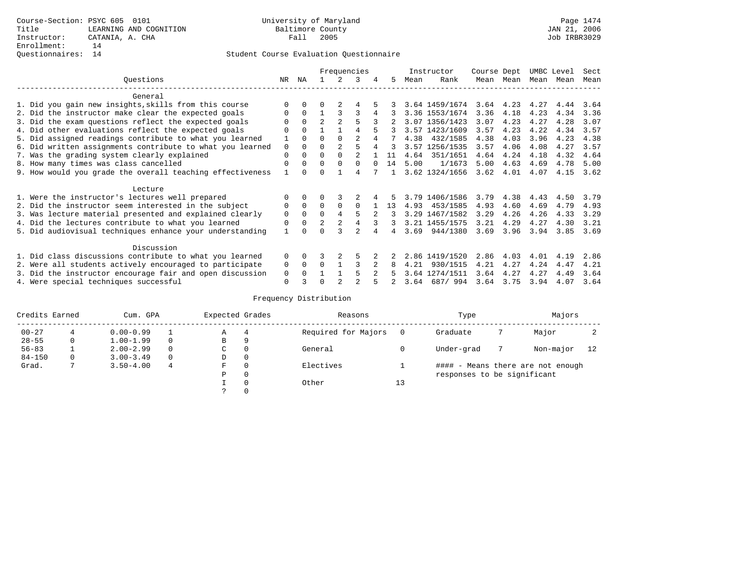Course-Section: PSYC 605 0101
Title: LEARNING AND COGNITION
Instructor: CATANIA, A. CHA
Enrollment: 14
Questionnaires: 14

University of Maryland
Baltimore County
Fall 2005

JAN 21, 2006
Job IRBR3029

## Student Course Evaluation Questionnaire

| Questions | NR | NA | 1 | 2 | 3 | 4 | 5 | Instructor Mean | Instructor Rank | Course Mean | Dept Mean | UMBC Mean | Level Mean | Sect Mean |
|---|---|---|---|---|---|---|---|---|---|---|---|---|---|---|
| **General** | | | | | | | | | | | | | | |
| 1. Did you gain new insights,skills from this course | 0 | 0 | 0 | 2 | 4 | 5 | 3 | 3.64 | 1459/1674 | 3.64 | 4.23 | 4.27 | 4.44 | 3.64 |
| 2. Did the instructor make clear the expected goals | 0 | 0 | 1 | 3 | 3 | 4 | 3 | 3.36 | 1553/1674 | 3.36 | 4.18 | 4.23 | 4.34 | 3.36 |
| 3. Did the exam questions reflect the expected goals | 0 | 0 | 2 | 2 | 5 | 3 | 2 | 3.07 | 1356/1423 | 3.07 | 4.23 | 4.27 | 4.28 | 3.07 |
| 4. Did other evaluations reflect the expected goals | 0 | 0 | 1 | 1 | 4 | 5 | 3 | 3.57 | 1423/1609 | 3.57 | 4.23 | 4.22 | 4.34 | 3.57 |
| 5. Did assigned readings contribute to what you learned | 1 | 0 | 0 | 0 | 2 | 4 | 7 | 4.38 | 432/1585 | 4.38 | 4.03 | 3.96 | 4.23 | 4.38 |
| 6. Did written assignments contribute to what you learned | 0 | 0 | 0 | 2 | 5 | 4 | 3 | 3.57 | 1256/1535 | 3.57 | 4.06 | 4.08 | 4.27 | 3.57 |
| 7. Was the grading system clearly explained | 0 | 0 | 0 | 0 | 2 | 1 | 11 | 4.64 | 351/1651 | 4.64 | 4.24 | 4.18 | 4.32 | 4.64 |
| 8. How many times was class cancelled | 0 | 0 | 0 | 0 | 0 | 0 | 14 | 5.00 | 1/1673 | 5.00 | 4.63 | 4.69 | 4.78 | 5.00 |
| 9. How would you grade the overall teaching effectiveness | 1 | 0 | 0 | 1 | 4 | 7 | 1 | 3.62 | 1324/1656 | 3.62 | 4.01 | 4.07 | 4.15 | 3.62 |
| **Lecture** | | | | | | | | | | | | | | |
| 1. Were the instructor's lectures well prepared | 0 | 0 | 0 | 3 | 2 | 4 | 5 | 3.79 | 1406/1586 | 3.79 | 4.38 | 4.43 | 4.50 | 3.79 |
| 2. Did the instructor seem interested in the subject | 0 | 0 | 0 | 0 | 0 | 1 | 13 | 4.93 | 453/1585 | 4.93 | 4.60 | 4.69 | 4.79 | 4.93 |
| 3. Was lecture material presented and explained clearly | 0 | 0 | 0 | 4 | 5 | 2 | 3 | 3.29 | 1467/1582 | 3.29 | 4.26 | 4.26 | 4.33 | 3.29 |
| 4. Did the lectures contribute to what you learned | 0 | 0 | 2 | 2 | 4 | 3 | 3 | 3.21 | 1455/1575 | 3.21 | 4.29 | 4.27 | 4.30 | 3.21 |
| 5. Did audiovisual techniques enhance your understanding | 1 | 0 | 0 | 3 | 2 | 4 | 4 | 3.69 | 944/1380 | 3.69 | 3.96 | 3.94 | 3.85 | 3.69 |
| **Discussion** | | | | | | | | | | | | | | |
| 1. Did class discussions contribute to what you learned | 0 | 0 | 3 | 2 | 5 | 2 | 2 | 2.86 | 1419/1520 | 2.86 | 4.03 | 4.01 | 4.19 | 2.86 |
| 2. Were all students actively encouraged to participate | 0 | 0 | 0 | 1 | 3 | 2 | 8 | 4.21 | 930/1515 | 4.21 | 4.27 | 4.24 | 4.47 | 4.21 |
| 3. Did the instructor encourage fair and open discussion | 0 | 0 | 1 | 1 | 5 | 2 | 5 | 3.64 | 1274/1511 | 3.64 | 4.27 | 4.27 | 4.49 | 3.64 |
| 4. Were special techniques successful | 0 | 3 | 0 | 2 | 2 | 5 | 2 | 3.64 | 687/ 994 | 3.64 | 3.75 | 3.94 | 4.07 | 3.64 |

## Frequency Distribution

| Credits Earned | | Cum. GPA | | Expected Grades | | Reasons | | Type | | Majors | |
|---|---|---|---|---|---|---|---|---|---|---|---|
| 00-27 | 4 | 0.00-0.99 | 1 | A | 4 | Required for Majors | 0 | Graduate | 7 | Major | 2 |
| 28-55 | 0 | 1.00-1.99 | 0 | B | 9 | | | | | | |
| 56-83 | 1 | 2.00-2.99 | 0 | C | 0 | General | 0 | Under-grad | 7 | Non-major | 12 |
| 84-150 | 0 | 3.00-3.49 | 0 | D | 0 | | | | | | |
| Grad. | 7 | 3.50-4.00 | 4 | F | 0 | Electives | 1 | | | | |
| | | | | P | 0 | | | | | | |
| | | | | I | 0 | Other | 13 | | | | |
| | | | | ? | 0 | | | | | | |

#### - Means there are not enough responses to be significant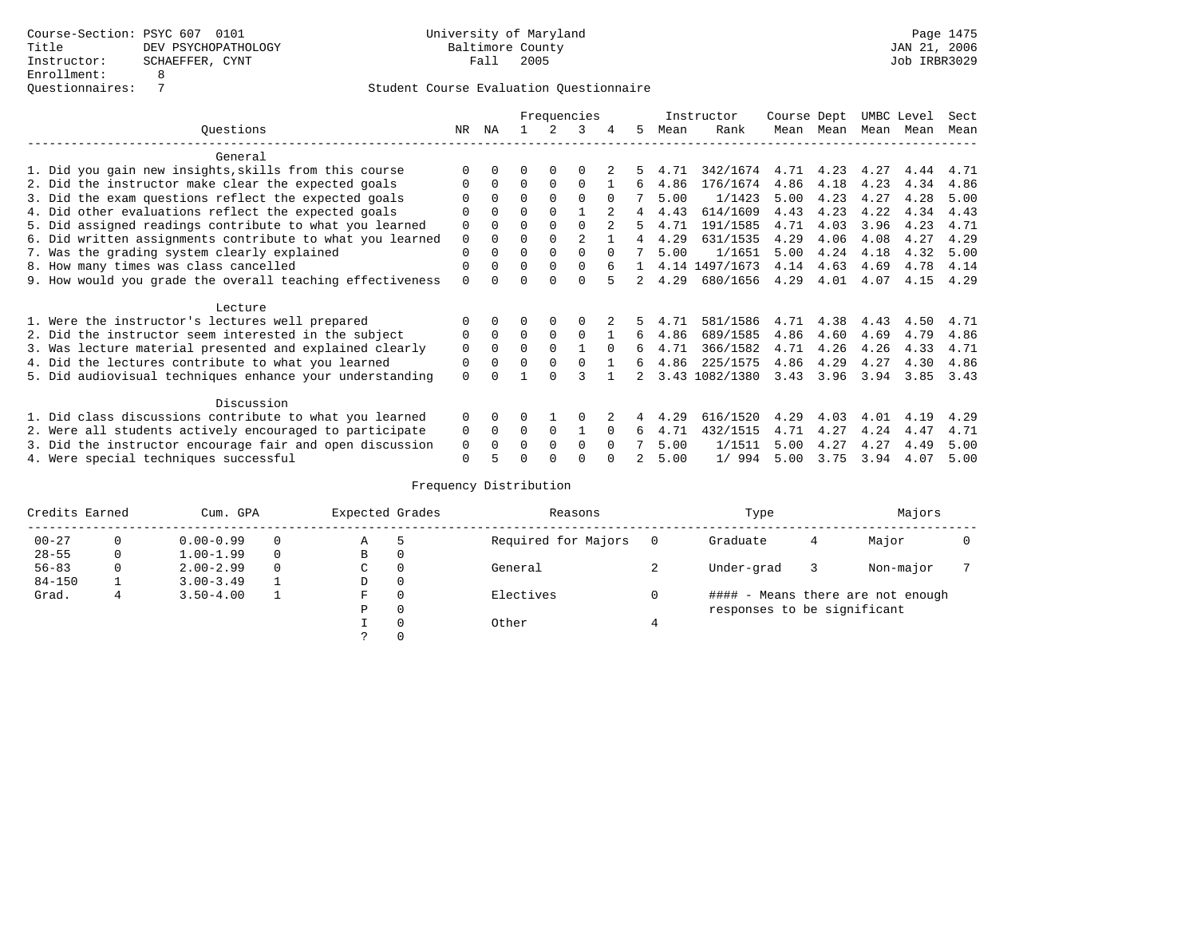Course-Section: PSYC 607 0101
Title: DEV PSYCHOPATHOLOGY
Instructor: SCHAEFFER, CYNT
Enrollment: 8
Questionnaires: 7

University of Maryland
Baltimore County
Fall 2005

JAN 21, 2006
Job IRBR3029

## Student Course Evaluation Questionnaire

| Questions | NR | NA | 1 | 2 | 3 | 4 | 5 | Instructor Mean | Instructor Rank | Course Mean | Dept Mean | UMBC Mean | Level Mean | Sect Mean |
|---|---|---|---|---|---|---|---|---|---|---|---|---|---|---|
| **General** | | | | | | | | | | | | | | |
| 1. Did you gain new insights,skills from this course | 0 | 0 | 0 | 0 | 0 | 2 | 5 | 4.71 | 342/1674 | 4.71 | 4.23 | 4.27 | 4.44 | 4.71 |
| 2. Did the instructor make clear the expected goals | 0 | 0 | 0 | 0 | 0 | 1 | 6 | 4.86 | 176/1674 | 4.86 | 4.18 | 4.23 | 4.34 | 4.86 |
| 3. Did the exam questions reflect the expected goals | 0 | 0 | 0 | 0 | 0 | 0 | 7 | 5.00 | 1/1423 | 5.00 | 4.23 | 4.27 | 4.28 | 5.00 |
| 4. Did other evaluations reflect the expected goals | 0 | 0 | 0 | 0 | 1 | 2 | 4 | 4.43 | 614/1609 | 4.43 | 4.23 | 4.22 | 4.34 | 4.43 |
| 5. Did assigned readings contribute to what you learned | 0 | 0 | 0 | 0 | 0 | 2 | 5 | 4.71 | 191/1585 | 4.71 | 4.03 | 3.96 | 4.23 | 4.71 |
| 6. Did written assignments contribute to what you learned | 0 | 0 | 0 | 0 | 2 | 1 | 4 | 4.29 | 631/1535 | 4.29 | 4.06 | 4.08 | 4.27 | 4.29 |
| 7. Was the grading system clearly explained | 0 | 0 | 0 | 0 | 0 | 0 | 7 | 5.00 | 1/1651 | 5.00 | 4.24 | 4.18 | 4.32 | 5.00 |
| 8. How many times was class cancelled | 0 | 0 | 0 | 0 | 0 | 6 | 1 | 4.14 | 1497/1673 | 4.14 | 4.63 | 4.69 | 4.78 | 4.14 |
| 9. How would you grade the overall teaching effectiveness | 0 | 0 | 0 | 0 | 0 | 5 | 2 | 4.29 | 680/1656 | 4.29 | 4.01 | 4.07 | 4.15 | 4.29 |
| **Lecture** | | | | | | | | | | | | | | |
| 1. Were the instructor's lectures well prepared | 0 | 0 | 0 | 0 | 0 | 2 | 5 | 4.71 | 581/1586 | 4.71 | 4.38 | 4.43 | 4.50 | 4.71 |
| 2. Did the instructor seem interested in the subject | 0 | 0 | 0 | 0 | 0 | 1 | 6 | 4.86 | 689/1585 | 4.86 | 4.60 | 4.69 | 4.79 | 4.86 |
| 3. Was lecture material presented and explained clearly | 0 | 0 | 0 | 0 | 1 | 0 | 6 | 4.71 | 366/1582 | 4.71 | 4.26 | 4.26 | 4.33 | 4.71 |
| 4. Did the lectures contribute to what you learned | 0 | 0 | 0 | 0 | 0 | 1 | 6 | 4.86 | 225/1575 | 4.86 | 4.29 | 4.27 | 4.30 | 4.86 |
| 5. Did audiovisual techniques enhance your understanding | 0 | 0 | 1 | 0 | 3 | 1 | 2 | 3.43 | 1082/1380 | 3.43 | 3.96 | 3.94 | 3.85 | 3.43 |
| **Discussion** | | | | | | | | | | | | | | |
| 1. Did class discussions contribute to what you learned | 0 | 0 | 0 | 1 | 0 | 2 | 4 | 4.29 | 616/1520 | 4.29 | 4.03 | 4.01 | 4.19 | 4.29 |
| 2. Were all students actively encouraged to participate | 0 | 0 | 0 | 0 | 1 | 0 | 6 | 4.71 | 432/1515 | 4.71 | 4.27 | 4.24 | 4.47 | 4.71 |
| 3. Did the instructor encourage fair and open discussion | 0 | 0 | 0 | 0 | 0 | 0 | 7 | 5.00 | 1/1511 | 5.00 | 4.27 | 4.27 | 4.49 | 5.00 |
| 4. Were special techniques successful | 0 | 5 | 0 | 0 | 0 | 0 | 2 | 5.00 | 1/ 994 | 5.00 | 3.75 | 3.94 | 4.07 | 5.00 |

## Frequency Distribution

| Credits Earned | | Cum. GPA | | Expected Grades | | Reasons | | Type | | Majors | |
|---|---|---|---|---|---|---|---|---|---|---|---|
| 00-27 | 0 | 0.00-0.99 | 0 | A | 5 | Required for Majors | 0 | Graduate | 4 | Major | 0 |
| 28-55 | 0 | 1.00-1.99 | 0 | B | 0 | | | | | | |
| 56-83 | 0 | 2.00-2.99 | 0 | C | 0 | General | 2 | Under-grad | 3 | Non-major | 7 |
| 84-150 | 1 | 3.00-3.49 | 1 | D | 0 | | | | | | |
| Grad. | 4 | 3.50-4.00 | 1 | F | 0 | Electives | 0 | #### - Means there are not enough responses to be significant | | | |
| | | | | P | 0 | | | | | | |
| | | | | I | 0 | Other | 4 | | | | |
| | | | | ? | 0 | | | | | | |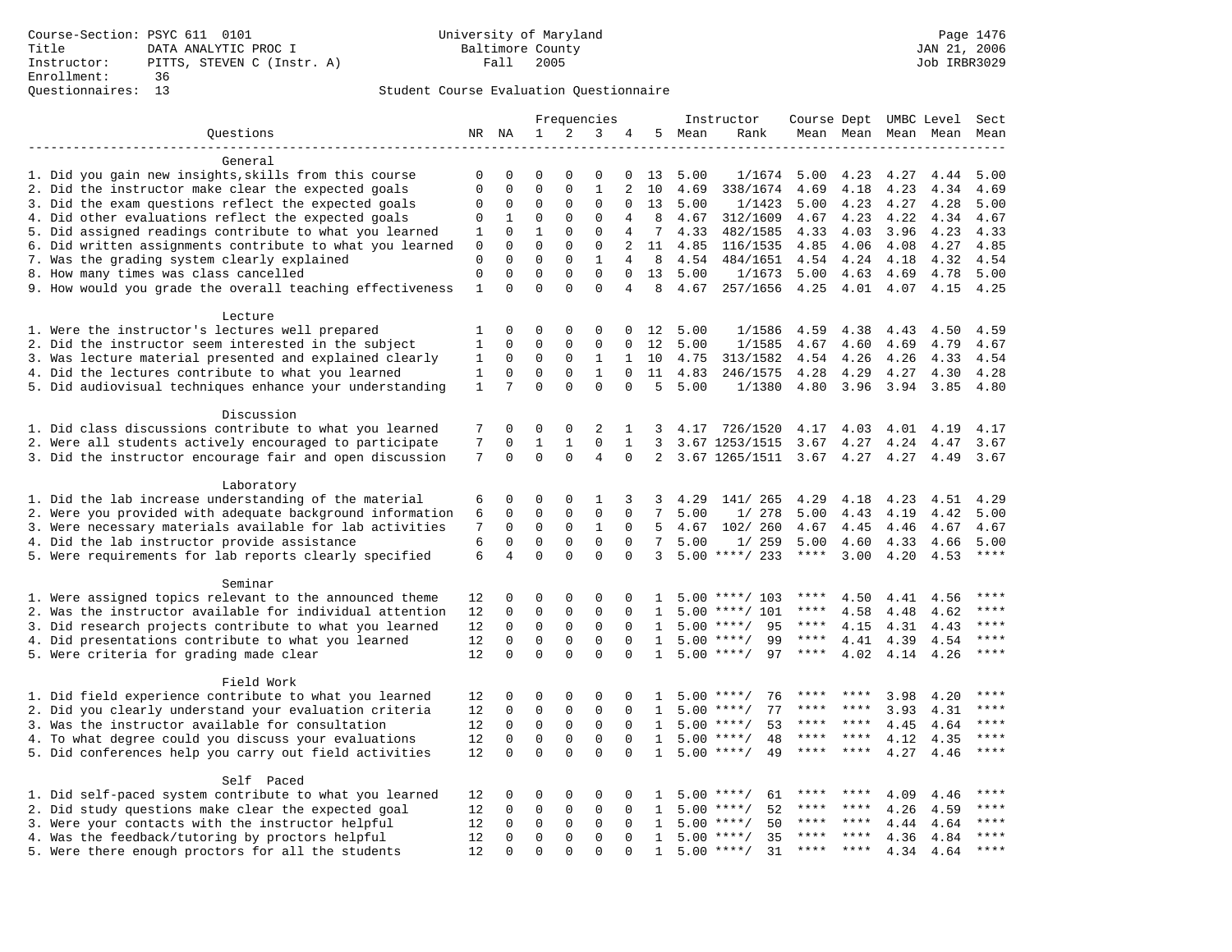Course-Section: PSYC 611 0101
Title: DATA ANALYTIC PROC I
Instructor: PITTS, STEVEN C (Instr. A)
Enrollment: 36
Questionnaires: 13

University of Maryland
Baltimore County
Fall 2005

JAN 21, 2006
Job IRBR3029

## Student Course Evaluation Questionnaire

| Questions | NR | NA | 1 | 2 | 3 | 4 | 5 | Instructor Mean | Rank | Course Mean | Dept Mean | UMBC Mean | Level Mean | Sect Mean |
|---|---|---|---|---|---|---|---|---|---|---|---|---|---|---|
| **General** | | | | | | | | | | | | | | |
| 1. Did you gain new insights,skills from this course | 0 | 0 | 0 | 0 | 0 | 0 | 13 | 5.00 | 1/1674 | 5.00 | 4.23 | 4.27 | 4.44 | 5.00 |
| 2. Did the instructor make clear the expected goals | 0 | 0 | 0 | 0 | 1 | 2 | 10 | 4.69 | 338/1674 | 4.69 | 4.18 | 4.23 | 4.34 | 4.69 |
| 3. Did the exam questions reflect the expected goals | 0 | 0 | 0 | 0 | 0 | 0 | 13 | 5.00 | 1/1423 | 5.00 | 4.23 | 4.27 | 4.28 | 5.00 |
| 4. Did other evaluations reflect the expected goals | 0 | 1 | 0 | 0 | 0 | 4 | 8 | 4.67 | 312/1609 | 4.67 | 4.23 | 4.22 | 4.34 | 4.67 |
| 5. Did assigned readings contribute to what you learned | 1 | 0 | 1 | 0 | 0 | 4 | 7 | 4.33 | 482/1585 | 4.33 | 4.03 | 3.96 | 4.23 | 4.33 |
| 6. Did written assignments contribute to what you learned | 0 | 0 | 0 | 0 | 0 | 2 | 11 | 4.85 | 116/1535 | 4.85 | 4.06 | 4.08 | 4.27 | 4.85 |
| 7. Was the grading system clearly explained | 0 | 0 | 0 | 0 | 1 | 4 | 8 | 4.54 | 484/1651 | 4.54 | 4.24 | 4.18 | 4.32 | 4.54 |
| 8. How many times was class cancelled | 0 | 0 | 0 | 0 | 0 | 0 | 13 | 5.00 | 1/1673 | 5.00 | 4.63 | 4.69 | 4.78 | 5.00 |
| 9. How would you grade the overall teaching effectiveness | 1 | 0 | 0 | 0 | 0 | 4 | 8 | 4.67 | 257/1656 | 4.25 | 4.01 | 4.07 | 4.15 | 4.25 |
| **Lecture** | | | | | | | | | | | | | | |
| 1. Were the instructor's lectures well prepared | 1 | 0 | 0 | 0 | 0 | 0 | 12 | 5.00 | 1/1586 | 4.59 | 4.38 | 4.43 | 4.50 | 4.59 |
| 2. Did the instructor seem interested in the subject | 1 | 0 | 0 | 0 | 0 | 0 | 12 | 5.00 | 1/1585 | 4.67 | 4.60 | 4.69 | 4.79 | 4.67 |
| 3. Was lecture material presented and explained clearly | 1 | 0 | 0 | 0 | 1 | 1 | 10 | 4.75 | 313/1582 | 4.54 | 4.26 | 4.26 | 4.33 | 4.54 |
| 4. Did the lectures contribute to what you learned | 1 | 0 | 0 | 0 | 1 | 0 | 11 | 4.83 | 246/1575 | 4.28 | 4.29 | 4.27 | 4.30 | 4.28 |
| 5. Did audiovisual techniques enhance your understanding | 1 | 7 | 0 | 0 | 0 | 0 | 5 | 5.00 | 1/1380 | 4.80 | 3.96 | 3.94 | 3.85 | 4.80 |
| **Discussion** | | | | | | | | | | | | | | |
| 1. Did class discussions contribute to what you learned | 7 | 0 | 0 | 0 | 2 | 1 | 3 | 4.17 | 726/1520 | 4.17 | 4.03 | 4.01 | 4.19 | 4.17 |
| 2. Were all students actively encouraged to participate | 7 | 0 | 1 | 1 | 0 | 1 | 3 | 3.67 | 1253/1515 | 3.67 | 4.27 | 4.24 | 4.47 | 3.67 |
| 3. Did the instructor encourage fair and open discussion | 7 | 0 | 0 | 0 | 4 | 0 | 2 | 3.67 | 1265/1511 | 3.67 | 4.27 | 4.27 | 4.49 | 3.67 |
| **Laboratory** | | | | | | | | | | | | | | |
| 1. Did the lab increase understanding of the material | 6 | 0 | 0 | 0 | 1 | 3 | 3 | 4.29 | 141/ 265 | 4.29 | 4.18 | 4.23 | 4.51 | 4.29 |
| 2. Were you provided with adequate background information | 6 | 0 | 0 | 0 | 0 | 0 | 7 | 5.00 | 1/ 278 | 5.00 | 4.43 | 4.19 | 4.42 | 5.00 |
| 3. Were necessary materials available for lab activities | 7 | 0 | 0 | 0 | 1 | 0 | 5 | 4.67 | 102/ 260 | 4.67 | 4.45 | 4.46 | 4.67 | 4.67 |
| 4. Did the lab instructor provide assistance | 6 | 0 | 0 | 0 | 0 | 0 | 7 | 5.00 | 1/ 259 | 5.00 | 4.60 | 4.33 | 4.66 | 5.00 |
| 5. Were requirements for lab reports clearly specified | 6 | 4 | 0 | 0 | 0 | 0 | 3 | 5.00 | ****/ 233 | **** | 3.00 | 4.20 | 4.53 | **** |
| **Seminar** | | | | | | | | | | | | | | |
| 1. Were assigned topics relevant to the announced theme | 12 | 0 | 0 | 0 | 0 | 0 | 1 | 5.00 | ****/ 103 | **** | 4.50 | 4.41 | 4.56 | **** |
| 2. Was the instructor available for individual attention | 12 | 0 | 0 | 0 | 0 | 0 | 1 | 5.00 | ****/ 101 | **** | 4.58 | 4.48 | 4.62 | **** |
| 3. Did research projects contribute to what you learned | 12 | 0 | 0 | 0 | 0 | 0 | 1 | 5.00 | ****/ 95 | **** | 4.15 | 4.31 | 4.43 | **** |
| 4. Did presentations contribute to what you learned | 12 | 0 | 0 | 0 | 0 | 0 | 1 | 5.00 | ****/ 99 | **** | 4.41 | 4.39 | 4.54 | **** |
| 5. Were criteria for grading made clear | 12 | 0 | 0 | 0 | 0 | 0 | 1 | 5.00 | ****/ 97 | **** | 4.02 | 4.14 | 4.26 | **** |
| **Field Work** | | | | | | | | | | | | | | |
| 1. Did field experience contribute to what you learned | 12 | 0 | 0 | 0 | 0 | 0 | 1 | 5.00 | ****/ 76 | **** | **** | 3.98 | 4.20 | **** |
| 2. Did you clearly understand your evaluation criteria | 12 | 0 | 0 | 0 | 0 | 0 | 1 | 5.00 | ****/ 77 | **** | **** | 3.93 | 4.31 | **** |
| 3. Was the instructor available for consultation | 12 | 0 | 0 | 0 | 0 | 0 | 1 | 5.00 | ****/ 53 | **** | **** | 4.45 | 4.64 | **** |
| 4. To what degree could you discuss your evaluations | 12 | 0 | 0 | 0 | 0 | 0 | 1 | 5.00 | ****/ 48 | **** | **** | 4.12 | 4.35 | **** |
| 5. Did conferences help you carry out field activities | 12 | 0 | 0 | 0 | 0 | 0 | 1 | 5.00 | ****/ 49 | **** | **** | 4.27 | 4.46 | **** |
| **Self Paced** | | | | | | | | | | | | | | |
| 1. Did self-paced system contribute to what you learned | 12 | 0 | 0 | 0 | 0 | 0 | 1 | 5.00 | ****/ 61 | **** | **** | 4.09 | 4.46 | **** |
| 2. Did study questions make clear the expected goal | 12 | 0 | 0 | 0 | 0 | 0 | 1 | 5.00 | ****/ 52 | **** | **** | 4.26 | 4.59 | **** |
| 3. Were your contacts with the instructor helpful | 12 | 0 | 0 | 0 | 0 | 0 | 1 | 5.00 | ****/ 50 | **** | **** | 4.44 | 4.64 | **** |
| 4. Was the feedback/tutoring by proctors helpful | 12 | 0 | 0 | 0 | 0 | 0 | 1 | 5.00 | ****/ 35 | **** | **** | 4.36 | 4.84 | **** |
| 5. Were there enough proctors for all the students | 12 | 0 | 0 | 0 | 0 | 0 | 1 | 5.00 | ****/ 31 | **** | **** | 4.34 | 4.64 | **** |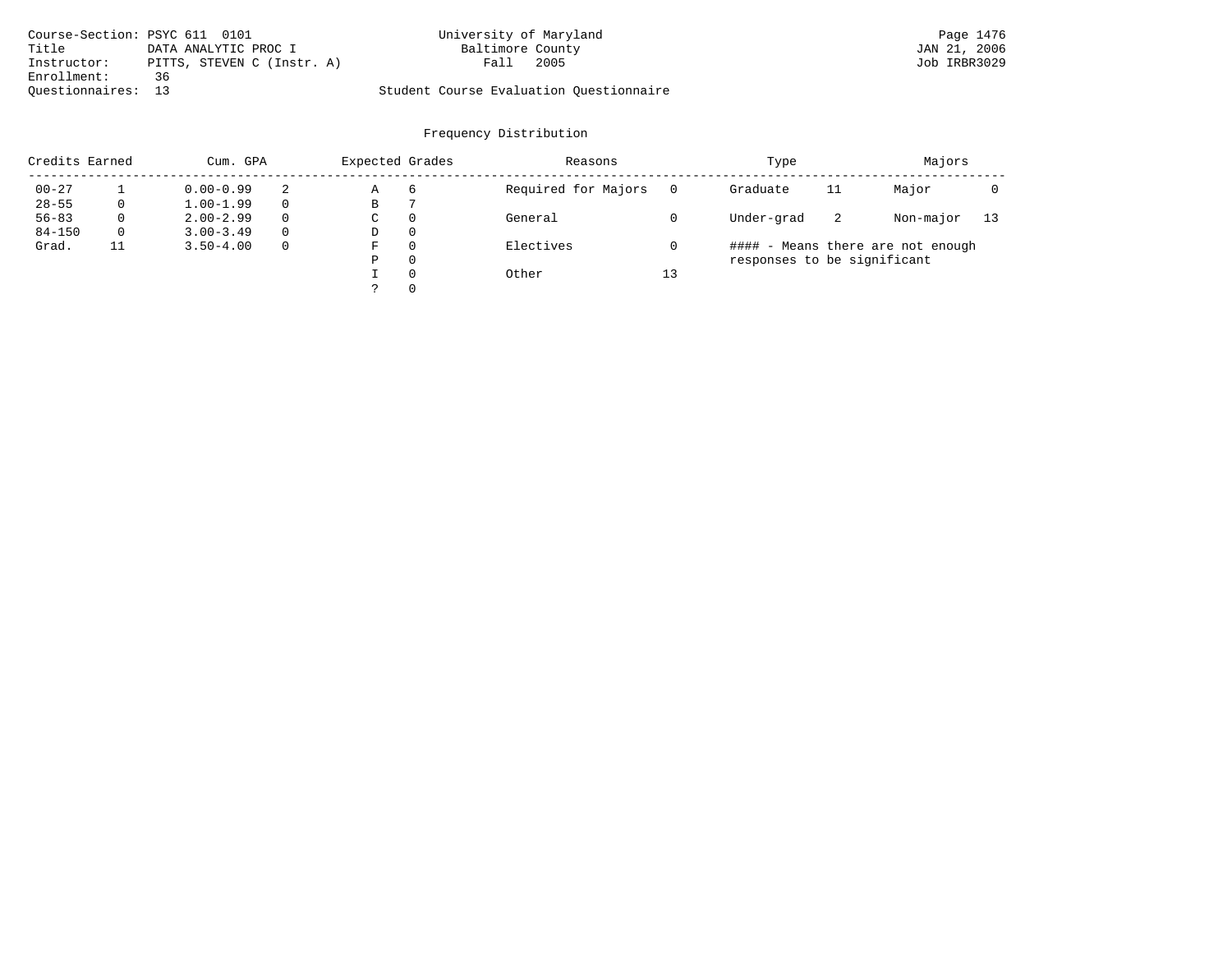Course-Section: PSYC 611 0101
Title: DATA ANALYTIC PROC I
Instructor: PITTS, STEVEN C (Instr. A)
Enrollment: 36
Questionnaires: 13

University of Maryland
Baltimore County
Fall 2005

Student Course Evaluation Questionnaire

Page 1476
JAN 21, 2006
Job IRBR3029

## Frequency Distribution

| Credits Earned | | Cum. GPA | | Expected Grades | | Reasons | | Type | | Majors | |
|---|---|---|---|---|---|---|---|---|---|---|---|
| 00-27 | 1 | 0.00-0.99 | 2 | A | 6 | Required for Majors | 0 | Graduate | 11 | Major | 0 |
| 28-55 | 0 | 1.00-1.99 | 0 | B | 7 | | | | | | |
| 56-83 | 0 | 2.00-2.99 | 0 | C | 0 | General | 0 | Under-grad | 2 | Non-major | 13 |
| 84-150 | 0 | 3.00-3.49 | 0 | D | 0 | | | | | | |
| Grad. | 11 | 3.50-4.00 | 0 | F | 0 | Electives | 0 | | | | |
| | | | | P | 0 | | | | | | |
| | | | | I | 0 | Other | 13 | | | | |
| | | | | ? | 0 | | | | | | |

#### - Means there are not enough responses to be significant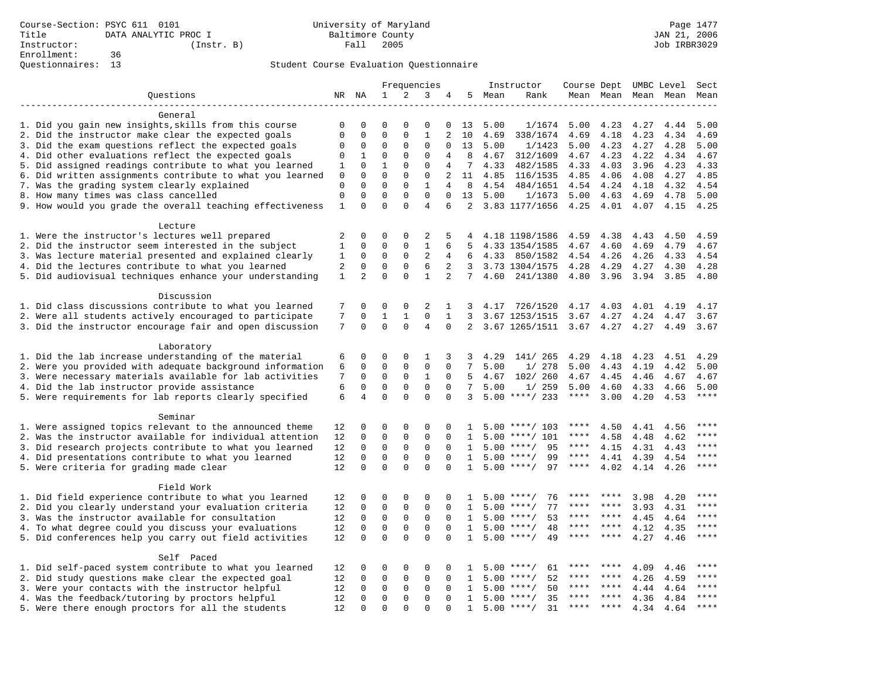Course-Section: PSYC 611 0101
Title: DATA ANALYTIC PROC I
Instructor: (Instr. B)
Enrollment: 36
Questionnaires: 13

University of Maryland
Baltimore County
Fall 2005

JAN 21, 2006
Job IRBR3029

## Student Course Evaluation Questionnaire

| Questions | NR | NA | 1 | 2 | 3 | 4 | 5 | Instructor Mean | Instructor Rank | Course Mean | Dept Mean | UMBC Mean | Level Mean | Sect Mean |
|---|---|---|---|---|---|---|---|---|---|---|---|---|---|---|
| **General** | | | | | | | | | | | | | | |
| 1. Did you gain new insights,skills from this course | 0 | 0 | 0 | 0 | 0 | 0 | 13 | 5.00 | 1/1674 | 5.00 | 4.23 | 4.27 | 4.44 | 5.00 |
| 2. Did the instructor make clear the expected goals | 0 | 0 | 0 | 0 | 1 | 2 | 10 | 4.69 | 338/1674 | 4.69 | 4.18 | 4.23 | 4.34 | 4.69 |
| 3. Did the exam questions reflect the expected goals | 0 | 0 | 0 | 0 | 0 | 0 | 13 | 5.00 | 1/1423 | 5.00 | 4.23 | 4.27 | 4.28 | 5.00 |
| 4. Did other evaluations reflect the expected goals | 0 | 1 | 0 | 0 | 0 | 4 | 8 | 4.67 | 312/1609 | 4.67 | 4.23 | 4.22 | 4.34 | 4.67 |
| 5. Did assigned readings contribute to what you learned | 1 | 0 | 1 | 0 | 0 | 4 | 7 | 4.33 | 482/1585 | 4.33 | 4.03 | 3.96 | 4.23 | 4.33 |
| 6. Did written assignments contribute to what you learned | 0 | 0 | 0 | 0 | 0 | 2 | 11 | 4.85 | 116/1535 | 4.85 | 4.06 | 4.08 | 4.27 | 4.85 |
| 7. Was the grading system clearly explained | 0 | 0 | 0 | 0 | 1 | 4 | 8 | 4.54 | 484/1651 | 4.54 | 4.24 | 4.18 | 4.32 | 4.54 |
| 8. How many times was class cancelled | 0 | 0 | 0 | 0 | 0 | 0 | 13 | 5.00 | 1/1673 | 5.00 | 4.63 | 4.69 | 4.78 | 5.00 |
| 9. How would you grade the overall teaching effectiveness | 1 | 0 | 0 | 0 | 4 | 6 | 2 | 3.83 | 1177/1656 | 4.25 | 4.01 | 4.07 | 4.15 | 4.25 |
| **Lecture** | | | | | | | | | | | | | | |
| 1. Were the instructor's lectures well prepared | 2 | 0 | 0 | 0 | 2 | 5 | 4 | 4.18 | 1198/1586 | 4.59 | 4.38 | 4.43 | 4.50 | 4.59 |
| 2. Did the instructor seem interested in the subject | 1 | 0 | 0 | 0 | 1 | 6 | 5 | 4.33 | 1354/1585 | 4.67 | 4.60 | 4.69 | 4.79 | 4.67 |
| 3. Was lecture material presented and explained clearly | 1 | 0 | 0 | 0 | 2 | 4 | 6 | 4.33 | 850/1582 | 4.54 | 4.26 | 4.26 | 4.33 | 4.54 |
| 4. Did the lectures contribute to what you learned | 2 | 0 | 0 | 0 | 6 | 2 | 3 | 3.73 | 1304/1575 | 4.28 | 4.29 | 4.27 | 4.30 | 4.28 |
| 5. Did audiovisual techniques enhance your understanding | 1 | 2 | 0 | 0 | 1 | 2 | 7 | 4.60 | 241/1380 | 4.80 | 3.96 | 3.94 | 3.85 | 4.80 |
| **Discussion** | | | | | | | | | | | | | | |
| 1. Did class discussions contribute to what you learned | 7 | 0 | 0 | 0 | 2 | 1 | 3 | 4.17 | 726/1520 | 4.17 | 4.03 | 4.01 | 4.19 | 4.17 |
| 2. Were all students actively encouraged to participate | 7 | 0 | 1 | 1 | 0 | 1 | 3 | 3.67 | 1253/1515 | 3.67 | 4.27 | 4.24 | 4.47 | 3.67 |
| 3. Did the instructor encourage fair and open discussion | 7 | 0 | 0 | 0 | 4 | 0 | 2 | 3.67 | 1265/1511 | 3.67 | 4.27 | 4.27 | 4.49 | 3.67 |
| **Laboratory** | | | | | | | | | | | | | | |
| 1. Did the lab increase understanding of the material | 6 | 0 | 0 | 0 | 1 | 3 | 3 | 4.29 | 141/ 265 | 4.29 | 4.18 | 4.23 | 4.51 | 4.29 |
| 2. Were you provided with adequate background information | 6 | 0 | 0 | 0 | 0 | 0 | 7 | 5.00 | 1/ 278 | 5.00 | 4.43 | 4.19 | 4.42 | 5.00 |
| 3. Were necessary materials available for lab activities | 7 | 0 | 0 | 0 | 1 | 0 | 5 | 4.67 | 102/ 260 | 4.67 | 4.45 | 4.46 | 4.67 | 4.67 |
| 4. Did the lab instructor provide assistance | 6 | 0 | 0 | 0 | 0 | 0 | 7 | 5.00 | 1/ 259 | 5.00 | 4.60 | 4.33 | 4.66 | 5.00 |
| 5. Were requirements for lab reports clearly specified | 6 | 4 | 0 | 0 | 0 | 0 | 3 | 5.00 | ****/ 233 | **** | 3.00 | 4.20 | 4.53 | **** |
| **Seminar** | | | | | | | | | | | | | | |
| 1. Were assigned topics relevant to the announced theme | 12 | 0 | 0 | 0 | 0 | 0 | 1 | 5.00 | ****/ 103 | **** | 4.50 | 4.41 | 4.56 | **** |
| 2. Was the instructor available for individual attention | 12 | 0 | 0 | 0 | 0 | 0 | 1 | 5.00 | ****/ 101 | **** | 4.58 | 4.48 | 4.62 | **** |
| 3. Did research projects contribute to what you learned | 12 | 0 | 0 | 0 | 0 | 0 | 1 | 5.00 | ****/ 95 | **** | 4.15 | 4.31 | 4.43 | **** |
| 4. Did presentations contribute to what you learned | 12 | 0 | 0 | 0 | 0 | 0 | 1 | 5.00 | ****/ 99 | **** | 4.41 | 4.39 | 4.54 | **** |
| 5. Were criteria for grading made clear | 12 | 0 | 0 | 0 | 0 | 0 | 1 | 5.00 | ****/ 97 | **** | 4.02 | 4.14 | 4.26 | **** |
| **Field Work** | | | | | | | | | | | | | | |
| 1. Did field experience contribute to what you learned | 12 | 0 | 0 | 0 | 0 | 0 | 1 | 5.00 | ****/ 76 | **** | **** | 3.98 | 4.20 | **** |
| 2. Did you clearly understand your evaluation criteria | 12 | 0 | 0 | 0 | 0 | 0 | 1 | 5.00 | ****/ 77 | **** | **** | 3.93 | 4.31 | **** |
| 3. Was the instructor available for consultation | 12 | 0 | 0 | 0 | 0 | 0 | 1 | 5.00 | ****/ 53 | **** | **** | 4.45 | 4.64 | **** |
| 4. To what degree could you discuss your evaluations | 12 | 0 | 0 | 0 | 0 | 0 | 1 | 5.00 | ****/ 48 | **** | **** | 4.12 | 4.35 | **** |
| 5. Did conferences help you carry out field activities | 12 | 0 | 0 | 0 | 0 | 0 | 1 | 5.00 | ****/ 49 | **** | **** | 4.27 | 4.46 | **** |
| **Self Paced** | | | | | | | | | | | | | | |
| 1. Did self-paced system contribute to what you learned | 12 | 0 | 0 | 0 | 0 | 0 | 1 | 5.00 | ****/ 61 | **** | **** | 4.09 | 4.46 | **** |
| 2. Did study questions make clear the expected goal | 12 | 0 | 0 | 0 | 0 | 0 | 1 | 5.00 | ****/ 52 | **** | **** | 4.26 | 4.59 | **** |
| 3. Were your contacts with the instructor helpful | 12 | 0 | 0 | 0 | 0 | 0 | 1 | 5.00 | ****/ 50 | **** | **** | 4.44 | 4.64 | **** |
| 4. Was the feedback/tutoring by proctors helpful | 12 | 0 | 0 | 0 | 0 | 0 | 1 | 5.00 | ****/ 35 | **** | **** | 4.36 | 4.84 | **** |
| 5. Were there enough proctors for all the students | 12 | 0 | 0 | 0 | 0 | 0 | 1 | 5.00 | ****/ 31 | **** | **** | 4.34 | 4.64 | **** |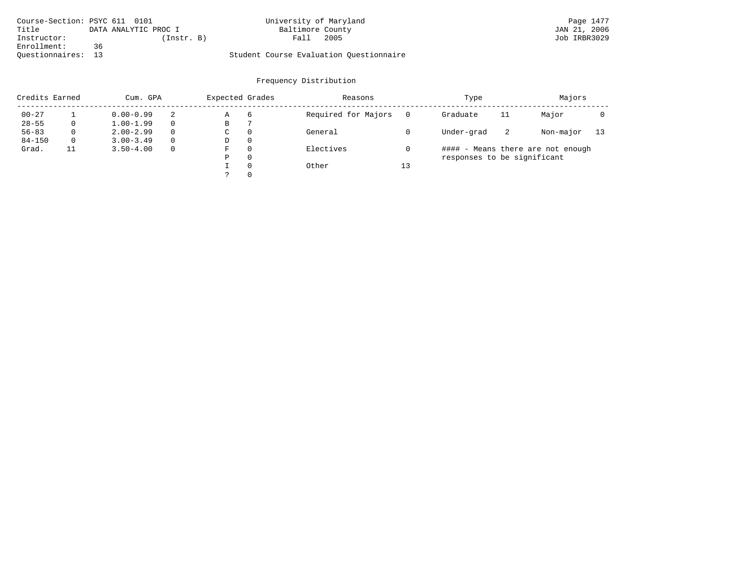Course-Section: PSYC 611 0101
Title DATA ANALYTIC PROC I
Instructor: (Instr. B)
Enrollment: 36
Questionnaires: 13

University of Maryland
Baltimore County
Fall 2005

Student Course Evaluation Questionnaire

JAN 21, 2006
Job IRBR3029

## Frequency Distribution

| Credits Earned | | Cum. GPA | | Expected Grades | | Reasons | | Type | | Majors | |
|---|---|---|---|---|---|---|---|---|---|---|---|
| 00-27 | 1 | 0.00-0.99 | 2 | A | 6 | Required for Majors | 0 | Graduate | 11 | Major | 0 |
| 28-55 | 0 | 1.00-1.99 | 0 | B | 7 | | | | | | |
| 56-83 | 0 | 2.00-2.99 | 0 | C | 0 | General | 0 | Under-grad | 2 | Non-major | 13 |
| 84-150 | 0 | 3.00-3.49 | 0 | D | 0 | | | | | | |
| Grad. | 11 | 3.50-4.00 | 0 | F | 0 | Electives | 0 | | | | |
| | | | | P | 0 | | | | | | |
| | | | | I | 0 | Other | 13 | | | | |
| | | | | ? | 0 | | | | | | |

#### - Means there are not enough responses to be significant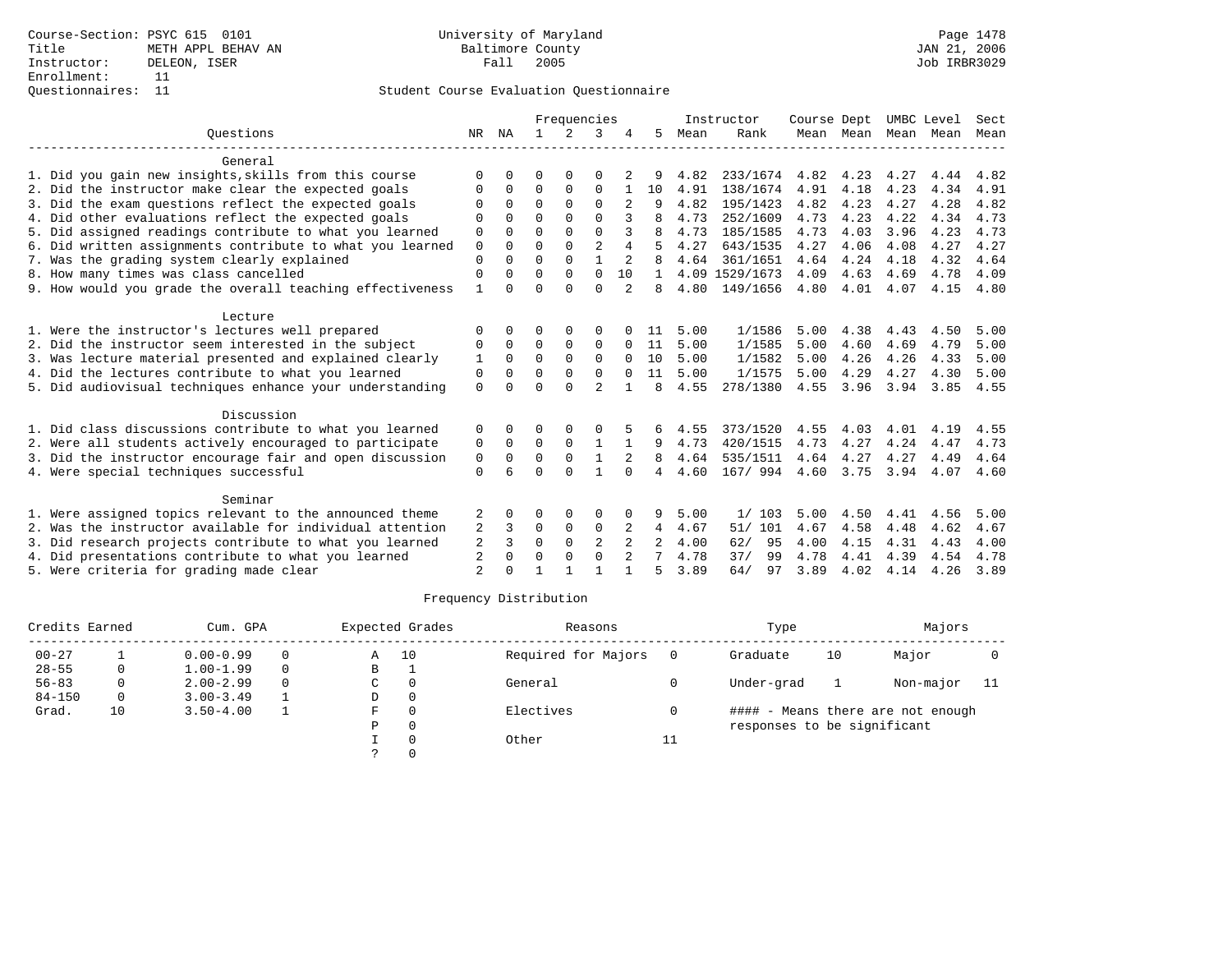Course-Section: PSYC 615 0101
Title: METH APPL BEHAV AN
Instructor: DELEON, ISER
Enrollment: 11
Questionnaires: 11

University of Maryland
Baltimore County
Fall 2005

Page 1478
JAN 21, 2006
Job IRBR3029

## Student Course Evaluation Questionnaire

| Questions | NR | NA | 1 | 2 | 3 | 4 | 5 | Instructor Mean | Instructor Rank | Course Mean | Dept Mean | UMBC Mean | Level Mean | Sect Mean |
|---|---|---|---|---|---|---|---|---|---|---|---|---|---|---|
| **General** | | | | | | | | | | | | | | |
| 1. Did you gain new insights,skills from this course | 0 | 0 | 0 | 0 | 0 | 2 | 9 | 4.82 | 233/1674 | 4.82 | 4.23 | 4.27 | 4.44 | 4.82 |
| 2. Did the instructor make clear the expected goals | 0 | 0 | 0 | 0 | 0 | 1 | 10 | 4.91 | 138/1674 | 4.91 | 4.18 | 4.23 | 4.34 | 4.91 |
| 3. Did the exam questions reflect the expected goals | 0 | 0 | 0 | 0 | 0 | 2 | 9 | 4.82 | 195/1423 | 4.82 | 4.23 | 4.27 | 4.28 | 4.82 |
| 4. Did other evaluations reflect the expected goals | 0 | 0 | 0 | 0 | 0 | 3 | 8 | 4.73 | 252/1609 | 4.73 | 4.23 | 4.22 | 4.34 | 4.73 |
| 5. Did assigned readings contribute to what you learned | 0 | 0 | 0 | 0 | 0 | 3 | 8 | 4.73 | 185/1585 | 4.73 | 4.03 | 3.96 | 4.23 | 4.73 |
| 6. Did written assignments contribute to what you learned | 0 | 0 | 0 | 0 | 2 | 4 | 5 | 4.27 | 643/1535 | 4.27 | 4.06 | 4.08 | 4.27 | 4.27 |
| 7. Was the grading system clearly explained | 0 | 0 | 0 | 0 | 1 | 2 | 8 | 4.64 | 361/1651 | 4.64 | 4.24 | 4.18 | 4.32 | 4.64 |
| 8. How many times was class cancelled | 0 | 0 | 0 | 0 | 0 | 10 | 1 | 4.09 | 1529/1673 | 4.09 | 4.63 | 4.69 | 4.78 | 4.09 |
| 9. How would you grade the overall teaching effectiveness | 1 | 0 | 0 | 0 | 0 | 2 | 8 | 4.80 | 149/1656 | 4.80 | 4.01 | 4.07 | 4.15 | 4.80 |
| **Lecture** | | | | | | | | | | | | | | |
| 1. Were the instructor's lectures well prepared | 0 | 0 | 0 | 0 | 0 | 0 | 11 | 5.00 | 1/1586 | 5.00 | 4.38 | 4.43 | 4.50 | 5.00 |
| 2. Did the instructor seem interested in the subject | 0 | 0 | 0 | 0 | 0 | 0 | 11 | 5.00 | 1/1585 | 5.00 | 4.60 | 4.69 | 4.79 | 5.00 |
| 3. Was lecture material presented and explained clearly | 1 | 0 | 0 | 0 | 0 | 0 | 10 | 5.00 | 1/1582 | 5.00 | 4.26 | 4.26 | 4.33 | 5.00 |
| 4. Did the lectures contribute to what you learned | 0 | 0 | 0 | 0 | 0 | 0 | 11 | 5.00 | 1/1575 | 5.00 | 4.29 | 4.27 | 4.30 | 5.00 |
| 5. Did audiovisual techniques enhance your understanding | 0 | 0 | 0 | 0 | 2 | 1 | 8 | 4.55 | 278/1380 | 4.55 | 3.96 | 3.94 | 3.85 | 4.55 |
| **Discussion** | | | | | | | | | | | | | | |
| 1. Did class discussions contribute to what you learned | 0 | 0 | 0 | 0 | 0 | 5 | 6 | 4.55 | 373/1520 | 4.55 | 4.03 | 4.01 | 4.19 | 4.55 |
| 2. Were all students actively encouraged to participate | 0 | 0 | 0 | 0 | 1 | 1 | 9 | 4.73 | 420/1515 | 4.73 | 4.27 | 4.24 | 4.47 | 4.73 |
| 3. Did the instructor encourage fair and open discussion | 0 | 0 | 0 | 0 | 1 | 2 | 8 | 4.64 | 535/1511 | 4.64 | 4.27 | 4.27 | 4.49 | 4.64 |
| 4. Were special techniques successful | 0 | 6 | 0 | 0 | 1 | 0 | 4 | 4.60 | 167/ 994 | 4.60 | 3.75 | 3.94 | 4.07 | 4.60 |
| **Seminar** | | | | | | | | | | | | | | |
| 1. Were assigned topics relevant to the announced theme | 2 | 0 | 0 | 0 | 0 | 0 | 9 | 5.00 | 1/ 103 | 5.00 | 4.50 | 4.41 | 4.56 | 5.00 |
| 2. Was the instructor available for individual attention | 2 | 3 | 0 | 0 | 0 | 2 | 4 | 4.67 | 51/ 101 | 4.67 | 4.58 | 4.48 | 4.62 | 4.67 |
| 3. Did research projects contribute to what you learned | 2 | 3 | 0 | 0 | 2 | 2 | 2 | 4.00 | 62/ 95 | 4.00 | 4.15 | 4.31 | 4.43 | 4.00 |
| 4. Did presentations contribute to what you learned | 2 | 0 | 0 | 0 | 0 | 2 | 7 | 4.78 | 37/ 99 | 4.78 | 4.41 | 4.39 | 4.54 | 4.78 |
| 5. Were criteria for grading made clear | 2 | 0 | 1 | 1 | 1 | 1 | 5 | 3.89 | 64/ 97 | 3.89 | 4.02 | 4.14 | 4.26 | 3.89 |

## Frequency Distribution

| Credits Earned | | Cum. GPA | | Expected Grades | | Reasons | | Type | | Majors | |
|---|---|---|---|---|---|---|---|---|---|---|---|
| 00-27 | 1 | 0.00-0.99 | 0 | A | 10 | Required for Majors | 0 | Graduate | 10 | Major | 0 |
| 28-55 | 0 | 1.00-1.99 | 0 | B | 1 | | | | | | |
| 56-83 | 0 | 2.00-2.99 | 0 | C | 0 | General | 0 | Under-grad | 1 | Non-major | 11 |
| 84-150 | 0 | 3.00-3.49 | 1 | D | 0 | | | | | | |
| Grad. | 10 | 3.50-4.00 | 1 | F | 0 | Electives | 0 | #### - Means there are not enough responses to be significant | | | |
| | | | | P | 0 | | | | | | |
| | | | | I | 0 | Other | 11 | | | | |
| | | | | ? | 0 | | | | | | |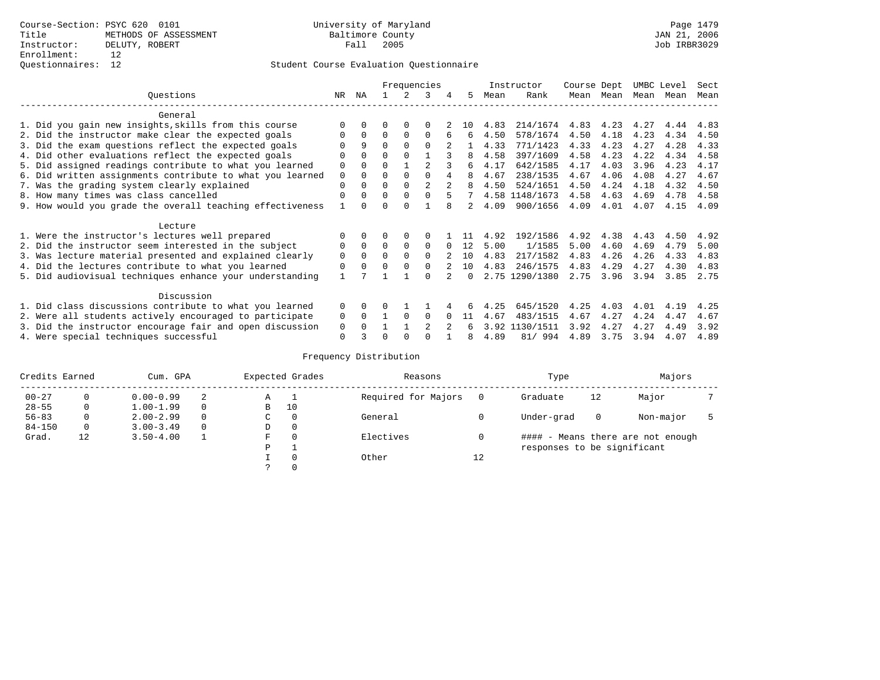Course-Section: PSYC 620 0101
Title: METHODS OF ASSESSMENT
Instructor: DELUTY, ROBERT
Enrollment: 12
Questionnaires: 12

University of Maryland
Baltimore County
Fall 2005

JAN 21, 2006
Job IRBR3029

Student Course Evaluation Questionnaire

| Questions | NR | NA | 1 | 2 | 3 | 4 | 5 | Instructor Mean | Instructor Rank | Course Mean | Dept Mean | UMBC Mean | Level Mean | Sect Mean |
|---|---|---|---|---|---|---|---|---|---|---|---|---|---|---|
| **General** | | | | | | | | | | | | | | |
| 1. Did you gain new insights,skills from this course | 0 | 0 | 0 | 0 | 0 | 2 | 10 | 4.83 | 214/1674 | 4.83 | 4.23 | 4.27 | 4.44 | 4.83 |
| 2. Did the instructor make clear the expected goals | 0 | 0 | 0 | 0 | 0 | 6 | 6 | 4.50 | 578/1674 | 4.50 | 4.18 | 4.23 | 4.34 | 4.50 |
| 3. Did the exam questions reflect the expected goals | 0 | 9 | 0 | 0 | 0 | 2 | 1 | 4.33 | 771/1423 | 4.33 | 4.23 | 4.27 | 4.28 | 4.33 |
| 4. Did other evaluations reflect the expected goals | 0 | 0 | 0 | 0 | 1 | 3 | 8 | 4.58 | 397/1609 | 4.58 | 4.23 | 4.22 | 4.34 | 4.58 |
| 5. Did assigned readings contribute to what you learned | 0 | 0 | 0 | 1 | 2 | 3 | 6 | 4.17 | 642/1585 | 4.17 | 4.03 | 3.96 | 4.23 | 4.17 |
| 6. Did written assignments contribute to what you learned | 0 | 0 | 0 | 0 | 0 | 4 | 8 | 4.67 | 238/1535 | 4.67 | 4.06 | 4.08 | 4.27 | 4.67 |
| 7. Was the grading system clearly explained | 0 | 0 | 0 | 0 | 2 | 2 | 8 | 4.50 | 524/1651 | 4.50 | 4.24 | 4.18 | 4.32 | 4.50 |
| 8. How many times was class cancelled | 0 | 0 | 0 | 0 | 0 | 5 | 7 | 4.58 | 1148/1673 | 4.58 | 4.63 | 4.69 | 4.78 | 4.58 |
| 9. How would you grade the overall teaching effectiveness | 1 | 0 | 0 | 0 | 1 | 8 | 2 | 4.09 | 900/1656 | 4.09 | 4.01 | 4.07 | 4.15 | 4.09 |
| **Lecture** | | | | | | | | | | | | | | |
| 1. Were the instructor's lectures well prepared | 0 | 0 | 0 | 0 | 0 | 1 | 11 | 4.92 | 192/1586 | 4.92 | 4.38 | 4.43 | 4.50 | 4.92 |
| 2. Did the instructor seem interested in the subject | 0 | 0 | 0 | 0 | 0 | 0 | 12 | 5.00 | 1/1585 | 5.00 | 4.60 | 4.69 | 4.79 | 5.00 |
| 3. Was lecture material presented and explained clearly | 0 | 0 | 0 | 0 | 0 | 2 | 10 | 4.83 | 217/1582 | 4.83 | 4.26 | 4.26 | 4.33 | 4.83 |
| 4. Did the lectures contribute to what you learned | 0 | 0 | 0 | 0 | 0 | 2 | 10 | 4.83 | 246/1575 | 4.83 | 4.29 | 4.27 | 4.30 | 4.83 |
| 5. Did audiovisual techniques enhance your understanding | 1 | 7 | 1 | 1 | 0 | 2 | 0 | 2.75 | 1290/1380 | 2.75 | 3.96 | 3.94 | 3.85 | 2.75 |
| **Discussion** | | | | | | | | | | | | | | |
| 1. Did class discussions contribute to what you learned | 0 | 0 | 0 | 1 | 1 | 4 | 6 | 4.25 | 645/1520 | 4.25 | 4.03 | 4.01 | 4.19 | 4.25 |
| 2. Were all students actively encouraged to participate | 0 | 0 | 1 | 0 | 0 | 0 | 11 | 4.67 | 483/1515 | 4.67 | 4.27 | 4.24 | 4.47 | 4.67 |
| 3. Did the instructor encourage fair and open discussion | 0 | 0 | 1 | 1 | 2 | 2 | 6 | 3.92 | 1130/1511 | 3.92 | 4.27 | 4.27 | 4.49 | 3.92 |
| 4. Were special techniques successful | 0 | 3 | 0 | 0 | 0 | 1 | 8 | 4.89 | 81/ 994 | 4.89 | 3.75 | 3.94 | 4.07 | 4.89 |

Frequency Distribution

| Credits Earned | | Cum. GPA | | Expected Grades | | Reasons | | Type | | Majors | |
|---|---|---|---|---|---|---|---|---|---|---|---|
| 00-27 | 0 | 0.00-0.99 | 2 | A | 1 | Required for Majors | 0 | Graduate | 12 | Major | 7 |
| 28-55 | 0 | 1.00-1.99 | 0 | B | 10 | | | | | | |
| 56-83 | 0 | 2.00-2.99 | 0 | C | 0 | General | 0 | Under-grad | 0 | Non-major | 5 |
| 84-150 | 0 | 3.00-3.49 | 0 | D | 0 | | | | | | |
| Grad. | 12 | 3.50-4.00 | 1 | F | 0 | Electives | 0 | | | | |
| | | | | P | 1 | | | | | | |
| | | | | I | 0 | Other | 12 | | | | |
| | | | | ? | 0 | | | | | | |

#### - Means there are not enough responses to be significant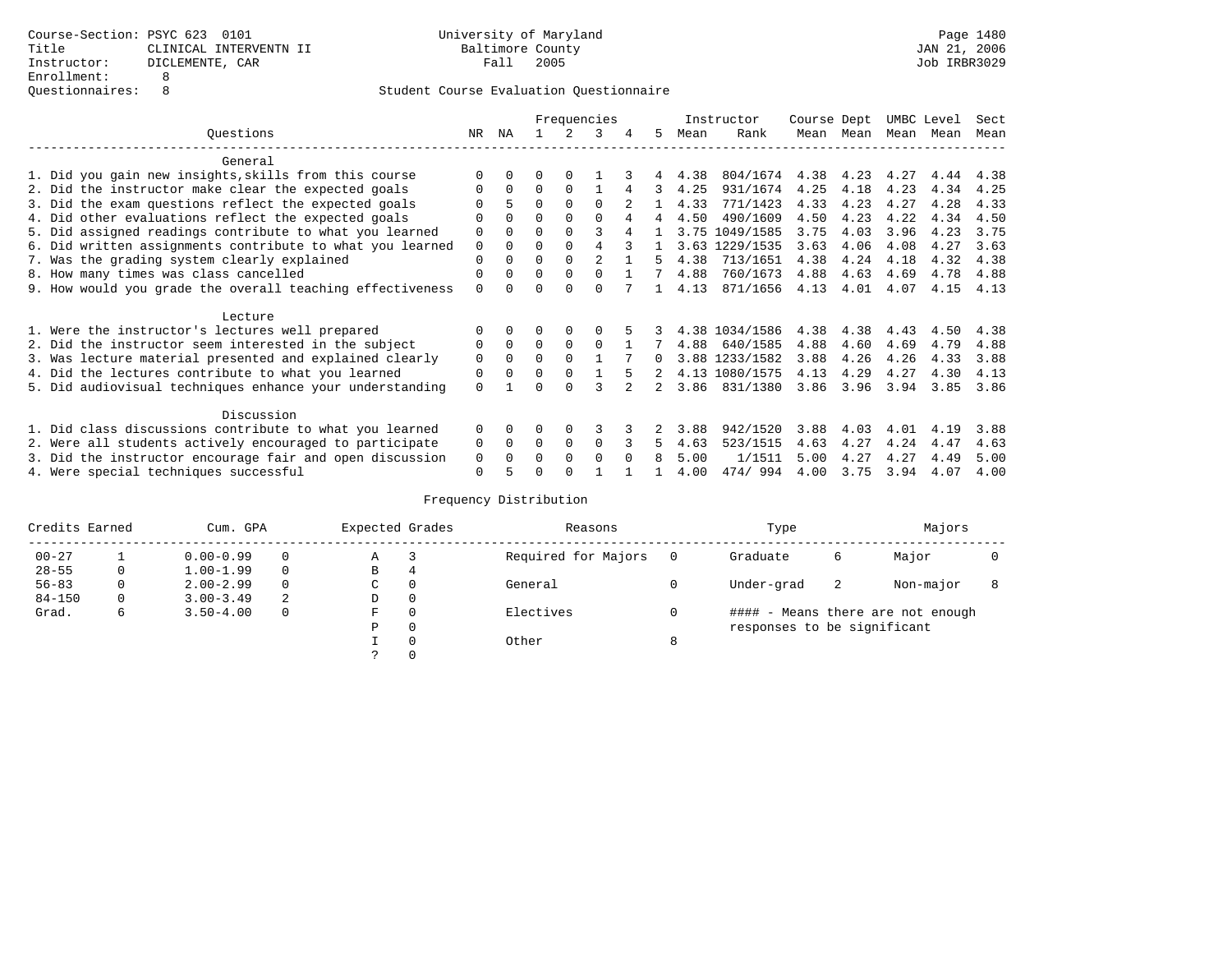Course-Section: PSYC 623 0101
Title: CLINICAL INTERVENTN II
Instructor: DICLEMENTE, CAR
Enrollment: 8
Questionnaires: 8

University of Maryland
Baltimore County
Fall 2005

JAN 21, 2006
Job IRBR3029

Student Course Evaluation Questionnaire

| Questions | NR | NA | 1 | 2 | 3 | 4 | 5 | Instructor Mean | Rank | Course Mean | Dept Mean | UMBC Mean | Level Mean | Sect Mean |
|---|---|---|---|---|---|---|---|---|---|---|---|---|---|---|
| **General** | | | | | | | | | | | | | | |
| 1. Did you gain new insights,skills from this course | 0 | 0 | 0 | 0 | 1 | 3 | 4 | 4.38 | 804/1674 | 4.38 | 4.23 | 4.27 | 4.44 | 4.38 |
| 2. Did the instructor make clear the expected goals | 0 | 0 | 0 | 0 | 1 | 4 | 3 | 4.25 | 931/1674 | 4.25 | 4.18 | 4.23 | 4.34 | 4.25 |
| 3. Did the exam questions reflect the expected goals | 0 | 5 | 0 | 0 | 0 | 2 | 1 | 4.33 | 771/1423 | 4.33 | 4.23 | 4.27 | 4.28 | 4.33 |
| 4. Did other evaluations reflect the expected goals | 0 | 0 | 0 | 0 | 0 | 4 | 4 | 4.50 | 490/1609 | 4.50 | 4.23 | 4.22 | 4.34 | 4.50 |
| 5. Did assigned readings contribute to what you learned | 0 | 0 | 0 | 0 | 3 | 4 | 1 | 3.75 | 1049/1585 | 3.75 | 4.03 | 3.96 | 4.23 | 3.75 |
| 6. Did written assignments contribute to what you learned | 0 | 0 | 0 | 0 | 4 | 3 | 1 | 3.63 | 1229/1535 | 3.63 | 4.06 | 4.08 | 4.27 | 3.63 |
| 7. Was the grading system clearly explained | 0 | 0 | 0 | 0 | 2 | 1 | 5 | 4.38 | 713/1651 | 4.38 | 4.24 | 4.18 | 4.32 | 4.38 |
| 8. How many times was class cancelled | 0 | 0 | 0 | 0 | 0 | 1 | 7 | 4.88 | 760/1673 | 4.88 | 4.63 | 4.69 | 4.78 | 4.88 |
| 9. How would you grade the overall teaching effectiveness | 0 | 0 | 0 | 0 | 0 | 7 | 1 | 4.13 | 871/1656 | 4.13 | 4.01 | 4.07 | 4.15 | 4.13 |
| **Lecture** | | | | | | | | | | | | | | |
| 1. Were the instructor's lectures well prepared | 0 | 0 | 0 | 0 | 0 | 5 | 3 | 4.38 | 1034/1586 | 4.38 | 4.38 | 4.43 | 4.50 | 4.38 |
| 2. Did the instructor seem interested in the subject | 0 | 0 | 0 | 0 | 0 | 1 | 7 | 4.88 | 640/1585 | 4.88 | 4.60 | 4.69 | 4.79 | 4.88 |
| 3. Was lecture material presented and explained clearly | 0 | 0 | 0 | 0 | 1 | 7 | 0 | 3.88 | 1233/1582 | 3.88 | 4.26 | 4.26 | 4.33 | 3.88 |
| 4. Did the lectures contribute to what you learned | 0 | 0 | 0 | 0 | 1 | 5 | 2 | 4.13 | 1080/1575 | 4.13 | 4.29 | 4.27 | 4.30 | 4.13 |
| 5. Did audiovisual techniques enhance your understanding | 0 | 1 | 0 | 0 | 3 | 2 | 2 | 3.86 | 831/1380 | 3.86 | 3.96 | 3.94 | 3.85 | 3.86 |
| **Discussion** | | | | | | | | | | | | | | |
| 1. Did class discussions contribute to what you learned | 0 | 0 | 0 | 0 | 3 | 3 | 2 | 3.88 | 942/1520 | 3.88 | 4.03 | 4.01 | 4.19 | 3.88 |
| 2. Were all students actively encouraged to participate | 0 | 0 | 0 | 0 | 0 | 3 | 5 | 4.63 | 523/1515 | 4.63 | 4.27 | 4.24 | 4.47 | 4.63 |
| 3. Did the instructor encourage fair and open discussion | 0 | 0 | 0 | 0 | 0 | 0 | 8 | 5.00 | 1/1511 | 5.00 | 4.27 | 4.27 | 4.49 | 5.00 |
| 4. Were special techniques successful | 0 | 5 | 0 | 0 | 1 | 1 | 1 | 4.00 | 474/ 994 | 4.00 | 3.75 | 3.94 | 4.07 | 4.00 |

Frequency Distribution

| Credits Earned | | Cum. GPA | | Expected Grades | | Reasons | | Type | | Majors | |
|---|---|---|---|---|---|---|---|---|---|---|---|
| 00-27 | 1 | 0.00-0.99 | 0 | A | 3 | Required for Majors | 0 | Graduate | 6 | Major | 0 |
| 28-55 | 0 | 1.00-1.99 | 0 | B | 4 | | | | | | |
| 56-83 | 0 | 2.00-2.99 | 0 | C | 0 | General | 0 | Under-grad | 2 | Non-major | 8 |
| 84-150 | 0 | 3.00-3.49 | 2 | D | 0 | | | | | | |
| Grad. | 6 | 3.50-4.00 | 0 | F | 0 | Electives | 0 | | | | |
| | | | | P | 0 | | | | | | |
| | | | | I | 0 | Other | 8 | | | | |
| | | | | ? | 0 | | | | | | |

#### - Means there are not enough responses to be significant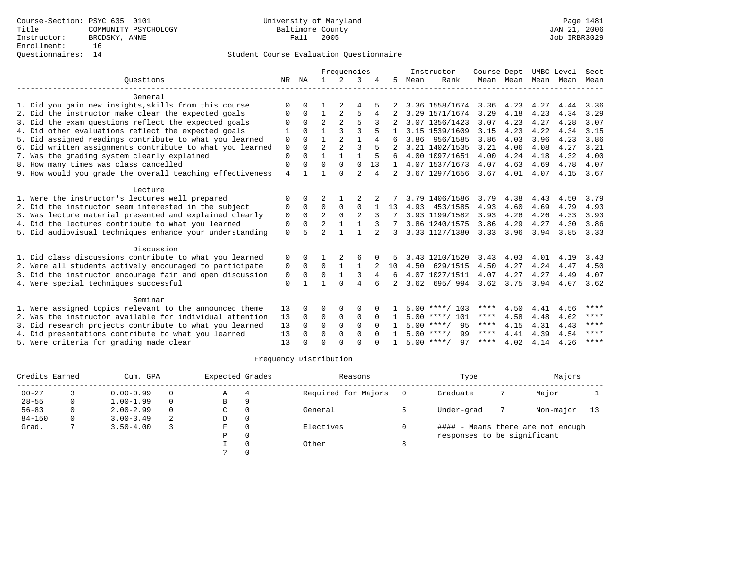Course-Section: PSYC 635 0101
Title: COMMUNITY PSYCHOLOGY
Instructor: BRODSKY, ANNE
Enrollment: 16
Questionnaires: 14

University of Maryland
Baltimore County
Fall 2005

Page 1481
JAN 21, 2006
Job IRBR3029

Student Course Evaluation Questionnaire

| Questions | NR | NA | 1 | 2 | 3 | 4 | 5 | Instructor Mean | Rank | Course Mean | Dept Mean | UMBC Mean | Level Mean | Sect Mean |
|---|---|---|---|---|---|---|---|---|---|---|---|---|---|---|
| **General** | | | | | | | | | | | | | | |
| 1. Did you gain new insights,skills from this course | 0 | 0 | 1 | 2 | 4 | 5 | 2 | 3.36 | 1558/1674 | 3.36 | 4.23 | 4.27 | 4.44 | 3.36 |
| 2. Did the instructor make clear the expected goals | 0 | 0 | 1 | 2 | 5 | 4 | 2 | 3.29 | 1571/1674 | 3.29 | 4.18 | 4.23 | 4.34 | 3.29 |
| 3. Did the exam questions reflect the expected goals | 0 | 0 | 2 | 2 | 5 | 3 | 2 | 3.07 | 1356/1423 | 3.07 | 4.23 | 4.27 | 4.28 | 3.07 |
| 4. Did other evaluations reflect the expected goals | 1 | 0 | 1 | 3 | 3 | 5 | 1 | 3.15 | 1539/1609 | 3.15 | 4.23 | 4.22 | 4.34 | 3.15 |
| 5. Did assigned readings contribute to what you learned | 0 | 0 | 1 | 2 | 1 | 4 | 6 | 3.86 | 956/1585 | 3.86 | 4.03 | 3.96 | 4.23 | 3.86 |
| 6. Did written assignments contribute to what you learned | 0 | 0 | 2 | 2 | 3 | 5 | 2 | 3.21 | 1402/1535 | 3.21 | 4.06 | 4.08 | 4.27 | 3.21 |
| 7. Was the grading system clearly explained | 0 | 0 | 1 | 1 | 1 | 5 | 6 | 4.00 | 1097/1651 | 4.00 | 4.24 | 4.18 | 4.32 | 4.00 |
| 8. How many times was class cancelled | 0 | 0 | 0 | 0 | 0 | 13 | 1 | 4.07 | 1537/1673 | 4.07 | 4.63 | 4.69 | 4.78 | 4.07 |
| 9. How would you grade the overall teaching effectiveness | 4 | 1 | 1 | 0 | 2 | 4 | 2 | 3.67 | 1297/1656 | 3.67 | 4.01 | 4.07 | 4.15 | 3.67 |
| **Lecture** | | | | | | | | | | | | | | |
| 1. Were the instructor's lectures well prepared | 0 | 0 | 2 | 1 | 2 | 2 | 7 | 3.79 | 1406/1586 | 3.79 | 4.38 | 4.43 | 4.50 | 3.79 |
| 2. Did the instructor seem interested in the subject | 0 | 0 | 0 | 0 | 0 | 1 | 13 | 4.93 | 453/1585 | 4.93 | 4.60 | 4.69 | 4.79 | 4.93 |
| 3. Was lecture material presented and explained clearly | 0 | 0 | 2 | 0 | 2 | 3 | 7 | 3.93 | 1199/1582 | 3.93 | 4.26 | 4.26 | 4.33 | 3.93 |
| 4. Did the lectures contribute to what you learned | 0 | 0 | 2 | 1 | 1 | 3 | 7 | 3.86 | 1240/1575 | 3.86 | 4.29 | 4.27 | 4.30 | 3.86 |
| 5. Did audiovisual techniques enhance your understanding | 0 | 5 | 2 | 1 | 1 | 2 | 3 | 3.33 | 1127/1380 | 3.33 | 3.96 | 3.94 | 3.85 | 3.33 |
| **Discussion** | | | | | | | | | | | | | | |
| 1. Did class discussions contribute to what you learned | 0 | 0 | 1 | 2 | 6 | 0 | 5 | 3.43 | 1210/1520 | 3.43 | 4.03 | 4.01 | 4.19 | 3.43 |
| 2. Were all students actively encouraged to participate | 0 | 0 | 0 | 1 | 1 | 2 | 10 | 4.50 | 629/1515 | 4.50 | 4.27 | 4.24 | 4.47 | 4.50 |
| 3. Did the instructor encourage fair and open discussion | 0 | 0 | 0 | 1 | 3 | 4 | 6 | 4.07 | 1027/1511 | 4.07 | 4.27 | 4.27 | 4.49 | 4.07 |
| 4. Were special techniques successful | 0 | 1 | 1 | 0 | 4 | 6 | 2 | 3.62 | 695/ 994 | 3.62 | 3.75 | 3.94 | 4.07 | 3.62 |
| **Seminar** | | | | | | | | | | | | | | |
| 1. Were assigned topics relevant to the announced theme | 13 | 0 | 0 | 0 | 0 | 0 | 1 | 5.00 | ****/ 103 | **** | 4.50 | 4.41 | 4.56 | **** |
| 2. Was the instructor available for individual attention | 13 | 0 | 0 | 0 | 0 | 0 | 1 | 5.00 | ****/ 101 | **** | 4.58 | 4.48 | 4.62 | **** |
| 3. Did research projects contribute to what you learned | 13 | 0 | 0 | 0 | 0 | 0 | 1 | 5.00 | ****/ 95 | **** | 4.15 | 4.31 | 4.43 | **** |
| 4. Did presentations contribute to what you learned | 13 | 0 | 0 | 0 | 0 | 0 | 1 | 5.00 | ****/ 99 | **** | 4.41 | 4.39 | 4.54 | **** |
| 5. Were criteria for grading made clear | 13 | 0 | 0 | 0 | 0 | 0 | 1 | 5.00 | ****/ 97 | **** | 4.02 | 4.14 | 4.26 | **** |

Frequency Distribution

| Credits Earned | | Cum. GPA | | Expected Grades | | Reasons | | Type | | Majors | |
|---|---|---|---|---|---|---|---|---|---|---|---|
| 00-27 | 3 | 0.00-0.99 | 0 | A | 4 | Required for Majors | 0 | Graduate | 7 | Major | 1 |
| 28-55 | 0 | 1.00-1.99 | 0 | B | 9 | | | | | | |
| 56-83 | 0 | 2.00-2.99 | 0 | C | 0 | General | 5 | Under-grad | 7 | Non-major | 13 |
| 84-150 | 0 | 3.00-3.49 | 2 | D | 0 | | | | | | |
| Grad. | 7 | 3.50-4.00 | 3 | F | 0 | Electives | 0 | | | | |
| | | | | P | 0 | | | | | | |
| | | | | I | 0 | Other | 8 | | | | |
| | | | | ? | 0 | | | | | | |

#### - Means there are not enough responses to be significant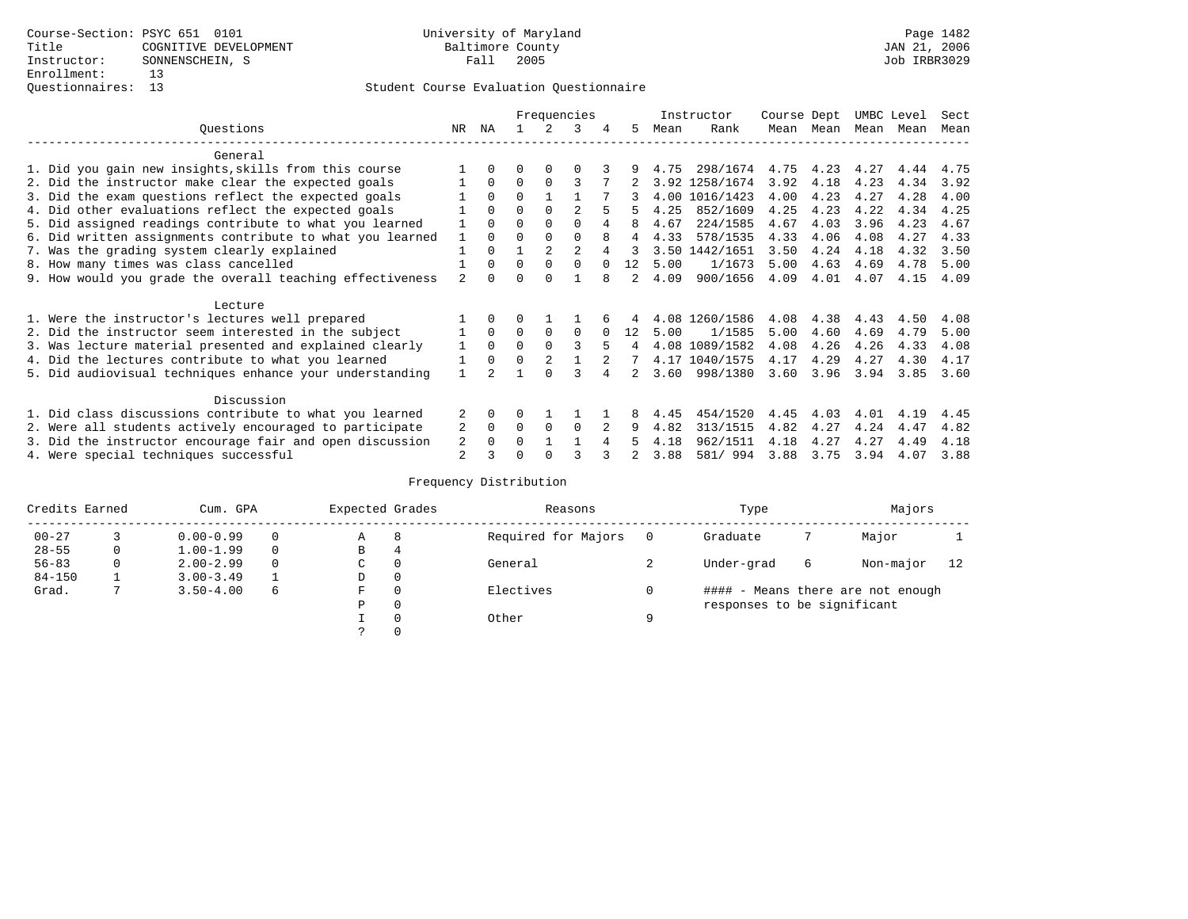Course-Section: PSYC 651 0101
Title: COGNITIVE DEVELOPMENT
Instructor: SONNENSCHEIN, S
Enrollment: 13
Questionnaires: 13

University of Maryland
Baltimore County
Fall 2005

JAN 21, 2006
Job IRBR3029

## Student Course Evaluation Questionnaire

| Questions | NR | NA | 1 | 2 | 3 | 4 | 5 | Instructor Mean | Instructor Rank | Course Mean | Dept Mean | UMBC Mean | Level Mean | Sect Mean |
|---|---|---|---|---|---|---|---|---|---|---|---|---|---|---|
| **General** | | | | | | | | | | | | | | |
| 1. Did you gain new insights,skills from this course | 1 | 0 | 0 | 0 | 0 | 3 | 9 | 4.75 | 298/1674 | 4.75 | 4.23 | 4.27 | 4.44 | 4.75 |
| 2. Did the instructor make clear the expected goals | 1 | 0 | 0 | 0 | 3 | 7 | 2 | 3.92 | 1258/1674 | 3.92 | 4.18 | 4.23 | 4.34 | 3.92 |
| 3. Did the exam questions reflect the expected goals | 1 | 0 | 0 | 1 | 1 | 7 | 3 | 4.00 | 1016/1423 | 4.00 | 4.23 | 4.27 | 4.28 | 4.00 |
| 4. Did other evaluations reflect the expected goals | 1 | 0 | 0 | 0 | 2 | 5 | 5 | 4.25 | 852/1609 | 4.25 | 4.23 | 4.22 | 4.34 | 4.25 |
| 5. Did assigned readings contribute to what you learned | 1 | 0 | 0 | 0 | 0 | 4 | 8 | 4.67 | 224/1585 | 4.67 | 4.03 | 3.96 | 4.23 | 4.67 |
| 6. Did written assignments contribute to what you learned | 1 | 0 | 0 | 0 | 0 | 8 | 4 | 4.33 | 578/1535 | 4.33 | 4.06 | 4.08 | 4.27 | 4.33 |
| 7. Was the grading system clearly explained | 1 | 0 | 1 | 2 | 2 | 4 | 3 | 3.50 | 1442/1651 | 3.50 | 4.24 | 4.18 | 4.32 | 3.50 |
| 8. How many times was class cancelled | 1 | 0 | 0 | 0 | 0 | 0 | 12 | 5.00 | 1/1673 | 5.00 | 4.63 | 4.69 | 4.78 | 5.00 |
| 9. How would you grade the overall teaching effectiveness | 2 | 0 | 0 | 0 | 1 | 8 | 2 | 4.09 | 900/1656 | 4.09 | 4.01 | 4.07 | 4.15 | 4.09 |
| **Lecture** | | | | | | | | | | | | | | |
| 1. Were the instructor's lectures well prepared | 1 | 0 | 0 | 1 | 1 | 6 | 4 | 4.08 | 1260/1586 | 4.08 | 4.38 | 4.43 | 4.50 | 4.08 |
| 2. Did the instructor seem interested in the subject | 1 | 0 | 0 | 0 | 0 | 0 | 12 | 5.00 | 1/1585 | 5.00 | 4.60 | 4.69 | 4.79 | 5.00 |
| 3. Was lecture material presented and explained clearly | 1 | 0 | 0 | 0 | 3 | 5 | 4 | 4.08 | 1089/1582 | 4.08 | 4.26 | 4.26 | 4.33 | 4.08 |
| 4. Did the lectures contribute to what you learned | 1 | 0 | 0 | 2 | 1 | 2 | 7 | 4.17 | 1040/1575 | 4.17 | 4.29 | 4.27 | 4.30 | 4.17 |
| 5. Did audiovisual techniques enhance your understanding | 1 | 2 | 1 | 0 | 3 | 4 | 2 | 3.60 | 998/1380 | 3.60 | 3.96 | 3.94 | 3.85 | 3.60 |
| **Discussion** | | | | | | | | | | | | | | |
| 1. Did class discussions contribute to what you learned | 2 | 0 | 0 | 1 | 1 | 1 | 8 | 4.45 | 454/1520 | 4.45 | 4.03 | 4.01 | 4.19 | 4.45 |
| 2. Were all students actively encouraged to participate | 2 | 0 | 0 | 0 | 0 | 2 | 9 | 4.82 | 313/1515 | 4.82 | 4.27 | 4.24 | 4.47 | 4.82 |
| 3. Did the instructor encourage fair and open discussion | 2 | 0 | 0 | 1 | 1 | 4 | 5 | 4.18 | 962/1511 | 4.18 | 4.27 | 4.27 | 4.49 | 4.18 |
| 4. Were special techniques successful | 2 | 3 | 0 | 0 | 3 | 3 | 2 | 3.88 | 581/ 994 | 3.88 | 3.75 | 3.94 | 4.07 | 3.88 |

## Frequency Distribution

| Credits Earned | | Cum. GPA | | Expected Grades | | Reasons | | Type | | Majors | |
|---|---|---|---|---|---|---|---|---|---|---|---|
| 00-27 | 3 | 0.00-0.99 | 0 | A | 8 | Required for Majors | 0 | Graduate | 7 | Major | 1 |
| 28-55 | 0 | 1.00-1.99 | 0 | B | 4 | | | | | | |
| 56-83 | 0 | 2.00-2.99 | 0 | C | 0 | General | 2 | Under-grad | 6 | Non-major | 12 |
| 84-150 | 1 | 3.00-3.49 | 1 | D | 0 | | | | | | |
| Grad. | 7 | 3.50-4.00 | 6 | F | 0 | Electives | 0 | | | | |
| | | | | P | 0 | | | | | | |
| | | | | I | 0 | Other | 9 | | | | |
| | | | | ? | 0 | | | | | | |

#### - Means there are not enough responses to be significant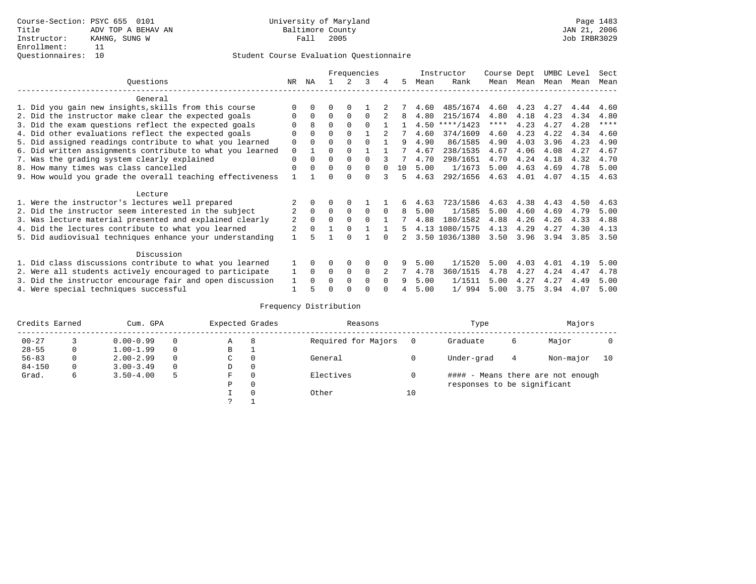Course-Section: PSYC 655 0101
Title: ADV TOP A BEHAV AN
Instructor: KAHNG, SUNG W
Enrollment: 11
Questionnaires: 10

University of Maryland
Baltimore County
Fall 2005

JAN 21, 2006
Job IRBR3029

Student Course Evaluation Questionnaire

| Questions | NR | NA | 1 | 2 | 3 | 4 | 5 | Instructor Mean | Instructor Rank | Course Mean | Dept Mean | UMBC Mean | Level Mean | Sect Mean |
|---|---|---|---|---|---|---|---|---|---|---|---|---|---|---|
| **General** | | | | | | | | | | | | | | |
| 1. Did you gain new insights,skills from this course | 0 | 0 | 0 | 0 | 1 | 2 | 7 | 4.60 | 485/1674 | 4.60 | 4.23 | 4.27 | 4.44 | 4.60 |
| 2. Did the instructor make clear the expected goals | 0 | 0 | 0 | 0 | 0 | 2 | 8 | 4.80 | 215/1674 | 4.80 | 4.18 | 4.23 | 4.34 | 4.80 |
| 3. Did the exam questions reflect the expected goals | 0 | 8 | 0 | 0 | 0 | 1 | 1 | 4.50 | ****/1423 | **** | 4.23 | 4.27 | 4.28 | **** |
| 4. Did other evaluations reflect the expected goals | 0 | 0 | 0 | 0 | 1 | 2 | 7 | 4.60 | 374/1609 | 4.60 | 4.23 | 4.22 | 4.34 | 4.60 |
| 5. Did assigned readings contribute to what you learned | 0 | 0 | 0 | 0 | 0 | 1 | 9 | 4.90 | 86/1585 | 4.90 | 4.03 | 3.96 | 4.23 | 4.90 |
| 6. Did written assignments contribute to what you learned | 0 | 1 | 0 | 0 | 1 | 1 | 7 | 4.67 | 238/1535 | 4.67 | 4.06 | 4.08 | 4.27 | 4.67 |
| 7. Was the grading system clearly explained | 0 | 0 | 0 | 0 | 0 | 3 | 7 | 4.70 | 298/1651 | 4.70 | 4.24 | 4.18 | 4.32 | 4.70 |
| 8. How many times was class cancelled | 0 | 0 | 0 | 0 | 0 | 0 | 10 | 5.00 | 1/1673 | 5.00 | 4.63 | 4.69 | 4.78 | 5.00 |
| 9. How would you grade the overall teaching effectiveness | 1 | 1 | 0 | 0 | 0 | 3 | 5 | 4.63 | 292/1656 | 4.63 | 4.01 | 4.07 | 4.15 | 4.63 |
| **Lecture** | | | | | | | | | | | | | | |
| 1. Were the instructor's lectures well prepared | 2 | 0 | 0 | 0 | 1 | 1 | 6 | 4.63 | 723/1586 | 4.63 | 4.38 | 4.43 | 4.50 | 4.63 |
| 2. Did the instructor seem interested in the subject | 2 | 0 | 0 | 0 | 0 | 0 | 8 | 5.00 | 1/1585 | 5.00 | 4.60 | 4.69 | 4.79 | 5.00 |
| 3. Was lecture material presented and explained clearly | 2 | 0 | 0 | 0 | 0 | 1 | 7 | 4.88 | 180/1582 | 4.88 | 4.26 | 4.26 | 4.33 | 4.88 |
| 4. Did the lectures contribute to what you learned | 2 | 0 | 1 | 0 | 1 | 1 | 5 | 4.13 | 1080/1575 | 4.13 | 4.29 | 4.27 | 4.30 | 4.13 |
| 5. Did audiovisual techniques enhance your understanding | 1 | 5 | 1 | 0 | 1 | 0 | 2 | 3.50 | 1036/1380 | 3.50 | 3.96 | 3.94 | 3.85 | 3.50 |
| **Discussion** | | | | | | | | | | | | | | |
| 1. Did class discussions contribute to what you learned | 1 | 0 | 0 | 0 | 0 | 0 | 9 | 5.00 | 1/1520 | 5.00 | 4.03 | 4.01 | 4.19 | 5.00 |
| 2. Were all students actively encouraged to participate | 1 | 0 | 0 | 0 | 0 | 2 | 7 | 4.78 | 360/1515 | 4.78 | 4.27 | 4.24 | 4.47 | 4.78 |
| 3. Did the instructor encourage fair and open discussion | 1 | 0 | 0 | 0 | 0 | 0 | 9 | 5.00 | 1/1511 | 5.00 | 4.27 | 4.27 | 4.49 | 5.00 |
| 4. Were special techniques successful | 1 | 5 | 0 | 0 | 0 | 0 | 4 | 5.00 | 1/ 994 | 5.00 | 3.75 | 3.94 | 4.07 | 5.00 |

Frequency Distribution

| Credits Earned | | Cum. GPA | | Expected Grades | | Reasons | | Type | | Majors | |
|---|---|---|---|---|---|---|---|---|---|---|---|
| 00-27 | 3 | 0.00-0.99 | 0 | A | 8 | Required for Majors | 0 | Graduate | 6 | Major | 0 |
| 28-55 | 0 | 1.00-1.99 | 0 | B | 1 | | | | | | |
| 56-83 | 0 | 2.00-2.99 | 0 | C | 0 | General | 0 | Under-grad | 4 | Non-major | 10 |
| 84-150 | 0 | 3.00-3.49 | 0 | D | 0 | | | | | | |
| Grad. | 6 | 3.50-4.00 | 5 | F | 0 | Electives | 0 | | | | |
| | | | | P | 0 | | | | | | |
| | | | | I | 0 | Other | 10 | | | | |
| | | | | ? | 1 | | | | | | |

#### - Means there are not enough responses to be significant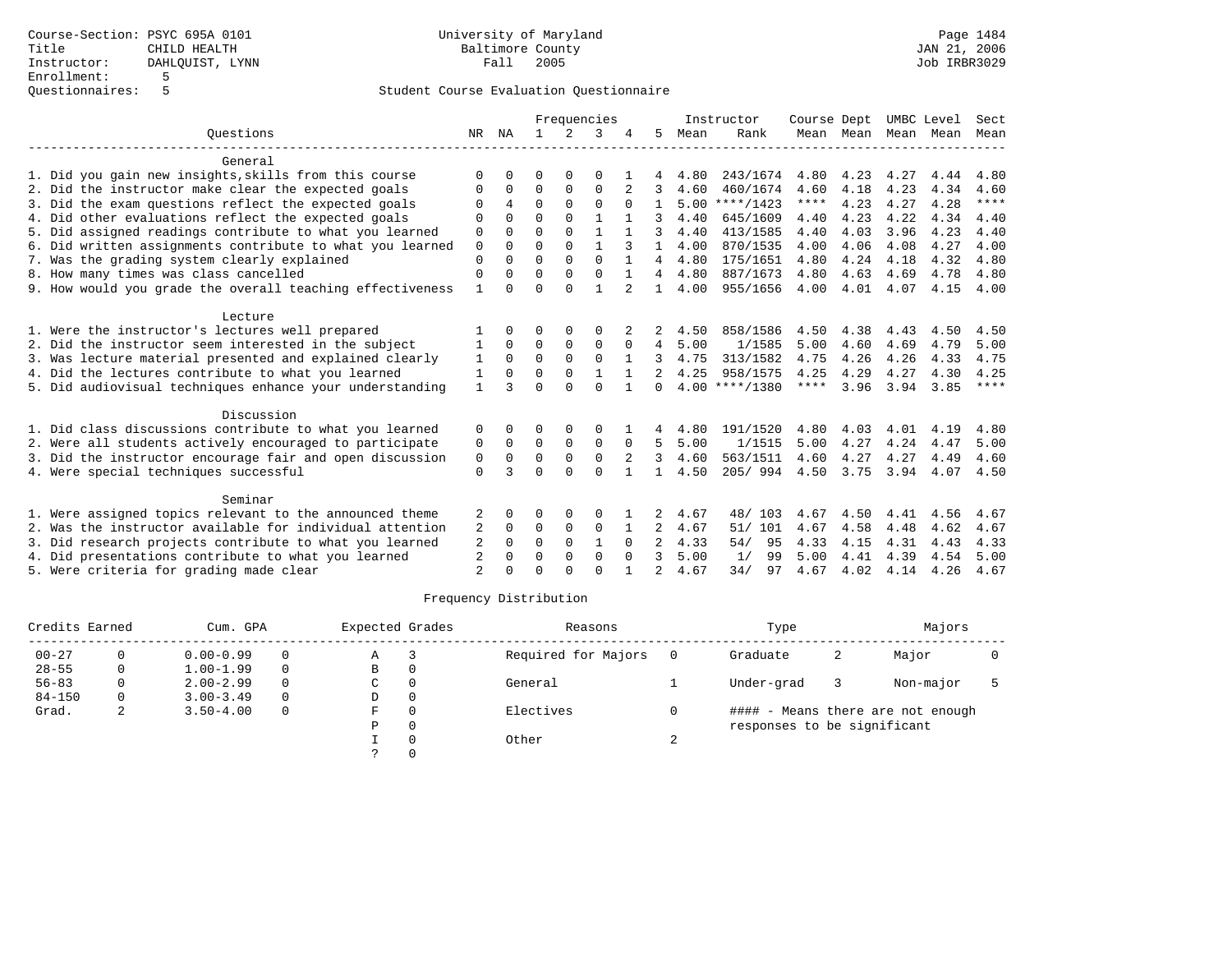Course-Section: PSYC 695A 0101
Title: CHILD HEALTH
Instructor: DAHLQUIST, LYNN
Enrollment: 5
Questionnaires: 5

University of Maryland
Baltimore County
Fall 2005

Page 1484
JAN 21, 2006
Job IRBR3029

## Student Course Evaluation Questionnaire

| Questions | NR | NA | 1 | 2 | 3 | 4 | 5 | Instructor Mean | Rank | Course Mean | Dept Mean | UMBC Mean | Level Mean | Sect Mean |
|---|---|---|---|---|---|---|---|---|---|---|---|---|---|---|
| **General** | | | | | | | | | | | | | | |
| 1. Did you gain new insights,skills from this course | 0 | 0 | 0 | 0 | 0 | 1 | 4 | 4.80 | 243/1674 | 4.80 | 4.23 | 4.27 | 4.44 | 4.80 |
| 2. Did the instructor make clear the expected goals | 0 | 0 | 0 | 0 | 0 | 2 | 3 | 4.60 | 460/1674 | 4.60 | 4.18 | 4.23 | 4.34 | 4.60 |
| 3. Did the exam questions reflect the expected goals | 0 | 4 | 0 | 0 | 0 | 0 | 1 | 5.00 | ****/1423 | **** | 4.23 | 4.27 | 4.28 | **** |
| 4. Did other evaluations reflect the expected goals | 0 | 0 | 0 | 0 | 1 | 1 | 3 | 4.40 | 645/1609 | 4.40 | 4.23 | 4.22 | 4.34 | 4.40 |
| 5. Did assigned readings contribute to what you learned | 0 | 0 | 0 | 0 | 1 | 1 | 3 | 4.40 | 413/1585 | 4.40 | 4.03 | 3.96 | 4.23 | 4.40 |
| 6. Did written assignments contribute to what you learned | 0 | 0 | 0 | 0 | 1 | 3 | 1 | 4.00 | 870/1535 | 4.00 | 4.06 | 4.08 | 4.27 | 4.00 |
| 7. Was the grading system clearly explained | 0 | 0 | 0 | 0 | 0 | 1 | 4 | 4.80 | 175/1651 | 4.80 | 4.24 | 4.18 | 4.32 | 4.80 |
| 8. How many times was class cancelled | 0 | 0 | 0 | 0 | 0 | 1 | 4 | 4.80 | 887/1673 | 4.80 | 4.63 | 4.69 | 4.78 | 4.80 |
| 9. How would you grade the overall teaching effectiveness | 1 | 0 | 0 | 0 | 1 | 2 | 1 | 4.00 | 955/1656 | 4.00 | 4.01 | 4.07 | 4.15 | 4.00 |
| **Lecture** | | | | | | | | | | | | | | |
| 1. Were the instructor's lectures well prepared | 1 | 0 | 0 | 0 | 0 | 2 | 2 | 4.50 | 858/1586 | 4.50 | 4.38 | 4.43 | 4.50 | 4.50 |
| 2. Did the instructor seem interested in the subject | 1 | 0 | 0 | 0 | 0 | 0 | 4 | 5.00 | 1/1585 | 5.00 | 4.60 | 4.69 | 4.79 | 5.00 |
| 3. Was lecture material presented and explained clearly | 1 | 0 | 0 | 0 | 0 | 1 | 3 | 4.75 | 313/1582 | 4.75 | 4.26 | 4.26 | 4.33 | 4.75 |
| 4. Did the lectures contribute to what you learned | 1 | 0 | 0 | 0 | 1 | 1 | 2 | 4.25 | 958/1575 | 4.25 | 4.29 | 4.27 | 4.30 | 4.25 |
| 5. Did audiovisual techniques enhance your understanding | 1 | 3 | 0 | 0 | 0 | 1 | 0 | 4.00 | ****/1380 | **** | 3.96 | 3.94 | 3.85 | **** |
| **Discussion** | | | | | | | | | | | | | | |
| 1. Did class discussions contribute to what you learned | 0 | 0 | 0 | 0 | 0 | 1 | 4 | 4.80 | 191/1520 | 4.80 | 4.03 | 4.01 | 4.19 | 4.80 |
| 2. Were all students actively encouraged to participate | 0 | 0 | 0 | 0 | 0 | 0 | 5 | 5.00 | 1/1515 | 5.00 | 4.27 | 4.24 | 4.47 | 5.00 |
| 3. Did the instructor encourage fair and open discussion | 0 | 0 | 0 | 0 | 0 | 2 | 3 | 4.60 | 563/1511 | 4.60 | 4.27 | 4.27 | 4.49 | 4.60 |
| 4. Were special techniques successful | 0 | 3 | 0 | 0 | 0 | 1 | 1 | 4.50 | 205/ 994 | 4.50 | 3.75 | 3.94 | 4.07 | 4.50 |
| **Seminar** | | | | | | | | | | | | | | |
| 1. Were assigned topics relevant to the announced theme | 2 | 0 | 0 | 0 | 0 | 1 | 2 | 4.67 | 48/ 103 | 4.67 | 4.50 | 4.41 | 4.56 | 4.67 |
| 2. Was the instructor available for individual attention | 2 | 0 | 0 | 0 | 0 | 1 | 2 | 4.67 | 51/ 101 | 4.67 | 4.58 | 4.48 | 4.62 | 4.67 |
| 3. Did research projects contribute to what you learned | 2 | 0 | 0 | 0 | 1 | 0 | 2 | 4.33 | 54/ 95 | 4.33 | 4.15 | 4.31 | 4.43 | 4.33 |
| 4. Did presentations contribute to what you learned | 2 | 0 | 0 | 0 | 0 | 0 | 3 | 5.00 | 1/ 99 | 5.00 | 4.41 | 4.39 | 4.54 | 5.00 |
| 5. Were criteria for grading made clear | 2 | 0 | 0 | 0 | 0 | 1 | 2 | 4.67 | 34/ 97 | 4.67 | 4.02 | 4.14 | 4.26 | 4.67 |

## Frequency Distribution

| Credits Earned | | Cum. GPA | | Expected Grades | | Reasons | | Type | | Majors | |
|---|---|---|---|---|---|---|---|---|---|---|---|
| 00-27 | 0 | 0.00-0.99 | 0 | A | 3 | Required for Majors | 0 | Graduate | 2 | Major | 0 |
| 28-55 | 0 | 1.00-1.99 | 0 | B | 0 | | | | | | |
| 56-83 | 0 | 2.00-2.99 | 0 | C | 0 | General | 1 | Under-grad | 3 | Non-major | 5 |
| 84-150 | 0 | 3.00-3.49 | 0 | D | 0 | | | | | | |
| Grad. | 2 | 3.50-4.00 | 0 | F | 0 | Electives | 0 | #### - Means there are not enough responses to be significant | | | |
| | | | | P | 0 | | | | | | |
| | | | | I | 0 | Other | 2 | | | | |
| | | | | ? | 0 | | | | | | |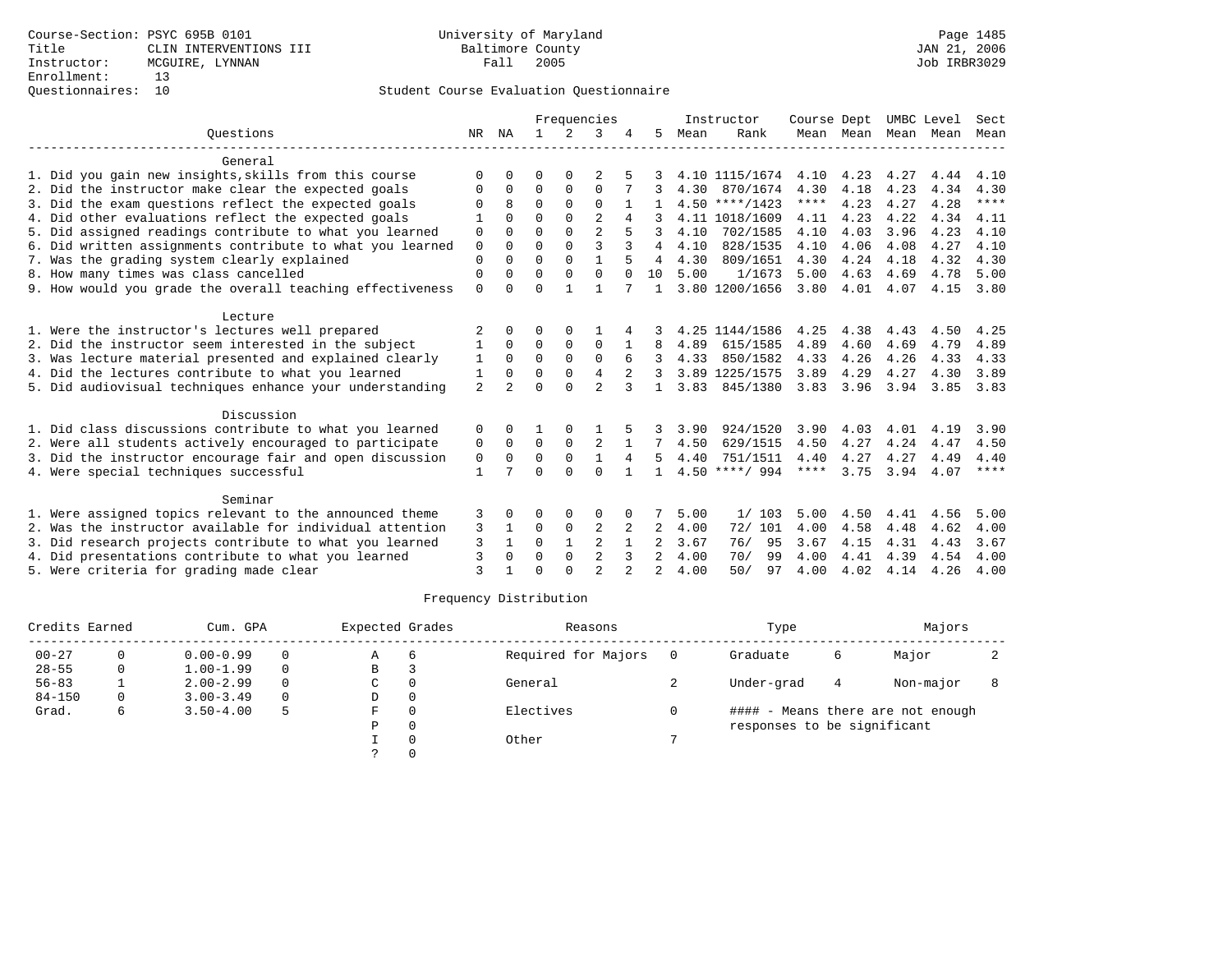Course-Section: PSYC 695B 0101
Title: CLIN INTERVENTIONS III
Instructor: MCGUIRE, LYNNAN
Enrollment: 13
Questionnaires: 10

University of Maryland
Baltimore County
Fall 2005

JAN 21, 2006
Job IRBR3029

## Student Course Evaluation Questionnaire

| Questions | NR | NA | 1 | 2 | 3 | 4 | 5 | Instructor Mean | Rank | Course Mean | Dept Mean | UMBC Mean | Level Mean | Sect Mean |
|---|---|---|---|---|---|---|---|---|---|---|---|---|---|---|
| **General** | | | | | | | | | | | | | | |
| 1. Did you gain new insights,skills from this course | 0 | 0 | 0 | 0 | 2 | 5 | 3 | 4.10 | 1115/1674 | 4.10 | 4.23 | 4.27 | 4.44 | 4.10 |
| 2. Did the instructor make clear the expected goals | 0 | 0 | 0 | 0 | 0 | 7 | 3 | 4.30 | 870/1674 | 4.30 | 4.18 | 4.23 | 4.34 | 4.30 |
| 3. Did the exam questions reflect the expected goals | 0 | 8 | 0 | 0 | 0 | 1 | 1 | 4.50 | ****/1423 | **** | 4.23 | 4.27 | 4.28 | **** |
| 4. Did other evaluations reflect the expected goals | 1 | 0 | 0 | 0 | 2 | 4 | 3 | 4.11 | 1018/1609 | 4.11 | 4.23 | 4.22 | 4.34 | 4.11 |
| 5. Did assigned readings contribute to what you learned | 0 | 0 | 0 | 0 | 2 | 5 | 3 | 4.10 | 702/1585 | 4.10 | 4.03 | 3.96 | 4.23 | 4.10 |
| 6. Did written assignments contribute to what you learned | 0 | 0 | 0 | 0 | 3 | 3 | 4 | 4.10 | 828/1535 | 4.10 | 4.06 | 4.08 | 4.27 | 4.10 |
| 7. Was the grading system clearly explained | 0 | 0 | 0 | 0 | 1 | 5 | 4 | 4.30 | 809/1651 | 4.30 | 4.24 | 4.18 | 4.32 | 4.30 |
| 8. How many times was class cancelled | 0 | 0 | 0 | 0 | 0 | 0 | 10 | 5.00 | 1/1673 | 5.00 | 4.63 | 4.69 | 4.78 | 5.00 |
| 9. How would you grade the overall teaching effectiveness | 0 | 0 | 0 | 1 | 1 | 7 | 1 | 3.80 | 1200/1656 | 3.80 | 4.01 | 4.07 | 4.15 | 3.80 |
| **Lecture** | | | | | | | | | | | | | | |
| 1. Were the instructor's lectures well prepared | 2 | 0 | 0 | 0 | 1 | 4 | 3 | 4.25 | 1144/1586 | 4.25 | 4.38 | 4.43 | 4.50 | 4.25 |
| 2. Did the instructor seem interested in the subject | 1 | 0 | 0 | 0 | 0 | 1 | 8 | 4.89 | 615/1585 | 4.89 | 4.60 | 4.69 | 4.79 | 4.89 |
| 3. Was lecture material presented and explained clearly | 1 | 0 | 0 | 0 | 0 | 6 | 3 | 4.33 | 850/1582 | 4.33 | 4.26 | 4.26 | 4.33 | 4.33 |
| 4. Did the lectures contribute to what you learned | 1 | 0 | 0 | 0 | 4 | 2 | 3 | 3.89 | 1225/1575 | 3.89 | 4.29 | 4.27 | 4.30 | 3.89 |
| 5. Did audiovisual techniques enhance your understanding | 2 | 2 | 0 | 0 | 2 | 3 | 1 | 3.83 | 845/1380 | 3.83 | 3.96 | 3.94 | 3.85 | 3.83 |
| **Discussion** | | | | | | | | | | | | | | |
| 1. Did class discussions contribute to what you learned | 0 | 0 | 1 | 0 | 1 | 5 | 3 | 3.90 | 924/1520 | 3.90 | 4.03 | 4.01 | 4.19 | 3.90 |
| 2. Were all students actively encouraged to participate | 0 | 0 | 0 | 0 | 2 | 1 | 7 | 4.50 | 629/1515 | 4.50 | 4.27 | 4.24 | 4.47 | 4.50 |
| 3. Did the instructor encourage fair and open discussion | 0 | 0 | 0 | 0 | 1 | 4 | 5 | 4.40 | 751/1511 | 4.40 | 4.27 | 4.27 | 4.49 | 4.40 |
| 4. Were special techniques successful | 1 | 7 | 0 | 0 | 0 | 1 | 1 | 4.50 | ****/ 994 | **** | 3.75 | 3.94 | 4.07 | **** |
| **Seminar** | | | | | | | | | | | | | | |
| 1. Were assigned topics relevant to the announced theme | 3 | 0 | 0 | 0 | 0 | 0 | 7 | 5.00 | 1/ 103 | 5.00 | 4.50 | 4.41 | 4.56 | 5.00 |
| 2. Was the instructor available for individual attention | 3 | 1 | 0 | 0 | 2 | 2 | 2 | 4.00 | 72/ 101 | 4.00 | 4.58 | 4.48 | 4.62 | 4.00 |
| 3. Did research projects contribute to what you learned | 3 | 1 | 0 | 1 | 2 | 1 | 2 | 3.67 | 76/ 95 | 3.67 | 4.15 | 4.31 | 4.43 | 3.67 |
| 4. Did presentations contribute to what you learned | 3 | 0 | 0 | 0 | 2 | 3 | 2 | 4.00 | 70/ 99 | 4.00 | 4.41 | 4.39 | 4.54 | 4.00 |
| 5. Were criteria for grading made clear | 3 | 1 | 0 | 0 | 2 | 2 | 2 | 4.00 | 50/ 97 | 4.00 | 4.02 | 4.14 | 4.26 | 4.00 |

## Frequency Distribution

| Credits Earned | | Cum. GPA | | Expected Grades | | Reasons | | Type | | Majors | |
|---|---|---|---|---|---|---|---|---|---|---|---|
| 00-27 | 0 | 0.00-0.99 | 0 | A | 6 | Required for Majors | 0 | Graduate | 6 | Major | 2 |
| 28-55 | 0 | 1.00-1.99 | 0 | B | 3 | | | | | | |
| 56-83 | 1 | 2.00-2.99 | 0 | C | 0 | General | 2 | Under-grad | 4 | Non-major | 8 |
| 84-150 | 0 | 3.00-3.49 | 0 | D | 0 | | | | | | |
| Grad. | 6 | 3.50-4.00 | 5 | F | 0 | Electives | 0 | #### - Means there are not enough responses to be significant | | | |
| | | | | P | 0 | | | | | | |
| | | | | I | 0 | Other | 7 | | | | |
| | | | | ? | 0 | | | | | | |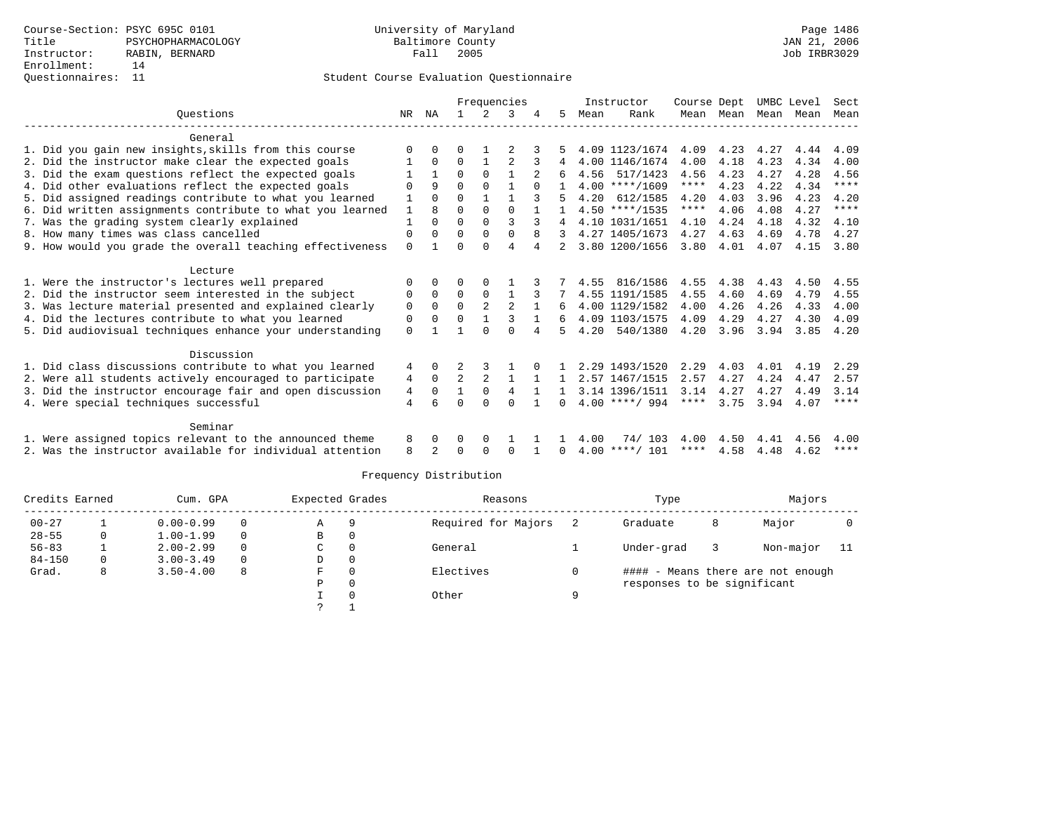Course-Section: PSYC 695C 0101
Title: PSYCHOPHARMACOLOGY
Instructor: RABIN, BERNARD
Enrollment: 14
Questionnaires: 11

University of Maryland
Baltimore County
Fall 2005

JAN 21, 2006
Job IRBR3029

Student Course Evaluation Questionnaire

| Questions | NR | NA | 1 | 2 | 3 | 4 | 5 | Instructor Mean | Rank | Course Mean | Dept Mean | UMBC Mean | Level Mean | Sect Mean |
|---|---|---|---|---|---|---|---|---|---|---|---|---|---|---|
| **General** | | | | | | | | | | | | | | |
| 1. Did you gain new insights,skills from this course | 0 | 0 | 0 | 1 | 2 | 3 | 5 | 4.09 | 1123/1674 | 4.09 | 4.23 | 4.27 | 4.44 | 4.09 |
| 2. Did the instructor make clear the expected goals | 1 | 0 | 0 | 1 | 2 | 3 | 4 | 4.00 | 1146/1674 | 4.00 | 4.18 | 4.23 | 4.34 | 4.00 |
| 3. Did the exam questions reflect the expected goals | 1 | 1 | 0 | 0 | 1 | 2 | 6 | 4.56 | 517/1423 | 4.56 | 4.23 | 4.27 | 4.28 | 4.56 |
| 4. Did other evaluations reflect the expected goals | 0 | 9 | 0 | 0 | 1 | 0 | 1 | 4.00 | ****/1609 | **** | 4.23 | 4.22 | 4.34 | **** |
| 5. Did assigned readings contribute to what you learned | 1 | 0 | 0 | 1 | 1 | 3 | 5 | 4.20 | 612/1585 | 4.20 | 4.03 | 3.96 | 4.23 | 4.20 |
| 6. Did written assignments contribute to what you learned | 1 | 8 | 0 | 0 | 0 | 1 | 1 | 4.50 | ****/1535 | **** | 4.06 | 4.08 | 4.27 | **** |
| 7. Was the grading system clearly explained | 1 | 0 | 0 | 0 | 3 | 3 | 4 | 4.10 | 1031/1651 | 4.10 | 4.24 | 4.18 | 4.32 | 4.10 |
| 8. How many times was class cancelled | 0 | 0 | 0 | 0 | 0 | 8 | 3 | 4.27 | 1405/1673 | 4.27 | 4.63 | 4.69 | 4.78 | 4.27 |
| 9. How would you grade the overall teaching effectiveness | 0 | 1 | 0 | 0 | 4 | 4 | 2 | 3.80 | 1200/1656 | 3.80 | 4.01 | 4.07 | 4.15 | 3.80 |
| **Lecture** | | | | | | | | | | | | | | |
| 1. Were the instructor's lectures well prepared | 0 | 0 | 0 | 0 | 1 | 3 | 7 | 4.55 | 816/1586 | 4.55 | 4.38 | 4.43 | 4.50 | 4.55 |
| 2. Did the instructor seem interested in the subject | 0 | 0 | 0 | 0 | 1 | 3 | 7 | 4.55 | 1191/1585 | 4.55 | 4.60 | 4.69 | 4.79 | 4.55 |
| 3. Was lecture material presented and explained clearly | 0 | 0 | 0 | 2 | 2 | 1 | 6 | 4.00 | 1129/1582 | 4.00 | 4.26 | 4.26 | 4.33 | 4.00 |
| 4. Did the lectures contribute to what you learned | 0 | 0 | 0 | 1 | 3 | 1 | 6 | 4.09 | 1103/1575 | 4.09 | 4.29 | 4.27 | 4.30 | 4.09 |
| 5. Did audiovisual techniques enhance your understanding | 0 | 1 | 1 | 0 | 0 | 4 | 5 | 4.20 | 540/1380 | 4.20 | 3.96 | 3.94 | 3.85 | 4.20 |
| **Discussion** | | | | | | | | | | | | | | |
| 1. Did class discussions contribute to what you learned | 4 | 0 | 2 | 3 | 1 | 0 | 1 | 2.29 | 1493/1520 | 2.29 | 4.03 | 4.01 | 4.19 | 2.29 |
| 2. Were all students actively encouraged to participate | 4 | 0 | 2 | 2 | 1 | 1 | 1 | 2.57 | 1467/1515 | 2.57 | 4.27 | 4.24 | 4.47 | 2.57 |
| 3. Did the instructor encourage fair and open discussion | 4 | 0 | 1 | 0 | 4 | 1 | 1 | 3.14 | 1396/1511 | 3.14 | 4.27 | 4.27 | 4.49 | 3.14 |
| 4. Were special techniques successful | 4 | 6 | 0 | 0 | 0 | 1 | 0 | 4.00 | ****/ 994 | **** | 3.75 | 3.94 | 4.07 | **** |
| **Seminar** | | | | | | | | | | | | | | |
| 1. Were assigned topics relevant to the announced theme | 8 | 0 | 0 | 0 | 1 | 1 | 1 | 4.00 | 74/ 103 | 4.00 | 4.50 | 4.41 | 4.56 | 4.00 |
| 2. Was the instructor available for individual attention | 8 | 2 | 0 | 0 | 0 | 1 | 0 | 4.00 | ****/ 101 | **** | 4.58 | 4.48 | 4.62 | **** |

Frequency Distribution

| Credits Earned | | Cum. GPA | | Expected Grades | | Reasons | | Type | | Majors | |
|---|---|---|---|---|---|---|---|---|---|---|---|
| 00-27 | 1 | 0.00-0.99 | 0 | A | 9 | Required for Majors | 2 | Graduate | 8 | Major | 0 |
| 28-55 | 0 | 1.00-1.99 | 0 | B | 0 | | | | | | |
| 56-83 | 1 | 2.00-2.99 | 0 | C | 0 | General | 1 | Under-grad | 3 | Non-major | 11 |
| 84-150 | 0 | 3.00-3.49 | 0 | D | 0 | | | | | | |
| Grad. | 8 | 3.50-4.00 | 8 | F | 0 | Electives | 0 | #### - Means there are not enough responses to be significant | | | |
| | | | | P | 0 | | | | | | |
| | | | | I | 0 | Other | 9 | | | | |
| | | | | ? | 1 | | | | | | |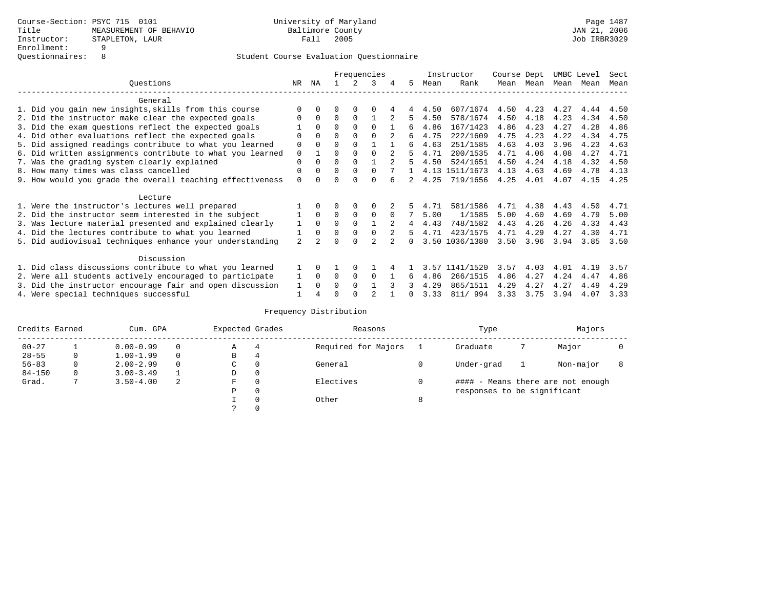Course-Section: PSYC 715 0101
Title: MEASUREMENT OF BEHAVIO
Instructor: STAPLETON, LAUR
Enrollment: 9
Questionnaires: 8

University of Maryland
Baltimore County
Fall 2005

Page 1487
JAN 21, 2006
Job IRBR3029

Student Course Evaluation Questionnaire

| Questions | NR | NA | 1 | 2 | 3 | 4 | 5 | Instructor Mean | Rank | Course Mean | Dept Mean | UMBC Mean | Level Mean | Sect Mean |
|---|---|---|---|---|---|---|---|---|---|---|---|---|---|---|
| **General** | | | | | | | | | | | | | | |
| 1. Did you gain new insights,skills from this course | 0 | 0 | 0 | 0 | 0 | 4 | 4 | 4.50 | 607/1674 | 4.50 | 4.23 | 4.27 | 4.44 | 4.50 |
| 2. Did the instructor make clear the expected goals | 0 | 0 | 0 | 0 | 1 | 2 | 5 | 4.50 | 578/1674 | 4.50 | 4.18 | 4.23 | 4.34 | 4.50 |
| 3. Did the exam questions reflect the expected goals | 1 | 0 | 0 | 0 | 0 | 1 | 6 | 4.86 | 167/1423 | 4.86 | 4.23 | 4.27 | 4.28 | 4.86 |
| 4. Did other evaluations reflect the expected goals | 0 | 0 | 0 | 0 | 0 | 2 | 6 | 4.75 | 222/1609 | 4.75 | 4.23 | 4.22 | 4.34 | 4.75 |
| 5. Did assigned readings contribute to what you learned | 0 | 0 | 0 | 0 | 1 | 1 | 6 | 4.63 | 251/1585 | 4.63 | 4.03 | 3.96 | 4.23 | 4.63 |
| 6. Did written assignments contribute to what you learned | 0 | 1 | 0 | 0 | 0 | 2 | 5 | 4.71 | 200/1535 | 4.71 | 4.06 | 4.08 | 4.27 | 4.71 |
| 7. Was the grading system clearly explained | 0 | 0 | 0 | 0 | 1 | 2 | 5 | 4.50 | 524/1651 | 4.50 | 4.24 | 4.18 | 4.32 | 4.50 |
| 8. How many times was class cancelled | 0 | 0 | 0 | 0 | 0 | 7 | 1 | 4.13 | 1511/1673 | 4.13 | 4.63 | 4.69 | 4.78 | 4.13 |
| 9. How would you grade the overall teaching effectiveness | 0 | 0 | 0 | 0 | 0 | 6 | 2 | 4.25 | 719/1656 | 4.25 | 4.01 | 4.07 | 4.15 | 4.25 |
| **Lecture** | | | | | | | | | | | | | | |
| 1. Were the instructor's lectures well prepared | 1 | 0 | 0 | 0 | 0 | 2 | 5 | 4.71 | 581/1586 | 4.71 | 4.38 | 4.43 | 4.50 | 4.71 |
| 2. Did the instructor seem interested in the subject | 1 | 0 | 0 | 0 | 0 | 0 | 7 | 5.00 | 1/1585 | 5.00 | 4.60 | 4.69 | 4.79 | 5.00 |
| 3. Was lecture material presented and explained clearly | 1 | 0 | 0 | 0 | 1 | 2 | 4 | 4.43 | 748/1582 | 4.43 | 4.26 | 4.26 | 4.33 | 4.43 |
| 4. Did the lectures contribute to what you learned | 1 | 0 | 0 | 0 | 0 | 2 | 5 | 4.71 | 423/1575 | 4.71 | 4.29 | 4.27 | 4.30 | 4.71 |
| 5. Did audiovisual techniques enhance your understanding | 2 | 2 | 0 | 0 | 2 | 2 | 0 | 3.50 | 1036/1380 | 3.50 | 3.96 | 3.94 | 3.85 | 3.50 |
| **Discussion** | | | | | | | | | | | | | | |
| 1. Did class discussions contribute to what you learned | 1 | 0 | 1 | 0 | 1 | 4 | 1 | 3.57 | 1141/1520 | 3.57 | 4.03 | 4.01 | 4.19 | 3.57 |
| 2. Were all students actively encouraged to participate | 1 | 0 | 0 | 0 | 0 | 1 | 6 | 4.86 | 266/1515 | 4.86 | 4.27 | 4.24 | 4.47 | 4.86 |
| 3. Did the instructor encourage fair and open discussion | 1 | 0 | 0 | 0 | 1 | 3 | 3 | 4.29 | 865/1511 | 4.29 | 4.27 | 4.27 | 4.49 | 4.29 |
| 4. Were special techniques successful | 1 | 4 | 0 | 0 | 2 | 1 | 0 | 3.33 | 811/ 994 | 3.33 | 3.75 | 3.94 | 4.07 | 3.33 |

Frequency Distribution

| Credits Earned | | Cum. GPA | | Expected Grades | | Reasons | | Type | | Majors | |
|---|---|---|---|---|---|---|---|---|---|---|---|
| 00-27 | 1 | 0.00-0.99 | 0 | A | 4 | Required for Majors | 1 | Graduate | 7 | Major | 0 |
| 28-55 | 0 | 1.00-1.99 | 0 | B | 4 | | | | | | |
| 56-83 | 0 | 2.00-2.99 | 0 | C | 0 | General | 0 | Under-grad | 1 | Non-major | 8 |
| 84-150 | 0 | 3.00-3.49 | 1 | D | 0 | | | | | | |
| Grad. | 7 | 3.50-4.00 | 2 | F | 0 | Electives | 0 | #### - Means there are not enough responses to be significant | | | |
| | | | | P | 0 | | | | | | |
| | | | | I | 0 | Other | 8 | | | | |
| | | | | ? | 0 | | | | | | |